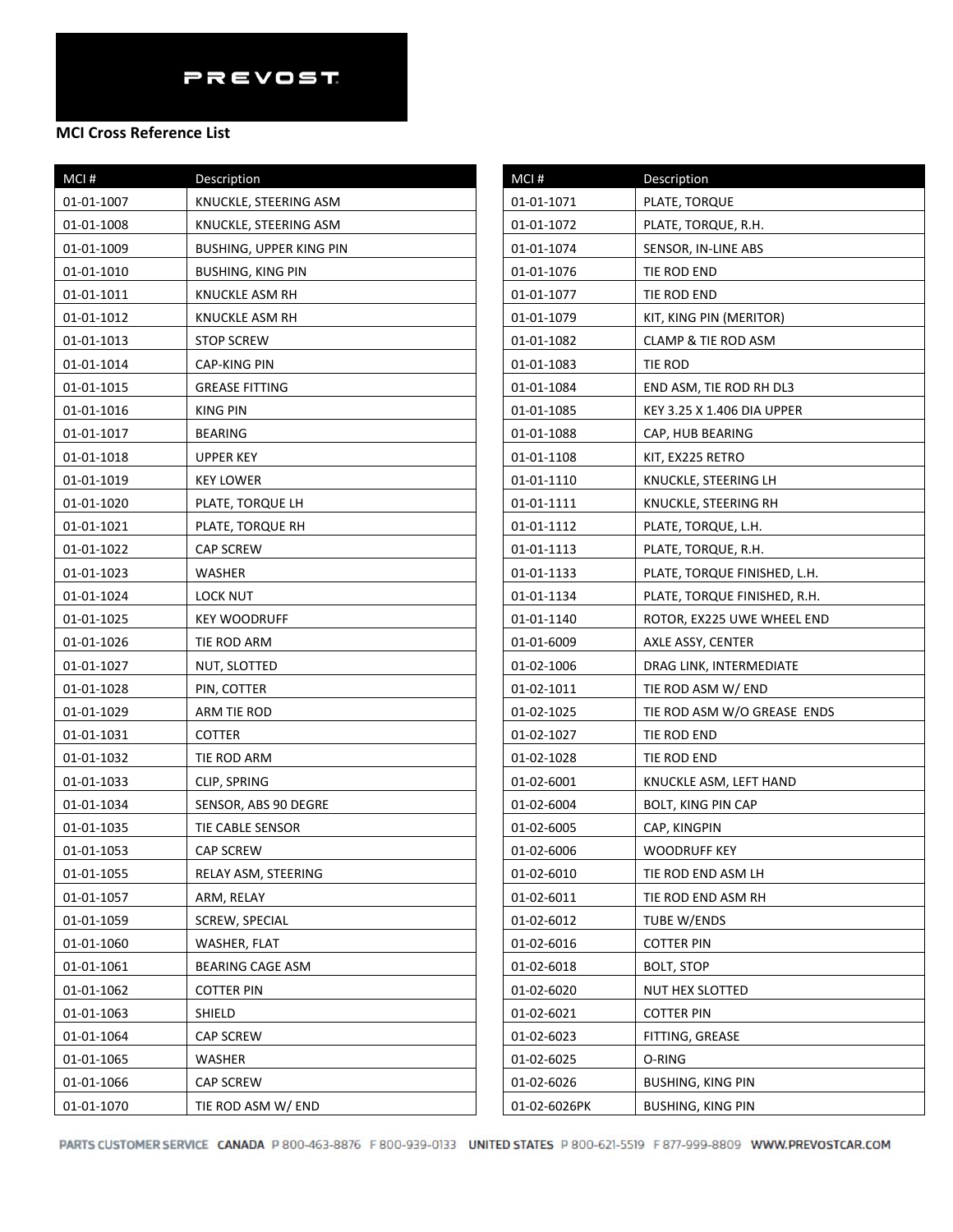PREVOST

**MCI Cross Reference List**

| MCI # | Description |
|---|---|
| 01-01-1007 | KNUCKLE, STEERING ASM |
| 01-01-1008 | KNUCKLE, STEERING ASM |
| 01-01-1009 | BUSHING, UPPER KING PIN |
| 01-01-1010 | BUSHING, KING PIN |
| 01-01-1011 | KNUCKLE ASM RH |
| 01-01-1012 | KNUCKLE ASM RH |
| 01-01-1013 | STOP SCREW |
| 01-01-1014 | CAP-KING PIN |
| 01-01-1015 | GREASE FITTING |
| 01-01-1016 | KING PIN |
| 01-01-1017 | BEARING |
| 01-01-1018 | UPPER KEY |
| 01-01-1019 | KEY LOWER |
| 01-01-1020 | PLATE, TORQUE LH |
| 01-01-1021 | PLATE, TORQUE RH |
| 01-01-1022 | CAP SCREW |
| 01-01-1023 | WASHER |
| 01-01-1024 | LOCK NUT |
| 01-01-1025 | KEY WOODRUFF |
| 01-01-1026 | TIE ROD ARM |
| 01-01-1027 | NUT, SLOTTED |
| 01-01-1028 | PIN, COTTER |
| 01-01-1029 | ARM TIE ROD |
| 01-01-1031 | COTTER |
| 01-01-1032 | TIE ROD ARM |
| 01-01-1033 | CLIP, SPRING |
| 01-01-1034 | SENSOR, ABS 90 DEGRE |
| 01-01-1035 | TIE CABLE SENSOR |
| 01-01-1053 | CAP SCREW |
| 01-01-1055 | RELAY ASM, STEERING |
| 01-01-1057 | ARM, RELAY |
| 01-01-1059 | SCREW, SPECIAL |
| 01-01-1060 | WASHER, FLAT |
| 01-01-1061 | BEARING CAGE ASM |
| 01-01-1062 | COTTER PIN |
| 01-01-1063 | SHIELD |
| 01-01-1064 | CAP SCREW |
| 01-01-1065 | WASHER |
| 01-01-1066 | CAP SCREW |
| 01-01-1070 | TIE ROD ASM W/ END |
| 01-01-1071 | PLATE, TORQUE |
| 01-01-1072 | PLATE, TORQUE, R.H. |
| 01-01-1074 | SENSOR, IN-LINE ABS |
| 01-01-1076 | TIE ROD END |
| 01-01-1077 | TIE ROD END |
| 01-01-1079 | KIT, KING PIN (MERITOR) |
| 01-01-1082 | CLAMP & TIE ROD ASM |
| 01-01-1083 | TIE ROD |
| 01-01-1084 | END ASM, TIE ROD RH DL3 |
| 01-01-1085 | KEY 3.25 X 1.406 DIA UPPER |
| 01-01-1088 | CAP, HUB BEARING |
| 01-01-1108 | KIT, EX225 RETRO |
| 01-01-1110 | KNUCKLE, STEERING LH |
| 01-01-1111 | KNUCKLE, STEERING RH |
| 01-01-1112 | PLATE, TORQUE, L.H. |
| 01-01-1113 | PLATE, TORQUE, R.H. |
| 01-01-1133 | PLATE, TORQUE FINISHED, L.H. |
| 01-01-1134 | PLATE, TORQUE FINISHED, R.H. |
| 01-01-1140 | ROTOR, EX225 UWE WHEEL END |
| 01-01-6009 | AXLE ASSY, CENTER |
| 01-02-1006 | DRAG LINK, INTERMEDIATE |
| 01-02-1011 | TIE ROD ASM W/ END |
| 01-02-1025 | TIE ROD ASM W/O GREASE ENDS |
| 01-02-1027 | TIE ROD END |
| 01-02-1028 | TIE ROD END |
| 01-02-6001 | KNUCKLE ASM, LEFT HAND |
| 01-02-6004 | BOLT, KING PIN CAP |
| 01-02-6005 | CAP, KINGPIN |
| 01-02-6006 | WOODRUFF KEY |
| 01-02-6010 | TIE ROD END ASM LH |
| 01-02-6011 | TIE ROD END ASM RH |
| 01-02-6012 | TUBE W/ENDS |
| 01-02-6016 | COTTER PIN |
| 01-02-6018 | BOLT, STOP |
| 01-02-6020 | NUT HEX SLOTTED |
| 01-02-6021 | COTTER PIN |
| 01-02-6023 | FITTING, GREASE |
| 01-02-6025 | O-RING |
| 01-02-6026 | BUSHING, KING PIN |
| 01-02-6026PK | BUSHING, KING PIN |

PARTS CUSTOMER SERVICE CANADA P 800-463-8876 F 800-939-0133 UNITED STATES P 800-621-5519 F 877-999-8809 WWW.PREVOSTCAR.COM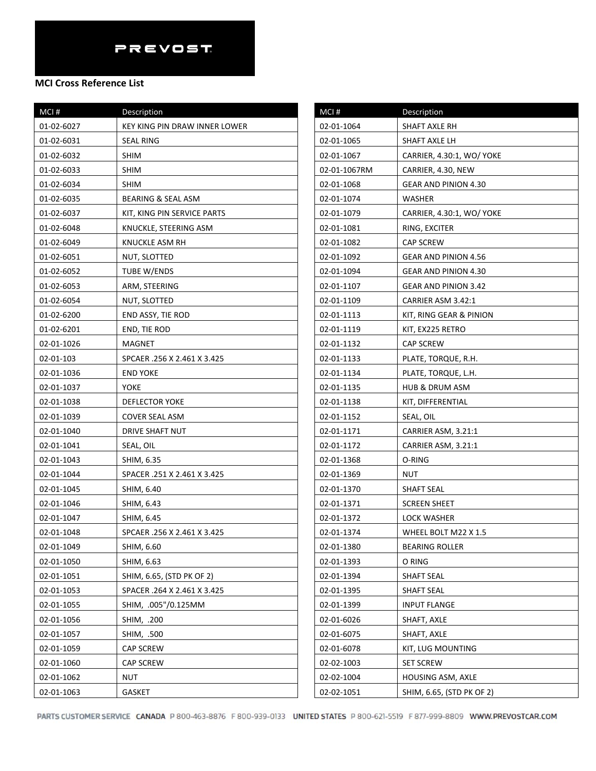PREVOST

**MCI Cross Reference List**

| MCI # | Description |
|---|---|
| 01-02-6027 | KEY KING PIN DRAW INNER LOWER |
| 01-02-6031 | SEAL RING |
| 01-02-6032 | SHIM |
| 01-02-6033 | SHIM |
| 01-02-6034 | SHIM |
| 01-02-6035 | BEARING & SEAL ASM |
| 01-02-6037 | KIT, KING PIN SERVICE PARTS |
| 01-02-6048 | KNUCKLE, STEERING ASM |
| 01-02-6049 | KNUCKLE ASM RH |
| 01-02-6051 | NUT, SLOTTED |
| 01-02-6052 | TUBE W/ENDS |
| 01-02-6053 | ARM, STEERING |
| 01-02-6054 | NUT, SLOTTED |
| 01-02-6200 | END ASSY, TIE ROD |
| 01-02-6201 | END, TIE ROD |
| 02-01-1026 | MAGNET |
| 02-01-103 | SPCAER .256 X 2.461 X 3.425 |
| 02-01-1036 | END YOKE |
| 02-01-1037 | YOKE |
| 02-01-1038 | DEFLECTOR YOKE |
| 02-01-1039 | COVER SEAL ASM |
| 02-01-1040 | DRIVE SHAFT NUT |
| 02-01-1041 | SEAL, OIL |
| 02-01-1043 | SHIM, 6.35 |
| 02-01-1044 | SPACER .251 X 2.461 X 3.425 |
| 02-01-1045 | SHIM, 6.40 |
| 02-01-1046 | SHIM, 6.43 |
| 02-01-1047 | SHIM, 6.45 |
| 02-01-1048 | SPCAER .256 X 2.461 X 3.425 |
| 02-01-1049 | SHIM, 6.60 |
| 02-01-1050 | SHIM, 6.63 |
| 02-01-1051 | SHIM, 6.65, (STD PK OF 2) |
| 02-01-1053 | SPACER .264 X 2.461 X 3.425 |
| 02-01-1055 | SHIM, .005"/0.125MM |
| 02-01-1056 | SHIM, .200 |
| 02-01-1057 | SHIM, .500 |
| 02-01-1059 | CAP SCREW |
| 02-01-1060 | CAP SCREW |
| 02-01-1062 | NUT |
| 02-01-1063 | GASKET |
| 02-01-1064 | SHAFT AXLE RH |
| 02-01-1065 | SHAFT AXLE LH |
| 02-01-1067 | CARRIER, 4.30:1, WO/ YOKE |
| 02-01-1067RM | CARRIER, 4.30, NEW |
| 02-01-1068 | GEAR AND PINION 4.30 |
| 02-01-1074 | WASHER |
| 02-01-1079 | CARRIER, 4.30:1, WO/ YOKE |
| 02-01-1081 | RING, EXCITER |
| 02-01-1082 | CAP SCREW |
| 02-01-1092 | GEAR AND PINION 4.56 |
| 02-01-1094 | GEAR AND PINION 4.30 |
| 02-01-1107 | GEAR AND PINION 3.42 |
| 02-01-1109 | CARRIER ASM 3.42:1 |
| 02-01-1113 | KIT, RING GEAR & PINION |
| 02-01-1119 | KIT, EX225 RETRO |
| 02-01-1132 | CAP SCREW |
| 02-01-1133 | PLATE, TORQUE, R.H. |
| 02-01-1134 | PLATE, TORQUE, L.H. |
| 02-01-1135 | HUB & DRUM ASM |
| 02-01-1138 | KIT, DIFFERENTIAL |
| 02-01-1152 | SEAL, OIL |
| 02-01-1171 | CARRIER ASM, 3.21:1 |
| 02-01-1172 | CARRIER ASM, 3.21:1 |
| 02-01-1368 | O-RING |
| 02-01-1369 | NUT |
| 02-01-1370 | SHAFT SEAL |
| 02-01-1371 | SCREEN SHEET |
| 02-01-1372 | LOCK WASHER |
| 02-01-1374 | WHEEL BOLT M22 X 1.5 |
| 02-01-1380 | BEARING ROLLER |
| 02-01-1393 | O RING |
| 02-01-1394 | SHAFT SEAL |
| 02-01-1395 | SHAFT SEAL |
| 02-01-1399 | INPUT FLANGE |
| 02-01-6026 | SHAFT, AXLE |
| 02-01-6075 | SHAFT, AXLE |
| 02-01-6078 | KIT, LUG MOUNTING |
| 02-02-1003 | SET SCREW |
| 02-02-1004 | HOUSING ASM, AXLE |
| 02-02-1051 | SHIM, 6.65, (STD PK OF 2) |

PARTS CUSTOMER SERVICE CANADA P 800-463-8876 F 800-939-0133 UNITED STATES P 800-621-5519 F 877-999-8809 WWW.PREVOSTCAR.COM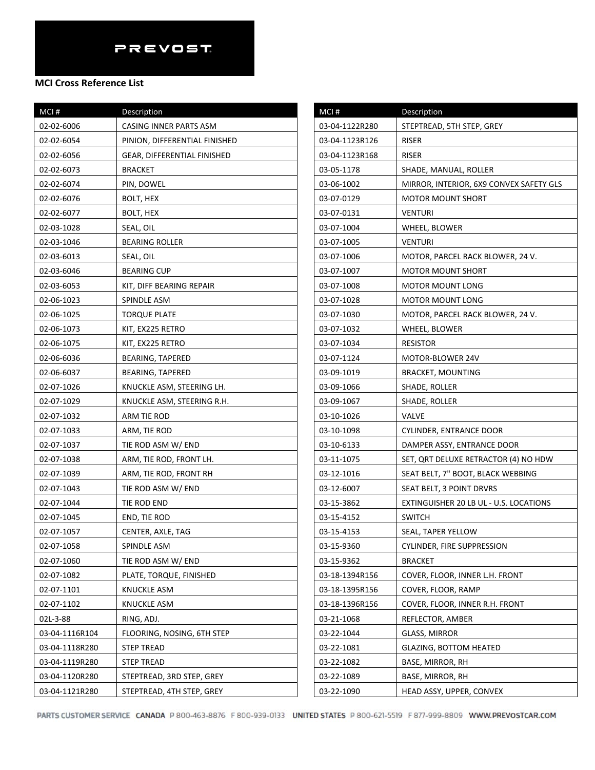PREVOST

**MCI Cross Reference List**

| MCI # | Description |
|---|---|
| 02-02-6006 | CASING INNER PARTS ASM |
| 02-02-6054 | PINION, DIFFERENTIAL FINISHED |
| 02-02-6056 | GEAR, DIFFERENTIAL FINISHED |
| 02-02-6073 | BRACKET |
| 02-02-6074 | PIN, DOWEL |
| 02-02-6076 | BOLT, HEX |
| 02-02-6077 | BOLT, HEX |
| 02-03-1028 | SEAL, OIL |
| 02-03-1046 | BEARING ROLLER |
| 02-03-6013 | SEAL, OIL |
| 02-03-6046 | BEARING CUP |
| 02-03-6053 | KIT, DIFF BEARING REPAIR |
| 02-06-1023 | SPINDLE ASM |
| 02-06-1025 | TORQUE PLATE |
| 02-06-1073 | KIT, EX225 RETRO |
| 02-06-1075 | KIT, EX225 RETRO |
| 02-06-6036 | BEARING, TAPERED |
| 02-06-6037 | BEARING, TAPERED |
| 02-07-1026 | KNUCKLE ASM, STEERING LH. |
| 02-07-1029 | KNUCKLE ASM, STEERING R.H. |
| 02-07-1032 | ARM TIE ROD |
| 02-07-1033 | ARM, TIE ROD |
| 02-07-1037 | TIE ROD ASM W/ END |
| 02-07-1038 | ARM, TIE ROD, FRONT LH. |
| 02-07-1039 | ARM, TIE ROD, FRONT RH |
| 02-07-1043 | TIE ROD ASM W/ END |
| 02-07-1044 | TIE ROD END |
| 02-07-1045 | END, TIE ROD |
| 02-07-1057 | CENTER, AXLE, TAG |
| 02-07-1058 | SPINDLE ASM |
| 02-07-1060 | TIE ROD ASM W/ END |
| 02-07-1082 | PLATE, TORQUE, FINISHED |
| 02-07-1101 | KNUCKLE ASM |
| 02-07-1102 | KNUCKLE ASM |
| 02L-3-88 | RING, ADJ. |
| 03-04-1116R104 | FLOORING, NOSING, 6TH STEP |
| 03-04-1118R280 | STEP TREAD |
| 03-04-1119R280 | STEP TREAD |
| 03-04-1120R280 | STEPTREAD, 3RD STEP, GREY |
| 03-04-1121R280 | STEPTREAD, 4TH STEP, GREY |
| 03-04-1122R280 | STEPTREAD, 5TH STEP, GREY |
| 03-04-1123R126 | RISER |
| 03-04-1123R168 | RISER |
| 03-05-1178 | SHADE, MANUAL, ROLLER |
| 03-06-1002 | MIRROR, INTERIOR, 6X9 CONVEX SAFETY GLS |
| 03-07-0129 | MOTOR MOUNT SHORT |
| 03-07-0131 | VENTURI |
| 03-07-1004 | WHEEL, BLOWER |
| 03-07-1005 | VENTURI |
| 03-07-1006 | MOTOR, PARCEL RACK BLOWER, 24 V. |
| 03-07-1007 | MOTOR MOUNT SHORT |
| 03-07-1008 | MOTOR MOUNT LONG |
| 03-07-1028 | MOTOR MOUNT LONG |
| 03-07-1030 | MOTOR, PARCEL RACK BLOWER, 24 V. |
| 03-07-1032 | WHEEL, BLOWER |
| 03-07-1034 | RESISTOR |
| 03-07-1124 | MOTOR-BLOWER 24V |
| 03-09-1019 | BRACKET, MOUNTING |
| 03-09-1066 | SHADE, ROLLER |
| 03-09-1067 | SHADE, ROLLER |
| 03-10-1026 | VALVE |
| 03-10-1098 | CYLINDER, ENTRANCE DOOR |
| 03-10-6133 | DAMPER ASSY, ENTRANCE DOOR |
| 03-11-1075 | SET, QRT DELUXE RETRACTOR (4) NO HDW |
| 03-12-1016 | SEAT BELT, 7" BOOT, BLACK WEBBING |
| 03-12-6007 | SEAT BELT, 3 POINT DRVRS |
| 03-15-3862 | EXTINGUISHER 20 LB UL - U.S. LOCATIONS |
| 03-15-4152 | SWITCH |
| 03-15-4153 | SEAL, TAPER YELLOW |
| 03-15-9360 | CYLINDER, FIRE SUPPRESSION |
| 03-15-9362 | BRACKET |
| 03-18-1394R156 | COVER, FLOOR, INNER L.H. FRONT |
| 03-18-1395R156 | COVER, FLOOR, RAMP |
| 03-18-1396R156 | COVER, FLOOR, INNER R.H. FRONT |
| 03-21-1068 | REFLECTOR, AMBER |
| 03-22-1044 | GLASS, MIRROR |
| 03-22-1081 | GLAZING, BOTTOM HEATED |
| 03-22-1082 | BASE, MIRROR, RH |
| 03-22-1089 | BASE, MIRROR, RH |
| 03-22-1090 | HEAD ASSY, UPPER, CONVEX |

PARTS CUSTOMER SERVICE CANADA P 800-463-8876 F 800-939-0133 UNITED STATES P 800-621-5519 F 877-999-8809 WWW.PREVOSTCAR.COM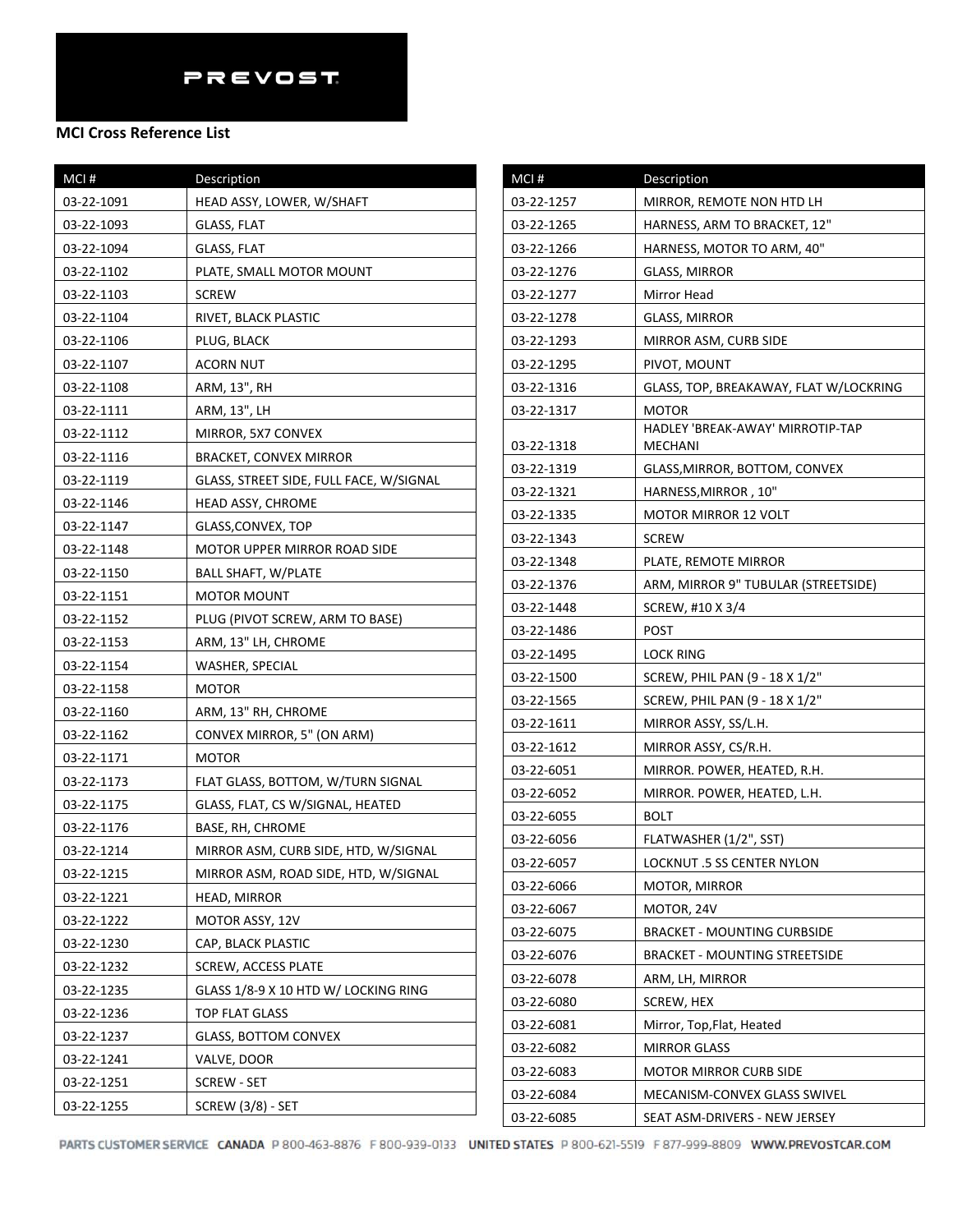PREVOST

**MCI Cross Reference List**

| MCI # | Description |
|---|---|
| 03-22-1091 | HEAD ASSY, LOWER, W/SHAFT |
| 03-22-1093 | GLASS, FLAT |
| 03-22-1094 | GLASS, FLAT |
| 03-22-1102 | PLATE, SMALL MOTOR MOUNT |
| 03-22-1103 | SCREW |
| 03-22-1104 | RIVET, BLACK PLASTIC |
| 03-22-1106 | PLUG, BLACK |
| 03-22-1107 | ACORN NUT |
| 03-22-1108 | ARM, 13", RH |
| 03-22-1111 | ARM, 13", LH |
| 03-22-1112 | MIRROR, 5X7 CONVEX |
| 03-22-1116 | BRACKET, CONVEX MIRROR |
| 03-22-1119 | GLASS, STREET SIDE, FULL FACE, W/SIGNAL |
| 03-22-1146 | HEAD ASSY, CHROME |
| 03-22-1147 | GLASS,CONVEX, TOP |
| 03-22-1148 | MOTOR UPPER MIRROR ROAD SIDE |
| 03-22-1150 | BALL SHAFT, W/PLATE |
| 03-22-1151 | MOTOR MOUNT |
| 03-22-1152 | PLUG (PIVOT SCREW, ARM TO BASE) |
| 03-22-1153 | ARM, 13" LH, CHROME |
| 03-22-1154 | WASHER, SPECIAL |
| 03-22-1158 | MOTOR |
| 03-22-1160 | ARM, 13" RH, CHROME |
| 03-22-1162 | CONVEX MIRROR, 5" (ON ARM) |
| 03-22-1171 | MOTOR |
| 03-22-1173 | FLAT GLASS, BOTTOM, W/TURN SIGNAL |
| 03-22-1175 | GLASS, FLAT, CS W/SIGNAL, HEATED |
| 03-22-1176 | BASE, RH, CHROME |
| 03-22-1214 | MIRROR ASM, CURB SIDE, HTD, W/SIGNAL |
| 03-22-1215 | MIRROR ASM, ROAD SIDE, HTD, W/SIGNAL |
| 03-22-1221 | HEAD, MIRROR |
| 03-22-1222 | MOTOR ASSY, 12V |
| 03-22-1230 | CAP, BLACK PLASTIC |
| 03-22-1232 | SCREW, ACCESS PLATE |
| 03-22-1235 | GLASS 1/8-9 X 10 HTD W/ LOCKING RING |
| 03-22-1236 | TOP FLAT GLASS |
| 03-22-1237 | GLASS, BOTTOM CONVEX |
| 03-22-1241 | VALVE, DOOR |
| 03-22-1251 | SCREW - SET |
| 03-22-1255 | SCREW (3/8) - SET |
| 03-22-1257 | MIRROR, REMOTE NON HTD LH |
| 03-22-1265 | HARNESS, ARM TO BRACKET, 12" |
| 03-22-1266 | HARNESS, MOTOR TO ARM, 40" |
| 03-22-1276 | GLASS, MIRROR |
| 03-22-1277 | Mirror Head |
| 03-22-1278 | GLASS, MIRROR |
| 03-22-1293 | MIRROR ASM, CURB SIDE |
| 03-22-1295 | PIVOT, MOUNT |
| 03-22-1316 | GLASS, TOP, BREAKAWAY, FLAT W/LOCKRING |
| 03-22-1317 | MOTOR |
| 03-22-1318 | HADLEY 'BREAK-AWAY' MIRROTIP-TAP MECHANI |
| 03-22-1319 | GLASS,MIRROR, BOTTOM, CONVEX |
| 03-22-1321 | HARNESS,MIRROR , 10" |
| 03-22-1335 | MOTOR MIRROR 12 VOLT |
| 03-22-1343 | SCREW |
| 03-22-1348 | PLATE, REMOTE MIRROR |
| 03-22-1376 | ARM, MIRROR 9" TUBULAR (STREETSIDE) |
| 03-22-1448 | SCREW, #10 X 3/4 |
| 03-22-1486 | POST |
| 03-22-1495 | LOCK RING |
| 03-22-1500 | SCREW, PHIL PAN (9 - 18 X 1/2" |
| 03-22-1565 | SCREW, PHIL PAN (9 - 18 X 1/2" |
| 03-22-1611 | MIRROR ASSY, SS/L.H. |
| 03-22-1612 | MIRROR ASSY, CS/R.H. |
| 03-22-6051 | MIRROR. POWER, HEATED, R.H. |
| 03-22-6052 | MIRROR. POWER, HEATED, L.H. |
| 03-22-6055 | BOLT |
| 03-22-6056 | FLATWASHER (1/2", SST) |
| 03-22-6057 | LOCKNUT .5 SS CENTER NYLON |
| 03-22-6066 | MOTOR, MIRROR |
| 03-22-6067 | MOTOR, 24V |
| 03-22-6075 | BRACKET - MOUNTING CURBSIDE |
| 03-22-6076 | BRACKET - MOUNTING STREETSIDE |
| 03-22-6078 | ARM, LH, MIRROR |
| 03-22-6080 | SCREW, HEX |
| 03-22-6081 | Mirror, Top,Flat, Heated |
| 03-22-6082 | MIRROR GLASS |
| 03-22-6083 | MOTOR MIRROR CURB SIDE |
| 03-22-6084 | MECANISM-CONVEX GLASS SWIVEL |
| 03-22-6085 | SEAT ASM-DRIVERS - NEW JERSEY |

PARTS CUSTOMER SERVICE CANADA P 800-463-8876 F 800-939-0133 UNITED STATES P 800-621-5519 F 877-999-8809 WWW.PREVOSTCAR.COM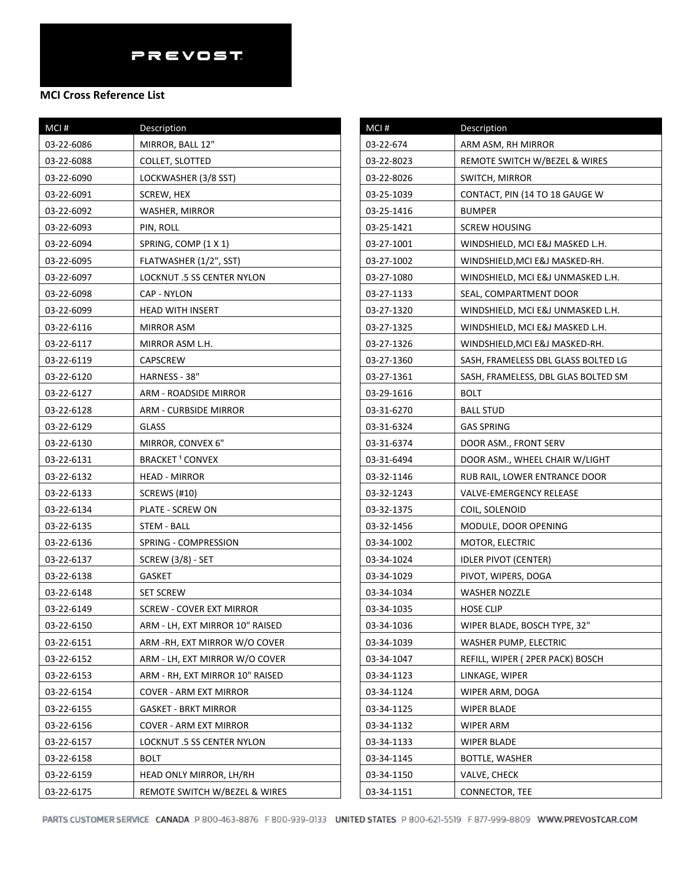PREVOST

**MCI Cross Reference List**

| MCI # | Description |
|---|---|
| 03-22-6086 | MIRROR, BALL 12" |
| 03-22-6088 | COLLET, SLOTTED |
| 03-22-6090 | LOCKWASHER (3/8 SST) |
| 03-22-6091 | SCREW, HEX |
| 03-22-6092 | WASHER, MIRROR |
| 03-22-6093 | PIN, ROLL |
| 03-22-6094 | SPRING, COMP (1 X 1) |
| 03-22-6095 | FLATWASHER (1/2", SST) |
| 03-22-6097 | LOCKNUT .5 SS CENTER NYLON |
| 03-22-6098 | CAP - NYLON |
| 03-22-6099 | HEAD WITH INSERT |
| 03-22-6116 | MIRROR ASM |
| 03-22-6117 | MIRROR ASM L.H. |
| 03-22-6119 | CAPSCREW |
| 03-22-6120 | HARNESS - 38" |
| 03-22-6127 | ARM - ROADSIDE MIRROR |
| 03-22-6128 | ARM - CURBSIDE MIRROR |
| 03-22-6129 | GLASS |
| 03-22-6130 | MIRROR, CONVEX 6" |
| 03-22-6131 | BRACKET ¹ CONVEX |
| 03-22-6132 | HEAD - MIRROR |
| 03-22-6133 | SCREWS (#10) |
| 03-22-6134 | PLATE - SCREW ON |
| 03-22-6135 | STEM - BALL |
| 03-22-6136 | SPRING - COMPRESSION |
| 03-22-6137 | SCREW (3/8) - SET |
| 03-22-6138 | GASKET |
| 03-22-6148 | SET SCREW |
| 03-22-6149 | SCREW - COVER EXT MIRROR |
| 03-22-6150 | ARM - LH, EXT MIRROR 10" RAISED |
| 03-22-6151 | ARM -RH, EXT MIRROR W/O COVER |
| 03-22-6152 | ARM - LH, EXT MIRROR W/O COVER |
| 03-22-6153 | ARM - RH, EXT MIRROR 10" RAISED |
| 03-22-6154 | COVER - ARM EXT MIRROR |
| 03-22-6155 | GASKET - BRKT MIRROR |
| 03-22-6156 | COVER - ARM EXT MIRROR |
| 03-22-6157 | LOCKNUT .5 SS CENTER NYLON |
| 03-22-6158 | BOLT |
| 03-22-6159 | HEAD ONLY MIRROR, LH/RH |
| 03-22-6175 | REMOTE SWITCH W/BEZEL & WIRES |
| 03-22-674 | ARM ASM, RH MIRROR |
| 03-22-8023 | REMOTE SWITCH W/BEZEL & WIRES |
| 03-22-8026 | SWITCH, MIRROR |
| 03-25-1039 | CONTACT, PIN (14 TO 18 GAUGE W |
| 03-25-1416 | BUMPER |
| 03-25-1421 | SCREW HOUSING |
| 03-27-1001 | WINDSHIELD, MCI E&J MASKED L.H. |
| 03-27-1002 | WINDSHIELD,MCI E&J MASKED-RH. |
| 03-27-1080 | WINDSHIELD, MCI E&J UNMASKED L.H. |
| 03-27-1133 | SEAL, COMPARTMENT DOOR |
| 03-27-1320 | WINDSHIELD, MCI E&J UNMASKED L.H. |
| 03-27-1325 | WINDSHIELD, MCI E&J MASKED L.H. |
| 03-27-1326 | WINDSHIELD,MCI E&J MASKED-RH. |
| 03-27-1360 | SASH, FRAMELESS DBL GLASS BOLTED LG |
| 03-27-1361 | SASH, FRAMELESS, DBL GLAS BOLTED SM |
| 03-29-1616 | BOLT |
| 03-31-6270 | BALL STUD |
| 03-31-6324 | GAS SPRING |
| 03-31-6374 | DOOR ASM., FRONT SERV |
| 03-31-6494 | DOOR ASM., WHEEL CHAIR W/LIGHT |
| 03-32-1146 | RUB RAIL, LOWER ENTRANCE DOOR |
| 03-32-1243 | VALVE-EMERGENCY RELEASE |
| 03-32-1375 | COIL, SOLENOID |
| 03-32-1456 | MODULE, DOOR OPENING |
| 03-34-1002 | MOTOR, ELECTRIC |
| 03-34-1024 | IDLER PIVOT (CENTER) |
| 03-34-1029 | PIVOT, WIPERS, DOGA |
| 03-34-1034 | WASHER NOZZLE |
| 03-34-1035 | HOSE CLIP |
| 03-34-1036 | WIPER BLADE, BOSCH TYPE, 32" |
| 03-34-1039 | WASHER PUMP, ELECTRIC |
| 03-34-1047 | REFILL, WIPER ( 2PER PACK) BOSCH |
| 03-34-1123 | LINKAGE, WIPER |
| 03-34-1124 | WIPER ARM, DOGA |
| 03-34-1125 | WIPER BLADE |
| 03-34-1132 | WIPER ARM |
| 03-34-1133 | WIPER BLADE |
| 03-34-1145 | BOTTLE, WASHER |
| 03-34-1150 | VALVE, CHECK |
| 03-34-1151 | CONNECTOR, TEE |

PARTS CUSTOMER SERVICE CANADA P 800-463-8876 F 800-939-0133 UNITED STATES P 800-621-5519 F 877-999-8809 WWW.PREVOSTCAR.COM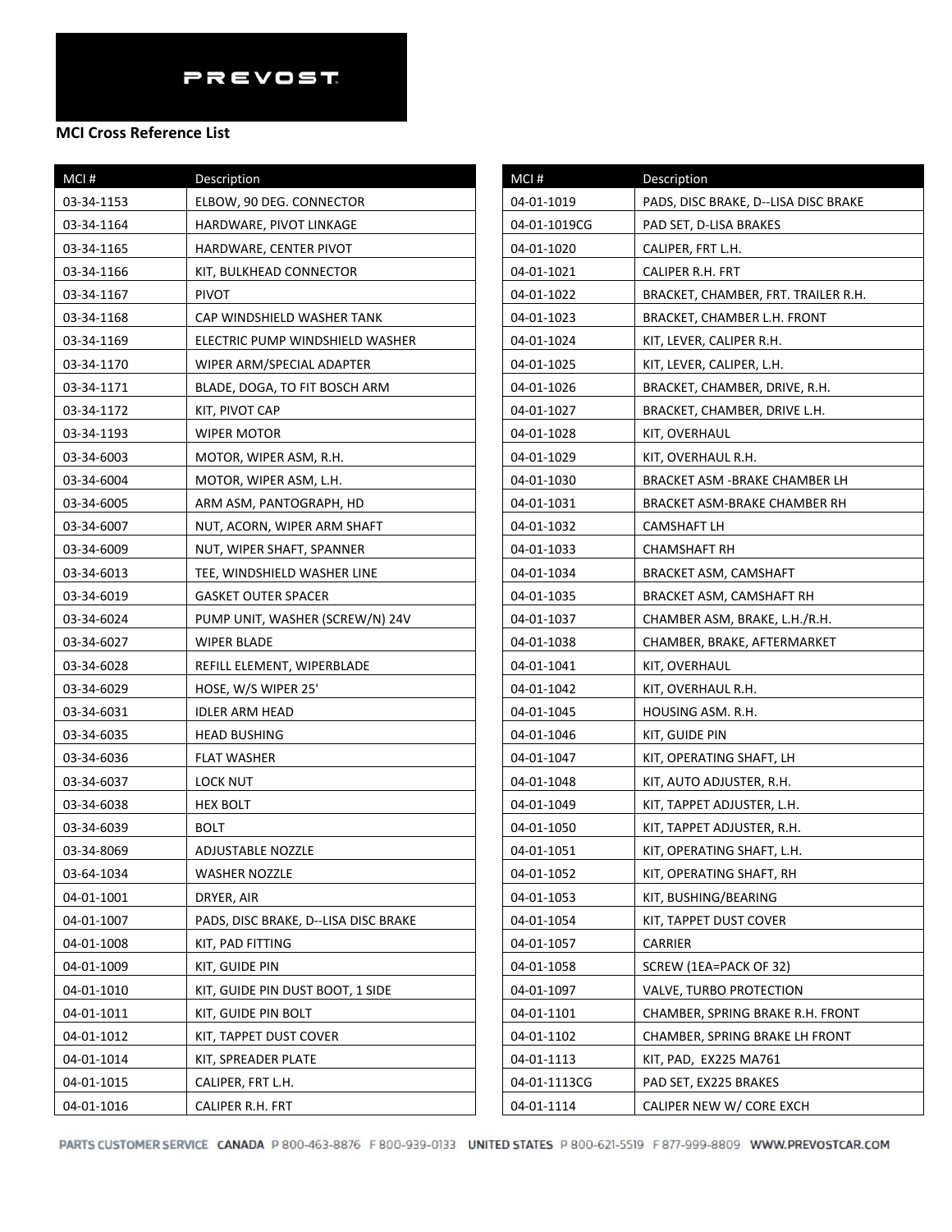PREVOST

**MCI Cross Reference List**

| MCI # | Description |
|---|---|
| 03-34-1153 | ELBOW, 90 DEG. CONNECTOR |
| 03-34-1164 | HARDWARE, PIVOT LINKAGE |
| 03-34-1165 | HARDWARE, CENTER PIVOT |
| 03-34-1166 | KIT, BULKHEAD CONNECTOR |
| 03-34-1167 | PIVOT |
| 03-34-1168 | CAP WINDSHIELD WASHER TANK |
| 03-34-1169 | ELECTRIC PUMP WINDSHIELD WASHER |
| 03-34-1170 | WIPER ARM/SPECIAL ADAPTER |
| 03-34-1171 | BLADE, DOGA, TO FIT BOSCH ARM |
| 03-34-1172 | KIT, PIVOT CAP |
| 03-34-1193 | WIPER MOTOR |
| 03-34-6003 | MOTOR, WIPER ASM, R.H. |
| 03-34-6004 | MOTOR, WIPER ASM, L.H. |
| 03-34-6005 | ARM ASM, PANTOGRAPH, HD |
| 03-34-6007 | NUT, ACORN, WIPER ARM SHAFT |
| 03-34-6009 | NUT, WIPER SHAFT, SPANNER |
| 03-34-6013 | TEE, WINDSHIELD WASHER LINE |
| 03-34-6019 | GASKET OUTER SPACER |
| 03-34-6024 | PUMP UNIT, WASHER (SCREW/N) 24V |
| 03-34-6027 | WIPER BLADE |
| 03-34-6028 | REFILL ELEMENT, WIPERBLADE |
| 03-34-6029 | HOSE, W/S WIPER 25' |
| 03-34-6031 | IDLER ARM HEAD |
| 03-34-6035 | HEAD BUSHING |
| 03-34-6036 | FLAT WASHER |
| 03-34-6037 | LOCK NUT |
| 03-34-6038 | HEX BOLT |
| 03-34-6039 | BOLT |
| 03-34-8069 | ADJUSTABLE NOZZLE |
| 03-64-1034 | WASHER NOZZLE |
| 04-01-1001 | DRYER, AIR |
| 04-01-1007 | PADS, DISC BRAKE, D--LISA DISC BRAKE |
| 04-01-1008 | KIT, PAD FITTING |
| 04-01-1009 | KIT, GUIDE PIN |
| 04-01-1010 | KIT, GUIDE PIN DUST BOOT, 1 SIDE |
| 04-01-1011 | KIT, GUIDE PIN BOLT |
| 04-01-1012 | KIT, TAPPET DUST COVER |
| 04-01-1014 | KIT, SPREADER PLATE |
| 04-01-1015 | CALIPER, FRT L.H. |
| 04-01-1016 | CALIPER R.H. FRT |
| 04-01-1019 | PADS, DISC BRAKE, D--LISA DISC BRAKE |
| 04-01-1019CG | PAD SET, D-LISA BRAKES |
| 04-01-1020 | CALIPER, FRT L.H. |
| 04-01-1021 | CALIPER R.H. FRT |
| 04-01-1022 | BRACKET, CHAMBER, FRT. TRAILER R.H. |
| 04-01-1023 | BRACKET, CHAMBER L.H. FRONT |
| 04-01-1024 | KIT, LEVER, CALIPER R.H. |
| 04-01-1025 | KIT, LEVER, CALIPER, L.H. |
| 04-01-1026 | BRACKET, CHAMBER, DRIVE, R.H. |
| 04-01-1027 | BRACKET, CHAMBER, DRIVE L.H. |
| 04-01-1028 | KIT, OVERHAUL |
| 04-01-1029 | KIT, OVERHAUL R.H. |
| 04-01-1030 | BRACKET ASM -BRAKE CHAMBER LH |
| 04-01-1031 | BRACKET ASM-BRAKE CHAMBER RH |
| 04-01-1032 | CAMSHAFT LH |
| 04-01-1033 | CHAMSHAFT RH |
| 04-01-1034 | BRACKET ASM, CAMSHAFT |
| 04-01-1035 | BRACKET ASM, CAMSHAFT RH |
| 04-01-1037 | CHAMBER ASM, BRAKE, L.H./R.H. |
| 04-01-1038 | CHAMBER, BRAKE, AFTERMARKET |
| 04-01-1041 | KIT, OVERHAUL |
| 04-01-1042 | KIT, OVERHAUL R.H. |
| 04-01-1045 | HOUSING ASM. R.H. |
| 04-01-1046 | KIT, GUIDE PIN |
| 04-01-1047 | KIT, OPERATING SHAFT, LH |
| 04-01-1048 | KIT, AUTO ADJUSTER, R.H. |
| 04-01-1049 | KIT, TAPPET ADJUSTER, L.H. |
| 04-01-1050 | KIT, TAPPET ADJUSTER, R.H. |
| 04-01-1051 | KIT, OPERATING SHAFT, L.H. |
| 04-01-1052 | KIT, OPERATING SHAFT, RH |
| 04-01-1053 | KIT, BUSHING/BEARING |
| 04-01-1054 | KIT, TAPPET DUST COVER |
| 04-01-1057 | CARRIER |
| 04-01-1058 | SCREW (1EA=PACK OF 32) |
| 04-01-1097 | VALVE, TURBO PROTECTION |
| 04-01-1101 | CHAMBER, SPRING BRAKE R.H. FRONT |
| 04-01-1102 | CHAMBER, SPRING BRAKE LH FRONT |
| 04-01-1113 | KIT, PAD, EX225 MA761 |
| 04-01-1113CG | PAD SET, EX225 BRAKES |
| 04-01-1114 | CALIPER NEW W/ CORE EXCH |

PARTS CUSTOMER SERVICE CANADA P 800-463-8876 F 800-939-0133 UNITED STATES P 800-621-5519 F 877-999-8809 WWW.PREVOSTCAR.COM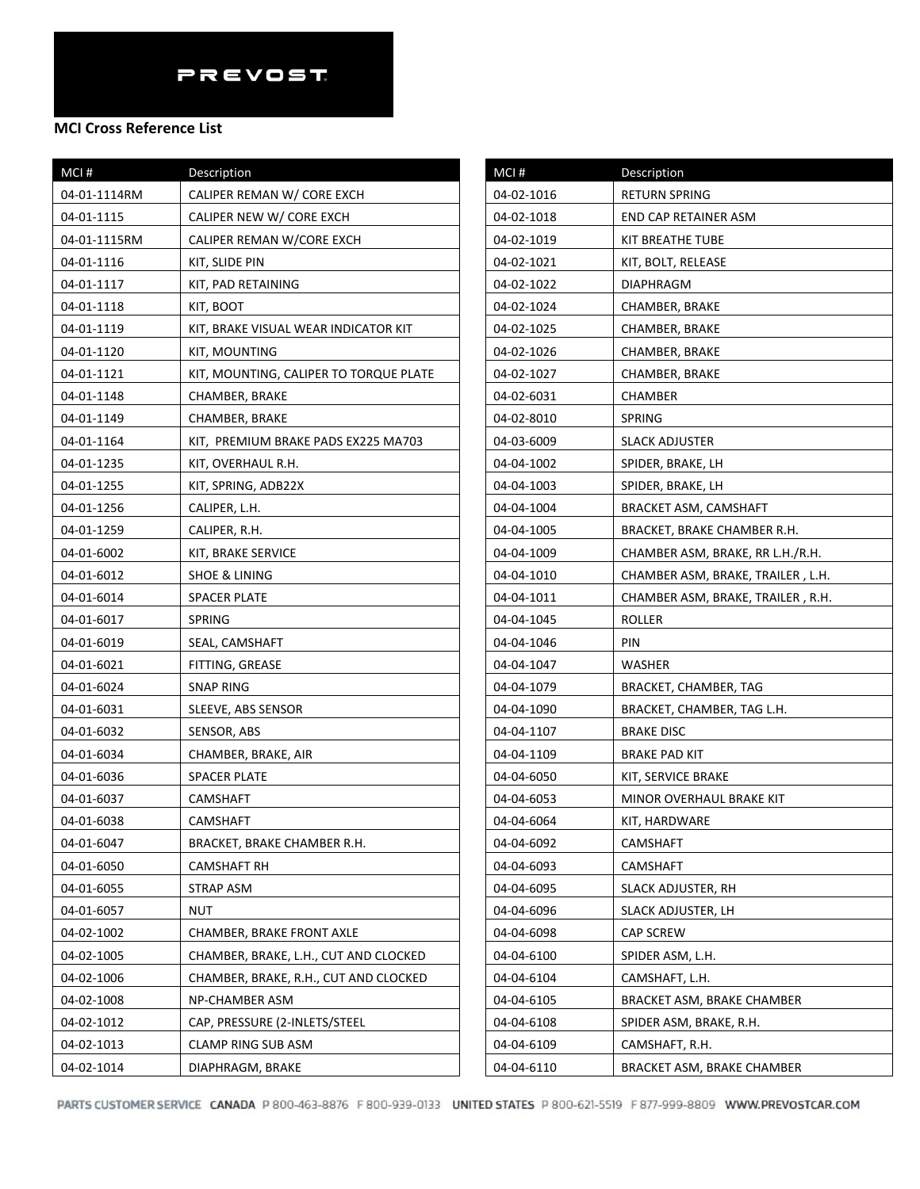## MCI Cross Reference List

| MCI # | Description |
|---|---|
| 04-01-1114RM | CALIPER REMAN W/ CORE EXCH |
| 04-01-1115 | CALIPER NEW W/ CORE EXCH |
| 04-01-1115RM | CALIPER REMAN W/CORE EXCH |
| 04-01-1116 | KIT, SLIDE PIN |
| 04-01-1117 | KIT, PAD RETAINING |
| 04-01-1118 | KIT, BOOT |
| 04-01-1119 | KIT, BRAKE VISUAL WEAR INDICATOR KIT |
| 04-01-1120 | KIT, MOUNTING |
| 04-01-1121 | KIT, MOUNTING, CALIPER TO TORQUE PLATE |
| 04-01-1148 | CHAMBER, BRAKE |
| 04-01-1149 | CHAMBER, BRAKE |
| 04-01-1164 | KIT,  PREMIUM BRAKE PADS EX225 MA703 |
| 04-01-1235 | KIT, OVERHAUL R.H. |
| 04-01-1255 | KIT, SPRING, ADB22X |
| 04-01-1256 | CALIPER, L.H. |
| 04-01-1259 | CALIPER, R.H. |
| 04-01-6002 | KIT, BRAKE SERVICE |
| 04-01-6012 | SHOE & LINING |
| 04-01-6014 | SPACER PLATE |
| 04-01-6017 | SPRING |
| 04-01-6019 | SEAL, CAMSHAFT |
| 04-01-6021 | FITTING, GREASE |
| 04-01-6024 | SNAP RING |
| 04-01-6031 | SLEEVE, ABS SENSOR |
| 04-01-6032 | SENSOR, ABS |
| 04-01-6034 | CHAMBER, BRAKE, AIR |
| 04-01-6036 | SPACER PLATE |
| 04-01-6037 | CAMSHAFT |
| 04-01-6038 | CAMSHAFT |
| 04-01-6047 | BRACKET, BRAKE CHAMBER R.H. |
| 04-01-6050 | CAMSHAFT RH |
| 04-01-6055 | STRAP ASM |
| 04-01-6057 | NUT |
| 04-02-1002 | CHAMBER, BRAKE FRONT AXLE |
| 04-02-1005 | CHAMBER, BRAKE, L.H., CUT AND CLOCKED |
| 04-02-1006 | CHAMBER, BRAKE, R.H., CUT AND CLOCKED |
| 04-02-1008 | NP-CHAMBER ASM |
| 04-02-1012 | CAP, PRESSURE (2-INLETS/STEEL |
| 04-02-1013 | CLAMP RING SUB ASM |
| 04-02-1014 | DIAPHRAGM, BRAKE |
| 04-02-1016 | RETURN SPRING |
| 04-02-1018 | END CAP RETAINER ASM |
| 04-02-1019 | KIT BREATHE TUBE |
| 04-02-1021 | KIT, BOLT, RELEASE |
| 04-02-1022 | DIAPHRAGM |
| 04-02-1024 | CHAMBER, BRAKE |
| 04-02-1025 | CHAMBER, BRAKE |
| 04-02-1026 | CHAMBER, BRAKE |
| 04-02-1027 | CHAMBER, BRAKE |
| 04-02-6031 | CHAMBER |
| 04-02-8010 | SPRING |
| 04-03-6009 | SLACK ADJUSTER |
| 04-04-1002 | SPIDER, BRAKE, LH |
| 04-04-1003 | SPIDER, BRAKE, LH |
| 04-04-1004 | BRACKET ASM, CAMSHAFT |
| 04-04-1005 | BRACKET, BRAKE CHAMBER R.H. |
| 04-04-1009 | CHAMBER ASM, BRAKE, RR L.H./R.H. |
| 04-04-1010 | CHAMBER ASM, BRAKE, TRAILER , L.H. |
| 04-04-1011 | CHAMBER ASM, BRAKE, TRAILER , R.H. |
| 04-04-1045 | ROLLER |
| 04-04-1046 | PIN |
| 04-04-1047 | WASHER |
| 04-04-1079 | BRACKET, CHAMBER, TAG |
| 04-04-1090 | BRACKET, CHAMBER, TAG L.H. |
| 04-04-1107 | BRAKE DISC |
| 04-04-1109 | BRAKE PAD KIT |
| 04-04-6050 | KIT, SERVICE BRAKE |
| 04-04-6053 | MINOR OVERHAUL BRAKE KIT |
| 04-04-6064 | KIT, HARDWARE |
| 04-04-6092 | CAMSHAFT |
| 04-04-6093 | CAMSHAFT |
| 04-04-6095 | SLACK ADJUSTER, RH |
| 04-04-6096 | SLACK ADJUSTER, LH |
| 04-04-6098 | CAP SCREW |
| 04-04-6100 | SPIDER ASM, L.H. |
| 04-04-6104 | CAMSHAFT, L.H. |
| 04-04-6105 | BRACKET ASM, BRAKE CHAMBER |
| 04-04-6108 | SPIDER ASM, BRAKE, R.H. |
| 04-04-6109 | CAMSHAFT, R.H. |
| 04-04-6110 | BRACKET ASM, BRAKE CHAMBER |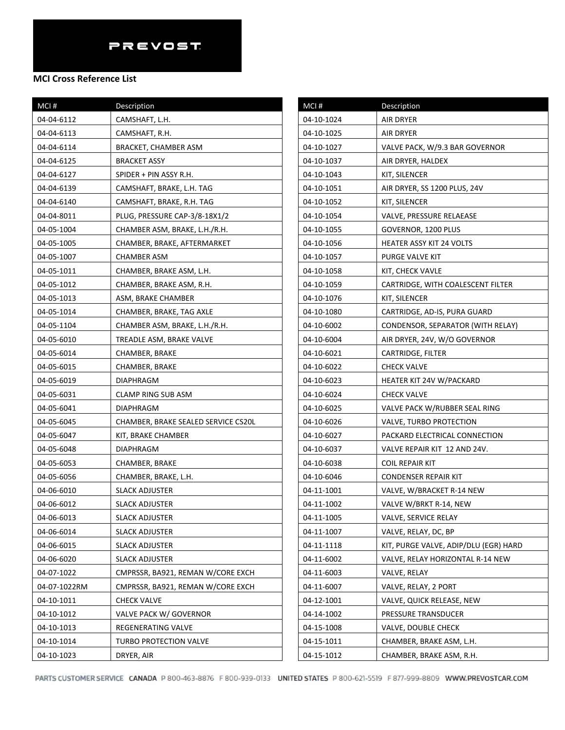PREVOST

**MCI Cross Reference List**

| MCI # | Description |
|---|---|
| 04-04-6112 | CAMSHAFT, L.H. |
| 04-04-6113 | CAMSHAFT, R.H. |
| 04-04-6114 | BRACKET, CHAMBER ASM |
| 04-04-6125 | BRACKET ASSY |
| 04-04-6127 | SPIDER + PIN ASSY R.H. |
| 04-04-6139 | CAMSHAFT, BRAKE, L.H. TAG |
| 04-04-6140 | CAMSHAFT, BRAKE, R.H. TAG |
| 04-04-8011 | PLUG, PRESSURE CAP-3/8-18X1/2 |
| 04-05-1004 | CHAMBER ASM, BRAKE, L.H./R.H. |
| 04-05-1005 | CHAMBER, BRAKE, AFTERMARKET |
| 04-05-1007 | CHAMBER ASM |
| 04-05-1011 | CHAMBER, BRAKE ASM, L.H. |
| 04-05-1012 | CHAMBER, BRAKE ASM, R.H. |
| 04-05-1013 | ASM, BRAKE CHAMBER |
| 04-05-1014 | CHAMBER, BRAKE, TAG AXLE |
| 04-05-1104 | CHAMBER ASM, BRAKE, L.H./R.H. |
| 04-05-6010 | TREADLE ASM, BRAKE VALVE |
| 04-05-6014 | CHAMBER, BRAKE |
| 04-05-6015 | CHAMBER, BRAKE |
| 04-05-6019 | DIAPHRAGM |
| 04-05-6031 | CLAMP RING SUB ASM |
| 04-05-6041 | DIAPHRAGM |
| 04-05-6045 | CHAMBER, BRAKE SEALED SERVICE CS20L |
| 04-05-6047 | KIT, BRAKE CHAMBER |
| 04-05-6048 | DIAPHRAGM |
| 04-05-6053 | CHAMBER, BRAKE |
| 04-05-6056 | CHAMBER, BRAKE, L.H. |
| 04-06-6010 | SLACK ADJUSTER |
| 04-06-6012 | SLACK ADJUSTER |
| 04-06-6013 | SLACK ADJUSTER |
| 04-06-6014 | SLACK ADJUSTER |
| 04-06-6015 | SLACK ADJUSTER |
| 04-06-6020 | SLACK ADJUSTER |
| 04-07-1022 | CMPRSSR, BA921, REMAN W/CORE EXCH |
| 04-07-1022RM | CMPRSSR, BA921, REMAN W/CORE EXCH |
| 04-10-1011 | CHECK VALVE |
| 04-10-1012 | VALVE PACK W/ GOVERNOR |
| 04-10-1013 | REGENERATING VALVE |
| 04-10-1014 | TURBO PROTECTION VALVE |
| 04-10-1023 | DRYER, AIR |
| 04-10-1024 | AIR DRYER |
| 04-10-1025 | AIR DRYER |
| 04-10-1027 | VALVE PACK, W/9.3 BAR GOVERNOR |
| 04-10-1037 | AIR DRYER, HALDEX |
| 04-10-1043 | KIT, SILENCER |
| 04-10-1051 | AIR DRYER, SS 1200 PLUS, 24V |
| 04-10-1052 | KIT, SILENCER |
| 04-10-1054 | VALVE, PRESSURE RELAEASE |
| 04-10-1055 | GOVERNOR, 1200 PLUS |
| 04-10-1056 | HEATER ASSY KIT 24 VOLTS |
| 04-10-1057 | PURGE VALVE KIT |
| 04-10-1058 | KIT, CHECK VAVLE |
| 04-10-1059 | CARTRIDGE, WITH COALESCENT FILTER |
| 04-10-1076 | KIT, SILENCER |
| 04-10-1080 | CARTRIDGE, AD-IS, PURA GUARD |
| 04-10-6002 | CONDENSOR, SEPARATOR (WITH RELAY) |
| 04-10-6004 | AIR DRYER, 24V, W/O GOVERNOR |
| 04-10-6021 | CARTRIDGE, FILTER |
| 04-10-6022 | CHECK VALVE |
| 04-10-6023 | HEATER KIT 24V W/PACKARD |
| 04-10-6024 | CHECK VALVE |
| 04-10-6025 | VALVE PACK W/RUBBER SEAL RING |
| 04-10-6026 | VALVE, TURBO PROTECTION |
| 04-10-6027 | PACKARD ELECTRICAL CONNECTION |
| 04-10-6037 | VALVE REPAIR KIT 12 AND 24V. |
| 04-10-6038 | COIL REPAIR KIT |
| 04-10-6046 | CONDENSER REPAIR KIT |
| 04-11-1001 | VALVE, W/BRACKET R-14 NEW |
| 04-11-1002 | VALVE W/BRKT R-14, NEW |
| 04-11-1005 | VALVE, SERVICE RELAY |
| 04-11-1007 | VALVE, RELAY, DC, BP |
| 04-11-1118 | KIT, PURGE VALVE, ADIP/DLU (EGR) HARD |
| 04-11-6002 | VALVE, RELAY HORIZONTAL R-14 NEW |
| 04-11-6003 | VALVE, RELAY |
| 04-11-6007 | VALVE, RELAY, 2 PORT |
| 04-12-1001 | VALVE, QUICK RELEASE, NEW |
| 04-14-1002 | PRESSURE TRANSDUCER |
| 04-15-1008 | VALVE, DOUBLE CHECK |
| 04-15-1011 | CHAMBER, BRAKE ASM, L.H. |
| 04-15-1012 | CHAMBER, BRAKE ASM, R.H. |

PARTS CUSTOMER SERVICE CANADA P 800-463-8876 F 800-939-0133 UNITED STATES P 800-621-5519 F 877-999-8809 WWW.PREVOSTCAR.COM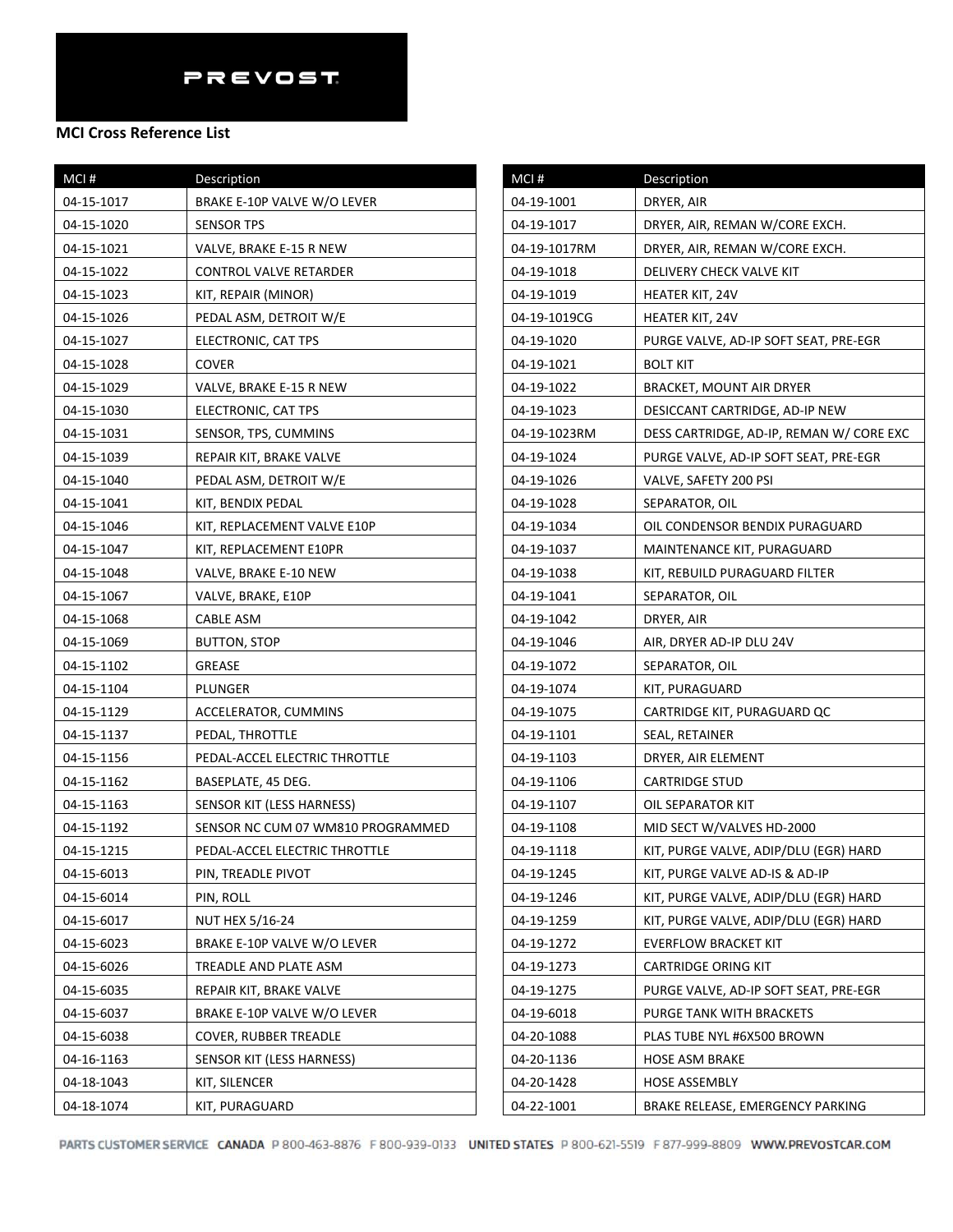PREVOST

**MCI Cross Reference List**

| MCI # | Description |
|---|---|
| 04-15-1017 | BRAKE E-10P VALVE W/O LEVER |
| 04-15-1020 | SENSOR TPS |
| 04-15-1021 | VALVE, BRAKE E-15 R NEW |
| 04-15-1022 | CONTROL VALVE RETARDER |
| 04-15-1023 | KIT, REPAIR (MINOR) |
| 04-15-1026 | PEDAL ASM, DETROIT W/E |
| 04-15-1027 | ELECTRONIC, CAT TPS |
| 04-15-1028 | COVER |
| 04-15-1029 | VALVE, BRAKE E-15 R NEW |
| 04-15-1030 | ELECTRONIC, CAT TPS |
| 04-15-1031 | SENSOR, TPS, CUMMINS |
| 04-15-1039 | REPAIR KIT, BRAKE VALVE |
| 04-15-1040 | PEDAL ASM, DETROIT W/E |
| 04-15-1041 | KIT, BENDIX PEDAL |
| 04-15-1046 | KIT, REPLACEMENT VALVE E10P |
| 04-15-1047 | KIT, REPLACEMENT E10PR |
| 04-15-1048 | VALVE, BRAKE E-10 NEW |
| 04-15-1067 | VALVE, BRAKE, E10P |
| 04-15-1068 | CABLE ASM |
| 04-15-1069 | BUTTON, STOP |
| 04-15-1102 | GREASE |
| 04-15-1104 | PLUNGER |
| 04-15-1129 | ACCELERATOR, CUMMINS |
| 04-15-1137 | PEDAL, THROTTLE |
| 04-15-1156 | PEDAL-ACCEL ELECTRIC THROTTLE |
| 04-15-1162 | BASEPLATE, 45 DEG. |
| 04-15-1163 | SENSOR KIT (LESS HARNESS) |
| 04-15-1192 | SENSOR NC CUM 07 WM810 PROGRAMMED |
| 04-15-1215 | PEDAL-ACCEL ELECTRIC THROTTLE |
| 04-15-6013 | PIN, TREADLE PIVOT |
| 04-15-6014 | PIN, ROLL |
| 04-15-6017 | NUT HEX 5/16-24 |
| 04-15-6023 | BRAKE E-10P VALVE W/O LEVER |
| 04-15-6026 | TREADLE AND PLATE ASM |
| 04-15-6035 | REPAIR KIT, BRAKE VALVE |
| 04-15-6037 | BRAKE E-10P VALVE W/O LEVER |
| 04-15-6038 | COVER, RUBBER TREADLE |
| 04-16-1163 | SENSOR KIT (LESS HARNESS) |
| 04-18-1043 | KIT, SILENCER |
| 04-18-1074 | KIT, PURAGUARD |
| 04-19-1001 | DRYER, AIR |
| 04-19-1017 | DRYER, AIR, REMAN W/CORE EXCH. |
| 04-19-1017RM | DRYER, AIR, REMAN W/CORE EXCH. |
| 04-19-1018 | DELIVERY CHECK VALVE KIT |
| 04-19-1019 | HEATER KIT, 24V |
| 04-19-1019CG | HEATER KIT, 24V |
| 04-19-1020 | PURGE VALVE, AD-IP SOFT SEAT, PRE-EGR |
| 04-19-1021 | BOLT KIT |
| 04-19-1022 | BRACKET, MOUNT AIR DRYER |
| 04-19-1023 | DESICCANT CARTRIDGE, AD-IP NEW |
| 04-19-1023RM | DESS CARTRIDGE, AD-IP, REMAN W/ CORE EXC |
| 04-19-1024 | PURGE VALVE, AD-IP SOFT SEAT, PRE-EGR |
| 04-19-1026 | VALVE, SAFETY 200 PSI |
| 04-19-1028 | SEPARATOR, OIL |
| 04-19-1034 | OIL CONDENSOR BENDIX PURAGUARD |
| 04-19-1037 | MAINTENANCE KIT, PURAGUARD |
| 04-19-1038 | KIT, REBUILD PURAGUARD FILTER |
| 04-19-1041 | SEPARATOR, OIL |
| 04-19-1042 | DRYER, AIR |
| 04-19-1046 | AIR, DRYER AD-IP DLU 24V |
| 04-19-1072 | SEPARATOR, OIL |
| 04-19-1074 | KIT, PURAGUARD |
| 04-19-1075 | CARTRIDGE KIT, PURAGUARD QC |
| 04-19-1101 | SEAL, RETAINER |
| 04-19-1103 | DRYER, AIR ELEMENT |
| 04-19-1106 | CARTRIDGE STUD |
| 04-19-1107 | OIL SEPARATOR KIT |
| 04-19-1108 | MID SECT W/VALVES HD-2000 |
| 04-19-1118 | KIT, PURGE VALVE, ADIP/DLU (EGR) HARD |
| 04-19-1245 | KIT, PURGE VALVE AD-IS & AD-IP |
| 04-19-1246 | KIT, PURGE VALVE, ADIP/DLU (EGR) HARD |
| 04-19-1259 | KIT, PURGE VALVE, ADIP/DLU (EGR) HARD |
| 04-19-1272 | EVERFLOW BRACKET KIT |
| 04-19-1273 | CARTRIDGE ORING KIT |
| 04-19-1275 | PURGE VALVE, AD-IP SOFT SEAT, PRE-EGR |
| 04-19-6018 | PURGE TANK WITH BRACKETS |
| 04-20-1088 | PLAS TUBE NYL #6X500 BROWN |
| 04-20-1136 | HOSE ASM BRAKE |
| 04-20-1428 | HOSE ASSEMBLY |
| 04-22-1001 | BRAKE RELEASE, EMERGENCY PARKING |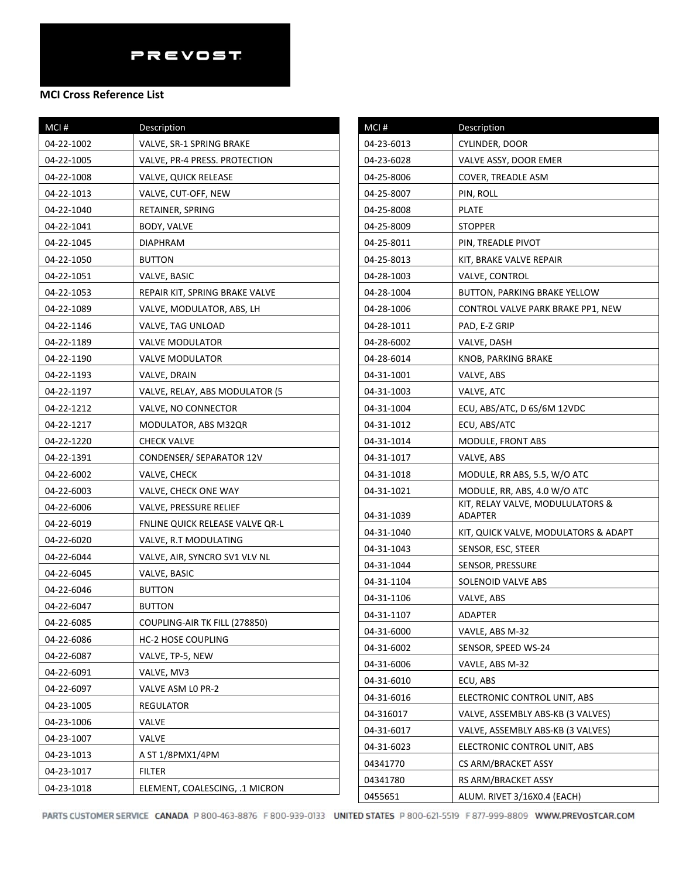PREVOST

**MCI Cross Reference List**

| MCI # | Description |
|---|---|
| 04-22-1002 | VALVE, SR-1 SPRING BRAKE |
| 04-22-1005 | VALVE, PR-4 PRESS. PROTECTION |
| 04-22-1008 | VALVE, QUICK RELEASE |
| 04-22-1013 | VALVE, CUT-OFF, NEW |
| 04-22-1040 | RETAINER, SPRING |
| 04-22-1041 | BODY, VALVE |
| 04-22-1045 | DIAPHRAM |
| 04-22-1050 | BUTTON |
| 04-22-1051 | VALVE, BASIC |
| 04-22-1053 | REPAIR KIT, SPRING BRAKE VALVE |
| 04-22-1089 | VALVE, MODULATOR, ABS, LH |
| 04-22-1146 | VALVE, TAG UNLOAD |
| 04-22-1189 | VALVE MODULATOR |
| 04-22-1190 | VALVE MODULATOR |
| 04-22-1193 | VALVE, DRAIN |
| 04-22-1197 | VALVE, RELAY, ABS MODULATOR (5 |
| 04-22-1212 | VALVE, NO CONNECTOR |
| 04-22-1217 | MODULATOR, ABS M32QR |
| 04-22-1220 | CHECK VALVE |
| 04-22-1391 | CONDENSER/ SEPARATOR 12V |
| 04-22-6002 | VALVE, CHECK |
| 04-22-6003 | VALVE, CHECK ONE WAY |
| 04-22-6006 | VALVE, PRESSURE RELIEF |
| 04-22-6019 | FNLINE QUICK RELEASE VALVE QR-L |
| 04-22-6020 | VALVE, R.T MODULATING |
| 04-22-6044 | VALVE, AIR, SYNCRO SV1 VLV NL |
| 04-22-6045 | VALVE, BASIC |
| 04-22-6046 | BUTTON |
| 04-22-6047 | BUTTON |
| 04-22-6085 | COUPLING-AIR TK FILL (278850) |
| 04-22-6086 | HC-2 HOSE COUPLING |
| 04-22-6087 | VALVE, TP-5, NEW |
| 04-22-6091 | VALVE, MV3 |
| 04-22-6097 | VALVE ASM L0 PR-2 |
| 04-23-1005 | REGULATOR |
| 04-23-1006 | VALVE |
| 04-23-1007 | VALVE |
| 04-23-1013 | A ST 1/8PMX1/4PM |
| 04-23-1017 | FILTER |
| 04-23-1018 | ELEMENT, COALESCING, .1 MICRON |
| 04-23-6013 | CYLINDER, DOOR |
| 04-23-6028 | VALVE ASSY, DOOR EMER |
| 04-25-8006 | COVER, TREADLE ASM |
| 04-25-8007 | PIN, ROLL |
| 04-25-8008 | PLATE |
| 04-25-8009 | STOPPER |
| 04-25-8011 | PIN, TREADLE PIVOT |
| 04-25-8013 | KIT, BRAKE VALVE REPAIR |
| 04-28-1003 | VALVE, CONTROL |
| 04-28-1004 | BUTTON, PARKING BRAKE YELLOW |
| 04-28-1006 | CONTROL VALVE PARK BRAKE PP1, NEW |
| 04-28-1011 | PAD, E-Z GRIP |
| 04-28-6002 | VALVE, DASH |
| 04-28-6014 | KNOB, PARKING BRAKE |
| 04-31-1001 | VALVE, ABS |
| 04-31-1003 | VALVE, ATC |
| 04-31-1004 | ECU, ABS/ATC, D 6S/6M 12VDC |
| 04-31-1012 | ECU, ABS/ATC |
| 04-31-1014 | MODULE, FRONT ABS |
| 04-31-1017 | VALVE, ABS |
| 04-31-1018 | MODULE, RR ABS, 5.5, W/O ATC |
| 04-31-1021 | MODULE, RR, ABS, 4.0 W/O ATC |
| 04-31-1039 | KIT, RELAY VALVE, MODULULATORS & ADAPTER |
| 04-31-1040 | KIT, QUICK VALVE, MODULATORS & ADAPT |
| 04-31-1043 | SENSOR, ESC, STEER |
| 04-31-1044 | SENSOR, PRESSURE |
| 04-31-1104 | SOLENOID VALVE ABS |
| 04-31-1106 | VALVE, ABS |
| 04-31-1107 | ADAPTER |
| 04-31-6000 | VAVLE, ABS M-32 |
| 04-31-6002 | SENSOR, SPEED WS-24 |
| 04-31-6006 | VAVLE, ABS M-32 |
| 04-31-6010 | ECU, ABS |
| 04-31-6016 | ELECTRONIC CONTROL UNIT, ABS |
| 04-316017 | VALVE, ASSEMBLY ABS-KB (3 VALVES) |
| 04-31-6017 | VALVE, ASSEMBLY ABS-KB (3 VALVES) |
| 04-31-6023 | ELECTRONIC CONTROL UNIT, ABS |
| 04341770 | CS ARM/BRACKET ASSY |
| 04341780 | RS ARM/BRACKET ASSY |
| 0455651 | ALUM. RIVET 3/16X0.4 (EACH) |

PARTS CUSTOMER SERVICE CANADA P 800-463-8876 F 800-939-0133 UNITED STATES P 800-621-5519 F 877-999-8809 WWW.PREVOSTCAR.COM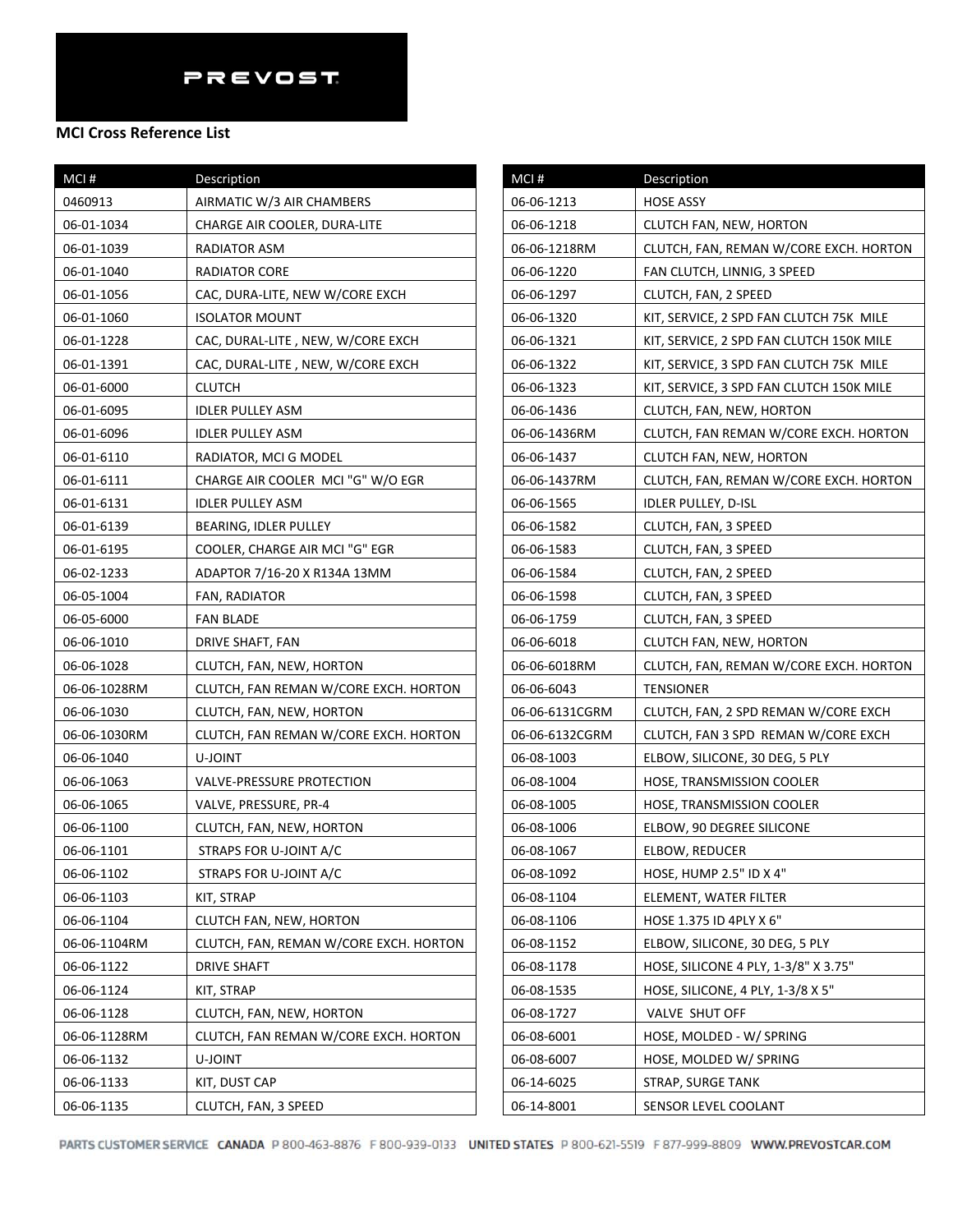PREVOST

**MCI Cross Reference List**

| MCI # | Description |
|---|---|
| 0460913 | AIRMATIC W/3 AIR CHAMBERS |
| 06-01-1034 | CHARGE AIR COOLER, DURA-LITE |
| 06-01-1039 | RADIATOR ASM |
| 06-01-1040 | RADIATOR CORE |
| 06-01-1056 | CAC, DURA-LITE, NEW W/CORE EXCH |
| 06-01-1060 | ISOLATOR MOUNT |
| 06-01-1228 | CAC, DURAL-LITE , NEW, W/CORE EXCH |
| 06-01-1391 | CAC, DURAL-LITE , NEW, W/CORE EXCH |
| 06-01-6000 | CLUTCH |
| 06-01-6095 | IDLER PULLEY ASM |
| 06-01-6096 | IDLER PULLEY ASM |
| 06-01-6110 | RADIATOR, MCI G MODEL |
| 06-01-6111 | CHARGE AIR COOLER MCI "G" W/O EGR |
| 06-01-6131 | IDLER PULLEY ASM |
| 06-01-6139 | BEARING, IDLER PULLEY |
| 06-01-6195 | COOLER, CHARGE AIR MCI "G" EGR |
| 06-02-1233 | ADAPTOR 7/16-20 X R134A 13MM |
| 06-05-1004 | FAN, RADIATOR |
| 06-05-6000 | FAN BLADE |
| 06-06-1010 | DRIVE SHAFT, FAN |
| 06-06-1028 | CLUTCH, FAN, NEW, HORTON |
| 06-06-1028RM | CLUTCH, FAN REMAN W/CORE EXCH. HORTON |
| 06-06-1030 | CLUTCH, FAN, NEW, HORTON |
| 06-06-1030RM | CLUTCH, FAN REMAN W/CORE EXCH. HORTON |
| 06-06-1040 | U-JOINT |
| 06-06-1063 | VALVE-PRESSURE PROTECTION |
| 06-06-1065 | VALVE, PRESSURE, PR-4 |
| 06-06-1100 | CLUTCH, FAN, NEW, HORTON |
| 06-06-1101 | STRAPS FOR U-JOINT A/C |
| 06-06-1102 | STRAPS FOR U-JOINT A/C |
| 06-06-1103 | KIT, STRAP |
| 06-06-1104 | CLUTCH FAN, NEW, HORTON |
| 06-06-1104RM | CLUTCH, FAN, REMAN W/CORE EXCH. HORTON |
| 06-06-1122 | DRIVE SHAFT |
| 06-06-1124 | KIT, STRAP |
| 06-06-1128 | CLUTCH, FAN, NEW, HORTON |
| 06-06-1128RM | CLUTCH, FAN REMAN W/CORE EXCH. HORTON |
| 06-06-1132 | U-JOINT |
| 06-06-1133 | KIT, DUST CAP |
| 06-06-1135 | CLUTCH, FAN, 3 SPEED |
| 06-06-1213 | HOSE ASSY |
| 06-06-1218 | CLUTCH FAN, NEW, HORTON |
| 06-06-1218RM | CLUTCH, FAN, REMAN W/CORE EXCH. HORTON |
| 06-06-1220 | FAN CLUTCH, LINNIG, 3 SPEED |
| 06-06-1297 | CLUTCH, FAN, 2 SPEED |
| 06-06-1320 | KIT, SERVICE, 2 SPD FAN CLUTCH 75K MILE |
| 06-06-1321 | KIT, SERVICE, 2 SPD FAN CLUTCH 150K MILE |
| 06-06-1322 | KIT, SERVICE, 3 SPD FAN CLUTCH 75K MILE |
| 06-06-1323 | KIT, SERVICE, 3 SPD FAN CLUTCH 150K MILE |
| 06-06-1436 | CLUTCH, FAN, NEW, HORTON |
| 06-06-1436RM | CLUTCH, FAN REMAN W/CORE EXCH. HORTON |
| 06-06-1437 | CLUTCH FAN, NEW, HORTON |
| 06-06-1437RM | CLUTCH, FAN, REMAN W/CORE EXCH. HORTON |
| 06-06-1565 | IDLER PULLEY, D-ISL |
| 06-06-1582 | CLUTCH, FAN, 3 SPEED |
| 06-06-1583 | CLUTCH, FAN, 3 SPEED |
| 06-06-1584 | CLUTCH, FAN, 2 SPEED |
| 06-06-1598 | CLUTCH, FAN, 3 SPEED |
| 06-06-1759 | CLUTCH, FAN, 3 SPEED |
| 06-06-6018 | CLUTCH FAN, NEW, HORTON |
| 06-06-6018RM | CLUTCH, FAN, REMAN W/CORE EXCH. HORTON |
| 06-06-6043 | TENSIONER |
| 06-06-6131CGRM | CLUTCH, FAN, 2 SPD REMAN W/CORE EXCH |
| 06-06-6132CGRM | CLUTCH, FAN 3 SPD REMAN W/CORE EXCH |
| 06-08-1003 | ELBOW, SILICONE, 30 DEG, 5 PLY |
| 06-08-1004 | HOSE, TRANSMISSION COOLER |
| 06-08-1005 | HOSE, TRANSMISSION COOLER |
| 06-08-1006 | ELBOW, 90 DEGREE SILICONE |
| 06-08-1067 | ELBOW, REDUCER |
| 06-08-1092 | HOSE, HUMP 2.5" ID X 4" |
| 06-08-1104 | ELEMENT, WATER FILTER |
| 06-08-1106 | HOSE 1.375 ID 4PLY X 6" |
| 06-08-1152 | ELBOW, SILICONE, 30 DEG, 5 PLY |
| 06-08-1178 | HOSE, SILICONE 4 PLY, 1-3/8" X 3.75" |
| 06-08-1535 | HOSE, SILICONE, 4 PLY, 1-3/8 X 5" |
| 06-08-1727 | VALVE SHUT OFF |
| 06-08-6001 | HOSE, MOLDED - W/ SPRING |
| 06-08-6007 | HOSE, MOLDED W/ SPRING |
| 06-14-6025 | STRAP, SURGE TANK |
| 06-14-8001 | SENSOR LEVEL COOLANT |

PARTS CUSTOMER SERVICE CANADA P 800-463-8876 F 800-939-0133 UNITED STATES P 800-621-5519 F 877-999-8809 WWW.PREVOSTCAR.COM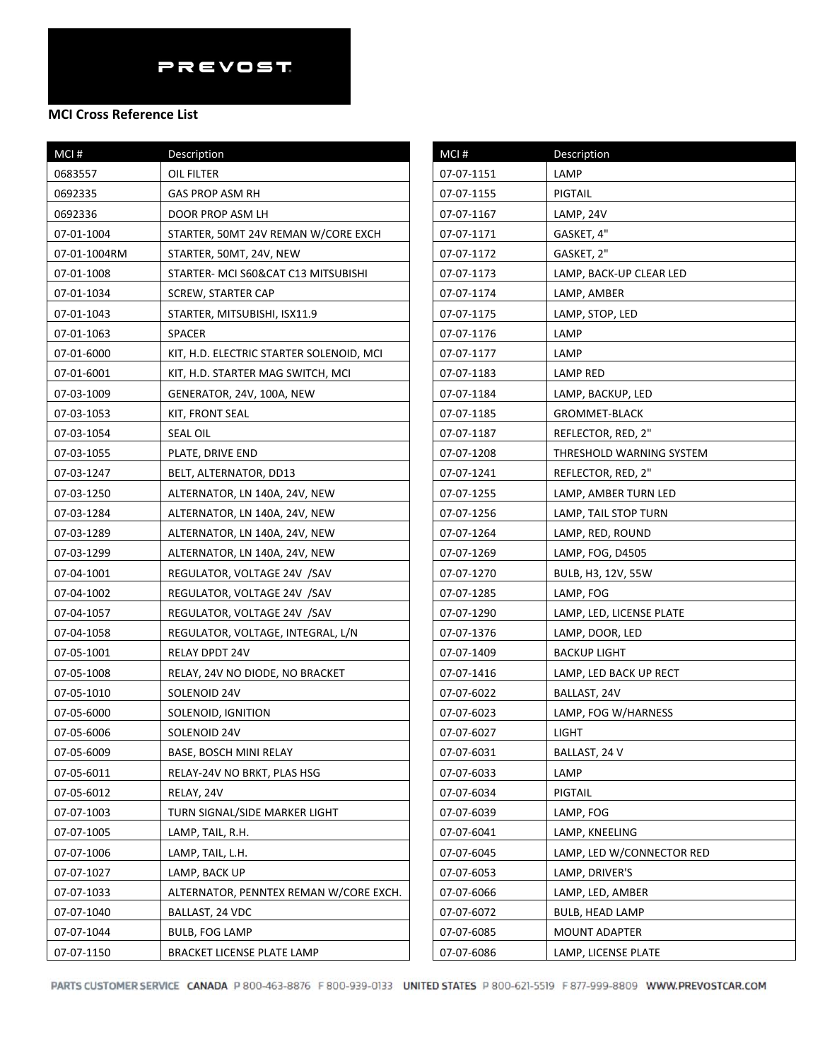PREVOST

**MCI Cross Reference List**

| MCI # | Description |
|---|---|
| 0683557 | OIL FILTER |
| 0692335 | GAS PROP ASM RH |
| 0692336 | DOOR PROP ASM LH |
| 07-01-1004 | STARTER, 50MT 24V REMAN W/CORE EXCH |
| 07-01-1004RM | STARTER, 50MT, 24V, NEW |
| 07-01-1008 | STARTER- MCI S60&CAT C13 MITSUBISHI |
| 07-01-1034 | SCREW, STARTER CAP |
| 07-01-1043 | STARTER, MITSUBISHI, ISX11.9 |
| 07-01-1063 | SPACER |
| 07-01-6000 | KIT, H.D. ELECTRIC STARTER SOLENOID, MCI |
| 07-01-6001 | KIT, H.D. STARTER MAG SWITCH, MCI |
| 07-03-1009 | GENERATOR, 24V, 100A, NEW |
| 07-03-1053 | KIT, FRONT SEAL |
| 07-03-1054 | SEAL OIL |
| 07-03-1055 | PLATE, DRIVE END |
| 07-03-1247 | BELT, ALTERNATOR, DD13 |
| 07-03-1250 | ALTERNATOR, LN 140A, 24V, NEW |
| 07-03-1284 | ALTERNATOR, LN 140A, 24V, NEW |
| 07-03-1289 | ALTERNATOR, LN 140A, 24V, NEW |
| 07-03-1299 | ALTERNATOR, LN 140A, 24V, NEW |
| 07-04-1001 | REGULATOR, VOLTAGE 24V /SAV |
| 07-04-1002 | REGULATOR, VOLTAGE 24V /SAV |
| 07-04-1057 | REGULATOR, VOLTAGE 24V /SAV |
| 07-04-1058 | REGULATOR, VOLTAGE, INTEGRAL, L/N |
| 07-05-1001 | RELAY DPDT 24V |
| 07-05-1008 | RELAY, 24V NO DIODE, NO BRACKET |
| 07-05-1010 | SOLENOID 24V |
| 07-05-6000 | SOLENOID, IGNITION |
| 07-05-6006 | SOLENOID 24V |
| 07-05-6009 | BASE, BOSCH MINI RELAY |
| 07-05-6011 | RELAY-24V NO BRKT, PLAS HSG |
| 07-05-6012 | RELAY, 24V |
| 07-07-1003 | TURN SIGNAL/SIDE MARKER LIGHT |
| 07-07-1005 | LAMP, TAIL, R.H. |
| 07-07-1006 | LAMP, TAIL, L.H. |
| 07-07-1027 | LAMP, BACK UP |
| 07-07-1033 | ALTERNATOR, PENNTEX REMAN W/CORE EXCH. |
| 07-07-1040 | BALLAST, 24 VDC |
| 07-07-1044 | BULB, FOG LAMP |
| 07-07-1150 | BRACKET LICENSE PLATE LAMP |
| 07-07-1151 | LAMP |
| 07-07-1155 | PIGTAIL |
| 07-07-1167 | LAMP, 24V |
| 07-07-1171 | GASKET, 4" |
| 07-07-1172 | GASKET, 2" |
| 07-07-1173 | LAMP, BACK-UP CLEAR LED |
| 07-07-1174 | LAMP, AMBER |
| 07-07-1175 | LAMP, STOP, LED |
| 07-07-1176 | LAMP |
| 07-07-1177 | LAMP |
| 07-07-1183 | LAMP RED |
| 07-07-1184 | LAMP, BACKUP, LED |
| 07-07-1185 | GROMMET-BLACK |
| 07-07-1187 | REFLECTOR, RED, 2" |
| 07-07-1208 | THRESHOLD WARNING SYSTEM |
| 07-07-1241 | REFLECTOR, RED, 2" |
| 07-07-1255 | LAMP, AMBER TURN LED |
| 07-07-1256 | LAMP, TAIL STOP TURN |
| 07-07-1264 | LAMP, RED, ROUND |
| 07-07-1269 | LAMP, FOG, D4505 |
| 07-07-1270 | BULB, H3, 12V, 55W |
| 07-07-1285 | LAMP, FOG |
| 07-07-1290 | LAMP, LED, LICENSE PLATE |
| 07-07-1376 | LAMP, DOOR, LED |
| 07-07-1409 | BACKUP LIGHT |
| 07-07-1416 | LAMP, LED BACK UP RECT |
| 07-07-6022 | BALLAST, 24V |
| 07-07-6023 | LAMP, FOG W/HARNESS |
| 07-07-6027 | LIGHT |
| 07-07-6031 | BALLAST, 24 V |
| 07-07-6033 | LAMP |
| 07-07-6034 | PIGTAIL |
| 07-07-6039 | LAMP, FOG |
| 07-07-6041 | LAMP, KNEELING |
| 07-07-6045 | LAMP, LED W/CONNECTOR RED |
| 07-07-6053 | LAMP, DRIVER'S |
| 07-07-6066 | LAMP, LED, AMBER |
| 07-07-6072 | BULB, HEAD LAMP |
| 07-07-6085 | MOUNT ADAPTER |
| 07-07-6086 | LAMP, LICENSE PLATE |

PARTS CUSTOMER SERVICE CANADA P 800-463-8876 F 800-939-0133 UNITED STATES P 800-621-5519 F 877-999-8809 WWW.PREVOSTCAR.COM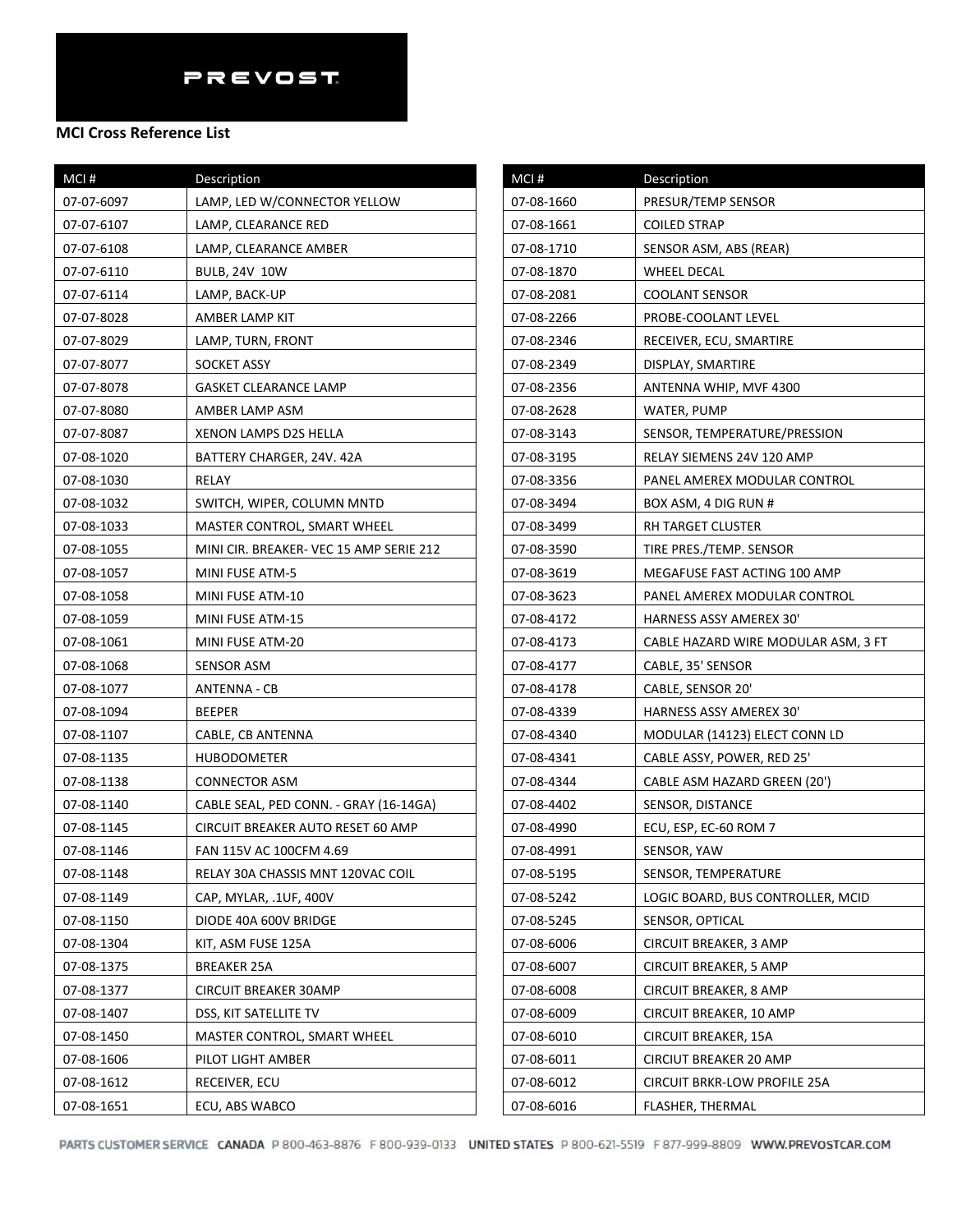PREVOST

**MCI Cross Reference List**

| MCI # | Description |
|---|---|
| 07-07-6097 | LAMP, LED W/CONNECTOR YELLOW |
| 07-07-6107 | LAMP, CLEARANCE RED |
| 07-07-6108 | LAMP, CLEARANCE AMBER |
| 07-07-6110 | BULB, 24V 10W |
| 07-07-6114 | LAMP, BACK-UP |
| 07-07-8028 | AMBER LAMP KIT |
| 07-07-8029 | LAMP, TURN, FRONT |
| 07-07-8077 | SOCKET ASSY |
| 07-07-8078 | GASKET CLEARANCE LAMP |
| 07-07-8080 | AMBER LAMP ASM |
| 07-07-8087 | XENON LAMPS D2S HELLA |
| 07-08-1020 | BATTERY CHARGER, 24V. 42A |
| 07-08-1030 | RELAY |
| 07-08-1032 | SWITCH, WIPER, COLUMN MNTD |
| 07-08-1033 | MASTER CONTROL, SMART WHEEL |
| 07-08-1055 | MINI CIR. BREAKER- VEC 15 AMP SERIE 212 |
| 07-08-1057 | MINI FUSE ATM-5 |
| 07-08-1058 | MINI FUSE ATM-10 |
| 07-08-1059 | MINI FUSE ATM-15 |
| 07-08-1061 | MINI FUSE ATM-20 |
| 07-08-1068 | SENSOR ASM |
| 07-08-1077 | ANTENNA - CB |
| 07-08-1094 | BEEPER |
| 07-08-1107 | CABLE, CB ANTENNA |
| 07-08-1135 | HUBODOMETER |
| 07-08-1138 | CONNECTOR ASM |
| 07-08-1140 | CABLE SEAL, PED CONN. - GRAY (16-14GA) |
| 07-08-1145 | CIRCUIT BREAKER AUTO RESET 60 AMP |
| 07-08-1146 | FAN 115V AC 100CFM 4.69 |
| 07-08-1148 | RELAY 30A CHASSIS MNT 120VAC COIL |
| 07-08-1149 | CAP, MYLAR, .1UF, 400V |
| 07-08-1150 | DIODE 40A 600V BRIDGE |
| 07-08-1304 | KIT, ASM FUSE 125A |
| 07-08-1375 | BREAKER 25A |
| 07-08-1377 | CIRCUIT BREAKER 30AMP |
| 07-08-1407 | DSS, KIT SATELLITE TV |
| 07-08-1450 | MASTER CONTROL, SMART WHEEL |
| 07-08-1606 | PILOT LIGHT AMBER |
| 07-08-1612 | RECEIVER, ECU |
| 07-08-1651 | ECU, ABS WABCO |
| 07-08-1660 | PRESUR/TEMP SENSOR |
| 07-08-1661 | COILED STRAP |
| 07-08-1710 | SENSOR ASM, ABS (REAR) |
| 07-08-1870 | WHEEL DECAL |
| 07-08-2081 | COOLANT SENSOR |
| 07-08-2266 | PROBE-COOLANT LEVEL |
| 07-08-2346 | RECEIVER, ECU, SMARTIRE |
| 07-08-2349 | DISPLAY, SMARTIRE |
| 07-08-2356 | ANTENNA WHIP, MVF 4300 |
| 07-08-2628 | WATER, PUMP |
| 07-08-3143 | SENSOR, TEMPERATURE/PRESSION |
| 07-08-3195 | RELAY SIEMENS 24V 120 AMP |
| 07-08-3356 | PANEL AMEREX MODULAR CONTROL |
| 07-08-3494 | BOX ASM, 4 DIG RUN # |
| 07-08-3499 | RH TARGET CLUSTER |
| 07-08-3590 | TIRE PRES./TEMP. SENSOR |
| 07-08-3619 | MEGAFUSE FAST ACTING 100 AMP |
| 07-08-3623 | PANEL AMEREX MODULAR CONTROL |
| 07-08-4172 | HARNESS ASSY AMEREX 30' |
| 07-08-4173 | CABLE HAZARD WIRE MODULAR ASM, 3 FT |
| 07-08-4177 | CABLE, 35' SENSOR |
| 07-08-4178 | CABLE, SENSOR 20' |
| 07-08-4339 | HARNESS ASSY AMEREX 30' |
| 07-08-4340 | MODULAR (14123) ELECT CONN LD |
| 07-08-4341 | CABLE ASSY, POWER, RED 25' |
| 07-08-4344 | CABLE ASM HAZARD GREEN (20') |
| 07-08-4402 | SENSOR, DISTANCE |
| 07-08-4990 | ECU, ESP, EC-60 ROM 7 |
| 07-08-4991 | SENSOR, YAW |
| 07-08-5195 | SENSOR, TEMPERATURE |
| 07-08-5242 | LOGIC BOARD, BUS CONTROLLER, MCID |
| 07-08-5245 | SENSOR, OPTICAL |
| 07-08-6006 | CIRCUIT BREAKER, 3 AMP |
| 07-08-6007 | CIRCUIT BREAKER, 5 AMP |
| 07-08-6008 | CIRCUIT BREAKER, 8 AMP |
| 07-08-6009 | CIRCUIT BREAKER, 10 AMP |
| 07-08-6010 | CIRCUIT BREAKER, 15A |
| 07-08-6011 | CIRIUT BREAKER 20 AMP |
| 07-08-6012 | CIRCUIT BRKR-LOW PROFILE 25A |
| 07-08-6016 | FLASHER, THERMAL |

PARTS CUSTOMER SERVICE CANADA P 800-463-8876 F 800-939-0133 UNITED STATES P 800-621-5519 F 877-999-8809 WWW.PREVOSTCAR.COM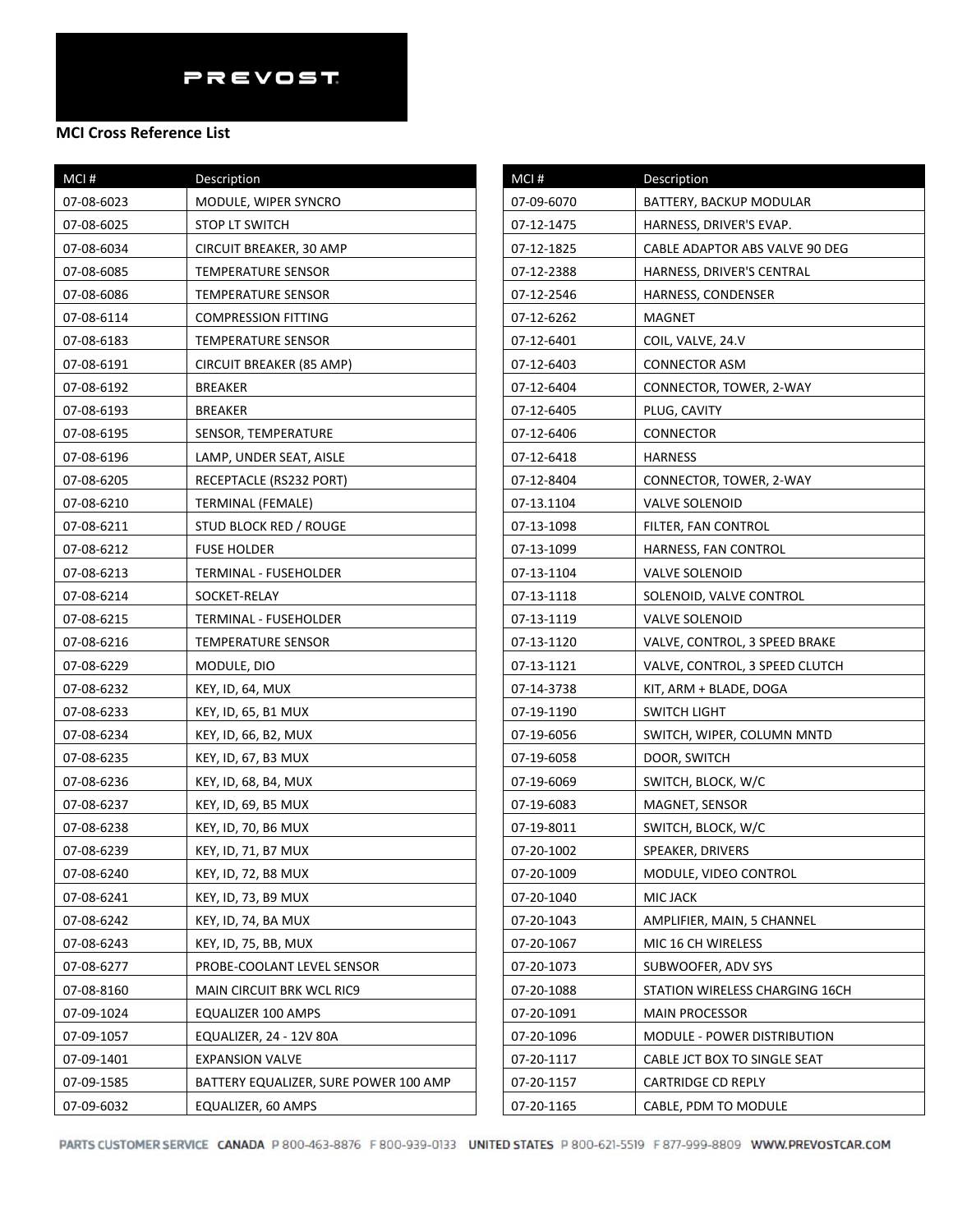PREVOST

**MCI Cross Reference List**

| MCI # | Description |
|---|---|
| 07-08-6023 | MODULE, WIPER SYNCRO |
| 07-08-6025 | STOP LT SWITCH |
| 07-08-6034 | CIRCUIT BREAKER, 30 AMP |
| 07-08-6085 | TEMPERATURE SENSOR |
| 07-08-6086 | TEMPERATURE SENSOR |
| 07-08-6114 | COMPRESSION FITTING |
| 07-08-6183 | TEMPERATURE SENSOR |
| 07-08-6191 | CIRCUIT BREAKER (85 AMP) |
| 07-08-6192 | BREAKER |
| 07-08-6193 | BREAKER |
| 07-08-6195 | SENSOR, TEMPERATURE |
| 07-08-6196 | LAMP, UNDER SEAT, AISLE |
| 07-08-6205 | RECEPTACLE (RS232 PORT) |
| 07-08-6210 | TERMINAL (FEMALE) |
| 07-08-6211 | STUD BLOCK RED / ROUGE |
| 07-08-6212 | FUSE HOLDER |
| 07-08-6213 | TERMINAL - FUSEHOLDER |
| 07-08-6214 | SOCKET-RELAY |
| 07-08-6215 | TERMINAL - FUSEHOLDER |
| 07-08-6216 | TEMPERATURE SENSOR |
| 07-08-6229 | MODULE, DIO |
| 07-08-6232 | KEY, ID, 64, MUX |
| 07-08-6233 | KEY, ID, 65, B1 MUX |
| 07-08-6234 | KEY, ID, 66, B2, MUX |
| 07-08-6235 | KEY, ID, 67, B3 MUX |
| 07-08-6236 | KEY, ID, 68, B4, MUX |
| 07-08-6237 | KEY, ID, 69, B5 MUX |
| 07-08-6238 | KEY, ID, 70, B6 MUX |
| 07-08-6239 | KEY, ID, 71, B7 MUX |
| 07-08-6240 | KEY, ID, 72, B8 MUX |
| 07-08-6241 | KEY, ID, 73, B9 MUX |
| 07-08-6242 | KEY, ID, 74, BA MUX |
| 07-08-6243 | KEY, ID, 75, BB, MUX |
| 07-08-6277 | PROBE-COOLANT LEVEL SENSOR |
| 07-08-8160 | MAIN CIRCUIT BRK WCL RIC9 |
| 07-09-1024 | EQUALIZER 100 AMPS |
| 07-09-1057 | EQUALIZER, 24 - 12V 80A |
| 07-09-1401 | EXPANSION VALVE |
| 07-09-1585 | BATTERY EQUALIZER, SURE POWER 100 AMP |
| 07-09-6032 | EQUALIZER, 60 AMPS |
| 07-09-6070 | BATTERY, BACKUP MODULAR |
| 07-12-1475 | HARNESS, DRIVER'S EVAP. |
| 07-12-1825 | CABLE ADAPTOR ABS VALVE 90 DEG |
| 07-12-2388 | HARNESS, DRIVER'S CENTRAL |
| 07-12-2546 | HARNESS, CONDENSER |
| 07-12-6262 | MAGNET |
| 07-12-6401 | COIL, VALVE, 24.V |
| 07-12-6403 | CONNECTOR ASM |
| 07-12-6404 | CONNECTOR, TOWER, 2-WAY |
| 07-12-6405 | PLUG, CAVITY |
| 07-12-6406 | CONNECTOR |
| 07-12-6418 | HARNESS |
| 07-12-8404 | CONNECTOR, TOWER, 2-WAY |
| 07-13.1104 | VALVE SOLENOID |
| 07-13-1098 | FILTER, FAN CONTROL |
| 07-13-1099 | HARNESS, FAN CONTROL |
| 07-13-1104 | VALVE SOLENOID |
| 07-13-1118 | SOLENOID, VALVE CONTROL |
| 07-13-1119 | VALVE SOLENOID |
| 07-13-1120 | VALVE, CONTROL, 3 SPEED BRAKE |
| 07-13-1121 | VALVE, CONTROL, 3 SPEED CLUTCH |
| 07-14-3738 | KIT, ARM + BLADE, DOGA |
| 07-19-1190 | SWITCH LIGHT |
| 07-19-6056 | SWITCH, WIPER, COLUMN MNTD |
| 07-19-6058 | DOOR, SWITCH |
| 07-19-6069 | SWITCH, BLOCK, W/C |
| 07-19-6083 | MAGNET, SENSOR |
| 07-19-8011 | SWITCH, BLOCK, W/C |
| 07-20-1002 | SPEAKER, DRIVERS |
| 07-20-1009 | MODULE, VIDEO CONTROL |
| 07-20-1040 | MIC JACK |
| 07-20-1043 | AMPLIFIER, MAIN, 5 CHANNEL |
| 07-20-1067 | MIC 16 CH WIRELESS |
| 07-20-1073 | SUBWOOFER, ADV SYS |
| 07-20-1088 | STATION WIRELESS CHARGING 16CH |
| 07-20-1091 | MAIN PROCESSOR |
| 07-20-1096 | MODULE - POWER DISTRIBUTION |
| 07-20-1117 | CABLE JCT BOX TO SINGLE SEAT |
| 07-20-1157 | CARTRIDGE CD REPLY |
| 07-20-1165 | CABLE, PDM TO MODULE |

PARTS CUSTOMER SERVICE CANADA P 800-463-8876 F 800-939-0133 UNITED STATES P 800-621-5519 F 877-999-8809 WWW.PREVOSTCAR.COM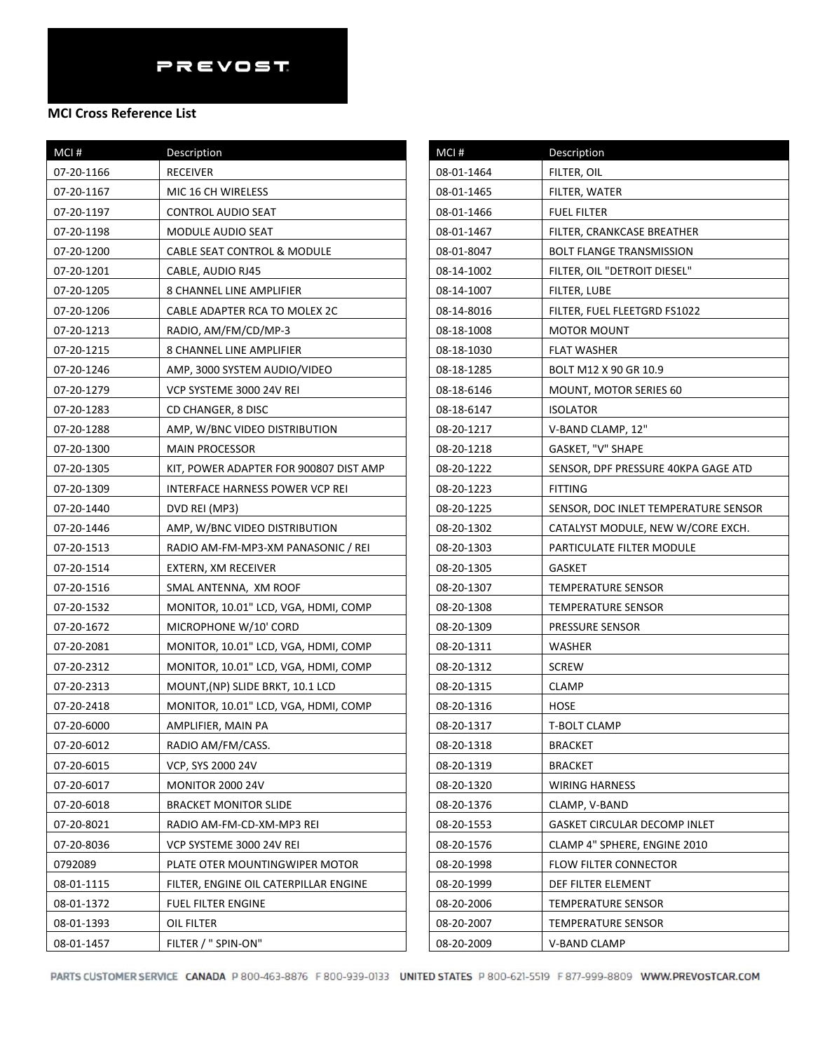PREVOST

**MCI Cross Reference List**

| MCI # | Description |
| --- | --- |
| 07-20-1166 | RECEIVER |
| 07-20-1167 | MIC 16 CH WIRELESS |
| 07-20-1197 | CONTROL AUDIO SEAT |
| 07-20-1198 | MODULE AUDIO SEAT |
| 07-20-1200 | CABLE SEAT CONTROL & MODULE |
| 07-20-1201 | CABLE, AUDIO RJ45 |
| 07-20-1205 | 8 CHANNEL LINE AMPLIFIER |
| 07-20-1206 | CABLE ADAPTER RCA TO MOLEX 2C |
| 07-20-1213 | RADIO, AM/FM/CD/MP-3 |
| 07-20-1215 | 8 CHANNEL LINE AMPLIFIER |
| 07-20-1246 | AMP, 3000 SYSTEM AUDIO/VIDEO |
| 07-20-1279 | VCP SYSTEME 3000 24V REI |
| 07-20-1283 | CD CHANGER, 8 DISC |
| 07-20-1288 | AMP, W/BNC VIDEO DISTRIBUTION |
| 07-20-1300 | MAIN PROCESSOR |
| 07-20-1305 | KIT, POWER ADAPTER FOR 900807 DIST AMP |
| 07-20-1309 | INTERFACE HARNESS POWER VCP REI |
| 07-20-1440 | DVD REI (MP3) |
| 07-20-1446 | AMP, W/BNC VIDEO DISTRIBUTION |
| 07-20-1513 | RADIO AM-FM-MP3-XM PANASONIC / REI |
| 07-20-1514 | EXTERN, XM RECEIVER |
| 07-20-1516 | SMAL ANTENNA, XM ROOF |
| 07-20-1532 | MONITOR, 10.01" LCD, VGA, HDMI, COMP |
| 07-20-1672 | MICROPHONE W/10' CORD |
| 07-20-2081 | MONITOR, 10.01" LCD, VGA, HDMI, COMP |
| 07-20-2312 | MONITOR, 10.01" LCD, VGA, HDMI, COMP |
| 07-20-2313 | MOUNT,(NP) SLIDE BRKT, 10.1 LCD |
| 07-20-2418 | MONITOR, 10.01" LCD, VGA, HDMI, COMP |
| 07-20-6000 | AMPLIFIER, MAIN PA |
| 07-20-6012 | RADIO AM/FM/CASS. |
| 07-20-6015 | VCP, SYS 2000 24V |
| 07-20-6017 | MONITOR 2000 24V |
| 07-20-6018 | BRACKET MONITOR SLIDE |
| 07-20-8021 | RADIO AM-FM-CD-XM-MP3 REI |
| 07-20-8036 | VCP SYSTEME 3000 24V REI |
| 0792089 | PLATE OTER MOUNTINGWIPER MOTOR |
| 08-01-1115 | FILTER, ENGINE OIL CATERPILLAR ENGINE |
| 08-01-1372 | FUEL FILTER ENGINE |
| 08-01-1393 | OIL FILTER |
| 08-01-1457 | FILTER / " SPIN-ON" |
| 08-01-1464 | FILTER, OIL |
| 08-01-1465 | FILTER, WATER |
| 08-01-1466 | FUEL FILTER |
| 08-01-1467 | FILTER, CRANKCASE BREATHER |
| 08-01-8047 | BOLT FLANGE TRANSMISSION |
| 08-14-1002 | FILTER, OIL "DETROIT DIESEL" |
| 08-14-1007 | FILTER, LUBE |
| 08-14-8016 | FILTER, FUEL FLEETGRD FS1022 |
| 08-18-1008 | MOTOR MOUNT |
| 08-18-1030 | FLAT WASHER |
| 08-18-1285 | BOLT M12 X 90 GR 10.9 |
| 08-18-6146 | MOUNT, MOTOR SERIES 60 |
| 08-18-6147 | ISOLATOR |
| 08-20-1217 | V-BAND CLAMP, 12" |
| 08-20-1218 | GASKET, "V" SHAPE |
| 08-20-1222 | SENSOR, DPF PRESSURE 40KPA GAGE ATD |
| 08-20-1223 | FITTING |
| 08-20-1225 | SENSOR, DOC INLET TEMPERATURE SENSOR |
| 08-20-1302 | CATALYST MODULE, NEW W/CORE EXCH. |
| 08-20-1303 | PARTICULATE FILTER MODULE |
| 08-20-1305 | GASKET |
| 08-20-1307 | TEMPERATURE SENSOR |
| 08-20-1308 | TEMPERATURE SENSOR |
| 08-20-1309 | PRESSURE SENSOR |
| 08-20-1311 | WASHER |
| 08-20-1312 | SCREW |
| 08-20-1315 | CLAMP |
| 08-20-1316 | HOSE |
| 08-20-1317 | T-BOLT CLAMP |
| 08-20-1318 | BRACKET |
| 08-20-1319 | BRACKET |
| 08-20-1320 | WIRING HARNESS |
| 08-20-1376 | CLAMP, V-BAND |
| 08-20-1553 | GASKET CIRCULAR DECOMP INLET |
| 08-20-1576 | CLAMP 4" SPHERE, ENGINE 2010 |
| 08-20-1998 | FLOW FILTER CONNECTOR |
| 08-20-1999 | DEF FILTER ELEMENT |
| 08-20-2006 | TEMPERATURE SENSOR |
| 08-20-2007 | TEMPERATURE SENSOR |
| 08-20-2009 | V-BAND CLAMP |

PARTS CUSTOMER SERVICE CANADA P 800-463-8876 F 800-939-0133 UNITED STATES P 800-621-5519 F 877-999-8809 WWW.PREVOSTCAR.COM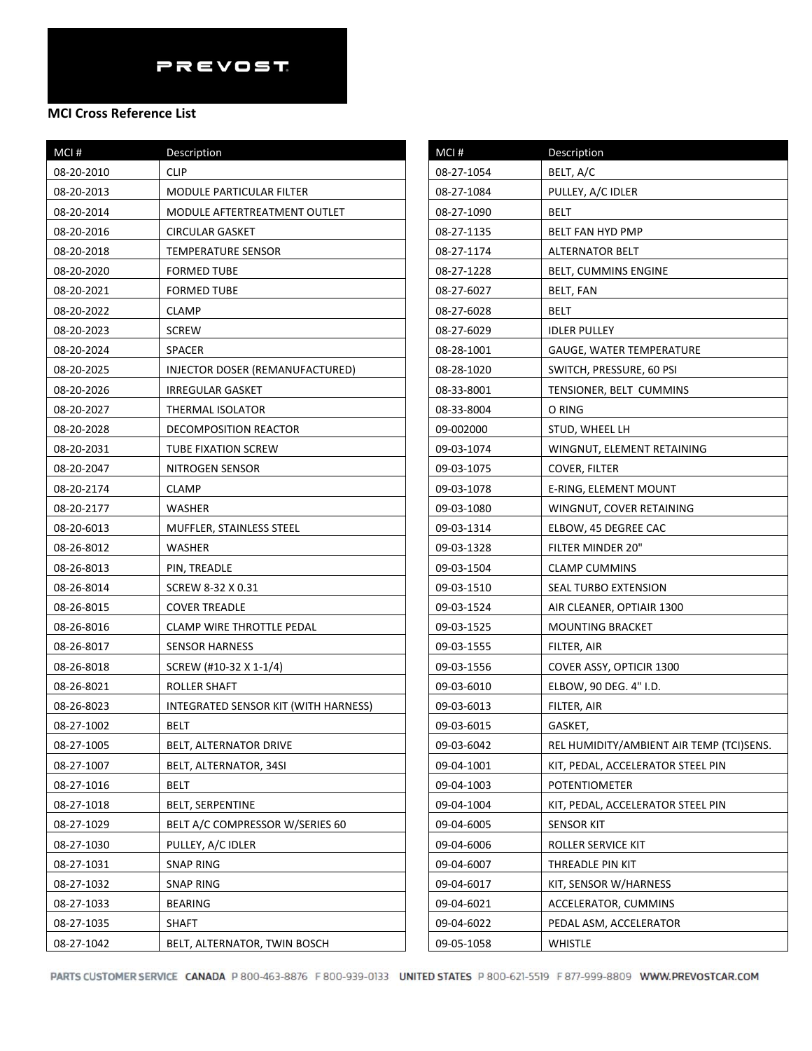PREVOST

**MCI Cross Reference List**

| MCI # | Description |
|---|---|
| 08-20-2010 | CLIP |
| 08-20-2013 | MODULE PARTICULAR FILTER |
| 08-20-2014 | MODULE AFTERTREATMENT OUTLET |
| 08-20-2016 | CIRCULAR GASKET |
| 08-20-2018 | TEMPERATURE SENSOR |
| 08-20-2020 | FORMED TUBE |
| 08-20-2021 | FORMED TUBE |
| 08-20-2022 | CLAMP |
| 08-20-2023 | SCREW |
| 08-20-2024 | SPACER |
| 08-20-2025 | INJECTOR DOSER (REMANUFACTURED) |
| 08-20-2026 | IRREGULAR GASKET |
| 08-20-2027 | THERMAL ISOLATOR |
| 08-20-2028 | DECOMPOSITION REACTOR |
| 08-20-2031 | TUBE FIXATION SCREW |
| 08-20-2047 | NITROGEN SENSOR |
| 08-20-2174 | CLAMP |
| 08-20-2177 | WASHER |
| 08-20-6013 | MUFFLER, STAINLESS STEEL |
| 08-26-8012 | WASHER |
| 08-26-8013 | PIN, TREADLE |
| 08-26-8014 | SCREW 8-32 X 0.31 |
| 08-26-8015 | COVER TREADLE |
| 08-26-8016 | CLAMP WIRE THROTTLE PEDAL |
| 08-26-8017 | SENSOR HARNESS |
| 08-26-8018 | SCREW (#10-32 X 1-1/4) |
| 08-26-8021 | ROLLER SHAFT |
| 08-26-8023 | INTEGRATED SENSOR KIT (WITH HARNESS) |
| 08-27-1002 | BELT |
| 08-27-1005 | BELT, ALTERNATOR DRIVE |
| 08-27-1007 | BELT, ALTERNATOR, 34SI |
| 08-27-1016 | BELT |
| 08-27-1018 | BELT, SERPENTINE |
| 08-27-1029 | BELT A/C COMPRESSOR W/SERIES 60 |
| 08-27-1030 | PULLEY, A/C IDLER |
| 08-27-1031 | SNAP RING |
| 08-27-1032 | SNAP RING |
| 08-27-1033 | BEARING |
| 08-27-1035 | SHAFT |
| 08-27-1042 | BELT, ALTERNATOR, TWIN BOSCH |
| 08-27-1054 | BELT, A/C |
| 08-27-1084 | PULLEY, A/C IDLER |
| 08-27-1090 | BELT |
| 08-27-1135 | BELT FAN HYD PMP |
| 08-27-1174 | ALTERNATOR BELT |
| 08-27-1228 | BELT, CUMMINS ENGINE |
| 08-27-6027 | BELT, FAN |
| 08-27-6028 | BELT |
| 08-27-6029 | IDLER PULLEY |
| 08-28-1001 | GAUGE, WATER TEMPERATURE |
| 08-28-1020 | SWITCH, PRESSURE, 60 PSI |
| 08-33-8001 | TENSIONER, BELT CUMMINS |
| 08-33-8004 | O RING |
| 09-002000 | STUD, WHEEL LH |
| 09-03-1074 | WINGNUT, ELEMENT RETAINING |
| 09-03-1075 | COVER, FILTER |
| 09-03-1078 | E-RING, ELEMENT MOUNT |
| 09-03-1080 | WINGNUT, COVER RETAINING |
| 09-03-1314 | ELBOW, 45 DEGREE CAC |
| 09-03-1328 | FILTER MINDER 20" |
| 09-03-1504 | CLAMP CUMMINS |
| 09-03-1510 | SEAL TURBO EXTENSION |
| 09-03-1524 | AIR CLEANER, OPTIAIR 1300 |
| 09-03-1525 | MOUNTING BRACKET |
| 09-03-1555 | FILTER, AIR |
| 09-03-1556 | COVER ASSY, OPTICIR 1300 |
| 09-03-6010 | ELBOW, 90 DEG. 4" I.D. |
| 09-03-6013 | FILTER, AIR |
| 09-03-6015 | GASKET, |
| 09-03-6042 | REL HUMIDITY/AMBIENT AIR TEMP (TCI)SENS. |
| 09-04-1001 | KIT, PEDAL, ACCELERATOR STEEL PIN |
| 09-04-1003 | POTENTIOMETER |
| 09-04-1004 | KIT, PEDAL, ACCELERATOR STEEL PIN |
| 09-04-6005 | SENSOR KIT |
| 09-04-6006 | ROLLER SERVICE KIT |
| 09-04-6007 | THREADLE PIN KIT |
| 09-04-6017 | KIT, SENSOR W/HARNESS |
| 09-04-6021 | ACCELERATOR, CUMMINS |
| 09-04-6022 | PEDAL ASM, ACCELERATOR |
| 09-05-1058 | WHISTLE |

PARTS CUSTOMER SERVICE CANADA P 800-463-8876 F 800-939-0133 UNITED STATES P 800-621-5519 F 877-999-8809 WWW.PREVOSTCAR.COM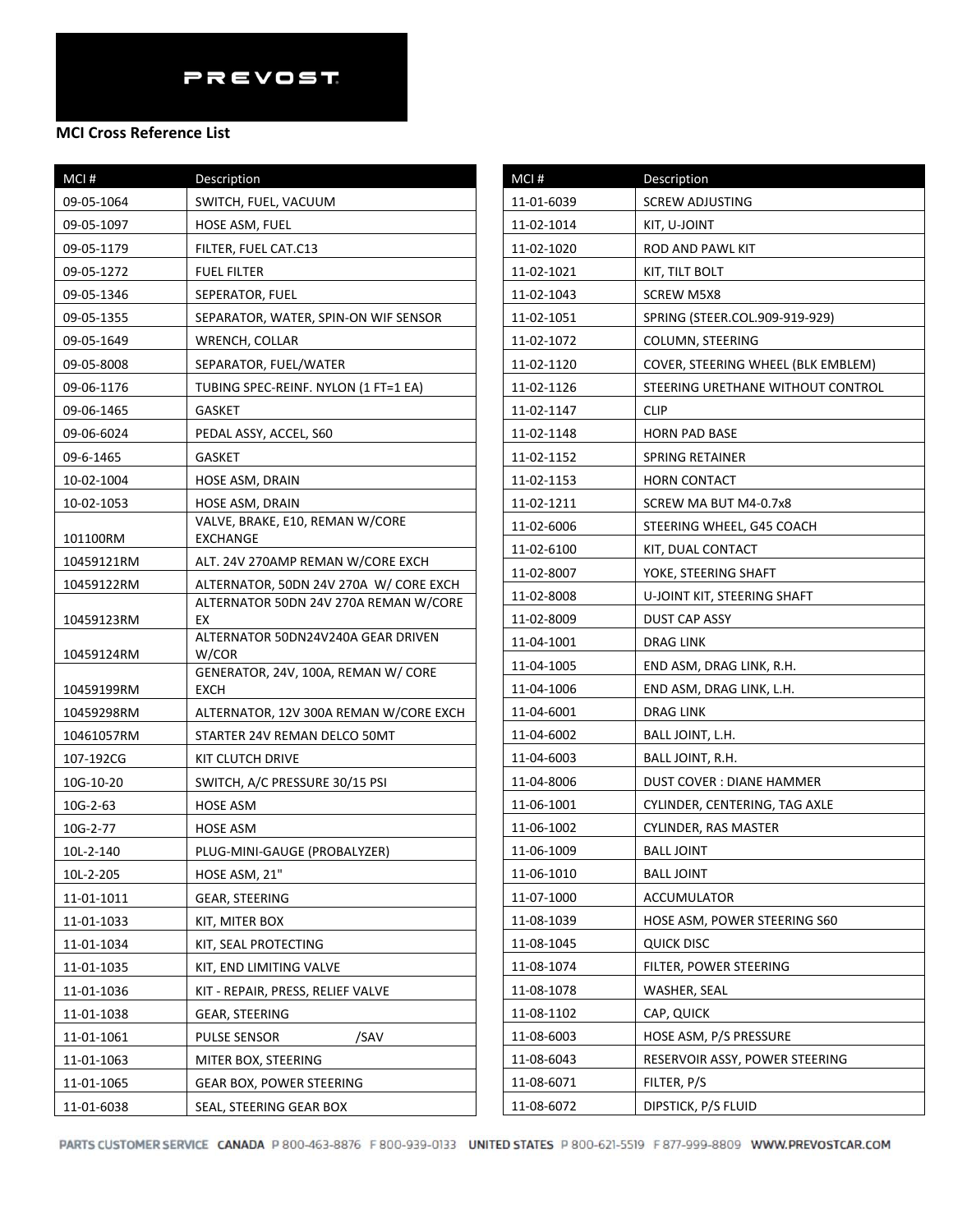PREVOST

**MCI Cross Reference List**

| MCI # | Description |
|---|---|
| 09-05-1064 | SWITCH, FUEL, VACUUM |
| 09-05-1097 | HOSE ASM, FUEL |
| 09-05-1179 | FILTER, FUEL CAT.C13 |
| 09-05-1272 | FUEL FILTER |
| 09-05-1346 | SEPERATOR, FUEL |
| 09-05-1355 | SEPARATOR, WATER, SPIN-ON WIF SENSOR |
| 09-05-1649 | WRENCH, COLLAR |
| 09-05-8008 | SEPARATOR, FUEL/WATER |
| 09-06-1176 | TUBING SPEC-REINF. NYLON (1 FT=1 EA) |
| 09-06-1465 | GASKET |
| 09-06-6024 | PEDAL ASSY, ACCEL, S60 |
| 09-6-1465 | GASKET |
| 10-02-1004 | HOSE ASM, DRAIN |
| 10-02-1053 | HOSE ASM, DRAIN |
| 101100RM | VALVE, BRAKE, E10, REMAN W/CORE EXCHANGE |
| 10459121RM | ALT. 24V 270AMP REMAN W/CORE EXCH |
| 10459122RM | ALTERNATOR, 50DN 24V 270A W/ CORE EXCH |
| 10459123RM | ALTERNATOR 50DN 24V 270A REMAN W/CORE EX |
| 10459124RM | ALTERNATOR 50DN24V240A GEAR DRIVEN W/COR |
| 10459199RM | GENERATOR, 24V, 100A, REMAN W/ CORE EXCH |
| 10459298RM | ALTERNATOR, 12V 300A REMAN W/CORE EXCH |
| 10461057RM | STARTER 24V REMAN DELCO 50MT |
| 107-192CG | KIT CLUTCH DRIVE |
| 10G-10-20 | SWITCH, A/C PRESSURE 30/15 PSI |
| 10G-2-63 | HOSE ASM |
| 10G-2-77 | HOSE ASM |
| 10L-2-140 | PLUG-MINI-GAUGE (PROBALYZER) |
| 10L-2-205 | HOSE ASM, 21" |
| 11-01-1011 | GEAR, STEERING |
| 11-01-1033 | KIT, MITER BOX |
| 11-01-1034 | KIT, SEAL PROTECTING |
| 11-01-1035 | KIT, END LIMITING VALVE |
| 11-01-1036 | KIT - REPAIR, PRESS, RELIEF VALVE |
| 11-01-1038 | GEAR, STEERING |
| 11-01-1061 | PULSE SENSOR /SAV |
| 11-01-1063 | MITER BOX, STEERING |
| 11-01-1065 | GEAR BOX, POWER STEERING |
| 11-01-6038 | SEAL, STEERING GEAR BOX |
| 11-01-6039 | SCREW ADJUSTING |
| 11-02-1014 | KIT, U-JOINT |
| 11-02-1020 | ROD AND PAWL KIT |
| 11-02-1021 | KIT, TILT BOLT |
| 11-02-1043 | SCREW M5X8 |
| 11-02-1051 | SPRING (STEER.COL.909-919-929) |
| 11-02-1072 | COLUMN, STEERING |
| 11-02-1120 | COVER, STEERING WHEEL (BLK EMBLEM) |
| 11-02-1126 | STEERING URETHANE WITHOUT CONTROL |
| 11-02-1147 | CLIP |
| 11-02-1148 | HORN PAD BASE |
| 11-02-1152 | SPRING RETAINER |
| 11-02-1153 | HORN CONTACT |
| 11-02-1211 | SCREW MA BUT M4-0.7x8 |
| 11-02-6006 | STEERING WHEEL, G45 COACH |
| 11-02-6100 | KIT, DUAL CONTACT |
| 11-02-8007 | YOKE, STEERING SHAFT |
| 11-02-8008 | U-JOINT KIT, STEERING SHAFT |
| 11-02-8009 | DUST CAP ASSY |
| 11-04-1001 | DRAG LINK |
| 11-04-1005 | END ASM, DRAG LINK, R.H. |
| 11-04-1006 | END ASM, DRAG LINK, L.H. |
| 11-04-6001 | DRAG LINK |
| 11-04-6002 | BALL JOINT, L.H. |
| 11-04-6003 | BALL JOINT, R.H. |
| 11-04-8006 | DUST COVER : DIANE HAMMER |
| 11-06-1001 | CYLINDER, CENTERING, TAG AXLE |
| 11-06-1002 | CYLINDER, RAS MASTER |
| 11-06-1009 | BALL JOINT |
| 11-06-1010 | BALL JOINT |
| 11-07-1000 | ACCUMULATOR |
| 11-08-1039 | HOSE ASM, POWER STEERING S60 |
| 11-08-1045 | QUICK DISC |
| 11-08-1074 | FILTER, POWER STEERING |
| 11-08-1078 | WASHER, SEAL |
| 11-08-1102 | CAP, QUICK |
| 11-08-6003 | HOSE ASM, P/S PRESSURE |
| 11-08-6043 | RESERVOIR ASSY, POWER STEERING |
| 11-08-6071 | FILTER, P/S |
| 11-08-6072 | DIPSTICK, P/S FLUID |

PARTS CUSTOMER SERVICE CANADA P 800-463-8876 F 800-939-0133 UNITED STATES P 800-621-5519 F 877-999-8809 WWW.PREVOSTCAR.COM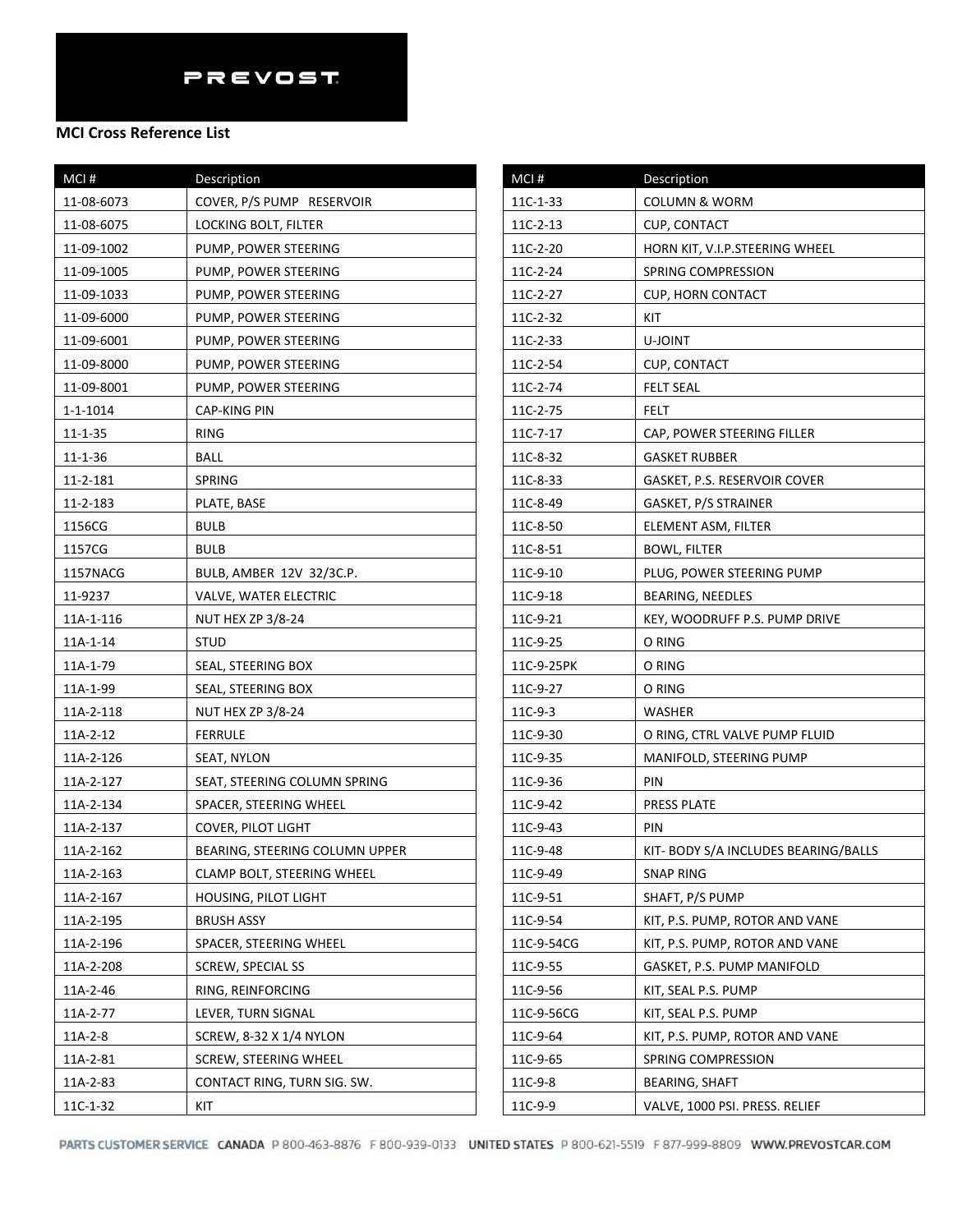PREVOST

**MCI Cross Reference List**

| MCI # | Description |
|---|---|
| 11-08-6073 | COVER, P/S PUMP RESERVOIR |
| 11-08-6075 | LOCKING BOLT, FILTER |
| 11-09-1002 | PUMP, POWER STEERING |
| 11-09-1005 | PUMP, POWER STEERING |
| 11-09-1033 | PUMP, POWER STEERING |
| 11-09-6000 | PUMP, POWER STEERING |
| 11-09-6001 | PUMP, POWER STEERING |
| 11-09-8000 | PUMP, POWER STEERING |
| 11-09-8001 | PUMP, POWER STEERING |
| 1-1-1014 | CAP-KING PIN |
| 11-1-35 | RING |
| 11-1-36 | BALL |
| 11-2-181 | SPRING |
| 11-2-183 | PLATE, BASE |
| 1156CG | BULB |
| 1157CG | BULB |
| 1157NACG | BULB, AMBER 12V 32/3C.P. |
| 11-9237 | VALVE, WATER ELECTRIC |
| 11A-1-116 | NUT HEX ZP 3/8-24 |
| 11A-1-14 | STUD |
| 11A-1-79 | SEAL, STEERING BOX |
| 11A-1-99 | SEAL, STEERING BOX |
| 11A-2-118 | NUT HEX ZP 3/8-24 |
| 11A-2-12 | FERRULE |
| 11A-2-126 | SEAT, NYLON |
| 11A-2-127 | SEAT, STEERING COLUMN SPRING |
| 11A-2-134 | SPACER, STEERING WHEEL |
| 11A-2-137 | COVER, PILOT LIGHT |
| 11A-2-162 | BEARING, STEERING COLUMN UPPER |
| 11A-2-163 | CLAMP BOLT, STEERING WHEEL |
| 11A-2-167 | HOUSING, PILOT LIGHT |
| 11A-2-195 | BRUSH ASSY |
| 11A-2-196 | SPACER, STEERING WHEEL |
| 11A-2-208 | SCREW, SPECIAL SS |
| 11A-2-46 | RING, REINFORCING |
| 11A-2-77 | LEVER, TURN SIGNAL |
| 11A-2-8 | SCREW, 8-32 X 1/4 NYLON |
| 11A-2-81 | SCREW, STEERING WHEEL |
| 11A-2-83 | CONTACT RING, TURN SIG. SW. |
| 11C-1-32 | KIT |
| 11C-1-33 | COLUMN & WORM |
| 11C-2-13 | CUP, CONTACT |
| 11C-2-20 | HORN KIT, V.I.P.STEERING WHEEL |
| 11C-2-24 | SPRING COMPRESSION |
| 11C-2-27 | CUP, HORN CONTACT |
| 11C-2-32 | KIT |
| 11C-2-33 | U-JOINT |
| 11C-2-54 | CUP, CONTACT |
| 11C-2-74 | FELT SEAL |
| 11C-2-75 | FELT |
| 11C-7-17 | CAP, POWER STEERING FILLER |
| 11C-8-32 | GASKET RUBBER |
| 11C-8-33 | GASKET, P.S. RESERVOIR COVER |
| 11C-8-49 | GASKET, P/S STRAINER |
| 11C-8-50 | ELEMENT ASM, FILTER |
| 11C-8-51 | BOWL, FILTER |
| 11C-9-10 | PLUG, POWER STEERING PUMP |
| 11C-9-18 | BEARING, NEEDLES |
| 11C-9-21 | KEY, WOODRUFF P.S. PUMP DRIVE |
| 11C-9-25 | O RING |
| 11C-9-25PK | O RING |
| 11C-9-27 | O RING |
| 11C-9-3 | WASHER |
| 11C-9-30 | O RING, CTRL VALVE PUMP FLUID |
| 11C-9-35 | MANIFOLD, STEERING PUMP |
| 11C-9-36 | PIN |
| 11C-9-42 | PRESS PLATE |
| 11C-9-43 | PIN |
| 11C-9-48 | KIT- BODY S/A INCLUDES BEARING/BALLS |
| 11C-9-49 | SNAP RING |
| 11C-9-51 | SHAFT, P/S PUMP |
| 11C-9-54 | KIT, P.S. PUMP, ROTOR AND VANE |
| 11C-9-54CG | KIT, P.S. PUMP, ROTOR AND VANE |
| 11C-9-55 | GASKET, P.S. PUMP MANIFOLD |
| 11C-9-56 | KIT, SEAL P.S. PUMP |
| 11C-9-56CG | KIT, SEAL P.S. PUMP |
| 11C-9-64 | KIT, P.S. PUMP, ROTOR AND VANE |
| 11C-9-65 | SPRING COMPRESSION |
| 11C-9-8 | BEARING, SHAFT |
| 11C-9-9 | VALVE, 1000 PSI. PRESS. RELIEF |

PARTS CUSTOMER SERVICE CANADA P 800-463-8876 F 800-939-0133 UNITED STATES P 800-621-5519 F 877-999-8809 WWW.PREVOSTCAR.COM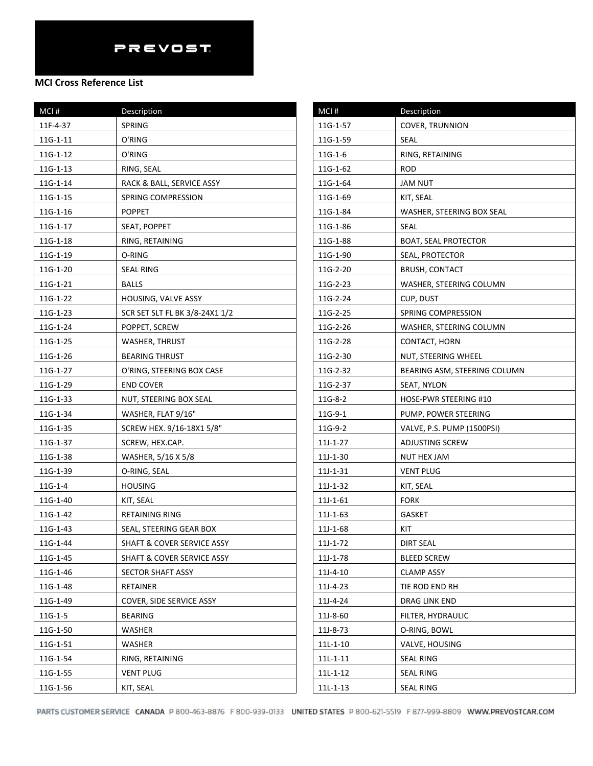PREVOST

**MCI Cross Reference List**

| MCI # | Description |
|---|---|
| 11F-4-37 | SPRING |
| 11G-1-11 | O'RING |
| 11G-1-12 | O'RING |
| 11G-1-13 | RING, SEAL |
| 11G-1-14 | RACK & BALL, SERVICE ASSY |
| 11G-1-15 | SPRING COMPRESSION |
| 11G-1-16 | POPPET |
| 11G-1-17 | SEAT, POPPET |
| 11G-1-18 | RING, RETAINING |
| 11G-1-19 | O-RING |
| 11G-1-20 | SEAL RING |
| 11G-1-21 | BALLS |
| 11G-1-22 | HOUSING, VALVE ASSY |
| 11G-1-23 | SCR SET SLT FL BK 3/8-24X1 1/2 |
| 11G-1-24 | POPPET, SCREW |
| 11G-1-25 | WASHER, THRUST |
| 11G-1-26 | BEARING THRUST |
| 11G-1-27 | O'RING, STEERING BOX CASE |
| 11G-1-29 | END COVER |
| 11G-1-33 | NUT, STEERING BOX SEAL |
| 11G-1-34 | WASHER, FLAT 9/16" |
| 11G-1-35 | SCREW HEX. 9/16-18X1 5/8" |
| 11G-1-37 | SCREW, HEX.CAP. |
| 11G-1-38 | WASHER, 5/16 X 5/8 |
| 11G-1-39 | O-RING, SEAL |
| 11G-1-4 | HOUSING |
| 11G-1-40 | KIT, SEAL |
| 11G-1-42 | RETAINING RING |
| 11G-1-43 | SEAL, STEERING GEAR BOX |
| 11G-1-44 | SHAFT & COVER SERVICE ASSY |
| 11G-1-45 | SHAFT & COVER SERVICE ASSY |
| 11G-1-46 | SECTOR SHAFT ASSY |
| 11G-1-48 | RETAINER |
| 11G-1-49 | COVER, SIDE SERVICE ASSY |
| 11G-1-5 | BEARING |
| 11G-1-50 | WASHER |
| 11G-1-51 | WASHER |
| 11G-1-54 | RING, RETAINING |
| 11G-1-55 | VENT PLUG |
| 11G-1-56 | KIT, SEAL |
| 11G-1-57 | COVER, TRUNNION |
| 11G-1-59 | SEAL |
| 11G-1-6 | RING, RETAINING |
| 11G-1-62 | ROD |
| 11G-1-64 | JAM NUT |
| 11G-1-69 | KIT, SEAL |
| 11G-1-84 | WASHER, STEERING BOX SEAL |
| 11G-1-86 | SEAL |
| 11G-1-88 | BOAT, SEAL PROTECTOR |
| 11G-1-90 | SEAL, PROTECTOR |
| 11G-2-20 | BRUSH, CONTACT |
| 11G-2-23 | WASHER, STEERING COLUMN |
| 11G-2-24 | CUP, DUST |
| 11G-2-25 | SPRING COMPRESSION |
| 11G-2-26 | WASHER, STEERING COLUMN |
| 11G-2-28 | CONTACT, HORN |
| 11G-2-30 | NUT, STEERING WHEEL |
| 11G-2-32 | BEARING ASM, STEERING COLUMN |
| 11G-2-37 | SEAT, NYLON |
| 11G-8-2 | HOSE-PWR STEERING #10 |
| 11G-9-1 | PUMP, POWER STEERING |
| 11G-9-2 | VALVE, P.S. PUMP (1500PSI) |
| 11J-1-27 | ADJUSTING SCREW |
| 11J-1-30 | NUT HEX JAM |
| 11J-1-31 | VENT PLUG |
| 11J-1-32 | KIT, SEAL |
| 11J-1-61 | FORK |
| 11J-1-63 | GASKET |
| 11J-1-68 | KIT |
| 11J-1-72 | DIRT SEAL |
| 11J-1-78 | BLEED SCREW |
| 11J-4-10 | CLAMP ASSY |
| 11J-4-23 | TIE ROD END RH |
| 11J-4-24 | DRAG LINK END |
| 11J-8-60 | FILTER, HYDRAULIC |
| 11J-8-73 | O-RING, BOWL |
| 11L-1-10 | VALVE, HOUSING |
| 11L-1-11 | SEAL RING |
| 11L-1-12 | SEAL RING |
| 11L-1-13 | SEAL RING |

PARTS CUSTOMER SERVICE CANADA P 800-463-8876 F 800-939-0133 UNITED STATES P 800-621-5519 F 877-999-8809 WWW.PREVOSTCAR.COM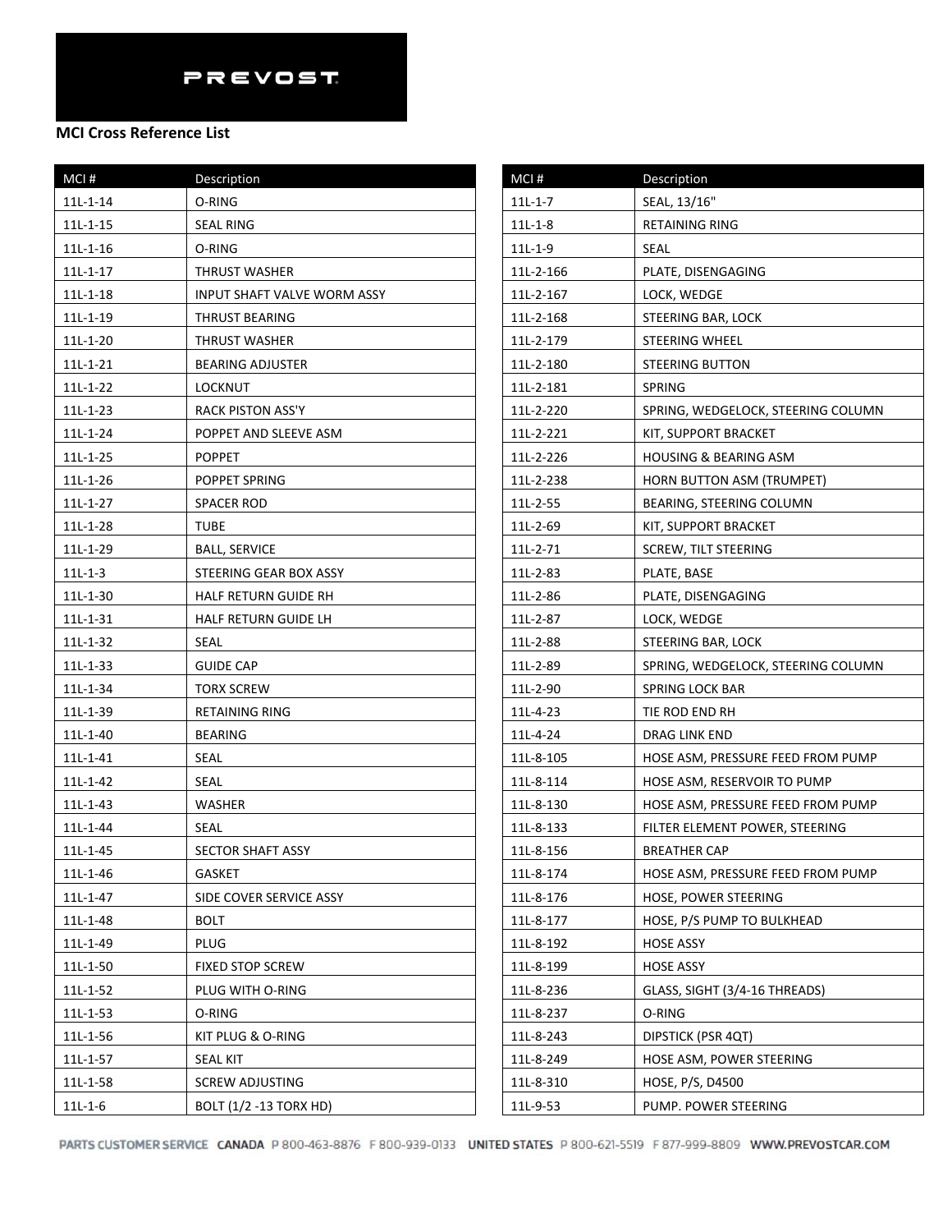PREVOST

**MCI Cross Reference List**

| MCI # | Description |
|---|---|
| 11L-1-14 | O-RING |
| 11L-1-15 | SEAL RING |
| 11L-1-16 | O-RING |
| 11L-1-17 | THRUST WASHER |
| 11L-1-18 | INPUT SHAFT VALVE WORM ASSY |
| 11L-1-19 | THRUST BEARING |
| 11L-1-20 | THRUST WASHER |
| 11L-1-21 | BEARING ADJUSTER |
| 11L-1-22 | LOCKNUT |
| 11L-1-23 | RACK PISTON ASS'Y |
| 11L-1-24 | POPPET AND SLEEVE ASM |
| 11L-1-25 | POPPET |
| 11L-1-26 | POPPET SPRING |
| 11L-1-27 | SPACER ROD |
| 11L-1-28 | TUBE |
| 11L-1-29 | BALL, SERVICE |
| 11L-1-3 | STEERING GEAR BOX ASSY |
| 11L-1-30 | HALF RETURN GUIDE RH |
| 11L-1-31 | HALF RETURN GUIDE LH |
| 11L-1-32 | SEAL |
| 11L-1-33 | GUIDE CAP |
| 11L-1-34 | TORX SCREW |
| 11L-1-39 | RETAINING RING |
| 11L-1-40 | BEARING |
| 11L-1-41 | SEAL |
| 11L-1-42 | SEAL |
| 11L-1-43 | WASHER |
| 11L-1-44 | SEAL |
| 11L-1-45 | SECTOR SHAFT ASSY |
| 11L-1-46 | GASKET |
| 11L-1-47 | SIDE COVER SERVICE ASSY |
| 11L-1-48 | BOLT |
| 11L-1-49 | PLUG |
| 11L-1-50 | FIXED STOP SCREW |
| 11L-1-52 | PLUG WITH O-RING |
| 11L-1-53 | O-RING |
| 11L-1-56 | KIT PLUG & O-RING |
| 11L-1-57 | SEAL KIT |
| 11L-1-58 | SCREW ADJUSTING |
| 11L-1-6 | BOLT (1/2 -13 TORX HD) |
| 11L-1-7 | SEAL, 13/16" |
| 11L-1-8 | RETAINING RING |
| 11L-1-9 | SEAL |
| 11L-2-166 | PLATE, DISENGAGING |
| 11L-2-167 | LOCK, WEDGE |
| 11L-2-168 | STEERING BAR, LOCK |
| 11L-2-179 | STEERING WHEEL |
| 11L-2-180 | STEERING BUTTON |
| 11L-2-181 | SPRING |
| 11L-2-220 | SPRING, WEDGELOCK, STEERING COLUMN |
| 11L-2-221 | KIT, SUPPORT BRACKET |
| 11L-2-226 | HOUSING & BEARING ASM |
| 11L-2-238 | HORN BUTTON ASM (TRUMPET) |
| 11L-2-55 | BEARING, STEERING COLUMN |
| 11L-2-69 | KIT, SUPPORT BRACKET |
| 11L-2-71 | SCREW, TILT STEERING |
| 11L-2-83 | PLATE, BASE |
| 11L-2-86 | PLATE, DISENGAGING |
| 11L-2-87 | LOCK, WEDGE |
| 11L-2-88 | STEERING BAR, LOCK |
| 11L-2-89 | SPRING, WEDGELOCK, STEERING COLUMN |
| 11L-2-90 | SPRING LOCK BAR |
| 11L-4-23 | TIE ROD END RH |
| 11L-4-24 | DRAG LINK END |
| 11L-8-105 | HOSE ASM, PRESSURE FEED FROM PUMP |
| 11L-8-114 | HOSE ASM, RESERVOIR TO PUMP |
| 11L-8-130 | HOSE ASM, PRESSURE FEED FROM PUMP |
| 11L-8-133 | FILTER ELEMENT POWER, STEERING |
| 11L-8-156 | BREATHER CAP |
| 11L-8-174 | HOSE ASM, PRESSURE FEED FROM PUMP |
| 11L-8-176 | HOSE, POWER STEERING |
| 11L-8-177 | HOSE, P/S PUMP TO BULKHEAD |
| 11L-8-192 | HOSE ASSY |
| 11L-8-199 | HOSE ASSY |
| 11L-8-236 | GLASS, SIGHT (3/4-16 THREADS) |
| 11L-8-237 | O-RING |
| 11L-8-243 | DIPSTICK (PSR 4QT) |
| 11L-8-249 | HOSE ASM, POWER STEERING |
| 11L-8-310 | HOSE, P/S, D4500 |
| 11L-9-53 | PUMP. POWER STEERING |

PARTS CUSTOMER SERVICE CANADA P 800-463-8876 F 800-939-0133 UNITED STATES P 800-621-5519 F 877-999-8809 WWW.PREVOSTCAR.COM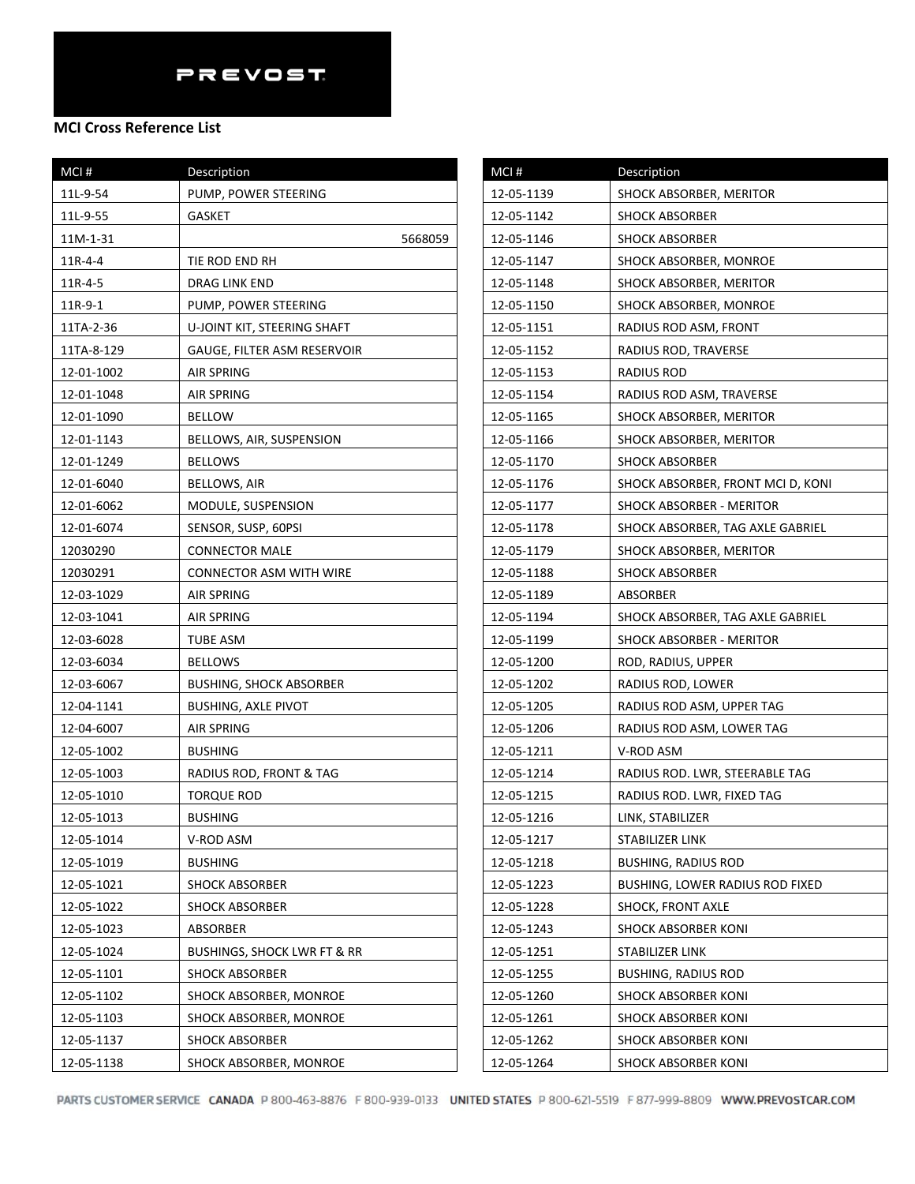PREVOST

**MCI Cross Reference List**

| MCI # | Description |
|---|---|
| 11L-9-54 | PUMP, POWER STEERING |
| 11L-9-55 | GASKET |
| 11M-1-31 | 5668059 |
| 11R-4-4 | TIE ROD END RH |
| 11R-4-5 | DRAG LINK END |
| 11R-9-1 | PUMP, POWER STEERING |
| 11TA-2-36 | U-JOINT KIT, STEERING SHAFT |
| 11TA-8-129 | GAUGE, FILTER ASM RESERVOIR |
| 12-01-1002 | AIR SPRING |
| 12-01-1048 | AIR SPRING |
| 12-01-1090 | BELLOW |
| 12-01-1143 | BELLOWS, AIR, SUSPENSION |
| 12-01-1249 | BELLOWS |
| 12-01-6040 | BELLOWS, AIR |
| 12-01-6062 | MODULE, SUSPENSION |
| 12-01-6074 | SENSOR, SUSP, 60PSI |
| 12030290 | CONNECTOR MALE |
| 12030291 | CONNECTOR ASM WITH WIRE |
| 12-03-1029 | AIR SPRING |
| 12-03-1041 | AIR SPRING |
| 12-03-6028 | TUBE ASM |
| 12-03-6034 | BELLOWS |
| 12-03-6067 | BUSHING, SHOCK ABSORBER |
| 12-04-1141 | BUSHING, AXLE PIVOT |
| 12-04-6007 | AIR SPRING |
| 12-05-1002 | BUSHING |
| 12-05-1003 | RADIUS ROD, FRONT & TAG |
| 12-05-1010 | TORQUE ROD |
| 12-05-1013 | BUSHING |
| 12-05-1014 | V-ROD ASM |
| 12-05-1019 | BUSHING |
| 12-05-1021 | SHOCK ABSORBER |
| 12-05-1022 | SHOCK ABSORBER |
| 12-05-1023 | ABSORBER |
| 12-05-1024 | BUSHINGS, SHOCK LWR FT & RR |
| 12-05-1101 | SHOCK ABSORBER |
| 12-05-1102 | SHOCK ABSORBER, MONROE |
| 12-05-1103 | SHOCK ABSORBER, MONROE |
| 12-05-1137 | SHOCK ABSORBER |
| 12-05-1138 | SHOCK ABSORBER, MONROE |
| 12-05-1139 | SHOCK ABSORBER, MERITOR |
| 12-05-1142 | SHOCK ABSORBER |
| 12-05-1146 | SHOCK ABSORBER |
| 12-05-1147 | SHOCK ABSORBER, MONROE |
| 12-05-1148 | SHOCK ABSORBER, MERITOR |
| 12-05-1150 | SHOCK ABSORBER, MONROE |
| 12-05-1151 | RADIUS ROD ASM, FRONT |
| 12-05-1152 | RADIUS ROD, TRAVERSE |
| 12-05-1153 | RADIUS ROD |
| 12-05-1154 | RADIUS ROD ASM, TRAVERSE |
| 12-05-1165 | SHOCK ABSORBER, MERITOR |
| 12-05-1166 | SHOCK ABSORBER, MERITOR |
| 12-05-1170 | SHOCK ABSORBER |
| 12-05-1176 | SHOCK ABSORBER, FRONT MCI D, KONI |
| 12-05-1177 | SHOCK ABSORBER - MERITOR |
| 12-05-1178 | SHOCK ABSORBER, TAG AXLE GABRIEL |
| 12-05-1179 | SHOCK ABSORBER, MERITOR |
| 12-05-1188 | SHOCK ABSORBER |
| 12-05-1189 | ABSORBER |
| 12-05-1194 | SHOCK ABSORBER, TAG AXLE GABRIEL |
| 12-05-1199 | SHOCK ABSORBER - MERITOR |
| 12-05-1200 | ROD, RADIUS, UPPER |
| 12-05-1202 | RADIUS ROD, LOWER |
| 12-05-1205 | RADIUS ROD ASM, UPPER TAG |
| 12-05-1206 | RADIUS ROD ASM, LOWER TAG |
| 12-05-1211 | V-ROD ASM |
| 12-05-1214 | RADIUS ROD. LWR, STEERABLE TAG |
| 12-05-1215 | RADIUS ROD. LWR, FIXED TAG |
| 12-05-1216 | LINK, STABILIZER |
| 12-05-1217 | STABILIZER LINK |
| 12-05-1218 | BUSHING, RADIUS ROD |
| 12-05-1223 | BUSHING, LOWER RADIUS ROD FIXED |
| 12-05-1228 | SHOCK, FRONT AXLE |
| 12-05-1243 | SHOCK ABSORBER KONI |
| 12-05-1251 | STABILIZER LINK |
| 12-05-1255 | BUSHING, RADIUS ROD |
| 12-05-1260 | SHOCK ABSORBER KONI |
| 12-05-1261 | SHOCK ABSORBER KONI |
| 12-05-1262 | SHOCK ABSORBER KONI |
| 12-05-1264 | SHOCK ABSORBER KONI |

PARTS CUSTOMER SERVICE CANADA P 800-463-8876 F 800-939-0133 UNITED STATES P 800-621-5519 F 877-999-8809 WWW.PREVOSTCAR.COM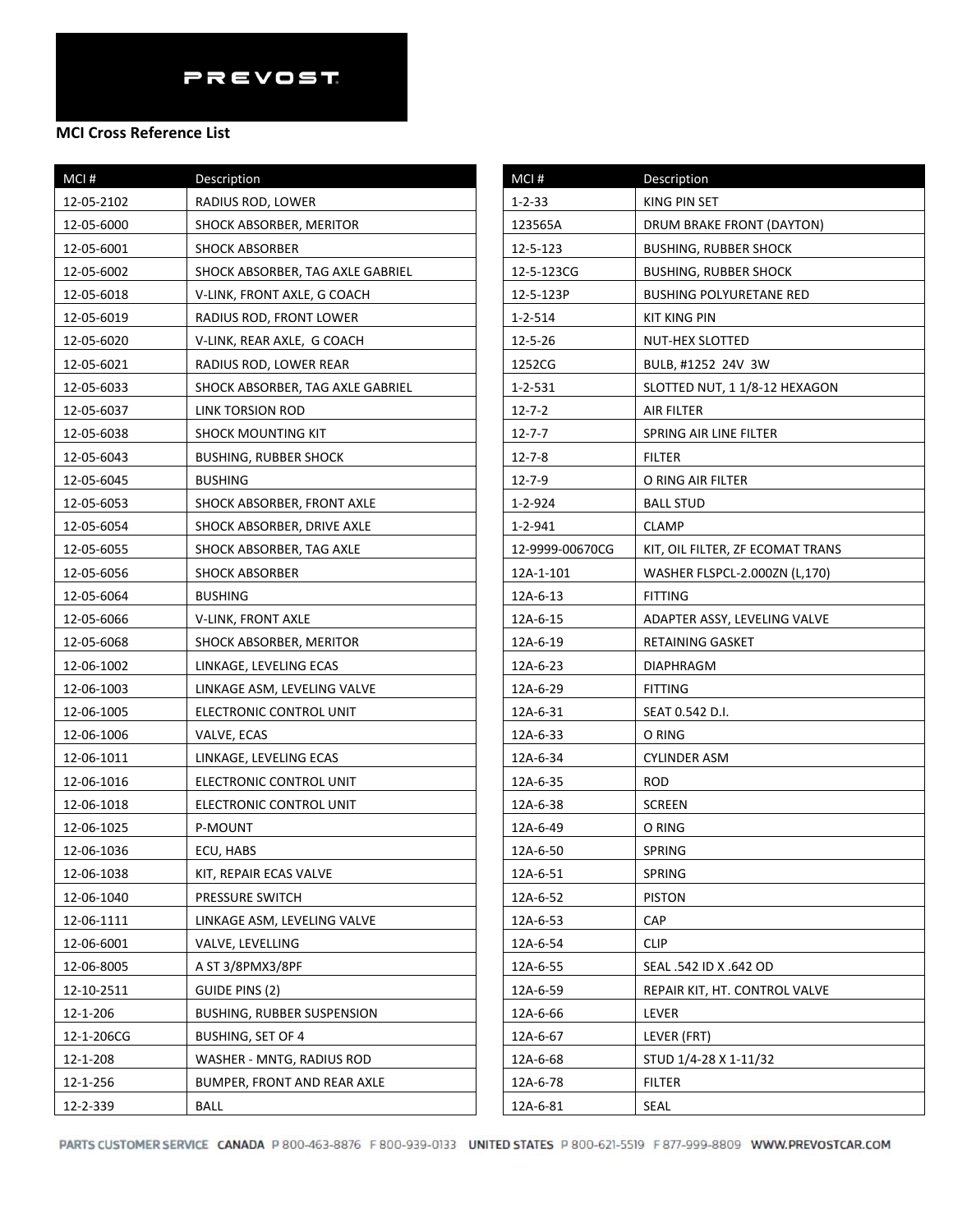PREVOST

**MCI Cross Reference List**

| MCI # | Description |
|---|---|
| 12-05-2102 | RADIUS ROD, LOWER |
| 12-05-6000 | SHOCK ABSORBER, MERITOR |
| 12-05-6001 | SHOCK ABSORBER |
| 12-05-6002 | SHOCK ABSORBER, TAG AXLE GABRIEL |
| 12-05-6018 | V-LINK, FRONT AXLE, G COACH |
| 12-05-6019 | RADIUS ROD, FRONT LOWER |
| 12-05-6020 | V-LINK, REAR AXLE, G COACH |
| 12-05-6021 | RADIUS ROD, LOWER REAR |
| 12-05-6033 | SHOCK ABSORBER, TAG AXLE GABRIEL |
| 12-05-6037 | LINK TORSION ROD |
| 12-05-6038 | SHOCK MOUNTING KIT |
| 12-05-6043 | BUSHING, RUBBER SHOCK |
| 12-05-6045 | BUSHING |
| 12-05-6053 | SHOCK ABSORBER, FRONT AXLE |
| 12-05-6054 | SHOCK ABSORBER, DRIVE AXLE |
| 12-05-6055 | SHOCK ABSORBER, TAG AXLE |
| 12-05-6056 | SHOCK ABSORBER |
| 12-05-6064 | BUSHING |
| 12-05-6066 | V-LINK, FRONT AXLE |
| 12-05-6068 | SHOCK ABSORBER, MERITOR |
| 12-06-1002 | LINKAGE, LEVELING ECAS |
| 12-06-1003 | LINKAGE ASM, LEVELING VALVE |
| 12-06-1005 | ELECTRONIC CONTROL UNIT |
| 12-06-1006 | VALVE, ECAS |
| 12-06-1011 | LINKAGE, LEVELING ECAS |
| 12-06-1016 | ELECTRONIC CONTROL UNIT |
| 12-06-1018 | ELECTRONIC CONTROL UNIT |
| 12-06-1025 | P-MOUNT |
| 12-06-1036 | ECU, HABS |
| 12-06-1038 | KIT, REPAIR ECAS VALVE |
| 12-06-1040 | PRESSURE SWITCH |
| 12-06-1111 | LINKAGE ASM, LEVELING VALVE |
| 12-06-6001 | VALVE, LEVELLING |
| 12-06-8005 | A ST 3/8PMX3/8PF |
| 12-10-2511 | GUIDE PINS (2) |
| 12-1-206 | BUSHING, RUBBER SUSPENSION |
| 12-1-206CG | BUSHING, SET OF 4 |
| 12-1-208 | WASHER - MNTG, RADIUS ROD |
| 12-1-256 | BUMPER, FRONT AND REAR AXLE |
| 12-2-339 | BALL |
| 1-2-33 | KING PIN SET |
| 123565A | DRUM BRAKE FRONT (DAYTON) |
| 12-5-123 | BUSHING, RUBBER SHOCK |
| 12-5-123CG | BUSHING, RUBBER SHOCK |
| 12-5-123P | BUSHING POLYURETANE RED |
| 1-2-514 | KIT KING PIN |
| 12-5-26 | NUT-HEX SLOTTED |
| 1252CG | BULB, #1252 24V 3W |
| 1-2-531 | SLOTTED NUT, 1 1/8-12 HEXAGON |
| 12-7-2 | AIR FILTER |
| 12-7-7 | SPRING AIR LINE FILTER |
| 12-7-8 | FILTER |
| 12-7-9 | O RING AIR FILTER |
| 1-2-924 | BALL STUD |
| 1-2-941 | CLAMP |
| 12-9999-00670CG | KIT, OIL FILTER, ZF ECOMAT TRANS |
| 12A-1-101 | WASHER FLSPCL-2.000ZN (L,170) |
| 12A-6-13 | FITTING |
| 12A-6-15 | ADAPTER ASSY, LEVELING VALVE |
| 12A-6-19 | RETAINING GASKET |
| 12A-6-23 | DIAPHRAGM |
| 12A-6-29 | FITTING |
| 12A-6-31 | SEAT 0.542 D.I. |
| 12A-6-33 | O RING |
| 12A-6-34 | CYLINDER ASM |
| 12A-6-35 | ROD |
| 12A-6-38 | SCREEN |
| 12A-6-49 | O RING |
| 12A-6-50 | SPRING |
| 12A-6-51 | SPRING |
| 12A-6-52 | PISTON |
| 12A-6-53 | CAP |
| 12A-6-54 | CLIP |
| 12A-6-55 | SEAL .542 ID X .642 OD |
| 12A-6-59 | REPAIR KIT, HT. CONTROL VALVE |
| 12A-6-66 | LEVER |
| 12A-6-67 | LEVER (FRT) |
| 12A-6-68 | STUD 1/4-28 X 1-11/32 |
| 12A-6-78 | FILTER |
| 12A-6-81 | SEAL |

PARTS CUSTOMER SERVICE CANADA P 800-463-8876 F 800-939-0133 UNITED STATES P 800-621-5519 F 877-999-8809 WWW.PREVOSTCAR.COM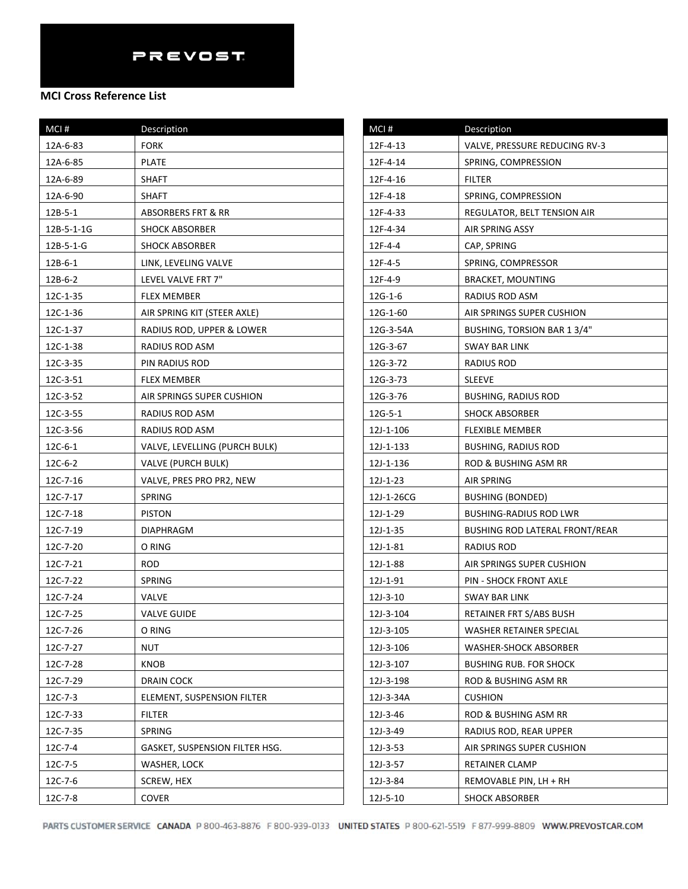PREVOST

**MCI Cross Reference List**

| MCI # | Description |
|---|---|
| 12A-6-83 | FORK |
| 12A-6-85 | PLATE |
| 12A-6-89 | SHAFT |
| 12A-6-90 | SHAFT |
| 12B-5-1 | ABSORBERS FRT & RR |
| 12B-5-1-1G | SHOCK ABSORBER |
| 12B-5-1-G | SHOCK ABSORBER |
| 12B-6-1 | LINK, LEVELING VALVE |
| 12B-6-2 | LEVEL VALVE FRT 7" |
| 12C-1-35 | FLEX MEMBER |
| 12C-1-36 | AIR SPRING KIT (STEER AXLE) |
| 12C-1-37 | RADIUS ROD, UPPER & LOWER |
| 12C-1-38 | RADIUS ROD ASM |
| 12C-3-35 | PIN RADIUS ROD |
| 12C-3-51 | FLEX MEMBER |
| 12C-3-52 | AIR SPRINGS SUPER CUSHION |
| 12C-3-55 | RADIUS ROD ASM |
| 12C-3-56 | RADIUS ROD ASM |
| 12C-6-1 | VALVE, LEVELLING (PURCH BULK) |
| 12C-6-2 | VALVE (PURCH BULK) |
| 12C-7-16 | VALVE, PRES PRO PR2, NEW |
| 12C-7-17 | SPRING |
| 12C-7-18 | PISTON |
| 12C-7-19 | DIAPHRAGM |
| 12C-7-20 | O RING |
| 12C-7-21 | ROD |
| 12C-7-22 | SPRING |
| 12C-7-24 | VALVE |
| 12C-7-25 | VALVE GUIDE |
| 12C-7-26 | O RING |
| 12C-7-27 | NUT |
| 12C-7-28 | KNOB |
| 12C-7-29 | DRAIN COCK |
| 12C-7-3 | ELEMENT, SUSPENSION FILTER |
| 12C-7-33 | FILTER |
| 12C-7-35 | SPRING |
| 12C-7-4 | GASKET, SUSPENSION FILTER HSG. |
| 12C-7-5 | WASHER, LOCK |
| 12C-7-6 | SCREW, HEX |
| 12C-7-8 | COVER |
| 12F-4-13 | VALVE, PRESSURE REDUCING RV-3 |
| 12F-4-14 | SPRING, COMPRESSION |
| 12F-4-16 | FILTER |
| 12F-4-18 | SPRING, COMPRESSION |
| 12F-4-33 | REGULATOR, BELT TENSION AIR |
| 12F-4-34 | AIR SPRING ASSY |
| 12F-4-4 | CAP, SPRING |
| 12F-4-5 | SPRING, COMPRESSOR |
| 12F-4-9 | BRACKET, MOUNTING |
| 12G-1-6 | RADIUS ROD ASM |
| 12G-1-60 | AIR SPRINGS SUPER CUSHION |
| 12G-3-54A | BUSHING, TORSION BAR 1 3/4" |
| 12G-3-67 | SWAY BAR LINK |
| 12G-3-72 | RADIUS ROD |
| 12G-3-73 | SLEEVE |
| 12G-3-76 | BUSHING, RADIUS ROD |
| 12G-5-1 | SHOCK ABSORBER |
| 12J-1-106 | FLEXIBLE MEMBER |
| 12J-1-133 | BUSHING, RADIUS ROD |
| 12J-1-136 | ROD & BUSHING ASM RR |
| 12J-1-23 | AIR SPRING |
| 12J-1-26CG | BUSHING (BONDED) |
| 12J-1-29 | BUSHING-RADIUS ROD LWR |
| 12J-1-35 | BUSHING ROD LATERAL FRONT/REAR |
| 12J-1-81 | RADIUS ROD |
| 12J-1-88 | AIR SPRINGS SUPER CUSHION |
| 12J-1-91 | PIN - SHOCK FRONT AXLE |
| 12J-3-10 | SWAY BAR LINK |
| 12J-3-104 | RETAINER FRT S/ABS BUSH |
| 12J-3-105 | WASHER RETAINER SPECIAL |
| 12J-3-106 | WASHER-SHOCK ABSORBER |
| 12J-3-107 | BUSHING RUB. FOR SHOCK |
| 12J-3-198 | ROD & BUSHING ASM RR |
| 12J-3-34A | CUSHION |
| 12J-3-46 | ROD & BUSHING ASM RR |
| 12J-3-49 | RADIUS ROD, REAR UPPER |
| 12J-3-53 | AIR SPRINGS SUPER CUSHION |
| 12J-3-57 | RETAINER CLAMP |
| 12J-3-84 | REMOVABLE PIN, LH + RH |
| 12J-5-10 | SHOCK ABSORBER |

PARTS CUSTOMER SERVICE CANADA P 800-463-8876 F 800-939-0133 UNITED STATES P 800-621-5519 F 877-999-8809 WWW.PREVOSTCAR.COM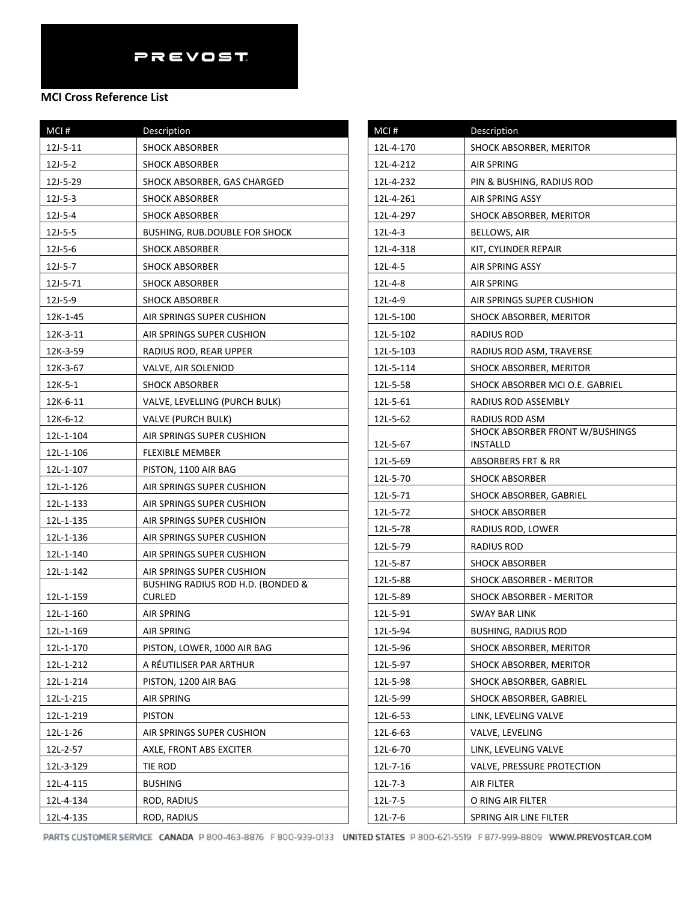PREVOST

**MCI Cross Reference List**

| MCI # | Description |
|---|---|
| 12J-5-11 | SHOCK ABSORBER |
| 12J-5-2 | SHOCK ABSORBER |
| 12J-5-29 | SHOCK ABSORBER, GAS CHARGED |
| 12J-5-3 | SHOCK ABSORBER |
| 12J-5-4 | SHOCK ABSORBER |
| 12J-5-5 | BUSHING, RUB.DOUBLE FOR SHOCK |
| 12J-5-6 | SHOCK ABSORBER |
| 12J-5-7 | SHOCK ABSORBER |
| 12J-5-71 | SHOCK ABSORBER |
| 12J-5-9 | SHOCK ABSORBER |
| 12K-1-45 | AIR SPRINGS SUPER CUSHION |
| 12K-3-11 | AIR SPRINGS SUPER CUSHION |
| 12K-3-59 | RADIUS ROD, REAR UPPER |
| 12K-3-67 | VALVE, AIR SOLENIOD |
| 12K-5-1 | SHOCK ABSORBER |
| 12K-6-11 | VALVE, LEVELLING (PURCH BULK) |
| 12K-6-12 | VALVE (PURCH BULK) |
| 12L-1-104 | AIR SPRINGS SUPER CUSHION |
| 12L-1-106 | FLEXIBLE MEMBER |
| 12L-1-107 | PISTON, 1100 AIR BAG |
| 12L-1-126 | AIR SPRINGS SUPER CUSHION |
| 12L-1-133 | AIR SPRINGS SUPER CUSHION |
| 12L-1-135 | AIR SPRINGS SUPER CUSHION |
| 12L-1-136 | AIR SPRINGS SUPER CUSHION |
| 12L-1-140 | AIR SPRINGS SUPER CUSHION |
| 12L-1-142 | AIR SPRINGS SUPER CUSHION |
| 12L-1-159 | BUSHING RADIUS ROD H.D. (BONDED & CURLED |
| 12L-1-160 | AIR SPRING |
| 12L-1-169 | AIR SPRING |
| 12L-1-170 | PISTON, LOWER, 1000 AIR BAG |
| 12L-1-212 | A RÉUTILISER PAR ARTHUR |
| 12L-1-214 | PISTON, 1200 AIR BAG |
| 12L-1-215 | AIR SPRING |
| 12L-1-219 | PISTON |
| 12L-1-26 | AIR SPRINGS SUPER CUSHION |
| 12L-2-57 | AXLE, FRONT ABS EXCITER |
| 12L-3-129 | TIE ROD |
| 12L-4-115 | BUSHING |
| 12L-4-134 | ROD, RADIUS |
| 12L-4-135 | ROD, RADIUS |
| 12L-4-170 | SHOCK ABSORBER, MERITOR |
| 12L-4-212 | AIR SPRING |
| 12L-4-232 | PIN & BUSHING, RADIUS ROD |
| 12L-4-261 | AIR SPRING ASSY |
| 12L-4-297 | SHOCK ABSORBER, MERITOR |
| 12L-4-3 | BELLOWS, AIR |
| 12L-4-318 | KIT, CYLINDER REPAIR |
| 12L-4-5 | AIR SPRING ASSY |
| 12L-4-8 | AIR SPRING |
| 12L-4-9 | AIR SPRINGS SUPER CUSHION |
| 12L-5-100 | SHOCK ABSORBER, MERITOR |
| 12L-5-102 | RADIUS ROD |
| 12L-5-103 | RADIUS ROD ASM, TRAVERSE |
| 12L-5-114 | SHOCK ABSORBER, MERITOR |
| 12L-5-58 | SHOCK ABSORBER MCI O.E. GABRIEL |
| 12L-5-61 | RADIUS ROD ASSEMBLY |
| 12L-5-62 | RADIUS ROD ASM |
| 12L-5-67 | SHOCK ABSORBER FRONT W/BUSHINGS INSTALLD |
| 12L-5-69 | ABSORBERS FRT & RR |
| 12L-5-70 | SHOCK ABSORBER |
| 12L-5-71 | SHOCK ABSORBER, GABRIEL |
| 12L-5-72 | SHOCK ABSORBER |
| 12L-5-78 | RADIUS ROD, LOWER |
| 12L-5-79 | RADIUS ROD |
| 12L-5-87 | SHOCK ABSORBER |
| 12L-5-88 | SHOCK ABSORBER - MERITOR |
| 12L-5-89 | SHOCK ABSORBER - MERITOR |
| 12L-5-91 | SWAY BAR LINK |
| 12L-5-94 | BUSHING, RADIUS ROD |
| 12L-5-96 | SHOCK ABSORBER, MERITOR |
| 12L-5-97 | SHOCK ABSORBER, MERITOR |
| 12L-5-98 | SHOCK ABSORBER, GABRIEL |
| 12L-5-99 | SHOCK ABSORBER, GABRIEL |
| 12L-6-53 | LINK, LEVELING VALVE |
| 12L-6-63 | VALVE, LEVELING |
| 12L-6-70 | LINK, LEVELING VALVE |
| 12L-7-16 | VALVE, PRESSURE PROTECTION |
| 12L-7-3 | AIR FILTER |
| 12L-7-5 | O RING AIR FILTER |
| 12L-7-6 | SPRING AIR LINE FILTER |

PARTS CUSTOMER SERVICE CANADA P 800-463-8876 F 800-939-0133 UNITED STATES P 800-621-5519 F 877-999-8809 WWW.PREVOSTCAR.COM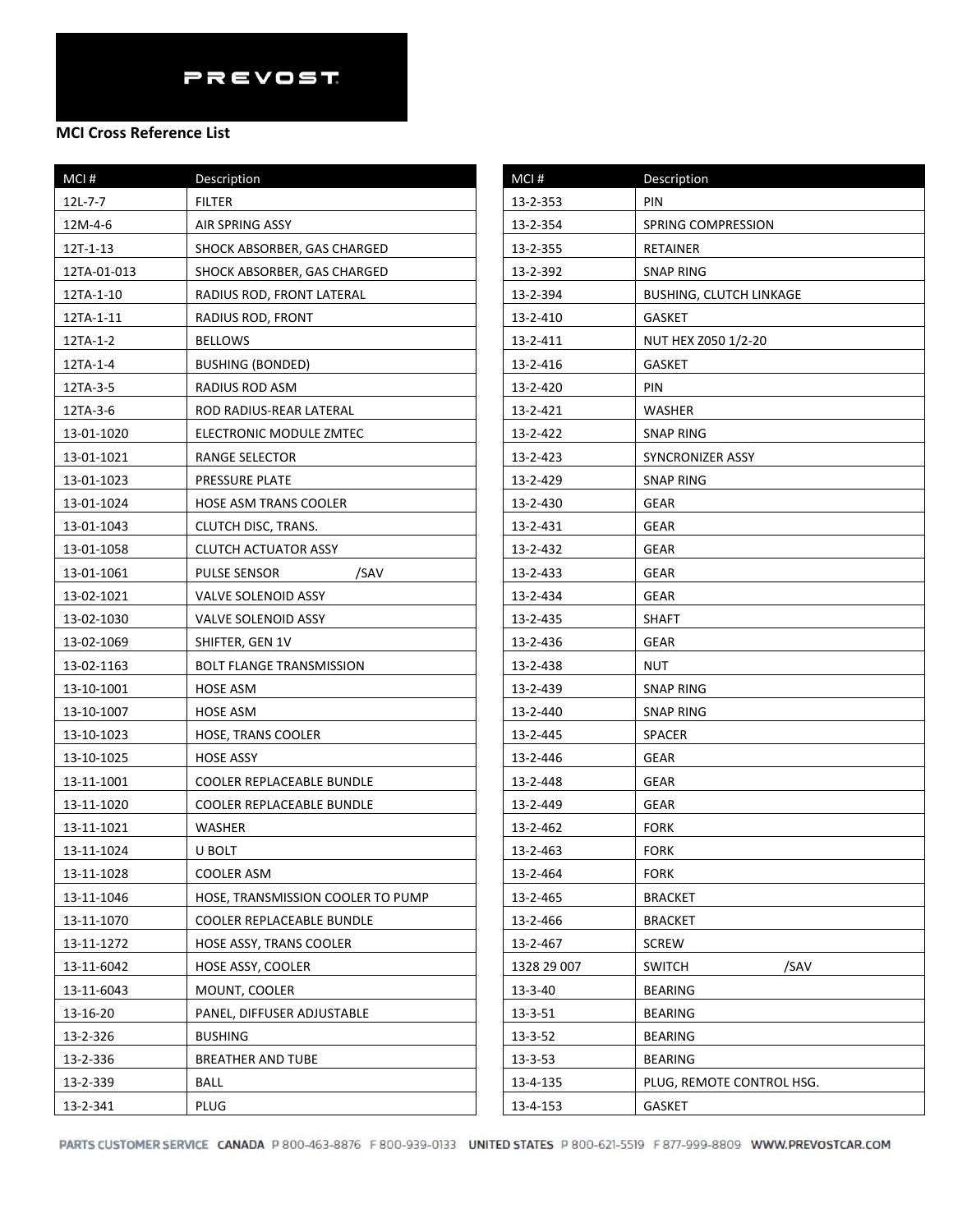PREVOST

**MCI Cross Reference List**

| MCI # | Description |
|---|---|
| 12L-7-7 | FILTER |
| 12M-4-6 | AIR SPRING ASSY |
| 12T-1-13 | SHOCK ABSORBER, GAS CHARGED |
| 12TA-01-013 | SHOCK ABSORBER, GAS CHARGED |
| 12TA-1-10 | RADIUS ROD, FRONT LATERAL |
| 12TA-1-11 | RADIUS ROD, FRONT |
| 12TA-1-2 | BELLOWS |
| 12TA-1-4 | BUSHING (BONDED) |
| 12TA-3-5 | RADIUS ROD ASM |
| 12TA-3-6 | ROD RADIUS-REAR LATERAL |
| 13-01-1020 | ELECTRONIC MODULE ZMTEC |
| 13-01-1021 | RANGE SELECTOR |
| 13-01-1023 | PRESSURE PLATE |
| 13-01-1024 | HOSE ASM TRANS COOLER |
| 13-01-1043 | CLUTCH DISC, TRANS. |
| 13-01-1058 | CLUTCH ACTUATOR ASSY |
| 13-01-1061 | PULSE SENSOR /SAV |
| 13-02-1021 | VALVE SOLENOID ASSY |
| 13-02-1030 | VALVE SOLENOID ASSY |
| 13-02-1069 | SHIFTER, GEN 1V |
| 13-02-1163 | BOLT FLANGE TRANSMISSION |
| 13-10-1001 | HOSE ASM |
| 13-10-1007 | HOSE ASM |
| 13-10-1023 | HOSE, TRANS COOLER |
| 13-10-1025 | HOSE ASSY |
| 13-11-1001 | COOLER REPLACEABLE BUNDLE |
| 13-11-1020 | COOLER REPLACEABLE BUNDLE |
| 13-11-1021 | WASHER |
| 13-11-1024 | U BOLT |
| 13-11-1028 | COOLER ASM |
| 13-11-1046 | HOSE, TRANSMISSION COOLER TO PUMP |
| 13-11-1070 | COOLER REPLACEABLE BUNDLE |
| 13-11-1272 | HOSE ASSY, TRANS COOLER |
| 13-11-6042 | HOSE ASSY, COOLER |
| 13-11-6043 | MOUNT, COOLER |
| 13-16-20 | PANEL, DIFFUSER ADJUSTABLE |
| 13-2-326 | BUSHING |
| 13-2-336 | BREATHER AND TUBE |
| 13-2-339 | BALL |
| 13-2-341 | PLUG |
| 13-2-353 | PIN |
| 13-2-354 | SPRING COMPRESSION |
| 13-2-355 | RETAINER |
| 13-2-392 | SNAP RING |
| 13-2-394 | BUSHING, CLUTCH LINKAGE |
| 13-2-410 | GASKET |
| 13-2-411 | NUT HEX Z050 1/2-20 |
| 13-2-416 | GASKET |
| 13-2-420 | PIN |
| 13-2-421 | WASHER |
| 13-2-422 | SNAP RING |
| 13-2-423 | SYNCRONIZER ASSY |
| 13-2-429 | SNAP RING |
| 13-2-430 | GEAR |
| 13-2-431 | GEAR |
| 13-2-432 | GEAR |
| 13-2-433 | GEAR |
| 13-2-434 | GEAR |
| 13-2-435 | SHAFT |
| 13-2-436 | GEAR |
| 13-2-438 | NUT |
| 13-2-439 | SNAP RING |
| 13-2-440 | SNAP RING |
| 13-2-445 | SPACER |
| 13-2-446 | GEAR |
| 13-2-448 | GEAR |
| 13-2-449 | GEAR |
| 13-2-462 | FORK |
| 13-2-463 | FORK |
| 13-2-464 | FORK |
| 13-2-465 | BRACKET |
| 13-2-466 | BRACKET |
| 13-2-467 | SCREW |
| 1328 29 007 | SWITCH /SAV |
| 13-3-40 | BEARING |
| 13-3-51 | BEARING |
| 13-3-52 | BEARING |
| 13-3-53 | BEARING |
| 13-4-135 | PLUG, REMOTE CONTROL HSG. |
| 13-4-153 | GASKET |

PARTS CUSTOMER SERVICE CANADA P 800-463-8876 F 800-939-0133 UNITED STATES P 800-621-5519 F 877-999-8809 WWW.PREVOSTCAR.COM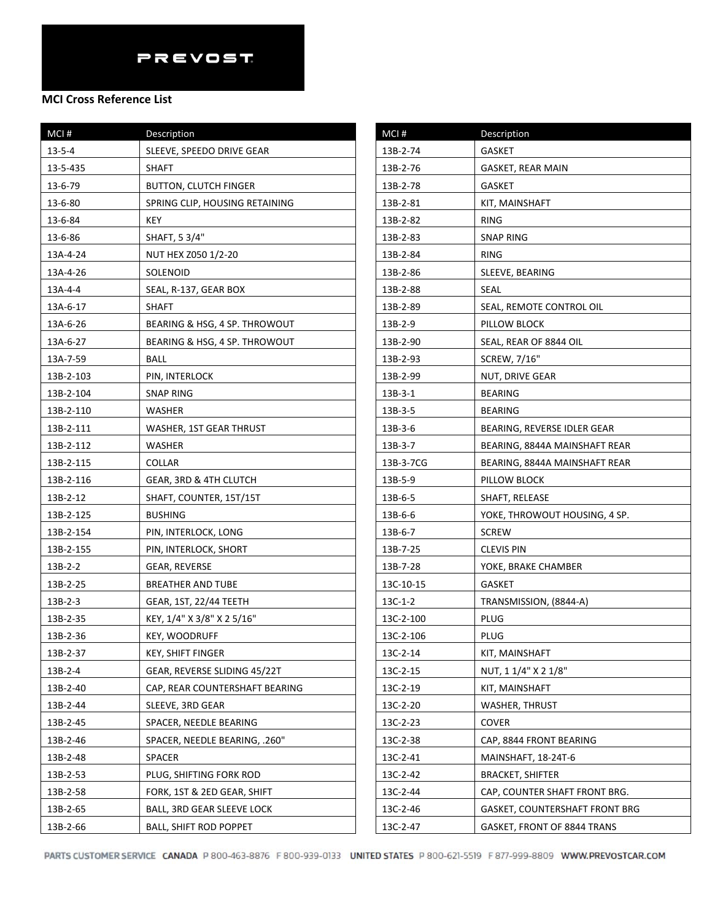PREVOST

**MCI Cross Reference List**

| MCI # | Description |
|---|---|
| 13-5-4 | SLEEVE, SPEEDO DRIVE GEAR |
| 13-5-435 | SHAFT |
| 13-6-79 | BUTTON, CLUTCH FINGER |
| 13-6-80 | SPRING CLIP, HOUSING RETAINING |
| 13-6-84 | KEY |
| 13-6-86 | SHAFT, 5 3/4" |
| 13A-4-24 | NUT HEX Z050 1/2-20 |
| 13A-4-26 | SOLENOID |
| 13A-4-4 | SEAL, R-137, GEAR BOX |
| 13A-6-17 | SHAFT |
| 13A-6-26 | BEARING & HSG, 4 SP. THROWOUT |
| 13A-6-27 | BEARING & HSG, 4 SP. THROWOUT |
| 13A-7-59 | BALL |
| 13B-2-103 | PIN, INTERLOCK |
| 13B-2-104 | SNAP RING |
| 13B-2-110 | WASHER |
| 13B-2-111 | WASHER, 1ST GEAR THRUST |
| 13B-2-112 | WASHER |
| 13B-2-115 | COLLAR |
| 13B-2-116 | GEAR, 3RD & 4TH CLUTCH |
| 13B-2-12 | SHAFT, COUNTER, 15T/15T |
| 13B-2-125 | BUSHING |
| 13B-2-154 | PIN, INTERLOCK, LONG |
| 13B-2-155 | PIN, INTERLOCK, SHORT |
| 13B-2-2 | GEAR, REVERSE |
| 13B-2-25 | BREATHER AND TUBE |
| 13B-2-3 | GEAR, 1ST, 22/44 TEETH |
| 13B-2-35 | KEY, 1/4" X 3/8" X 2 5/16" |
| 13B-2-36 | KEY, WOODRUFF |
| 13B-2-37 | KEY, SHIFT FINGER |
| 13B-2-4 | GEAR, REVERSE SLIDING 45/22T |
| 13B-2-40 | CAP, REAR COUNTERSHAFT BEARING |
| 13B-2-44 | SLEEVE, 3RD GEAR |
| 13B-2-45 | SPACER, NEEDLE BEARING |
| 13B-2-46 | SPACER, NEEDLE BEARING, .260" |
| 13B-2-48 | SPACER |
| 13B-2-53 | PLUG, SHIFTING FORK ROD |
| 13B-2-58 | FORK, 1ST & 2ED GEAR, SHIFT |
| 13B-2-65 | BALL, 3RD GEAR SLEEVE LOCK |
| 13B-2-66 | BALL, SHIFT ROD POPPET |
| 13B-2-74 | GASKET |
| 13B-2-76 | GASKET, REAR MAIN |
| 13B-2-78 | GASKET |
| 13B-2-81 | KIT, MAINSHAFT |
| 13B-2-82 | RING |
| 13B-2-83 | SNAP RING |
| 13B-2-84 | RING |
| 13B-2-86 | SLEEVE, BEARING |
| 13B-2-88 | SEAL |
| 13B-2-89 | SEAL, REMOTE CONTROL OIL |
| 13B-2-9 | PILLOW BLOCK |
| 13B-2-90 | SEAL, REAR OF 8844 OIL |
| 13B-2-93 | SCREW, 7/16" |
| 13B-2-99 | NUT, DRIVE GEAR |
| 13B-3-1 | BEARING |
| 13B-3-5 | BEARING |
| 13B-3-6 | BEARING, REVERSE IDLER GEAR |
| 13B-3-7 | BEARING, 8844A MAINSHAFT REAR |
| 13B-3-7CG | BEARING, 8844A MAINSHAFT REAR |
| 13B-5-9 | PILLOW BLOCK |
| 13B-6-5 | SHAFT, RELEASE |
| 13B-6-6 | YOKE, THROWOUT HOUSING, 4 SP. |
| 13B-6-7 | SCREW |
| 13B-7-25 | CLEVIS PIN |
| 13B-7-28 | YOKE, BRAKE CHAMBER |
| 13C-10-15 | GASKET |
| 13C-1-2 | TRANSMISSION, (8844-A) |
| 13C-2-100 | PLUG |
| 13C-2-106 | PLUG |
| 13C-2-14 | KIT, MAINSHAFT |
| 13C-2-15 | NUT, 1 1/4" X 2 1/8" |
| 13C-2-19 | KIT, MAINSHAFT |
| 13C-2-20 | WASHER, THRUST |
| 13C-2-23 | COVER |
| 13C-2-38 | CAP, 8844 FRONT BEARING |
| 13C-2-41 | MAINSHAFT, 18-24T-6 |
| 13C-2-42 | BRACKET, SHIFTER |
| 13C-2-44 | CAP, COUNTER SHAFT FRONT BRG. |
| 13C-2-46 | GASKET, COUNTERSHAFT FRONT BRG |
| 13C-2-47 | GASKET, FRONT OF 8844 TRANS |

PARTS CUSTOMER SERVICE CANADA P 800-463-8876 F 800-939-0133 UNITED STATES P 800-621-5519 F 877-999-8809 WWW.PREVOSTCAR.COM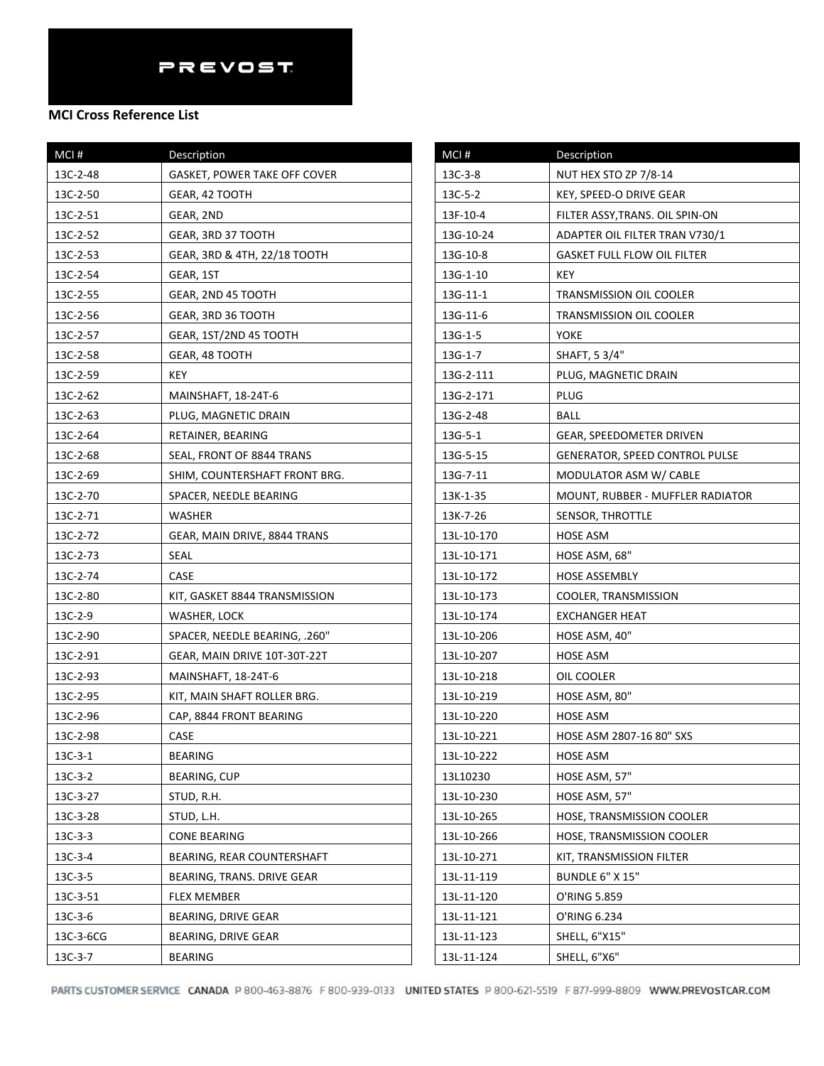PREVOST

**MCI Cross Reference List**

| MCI # | Description |
|---|---|
| 13C-2-48 | GASKET, POWER TAKE OFF COVER |
| 13C-2-50 | GEAR, 42 TOOTH |
| 13C-2-51 | GEAR, 2ND |
| 13C-2-52 | GEAR, 3RD 37 TOOTH |
| 13C-2-53 | GEAR, 3RD & 4TH, 22/18 TOOTH |
| 13C-2-54 | GEAR, 1ST |
| 13C-2-55 | GEAR, 2ND 45 TOOTH |
| 13C-2-56 | GEAR, 3RD 36 TOOTH |
| 13C-2-57 | GEAR, 1ST/2ND 45 TOOTH |
| 13C-2-58 | GEAR, 48 TOOTH |
| 13C-2-59 | KEY |
| 13C-2-62 | MAINSHAFT, 18-24T-6 |
| 13C-2-63 | PLUG, MAGNETIC DRAIN |
| 13C-2-64 | RETAINER, BEARING |
| 13C-2-68 | SEAL, FRONT OF 8844 TRANS |
| 13C-2-69 | SHIM, COUNTERSHAFT FRONT BRG. |
| 13C-2-70 | SPACER, NEEDLE BEARING |
| 13C-2-71 | WASHER |
| 13C-2-72 | GEAR, MAIN DRIVE, 8844 TRANS |
| 13C-2-73 | SEAL |
| 13C-2-74 | CASE |
| 13C-2-80 | KIT, GASKET 8844 TRANSMISSION |
| 13C-2-9 | WASHER, LOCK |
| 13C-2-90 | SPACER, NEEDLE BEARING, .260" |
| 13C-2-91 | GEAR, MAIN DRIVE 10T-30T-22T |
| 13C-2-93 | MAINSHAFT, 18-24T-6 |
| 13C-2-95 | KIT, MAIN SHAFT ROLLER BRG. |
| 13C-2-96 | CAP, 8844 FRONT BEARING |
| 13C-2-98 | CASE |
| 13C-3-1 | BEARING |
| 13C-3-2 | BEARING, CUP |
| 13C-3-27 | STUD, R.H. |
| 13C-3-28 | STUD, L.H. |
| 13C-3-3 | CONE BEARING |
| 13C-3-4 | BEARING, REAR COUNTERSHAFT |
| 13C-3-5 | BEARING, TRANS. DRIVE GEAR |
| 13C-3-51 | FLEX MEMBER |
| 13C-3-6 | BEARING, DRIVE GEAR |
| 13C-3-6CG | BEARING, DRIVE GEAR |
| 13C-3-7 | BEARING |
| 13C-3-8 | NUT HEX STO ZP 7/8-14 |
| 13C-5-2 | KEY, SPEED-O DRIVE GEAR |
| 13F-10-4 | FILTER ASSY,TRANS. OIL SPIN-ON |
| 13G-10-24 | ADAPTER OIL FILTER TRAN V730/1 |
| 13G-10-8 | GASKET FULL FLOW OIL FILTER |
| 13G-1-10 | KEY |
| 13G-11-1 | TRANSMISSION OIL COOLER |
| 13G-11-6 | TRANSMISSION OIL COOLER |
| 13G-1-5 | YOKE |
| 13G-1-7 | SHAFT, 5 3/4" |
| 13G-2-111 | PLUG, MAGNETIC DRAIN |
| 13G-2-171 | PLUG |
| 13G-2-48 | BALL |
| 13G-5-1 | GEAR, SPEEDOMETER DRIVEN |
| 13G-5-15 | GENERATOR, SPEED CONTROL PULSE |
| 13G-7-11 | MODULATOR ASM W/ CABLE |
| 13K-1-35 | MOUNT, RUBBER - MUFFLER RADIATOR |
| 13K-7-26 | SENSOR, THROTTLE |
| 13L-10-170 | HOSE ASM |
| 13L-10-171 | HOSE ASM, 68" |
| 13L-10-172 | HOSE ASSEMBLY |
| 13L-10-173 | COOLER, TRANSMISSION |
| 13L-10-174 | EXCHANGER HEAT |
| 13L-10-206 | HOSE ASM, 40" |
| 13L-10-207 | HOSE ASM |
| 13L-10-218 | OIL COOLER |
| 13L-10-219 | HOSE ASM, 80" |
| 13L-10-220 | HOSE ASM |
| 13L-10-221 | HOSE ASM 2807-16 80" SXS |
| 13L-10-222 | HOSE ASM |
| 13L10230 | HOSE ASM, 57" |
| 13L-10-230 | HOSE ASM, 57" |
| 13L-10-265 | HOSE, TRANSMISSION COOLER |
| 13L-10-266 | HOSE, TRANSMISSION COOLER |
| 13L-10-271 | KIT, TRANSMISSION FILTER |
| 13L-11-119 | BUNDLE 6" X 15" |
| 13L-11-120 | O'RING 5.859 |
| 13L-11-121 | O'RING 6.234 |
| 13L-11-123 | SHELL, 6"X15" |
| 13L-11-124 | SHELL, 6"X6" |

PARTS CUSTOMER SERVICE CANADA P 800-463-8876 F 800-939-0133 UNITED STATES P 800-621-5519 F 877-999-8809 WWW.PREVOSTCAR.COM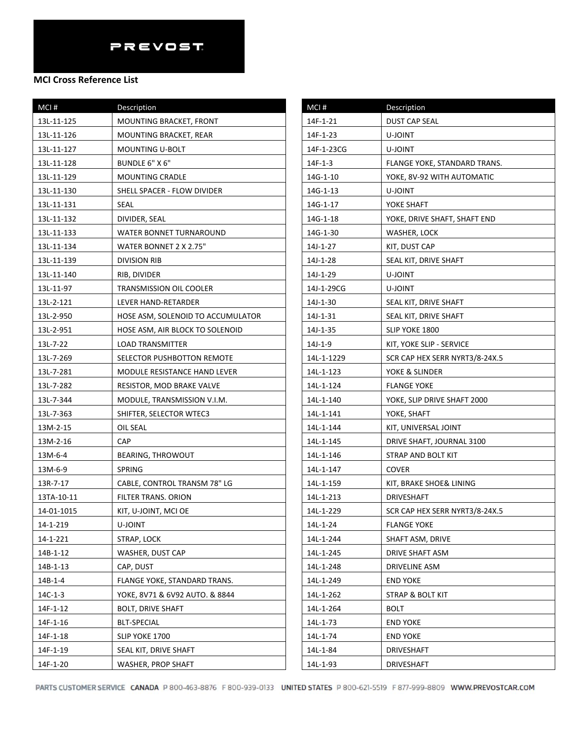PREVOST

## MCI Cross Reference List

| MCI # | Description |
|---|---|
| 13L-11-125 | MOUNTING BRACKET, FRONT |
| 13L-11-126 | MOUNTING BRACKET, REAR |
| 13L-11-127 | MOUNTING U-BOLT |
| 13L-11-128 | BUNDLE 6" X 6" |
| 13L-11-129 | MOUNTING CRADLE |
| 13L-11-130 | SHELL SPACER - FLOW DIVIDER |
| 13L-11-131 | SEAL |
| 13L-11-132 | DIVIDER, SEAL |
| 13L-11-133 | WATER BONNET TURNAROUND |
| 13L-11-134 | WATER BONNET 2 X 2.75" |
| 13L-11-139 | DIVISION RIB |
| 13L-11-140 | RIB, DIVIDER |
| 13L-11-97 | TRANSMISSION OIL COOLER |
| 13L-2-121 | LEVER HAND-RETARDER |
| 13L-2-950 | HOSE ASM, SOLENOID TO ACCUMULATOR |
| 13L-2-951 | HOSE ASM, AIR BLOCK TO SOLENOID |
| 13L-7-22 | LOAD TRANSMITTER |
| 13L-7-269 | SELECTOR PUSHBOTTON REMOTE |
| 13L-7-281 | MODULE RESISTANCE HAND LEVER |
| 13L-7-282 | RESISTOR, MOD BRAKE VALVE |
| 13L-7-344 | MODULE, TRANSMISSION V.I.M. |
| 13L-7-363 | SHIFTER, SELECTOR WTEC3 |
| 13M-2-15 | OIL SEAL |
| 13M-2-16 | CAP |
| 13M-6-4 | BEARING, THROWOUT |
| 13M-6-9 | SPRING |
| 13R-7-17 | CABLE, CONTROL TRANSM 78" LG |
| 13TA-10-11 | FILTER TRANS. ORION |
| 14-01-1015 | KIT, U-JOINT, MCI OE |
| 14-1-219 | U-JOINT |
| 14-1-221 | STRAP, LOCK |
| 14B-1-12 | WASHER, DUST CAP |
| 14B-1-13 | CAP, DUST |
| 14B-1-4 | FLANGE YOKE, STANDARD TRANS. |
| 14C-1-3 | YOKE, 8V71 & 6V92 AUTO. & 8844 |
| 14F-1-12 | BOLT, DRIVE SHAFT |
| 14F-1-16 | BLT-SPECIAL |
| 14F-1-18 | SLIP YOKE 1700 |
| 14F-1-19 | SEAL KIT, DRIVE SHAFT |
| 14F-1-20 | WASHER, PROP SHAFT |
| 14F-1-21 | DUST CAP SEAL |
| 14F-1-23 | U-JOINT |
| 14F-1-23CG | U-JOINT |
| 14F-1-3 | FLANGE YOKE, STANDARD TRANS. |
| 14G-1-10 | YOKE, 8V-92 WITH AUTOMATIC |
| 14G-1-13 | U-JOINT |
| 14G-1-17 | YOKE SHAFT |
| 14G-1-18 | YOKE, DRIVE SHAFT, SHAFT END |
| 14G-1-30 | WASHER, LOCK |
| 14J-1-27 | KIT, DUST CAP |
| 14J-1-28 | SEAL KIT, DRIVE SHAFT |
| 14J-1-29 | U-JOINT |
| 14J-1-29CG | U-JOINT |
| 14J-1-30 | SEAL KIT, DRIVE SHAFT |
| 14J-1-31 | SEAL KIT, DRIVE SHAFT |
| 14J-1-35 | SLIP YOKE 1800 |
| 14J-1-9 | KIT, YOKE SLIP - SERVICE |
| 14L-1-1229 | SCR CAP HEX SERR NYRT3/8-24X.5 |
| 14L-1-123 | YOKE & SLINDER |
| 14L-1-124 | FLANGE YOKE |
| 14L-1-140 | YOKE, SLIP DRIVE SHAFT 2000 |
| 14L-1-141 | YOKE, SHAFT |
| 14L-1-144 | KIT, UNIVERSAL JOINT |
| 14L-1-145 | DRIVE SHAFT, JOURNAL 3100 |
| 14L-1-146 | STRAP AND BOLT KIT |
| 14L-1-147 | COVER |
| 14L-1-159 | KIT, BRAKE SHOE& LINING |
| 14L-1-213 | DRIVESHAFT |
| 14L-1-229 | SCR CAP HEX SERR NYRT3/8-24X.5 |
| 14L-1-24 | FLANGE YOKE |
| 14L-1-244 | SHAFT ASM, DRIVE |
| 14L-1-245 | DRIVE SHAFT ASM |
| 14L-1-248 | DRIVELINE ASM |
| 14L-1-249 | END YOKE |
| 14L-1-262 | STRAP & BOLT KIT |
| 14L-1-264 | BOLT |
| 14L-1-73 | END YOKE |
| 14L-1-74 | END YOKE |
| 14L-1-84 | DRIVESHAFT |
| 14L-1-93 | DRIVESHAFT |

PARTS CUSTOMER SERVICE CANADA P 800-463-8876 F 800-939-0133 UNITED STATES P 800-621-5519 F 877-999-8809 WWW.PREVOSTCAR.COM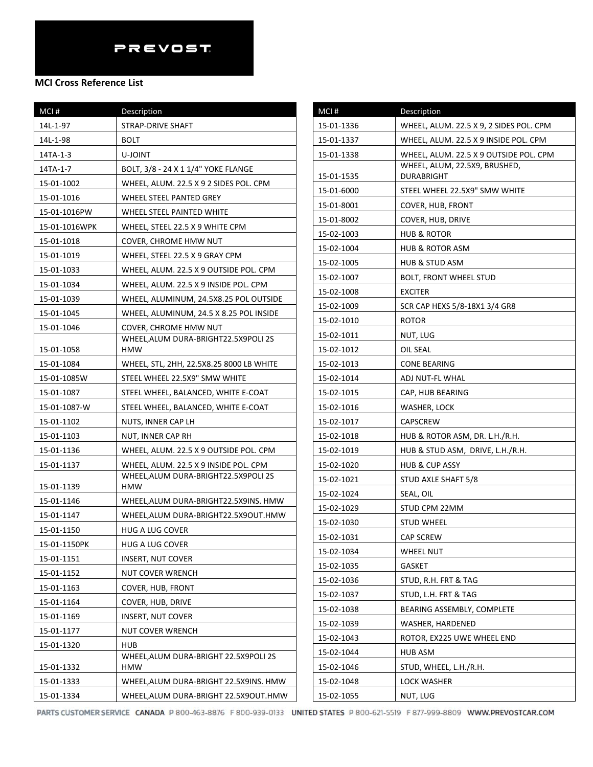PREVOST

**MCI Cross Reference List**

| MCI # | Description |
|---|---|
| 14L-1-97 | STRAP-DRIVE SHAFT |
| 14L-1-98 | BOLT |
| 14TA-1-3 | U-JOINT |
| 14TA-1-7 | BOLT, 3/8 - 24 X 1 1/4" YOKE FLANGE |
| 15-01-1002 | WHEEL, ALUM. 22.5 X 9 2 SIDES POL. CPM |
| 15-01-1016 | WHEEL STEEL PANTED GREY |
| 15-01-1016PW | WHEEL STEEL PAINTED WHITE |
| 15-01-1016WPK | WHEEL, STEEL 22.5 X 9 WHITE CPM |
| 15-01-1018 | COVER, CHROME HMW NUT |
| 15-01-1019 | WHEEL, STEEL 22.5 X 9 GRAY CPM |
| 15-01-1033 | WHEEL, ALUM. 22.5 X 9 OUTSIDE POL. CPM |
| 15-01-1034 | WHEEL, ALUM. 22.5 X 9 INSIDE POL. CPM |
| 15-01-1039 | WHEEL, ALUMINUM, 24.5X8.25 POL OUTSIDE |
| 15-01-1045 | WHEEL, ALUMINUM, 24.5 X 8.25 POL INSIDE |
| 15-01-1046 | COVER, CHROME HMW NUT |
| 15-01-1058 | WHEEL,ALUM DURA-BRIGHT22.5X9POLI 2S HMW |
| 15-01-1084 | WHEEL, STL, 2HH, 22.5X8.25 8000 LB WHITE |
| 15-01-1085W | STEEL WHEEL 22.5X9" SMW WHITE |
| 15-01-1087 | STEEL WHEEL, BALANCED, WHITE E-COAT |
| 15-01-1087-W | STEEL WHEEL, BALANCED, WHITE E-COAT |
| 15-01-1102 | NUTS, INNER CAP LH |
| 15-01-1103 | NUT, INNER CAP RH |
| 15-01-1136 | WHEEL, ALUM. 22.5 X 9 OUTSIDE POL. CPM |
| 15-01-1137 | WHEEL, ALUM. 22.5 X 9 INSIDE POL. CPM |
| 15-01-1139 | WHEEL,ALUM DURA-BRIGHT22.5X9POLI 2S HMW |
| 15-01-1146 | WHEEL,ALUM DURA-BRIGHT22.5X9INS. HMW |
| 15-01-1147 | WHEEL,ALUM DURA-BRIGHT22.5X9OUT.HMW |
| 15-01-1150 | HUG A LUG COVER |
| 15-01-1150PK | HUG A LUG COVER |
| 15-01-1151 | INSERT, NUT COVER |
| 15-01-1152 | NUT COVER WRENCH |
| 15-01-1163 | COVER, HUB, FRONT |
| 15-01-1164 | COVER, HUB, DRIVE |
| 15-01-1169 | INSERT, NUT COVER |
| 15-01-1177 | NUT COVER WRENCH |
| 15-01-1320 | HUB |
| 15-01-1332 | WHEEL,ALUM DURA-BRIGHT 22.5X9POLI 2S HMW |
| 15-01-1333 | WHEEL,ALUM DURA-BRIGHT 22.5X9INS. HMW |
| 15-01-1334 | WHEEL,ALUM DURA-BRIGHT 22.5X9OUT.HMW |
| 15-01-1336 | WHEEL, ALUM. 22.5 X 9, 2 SIDES POL. CPM |
| 15-01-1337 | WHEEL, ALUM. 22.5 X 9 INSIDE POL. CPM |
| 15-01-1338 | WHEEL, ALUM. 22.5 X 9 OUTSIDE POL. CPM |
| 15-01-1535 | WHEEL, ALUM, 22.5X9, BRUSHED, DURABRIGHT |
| 15-01-6000 | STEEL WHEEL 22.5X9" SMW WHITE |
| 15-01-8001 | COVER, HUB, FRONT |
| 15-01-8002 | COVER, HUB, DRIVE |
| 15-02-1003 | HUB & ROTOR |
| 15-02-1004 | HUB & ROTOR ASM |
| 15-02-1005 | HUB & STUD ASM |
| 15-02-1007 | BOLT, FRONT WHEEL STUD |
| 15-02-1008 | EXCITER |
| 15-02-1009 | SCR CAP HEXS 5/8-18X1 3/4 GR8 |
| 15-02-1010 | ROTOR |
| 15-02-1011 | NUT, LUG |
| 15-02-1012 | OIL SEAL |
| 15-02-1013 | CONE BEARING |
| 15-02-1014 | ADJ NUT-FL WHAL |
| 15-02-1015 | CAP, HUB BEARING |
| 15-02-1016 | WASHER, LOCK |
| 15-02-1017 | CAPSCREW |
| 15-02-1018 | HUB & ROTOR ASM, DR. L.H./R.H. |
| 15-02-1019 | HUB & STUD ASM, DRIVE, L.H./R.H. |
| 15-02-1020 | HUB & CUP ASSY |
| 15-02-1021 | STUD AXLE SHAFT 5/8 |
| 15-02-1024 | SEAL, OIL |
| 15-02-1029 | STUD CPM 22MM |
| 15-02-1030 | STUD WHEEL |
| 15-02-1031 | CAP SCREW |
| 15-02-1034 | WHEEL NUT |
| 15-02-1035 | GASKET |
| 15-02-1036 | STUD, R.H. FRT & TAG |
| 15-02-1037 | STUD, L.H. FRT & TAG |
| 15-02-1038 | BEARING ASSEMBLY, COMPLETE |
| 15-02-1039 | WASHER, HARDENED |
| 15-02-1043 | ROTOR, EX225 UWE WHEEL END |
| 15-02-1044 | HUB ASM |
| 15-02-1046 | STUD, WHEEL, L.H./R.H. |
| 15-02-1048 | LOCK WASHER |
| 15-02-1055 | NUT, LUG |

PARTS CUSTOMER SERVICE CANADA P 800-463-8876 F 800-939-0133 UNITED STATES P 800-621-5519 F 877-999-8809 WWW.PREVOSTCAR.COM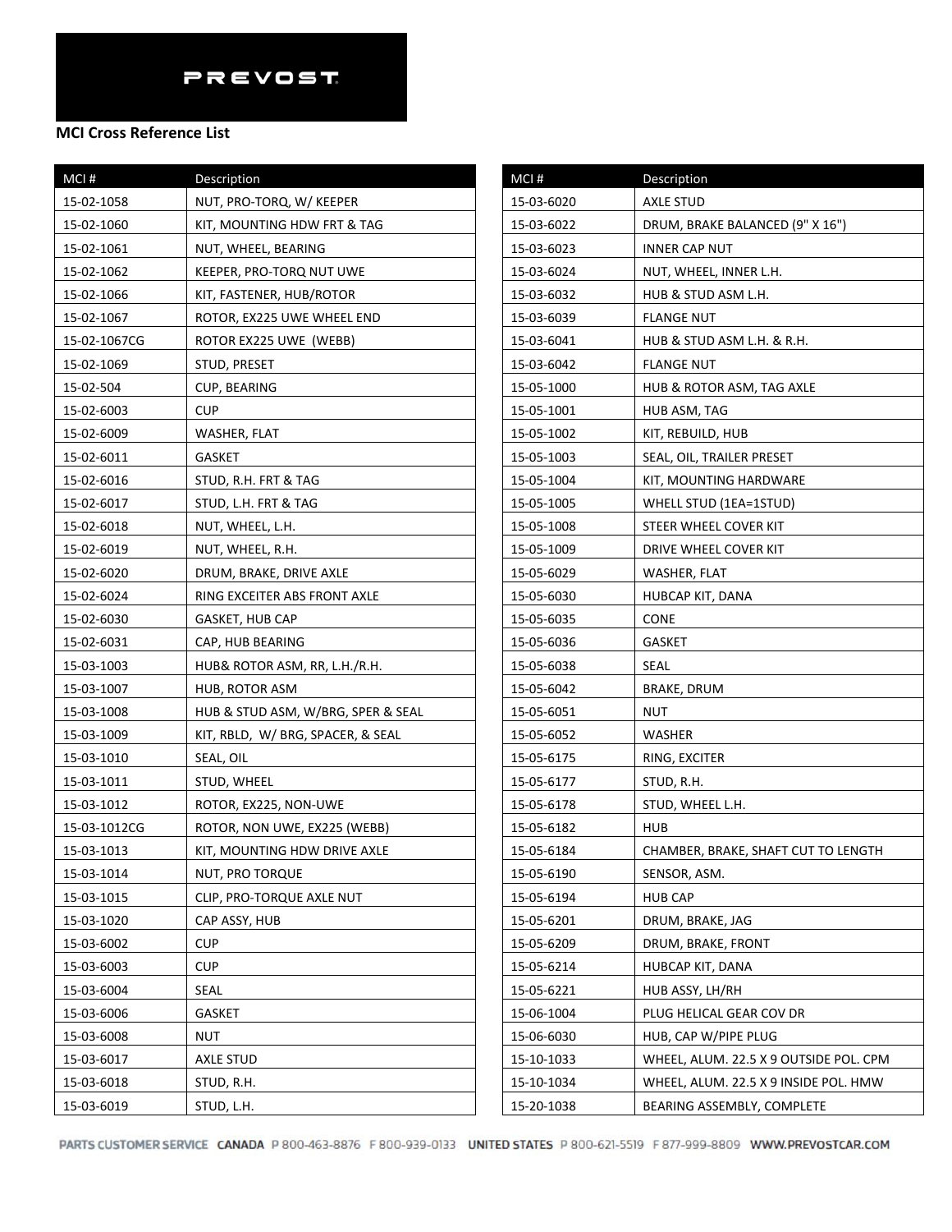**PREVOST**

**MCI Cross Reference List**

| MCI # | Description |
| --- | --- |
| 15-02-1058 | NUT, PRO-TORQ, W/ KEEPER |
| 15-02-1060 | KIT, MOUNTING HDW FRT & TAG |
| 15-02-1061 | NUT, WHEEL, BEARING |
| 15-02-1062 | KEEPER, PRO-TORQ NUT UWE |
| 15-02-1066 | KIT, FASTENER, HUB/ROTOR |
| 15-02-1067 | ROTOR, EX225 UWE WHEEL END |
| 15-02-1067CG | ROTOR EX225 UWE (WEBB) |
| 15-02-1069 | STUD, PRESET |
| 15-02-504 | CUP, BEARING |
| 15-02-6003 | CUP |
| 15-02-6009 | WASHER, FLAT |
| 15-02-6011 | GASKET |
| 15-02-6016 | STUD, R.H. FRT & TAG |
| 15-02-6017 | STUD, L.H. FRT & TAG |
| 15-02-6018 | NUT, WHEEL, L.H. |
| 15-02-6019 | NUT, WHEEL, R.H. |
| 15-02-6020 | DRUM, BRAKE, DRIVE AXLE |
| 15-02-6024 | RING EXCEITER ABS FRONT AXLE |
| 15-02-6030 | GASKET, HUB CAP |
| 15-02-6031 | CAP, HUB BEARING |
| 15-03-1003 | HUB& ROTOR ASM, RR, L.H./R.H. |
| 15-03-1007 | HUB, ROTOR ASM |
| 15-03-1008 | HUB & STUD ASM, W/BRG, SPER & SEAL |
| 15-03-1009 | KIT, RBLD, W/ BRG, SPACER, & SEAL |
| 15-03-1010 | SEAL, OIL |
| 15-03-1011 | STUD, WHEEL |
| 15-03-1012 | ROTOR, EX225, NON-UWE |
| 15-03-1012CG | ROTOR, NON UWE, EX225 (WEBB) |
| 15-03-1013 | KIT, MOUNTING HDW DRIVE AXLE |
| 15-03-1014 | NUT, PRO TORQUE |
| 15-03-1015 | CLIP, PRO-TORQUE AXLE NUT |
| 15-03-1020 | CAP ASSY, HUB |
| 15-03-6002 | CUP |
| 15-03-6003 | CUP |
| 15-03-6004 | SEAL |
| 15-03-6006 | GASKET |
| 15-03-6008 | NUT |
| 15-03-6017 | AXLE STUD |
| 15-03-6018 | STUD, R.H. |
| 15-03-6019 | STUD, L.H. |
| 15-03-6020 | AXLE STUD |
| 15-03-6022 | DRUM, BRAKE BALANCED (9" X 16") |
| 15-03-6023 | INNER CAP NUT |
| 15-03-6024 | NUT, WHEEL, INNER L.H. |
| 15-03-6032 | HUB & STUD ASM L.H. |
| 15-03-6039 | FLANGE NUT |
| 15-03-6041 | HUB & STUD ASM L.H. & R.H. |
| 15-03-6042 | FLANGE NUT |
| 15-05-1000 | HUB & ROTOR ASM, TAG AXLE |
| 15-05-1001 | HUB ASM, TAG |
| 15-05-1002 | KIT, REBUILD, HUB |
| 15-05-1003 | SEAL, OIL, TRAILER PRESET |
| 15-05-1004 | KIT, MOUNTING HARDWARE |
| 15-05-1005 | WHELL STUD (1EA=1STUD) |
| 15-05-1008 | STEER WHEEL COVER KIT |
| 15-05-1009 | DRIVE WHEEL COVER KIT |
| 15-05-6029 | WASHER, FLAT |
| 15-05-6030 | HUBCAP KIT, DANA |
| 15-05-6035 | CONE |
| 15-05-6036 | GASKET |
| 15-05-6038 | SEAL |
| 15-05-6042 | BRAKE, DRUM |
| 15-05-6051 | NUT |
| 15-05-6052 | WASHER |
| 15-05-6175 | RING, EXCITER |
| 15-05-6177 | STUD, R.H. |
| 15-05-6178 | STUD, WHEEL L.H. |
| 15-05-6182 | HUB |
| 15-05-6184 | CHAMBER, BRAKE, SHAFT CUT TO LENGTH |
| 15-05-6190 | SENSOR, ASM. |
| 15-05-6194 | HUB CAP |
| 15-05-6201 | DRUM, BRAKE, JAG |
| 15-05-6209 | DRUM, BRAKE, FRONT |
| 15-05-6214 | HUBCAP KIT, DANA |
| 15-05-6221 | HUB ASSY, LH/RH |
| 15-06-1004 | PLUG HELICAL GEAR COV DR |
| 15-06-6030 | HUB, CAP W/PIPE PLUG |
| 15-10-1033 | WHEEL, ALUM. 22.5 X 9 OUTSIDE POL. CPM |
| 15-10-1034 | WHEEL, ALUM. 22.5 X 9 INSIDE POL. HMW |
| 15-20-1038 | BEARING ASSEMBLY, COMPLETE |

PARTS CUSTOMER SERVICE CANADA P 800-463-8876 F 800-939-0133 UNITED STATES P 800-621-5519 F 877-999-8809 WWW.PREVOSTCAR.COM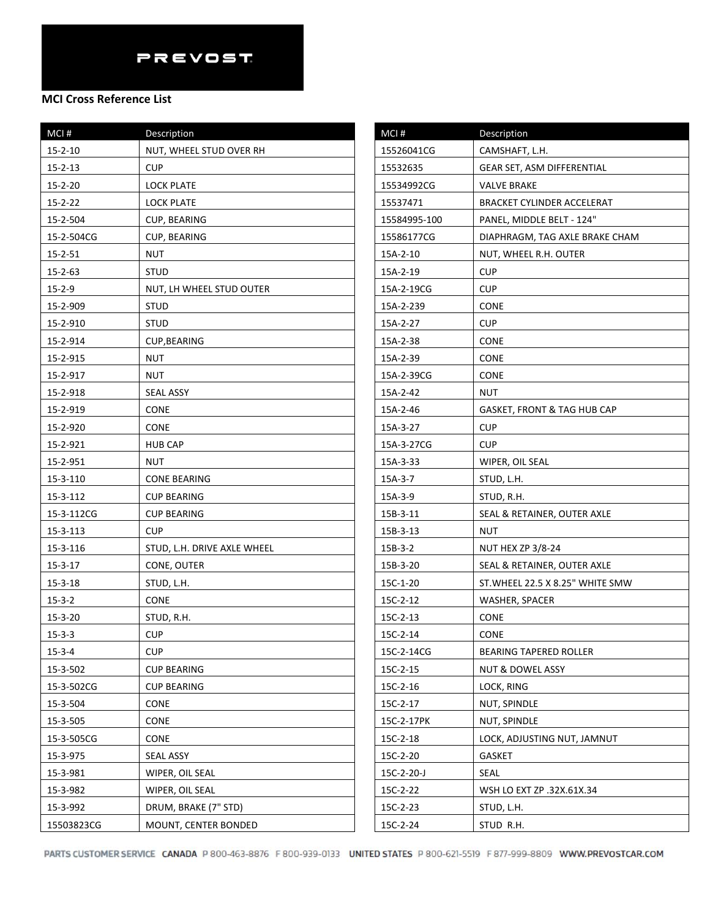PREVOST

**MCI Cross Reference List**

| MCI # | Description |
|---|---|
| 15-2-10 | NUT, WHEEL STUD OVER RH |
| 15-2-13 | CUP |
| 15-2-20 | LOCK PLATE |
| 15-2-22 | LOCK PLATE |
| 15-2-504 | CUP, BEARING |
| 15-2-504CG | CUP, BEARING |
| 15-2-51 | NUT |
| 15-2-63 | STUD |
| 15-2-9 | NUT, LH WHEEL STUD OUTER |
| 15-2-909 | STUD |
| 15-2-910 | STUD |
| 15-2-914 | CUP,BEARING |
| 15-2-915 | NUT |
| 15-2-917 | NUT |
| 15-2-918 | SEAL ASSY |
| 15-2-919 | CONE |
| 15-2-920 | CONE |
| 15-2-921 | HUB CAP |
| 15-2-951 | NUT |
| 15-3-110 | CONE BEARING |
| 15-3-112 | CUP BEARING |
| 15-3-112CG | CUP BEARING |
| 15-3-113 | CUP |
| 15-3-116 | STUD, L.H. DRIVE AXLE WHEEL |
| 15-3-17 | CONE, OUTER |
| 15-3-18 | STUD, L.H. |
| 15-3-2 | CONE |
| 15-3-20 | STUD, R.H. |
| 15-3-3 | CUP |
| 15-3-4 | CUP |
| 15-3-502 | CUP BEARING |
| 15-3-502CG | CUP BEARING |
| 15-3-504 | CONE |
| 15-3-505 | CONE |
| 15-3-505CG | CONE |
| 15-3-975 | SEAL ASSY |
| 15-3-981 | WIPER, OIL SEAL |
| 15-3-982 | WIPER, OIL SEAL |
| 15-3-992 | DRUM, BRAKE (7" STD) |
| 15503823CG | MOUNT, CENTER BONDED |
| 15526041CG | CAMSHAFT, L.H. |
| 15532635 | GEAR SET, ASM DIFFERENTIAL |
| 15534992CG | VALVE BRAKE |
| 15537471 | BRACKET CYLINDER ACCELERAT |
| 15584995-100 | PANEL, MIDDLE BELT - 124" |
| 15586177CG | DIAPHRAGM, TAG AXLE BRAKE CHAM |
| 15A-2-10 | NUT, WHEEL R.H. OUTER |
| 15A-2-19 | CUP |
| 15A-2-19CG | CUP |
| 15A-2-239 | CONE |
| 15A-2-27 | CUP |
| 15A-2-38 | CONE |
| 15A-2-39 | CONE |
| 15A-2-39CG | CONE |
| 15A-2-42 | NUT |
| 15A-2-46 | GASKET, FRONT & TAG HUB CAP |
| 15A-3-27 | CUP |
| 15A-3-27CG | CUP |
| 15A-3-33 | WIPER, OIL SEAL |
| 15A-3-7 | STUD, L.H. |
| 15A-3-9 | STUD, R.H. |
| 15B-3-11 | SEAL & RETAINER, OUTER AXLE |
| 15B-3-13 | NUT |
| 15B-3-2 | NUT HEX ZP 3/8-24 |
| 15B-3-20 | SEAL & RETAINER, OUTER AXLE |
| 15C-1-20 | ST.WHEEL 22.5 X 8.25" WHITE SMW |
| 15C-2-12 | WASHER, SPACER |
| 15C-2-13 | CONE |
| 15C-2-14 | CONE |
| 15C-2-14CG | BEARING TAPERED ROLLER |
| 15C-2-15 | NUT & DOWEL ASSY |
| 15C-2-16 | LOCK, RING |
| 15C-2-17 | NUT, SPINDLE |
| 15C-2-17PK | NUT, SPINDLE |
| 15C-2-18 | LOCK, ADJUSTING NUT, JAMNUT |
| 15C-2-20 | GASKET |
| 15C-2-20-J | SEAL |
| 15C-2-22 | WSH LO EXT ZP .32X.61X.34 |
| 15C-2-23 | STUD, L.H. |
| 15C-2-24 | STUD R.H. |

PARTS CUSTOMER SERVICE CANADA P 800-463-8876 F 800-939-0133 UNITED STATES P 800-621-5519 F 877-999-8809 WWW.PREVOSTCAR.COM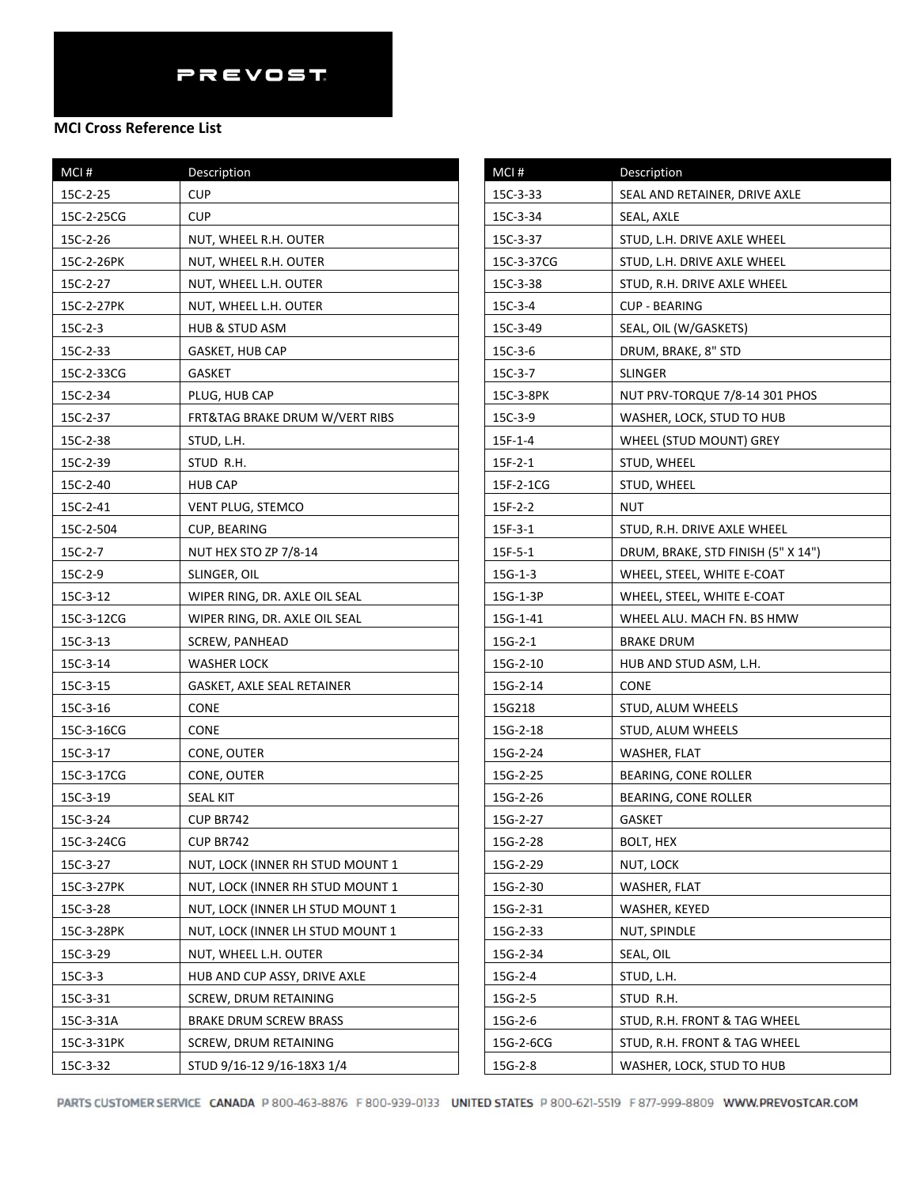PREVOST

**MCI Cross Reference List**

| MCI # | Description |
|---|---|
| 15C-2-25 | CUP |
| 15C-2-25CG | CUP |
| 15C-2-26 | NUT, WHEEL R.H. OUTER |
| 15C-2-26PK | NUT, WHEEL R.H. OUTER |
| 15C-2-27 | NUT, WHEEL L.H. OUTER |
| 15C-2-27PK | NUT, WHEEL L.H. OUTER |
| 15C-2-3 | HUB & STUD ASM |
| 15C-2-33 | GASKET, HUB CAP |
| 15C-2-33CG | GASKET |
| 15C-2-34 | PLUG, HUB CAP |
| 15C-2-37 | FRT&TAG BRAKE DRUM W/VERT RIBS |
| 15C-2-38 | STUD, L.H. |
| 15C-2-39 | STUD R.H. |
| 15C-2-40 | HUB CAP |
| 15C-2-41 | VENT PLUG, STEMCO |
| 15C-2-504 | CUP, BEARING |
| 15C-2-7 | NUT HEX STO ZP 7/8-14 |
| 15C-2-9 | SLINGER, OIL |
| 15C-3-12 | WIPER RING, DR. AXLE OIL SEAL |
| 15C-3-12CG | WIPER RING, DR. AXLE OIL SEAL |
| 15C-3-13 | SCREW, PANHEAD |
| 15C-3-14 | WASHER LOCK |
| 15C-3-15 | GASKET, AXLE SEAL RETAINER |
| 15C-3-16 | CONE |
| 15C-3-16CG | CONE |
| 15C-3-17 | CONE, OUTER |
| 15C-3-17CG | CONE, OUTER |
| 15C-3-19 | SEAL KIT |
| 15C-3-24 | CUP BR742 |
| 15C-3-24CG | CUP BR742 |
| 15C-3-27 | NUT, LOCK (INNER RH STUD MOUNT 1 |
| 15C-3-27PK | NUT, LOCK (INNER RH STUD MOUNT 1 |
| 15C-3-28 | NUT, LOCK (INNER LH STUD MOUNT 1 |
| 15C-3-28PK | NUT, LOCK (INNER LH STUD MOUNT 1 |
| 15C-3-29 | NUT, WHEEL L.H. OUTER |
| 15C-3-3 | HUB AND CUP ASSY, DRIVE AXLE |
| 15C-3-31 | SCREW, DRUM RETAINING |
| 15C-3-31A | BRAKE DRUM SCREW BRASS |
| 15C-3-31PK | SCREW, DRUM RETAINING |
| 15C-3-32 | STUD 9/16-12 9/16-18X3 1/4 |
| 15C-3-33 | SEAL AND RETAINER, DRIVE AXLE |
| 15C-3-34 | SEAL, AXLE |
| 15C-3-37 | STUD, L.H. DRIVE AXLE WHEEL |
| 15C-3-37CG | STUD, L.H. DRIVE AXLE WHEEL |
| 15C-3-38 | STUD, R.H. DRIVE AXLE WHEEL |
| 15C-3-4 | CUP - BEARING |
| 15C-3-49 | SEAL, OIL (W/GASKETS) |
| 15C-3-6 | DRUM, BRAKE, 8" STD |
| 15C-3-7 | SLINGER |
| 15C-3-8PK | NUT PRV-TORQUE 7/8-14 301 PHOS |
| 15C-3-9 | WASHER, LOCK, STUD TO HUB |
| 15F-1-4 | WHEEL (STUD MOUNT) GREY |
| 15F-2-1 | STUD, WHEEL |
| 15F-2-1CG | STUD, WHEEL |
| 15F-2-2 | NUT |
| 15F-3-1 | STUD, R.H. DRIVE AXLE WHEEL |
| 15F-5-1 | DRUM, BRAKE, STD FINISH (5" X 14") |
| 15G-1-3 | WHEEL, STEEL, WHITE E-COAT |
| 15G-1-3P | WHEEL, STEEL, WHITE E-COAT |
| 15G-1-41 | WHEEL ALU. MACH FN. BS HMW |
| 15G-2-1 | BRAKE DRUM |
| 15G-2-10 | HUB AND STUD ASM, L.H. |
| 15G-2-14 | CONE |
| 15G218 | STUD, ALUM WHEELS |
| 15G-2-18 | STUD, ALUM WHEELS |
| 15G-2-24 | WASHER, FLAT |
| 15G-2-25 | BEARING, CONE ROLLER |
| 15G-2-26 | BEARING, CONE ROLLER |
| 15G-2-27 | GASKET |
| 15G-2-28 | BOLT, HEX |
| 15G-2-29 | NUT, LOCK |
| 15G-2-30 | WASHER, FLAT |
| 15G-2-31 | WASHER, KEYED |
| 15G-2-33 | NUT, SPINDLE |
| 15G-2-34 | SEAL, OIL |
| 15G-2-4 | STUD, L.H. |
| 15G-2-5 | STUD R.H. |
| 15G-2-6 | STUD, R.H. FRONT & TAG WHEEL |
| 15G-2-6CG | STUD, R.H. FRONT & TAG WHEEL |
| 15G-2-8 | WASHER, LOCK, STUD TO HUB |

PARTS CUSTOMER SERVICE CANADA P 800-463-8876 F 800-939-0133 UNITED STATES P 800-621-5519 F 877-999-8809 WWW.PREVOSTCAR.COM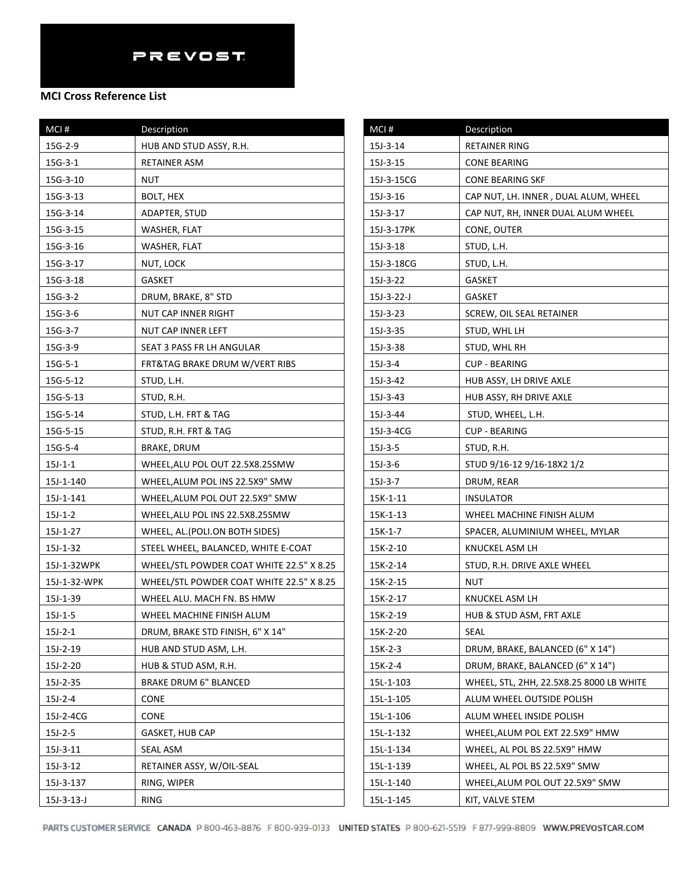PREVOST

**MCI Cross Reference List**

| MCI # | Description |
|---|---|
| 15G-2-9 | HUB AND STUD ASSY, R.H. |
| 15G-3-1 | RETAINER ASM |
| 15G-3-10 | NUT |
| 15G-3-13 | BOLT, HEX |
| 15G-3-14 | ADAPTER, STUD |
| 15G-3-15 | WASHER, FLAT |
| 15G-3-16 | WASHER, FLAT |
| 15G-3-17 | NUT, LOCK |
| 15G-3-18 | GASKET |
| 15G-3-2 | DRUM, BRAKE, 8" STD |
| 15G-3-6 | NUT CAP INNER RIGHT |
| 15G-3-7 | NUT CAP INNER LEFT |
| 15G-3-9 | SEAT 3 PASS FR LH ANGULAR |
| 15G-5-1 | FRT&TAG BRAKE DRUM W/VERT RIBS |
| 15G-5-12 | STUD, L.H. |
| 15G-5-13 | STUD, R.H. |
| 15G-5-14 | STUD, L.H. FRT & TAG |
| 15G-5-15 | STUD, R.H. FRT & TAG |
| 15G-5-4 | BRAKE, DRUM |
| 15J-1-1 | WHEEL,ALU POL OUT 22.5X8.25SMW |
| 15J-1-140 | WHEEL,ALUM POL INS 22.5X9" SMW |
| 15J-1-141 | WHEEL,ALUM POL OUT 22.5X9" SMW |
| 15J-1-2 | WHEEL,ALU POL INS 22.5X8.25SMW |
| 15J-1-27 | WHEEL, AL.(POLI.ON BOTH SIDES) |
| 15J-1-32 | STEEL WHEEL, BALANCED, WHITE E-COAT |
| 15J-1-32WPK | WHEEL/STL POWDER COAT WHITE 22.5" X 8.25 |
| 15J-1-32-WPK | WHEEL/STL POWDER COAT WHITE 22.5" X 8.25 |
| 15J-1-39 | WHEEL ALU. MACH FN. BS HMW |
| 15J-1-5 | WHEEL MACHINE FINISH ALUM |
| 15J-2-1 | DRUM, BRAKE STD FINISH, 6" X 14" |
| 15J-2-19 | HUB AND STUD ASM, L.H. |
| 15J-2-20 | HUB & STUD ASM, R.H. |
| 15J-2-35 | BRAKE DRUM 6" BLANCED |
| 15J-2-4 | CONE |
| 15J-2-4CG | CONE |
| 15J-2-5 | GASKET, HUB CAP |
| 15J-3-11 | SEAL ASM |
| 15J-3-12 | RETAINER ASSY, W/OIL-SEAL |
| 15J-3-137 | RING, WIPER |
| 15J-3-13-J | RING |
| 15J-3-14 | RETAINER RING |
| 15J-3-15 | CONE BEARING |
| 15J-3-15CG | CONE BEARING SKF |
| 15J-3-16 | CAP NUT, LH. INNER , DUAL ALUM, WHEEL |
| 15J-3-17 | CAP NUT, RH, INNER DUAL ALUM WHEEL |
| 15J-3-17PK | CONE, OUTER |
| 15J-3-18 | STUD, L.H. |
| 15J-3-18CG | STUD, L.H. |
| 15J-3-22 | GASKET |
| 15J-3-22-J | GASKET |
| 15J-3-23 | SCREW, OIL SEAL RETAINER |
| 15J-3-35 | STUD, WHL LH |
| 15J-3-38 | STUD, WHL RH |
| 15J-3-4 | CUP - BEARING |
| 15J-3-42 | HUB ASSY, LH DRIVE AXLE |
| 15J-3-43 | HUB ASSY, RH DRIVE AXLE |
| 15J-3-44 | STUD, WHEEL, L.H. |
| 15J-3-4CG | CUP - BEARING |
| 15J-3-5 | STUD, R.H. |
| 15J-3-6 | STUD 9/16-12 9/16-18X2 1/2 |
| 15J-3-7 | DRUM, REAR |
| 15K-1-11 | INSULATOR |
| 15K-1-13 | WHEEL MACHINE FINISH ALUM |
| 15K-1-7 | SPACER, ALUMINIUM WHEEL, MYLAR |
| 15K-2-10 | KNUCKEL ASM LH |
| 15K-2-14 | STUD, R.H. DRIVE AXLE WHEEL |
| 15K-2-15 | NUT |
| 15K-2-17 | KNUCKEL ASM LH |
| 15K-2-19 | HUB & STUD ASM, FRT AXLE |
| 15K-2-20 | SEAL |
| 15K-2-3 | DRUM, BRAKE, BALANCED (6" X 14") |
| 15K-2-4 | DRUM, BRAKE, BALANCED (6" X 14") |
| 15L-1-103 | WHEEL, STL, 2HH, 22.5X8.25 8000 LB WHITE |
| 15L-1-105 | ALUM WHEEL OUTSIDE POLISH |
| 15L-1-106 | ALUM WHEEL INSIDE POLISH |
| 15L-1-132 | WHEEL,ALUM POL EXT 22.5X9" HMW |
| 15L-1-134 | WHEEL, AL POL BS 22.5X9" HMW |
| 15L-1-139 | WHEEL, AL POL BS 22.5X9" SMW |
| 15L-1-140 | WHEEL,ALUM POL OUT 22.5X9" SMW |
| 15L-1-145 | KIT, VALVE STEM |

PARTS CUSTOMER SERVICE CANADA P 800-463-8876 F 800-939-0133 UNITED STATES P 800-621-5519 F 877-999-8809 WWW.PREVOSTCAR.COM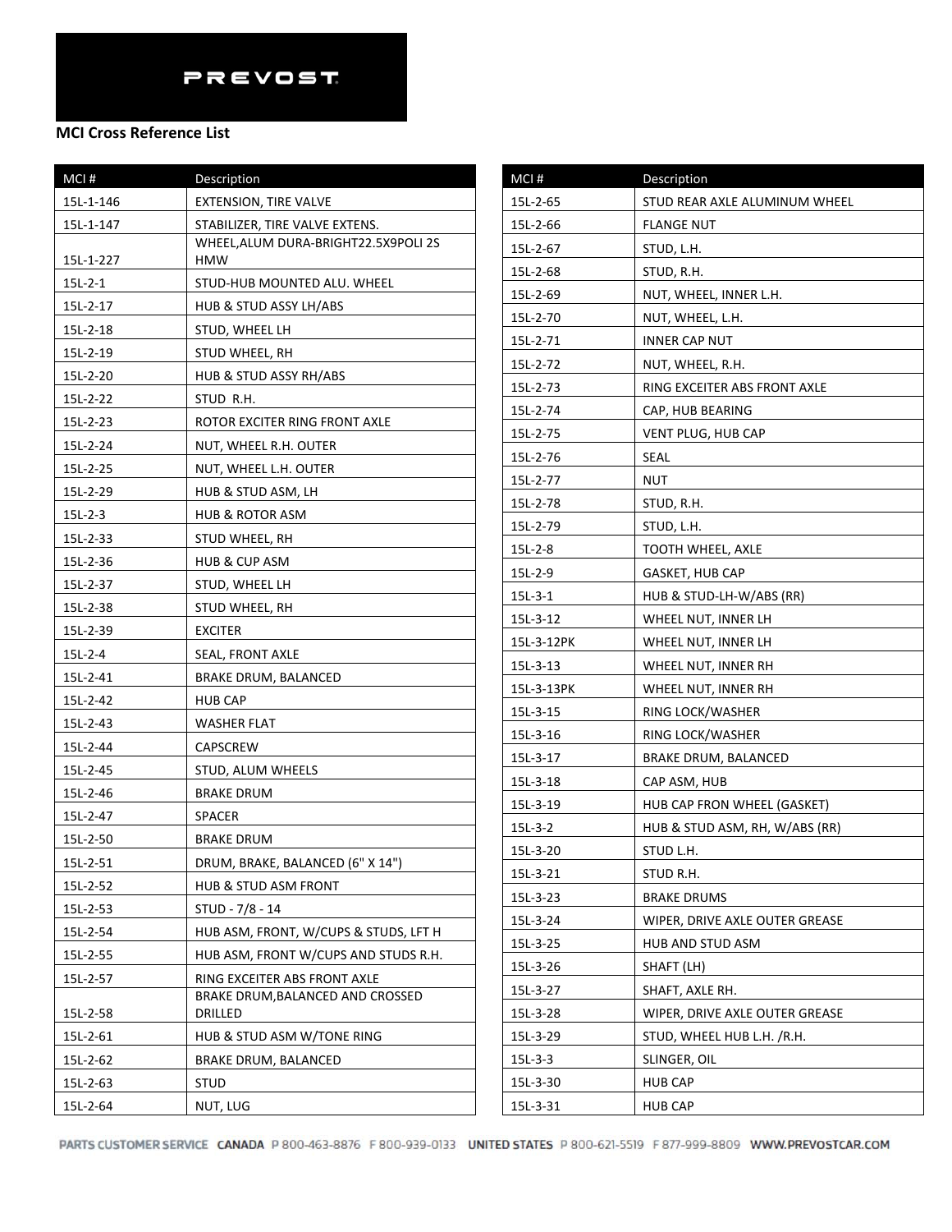PREVOST

**MCI Cross Reference List**

| MCI # | Description |
|---|---|
| 15L-1-146 | EXTENSION, TIRE VALVE |
| 15L-1-147 | STABILIZER, TIRE VALVE EXTENS. |
| 15L-1-227 | WHEEL,ALUM DURA-BRIGHT22.5X9POLI 2S HMW |
| 15L-2-1 | STUD-HUB MOUNTED ALU. WHEEL |
| 15L-2-17 | HUB & STUD ASSY LH/ABS |
| 15L-2-18 | STUD, WHEEL LH |
| 15L-2-19 | STUD WHEEL, RH |
| 15L-2-20 | HUB & STUD ASSY RH/ABS |
| 15L-2-22 | STUD R.H. |
| 15L-2-23 | ROTOR EXCITER RING FRONT AXLE |
| 15L-2-24 | NUT, WHEEL R.H. OUTER |
| 15L-2-25 | NUT, WHEEL L.H. OUTER |
| 15L-2-29 | HUB & STUD ASM, LH |
| 15L-2-3 | HUB & ROTOR ASM |
| 15L-2-33 | STUD WHEEL, RH |
| 15L-2-36 | HUB & CUP ASM |
| 15L-2-37 | STUD, WHEEL LH |
| 15L-2-38 | STUD WHEEL, RH |
| 15L-2-39 | EXCITER |
| 15L-2-4 | SEAL, FRONT AXLE |
| 15L-2-41 | BRAKE DRUM, BALANCED |
| 15L-2-42 | HUB CAP |
| 15L-2-43 | WASHER FLAT |
| 15L-2-44 | CAPSCREW |
| 15L-2-45 | STUD, ALUM WHEELS |
| 15L-2-46 | BRAKE DRUM |
| 15L-2-47 | SPACER |
| 15L-2-50 | BRAKE DRUM |
| 15L-2-51 | DRUM, BRAKE, BALANCED (6" X 14") |
| 15L-2-52 | HUB & STUD ASM FRONT |
| 15L-2-53 | STUD - 7/8 - 14 |
| 15L-2-54 | HUB ASM, FRONT, W/CUPS & STUDS, LFT H |
| 15L-2-55 | HUB ASM, FRONT W/CUPS AND STUDS R.H. |
| 15L-2-57 | RING EXCEITER ABS FRONT AXLE |
| 15L-2-58 | BRAKE DRUM,BALANCED AND CROSSED DRILLED |
| 15L-2-61 | HUB & STUD ASM W/TONE RING |
| 15L-2-62 | BRAKE DRUM, BALANCED |
| 15L-2-63 | STUD |
| 15L-2-64 | NUT, LUG |
| 15L-2-65 | STUD REAR AXLE ALUMINUM WHEEL |
| 15L-2-66 | FLANGE NUT |
| 15L-2-67 | STUD, L.H. |
| 15L-2-68 | STUD, R.H. |
| 15L-2-69 | NUT, WHEEL, INNER L.H. |
| 15L-2-70 | NUT, WHEEL, L.H. |
| 15L-2-71 | INNER CAP NUT |
| 15L-2-72 | NUT, WHEEL, R.H. |
| 15L-2-73 | RING EXCEITER ABS FRONT AXLE |
| 15L-2-74 | CAP, HUB BEARING |
| 15L-2-75 | VENT PLUG, HUB CAP |
| 15L-2-76 | SEAL |
| 15L-2-77 | NUT |
| 15L-2-78 | STUD, R.H. |
| 15L-2-79 | STUD, L.H. |
| 15L-2-8 | TOOTH WHEEL, AXLE |
| 15L-2-9 | GASKET, HUB CAP |
| 15L-3-1 | HUB & STUD-LH-W/ABS (RR) |
| 15L-3-12 | WHEEL NUT, INNER LH |
| 15L-3-12PK | WHEEL NUT, INNER LH |
| 15L-3-13 | WHEEL NUT, INNER RH |
| 15L-3-13PK | WHEEL NUT, INNER RH |
| 15L-3-15 | RING LOCK/WASHER |
| 15L-3-16 | RING LOCK/WASHER |
| 15L-3-17 | BRAKE DRUM, BALANCED |
| 15L-3-18 | CAP ASM, HUB |
| 15L-3-19 | HUB CAP FRON WHEEL (GASKET) |
| 15L-3-2 | HUB & STUD ASM, RH, W/ABS (RR) |
| 15L-3-20 | STUD L.H. |
| 15L-3-21 | STUD R.H. |
| 15L-3-23 | BRAKE DRUMS |
| 15L-3-24 | WIPER, DRIVE AXLE OUTER GREASE |
| 15L-3-25 | HUB AND STUD ASM |
| 15L-3-26 | SHAFT (LH) |
| 15L-3-27 | SHAFT, AXLE RH. |
| 15L-3-28 | WIPER, DRIVE AXLE OUTER GREASE |
| 15L-3-29 | STUD, WHEEL HUB L.H. /R.H. |
| 15L-3-3 | SLINGER, OIL |
| 15L-3-30 | HUB CAP |
| 15L-3-31 | HUB CAP |

PARTS CUSTOMER SERVICE CANADA P 800-463-8876 F 800-939-0133 UNITED STATES P 800-621-5519 F 877-999-8809 WWW.PREVOSTCAR.COM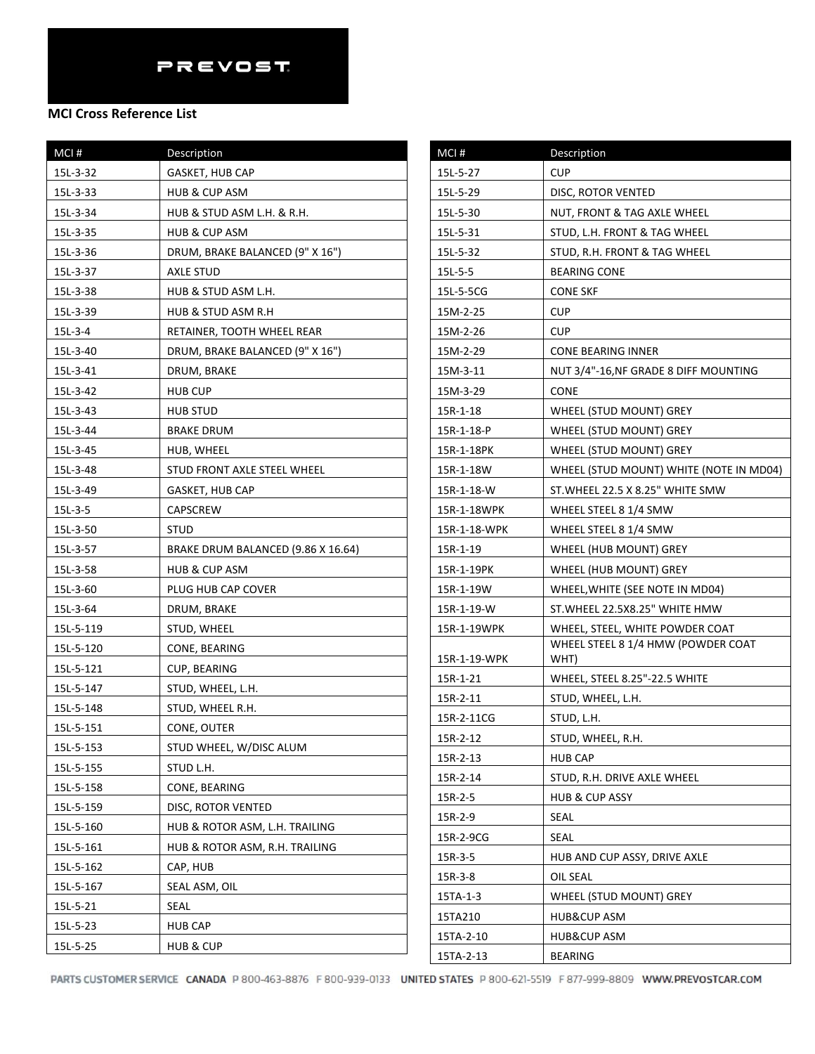PREVOST

**MCI Cross Reference List**

| MCI # | Description |
| --- | --- |
| 15L-3-32 | GASKET, HUB CAP |
| 15L-3-33 | HUB & CUP ASM |
| 15L-3-34 | HUB & STUD ASM L.H. & R.H. |
| 15L-3-35 | HUB & CUP ASM |
| 15L-3-36 | DRUM, BRAKE BALANCED (9" X 16") |
| 15L-3-37 | AXLE STUD |
| 15L-3-38 | HUB & STUD ASM L.H. |
| 15L-3-39 | HUB & STUD ASM R.H |
| 15L-3-4 | RETAINER, TOOTH WHEEL REAR |
| 15L-3-40 | DRUM, BRAKE BALANCED (9" X 16") |
| 15L-3-41 | DRUM, BRAKE |
| 15L-3-42 | HUB CUP |
| 15L-3-43 | HUB STUD |
| 15L-3-44 | BRAKE DRUM |
| 15L-3-45 | HUB, WHEEL |
| 15L-3-48 | STUD FRONT AXLE STEEL WHEEL |
| 15L-3-49 | GASKET, HUB CAP |
| 15L-3-5 | CAPSCREW |
| 15L-3-50 | STUD |
| 15L-3-57 | BRAKE DRUM BALANCED (9.86 X 16.64) |
| 15L-3-58 | HUB & CUP ASM |
| 15L-3-60 | PLUG HUB CAP COVER |
| 15L-3-64 | DRUM, BRAKE |
| 15L-5-119 | STUD, WHEEL |
| 15L-5-120 | CONE, BEARING |
| 15L-5-121 | CUP, BEARING |
| 15L-5-147 | STUD, WHEEL, L.H. |
| 15L-5-148 | STUD, WHEEL R.H. |
| 15L-5-151 | CONE, OUTER |
| 15L-5-153 | STUD WHEEL, W/DISC ALUM |
| 15L-5-155 | STUD L.H. |
| 15L-5-158 | CONE, BEARING |
| 15L-5-159 | DISC, ROTOR VENTED |
| 15L-5-160 | HUB & ROTOR ASM, L.H. TRAILING |
| 15L-5-161 | HUB & ROTOR ASM, R.H. TRAILING |
| 15L-5-162 | CAP, HUB |
| 15L-5-167 | SEAL ASM, OIL |
| 15L-5-21 | SEAL |
| 15L-5-23 | HUB CAP |
| 15L-5-25 | HUB & CUP |
| 15L-5-27 | CUP |
| 15L-5-29 | DISC, ROTOR VENTED |
| 15L-5-30 | NUT, FRONT & TAG AXLE WHEEL |
| 15L-5-31 | STUD, L.H. FRONT & TAG WHEEL |
| 15L-5-32 | STUD, R.H. FRONT & TAG WHEEL |
| 15L-5-5 | BEARING CONE |
| 15L-5-5CG | CONE SKF |
| 15M-2-25 | CUP |
| 15M-2-26 | CUP |
| 15M-2-29 | CONE BEARING INNER |
| 15M-3-11 | NUT 3/4"-16,NF GRADE 8 DIFF MOUNTING |
| 15M-3-29 | CONE |
| 15R-1-18 | WHEEL (STUD MOUNT) GREY |
| 15R-1-18-P | WHEEL (STUD MOUNT) GREY |
| 15R-1-18PK | WHEEL (STUD MOUNT) GREY |
| 15R-1-18W | WHEEL (STUD MOUNT) WHITE (NOTE IN MD04) |
| 15R-1-18-W | ST.WHEEL 22.5 X 8.25" WHITE SMW |
| 15R-1-18WPK | WHEEL STEEL 8 1/4 SMW |
| 15R-1-18-WPK | WHEEL STEEL 8 1/4 SMW |
| 15R-1-19 | WHEEL (HUB MOUNT) GREY |
| 15R-1-19PK | WHEEL (HUB MOUNT) GREY |
| 15R-1-19W | WHEEL,WHITE (SEE NOTE IN MD04) |
| 15R-1-19-W | ST.WHEEL 22.5X8.25" WHITE HMW |
| 15R-1-19WPK | WHEEL, STEEL, WHITE POWDER COAT |
| 15R-1-19-WPK | WHEEL STEEL 8 1/4 HMW (POWDER COAT WHT) |
| 15R-1-21 | WHEEL, STEEL 8.25"-22.5 WHITE |
| 15R-2-11 | STUD, WHEEL, L.H. |
| 15R-2-11CG | STUD, L.H. |
| 15R-2-12 | STUD, WHEEL, R.H. |
| 15R-2-13 | HUB CAP |
| 15R-2-14 | STUD, R.H. DRIVE AXLE WHEEL |
| 15R-2-5 | HUB & CUP ASSY |
| 15R-2-9 | SEAL |
| 15R-2-9CG | SEAL |
| 15R-3-5 | HUB AND CUP ASSY, DRIVE AXLE |
| 15R-3-8 | OIL SEAL |
| 15TA-1-3 | WHEEL (STUD MOUNT) GREY |
| 15TA210 | HUB&CUP ASM |
| 15TA-2-10 | HUB&CUP ASM |
| 15TA-2-13 | BEARING |

PARTS CUSTOMER SERVICE CANADA P 800-463-8876 F 800-939-0133 UNITED STATES P 800-621-5519 F 877-999-8809 WWW.PREVOSTCAR.COM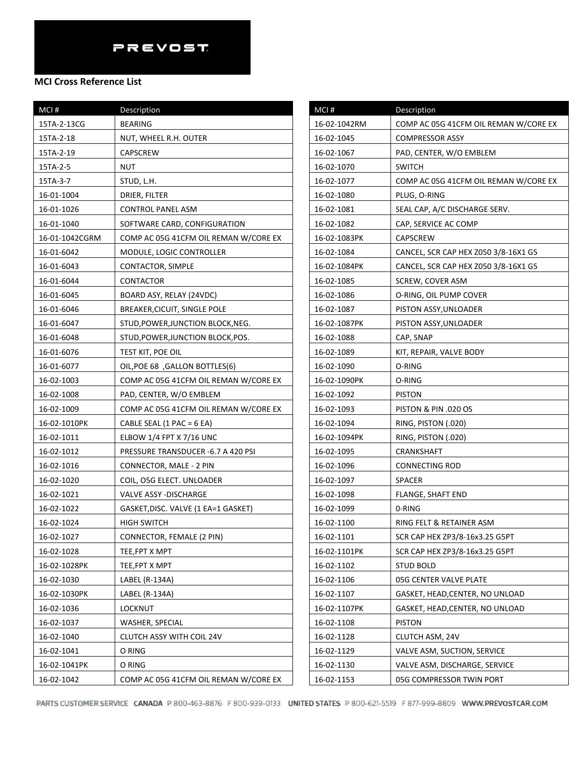PREVOST

**MCI Cross Reference List**

| MCI # | Description |
|---|---|
| 15TA-2-13CG | BEARING |
| 15TA-2-18 | NUT, WHEEL R.H. OUTER |
| 15TA-2-19 | CAPSCREW |
| 15TA-2-5 | NUT |
| 15TA-3-7 | STUD, L.H. |
| 16-01-1004 | DRIER, FILTER |
| 16-01-1026 | CONTROL PANEL ASM |
| 16-01-1040 | SOFTWARE CARD, CONFIGURATION |
| 16-01-1042CGRM | COMP AC 05G 41CFM OIL REMAN W/CORE EX |
| 16-01-6042 | MODULE, LOGIC CONTROLLER |
| 16-01-6043 | CONTACTOR, SIMPLE |
| 16-01-6044 | CONTACTOR |
| 16-01-6045 | BOARD ASY, RELAY (24VDC) |
| 16-01-6046 | BREAKER,CICUIT, SINGLE POLE |
| 16-01-6047 | STUD,POWER,JUNCTION BLOCK,NEG. |
| 16-01-6048 | STUD,POWER,JUNCTION BLOCK,POS. |
| 16-01-6076 | TEST KIT, POE OIL |
| 16-01-6077 | OIL,POE 68 ,GALLON BOTTLES(6) |
| 16-02-1003 | COMP AC 05G 41CFM OIL REMAN W/CORE EX |
| 16-02-1008 | PAD, CENTER, W/O EMBLEM |
| 16-02-1009 | COMP AC 05G 41CFM OIL REMAN W/CORE EX |
| 16-02-1010PK | CABLE SEAL (1 PAC = 6 EA) |
| 16-02-1011 | ELBOW 1/4 FPT X 7/16 UNC |
| 16-02-1012 | PRESSURE TRANSDUCER -6.7 A 420 PSI |
| 16-02-1016 | CONNECTOR, MALE - 2 PIN |
| 16-02-1020 | COIL, O5G ELECT. UNLOADER |
| 16-02-1021 | VALVE ASSY -DISCHARGE |
| 16-02-1022 | GASKET,DISC. VALVE (1 EA=1 GASKET) |
| 16-02-1024 | HIGH SWITCH |
| 16-02-1027 | CONNECTOR, FEMALE (2 PIN) |
| 16-02-1028 | TEE,FPT X MPT |
| 16-02-1028PK | TEE,FPT X MPT |
| 16-02-1030 | LABEL (R-134A) |
| 16-02-1030PK | LABEL (R-134A) |
| 16-02-1036 | LOCKNUT |
| 16-02-1037 | WASHER, SPECIAL |
| 16-02-1040 | CLUTCH ASSY WITH COIL 24V |
| 16-02-1041 | O RING |
| 16-02-1041PK | O RING |
| 16-02-1042 | COMP AC 05G 41CFM OIL REMAN W/CORE EX |
| 16-02-1042RM | COMP AC 05G 41CFM OIL REMAN W/CORE EX |
| 16-02-1045 | COMPRESSOR ASSY |
| 16-02-1067 | PAD, CENTER, W/O EMBLEM |
| 16-02-1070 | SWITCH |
| 16-02-1077 | COMP AC 05G 41CFM OIL REMAN W/CORE EX |
| 16-02-1080 | PLUG, O-RING |
| 16-02-1081 | SEAL CAP, A/C DISCHARGE SERV. |
| 16-02-1082 | CAP, SERVICE AC COMP |
| 16-02-1083PK | CAPSCREW |
| 16-02-1084 | CANCEL, SCR CAP HEX Z050 3/8-16X1 G5 |
| 16-02-1084PK | CANCEL, SCR CAP HEX Z050 3/8-16X1 G5 |
| 16-02-1085 | SCREW, COVER ASM |
| 16-02-1086 | O-RING, OIL PUMP COVER |
| 16-02-1087 | PISTON ASSY,UNLOADER |
| 16-02-1087PK | PISTON ASSY,UNLOADER |
| 16-02-1088 | CAP, SNAP |
| 16-02-1089 | KIT, REPAIR, VALVE BODY |
| 16-02-1090 | O-RING |
| 16-02-1090PK | O-RING |
| 16-02-1092 | PISTON |
| 16-02-1093 | PISTON & PIN .020 OS |
| 16-02-1094 | RING, PISTON (.020) |
| 16-02-1094PK | RING, PISTON (.020) |
| 16-02-1095 | CRANKSHAFT |
| 16-02-1096 | CONNECTING ROD |
| 16-02-1097 | SPACER |
| 16-02-1098 | FLANGE, SHAFT END |
| 16-02-1099 | 0-RING |
| 16-02-1100 | RING FELT & RETAINER ASM |
| 16-02-1101 | SCR CAP HEX ZP3/8-16x3.25 G5PT |
| 16-02-1101PK | SCR CAP HEX ZP3/8-16x3.25 G5PT |
| 16-02-1102 | STUD BOLD |
| 16-02-1106 | 05G CENTER VALVE PLATE |
| 16-02-1107 | GASKET, HEAD,CENTER, NO UNLOAD |
| 16-02-1107PK | GASKET, HEAD,CENTER, NO UNLOAD |
| 16-02-1108 | PISTON |
| 16-02-1128 | CLUTCH ASM, 24V |
| 16-02-1129 | VALVE ASM, SUCTION, SERVICE |
| 16-02-1130 | VALVE ASM, DISCHARGE, SERVICE |
| 16-02-1153 | 05G COMPRESSOR TWIN PORT |

PARTS CUSTOMER SERVICE CANADA P 800-463-8876 F 800-939-0133 UNITED STATES P 800-621-5519 F 877-999-8809 WWW.PREVOSTCAR.COM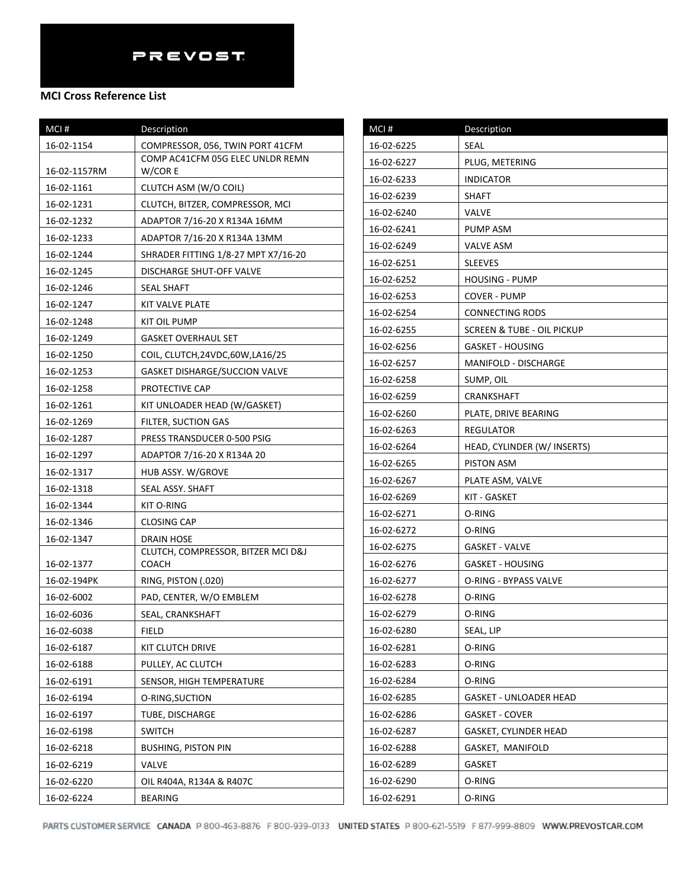PREVOST

## MCI Cross Reference List

| MCI # | Description |
|---|---|
| 16-02-1154 | COMPRESSOR, 056, TWIN PORT 41CFM |
| 16-02-1157RM | COMP AC41CFM 05G ELEC UNLDR REMN W/COR E |
| 16-02-1161 | CLUTCH ASM (W/O COIL) |
| 16-02-1231 | CLUTCH, BITZER, COMPRESSOR, MCI |
| 16-02-1232 | ADAPTOR 7/16-20 X R134A 16MM |
| 16-02-1233 | ADAPTOR 7/16-20 X R134A 13MM |
| 16-02-1244 | SHRADER FITTING 1/8-27 MPT X7/16-20 |
| 16-02-1245 | DISCHARGE SHUT-OFF VALVE |
| 16-02-1246 | SEAL SHAFT |
| 16-02-1247 | KIT VALVE PLATE |
| 16-02-1248 | KIT OIL PUMP |
| 16-02-1249 | GASKET OVERHAUL SET |
| 16-02-1250 | COIL, CLUTCH,24VDC,60W,LA16/25 |
| 16-02-1253 | GASKET DISHARGE/SUCCION VALVE |
| 16-02-1258 | PROTECTIVE CAP |
| 16-02-1261 | KIT UNLOADER HEAD (W/GASKET) |
| 16-02-1269 | FILTER, SUCTION GAS |
| 16-02-1287 | PRESS TRANSDUCER 0-500 PSIG |
| 16-02-1297 | ADAPTOR 7/16-20 X R134A 20 |
| 16-02-1317 | HUB ASSY. W/GROVE |
| 16-02-1318 | SEAL ASSY. SHAFT |
| 16-02-1344 | KIT O-RING |
| 16-02-1346 | CLOSING CAP |
| 16-02-1347 | DRAIN HOSE |
| 16-02-1377 | CLUTCH, COMPRESSOR, BITZER MCI D&J COACH |
| 16-02-194PK | RING, PISTON (.020) |
| 16-02-6002 | PAD, CENTER, W/O EMBLEM |
| 16-02-6036 | SEAL, CRANKSHAFT |
| 16-02-6038 | FIELD |
| 16-02-6187 | KIT CLUTCH DRIVE |
| 16-02-6188 | PULLEY, AC CLUTCH |
| 16-02-6191 | SENSOR, HIGH TEMPERATURE |
| 16-02-6194 | O-RING,SUCTION |
| 16-02-6197 | TUBE, DISCHARGE |
| 16-02-6198 | SWITCH |
| 16-02-6218 | BUSHING, PISTON PIN |
| 16-02-6219 | VALVE |
| 16-02-6220 | OIL R404A, R134A & R407C |
| 16-02-6224 | BEARING |
| 16-02-6225 | SEAL |
| 16-02-6227 | PLUG, METERING |
| 16-02-6233 | INDICATOR |
| 16-02-6239 | SHAFT |
| 16-02-6240 | VALVE |
| 16-02-6241 | PUMP ASM |
| 16-02-6249 | VALVE ASM |
| 16-02-6251 | SLEEVES |
| 16-02-6252 | HOUSING - PUMP |
| 16-02-6253 | COVER - PUMP |
| 16-02-6254 | CONNECTING RODS |
| 16-02-6255 | SCREEN & TUBE - OIL PICKUP |
| 16-02-6256 | GASKET - HOUSING |
| 16-02-6257 | MANIFOLD - DISCHARGE |
| 16-02-6258 | SUMP, OIL |
| 16-02-6259 | CRANKSHAFT |
| 16-02-6260 | PLATE, DRIVE BEARING |
| 16-02-6263 | REGULATOR |
| 16-02-6264 | HEAD, CYLINDER (W/ INSERTS) |
| 16-02-6265 | PISTON ASM |
| 16-02-6267 | PLATE ASM, VALVE |
| 16-02-6269 | KIT - GASKET |
| 16-02-6271 | O-RING |
| 16-02-6272 | O-RING |
| 16-02-6275 | GASKET - VALVE |
| 16-02-6276 | GASKET - HOUSING |
| 16-02-6277 | O-RING - BYPASS VALVE |
| 16-02-6278 | O-RING |
| 16-02-6279 | O-RING |
| 16-02-6280 | SEAL, LIP |
| 16-02-6281 | O-RING |
| 16-02-6283 | O-RING |
| 16-02-6284 | O-RING |
| 16-02-6285 | GASKET - UNLOADER HEAD |
| 16-02-6286 | GASKET - COVER |
| 16-02-6287 | GASKET, CYLINDER HEAD |
| 16-02-6288 | GASKET, MANIFOLD |
| 16-02-6289 | GASKET |
| 16-02-6290 | O-RING |
| 16-02-6291 | O-RING |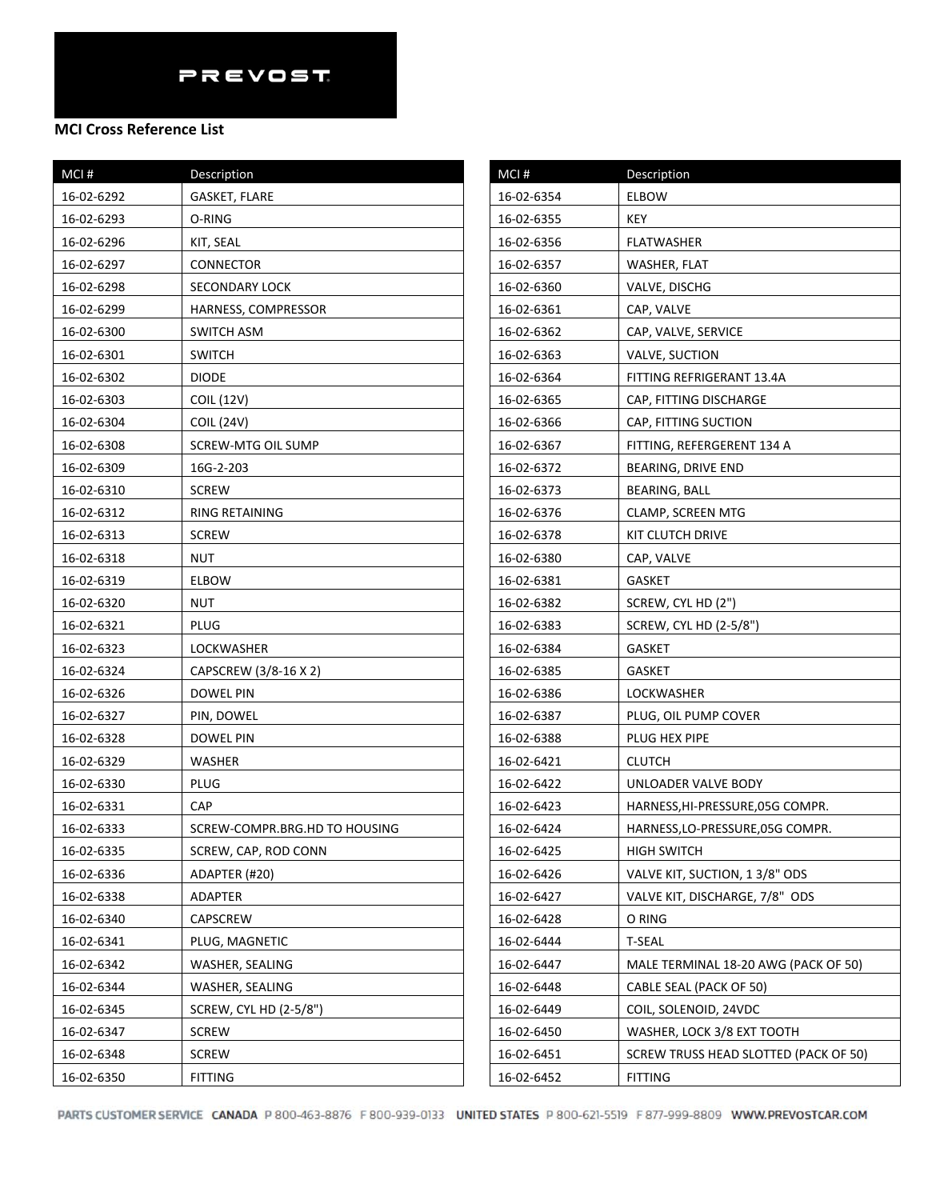PREVOST

**MCI Cross Reference List**

| MCI # | Description |
|---|---|
| 16-02-6292 | GASKET, FLARE |
| 16-02-6293 | O-RING |
| 16-02-6296 | KIT, SEAL |
| 16-02-6297 | CONNECTOR |
| 16-02-6298 | SECONDARY LOCK |
| 16-02-6299 | HARNESS, COMPRESSOR |
| 16-02-6300 | SWITCH ASM |
| 16-02-6301 | SWITCH |
| 16-02-6302 | DIODE |
| 16-02-6303 | COIL (12V) |
| 16-02-6304 | COIL (24V) |
| 16-02-6308 | SCREW-MTG OIL SUMP |
| 16-02-6309 | 16G-2-203 |
| 16-02-6310 | SCREW |
| 16-02-6312 | RING RETAINING |
| 16-02-6313 | SCREW |
| 16-02-6318 | NUT |
| 16-02-6319 | ELBOW |
| 16-02-6320 | NUT |
| 16-02-6321 | PLUG |
| 16-02-6323 | LOCKWASHER |
| 16-02-6324 | CAPSCREW (3/8-16 X 2) |
| 16-02-6326 | DOWEL PIN |
| 16-02-6327 | PIN, DOWEL |
| 16-02-6328 | DOWEL PIN |
| 16-02-6329 | WASHER |
| 16-02-6330 | PLUG |
| 16-02-6331 | CAP |
| 16-02-6333 | SCREW-COMPR.BRG.HD TO HOUSING |
| 16-02-6335 | SCREW, CAP, ROD CONN |
| 16-02-6336 | ADAPTER (#20) |
| 16-02-6338 | ADAPTER |
| 16-02-6340 | CAPSCREW |
| 16-02-6341 | PLUG, MAGNETIC |
| 16-02-6342 | WASHER, SEALING |
| 16-02-6344 | WASHER, SEALING |
| 16-02-6345 | SCREW, CYL HD (2-5/8") |
| 16-02-6347 | SCREW |
| 16-02-6348 | SCREW |
| 16-02-6350 | FITTING |
| 16-02-6354 | ELBOW |
| 16-02-6355 | KEY |
| 16-02-6356 | FLATWASHER |
| 16-02-6357 | WASHER, FLAT |
| 16-02-6360 | VALVE, DISCHG |
| 16-02-6361 | CAP, VALVE |
| 16-02-6362 | CAP, VALVE, SERVICE |
| 16-02-6363 | VALVE, SUCTION |
| 16-02-6364 | FITTING REFRIGERANT 13.4A |
| 16-02-6365 | CAP, FITTING DISCHARGE |
| 16-02-6366 | CAP, FITTING SUCTION |
| 16-02-6367 | FITTING, REFERGERENT 134 A |
| 16-02-6372 | BEARING, DRIVE END |
| 16-02-6373 | BEARING, BALL |
| 16-02-6376 | CLAMP, SCREEN MTG |
| 16-02-6378 | KIT CLUTCH DRIVE |
| 16-02-6380 | CAP, VALVE |
| 16-02-6381 | GASKET |
| 16-02-6382 | SCREW, CYL HD (2") |
| 16-02-6383 | SCREW, CYL HD (2-5/8") |
| 16-02-6384 | GASKET |
| 16-02-6385 | GASKET |
| 16-02-6386 | LOCKWASHER |
| 16-02-6387 | PLUG, OIL PUMP COVER |
| 16-02-6388 | PLUG HEX PIPE |
| 16-02-6421 | CLUTCH |
| 16-02-6422 | UNLOADER VALVE BODY |
| 16-02-6423 | HARNESS,HI-PRESSURE,05G COMPR. |
| 16-02-6424 | HARNESS,LO-PRESSURE,05G COMPR. |
| 16-02-6425 | HIGH SWITCH |
| 16-02-6426 | VALVE KIT, SUCTION, 1 3/8" ODS |
| 16-02-6427 | VALVE KIT, DISCHARGE, 7/8" ODS |
| 16-02-6428 | O RING |
| 16-02-6444 | T-SEAL |
| 16-02-6447 | MALE TERMINAL 18-20 AWG (PACK OF 50) |
| 16-02-6448 | CABLE SEAL (PACK OF 50) |
| 16-02-6449 | COIL, SOLENOID, 24VDC |
| 16-02-6450 | WASHER, LOCK 3/8 EXT TOOTH |
| 16-02-6451 | SCREW TRUSS HEAD SLOTTED (PACK OF 50) |
| 16-02-6452 | FITTING |

PARTS CUSTOMER SERVICE CANADA P 800-463-8876 F 800-939-0133 UNITED STATES P 800-621-5519 F 877-999-8809 WWW.PREVOSTCAR.COM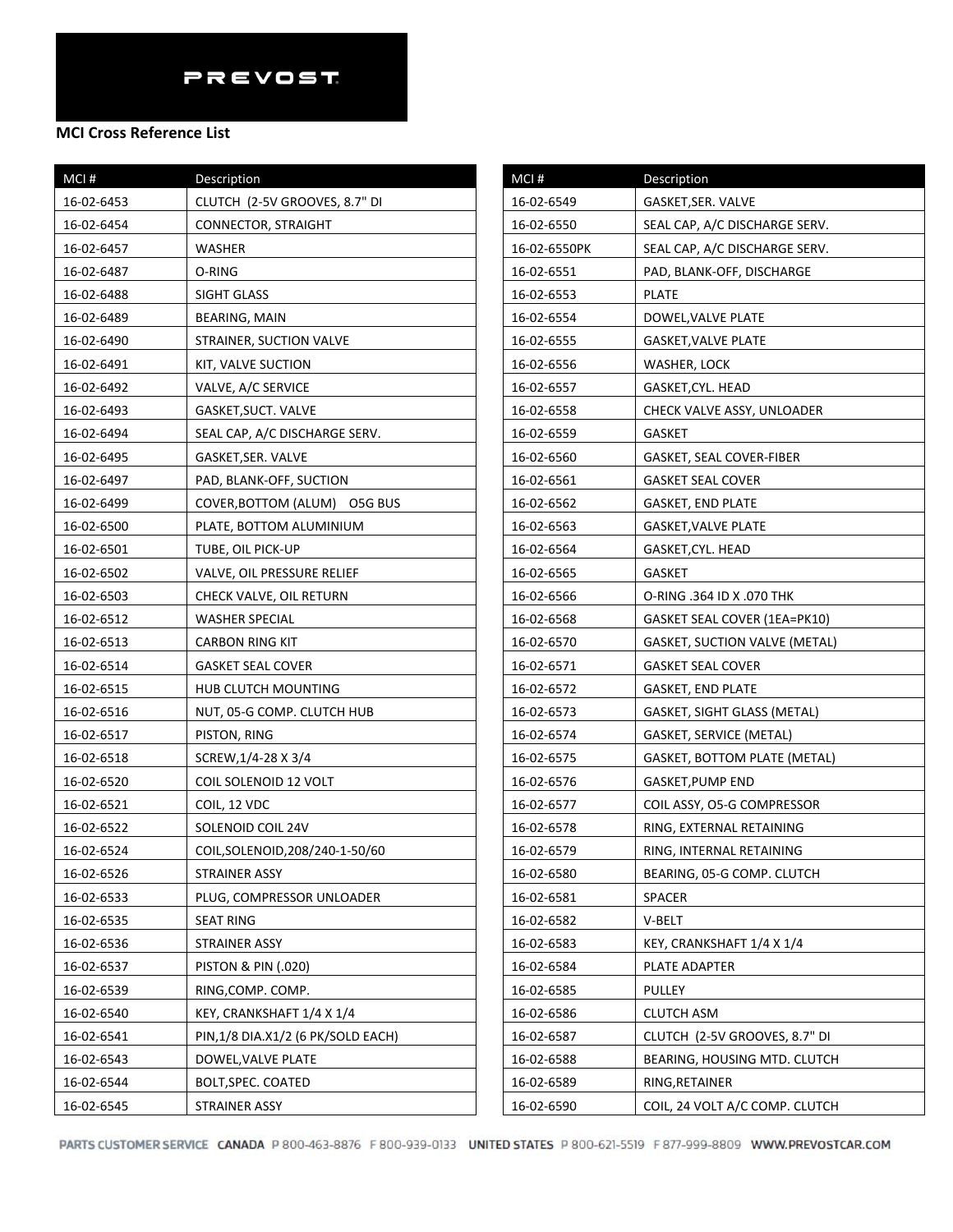PREVOST

**MCI Cross Reference List**

| MCI # | Description |
|---|---|
| 16-02-6453 | CLUTCH  (2-5V GROOVES, 8.7" DI |
| 16-02-6454 | CONNECTOR, STRAIGHT |
| 16-02-6457 | WASHER |
| 16-02-6487 | O-RING |
| 16-02-6488 | SIGHT GLASS |
| 16-02-6489 | BEARING, MAIN |
| 16-02-6490 | STRAINER, SUCTION VALVE |
| 16-02-6491 | KIT, VALVE SUCTION |
| 16-02-6492 | VALVE, A/C SERVICE |
| 16-02-6493 | GASKET,SUCT. VALVE |
| 16-02-6494 | SEAL CAP, A/C DISCHARGE SERV. |
| 16-02-6495 | GASKET,SER. VALVE |
| 16-02-6497 | PAD, BLANK-OFF, SUCTION |
| 16-02-6499 | COVER,BOTTOM (ALUM)    O5G BUS |
| 16-02-6500 | PLATE, BOTTOM ALUMINIUM |
| 16-02-6501 | TUBE, OIL PICK-UP |
| 16-02-6502 | VALVE, OIL PRESSURE RELIEF |
| 16-02-6503 | CHECK VALVE, OIL RETURN |
| 16-02-6512 | WASHER SPECIAL |
| 16-02-6513 | CARBON RING KIT |
| 16-02-6514 | GASKET SEAL COVER |
| 16-02-6515 | HUB CLUTCH MOUNTING |
| 16-02-6516 | NUT, 05-G COMP. CLUTCH HUB |
| 16-02-6517 | PISTON, RING |
| 16-02-6518 | SCREW,1/4-28 X 3/4 |
| 16-02-6520 | COIL SOLENOID 12 VOLT |
| 16-02-6521 | COIL, 12 VDC |
| 16-02-6522 | SOLENOID COIL 24V |
| 16-02-6524 | COIL,SOLENOID,208/240-1-50/60 |
| 16-02-6526 | STRAINER ASSY |
| 16-02-6533 | PLUG, COMPRESSOR UNLOADER |
| 16-02-6535 | SEAT RING |
| 16-02-6536 | STRAINER ASSY |
| 16-02-6537 | PISTON & PIN (.020) |
| 16-02-6539 | RING,COMP. COMP. |
| 16-02-6540 | KEY, CRANKSHAFT 1/4 X 1/4 |
| 16-02-6541 | PIN,1/8 DIA.X1/2 (6 PK/SOLD EACH) |
| 16-02-6543 | DOWEL,VALVE PLATE |
| 16-02-6544 | BOLT,SPEC. COATED |
| 16-02-6545 | STRAINER ASSY |
| 16-02-6549 | GASKET,SER. VALVE |
| 16-02-6550 | SEAL CAP, A/C DISCHARGE SERV. |
| 16-02-6550PK | SEAL CAP, A/C DISCHARGE SERV. |
| 16-02-6551 | PAD, BLANK-OFF, DISCHARGE |
| 16-02-6553 | PLATE |
| 16-02-6554 | DOWEL,VALVE PLATE |
| 16-02-6555 | GASKET,VALVE PLATE |
| 16-02-6556 | WASHER, LOCK |
| 16-02-6557 | GASKET,CYL. HEAD |
| 16-02-6558 | CHECK VALVE ASSY, UNLOADER |
| 16-02-6559 | GASKET |
| 16-02-6560 | GASKET, SEAL COVER-FIBER |
| 16-02-6561 | GASKET SEAL COVER |
| 16-02-6562 | GASKET, END PLATE |
| 16-02-6563 | GASKET,VALVE PLATE |
| 16-02-6564 | GASKET,CYL. HEAD |
| 16-02-6565 | GASKET |
| 16-02-6566 | O-RING .364 ID X .070 THK |
| 16-02-6568 | GASKET SEAL COVER (1EA=PK10) |
| 16-02-6570 | GASKET, SUCTION VALVE (METAL) |
| 16-02-6571 | GASKET SEAL COVER |
| 16-02-6572 | GASKET, END PLATE |
| 16-02-6573 | GASKET, SIGHT GLASS (METAL) |
| 16-02-6574 | GASKET, SERVICE (METAL) |
| 16-02-6575 | GASKET, BOTTOM PLATE (METAL) |
| 16-02-6576 | GASKET,PUMP END |
| 16-02-6577 | COIL ASSY, O5-G COMPRESSOR |
| 16-02-6578 | RING, EXTERNAL RETAINING |
| 16-02-6579 | RING, INTERNAL RETAINING |
| 16-02-6580 | BEARING, 05-G COMP. CLUTCH |
| 16-02-6581 | SPACER |
| 16-02-6582 | V-BELT |
| 16-02-6583 | KEY, CRANKSHAFT 1/4 X 1/4 |
| 16-02-6584 | PLATE ADAPTER |
| 16-02-6585 | PULLEY |
| 16-02-6586 | CLUTCH ASM |
| 16-02-6587 | CLUTCH  (2-5V GROOVES, 8.7" DI |
| 16-02-6588 | BEARING, HOUSING MTD. CLUTCH |
| 16-02-6589 | RING,RETAINER |
| 16-02-6590 | COIL, 24 VOLT A/C COMP. CLUTCH |

PARTS CUSTOMER SERVICE  CANADA P 800-463-8876  F 800-939-0133  UNITED STATES P 800-621-5519  F 877-999-8809  WWW.PREVOSTCAR.COM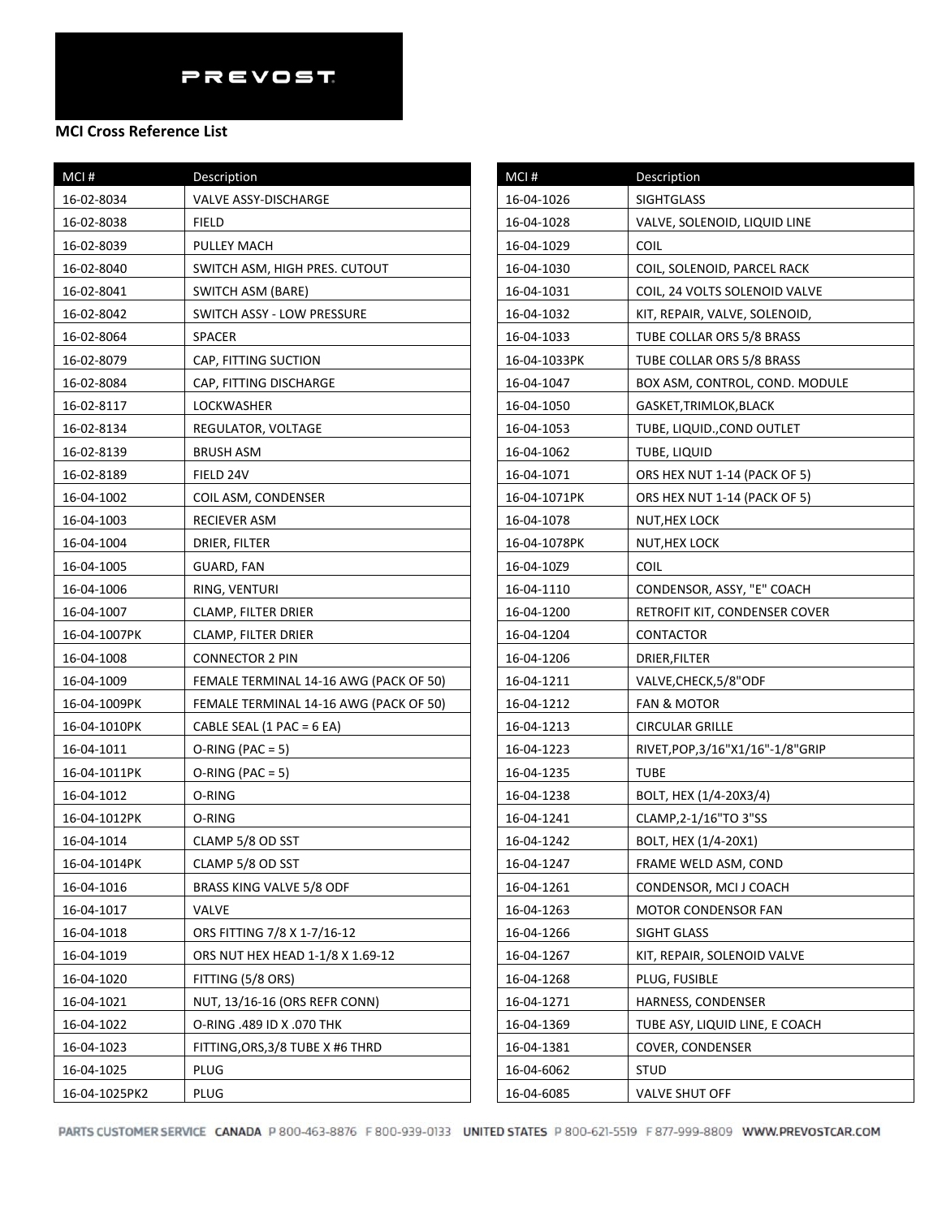PREVOST

**MCI Cross Reference List**

| MCI # | Description |
|---|---|
| 16-02-8034 | VALVE ASSY-DISCHARGE |
| 16-02-8038 | FIELD |
| 16-02-8039 | PULLEY MACH |
| 16-02-8040 | SWITCH ASM, HIGH PRES. CUTOUT |
| 16-02-8041 | SWITCH ASM (BARE) |
| 16-02-8042 | SWITCH ASSY - LOW PRESSURE |
| 16-02-8064 | SPACER |
| 16-02-8079 | CAP, FITTING SUCTION |
| 16-02-8084 | CAP, FITTING DISCHARGE |
| 16-02-8117 | LOCKWASHER |
| 16-02-8134 | REGULATOR, VOLTAGE |
| 16-02-8139 | BRUSH ASM |
| 16-02-8189 | FIELD 24V |
| 16-04-1002 | COIL ASM, CONDENSER |
| 16-04-1003 | RECIEVER ASM |
| 16-04-1004 | DRIER, FILTER |
| 16-04-1005 | GUARD, FAN |
| 16-04-1006 | RING, VENTURI |
| 16-04-1007 | CLAMP, FILTER DRIER |
| 16-04-1007PK | CLAMP, FILTER DRIER |
| 16-04-1008 | CONNECTOR 2 PIN |
| 16-04-1009 | FEMALE TERMINAL 14-16 AWG (PACK OF 50) |
| 16-04-1009PK | FEMALE TERMINAL 14-16 AWG (PACK OF 50) |
| 16-04-1010PK | CABLE SEAL (1 PAC = 6 EA) |
| 16-04-1011 | O-RING (PAC = 5) |
| 16-04-1011PK | O-RING (PAC = 5) |
| 16-04-1012 | O-RING |
| 16-04-1012PK | O-RING |
| 16-04-1014 | CLAMP 5/8 OD SST |
| 16-04-1014PK | CLAMP 5/8 OD SST |
| 16-04-1016 | BRASS KING VALVE 5/8 ODF |
| 16-04-1017 | VALVE |
| 16-04-1018 | ORS FITTING 7/8 X 1-7/16-12 |
| 16-04-1019 | ORS NUT HEX HEAD 1-1/8 X 1.69-12 |
| 16-04-1020 | FITTING (5/8 ORS) |
| 16-04-1021 | NUT, 13/16-16 (ORS REFR CONN) |
| 16-04-1022 | O-RING .489 ID X .070 THK |
| 16-04-1023 | FITTING,ORS,3/8 TUBE X #6 THRD |
| 16-04-1025 | PLUG |
| 16-04-1025PK2 | PLUG |
| 16-04-1026 | SIGHTGLASS |
| 16-04-1028 | VALVE, SOLENOID, LIQUID LINE |
| 16-04-1029 | COIL |
| 16-04-1030 | COIL, SOLENOID, PARCEL RACK |
| 16-04-1031 | COIL, 24 VOLTS SOLENOID VALVE |
| 16-04-1032 | KIT, REPAIR, VALVE, SOLENOID, |
| 16-04-1033 | TUBE COLLAR ORS 5/8 BRASS |
| 16-04-1033PK | TUBE COLLAR ORS 5/8 BRASS |
| 16-04-1047 | BOX ASM, CONTROL, COND. MODULE |
| 16-04-1050 | GASKET,TRIMLOK,BLACK |
| 16-04-1053 | TUBE, LIQUID.,COND OUTLET |
| 16-04-1062 | TUBE, LIQUID |
| 16-04-1071 | ORS HEX NUT 1-14 (PACK OF 5) |
| 16-04-1071PK | ORS HEX NUT 1-14 (PACK OF 5) |
| 16-04-1078 | NUT,HEX LOCK |
| 16-04-1078PK | NUT,HEX LOCK |
| 16-04-10Z9 | COIL |
| 16-04-1110 | CONDENSOR, ASSY, "E" COACH |
| 16-04-1200 | RETROFIT KIT, CONDENSER COVER |
| 16-04-1204 | CONTACTOR |
| 16-04-1206 | DRIER,FILTER |
| 16-04-1211 | VALVE,CHECK,5/8"ODF |
| 16-04-1212 | FAN & MOTOR |
| 16-04-1213 | CIRCULAR GRILLE |
| 16-04-1223 | RIVET,POP,3/16"X1/16"-1/8"GRIP |
| 16-04-1235 | TUBE |
| 16-04-1238 | BOLT, HEX (1/4-20X3/4) |
| 16-04-1241 | CLAMP,2-1/16"TO 3"SS |
| 16-04-1242 | BOLT, HEX (1/4-20X1) |
| 16-04-1247 | FRAME WELD ASM, COND |
| 16-04-1261 | CONDENSOR, MCI J COACH |
| 16-04-1263 | MOTOR CONDENSOR FAN |
| 16-04-1266 | SIGHT GLASS |
| 16-04-1267 | KIT, REPAIR, SOLENOID VALVE |
| 16-04-1268 | PLUG, FUSIBLE |
| 16-04-1271 | HARNESS, CONDENSER |
| 16-04-1369 | TUBE ASY, LIQUID LINE, E COACH |
| 16-04-1381 | COVER, CONDENSER |
| 16-04-6062 | STUD |
| 16-04-6085 | VALVE SHUT OFF |

PARTS CUSTOMER SERVICE CANADA P 800-463-8876 F 800-939-0133 UNITED STATES P 800-621-5519 F 877-999-8809 WWW.PREVOSTCAR.COM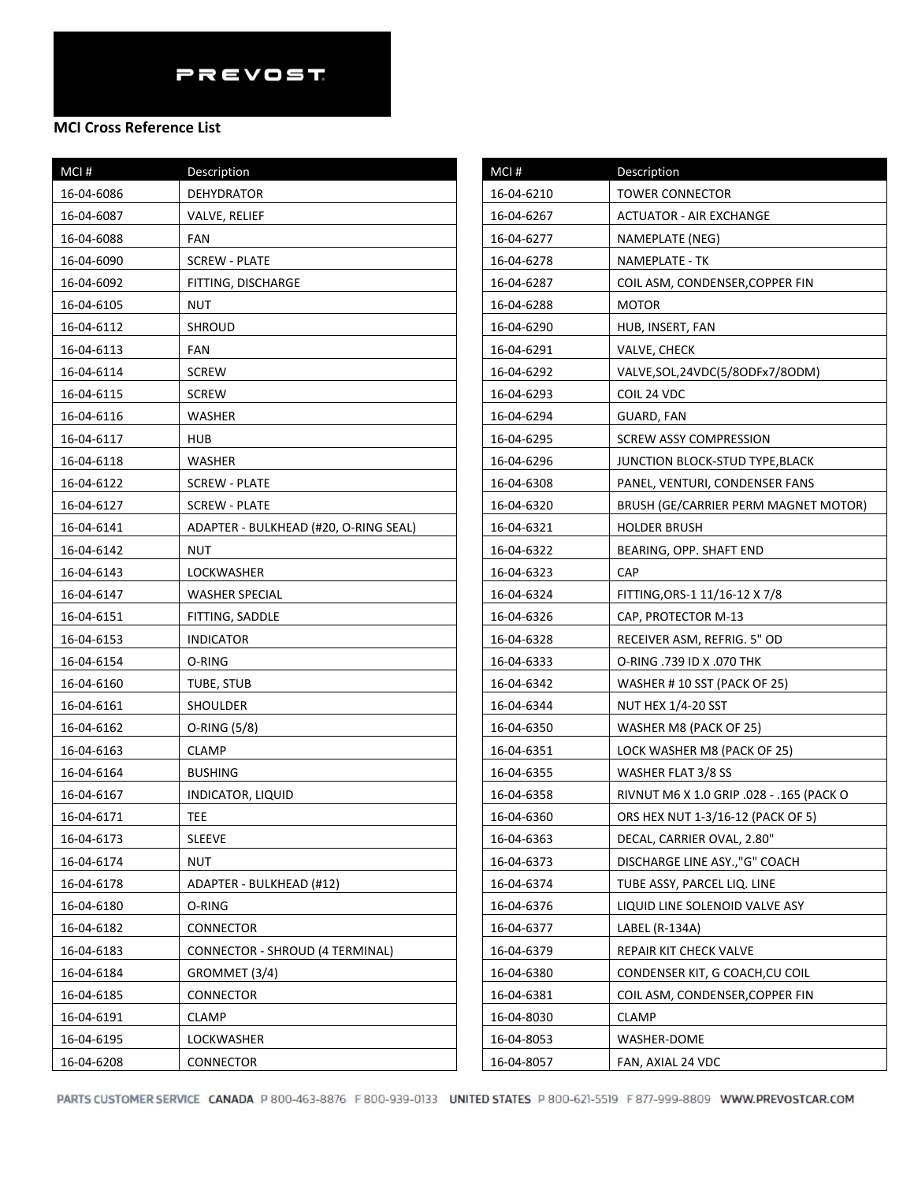PREVOST

**MCI Cross Reference List**

| MCI # | Description |
|---|---|
| 16-04-6086 | DEHYDRATOR |
| 16-04-6087 | VALVE, RELIEF |
| 16-04-6088 | FAN |
| 16-04-6090 | SCREW - PLATE |
| 16-04-6092 | FITTING, DISCHARGE |
| 16-04-6105 | NUT |
| 16-04-6112 | SHROUD |
| 16-04-6113 | FAN |
| 16-04-6114 | SCREW |
| 16-04-6115 | SCREW |
| 16-04-6116 | WASHER |
| 16-04-6117 | HUB |
| 16-04-6118 | WASHER |
| 16-04-6122 | SCREW - PLATE |
| 16-04-6127 | SCREW - PLATE |
| 16-04-6141 | ADAPTER - BULKHEAD (#20, O-RING SEAL) |
| 16-04-6142 | NUT |
| 16-04-6143 | LOCKWASHER |
| 16-04-6147 | WASHER SPECIAL |
| 16-04-6151 | FITTING, SADDLE |
| 16-04-6153 | INDICATOR |
| 16-04-6154 | O-RING |
| 16-04-6160 | TUBE, STUB |
| 16-04-6161 | SHOULDER |
| 16-04-6162 | O-RING (5/8) |
| 16-04-6163 | CLAMP |
| 16-04-6164 | BUSHING |
| 16-04-6167 | INDICATOR, LIQUID |
| 16-04-6171 | TEE |
| 16-04-6173 | SLEEVE |
| 16-04-6174 | NUT |
| 16-04-6178 | ADAPTER - BULKHEAD (#12) |
| 16-04-6180 | O-RING |
| 16-04-6182 | CONNECTOR |
| 16-04-6183 | CONNECTOR - SHROUD (4 TERMINAL) |
| 16-04-6184 | GROMMET (3/4) |
| 16-04-6185 | CONNECTOR |
| 16-04-6191 | CLAMP |
| 16-04-6195 | LOCKWASHER |
| 16-04-6208 | CONNECTOR |
| 16-04-6210 | TOWER CONNECTOR |
| 16-04-6267 | ACTUATOR - AIR EXCHANGE |
| 16-04-6277 | NAMEPLATE (NEG) |
| 16-04-6278 | NAMEPLATE - TK |
| 16-04-6287 | COIL ASM, CONDENSER,COPPER FIN |
| 16-04-6288 | MOTOR |
| 16-04-6290 | HUB, INSERT, FAN |
| 16-04-6291 | VALVE, CHECK |
| 16-04-6292 | VALVE,SOL,24VDC(5/8ODFx7/8ODM) |
| 16-04-6293 | COIL 24 VDC |
| 16-04-6294 | GUARD, FAN |
| 16-04-6295 | SCREW ASSY COMPRESSION |
| 16-04-6296 | JUNCTION BLOCK-STUD TYPE,BLACK |
| 16-04-6308 | PANEL, VENTURI, CONDENSER FANS |
| 16-04-6320 | BRUSH (GE/CARRIER PERM MAGNET MOTOR) |
| 16-04-6321 | HOLDER BRUSH |
| 16-04-6322 | BEARING, OPP. SHAFT END |
| 16-04-6323 | CAP |
| 16-04-6324 | FITTING,ORS-1 11/16-12 X 7/8 |
| 16-04-6326 | CAP, PROTECTOR M-13 |
| 16-04-6328 | RECEIVER ASM, REFRIG. 5" OD |
| 16-04-6333 | O-RING .739 ID X .070 THK |
| 16-04-6342 | WASHER # 10 SST (PACK OF 25) |
| 16-04-6344 | NUT HEX 1/4-20 SST |
| 16-04-6350 | WASHER M8 (PACK OF 25) |
| 16-04-6351 | LOCK WASHER M8 (PACK OF 25) |
| 16-04-6355 | WASHER FLAT 3/8 SS |
| 16-04-6358 | RIVNUT M6 X 1.0 GRIP .028 - .165 (PACK O |
| 16-04-6360 | ORS HEX NUT 1-3/16-12 (PACK OF 5) |
| 16-04-6363 | DECAL, CARRIER OVAL, 2.80" |
| 16-04-6373 | DISCHARGE LINE ASY.,"G" COACH |
| 16-04-6374 | TUBE ASSY, PARCEL LIQ. LINE |
| 16-04-6376 | LIQUID LINE SOLENOID VALVE ASY |
| 16-04-6377 | LABEL (R-134A) |
| 16-04-6379 | REPAIR KIT CHECK VALVE |
| 16-04-6380 | CONDENSER KIT, G COACH,CU COIL |
| 16-04-6381 | COIL ASM, CONDENSER,COPPER FIN |
| 16-04-8030 | CLAMP |
| 16-04-8053 | WASHER-DOME |
| 16-04-8057 | FAN, AXIAL 24 VDC |

PARTS CUSTOMER SERVICE CANADA P 800-463-8876 F 800-939-0133 UNITED STATES P 800-621-5519 F 877-999-8809 WWW.PREVOSTCAR.COM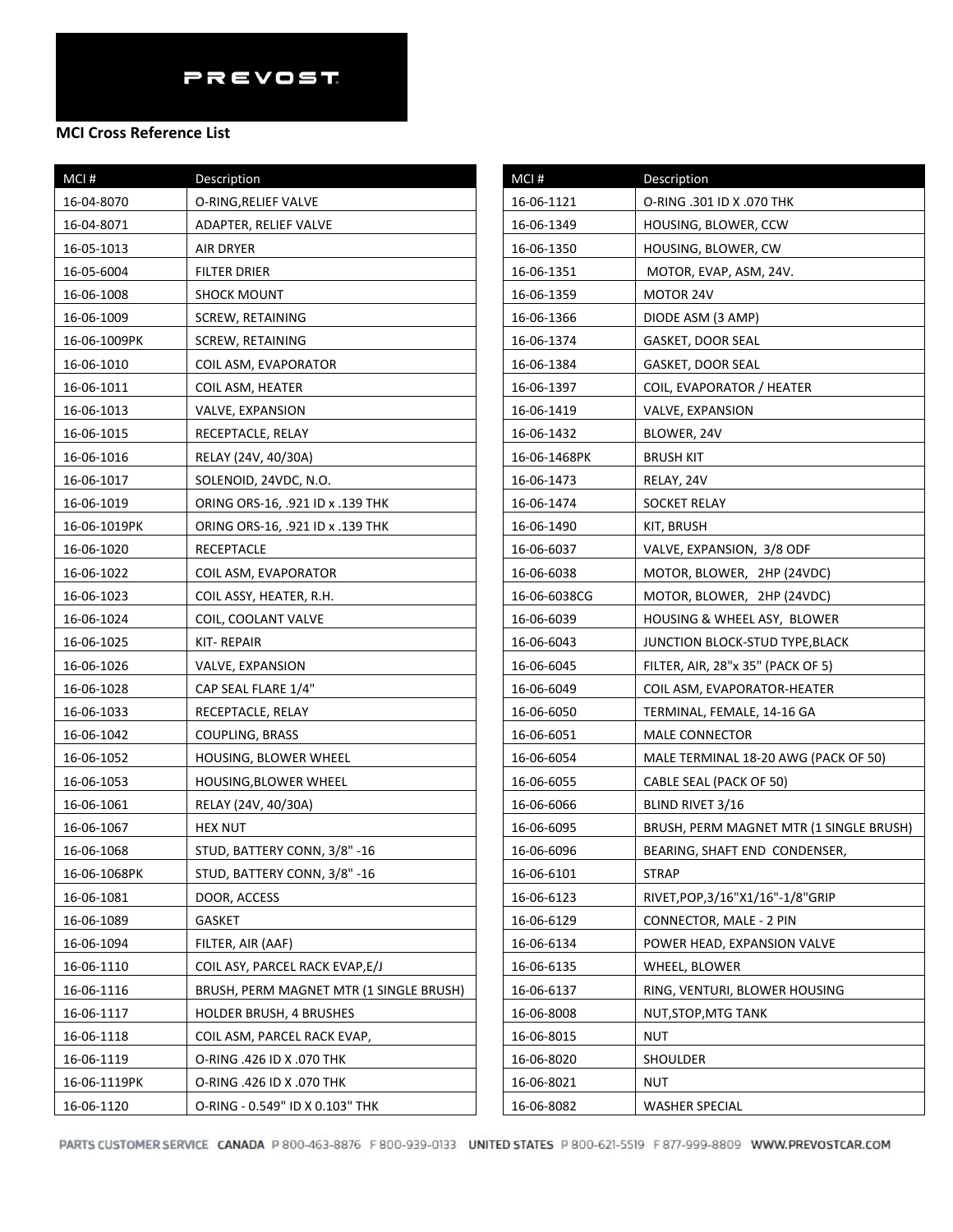PREVOST

**MCI Cross Reference List**

| MCI # | Description |
|---|---|
| 16-04-8070 | O-RING,RELIEF VALVE |
| 16-04-8071 | ADAPTER, RELIEF VALVE |
| 16-05-1013 | AIR DRYER |
| 16-05-6004 | FILTER DRIER |
| 16-06-1008 | SHOCK MOUNT |
| 16-06-1009 | SCREW, RETAINING |
| 16-06-1009PK | SCREW, RETAINING |
| 16-06-1010 | COIL ASM, EVAPORATOR |
| 16-06-1011 | COIL ASM, HEATER |
| 16-06-1013 | VALVE, EXPANSION |
| 16-06-1015 | RECEPTACLE, RELAY |
| 16-06-1016 | RELAY (24V, 40/30A) |
| 16-06-1017 | SOLENOID, 24VDC, N.O. |
| 16-06-1019 | ORING ORS-16, .921 ID x .139 THK |
| 16-06-1019PK | ORING ORS-16, .921 ID x .139 THK |
| 16-06-1020 | RECEPTACLE |
| 16-06-1022 | COIL ASM, EVAPORATOR |
| 16-06-1023 | COIL ASSY, HEATER, R.H. |
| 16-06-1024 | COIL, COOLANT VALVE |
| 16-06-1025 | KIT- REPAIR |
| 16-06-1026 | VALVE, EXPANSION |
| 16-06-1028 | CAP SEAL FLARE 1/4" |
| 16-06-1033 | RECEPTACLE, RELAY |
| 16-06-1042 | COUPLING, BRASS |
| 16-06-1052 | HOUSING, BLOWER WHEEL |
| 16-06-1053 | HOUSING,BLOWER WHEEL |
| 16-06-1061 | RELAY (24V, 40/30A) |
| 16-06-1067 | HEX NUT |
| 16-06-1068 | STUD, BATTERY CONN, 3/8" -16 |
| 16-06-1068PK | STUD, BATTERY CONN, 3/8" -16 |
| 16-06-1081 | DOOR, ACCESS |
| 16-06-1089 | GASKET |
| 16-06-1094 | FILTER, AIR (AAF) |
| 16-06-1110 | COIL ASY, PARCEL RACK EVAP,E/J |
| 16-06-1116 | BRUSH, PERM MAGNET MTR (1 SINGLE BRUSH) |
| 16-06-1117 | HOLDER BRUSH, 4 BRUSHES |
| 16-06-1118 | COIL ASM, PARCEL RACK EVAP, |
| 16-06-1119 | O-RING .426 ID X .070 THK |
| 16-06-1119PK | O-RING .426 ID X .070 THK |
| 16-06-1120 | O-RING - 0.549" ID X 0.103" THK |
| 16-06-1121 | O-RING .301 ID X .070 THK |
| 16-06-1349 | HOUSING, BLOWER, CCW |
| 16-06-1350 | HOUSING, BLOWER, CW |
| 16-06-1351 | MOTOR, EVAP, ASM, 24V. |
| 16-06-1359 | MOTOR 24V |
| 16-06-1366 | DIODE ASM (3 AMP) |
| 16-06-1374 | GASKET, DOOR SEAL |
| 16-06-1384 | GASKET, DOOR SEAL |
| 16-06-1397 | COIL, EVAPORATOR / HEATER |
| 16-06-1419 | VALVE, EXPANSION |
| 16-06-1432 | BLOWER, 24V |
| 16-06-1468PK | BRUSH KIT |
| 16-06-1473 | RELAY, 24V |
| 16-06-1474 | SOCKET RELAY |
| 16-06-1490 | KIT, BRUSH |
| 16-06-6037 | VALVE, EXPANSION, 3/8 ODF |
| 16-06-6038 | MOTOR, BLOWER, 2HP (24VDC) |
| 16-06-6038CG | MOTOR, BLOWER, 2HP (24VDC) |
| 16-06-6039 | HOUSING & WHEEL ASY, BLOWER |
| 16-06-6043 | JUNCTION BLOCK-STUD TYPE,BLACK |
| 16-06-6045 | FILTER, AIR, 28"x 35" (PACK OF 5) |
| 16-06-6049 | COIL ASM, EVAPORATOR-HEATER |
| 16-06-6050 | TERMINAL, FEMALE, 14-16 GA |
| 16-06-6051 | MALE CONNECTOR |
| 16-06-6054 | MALE TERMINAL 18-20 AWG (PACK OF 50) |
| 16-06-6055 | CABLE SEAL (PACK OF 50) |
| 16-06-6066 | BLIND RIVET 3/16 |
| 16-06-6095 | BRUSH, PERM MAGNET MTR (1 SINGLE BRUSH) |
| 16-06-6096 | BEARING, SHAFT END CONDENSER, |
| 16-06-6101 | STRAP |
| 16-06-6123 | RIVET,POP,3/16"X1/16"-1/8"GRIP |
| 16-06-6129 | CONNECTOR, MALE - 2 PIN |
| 16-06-6134 | POWER HEAD, EXPANSION VALVE |
| 16-06-6135 | WHEEL, BLOWER |
| 16-06-6137 | RING, VENTURI, BLOWER HOUSING |
| 16-06-8008 | NUT,STOP,MTG TANK |
| 16-06-8015 | NUT |
| 16-06-8020 | SHOULDER |
| 16-06-8021 | NUT |
| 16-06-8082 | WASHER SPECIAL |

PARTS CUSTOMER SERVICE CANADA P 800-463-8876 F 800-939-0133 UNITED STATES P 800-621-5519 F 877-999-8809 WWW.PREVOSTCAR.COM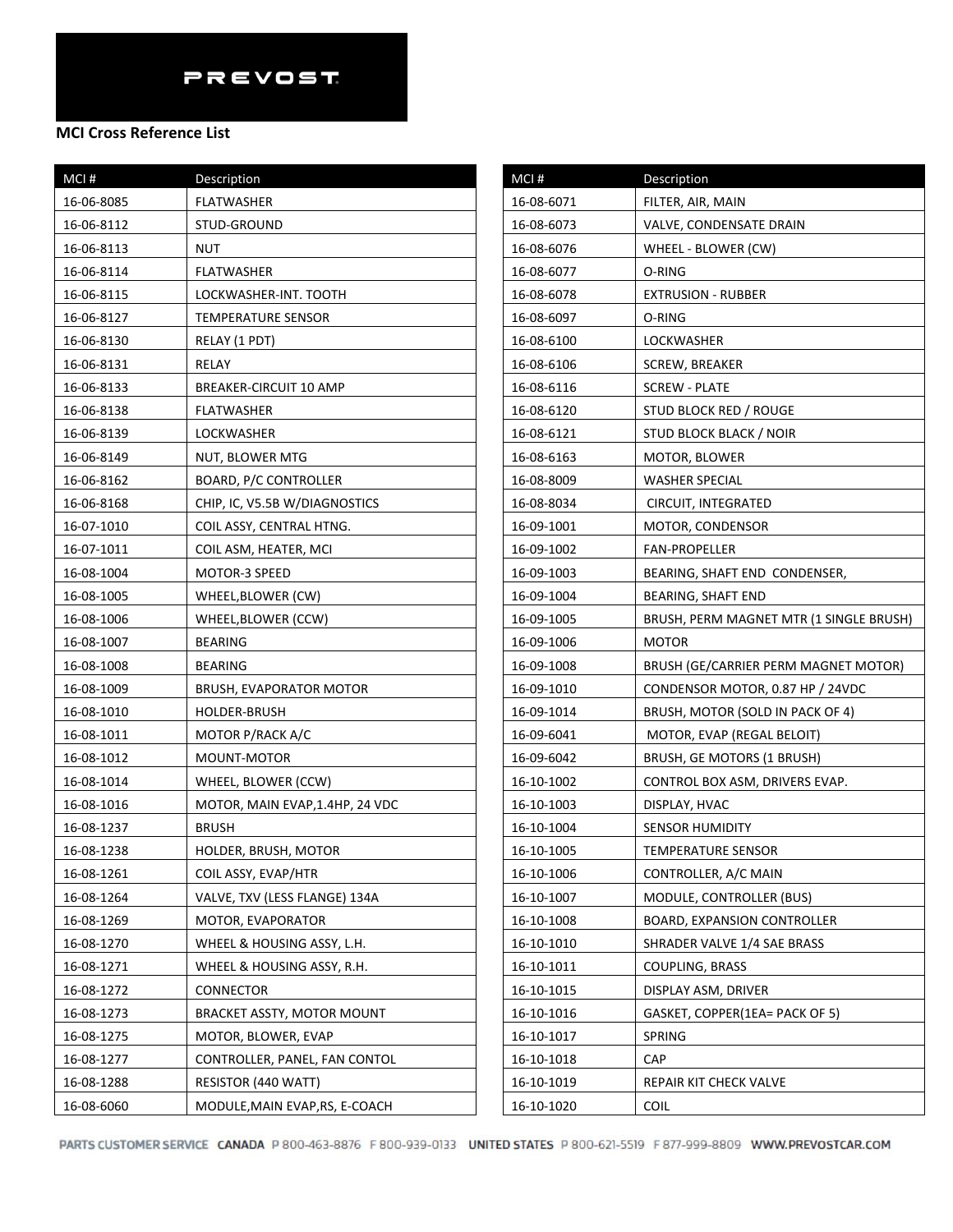PREVOST

**MCI Cross Reference List**

| MCI # | Description |
|---|---|
| 16-06-8085 | FLATWASHER |
| 16-06-8112 | STUD-GROUND |
| 16-06-8113 | NUT |
| 16-06-8114 | FLATWASHER |
| 16-06-8115 | LOCKWASHER-INT. TOOTH |
| 16-06-8127 | TEMPERATURE SENSOR |
| 16-06-8130 | RELAY (1 PDT) |
| 16-06-8131 | RELAY |
| 16-06-8133 | BREAKER-CIRCUIT 10 AMP |
| 16-06-8138 | FLATWASHER |
| 16-06-8139 | LOCKWASHER |
| 16-06-8149 | NUT, BLOWER MTG |
| 16-06-8162 | BOARD, P/C CONTROLLER |
| 16-06-8168 | CHIP, IC, V5.5B W/DIAGNOSTICS |
| 16-07-1010 | COIL ASSY, CENTRAL HTNG. |
| 16-07-1011 | COIL ASM, HEATER, MCI |
| 16-08-1004 | MOTOR-3 SPEED |
| 16-08-1005 | WHEEL,BLOWER (CW) |
| 16-08-1006 | WHEEL,BLOWER (CCW) |
| 16-08-1007 | BEARING |
| 16-08-1008 | BEARING |
| 16-08-1009 | BRUSH, EVAPORATOR MOTOR |
| 16-08-1010 | HOLDER-BRUSH |
| 16-08-1011 | MOTOR P/RACK A/C |
| 16-08-1012 | MOUNT-MOTOR |
| 16-08-1014 | WHEEL, BLOWER (CCW) |
| 16-08-1016 | MOTOR, MAIN EVAP,1.4HP, 24 VDC |
| 16-08-1237 | BRUSH |
| 16-08-1238 | HOLDER, BRUSH, MOTOR |
| 16-08-1261 | COIL ASSY, EVAP/HTR |
| 16-08-1264 | VALVE, TXV (LESS FLANGE) 134A |
| 16-08-1269 | MOTOR, EVAPORATOR |
| 16-08-1270 | WHEEL & HOUSING ASSY, L.H. |
| 16-08-1271 | WHEEL & HOUSING ASSY, R.H. |
| 16-08-1272 | CONNECTOR |
| 16-08-1273 | BRACKET ASSTY, MOTOR MOUNT |
| 16-08-1275 | MOTOR, BLOWER, EVAP |
| 16-08-1277 | CONTROLLER, PANEL, FAN CONTOL |
| 16-08-1288 | RESISTOR (440 WATT) |
| 16-08-6060 | MODULE,MAIN EVAP,RS, E-COACH |
| 16-08-6071 | FILTER, AIR, MAIN |
| 16-08-6073 | VALVE, CONDENSATE DRAIN |
| 16-08-6076 | WHEEL - BLOWER (CW) |
| 16-08-6077 | O-RING |
| 16-08-6078 | EXTRUSION - RUBBER |
| 16-08-6097 | O-RING |
| 16-08-6100 | LOCKWASHER |
| 16-08-6106 | SCREW, BREAKER |
| 16-08-6116 | SCREW - PLATE |
| 16-08-6120 | STUD BLOCK RED / ROUGE |
| 16-08-6121 | STUD BLOCK BLACK / NOIR |
| 16-08-6163 | MOTOR, BLOWER |
| 16-08-8009 | WASHER SPECIAL |
| 16-08-8034 | CIRCUIT, INTEGRATED |
| 16-09-1001 | MOTOR, CONDENSOR |
| 16-09-1002 | FAN-PROPELLER |
| 16-09-1003 | BEARING, SHAFT END CONDENSER, |
| 16-09-1004 | BEARING, SHAFT END |
| 16-09-1005 | BRUSH, PERM MAGNET MTR (1 SINGLE BRUSH) |
| 16-09-1006 | MOTOR |
| 16-09-1008 | BRUSH (GE/CARRIER PERM MAGNET MOTOR) |
| 16-09-1010 | CONDENSOR MOTOR, 0.87 HP / 24VDC |
| 16-09-1014 | BRUSH, MOTOR (SOLD IN PACK OF 4) |
| 16-09-6041 | MOTOR, EVAP (REGAL BELOIT) |
| 16-09-6042 | BRUSH, GE MOTORS (1 BRUSH) |
| 16-10-1002 | CONTROL BOX ASM, DRIVERS EVAP. |
| 16-10-1003 | DISPLAY, HVAC |
| 16-10-1004 | SENSOR HUMIDITY |
| 16-10-1005 | TEMPERATURE SENSOR |
| 16-10-1006 | CONTROLLER, A/C MAIN |
| 16-10-1007 | MODULE, CONTROLLER (BUS) |
| 16-10-1008 | BOARD, EXPANSION CONTROLLER |
| 16-10-1010 | SHRADER VALVE 1/4 SAE BRASS |
| 16-10-1011 | COUPLING, BRASS |
| 16-10-1015 | DISPLAY ASM, DRIVER |
| 16-10-1016 | GASKET, COPPER(1EA= PACK OF 5) |
| 16-10-1017 | SPRING |
| 16-10-1018 | CAP |
| 16-10-1019 | REPAIR KIT CHECK VALVE |
| 16-10-1020 | COIL |

PARTS CUSTOMER SERVICE CANADA P 800-463-8876 F 800-939-0133 UNITED STATES P 800-621-5519 F 877-999-8809 WWW.PREVOSTCAR.COM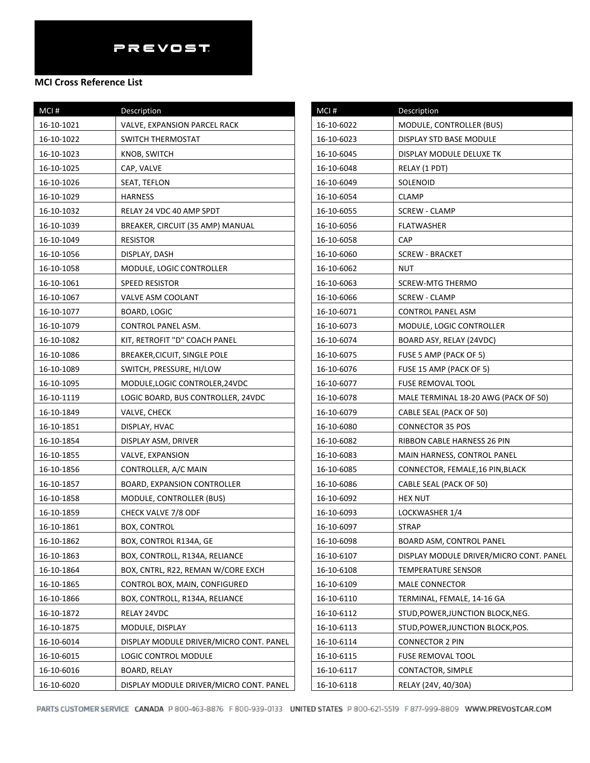PREVOST

**MCI Cross Reference List**

| MCI # | Description |
|---|---|
| 16-10-1021 | VALVE, EXPANSION PARCEL RACK |
| 16-10-1022 | SWITCH THERMOSTAT |
| 16-10-1023 | KNOB, SWITCH |
| 16-10-1025 | CAP, VALVE |
| 16-10-1026 | SEAT, TEFLON |
| 16-10-1029 | HARNESS |
| 16-10-1032 | RELAY 24 VDC 40 AMP SPDT |
| 16-10-1039 | BREAKER, CIRCUIT (35 AMP) MANUAL |
| 16-10-1049 | RESISTOR |
| 16-10-1056 | DISPLAY, DASH |
| 16-10-1058 | MODULE, LOGIC CONTROLLER |
| 16-10-1061 | SPEED RESISTOR |
| 16-10-1067 | VALVE ASM COOLANT |
| 16-10-1077 | BOARD, LOGIC |
| 16-10-1079 | CONTROL PANEL ASM. |
| 16-10-1082 | KIT, RETROFIT "D" COACH PANEL |
| 16-10-1086 | BREAKER,CICUIT, SINGLE POLE |
| 16-10-1089 | SWITCH, PRESSURE, HI/LOW |
| 16-10-1095 | MODULE,LOGIC CONTROLER,24VDC |
| 16-10-1119 | LOGIC BOARD, BUS CONTROLLER, 24VDC |
| 16-10-1849 | VALVE, CHECK |
| 16-10-1851 | DISPLAY, HVAC |
| 16-10-1854 | DISPLAY ASM, DRIVER |
| 16-10-1855 | VALVE, EXPANSION |
| 16-10-1856 | CONTROLLER, A/C MAIN |
| 16-10-1857 | BOARD, EXPANSION CONTROLLER |
| 16-10-1858 | MODULE, CONTROLLER (BUS) |
| 16-10-1859 | CHECK VALVE 7/8 ODF |
| 16-10-1861 | BOX, CONTROL |
| 16-10-1862 | BOX, CONTROL R134A, GE |
| 16-10-1863 | BOX, CONTROLL, R134A, RELIANCE |
| 16-10-1864 | BOX, CNTRL, R22, REMAN W/CORE EXCH |
| 16-10-1865 | CONTROL BOX, MAIN, CONFIGURED |
| 16-10-1866 | BOX, CONTROLL, R134A, RELIANCE |
| 16-10-1872 | RELAY 24VDC |
| 16-10-1875 | MODULE, DISPLAY |
| 16-10-6014 | DISPLAY MODULE DRIVER/MICRO CONT. PANEL |
| 16-10-6015 | LOGIC CONTROL MODULE |
| 16-10-6016 | BOARD, RELAY |
| 16-10-6020 | DISPLAY MODULE DRIVER/MICRO CONT. PANEL |
| 16-10-6022 | MODULE, CONTROLLER (BUS) |
| 16-10-6023 | DISPLAY STD BASE MODULE |
| 16-10-6045 | DISPLAY MODULE DELUXE TK |
| 16-10-6048 | RELAY (1 PDT) |
| 16-10-6049 | SOLENOID |
| 16-10-6054 | CLAMP |
| 16-10-6055 | SCREW - CLAMP |
| 16-10-6056 | FLATWASHER |
| 16-10-6058 | CAP |
| 16-10-6060 | SCREW - BRACKET |
| 16-10-6062 | NUT |
| 16-10-6063 | SCREW-MTG THERMO |
| 16-10-6066 | SCREW - CLAMP |
| 16-10-6071 | CONTROL PANEL ASM |
| 16-10-6073 | MODULE, LOGIC CONTROLLER |
| 16-10-6074 | BOARD ASY, RELAY (24VDC) |
| 16-10-6075 | FUSE 5 AMP (PACK OF 5) |
| 16-10-6076 | FUSE 15 AMP (PACK OF 5) |
| 16-10-6077 | FUSE REMOVAL TOOL |
| 16-10-6078 | MALE TERMINAL 18-20 AWG (PACK OF 50) |
| 16-10-6079 | CABLE SEAL (PACK OF 50) |
| 16-10-6080 | CONNECTOR 35 POS |
| 16-10-6082 | RIBBON CABLE HARNESS 26 PIN |
| 16-10-6083 | MAIN HARNESS, CONTROL PANEL |
| 16-10-6085 | CONNECTOR, FEMALE,16 PIN,BLACK |
| 16-10-6086 | CABLE SEAL (PACK OF 50) |
| 16-10-6092 | HEX NUT |
| 16-10-6093 | LOCKWASHER 1/4 |
| 16-10-6097 | STRAP |
| 16-10-6098 | BOARD ASM, CONTROL PANEL |
| 16-10-6107 | DISPLAY MODULE DRIVER/MICRO CONT. PANEL |
| 16-10-6108 | TEMPERATURE SENSOR |
| 16-10-6109 | MALE CONNECTOR |
| 16-10-6110 | TERMINAL, FEMALE, 14-16 GA |
| 16-10-6112 | STUD,POWER,JUNCTION BLOCK,NEG. |
| 16-10-6113 | STUD,POWER,JUNCTION BLOCK,POS. |
| 16-10-6114 | CONNECTOR 2 PIN |
| 16-10-6115 | FUSE REMOVAL TOOL |
| 16-10-6117 | CONTACTOR, SIMPLE |
| 16-10-6118 | RELAY (24V, 40/30A) |

PARTS CUSTOMER SERVICE CANADA P 800-463-8876 F 800-939-0133 UNITED STATES P 800-621-5519 F 877-999-8809 WWW.PREVOSTCAR.COM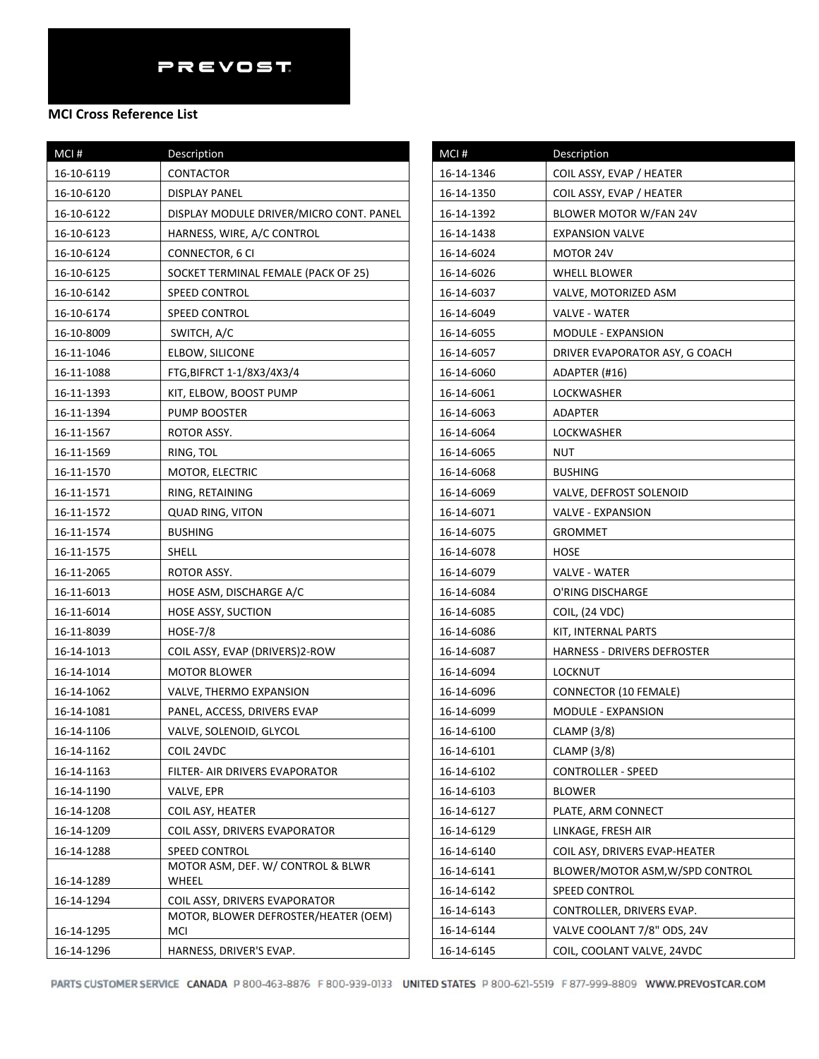PREVOST

**MCI Cross Reference List**

| MCI # | Description |
|---|---|
| 16-10-6119 | CONTACTOR |
| 16-10-6120 | DISPLAY PANEL |
| 16-10-6122 | DISPLAY MODULE DRIVER/MICRO CONT. PANEL |
| 16-10-6123 | HARNESS, WIRE, A/C CONTROL |
| 16-10-6124 | CONNECTOR, 6 CI |
| 16-10-6125 | SOCKET TERMINAL FEMALE (PACK OF 25) |
| 16-10-6142 | SPEED CONTROL |
| 16-10-6174 | SPEED CONTROL |
| 16-10-8009 | SWITCH, A/C |
| 16-11-1046 | ELBOW, SILICONE |
| 16-11-1088 | FTG,BIFRCT 1-1/8X3/4X3/4 |
| 16-11-1393 | KIT, ELBOW, BOOST PUMP |
| 16-11-1394 | PUMP BOOSTER |
| 16-11-1567 | ROTOR ASSY. |
| 16-11-1569 | RING, TOL |
| 16-11-1570 | MOTOR, ELECTRIC |
| 16-11-1571 | RING, RETAINING |
| 16-11-1572 | QUAD RING, VITON |
| 16-11-1574 | BUSHING |
| 16-11-1575 | SHELL |
| 16-11-2065 | ROTOR ASSY. |
| 16-11-6013 | HOSE ASM, DISCHARGE A/C |
| 16-11-6014 | HOSE ASSY, SUCTION |
| 16-11-8039 | HOSE-7/8 |
| 16-14-1013 | COIL ASSY, EVAP (DRIVERS)2-ROW |
| 16-14-1014 | MOTOR BLOWER |
| 16-14-1062 | VALVE, THERMO EXPANSION |
| 16-14-1081 | PANEL, ACCESS, DRIVERS EVAP |
| 16-14-1106 | VALVE, SOLENOID, GLYCOL |
| 16-14-1162 | COIL 24VDC |
| 16-14-1163 | FILTER- AIR DRIVERS EVAPORATOR |
| 16-14-1190 | VALVE, EPR |
| 16-14-1208 | COIL ASY, HEATER |
| 16-14-1209 | COIL ASSY, DRIVERS EVAPORATOR |
| 16-14-1288 | SPEED CONTROL |
| 16-14-1289 | MOTOR ASM, DEF. W/ CONTROL & BLWR WHEEL |
| 16-14-1294 | COIL ASSY, DRIVERS EVAPORATOR |
| 16-14-1295 | MOTOR, BLOWER DEFROSTER/HEATER (OEM) MCI |
| 16-14-1296 | HARNESS, DRIVER'S EVAP. |
| 16-14-1346 | COIL ASSY, EVAP / HEATER |
| 16-14-1350 | COIL ASSY, EVAP / HEATER |
| 16-14-1392 | BLOWER MOTOR W/FAN 24V |
| 16-14-1438 | EXPANSION VALVE |
| 16-14-6024 | MOTOR 24V |
| 16-14-6026 | WHELL BLOWER |
| 16-14-6037 | VALVE, MOTORIZED ASM |
| 16-14-6049 | VALVE - WATER |
| 16-14-6055 | MODULE - EXPANSION |
| 16-14-6057 | DRIVER EVAPORATOR ASY, G COACH |
| 16-14-6060 | ADAPTER (#16) |
| 16-14-6061 | LOCKWASHER |
| 16-14-6063 | ADAPTER |
| 16-14-6064 | LOCKWASHER |
| 16-14-6065 | NUT |
| 16-14-6068 | BUSHING |
| 16-14-6069 | VALVE, DEFROST SOLENOID |
| 16-14-6071 | VALVE - EXPANSION |
| 16-14-6075 | GROMMET |
| 16-14-6078 | HOSE |
| 16-14-6079 | VALVE - WATER |
| 16-14-6084 | O'RING DISCHARGE |
| 16-14-6085 | COIL, (24 VDC) |
| 16-14-6086 | KIT, INTERNAL PARTS |
| 16-14-6087 | HARNESS - DRIVERS DEFROSTER |
| 16-14-6094 | LOCKNUT |
| 16-14-6096 | CONNECTOR (10 FEMALE) |
| 16-14-6099 | MODULE - EXPANSION |
| 16-14-6100 | CLAMP (3/8) |
| 16-14-6101 | CLAMP (3/8) |
| 16-14-6102 | CONTROLLER - SPEED |
| 16-14-6103 | BLOWER |
| 16-14-6127 | PLATE, ARM CONNECT |
| 16-14-6129 | LINKAGE, FRESH AIR |
| 16-14-6140 | COIL ASY, DRIVERS EVAP-HEATER |
| 16-14-6141 | BLOWER/MOTOR ASM,W/SPD CONTROL |
| 16-14-6142 | SPEED CONTROL |
| 16-14-6143 | CONTROLLER, DRIVERS EVAP. |
| 16-14-6144 | VALVE COOLANT 7/8" ODS, 24V |
| 16-14-6145 | COIL, COOLANT VALVE, 24VDC |

PARTS CUSTOMER SERVICE CANADA P 800-463-8876 F 800-939-0133 UNITED STATES P 800-621-5519 F 877-999-8809 WWW.PREVOSTCAR.COM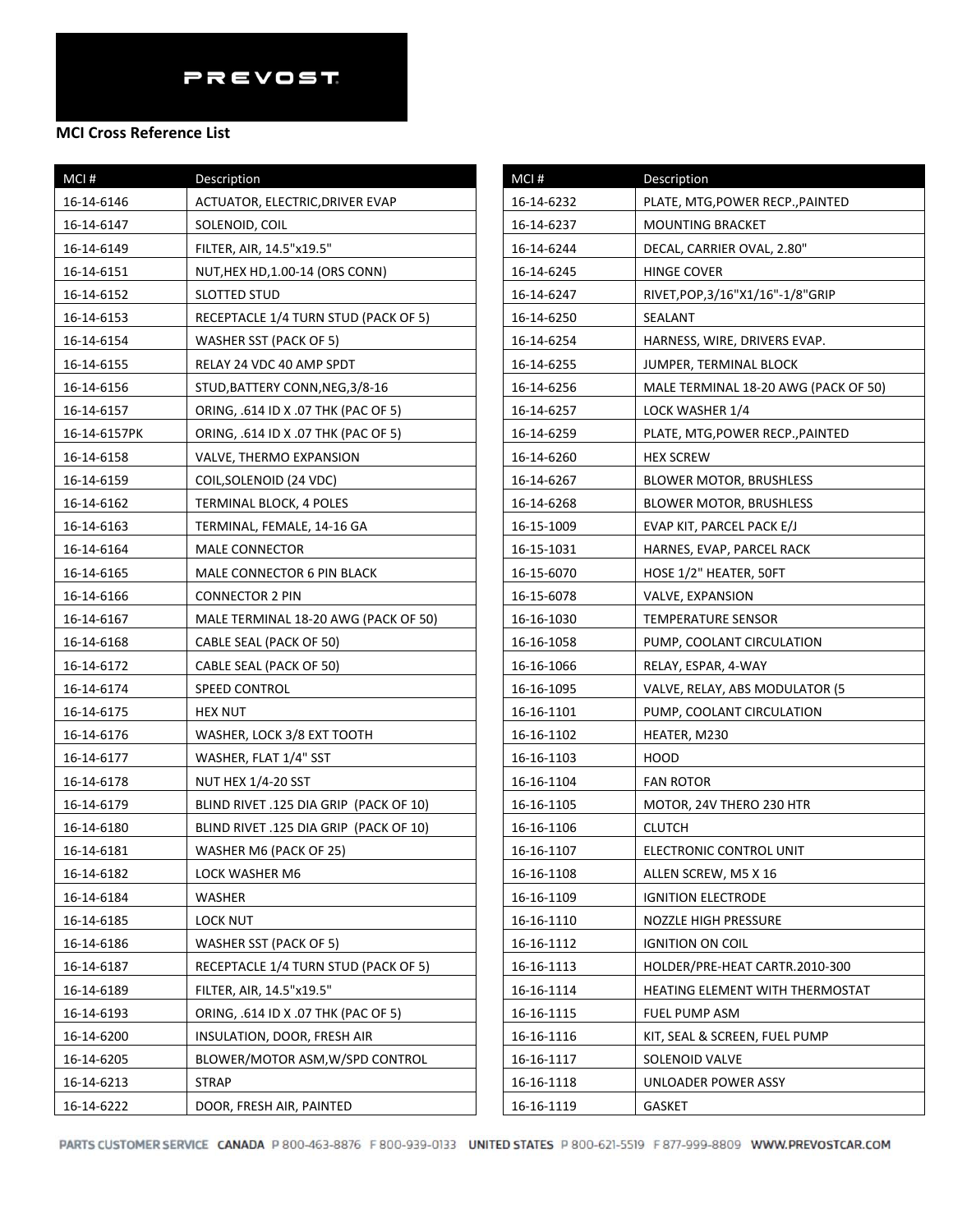PREVOST

**MCI Cross Reference List**

| MCI # | Description |
|---|---|
| 16-14-6146 | ACTUATOR, ELECTRIC,DRIVER EVAP |
| 16-14-6147 | SOLENOID, COIL |
| 16-14-6149 | FILTER, AIR, 14.5"x19.5" |
| 16-14-6151 | NUT,HEX HD,1.00-14 (ORS CONN) |
| 16-14-6152 | SLOTTED STUD |
| 16-14-6153 | RECEPTACLE 1/4 TURN STUD (PACK OF 5) |
| 16-14-6154 | WASHER SST (PACK OF 5) |
| 16-14-6155 | RELAY 24 VDC 40 AMP SPDT |
| 16-14-6156 | STUD,BATTERY CONN,NEG,3/8-16 |
| 16-14-6157 | ORING, .614 ID X .07 THK (PAC OF 5) |
| 16-14-6157PK | ORING, .614 ID X .07 THK (PAC OF 5) |
| 16-14-6158 | VALVE, THERMO EXPANSION |
| 16-14-6159 | COIL,SOLENOID (24 VDC) |
| 16-14-6162 | TERMINAL BLOCK, 4 POLES |
| 16-14-6163 | TERMINAL, FEMALE, 14-16 GA |
| 16-14-6164 | MALE CONNECTOR |
| 16-14-6165 | MALE CONNECTOR 6 PIN BLACK |
| 16-14-6166 | CONNECTOR 2 PIN |
| 16-14-6167 | MALE TERMINAL 18-20 AWG (PACK OF 50) |
| 16-14-6168 | CABLE SEAL (PACK OF 50) |
| 16-14-6172 | CABLE SEAL (PACK OF 50) |
| 16-14-6174 | SPEED CONTROL |
| 16-14-6175 | HEX NUT |
| 16-14-6176 | WASHER, LOCK 3/8 EXT TOOTH |
| 16-14-6177 | WASHER, FLAT 1/4" SST |
| 16-14-6178 | NUT HEX 1/4-20 SST |
| 16-14-6179 | BLIND RIVET .125 DIA GRIP (PACK OF 10) |
| 16-14-6180 | BLIND RIVET .125 DIA GRIP (PACK OF 10) |
| 16-14-6181 | WASHER M6 (PACK OF 25) |
| 16-14-6182 | LOCK WASHER M6 |
| 16-14-6184 | WASHER |
| 16-14-6185 | LOCK NUT |
| 16-14-6186 | WASHER SST (PACK OF 5) |
| 16-14-6187 | RECEPTACLE 1/4 TURN STUD (PACK OF 5) |
| 16-14-6189 | FILTER, AIR, 14.5"x19.5" |
| 16-14-6193 | ORING, .614 ID X .07 THK (PAC OF 5) |
| 16-14-6200 | INSULATION, DOOR, FRESH AIR |
| 16-14-6205 | BLOWER/MOTOR ASM,W/SPD CONTROL |
| 16-14-6213 | STRAP |
| 16-14-6222 | DOOR, FRESH AIR, PAINTED |
| 16-14-6232 | PLATE, MTG,POWER RECP.,PAINTED |
| 16-14-6237 | MOUNTING BRACKET |
| 16-14-6244 | DECAL, CARRIER OVAL, 2.80" |
| 16-14-6245 | HINGE COVER |
| 16-14-6247 | RIVET,POP,3/16"X1/16"-1/8"GRIP |
| 16-14-6250 | SEALANT |
| 16-14-6254 | HARNESS, WIRE, DRIVERS EVAP. |
| 16-14-6255 | JUMPER, TERMINAL BLOCK |
| 16-14-6256 | MALE TERMINAL 18-20 AWG (PACK OF 50) |
| 16-14-6257 | LOCK WASHER 1/4 |
| 16-14-6259 | PLATE, MTG,POWER RECP.,PAINTED |
| 16-14-6260 | HEX SCREW |
| 16-14-6267 | BLOWER MOTOR, BRUSHLESS |
| 16-14-6268 | BLOWER MOTOR, BRUSHLESS |
| 16-15-1009 | EVAP KIT, PARCEL PACK E/J |
| 16-15-1031 | HARNES, EVAP, PARCEL RACK |
| 16-15-6070 | HOSE 1/2" HEATER, 50FT |
| 16-15-6078 | VALVE, EXPANSION |
| 16-16-1030 | TEMPERATURE SENSOR |
| 16-16-1058 | PUMP, COOLANT CIRCULATION |
| 16-16-1066 | RELAY, ESPAR, 4-WAY |
| 16-16-1095 | VALVE, RELAY, ABS MODULATOR (5 |
| 16-16-1101 | PUMP, COOLANT CIRCULATION |
| 16-16-1102 | HEATER, M230 |
| 16-16-1103 | HOOD |
| 16-16-1104 | FAN ROTOR |
| 16-16-1105 | MOTOR, 24V THERO 230 HTR |
| 16-16-1106 | CLUTCH |
| 16-16-1107 | ELECTRONIC CONTROL UNIT |
| 16-16-1108 | ALLEN SCREW, M5 X 16 |
| 16-16-1109 | IGNITION ELECTRODE |
| 16-16-1110 | NOZZLE HIGH PRESSURE |
| 16-16-1112 | IGNITION ON COIL |
| 16-16-1113 | HOLDER/PRE-HEAT CARTR.2010-300 |
| 16-16-1114 | HEATING ELEMENT WITH THERMOSTAT |
| 16-16-1115 | FUEL PUMP ASM |
| 16-16-1116 | KIT, SEAL & SCREEN, FUEL PUMP |
| 16-16-1117 | SOLENOID VALVE |
| 16-16-1118 | UNLOADER POWER ASSY |
| 16-16-1119 | GASKET |

PARTS CUSTOMER SERVICE CANADA P 800-463-8876 F 800-939-0133 UNITED STATES P 800-621-5519 F 877-999-8809 WWW.PREVOSTCAR.COM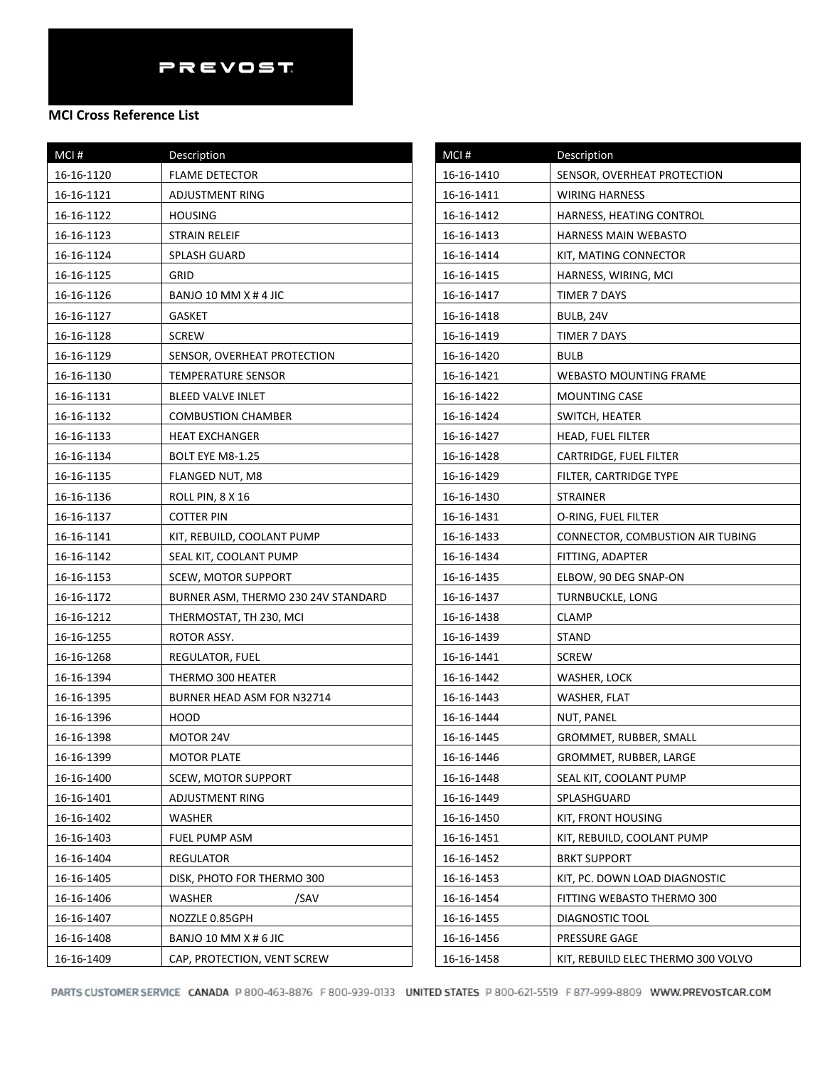PREVOST

**MCI Cross Reference List**

| MCI # | Description |
|---|---|
| 16-16-1120 | FLAME DETECTOR |
| 16-16-1121 | ADJUSTMENT RING |
| 16-16-1122 | HOUSING |
| 16-16-1123 | STRAIN RELEIF |
| 16-16-1124 | SPLASH GUARD |
| 16-16-1125 | GRID |
| 16-16-1126 | BANJO 10 MM X # 4 JIC |
| 16-16-1127 | GASKET |
| 16-16-1128 | SCREW |
| 16-16-1129 | SENSOR, OVERHEAT PROTECTION |
| 16-16-1130 | TEMPERATURE SENSOR |
| 16-16-1131 | BLEED VALVE INLET |
| 16-16-1132 | COMBUSTION CHAMBER |
| 16-16-1133 | HEAT EXCHANGER |
| 16-16-1134 | BOLT EYE M8-1.25 |
| 16-16-1135 | FLANGED NUT, M8 |
| 16-16-1136 | ROLL PIN, 8 X 16 |
| 16-16-1137 | COTTER PIN |
| 16-16-1141 | KIT, REBUILD, COOLANT PUMP |
| 16-16-1142 | SEAL KIT, COOLANT PUMP |
| 16-16-1153 | SCEW, MOTOR SUPPORT |
| 16-16-1172 | BURNER ASM, THERMO 230 24V STANDARD |
| 16-16-1212 | THERMOSTAT, TH 230, MCI |
| 16-16-1255 | ROTOR ASSY. |
| 16-16-1268 | REGULATOR, FUEL |
| 16-16-1394 | THERMO 300 HEATER |
| 16-16-1395 | BURNER HEAD ASM FOR N32714 |
| 16-16-1396 | HOOD |
| 16-16-1398 | MOTOR 24V |
| 16-16-1399 | MOTOR PLATE |
| 16-16-1400 | SCEW, MOTOR SUPPORT |
| 16-16-1401 | ADJUSTMENT RING |
| 16-16-1402 | WASHER |
| 16-16-1403 | FUEL PUMP ASM |
| 16-16-1404 | REGULATOR |
| 16-16-1405 | DISK, PHOTO FOR THERMO 300 |
| 16-16-1406 | WASHER /SAV |
| 16-16-1407 | NOZZLE 0.85GPH |
| 16-16-1408 | BANJO 10 MM X # 6 JIC |
| 16-16-1409 | CAP, PROTECTION, VENT SCREW |
| 16-16-1410 | SENSOR, OVERHEAT PROTECTION |
| 16-16-1411 | WIRING HARNESS |
| 16-16-1412 | HARNESS, HEATING CONTROL |
| 16-16-1413 | HARNESS MAIN WEBASTO |
| 16-16-1414 | KIT, MATING CONNECTOR |
| 16-16-1415 | HARNESS, WIRING, MCI |
| 16-16-1417 | TIMER 7 DAYS |
| 16-16-1418 | BULB, 24V |
| 16-16-1419 | TIMER 7 DAYS |
| 16-16-1420 | BULB |
| 16-16-1421 | WEBASTO MOUNTING FRAME |
| 16-16-1422 | MOUNTING CASE |
| 16-16-1424 | SWITCH, HEATER |
| 16-16-1427 | HEAD, FUEL FILTER |
| 16-16-1428 | CARTRIDGE, FUEL FILTER |
| 16-16-1429 | FILTER, CARTRIDGE TYPE |
| 16-16-1430 | STRAINER |
| 16-16-1431 | O-RING, FUEL FILTER |
| 16-16-1433 | CONNECTOR, COMBUSTION AIR TUBING |
| 16-16-1434 | FITTING, ADAPTER |
| 16-16-1435 | ELBOW, 90 DEG SNAP-ON |
| 16-16-1437 | TURNBUCKLE, LONG |
| 16-16-1438 | CLAMP |
| 16-16-1439 | STAND |
| 16-16-1441 | SCREW |
| 16-16-1442 | WASHER, LOCK |
| 16-16-1443 | WASHER, FLAT |
| 16-16-1444 | NUT, PANEL |
| 16-16-1445 | GROMMET, RUBBER, SMALL |
| 16-16-1446 | GROMMET, RUBBER, LARGE |
| 16-16-1448 | SEAL KIT, COOLANT PUMP |
| 16-16-1449 | SPLASHGUARD |
| 16-16-1450 | KIT, FRONT HOUSING |
| 16-16-1451 | KIT, REBUILD, COOLANT PUMP |
| 16-16-1452 | BRKT SUPPORT |
| 16-16-1453 | KIT, PC. DOWN LOAD DIAGNOSTIC |
| 16-16-1454 | FITTING WEBASTO THERMO 300 |
| 16-16-1455 | DIAGNOSTIC TOOL |
| 16-16-1456 | PRESSURE GAGE |
| 16-16-1458 | KIT, REBUILD ELEC THERMO 300 VOLVO |

PARTS CUSTOMER SERVICE CANADA P 800-463-8876 F 800-939-0133 UNITED STATES P 800-621-5519 F 877-999-8809 WWW.PREVOSTCAR.COM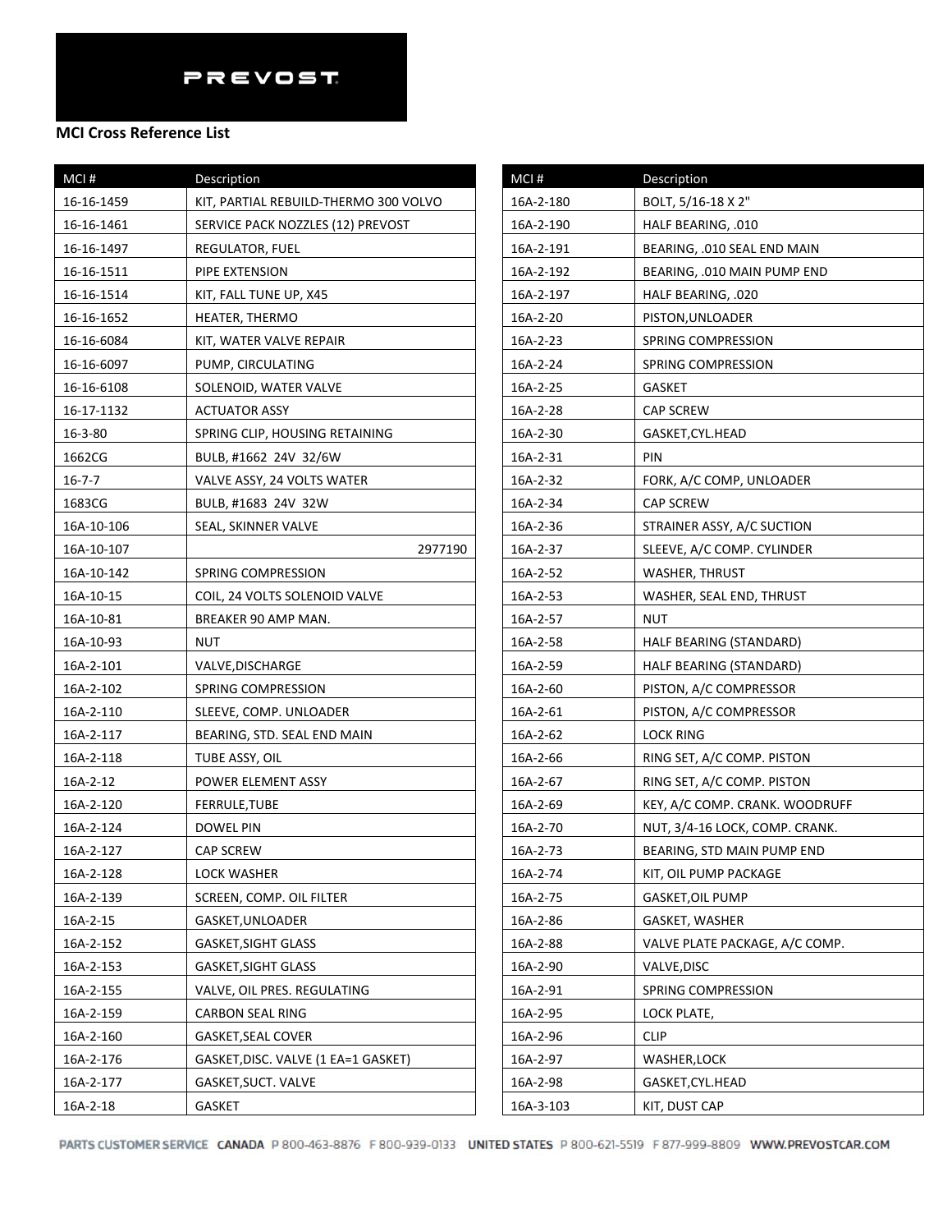PREVOST

**MCI Cross Reference List**

| MCI # | Description |
|---|---|
| 16-16-1459 | KIT, PARTIAL REBUILD-THERMO 300 VOLVO |
| 16-16-1461 | SERVICE PACK NOZZLES (12) PREVOST |
| 16-16-1497 | REGULATOR, FUEL |
| 16-16-1511 | PIPE EXTENSION |
| 16-16-1514 | KIT, FALL TUNE UP, X45 |
| 16-16-1652 | HEATER, THERMO |
| 16-16-6084 | KIT, WATER VALVE REPAIR |
| 16-16-6097 | PUMP, CIRCULATING |
| 16-16-6108 | SOLENOID, WATER VALVE |
| 16-17-1132 | ACTUATOR ASSY |
| 16-3-80 | SPRING CLIP, HOUSING RETAINING |
| 1662CG | BULB, #1662 24V 32/6W |
| 16-7-7 | VALVE ASSY, 24 VOLTS WATER |
| 1683CG | BULB, #1683 24V 32W |
| 16A-10-106 | SEAL, SKINNER VALVE |
| 16A-10-107 | 2977190 |
| 16A-10-142 | SPRING COMPRESSION |
| 16A-10-15 | COIL, 24 VOLTS SOLENOID VALVE |
| 16A-10-81 | BREAKER 90 AMP MAN. |
| 16A-10-93 | NUT |
| 16A-2-101 | VALVE,DISCHARGE |
| 16A-2-102 | SPRING COMPRESSION |
| 16A-2-110 | SLEEVE, COMP. UNLOADER |
| 16A-2-117 | BEARING, STD. SEAL END MAIN |
| 16A-2-118 | TUBE ASSY, OIL |
| 16A-2-12 | POWER ELEMENT ASSY |
| 16A-2-120 | FERRULE,TUBE |
| 16A-2-124 | DOWEL PIN |
| 16A-2-127 | CAP SCREW |
| 16A-2-128 | LOCK WASHER |
| 16A-2-139 | SCREEN, COMP. OIL FILTER |
| 16A-2-15 | GASKET,UNLOADER |
| 16A-2-152 | GASKET,SIGHT GLASS |
| 16A-2-153 | GASKET,SIGHT GLASS |
| 16A-2-155 | VALVE, OIL PRES. REGULATING |
| 16A-2-159 | CARBON SEAL RING |
| 16A-2-160 | GASKET,SEAL COVER |
| 16A-2-176 | GASKET,DISC. VALVE (1 EA=1 GASKET) |
| 16A-2-177 | GASKET,SUCT. VALVE |
| 16A-2-18 | GASKET |
| 16A-2-180 | BOLT, 5/16-18 X 2" |
| 16A-2-190 | HALF BEARING, .010 |
| 16A-2-191 | BEARING, .010 SEAL END MAIN |
| 16A-2-192 | BEARING, .010 MAIN PUMP END |
| 16A-2-197 | HALF BEARING, .020 |
| 16A-2-20 | PISTON,UNLOADER |
| 16A-2-23 | SPRING COMPRESSION |
| 16A-2-24 | SPRING COMPRESSION |
| 16A-2-25 | GASKET |
| 16A-2-28 | CAP SCREW |
| 16A-2-30 | GASKET,CYL.HEAD |
| 16A-2-31 | PIN |
| 16A-2-32 | FORK, A/C COMP, UNLOADER |
| 16A-2-34 | CAP SCREW |
| 16A-2-36 | STRAINER ASSY, A/C SUCTION |
| 16A-2-37 | SLEEVE, A/C COMP. CYLINDER |
| 16A-2-52 | WASHER, THRUST |
| 16A-2-53 | WASHER, SEAL END, THRUST |
| 16A-2-57 | NUT |
| 16A-2-58 | HALF BEARING (STANDARD) |
| 16A-2-59 | HALF BEARING (STANDARD) |
| 16A-2-60 | PISTON, A/C COMPRESSOR |
| 16A-2-61 | PISTON, A/C COMPRESSOR |
| 16A-2-62 | LOCK RING |
| 16A-2-66 | RING SET, A/C COMP. PISTON |
| 16A-2-67 | RING SET, A/C COMP. PISTON |
| 16A-2-69 | KEY, A/C COMP. CRANK. WOODRUFF |
| 16A-2-70 | NUT, 3/4-16 LOCK, COMP. CRANK. |
| 16A-2-73 | BEARING, STD MAIN PUMP END |
| 16A-2-74 | KIT, OIL PUMP PACKAGE |
| 16A-2-75 | GASKET,OIL PUMP |
| 16A-2-86 | GASKET, WASHER |
| 16A-2-88 | VALVE PLATE PACKAGE, A/C COMP. |
| 16A-2-90 | VALVE,DISC |
| 16A-2-91 | SPRING COMPRESSION |
| 16A-2-95 | LOCK PLATE, |
| 16A-2-96 | CLIP |
| 16A-2-97 | WASHER,LOCK |
| 16A-2-98 | GASKET,CYL.HEAD |
| 16A-3-103 | KIT, DUST CAP |

PARTS CUSTOMER SERVICE CANADA P 800-463-8876 F 800-939-0133 UNITED STATES P 800-621-5519 F 877-999-8809 WWW.PREVOSTCAR.COM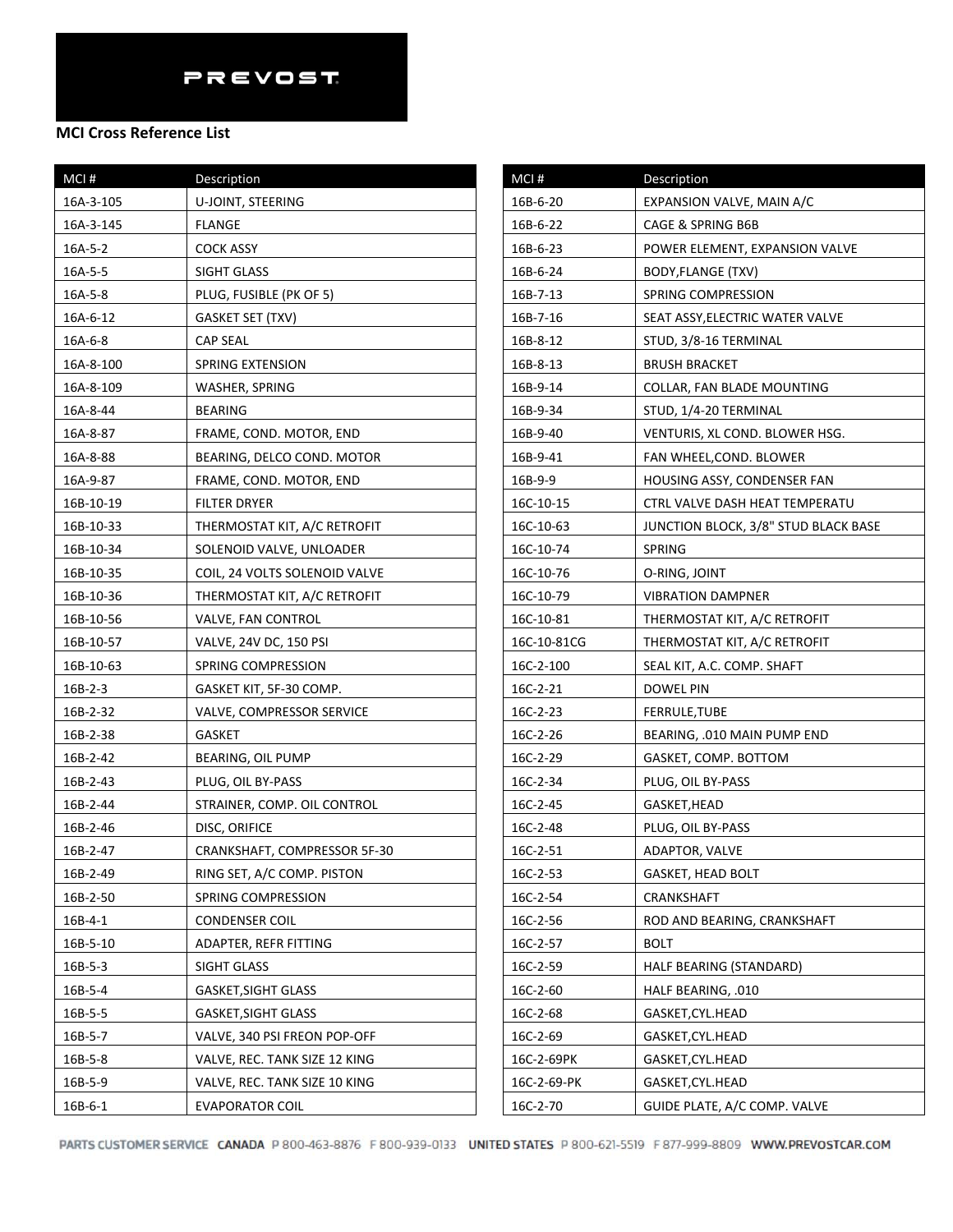PREVOST

**MCI Cross Reference List**

| MCI # | Description |
|---|---|
| 16A-3-105 | U-JOINT, STEERING |
| 16A-3-145 | FLANGE |
| 16A-5-2 | COCK ASSY |
| 16A-5-5 | SIGHT GLASS |
| 16A-5-8 | PLUG, FUSIBLE (PK OF 5) |
| 16A-6-12 | GASKET SET (TXV) |
| 16A-6-8 | CAP SEAL |
| 16A-8-100 | SPRING EXTENSION |
| 16A-8-109 | WASHER, SPRING |
| 16A-8-44 | BEARING |
| 16A-8-87 | FRAME, COND. MOTOR, END |
| 16A-8-88 | BEARING, DELCO COND. MOTOR |
| 16A-9-87 | FRAME, COND. MOTOR, END |
| 16B-10-19 | FILTER DRYER |
| 16B-10-33 | THERMOSTAT KIT, A/C RETROFIT |
| 16B-10-34 | SOLENOID VALVE, UNLOADER |
| 16B-10-35 | COIL, 24 VOLTS SOLENOID VALVE |
| 16B-10-36 | THERMOSTAT KIT, A/C RETROFIT |
| 16B-10-56 | VALVE, FAN CONTROL |
| 16B-10-57 | VALVE, 24V DC, 150 PSI |
| 16B-10-63 | SPRING COMPRESSION |
| 16B-2-3 | GASKET KIT, 5F-30 COMP. |
| 16B-2-32 | VALVE, COMPRESSOR SERVICE |
| 16B-2-38 | GASKET |
| 16B-2-42 | BEARING, OIL PUMP |
| 16B-2-43 | PLUG, OIL BY-PASS |
| 16B-2-44 | STRAINER, COMP. OIL CONTROL |
| 16B-2-46 | DISC, ORIFICE |
| 16B-2-47 | CRANKSHAFT, COMPRESSOR 5F-30 |
| 16B-2-49 | RING SET, A/C COMP. PISTON |
| 16B-2-50 | SPRING COMPRESSION |
| 16B-4-1 | CONDENSER COIL |
| 16B-5-10 | ADAPTER, REFR FITTING |
| 16B-5-3 | SIGHT GLASS |
| 16B-5-4 | GASKET,SIGHT GLASS |
| 16B-5-5 | GASKET,SIGHT GLASS |
| 16B-5-7 | VALVE, 340 PSI FREON POP-OFF |
| 16B-5-8 | VALVE, REC. TANK SIZE 12 KING |
| 16B-5-9 | VALVE, REC. TANK SIZE 10 KING |
| 16B-6-1 | EVAPORATOR COIL |
| 16B-6-20 | EXPANSION VALVE, MAIN A/C |
| 16B-6-22 | CAGE & SPRING B6B |
| 16B-6-23 | POWER ELEMENT, EXPANSION VALVE |
| 16B-6-24 | BODY,FLANGE (TXV) |
| 16B-7-13 | SPRING COMPRESSION |
| 16B-7-16 | SEAT ASSY,ELECTRIC WATER VALVE |
| 16B-8-12 | STUD, 3/8-16 TERMINAL |
| 16B-8-13 | BRUSH BRACKET |
| 16B-9-14 | COLLAR, FAN BLADE MOUNTING |
| 16B-9-34 | STUD, 1/4-20 TERMINAL |
| 16B-9-40 | VENTURIS, XL COND. BLOWER HSG. |
| 16B-9-41 | FAN WHEEL,COND. BLOWER |
| 16B-9-9 | HOUSING ASSY, CONDENSER FAN |
| 16C-10-15 | CTRL VALVE DASH HEAT TEMPERATU |
| 16C-10-63 | JUNCTION BLOCK, 3/8" STUD BLACK BASE |
| 16C-10-74 | SPRING |
| 16C-10-76 | O-RING, JOINT |
| 16C-10-79 | VIBRATION DAMPNER |
| 16C-10-81 | THERMOSTAT KIT, A/C RETROFIT |
| 16C-10-81CG | THERMOSTAT KIT, A/C RETROFIT |
| 16C-2-100 | SEAL KIT, A.C. COMP. SHAFT |
| 16C-2-21 | DOWEL PIN |
| 16C-2-23 | FERRULE,TUBE |
| 16C-2-26 | BEARING, .010 MAIN PUMP END |
| 16C-2-29 | GASKET, COMP. BOTTOM |
| 16C-2-34 | PLUG, OIL BY-PASS |
| 16C-2-45 | GASKET,HEAD |
| 16C-2-48 | PLUG, OIL BY-PASS |
| 16C-2-51 | ADAPTOR, VALVE |
| 16C-2-53 | GASKET, HEAD BOLT |
| 16C-2-54 | CRANKSHAFT |
| 16C-2-56 | ROD AND BEARING, CRANKSHAFT |
| 16C-2-57 | BOLT |
| 16C-2-59 | HALF BEARING (STANDARD) |
| 16C-2-60 | HALF BEARING, .010 |
| 16C-2-68 | GASKET,CYL.HEAD |
| 16C-2-69 | GASKET,CYL.HEAD |
| 16C-2-69PK | GASKET,CYL.HEAD |
| 16C-2-69-PK | GASKET,CYL.HEAD |
| 16C-2-70 | GUIDE PLATE, A/C COMP. VALVE |

PARTS CUSTOMER SERVICE CANADA P 800-463-8876 F 800-939-0133 UNITED STATES P 800-621-5519 F 877-999-8809 WWW.PREVOSTCAR.COM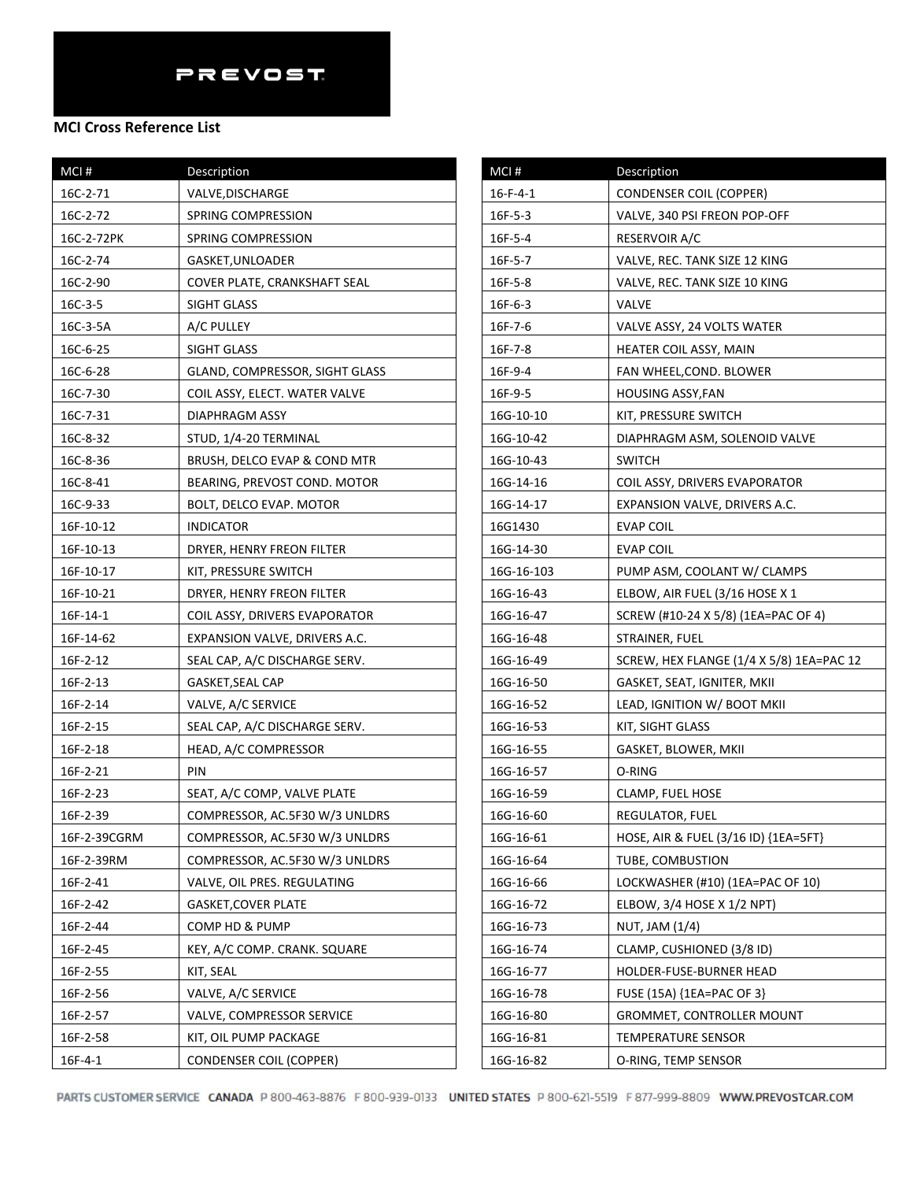PREVOST

**MCI Cross Reference List**

| MCI # | Description |
|---|---|
| 16C-2-71 | VALVE,DISCHARGE |
| 16C-2-72 | SPRING COMPRESSION |
| 16C-2-72PK | SPRING COMPRESSION |
| 16C-2-74 | GASKET,UNLOADER |
| 16C-2-90 | COVER PLATE, CRANKSHAFT SEAL |
| 16C-3-5 | SIGHT GLASS |
| 16C-3-5A | A/C PULLEY |
| 16C-6-25 | SIGHT GLASS |
| 16C-6-28 | GLAND, COMPRESSOR, SIGHT GLASS |
| 16C-7-30 | COIL ASSY, ELECT. WATER VALVE |
| 16C-7-31 | DIAPHRAGM ASSY |
| 16C-8-32 | STUD, 1/4-20 TERMINAL |
| 16C-8-36 | BRUSH, DELCO EVAP & COND MTR |
| 16C-8-41 | BEARING, PREVOST COND. MOTOR |
| 16C-9-33 | BOLT, DELCO EVAP. MOTOR |
| 16F-10-12 | INDICATOR |
| 16F-10-13 | DRYER, HENRY FREON FILTER |
| 16F-10-17 | KIT, PRESSURE SWITCH |
| 16F-10-21 | DRYER, HENRY FREON FILTER |
| 16F-14-1 | COIL ASSY, DRIVERS EVAPORATOR |
| 16F-14-62 | EXPANSION VALVE, DRIVERS A.C. |
| 16F-2-12 | SEAL CAP, A/C DISCHARGE SERV. |
| 16F-2-13 | GASKET,SEAL CAP |
| 16F-2-14 | VALVE, A/C SERVICE |
| 16F-2-15 | SEAL CAP, A/C DISCHARGE SERV. |
| 16F-2-18 | HEAD, A/C COMPRESSOR |
| 16F-2-21 | PIN |
| 16F-2-23 | SEAT, A/C COMP, VALVE PLATE |
| 16F-2-39 | COMPRESSOR, AC.5F30 W/3 UNLDRS |
| 16F-2-39CGRM | COMPRESSOR, AC.5F30 W/3 UNLDRS |
| 16F-2-39RM | COMPRESSOR, AC.5F30 W/3 UNLDRS |
| 16F-2-41 | VALVE, OIL PRES. REGULATING |
| 16F-2-42 | GASKET,COVER PLATE |
| 16F-2-44 | COMP HD & PUMP |
| 16F-2-45 | KEY, A/C COMP. CRANK. SQUARE |
| 16F-2-55 | KIT, SEAL |
| 16F-2-56 | VALVE, A/C SERVICE |
| 16F-2-57 | VALVE, COMPRESSOR SERVICE |
| 16F-2-58 | KIT, OIL PUMP PACKAGE |
| 16F-4-1 | CONDENSER COIL (COPPER) |
| 16-F-4-1 | CONDENSER COIL (COPPER) |
| 16F-5-3 | VALVE, 340 PSI FREON POP-OFF |
| 16F-5-4 | RESERVOIR A/C |
| 16F-5-7 | VALVE, REC. TANK SIZE 12 KING |
| 16F-5-8 | VALVE, REC. TANK SIZE 10 KING |
| 16F-6-3 | VALVE |
| 16F-7-6 | VALVE ASSY, 24 VOLTS WATER |
| 16F-7-8 | HEATER COIL ASSY, MAIN |
| 16F-9-4 | FAN WHEEL,COND. BLOWER |
| 16F-9-5 | HOUSING ASSY,FAN |
| 16G-10-10 | KIT, PRESSURE SWITCH |
| 16G-10-42 | DIAPHRAGM ASM, SOLENOID VALVE |
| 16G-10-43 | SWITCH |
| 16G-14-16 | COIL ASSY, DRIVERS EVAPORATOR |
| 16G-14-17 | EXPANSION VALVE, DRIVERS A.C. |
| 16G1430 | EVAP COIL |
| 16G-14-30 | EVAP COIL |
| 16G-16-103 | PUMP ASM, COOLANT W/ CLAMPS |
| 16G-16-43 | ELBOW, AIR FUEL (3/16 HOSE X 1 |
| 16G-16-47 | SCREW (#10-24 X 5/8) (1EA=PAC OF 4) |
| 16G-16-48 | STRAINER, FUEL |
| 16G-16-49 | SCREW, HEX FLANGE (1/4 X 5/8) 1EA=PAC 12 |
| 16G-16-50 | GASKET, SEAT, IGNITER, MKII |
| 16G-16-52 | LEAD, IGNITION W/ BOOT MKII |
| 16G-16-53 | KIT, SIGHT GLASS |
| 16G-16-55 | GASKET, BLOWER, MKII |
| 16G-16-57 | O-RING |
| 16G-16-59 | CLAMP, FUEL HOSE |
| 16G-16-60 | REGULATOR, FUEL |
| 16G-16-61 | HOSE, AIR & FUEL (3/16 ID) {1EA=5FT} |
| 16G-16-64 | TUBE, COMBUSTION |
| 16G-16-66 | LOCKWASHER (#10) (1EA=PAC OF 10) |
| 16G-16-72 | ELBOW, 3/4 HOSE X 1/2 NPT) |
| 16G-16-73 | NUT, JAM (1/4) |
| 16G-16-74 | CLAMP, CUSHIONED (3/8 ID) |
| 16G-16-77 | HOLDER-FUSE-BURNER HEAD |
| 16G-16-78 | FUSE (15A) {1EA=PAC OF 3} |
| 16G-16-80 | GROMMET, CONTROLLER MOUNT |
| 16G-16-81 | TEMPERATURE SENSOR |
| 16G-16-82 | O-RING, TEMP SENSOR |

PARTS CUSTOMER SERVICE CANADA P 800-463-8876 F 800-939-0133 UNITED STATES P 800-621-5519 F 877-999-8809 WWW.PREVOSTCAR.COM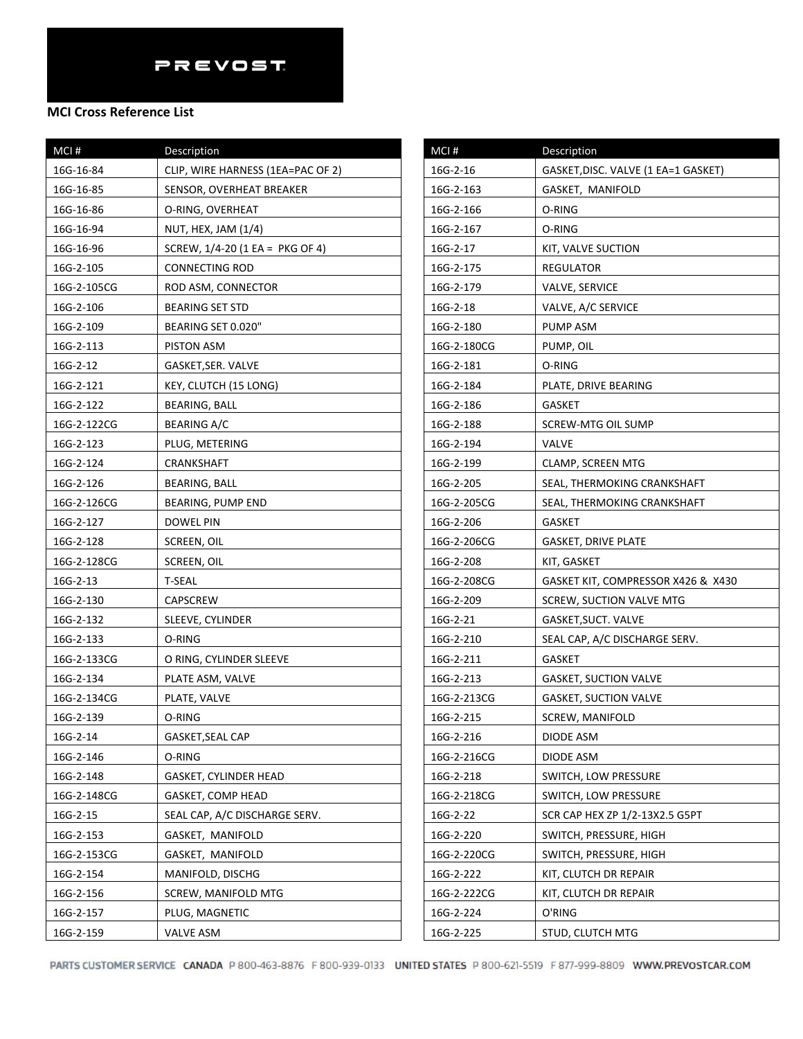**PREVOST**

**MCI Cross Reference List**

| MCI # | Description |
|---|---|
| 16G-16-84 | CLIP, WIRE HARNESS (1EA=PAC OF 2) |
| 16G-16-85 | SENSOR, OVERHEAT BREAKER |
| 16G-16-86 | O-RING, OVERHEAT |
| 16G-16-94 | NUT, HEX, JAM (1/4) |
| 16G-16-96 | SCREW, 1/4-20 (1 EA =  PKG OF 4) |
| 16G-2-105 | CONNECTING ROD |
| 16G-2-105CG | ROD ASM, CONNECTOR |
| 16G-2-106 | BEARING SET STD |
| 16G-2-109 | BEARING SET 0.020" |
| 16G-2-113 | PISTON ASM |
| 16G-2-12 | GASKET,SER. VALVE |
| 16G-2-121 | KEY, CLUTCH (15 LONG) |
| 16G-2-122 | BEARING, BALL |
| 16G-2-122CG | BEARING A/C |
| 16G-2-123 | PLUG, METERING |
| 16G-2-124 | CRANKSHAFT |
| 16G-2-126 | BEARING, BALL |
| 16G-2-126CG | BEARING, PUMP END |
| 16G-2-127 | DOWEL PIN |
| 16G-2-128 | SCREEN, OIL |
| 16G-2-128CG | SCREEN, OIL |
| 16G-2-13 | T-SEAL |
| 16G-2-130 | CAPSCREW |
| 16G-2-132 | SLEEVE, CYLINDER |
| 16G-2-133 | O-RING |
| 16G-2-133CG | O RING, CYLINDER SLEEVE |
| 16G-2-134 | PLATE ASM, VALVE |
| 16G-2-134CG | PLATE, VALVE |
| 16G-2-139 | O-RING |
| 16G-2-14 | GASKET,SEAL CAP |
| 16G-2-146 | O-RING |
| 16G-2-148 | GASKET, CYLINDER HEAD |
| 16G-2-148CG | GASKET, COMP HEAD |
| 16G-2-15 | SEAL CAP, A/C DISCHARGE SERV. |
| 16G-2-153 | GASKET,  MANIFOLD |
| 16G-2-153CG | GASKET,  MANIFOLD |
| 16G-2-154 | MANIFOLD, DISCHG |
| 16G-2-156 | SCREW, MANIFOLD MTG |
| 16G-2-157 | PLUG, MAGNETIC |
| 16G-2-159 | VALVE ASM |
| 16G-2-16 | GASKET,DISC. VALVE (1 EA=1 GASKET) |
| 16G-2-163 | GASKET,  MANIFOLD |
| 16G-2-166 | O-RING |
| 16G-2-167 | O-RING |
| 16G-2-17 | KIT, VALVE SUCTION |
| 16G-2-175 | REGULATOR |
| 16G-2-179 | VALVE, SERVICE |
| 16G-2-18 | VALVE, A/C SERVICE |
| 16G-2-180 | PUMP ASM |
| 16G-2-180CG | PUMP, OIL |
| 16G-2-181 | O-RING |
| 16G-2-184 | PLATE, DRIVE BEARING |
| 16G-2-186 | GASKET |
| 16G-2-188 | SCREW-MTG OIL SUMP |
| 16G-2-194 | VALVE |
| 16G-2-199 | CLAMP, SCREEN MTG |
| 16G-2-205 | SEAL, THERMOKING CRANKSHAFT |
| 16G-2-205CG | SEAL, THERMOKING CRANKSHAFT |
| 16G-2-206 | GASKET |
| 16G-2-206CG | GASKET, DRIVE PLATE |
| 16G-2-208 | KIT, GASKET |
| 16G-2-208CG | GASKET KIT, COMPRESSOR X426 &  X430 |
| 16G-2-209 | SCREW, SUCTION VALVE MTG |
| 16G-2-21 | GASKET,SUCT. VALVE |
| 16G-2-210 | SEAL CAP, A/C DISCHARGE SERV. |
| 16G-2-211 | GASKET |
| 16G-2-213 | GASKET, SUCTION VALVE |
| 16G-2-213CG | GASKET, SUCTION VALVE |
| 16G-2-215 | SCREW, MANIFOLD |
| 16G-2-216 | DIODE ASM |
| 16G-2-216CG | DIODE ASM |
| 16G-2-218 | SWITCH, LOW PRESSURE |
| 16G-2-218CG | SWITCH, LOW PRESSURE |
| 16G-2-22 | SCR CAP HEX ZP 1/2-13X2.5 G5PT |
| 16G-2-220 | SWITCH, PRESSURE, HIGH |
| 16G-2-220CG | SWITCH, PRESSURE, HIGH |
| 16G-2-222 | KIT, CLUTCH DR REPAIR |
| 16G-2-222CG | KIT, CLUTCH DR REPAIR |
| 16G-2-224 | O'RING |
| 16G-2-225 | STUD, CLUTCH MTG |

PARTS CUSTOMER SERVICE CANADA P 800-463-8876 F 800-939-0133 UNITED STATES P 800-621-5519 F 877-999-8809 WWW.PREVOSTCAR.COM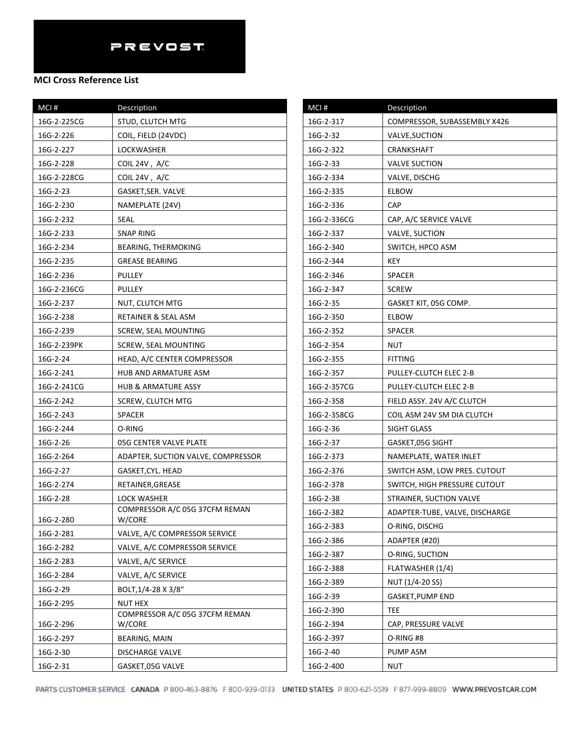PREVOST

**MCI Cross Reference List**

| MCI # | Description |
|---|---|
| 16G-2-225CG | STUD, CLUTCH MTG |
| 16G-2-226 | COIL, FIELD (24VDC) |
| 16G-2-227 | LOCKWASHER |
| 16G-2-228 | COIL 24V , A/C |
| 16G-2-228CG | COIL 24V , A/C |
| 16G-2-23 | GASKET,SER. VALVE |
| 16G-2-230 | NAMEPLATE (24V) |
| 16G-2-232 | SEAL |
| 16G-2-233 | SNAP RING |
| 16G-2-234 | BEARING, THERMOKING |
| 16G-2-235 | GREASE BEARING |
| 16G-2-236 | PULLEY |
| 16G-2-236CG | PULLEY |
| 16G-2-237 | NUT, CLUTCH MTG |
| 16G-2-238 | RETAINER & SEAL ASM |
| 16G-2-239 | SCREW, SEAL MOUNTING |
| 16G-2-239PK | SCREW, SEAL MOUNTING |
| 16G-2-24 | HEAD, A/C CENTER COMPRESSOR |
| 16G-2-241 | HUB AND ARMATURE ASM |
| 16G-2-241CG | HUB & ARMATURE ASSY |
| 16G-2-242 | SCREW, CLUTCH MTG |
| 16G-2-243 | SPACER |
| 16G-2-244 | O-RING |
| 16G-2-26 | 05G CENTER VALVE PLATE |
| 16G-2-264 | ADAPTER, SUCTION VALVE, COMPRESSOR |
| 16G-2-27 | GASKET,CYL. HEAD |
| 16G-2-274 | RETAINER,GREASE |
| 16G-2-28 | LOCK WASHER |
| 16G-2-280 | COMPRESSOR A/C 05G 37CFM REMAN W/CORE |
| 16G-2-281 | VALVE, A/C COMPRESSOR SERVICE |
| 16G-2-282 | VALVE, A/C COMPRESSOR SERVICE |
| 16G-2-283 | VALVE, A/C SERVICE |
| 16G-2-284 | VALVE, A/C SERVICE |
| 16G-2-29 | BOLT,1/4-28 X 3/8" |
| 16G-2-295 | NUT HEX |
| 16G-2-296 | COMPRESSOR A/C 05G 37CFM REMAN W/CORE |
| 16G-2-297 | BEARING, MAIN |
| 16G-2-30 | DISCHARGE VALVE |
| 16G-2-31 | GASKET,05G VALVE |
| 16G-2-317 | COMPRESSOR, SUBASSEMBLY X426 |
| 16G-2-32 | VALVE,SUCTION |
| 16G-2-322 | CRANKSHAFT |
| 16G-2-33 | VALVE SUCTION |
| 16G-2-334 | VALVE, DISCHG |
| 16G-2-335 | ELBOW |
| 16G-2-336 | CAP |
| 16G-2-336CG | CAP, A/C SERVICE VALVE |
| 16G-2-337 | VALVE, SUCTION |
| 16G-2-340 | SWITCH, HPCO ASM |
| 16G-2-344 | KEY |
| 16G-2-346 | SPACER |
| 16G-2-347 | SCREW |
| 16G-2-35 | GASKET KIT, 05G COMP. |
| 16G-2-350 | ELBOW |
| 16G-2-352 | SPACER |
| 16G-2-354 | NUT |
| 16G-2-355 | FITTING |
| 16G-2-357 | PULLEY-CLUTCH ELEC 2-B |
| 16G-2-357CG | PULLEY-CLUTCH ELEC 2-B |
| 16G-2-358 | FIELD ASSY. 24V A/C CLUTCH |
| 16G-2-358CG | COIL ASM 24V SM DIA CLUTCH |
| 16G-2-36 | SIGHT GLASS |
| 16G-2-37 | GASKET,05G SIGHT |
| 16G-2-373 | NAMEPLATE, WATER INLET |
| 16G-2-376 | SWITCH ASM, LOW PRES. CUTOUT |
| 16G-2-378 | SWITCH, HIGH PRESSURE CUTOUT |
| 16G-2-38 | STRAINER, SUCTION VALVE |
| 16G-2-382 | ADAPTER-TUBE, VALVE, DISCHARGE |
| 16G-2-383 | O-RING, DISCHG |
| 16G-2-386 | ADAPTER (#20) |
| 16G-2-387 | O-RING, SUCTION |
| 16G-2-388 | FLATWASHER (1/4) |
| 16G-2-389 | NUT (1/4-20 SS) |
| 16G-2-39 | GASKET,PUMP END |
| 16G-2-390 | TEE |
| 16G-2-394 | CAP, PRESSURE VALVE |
| 16G-2-397 | O-RING #8 |
| 16G-2-40 | PUMP ASM |
| 16G-2-400 | NUT |

PARTS CUSTOMER SERVICE CANADA P 800-463-8876 F 800-939-0133 UNITED STATES P 800-621-5519 F 877-999-8809 WWW.PREVOSTCAR.COM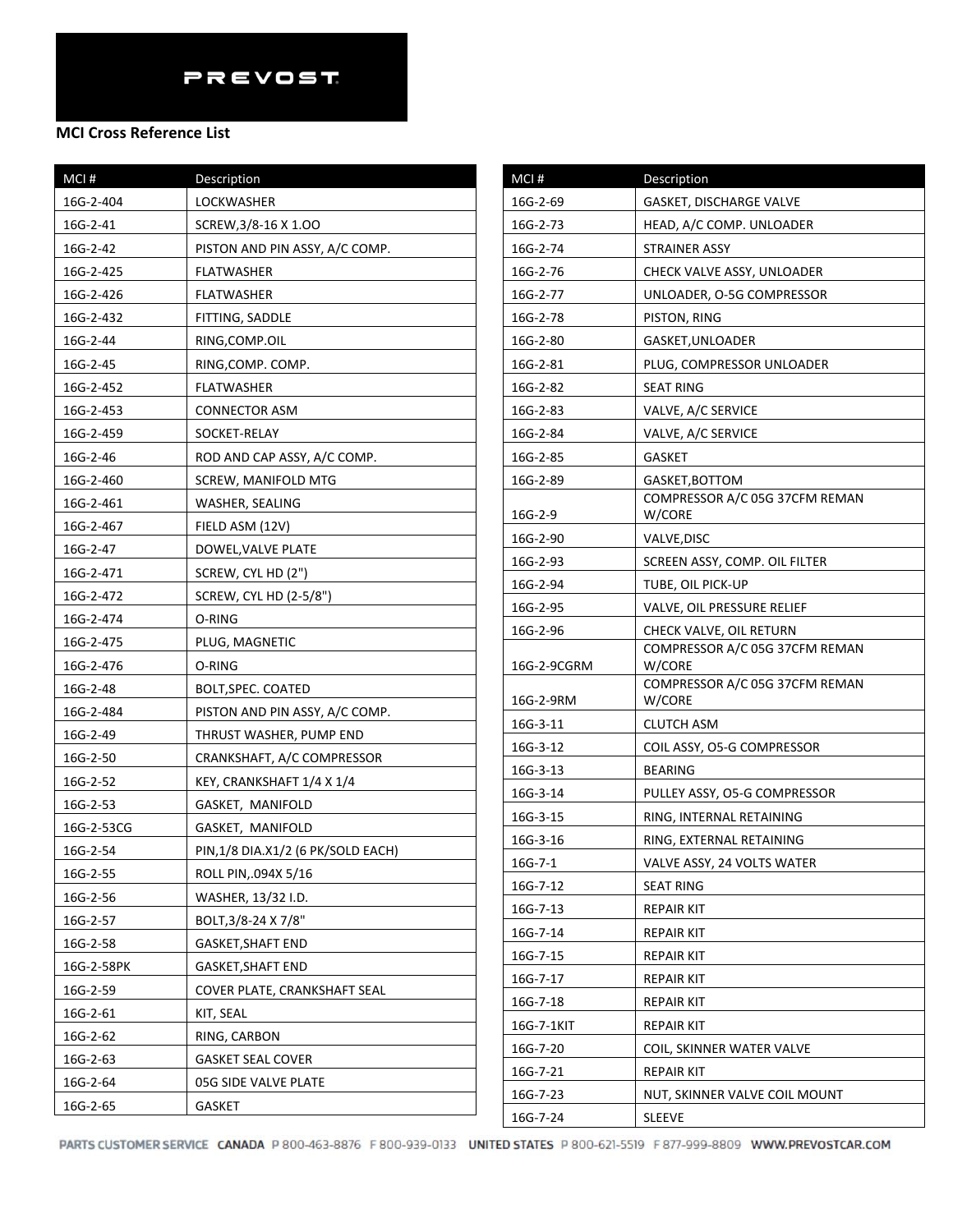PREVOST

**MCI Cross Reference List**

| MCI # | Description |
|---|---|
| 16G-2-404 | LOCKWASHER |
| 16G-2-41 | SCREW,3/8-16 X 1.OO |
| 16G-2-42 | PISTON AND PIN ASSY, A/C COMP. |
| 16G-2-425 | FLATWASHER |
| 16G-2-426 | FLATWASHER |
| 16G-2-432 | FITTING, SADDLE |
| 16G-2-44 | RING,COMP.OIL |
| 16G-2-45 | RING,COMP. COMP. |
| 16G-2-452 | FLATWASHER |
| 16G-2-453 | CONNECTOR ASM |
| 16G-2-459 | SOCKET-RELAY |
| 16G-2-46 | ROD AND CAP ASSY, A/C COMP. |
| 16G-2-460 | SCREW, MANIFOLD MTG |
| 16G-2-461 | WASHER, SEALING |
| 16G-2-467 | FIELD ASM (12V) |
| 16G-2-47 | DOWEL,VALVE PLATE |
| 16G-2-471 | SCREW, CYL HD (2") |
| 16G-2-472 | SCREW, CYL HD (2-5/8") |
| 16G-2-474 | O-RING |
| 16G-2-475 | PLUG, MAGNETIC |
| 16G-2-476 | O-RING |
| 16G-2-48 | BOLT,SPEC. COATED |
| 16G-2-484 | PISTON AND PIN ASSY, A/C COMP. |
| 16G-2-49 | THRUST WASHER, PUMP END |
| 16G-2-50 | CRANKSHAFT, A/C COMPRESSOR |
| 16G-2-52 | KEY, CRANKSHAFT 1/4 X 1/4 |
| 16G-2-53 | GASKET, MANIFOLD |
| 16G-2-53CG | GASKET, MANIFOLD |
| 16G-2-54 | PIN,1/8 DIA.X1/2 (6 PK/SOLD EACH) |
| 16G-2-55 | ROLL PIN,.094X 5/16 |
| 16G-2-56 | WASHER, 13/32 I.D. |
| 16G-2-57 | BOLT,3/8-24 X 7/8" |
| 16G-2-58 | GASKET,SHAFT END |
| 16G-2-58PK | GASKET,SHAFT END |
| 16G-2-59 | COVER PLATE, CRANKSHAFT SEAL |
| 16G-2-61 | KIT, SEAL |
| 16G-2-62 | RING, CARBON |
| 16G-2-63 | GASKET SEAL COVER |
| 16G-2-64 | 05G SIDE VALVE PLATE |
| 16G-2-65 | GASKET |
| 16G-2-69 | GASKET, DISCHARGE VALVE |
| 16G-2-73 | HEAD, A/C COMP. UNLOADER |
| 16G-2-74 | STRAINER ASSY |
| 16G-2-76 | CHECK VALVE ASSY, UNLOADER |
| 16G-2-77 | UNLOADER, O-5G COMPRESSOR |
| 16G-2-78 | PISTON, RING |
| 16G-2-80 | GASKET,UNLOADER |
| 16G-2-81 | PLUG, COMPRESSOR UNLOADER |
| 16G-2-82 | SEAT RING |
| 16G-2-83 | VALVE, A/C SERVICE |
| 16G-2-84 | VALVE, A/C SERVICE |
| 16G-2-85 | GASKET |
| 16G-2-89 | GASKET,BOTTOM |
| 16G-2-9 | COMPRESSOR A/C 05G 37CFM REMAN W/CORE |
| 16G-2-90 | VALVE,DISC |
| 16G-2-93 | SCREEN ASSY, COMP. OIL FILTER |
| 16G-2-94 | TUBE, OIL PICK-UP |
| 16G-2-95 | VALVE, OIL PRESSURE RELIEF |
| 16G-2-96 | CHECK VALVE, OIL RETURN |
| 16G-2-9CGRM | COMPRESSOR A/C 05G 37CFM REMAN W/CORE |
| 16G-2-9RM | COMPRESSOR A/C 05G 37CFM REMAN W/CORE |
| 16G-3-11 | CLUTCH ASM |
| 16G-3-12 | COIL ASSY, O5-G COMPRESSOR |
| 16G-3-13 | BEARING |
| 16G-3-14 | PULLEY ASSY, O5-G COMPRESSOR |
| 16G-3-15 | RING, INTERNAL RETAINING |
| 16G-3-16 | RING, EXTERNAL RETAINING |
| 16G-7-1 | VALVE ASSY, 24 VOLTS WATER |
| 16G-7-12 | SEAT RING |
| 16G-7-13 | REPAIR KIT |
| 16G-7-14 | REPAIR KIT |
| 16G-7-15 | REPAIR KIT |
| 16G-7-17 | REPAIR KIT |
| 16G-7-18 | REPAIR KIT |
| 16G-7-1KIT | REPAIR KIT |
| 16G-7-20 | COIL, SKINNER WATER VALVE |
| 16G-7-21 | REPAIR KIT |
| 16G-7-23 | NUT, SKINNER VALVE COIL MOUNT |
| 16G-7-24 | SLEEVE |

PARTS CUSTOMER SERVICE CANADA P 800-463-8876 F 800-939-0133 UNITED STATES P 800-621-5519 F 877-999-8809 WWW.PREVOSTCAR.COM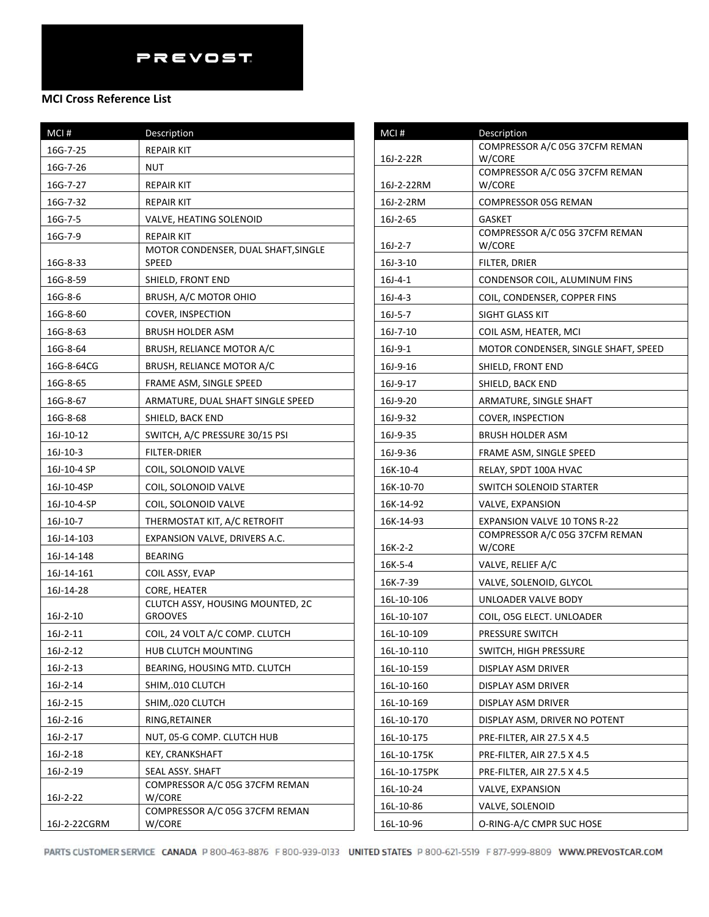PREVOST

**MCI Cross Reference List**

| MCI # | Description |
|---|---|
| 16G-7-25 | REPAIR KIT |
| 16G-7-26 | NUT |
| 16G-7-27 | REPAIR KIT |
| 16G-7-32 | REPAIR KIT |
| 16G-7-5 | VALVE, HEATING SOLENOID |
| 16G-7-9 | REPAIR KIT |
| 16G-8-33 | MOTOR CONDENSER, DUAL SHAFT,SINGLE SPEED |
| 16G-8-59 | SHIELD, FRONT END |
| 16G-8-6 | BRUSH, A/C MOTOR OHIO |
| 16G-8-60 | COVER, INSPECTION |
| 16G-8-63 | BRUSH HOLDER ASM |
| 16G-8-64 | BRUSH, RELIANCE MOTOR A/C |
| 16G-8-64CG | BRUSH, RELIANCE MOTOR A/C |
| 16G-8-65 | FRAME ASM, SINGLE SPEED |
| 16G-8-67 | ARMATURE, DUAL SHAFT SINGLE SPEED |
| 16G-8-68 | SHIELD, BACK END |
| 16J-10-12 | SWITCH, A/C PRESSURE 30/15 PSI |
| 16J-10-3 | FILTER-DRIER |
| 16J-10-4 SP | COIL, SOLONOID VALVE |
| 16J-10-4SP | COIL, SOLONOID VALVE |
| 16J-10-4-SP | COIL, SOLONOID VALVE |
| 16J-10-7 | THERMOSTAT KIT, A/C RETROFIT |
| 16J-14-103 | EXPANSION VALVE, DRIVERS A.C. |
| 16J-14-148 | BEARING |
| 16J-14-161 | COIL ASSY, EVAP |
| 16J-14-28 | CORE, HEATER |
| 16J-2-10 | CLUTCH ASSY, HOUSING MOUNTED, 2C GROOVES |
| 16J-2-11 | COIL, 24 VOLT A/C COMP. CLUTCH |
| 16J-2-12 | HUB CLUTCH MOUNTING |
| 16J-2-13 | BEARING, HOUSING MTD. CLUTCH |
| 16J-2-14 | SHIM,.010 CLUTCH |
| 16J-2-15 | SHIM,.020 CLUTCH |
| 16J-2-16 | RING,RETAINER |
| 16J-2-17 | NUT, 05-G COMP. CLUTCH HUB |
| 16J-2-18 | KEY, CRANKSHAFT |
| 16J-2-19 | SEAL ASSY. SHAFT |
| 16J-2-22 | COMPRESSOR A/C 05G 37CFM REMAN W/CORE |
| 16J-2-22CGRM | COMPRESSOR A/C 05G 37CFM REMAN W/CORE |
| 16J-2-22R | COMPRESSOR A/C 05G 37CFM REMAN W/CORE |
| 16J-2-22RM | COMPRESSOR A/C 05G 37CFM REMAN W/CORE |
| 16J-2-2RM | COMPRESSOR 05G REMAN |
| 16J-2-65 | GASKET |
| 16J-2-7 | COMPRESSOR A/C 05G 37CFM REMAN W/CORE |
| 16J-3-10 | FILTER, DRIER |
| 16J-4-1 | CONDENSOR COIL, ALUMINUM FINS |
| 16J-4-3 | COIL, CONDENSER, COPPER FINS |
| 16J-5-7 | SIGHT GLASS KIT |
| 16J-7-10 | COIL ASM, HEATER, MCI |
| 16J-9-1 | MOTOR CONDENSER, SINGLE SHAFT, SPEED |
| 16J-9-16 | SHIELD, FRONT END |
| 16J-9-17 | SHIELD, BACK END |
| 16J-9-20 | ARMATURE, SINGLE SHAFT |
| 16J-9-32 | COVER, INSPECTION |
| 16J-9-35 | BRUSH HOLDER ASM |
| 16J-9-36 | FRAME ASM, SINGLE SPEED |
| 16K-10-4 | RELAY, SPDT 100A HVAC |
| 16K-10-70 | SWITCH SOLENOID STARTER |
| 16K-14-92 | VALVE, EXPANSION |
| 16K-14-93 | EXPANSION VALVE 10 TONS R-22 |
| 16K-2-2 | COMPRESSOR A/C 05G 37CFM REMAN W/CORE |
| 16K-5-4 | VALVE, RELIEF A/C |
| 16K-7-39 | VALVE, SOLENOID, GLYCOL |
| 16L-10-106 | UNLOADER VALVE BODY |
| 16L-10-107 | COIL, O5G ELECT. UNLOADER |
| 16L-10-109 | PRESSURE SWITCH |
| 16L-10-110 | SWITCH, HIGH PRESSURE |
| 16L-10-159 | DISPLAY ASM DRIVER |
| 16L-10-160 | DISPLAY ASM DRIVER |
| 16L-10-169 | DISPLAY ASM DRIVER |
| 16L-10-170 | DISPLAY ASM, DRIVER NO POTENT |
| 16L-10-175 | PRE-FILTER, AIR 27.5 X 4.5 |
| 16L-10-175K | PRE-FILTER, AIR 27.5 X 4.5 |
| 16L-10-175PK | PRE-FILTER, AIR 27.5 X 4.5 |
| 16L-10-24 | VALVE, EXPANSION |
| 16L-10-86 | VALVE, SOLENOID |
| 16L-10-96 | O-RING-A/C CMPR SUC HOSE |

PARTS CUSTOMER SERVICE CANADA P 800-463-8876 F 800-939-0133 UNITED STATES P 800-621-5519 F 877-999-8809 WWW.PREVOSTCAR.COM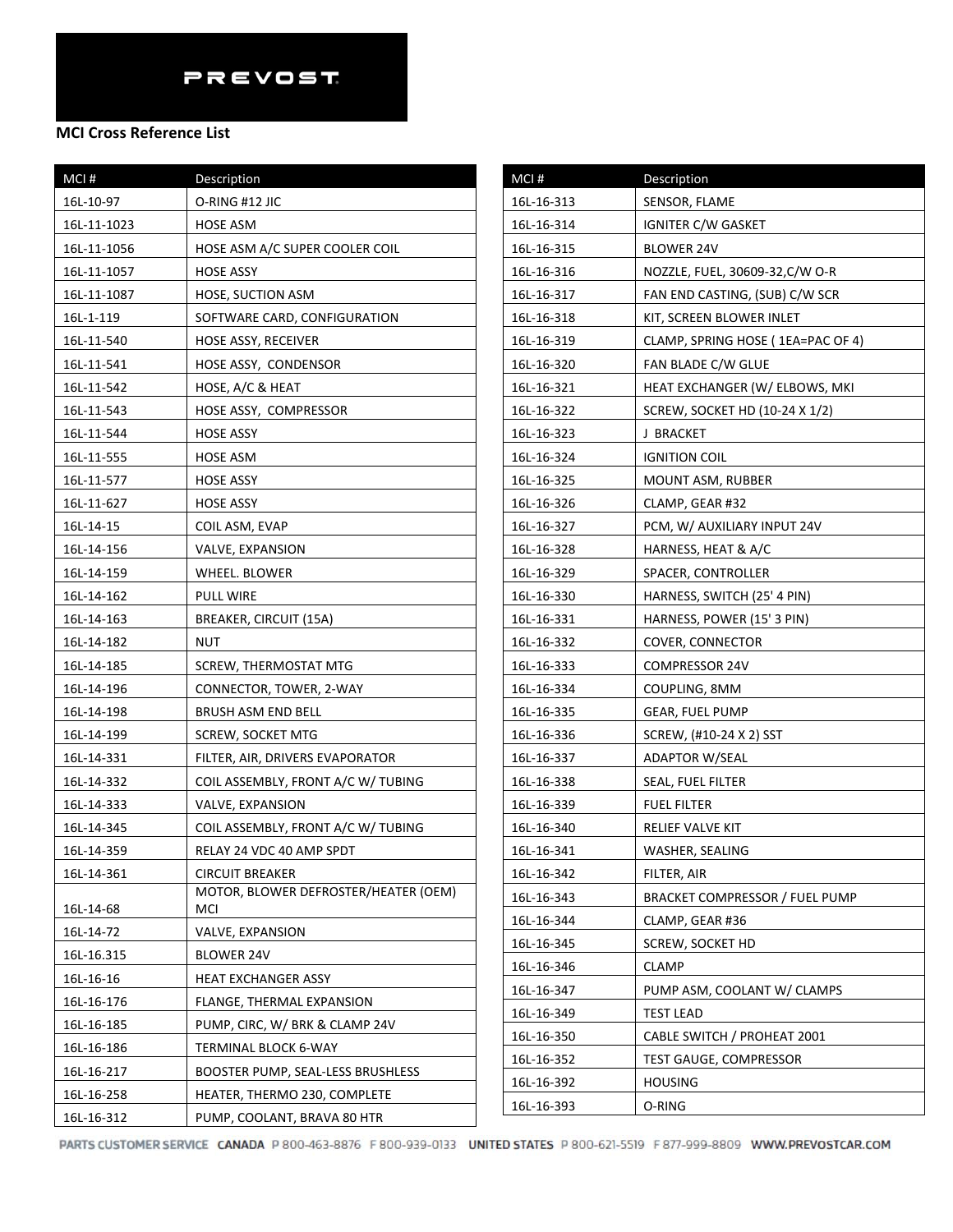PREVOST

**MCI Cross Reference List**

| MCI # | Description |
|---|---|
| 16L-10-97 | O-RING #12 JIC |
| 16L-11-1023 | HOSE ASM |
| 16L-11-1056 | HOSE ASM A/C SUPER COOLER COIL |
| 16L-11-1057 | HOSE ASSY |
| 16L-11-1087 | HOSE, SUCTION ASM |
| 16L-1-119 | SOFTWARE CARD, CONFIGURATION |
| 16L-11-540 | HOSE ASSY, RECEIVER |
| 16L-11-541 | HOSE ASSY, CONDENSOR |
| 16L-11-542 | HOSE, A/C & HEAT |
| 16L-11-543 | HOSE ASSY, COMPRESSOR |
| 16L-11-544 | HOSE ASSY |
| 16L-11-555 | HOSE ASM |
| 16L-11-577 | HOSE ASSY |
| 16L-11-627 | HOSE ASSY |
| 16L-14-15 | COIL ASM, EVAP |
| 16L-14-156 | VALVE, EXPANSION |
| 16L-14-159 | WHEEL. BLOWER |
| 16L-14-162 | PULL WIRE |
| 16L-14-163 | BREAKER, CIRCUIT (15A) |
| 16L-14-182 | NUT |
| 16L-14-185 | SCREW, THERMOSTAT MTG |
| 16L-14-196 | CONNECTOR, TOWER, 2-WAY |
| 16L-14-198 | BRUSH ASM END BELL |
| 16L-14-199 | SCREW, SOCKET MTG |
| 16L-14-331 | FILTER, AIR, DRIVERS EVAPORATOR |
| 16L-14-332 | COIL ASSEMBLY, FRONT A/C W/ TUBING |
| 16L-14-333 | VALVE, EXPANSION |
| 16L-14-345 | COIL ASSEMBLY, FRONT A/C W/ TUBING |
| 16L-14-359 | RELAY 24 VDC 40 AMP SPDT |
| 16L-14-361 | CIRCUIT BREAKER |
| 16L-14-68 | MOTOR, BLOWER DEFROSTER/HEATER (OEM) MCI |
| 16L-14-72 | VALVE, EXPANSION |
| 16L-16.315 | BLOWER 24V |
| 16L-16-16 | HEAT EXCHANGER ASSY |
| 16L-16-176 | FLANGE, THERMAL EXPANSION |
| 16L-16-185 | PUMP, CIRC, W/ BRK & CLAMP 24V |
| 16L-16-186 | TERMINAL BLOCK 6-WAY |
| 16L-16-217 | BOOSTER PUMP, SEAL-LESS BRUSHLESS |
| 16L-16-258 | HEATER, THERMO 230, COMPLETE |
| 16L-16-312 | PUMP, COOLANT, BRAVA 80 HTR |
| 16L-16-313 | SENSOR, FLAME |
| 16L-16-314 | IGNITER C/W GASKET |
| 16L-16-315 | BLOWER 24V |
| 16L-16-316 | NOZZLE, FUEL, 30609-32,C/W O-R |
| 16L-16-317 | FAN END CASTING, (SUB) C/W SCR |
| 16L-16-318 | KIT, SCREEN BLOWER INLET |
| 16L-16-319 | CLAMP, SPRING HOSE ( 1EA=PAC OF 4) |
| 16L-16-320 | FAN BLADE C/W GLUE |
| 16L-16-321 | HEAT EXCHANGER (W/ ELBOWS, MKI |
| 16L-16-322 | SCREW, SOCKET HD (10-24 X 1/2) |
| 16L-16-323 | J BRACKET |
| 16L-16-324 | IGNITION COIL |
| 16L-16-325 | MOUNT ASM, RUBBER |
| 16L-16-326 | CLAMP, GEAR #32 |
| 16L-16-327 | PCM, W/ AUXILIARY INPUT 24V |
| 16L-16-328 | HARNESS, HEAT & A/C |
| 16L-16-329 | SPACER, CONTROLLER |
| 16L-16-330 | HARNESS, SWITCH (25' 4 PIN) |
| 16L-16-331 | HARNESS, POWER (15' 3 PIN) |
| 16L-16-332 | COVER, CONNECTOR |
| 16L-16-333 | COMPRESSOR 24V |
| 16L-16-334 | COUPLING, 8MM |
| 16L-16-335 | GEAR, FUEL PUMP |
| 16L-16-336 | SCREW, (#10-24 X 2) SST |
| 16L-16-337 | ADAPTOR W/SEAL |
| 16L-16-338 | SEAL, FUEL FILTER |
| 16L-16-339 | FUEL FILTER |
| 16L-16-340 | RELIEF VALVE KIT |
| 16L-16-341 | WASHER, SEALING |
| 16L-16-342 | FILTER, AIR |
| 16L-16-343 | BRACKET COMPRESSOR / FUEL PUMP |
| 16L-16-344 | CLAMP, GEAR #36 |
| 16L-16-345 | SCREW, SOCKET HD |
| 16L-16-346 | CLAMP |
| 16L-16-347 | PUMP ASM, COOLANT W/ CLAMPS |
| 16L-16-349 | TEST LEAD |
| 16L-16-350 | CABLE SWITCH / PROHEAT 2001 |
| 16L-16-352 | TEST GAUGE, COMPRESSOR |
| 16L-16-392 | HOUSING |
| 16L-16-393 | O-RING |

PARTS CUSTOMER SERVICE CANADA P 800-463-8876 F 800-939-0133 UNITED STATES P 800-621-5519 F 877-999-8809 WWW.PREVOSTCAR.COM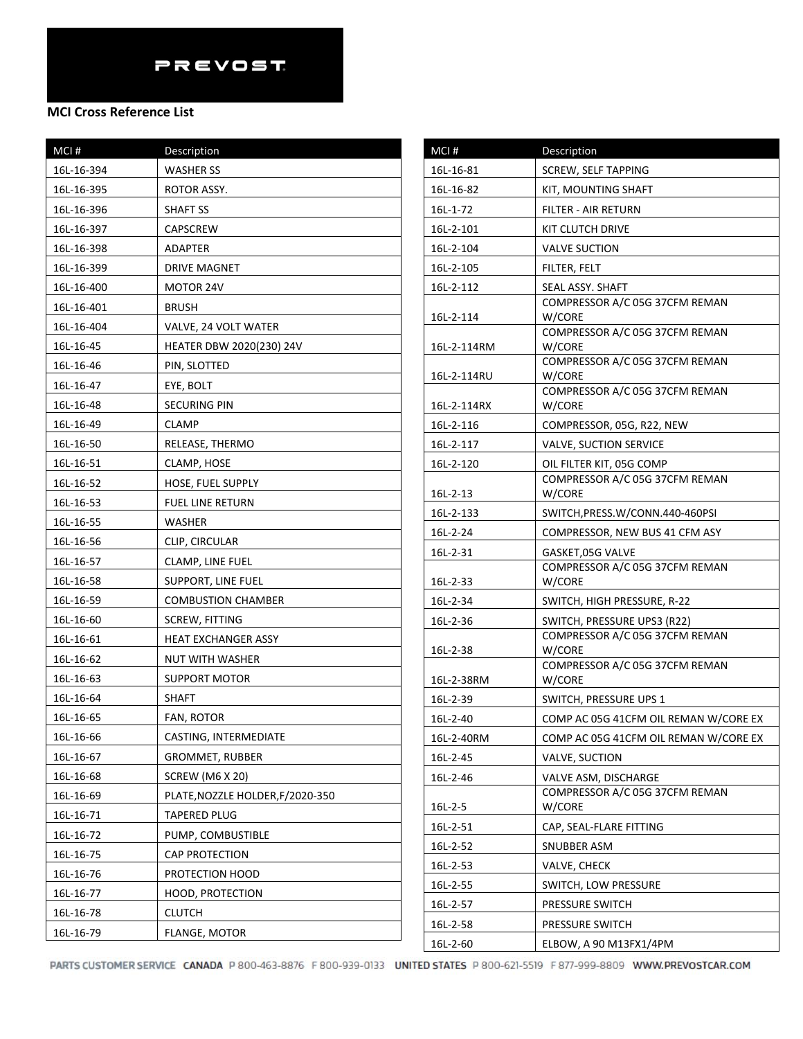PREVOST

**MCI Cross Reference List**

| MCI # | Description |
|---|---|
| 16L-16-394 | WASHER SS |
| 16L-16-395 | ROTOR ASSY. |
| 16L-16-396 | SHAFT SS |
| 16L-16-397 | CAPSCREW |
| 16L-16-398 | ADAPTER |
| 16L-16-399 | DRIVE MAGNET |
| 16L-16-400 | MOTOR 24V |
| 16L-16-401 | BRUSH |
| 16L-16-404 | VALVE, 24 VOLT WATER |
| 16L-16-45 | HEATER DBW 2020(230) 24V |
| 16L-16-46 | PIN, SLOTTED |
| 16L-16-47 | EYE, BOLT |
| 16L-16-48 | SECURING PIN |
| 16L-16-49 | CLAMP |
| 16L-16-50 | RELEASE, THERMO |
| 16L-16-51 | CLAMP, HOSE |
| 16L-16-52 | HOSE, FUEL SUPPLY |
| 16L-16-53 | FUEL LINE RETURN |
| 16L-16-55 | WASHER |
| 16L-16-56 | CLIP, CIRCULAR |
| 16L-16-57 | CLAMP, LINE FUEL |
| 16L-16-58 | SUPPORT, LINE FUEL |
| 16L-16-59 | COMBUSTION CHAMBER |
| 16L-16-60 | SCREW, FITTING |
| 16L-16-61 | HEAT EXCHANGER ASSY |
| 16L-16-62 | NUT WITH WASHER |
| 16L-16-63 | SUPPORT MOTOR |
| 16L-16-64 | SHAFT |
| 16L-16-65 | FAN, ROTOR |
| 16L-16-66 | CASTING, INTERMEDIATE |
| 16L-16-67 | GROMMET, RUBBER |
| 16L-16-68 | SCREW (M6 X 20) |
| 16L-16-69 | PLATE,NOZZLE HOLDER,F/2020-350 |
| 16L-16-71 | TAPERED PLUG |
| 16L-16-72 | PUMP, COMBUSTIBLE |
| 16L-16-75 | CAP PROTECTION |
| 16L-16-76 | PROTECTION HOOD |
| 16L-16-77 | HOOD, PROTECTION |
| 16L-16-78 | CLUTCH |
| 16L-16-79 | FLANGE, MOTOR |
| 16L-16-81 | SCREW, SELF TAPPING |
| 16L-16-82 | KIT, MOUNTING SHAFT |
| 16L-1-72 | FILTER - AIR RETURN |
| 16L-2-101 | KIT CLUTCH DRIVE |
| 16L-2-104 | VALVE SUCTION |
| 16L-2-105 | FILTER, FELT |
| 16L-2-112 | SEAL ASSY. SHAFT |
| 16L-2-114 | COMPRESSOR A/C 05G 37CFM REMAN W/CORE |
| 16L-2-114RM | COMPRESSOR A/C 05G 37CFM REMAN W/CORE |
| 16L-2-114RU | COMPRESSOR A/C 05G 37CFM REMAN W/CORE |
| 16L-2-114RX | COMPRESSOR A/C 05G 37CFM REMAN W/CORE |
| 16L-2-116 | COMPRESSOR, 05G, R22, NEW |
| 16L-2-117 | VALVE, SUCTION SERVICE |
| 16L-2-120 | OIL FILTER KIT, 05G COMP |
| 16L-2-13 | COMPRESSOR A/C 05G 37CFM REMAN W/CORE |
| 16L-2-133 | SWITCH,PRESS.W/CONN.440-460PSI |
| 16L-2-24 | COMPRESSOR, NEW BUS 41 CFM ASY |
| 16L-2-31 | GASKET,05G VALVE |
| 16L-2-33 | COMPRESSOR A/C 05G 37CFM REMAN W/CORE |
| 16L-2-34 | SWITCH, HIGH PRESSURE, R-22 |
| 16L-2-36 | SWITCH, PRESSURE UPS3 (R22) |
| 16L-2-38 | COMPRESSOR A/C 05G 37CFM REMAN W/CORE |
| 16L-2-38RM | COMPRESSOR A/C 05G 37CFM REMAN W/CORE |
| 16L-2-39 | SWITCH, PRESSURE UPS 1 |
| 16L-2-40 | COMP AC 05G 41CFM OIL REMAN W/CORE EX |
| 16L-2-40RM | COMP AC 05G 41CFM OIL REMAN W/CORE EX |
| 16L-2-45 | VALVE, SUCTION |
| 16L-2-46 | VALVE ASM, DISCHARGE |
| 16L-2-5 | COMPRESSOR A/C 05G 37CFM REMAN W/CORE |
| 16L-2-51 | CAP, SEAL-FLARE FITTING |
| 16L-2-52 | SNUBBER ASM |
| 16L-2-53 | VALVE, CHECK |
| 16L-2-55 | SWITCH, LOW PRESSURE |
| 16L-2-57 | PRESSURE SWITCH |
| 16L-2-58 | PRESSURE SWITCH |
| 16L-2-60 | ELBOW, A 90 M13FX1/4PM |

PARTS CUSTOMER SERVICE CANADA P 800-463-8876 F 800-939-0133 UNITED STATES P 800-621-5519 F 877-999-8809 WWW.PREVOSTCAR.COM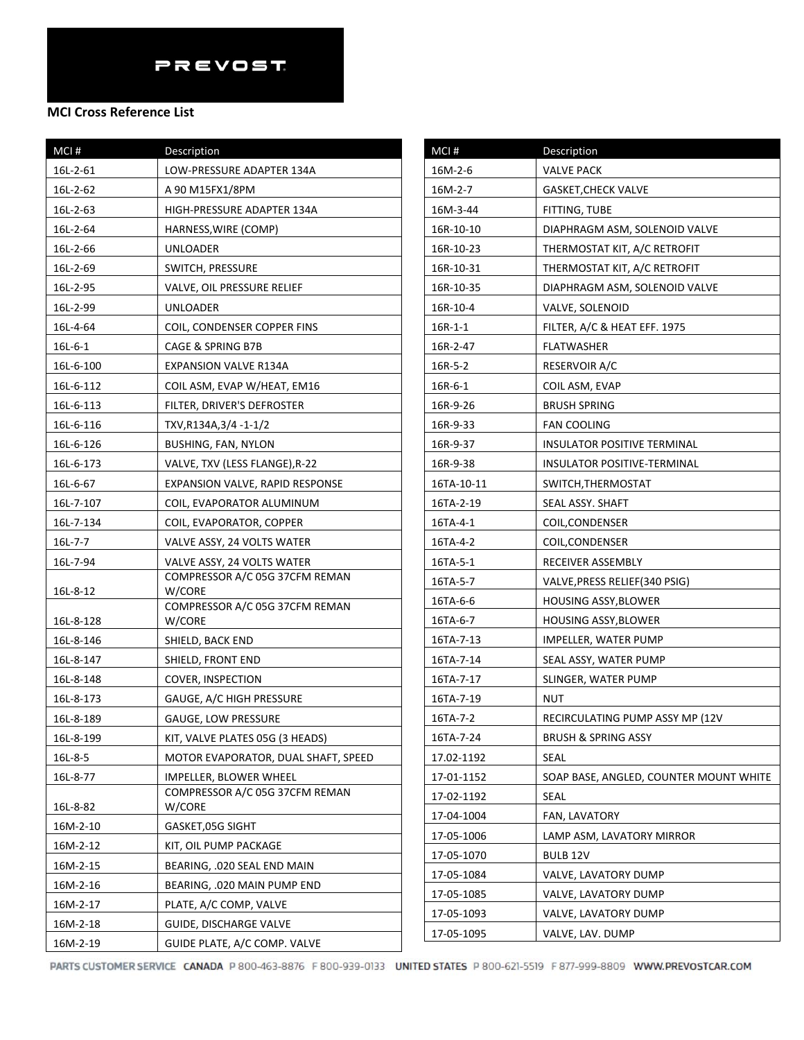PREVOST

**MCI Cross Reference List**

| MCI # | Description |
|---|---|
| 16L-2-61 | LOW-PRESSURE ADAPTER 134A |
| 16L-2-62 | A 90 M15FX1/8PM |
| 16L-2-63 | HIGH-PRESSURE ADAPTER 134A |
| 16L-2-64 | HARNESS,WIRE (COMP) |
| 16L-2-66 | UNLOADER |
| 16L-2-69 | SWITCH, PRESSURE |
| 16L-2-95 | VALVE, OIL PRESSURE RELIEF |
| 16L-2-99 | UNLOADER |
| 16L-4-64 | COIL, CONDENSER COPPER FINS |
| 16L-6-1 | CAGE & SPRING B7B |
| 16L-6-100 | EXPANSION VALVE R134A |
| 16L-6-112 | COIL ASM, EVAP W/HEAT, EM16 |
| 16L-6-113 | FILTER, DRIVER'S DEFROSTER |
| 16L-6-116 | TXV,R134A,3/4 -1-1/2 |
| 16L-6-126 | BUSHING, FAN, NYLON |
| 16L-6-173 | VALVE, TXV (LESS FLANGE),R-22 |
| 16L-6-67 | EXPANSION VALVE, RAPID RESPONSE |
| 16L-7-107 | COIL, EVAPORATOR ALUMINUM |
| 16L-7-134 | COIL, EVAPORATOR, COPPER |
| 16L-7-7 | VALVE ASSY, 24 VOLTS WATER |
| 16L-7-94 | VALVE ASSY, 24 VOLTS WATER |
| 16L-8-12 | COMPRESSOR A/C 05G 37CFM REMAN W/CORE |
| 16L-8-128 | COMPRESSOR A/C 05G 37CFM REMAN W/CORE |
| 16L-8-146 | SHIELD, BACK END |
| 16L-8-147 | SHIELD, FRONT END |
| 16L-8-148 | COVER, INSPECTION |
| 16L-8-173 | GAUGE, A/C HIGH PRESSURE |
| 16L-8-189 | GAUGE, LOW PRESSURE |
| 16L-8-199 | KIT, VALVE PLATES 05G (3 HEADS) |
| 16L-8-5 | MOTOR EVAPORATOR, DUAL SHAFT, SPEED |
| 16L-8-77 | IMPELLER, BLOWER WHEEL |
| 16L-8-82 | COMPRESSOR A/C 05G 37CFM REMAN W/CORE |
| 16M-2-10 | GASKET,05G SIGHT |
| 16M-2-12 | KIT, OIL PUMP PACKAGE |
| 16M-2-15 | BEARING, .020 SEAL END MAIN |
| 16M-2-16 | BEARING, .020 MAIN PUMP END |
| 16M-2-17 | PLATE, A/C COMP, VALVE |
| 16M-2-18 | GUIDE, DISCHARGE VALVE |
| 16M-2-19 | GUIDE PLATE, A/C COMP. VALVE |
| 16M-2-6 | VALVE PACK |
| 16M-2-7 | GASKET,CHECK VALVE |
| 16M-3-44 | FITTING, TUBE |
| 16R-10-10 | DIAPHRAGM ASM, SOLENOID VALVE |
| 16R-10-23 | THERMOSTAT KIT, A/C RETROFIT |
| 16R-10-31 | THERMOSTAT KIT, A/C RETROFIT |
| 16R-10-35 | DIAPHRAGM ASM, SOLENOID VALVE |
| 16R-10-4 | VALVE, SOLENOID |
| 16R-1-1 | FILTER, A/C & HEAT EFF. 1975 |
| 16R-2-47 | FLATWASHER |
| 16R-5-2 | RESERVOIR A/C |
| 16R-6-1 | COIL ASM, EVAP |
| 16R-9-26 | BRUSH SPRING |
| 16R-9-33 | FAN COOLING |
| 16R-9-37 | INSULATOR POSITIVE TERMINAL |
| 16R-9-38 | INSULATOR POSITIVE-TERMINAL |
| 16TA-10-11 | SWITCH,THERMOSTAT |
| 16TA-2-19 | SEAL ASSY. SHAFT |
| 16TA-4-1 | COIL,CONDENSER |
| 16TA-4-2 | COIL,CONDENSER |
| 16TA-5-1 | RECEIVER ASSEMBLY |
| 16TA-5-7 | VALVE,PRESS RELIEF(340 PSIG) |
| 16TA-6-6 | HOUSING ASSY,BLOWER |
| 16TA-6-7 | HOUSING ASSY,BLOWER |
| 16TA-7-13 | IMPELLER, WATER PUMP |
| 16TA-7-14 | SEAL ASSY, WATER PUMP |
| 16TA-7-17 | SLINGER, WATER PUMP |
| 16TA-7-19 | NUT |
| 16TA-7-2 | RECIRCULATING PUMP ASSY MP (12V |
| 16TA-7-24 | BRUSH & SPRING ASSY |
| 17.02-1192 | SEAL |
| 17-01-1152 | SOAP BASE, ANGLED, COUNTER MOUNT WHITE |
| 17-02-1192 | SEAL |
| 17-04-1004 | FAN, LAVATORY |
| 17-05-1006 | LAMP ASM, LAVATORY MIRROR |
| 17-05-1070 | BULB 12V |
| 17-05-1084 | VALVE, LAVATORY DUMP |
| 17-05-1085 | VALVE, LAVATORY DUMP |
| 17-05-1093 | VALVE, LAVATORY DUMP |
| 17-05-1095 | VALVE, LAV. DUMP |

PARTS CUSTOMER SERVICE CANADA P 800-463-8876 F 800-939-0133 UNITED STATES P 800-621-5519 F 877-999-8809 WWW.PREVOSTCAR.COM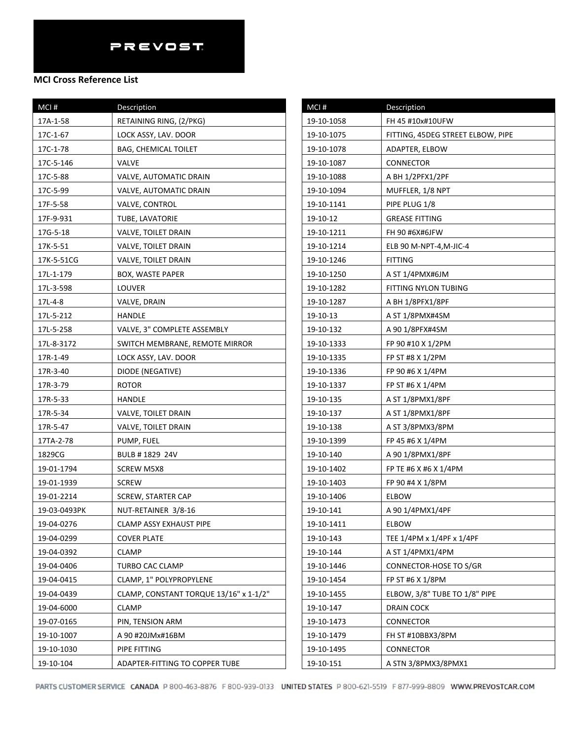PREVOST

**MCI Cross Reference List**

| MCI # | Description |
|---|---|
| 17A-1-58 | RETAINING RING, (2/PKG) |
| 17C-1-67 | LOCK ASSY, LAV. DOOR |
| 17C-1-78 | BAG, CHEMICAL TOILET |
| 17C-5-146 | VALVE |
| 17C-5-88 | VALVE, AUTOMATIC DRAIN |
| 17C-5-99 | VALVE, AUTOMATIC DRAIN |
| 17F-5-58 | VALVE, CONTROL |
| 17F-9-931 | TUBE, LAVATORIE |
| 17G-5-18 | VALVE, TOILET DRAIN |
| 17K-5-51 | VALVE, TOILET DRAIN |
| 17K-5-51CG | VALVE, TOILET DRAIN |
| 17L-1-179 | BOX, WASTE PAPER |
| 17L-3-598 | LOUVER |
| 17L-4-8 | VALVE, DRAIN |
| 17L-5-212 | HANDLE |
| 17L-5-258 | VALVE, 3" COMPLETE ASSEMBLY |
| 17L-8-3172 | SWITCH MEMBRANE, REMOTE MIRROR |
| 17R-1-49 | LOCK ASSY, LAV. DOOR |
| 17R-3-40 | DIODE (NEGATIVE) |
| 17R-3-79 | ROTOR |
| 17R-5-33 | HANDLE |
| 17R-5-34 | VALVE, TOILET DRAIN |
| 17R-5-47 | VALVE, TOILET DRAIN |
| 17TA-2-78 | PUMP, FUEL |
| 1829CG | BULB # 1829 24V |
| 19-01-1794 | SCREW M5X8 |
| 19-01-1939 | SCREW |
| 19-01-2214 | SCREW, STARTER CAP |
| 19-03-0493PK | NUT-RETAINER 3/8-16 |
| 19-04-0276 | CLAMP ASSY EXHAUST PIPE |
| 19-04-0299 | COVER PLATE |
| 19-04-0392 | CLAMP |
| 19-04-0406 | TURBO CAC CLAMP |
| 19-04-0415 | CLAMP, 1" POLYPROPYLENE |
| 19-04-0439 | CLAMP, CONSTANT TORQUE 13/16" x 1-1/2" |
| 19-04-6000 | CLAMP |
| 19-07-0165 | PIN, TENSION ARM |
| 19-10-1007 | A 90 #20JMx#16BM |
| 19-10-1030 | PIPE FITTING |
| 19-10-104 | ADAPTER-FITTING TO COPPER TUBE |
| 19-10-1058 | FH 45 #10x#10UFW |
| 19-10-1075 | FITTING, 45DEG STREET ELBOW, PIPE |
| 19-10-1078 | ADAPTER, ELBOW |
| 19-10-1087 | CONNECTOR |
| 19-10-1088 | A BH 1/2PFX1/2PF |
| 19-10-1094 | MUFFLER, 1/8 NPT |
| 19-10-1141 | PIPE PLUG 1/8 |
| 19-10-12 | GREASE FITTING |
| 19-10-1211 | FH 90 #6X#6JFW |
| 19-10-1214 | ELB 90 M-NPT-4,M-JIC-4 |
| 19-10-1246 | FITTING |
| 19-10-1250 | A ST 1/4PMX#6JM |
| 19-10-1282 | FITTING NYLON TUBING |
| 19-10-1287 | A BH 1/8PFX1/8PF |
| 19-10-13 | A ST 1/8PMX#4SM |
| 19-10-132 | A 90 1/8PFX#4SM |
| 19-10-1333 | FP 90 #10 X 1/2PM |
| 19-10-1335 | FP ST #8 X 1/2PM |
| 19-10-1336 | FP 90 #6 X 1/4PM |
| 19-10-1337 | FP ST #6 X 1/4PM |
| 19-10-135 | A ST 1/8PMX1/8PF |
| 19-10-137 | A ST 1/8PMX1/8PF |
| 19-10-138 | A ST 3/8PMX3/8PM |
| 19-10-1399 | FP 45 #6 X 1/4PM |
| 19-10-140 | A 90 1/8PMX1/8PF |
| 19-10-1402 | FP TE #6 X #6 X 1/4PM |
| 19-10-1403 | FP 90 #4 X 1/8PM |
| 19-10-1406 | ELBOW |
| 19-10-141 | A 90 1/4PMX1/4PF |
| 19-10-1411 | ELBOW |
| 19-10-143 | TEE 1/4PM x 1/4PF x 1/4PF |
| 19-10-144 | A ST 1/4PMX1/4PM |
| 19-10-1446 | CONNECTOR-HOSE TO S/GR |
| 19-10-1454 | FP ST #6 X 1/8PM |
| 19-10-1455 | ELBOW, 3/8" TUBE TO 1/8" PIPE |
| 19-10-147 | DRAIN COCK |
| 19-10-1473 | CONNECTOR |
| 19-10-1479 | FH ST #10BBX3/8PM |
| 19-10-1495 | CONNECTOR |
| 19-10-151 | A STN 3/8PMX3/8PMX1 |

PARTS CUSTOMER SERVICE CANADA P 800-463-8876 F 800-939-0133 UNITED STATES P 800-621-5519 F 877-999-8809 WWW.PREVOSTCAR.COM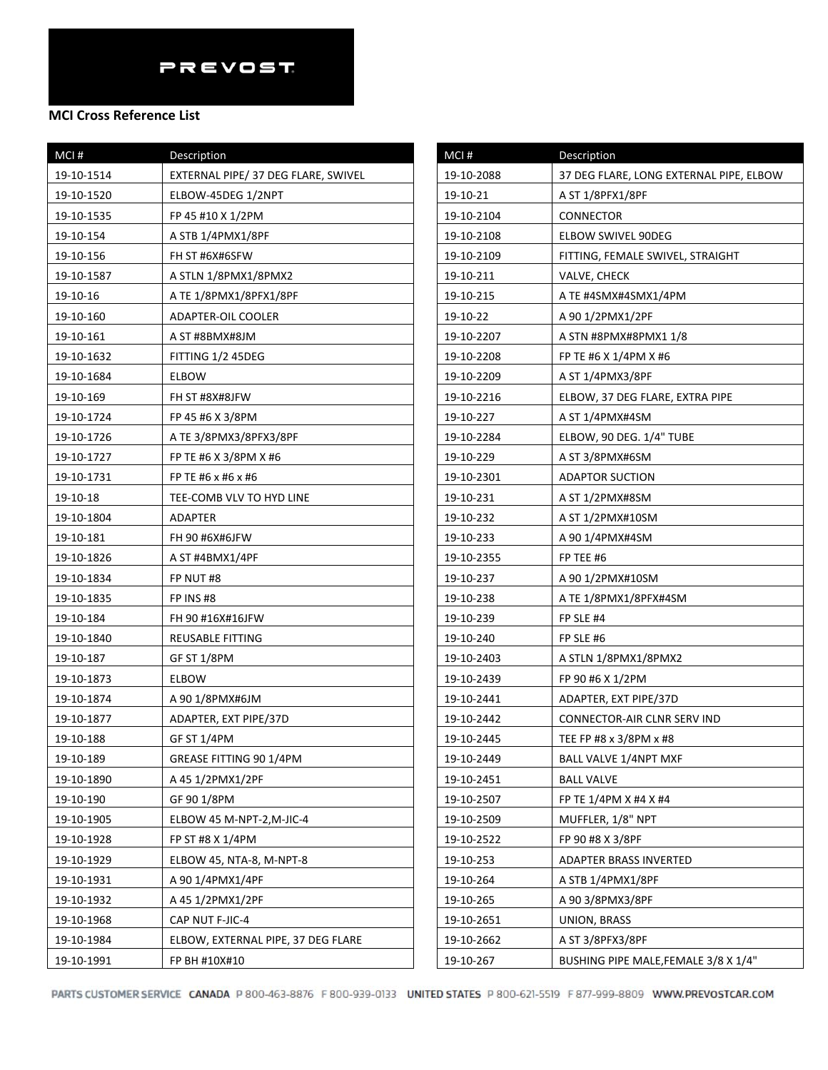PREVOST

**MCI Cross Reference List**

| MCI # | Description |
|---|---|
| 19-10-1514 | EXTERNAL PIPE/ 37 DEG FLARE, SWIVEL |
| 19-10-1520 | ELBOW-45DEG 1/2NPT |
| 19-10-1535 | FP 45 #10 X 1/2PM |
| 19-10-154 | A STB 1/4PMX1/8PF |
| 19-10-156 | FH ST #6X#6SFW |
| 19-10-1587 | A STLN 1/8PMX1/8PMX2 |
| 19-10-16 | A TE 1/8PMX1/8PFX1/8PF |
| 19-10-160 | ADAPTER-OIL COOLER |
| 19-10-161 | A ST #8BMX#8JM |
| 19-10-1632 | FITTING 1/2 45DEG |
| 19-10-1684 | ELBOW |
| 19-10-169 | FH ST #8X#8JFW |
| 19-10-1724 | FP 45 #6 X 3/8PM |
| 19-10-1726 | A TE 3/8PMX3/8PFX3/8PF |
| 19-10-1727 | FP TE #6 X 3/8PM X #6 |
| 19-10-1731 | FP TE #6 x #6 x #6 |
| 19-10-18 | TEE-COMB VLV TO HYD LINE |
| 19-10-1804 | ADAPTER |
| 19-10-181 | FH 90 #6X#6JFW |
| 19-10-1826 | A ST #4BMX1/4PF |
| 19-10-1834 | FP NUT #8 |
| 19-10-1835 | FP INS #8 |
| 19-10-184 | FH 90 #16X#16JFW |
| 19-10-1840 | REUSABLE FITTING |
| 19-10-187 | GF ST 1/8PM |
| 19-10-1873 | ELBOW |
| 19-10-1874 | A 90 1/8PMX#6JM |
| 19-10-1877 | ADAPTER, EXT PIPE/37D |
| 19-10-188 | GF ST 1/4PM |
| 19-10-189 | GREASE FITTING 90 1/4PM |
| 19-10-1890 | A 45 1/2PMX1/2PF |
| 19-10-190 | GF 90 1/8PM |
| 19-10-1905 | ELBOW 45 M-NPT-2,M-JIC-4 |
| 19-10-1928 | FP ST #8 X 1/4PM |
| 19-10-1929 | ELBOW 45, NTA-8, M-NPT-8 |
| 19-10-1931 | A 90 1/4PMX1/4PF |
| 19-10-1932 | A 45 1/2PMX1/2PF |
| 19-10-1968 | CAP NUT F-JIC-4 |
| 19-10-1984 | ELBOW, EXTERNAL PIPE, 37 DEG FLARE |
| 19-10-1991 | FP BH #10X#10 |
| 19-10-2088 | 37 DEG FLARE, LONG EXTERNAL PIPE, ELBOW |
| 19-10-21 | A ST 1/8PFX1/8PF |
| 19-10-2104 | CONNECTOR |
| 19-10-2108 | ELBOW SWIVEL 90DEG |
| 19-10-2109 | FITTING, FEMALE SWIVEL, STRAIGHT |
| 19-10-211 | VALVE, CHECK |
| 19-10-215 | A TE #4SMX#4SMX1/4PM |
| 19-10-22 | A 90 1/2PMX1/2PF |
| 19-10-2207 | A STN #8PMX#8PMX1 1/8 |
| 19-10-2208 | FP TE #6 X 1/4PM X #6 |
| 19-10-2209 | A ST 1/4PMX3/8PF |
| 19-10-2216 | ELBOW, 37 DEG FLARE, EXTRA PIPE |
| 19-10-227 | A ST 1/4PMX#4SM |
| 19-10-2284 | ELBOW, 90 DEG. 1/4" TUBE |
| 19-10-229 | A ST 3/8PMX#6SM |
| 19-10-2301 | ADAPTOR SUCTION |
| 19-10-231 | A ST 1/2PMX#8SM |
| 19-10-232 | A ST 1/2PMX#10SM |
| 19-10-233 | A 90 1/4PMX#4SM |
| 19-10-2355 | FP TEE #6 |
| 19-10-237 | A 90 1/2PMX#10SM |
| 19-10-238 | A TE 1/8PMX1/8PFX#4SM |
| 19-10-239 | FP SLE #4 |
| 19-10-240 | FP SLE #6 |
| 19-10-2403 | A STLN 1/8PMX1/8PMX2 |
| 19-10-2439 | FP 90 #6 X 1/2PM |
| 19-10-2441 | ADAPTER, EXT PIPE/37D |
| 19-10-2442 | CONNECTOR-AIR CLNR SERV IND |
| 19-10-2445 | TEE FP #8 x 3/8PM x #8 |
| 19-10-2449 | BALL VALVE 1/4NPT MXF |
| 19-10-2451 | BALL VALVE |
| 19-10-2507 | FP TE 1/4PM X #4 X #4 |
| 19-10-2509 | MUFFLER, 1/8" NPT |
| 19-10-2522 | FP 90 #8 X 3/8PF |
| 19-10-253 | ADAPTER BRASS INVERTED |
| 19-10-264 | A STB 1/4PMX1/8PF |
| 19-10-265 | A 90 3/8PMX3/8PF |
| 19-10-2651 | UNION, BRASS |
| 19-10-2662 | A ST 3/8PFX3/8PF |
| 19-10-267 | BUSHING PIPE MALE,FEMALE 3/8 X 1/4" |

PARTS CUSTOMER SERVICE CANADA P 800-463-8876 F 800-939-0133 UNITED STATES P 800-621-5519 F 877-999-8809 WWW.PREVOSTCAR.COM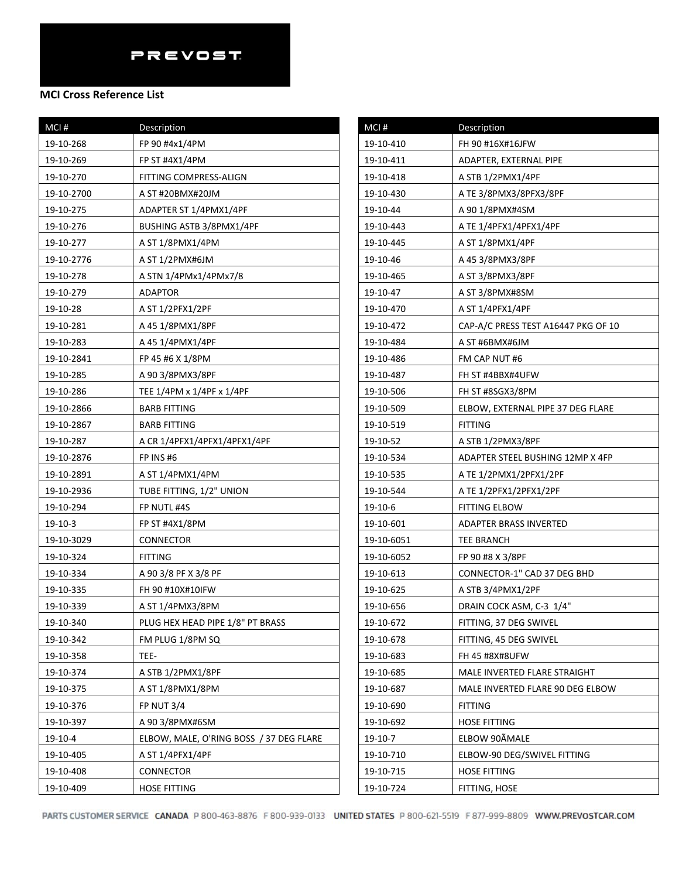PREVOST

**MCI Cross Reference List**

| MCI # | Description |
|---|---|
| 19-10-268 | FP 90 #4x1/4PM |
| 19-10-269 | FP ST #4X1/4PM |
| 19-10-270 | FITTING COMPRESS-ALIGN |
| 19-10-2700 | A ST #20BMX#20JM |
| 19-10-275 | ADAPTER ST 1/4PMX1/4PF |
| 19-10-276 | BUSHING ASTB 3/8PMX1/4PF |
| 19-10-277 | A ST 1/8PMX1/4PM |
| 19-10-2776 | A ST 1/2PMX#6JM |
| 19-10-278 | A STN 1/4PMx1/4PMx7/8 |
| 19-10-279 | ADAPTOR |
| 19-10-28 | A ST 1/2PFX1/2PF |
| 19-10-281 | A 45 1/8PMX1/8PF |
| 19-10-283 | A 45 1/4PMX1/4PF |
| 19-10-2841 | FP 45 #6 X 1/8PM |
| 19-10-285 | A 90 3/8PMX3/8PF |
| 19-10-286 | TEE 1/4PM x 1/4PF x 1/4PF |
| 19-10-2866 | BARB FITTING |
| 19-10-2867 | BARB FITTING |
| 19-10-287 | A CR 1/4PFX1/4PFX1/4PFX1/4PF |
| 19-10-2876 | FP INS #6 |
| 19-10-2891 | A ST 1/4PMX1/4PM |
| 19-10-2936 | TUBE FITTING, 1/2" UNION |
| 19-10-294 | FP NUTL #4S |
| 19-10-3 | FP ST #4X1/8PM |
| 19-10-3029 | CONNECTOR |
| 19-10-324 | FITTING |
| 19-10-334 | A 90 3/8 PF X 3/8 PF |
| 19-10-335 | FH 90 #10X#10IFW |
| 19-10-339 | A ST 1/4PMX3/8PM |
| 19-10-340 | PLUG HEX HEAD PIPE 1/8" PT BRASS |
| 19-10-342 | FM PLUG 1/8PM SQ |
| 19-10-358 | TEE- |
| 19-10-374 | A STB 1/2PMX1/8PF |
| 19-10-375 | A ST 1/8PMX1/8PM |
| 19-10-376 | FP NUT 3/4 |
| 19-10-397 | A 90 3/8PMX#6SM |
| 19-10-4 | ELBOW, MALE, O'RING BOSS / 37 DEG FLARE |
| 19-10-405 | A ST 1/4PFX1/4PF |
| 19-10-408 | CONNECTOR |
| 19-10-409 | HOSE FITTING |
| 19-10-410 | FH 90 #16X#16JFW |
| 19-10-411 | ADAPTER, EXTERNAL PIPE |
| 19-10-418 | A STB 1/2PMX1/4PF |
| 19-10-430 | A TE 3/8PMX3/8PFX3/8PF |
| 19-10-44 | A 90 1/8PMX#4SM |
| 19-10-443 | A TE 1/4PFX1/4PFX1/4PF |
| 19-10-445 | A ST 1/8PMX1/4PF |
| 19-10-46 | A 45 3/8PMX3/8PF |
| 19-10-465 | A ST 3/8PMX3/8PF |
| 19-10-47 | A ST 3/8PMX#8SM |
| 19-10-470 | A ST 1/4PFX1/4PF |
| 19-10-472 | CAP-A/C PRESS TEST A16447 PKG OF 10 |
| 19-10-484 | A ST #6BMX#6JM |
| 19-10-486 | FM CAP NUT #6 |
| 19-10-487 | FH ST #4BBX#4UFW |
| 19-10-506 | FH ST #8SGX3/8PM |
| 19-10-509 | ELBOW, EXTERNAL PIPE 37 DEG FLARE |
| 19-10-519 | FITTING |
| 19-10-52 | A STB 1/2PMX3/8PF |
| 19-10-534 | ADAPTER STEEL BUSHING 12MP X 4FP |
| 19-10-535 | A TE 1/2PMX1/2PFX1/2PF |
| 19-10-544 | A TE 1/2PFX1/2PFX1/2PF |
| 19-10-6 | FITTING ELBOW |
| 19-10-601 | ADAPTER BRASS INVERTED |
| 19-10-6051 | TEE BRANCH |
| 19-10-6052 | FP 90 #8 X 3/8PF |
| 19-10-613 | CONNECTOR-1" CAD 37 DEG BHD |
| 19-10-625 | A STB 3/4PMX1/2PF |
| 19-10-656 | DRAIN COCK ASM, C-3 1/4" |
| 19-10-672 | FITTING, 37 DEG SWIVEL |
| 19-10-678 | FITTING, 45 DEG SWIVEL |
| 19-10-683 | FH 45 #8X#8UFW |
| 19-10-685 | MALE INVERTED FLARE STRAIGHT |
| 19-10-687 | MALE INVERTED FLARE 90 DEG ELBOW |
| 19-10-690 | FITTING |
| 19-10-692 | HOSE FITTING |
| 19-10-7 | ELBOW 90ÃMALE |
| 19-10-710 | ELBOW-90 DEG/SWIVEL FITTING |
| 19-10-715 | HOSE FITTING |
| 19-10-724 | FITTING, HOSE |

PARTS CUSTOMER SERVICE CANADA P 800-463-8876 F 800-939-0133 UNITED STATES P 800-621-5519 F 877-999-8809 WWW.PREVOSTCAR.COM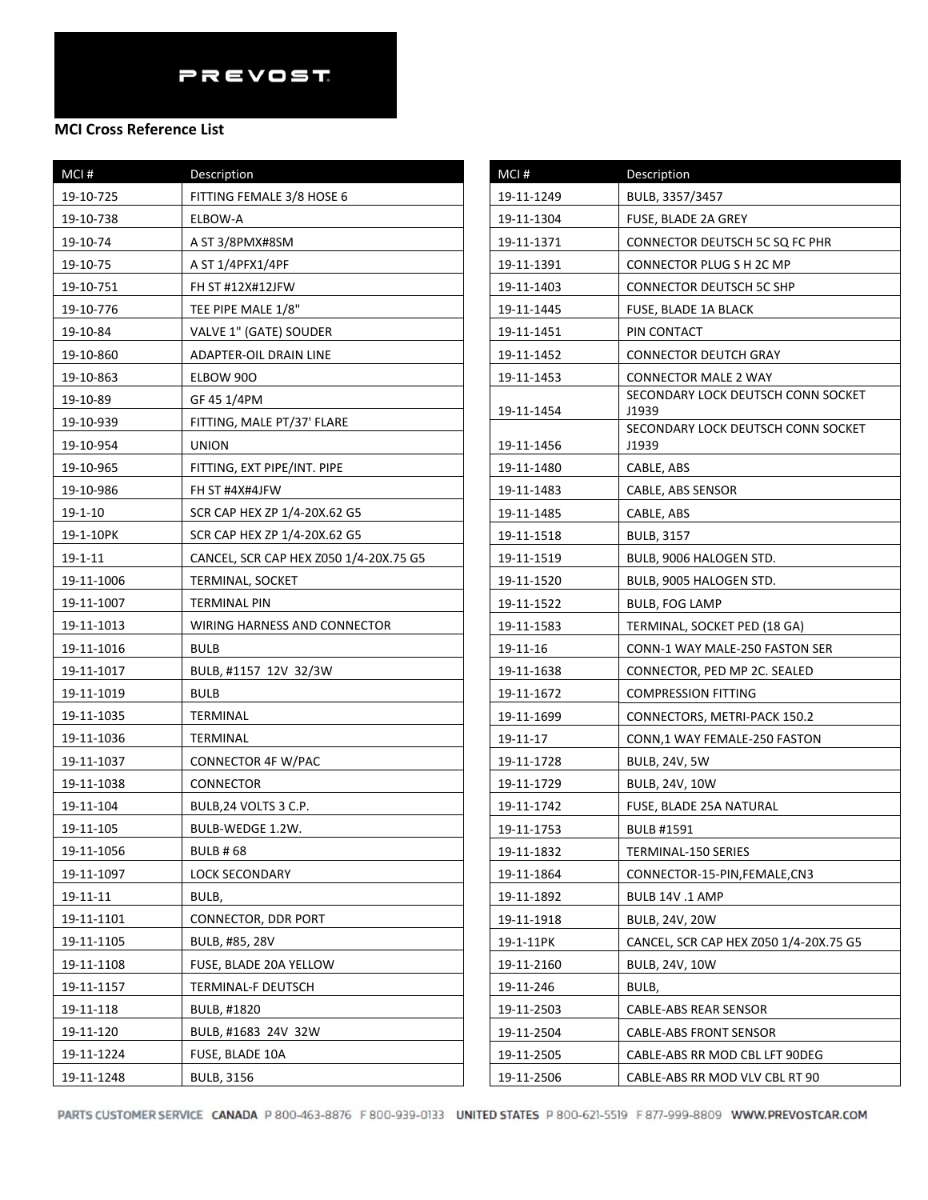PREVOST

**MCI Cross Reference List**

| MCI # | Description |
|---|---|
| 19-10-725 | FITTING FEMALE 3/8 HOSE 6 |
| 19-10-738 | ELBOW-A |
| 19-10-74 | A ST 3/8PMX#8SM |
| 19-10-75 | A ST 1/4PFX1/4PF |
| 19-10-751 | FH ST #12X#12JFW |
| 19-10-776 | TEE PIPE MALE 1/8" |
| 19-10-84 | VALVE 1" (GATE) SOUDER |
| 19-10-860 | ADAPTER-OIL DRAIN LINE |
| 19-10-863 | ELBOW 90O |
| 19-10-89 | GF 45 1/4PM |
| 19-10-939 | FITTING, MALE PT/37' FLARE |
| 19-10-954 | UNION |
| 19-10-965 | FITTING, EXT PIPE/INT. PIPE |
| 19-10-986 | FH ST #4X#4JFW |
| 19-1-10 | SCR CAP HEX ZP 1/4-20X.62 G5 |
| 19-1-10PK | SCR CAP HEX ZP 1/4-20X.62 G5 |
| 19-1-11 | CANCEL, SCR CAP HEX Z050 1/4-20X.75 G5 |
| 19-11-1006 | TERMINAL, SOCKET |
| 19-11-1007 | TERMINAL PIN |
| 19-11-1013 | WIRING HARNESS AND CONNECTOR |
| 19-11-1016 | BULB |
| 19-11-1017 | BULB, #1157 12V 32/3W |
| 19-11-1019 | BULB |
| 19-11-1035 | TERMINAL |
| 19-11-1036 | TERMINAL |
| 19-11-1037 | CONNECTOR 4F W/PAC |
| 19-11-1038 | CONNECTOR |
| 19-11-104 | BULB,24 VOLTS 3 C.P. |
| 19-11-105 | BULB-WEDGE 1.2W. |
| 19-11-1056 | BULB # 68 |
| 19-11-1097 | LOCK SECONDARY |
| 19-11-11 | BULB, |
| 19-11-1101 | CONNECTOR, DDR PORT |
| 19-11-1105 | BULB, #85, 28V |
| 19-11-1108 | FUSE, BLADE 20A YELLOW |
| 19-11-1157 | TERMINAL-F DEUTSCH |
| 19-11-118 | BULB, #1820 |
| 19-11-120 | BULB, #1683 24V 32W |
| 19-11-1224 | FUSE, BLADE 10A |
| 19-11-1248 | BULB, 3156 |
| 19-11-1249 | BULB, 3357/3457 |
| 19-11-1304 | FUSE, BLADE 2A GREY |
| 19-11-1371 | CONNECTOR DEUTSCH 5C SQ FC PHR |
| 19-11-1391 | CONNECTOR PLUG S H 2C MP |
| 19-11-1403 | CONNECTOR DEUTSCH 5C SHP |
| 19-11-1445 | FUSE, BLADE 1A BLACK |
| 19-11-1451 | PIN CONTACT |
| 19-11-1452 | CONNECTOR DEUTCH GRAY |
| 19-11-1453 | CONNECTOR MALE 2 WAY |
| 19-11-1454 | SECONDARY LOCK DEUTSCH CONN SOCKET J1939 |
| 19-11-1456 | SECONDARY LOCK DEUTSCH CONN SOCKET J1939 |
| 19-11-1480 | CABLE, ABS |
| 19-11-1483 | CABLE, ABS SENSOR |
| 19-11-1485 | CABLE, ABS |
| 19-11-1518 | BULB, 3157 |
| 19-11-1519 | BULB, 9006 HALOGEN STD. |
| 19-11-1520 | BULB, 9005 HALOGEN STD. |
| 19-11-1522 | BULB, FOG LAMP |
| 19-11-1583 | TERMINAL, SOCKET PED (18 GA) |
| 19-11-16 | CONN-1 WAY MALE-250 FASTON SER |
| 19-11-1638 | CONNECTOR, PED MP 2C. SEALED |
| 19-11-1672 | COMPRESSION FITTING |
| 19-11-1699 | CONNECTORS, METRI-PACK 150.2 |
| 19-11-17 | CONN,1 WAY FEMALE-250 FASTON |
| 19-11-1728 | BULB, 24V, 5W |
| 19-11-1729 | BULB, 24V, 10W |
| 19-11-1742 | FUSE, BLADE 25A NATURAL |
| 19-11-1753 | BULB #1591 |
| 19-11-1832 | TERMINAL-150 SERIES |
| 19-11-1864 | CONNECTOR-15-PIN,FEMALE,CN3 |
| 19-11-1892 | BULB 14V .1 AMP |
| 19-11-1918 | BULB, 24V, 20W |
| 19-1-11PK | CANCEL, SCR CAP HEX Z050 1/4-20X.75 G5 |
| 19-11-2160 | BULB, 24V, 10W |
| 19-11-246 | BULB, |
| 19-11-2503 | CABLE-ABS REAR SENSOR |
| 19-11-2504 | CABLE-ABS FRONT SENSOR |
| 19-11-2505 | CABLE-ABS RR MOD CBL LFT 90DEG |
| 19-11-2506 | CABLE-ABS RR MOD VLV CBL RT 90 |

PARTS CUSTOMER SERVICE CANADA P 800-463-8876 F 800-939-0133 UNITED STATES P 800-621-5519 F 877-999-8809 WWW.PREVOSTCAR.COM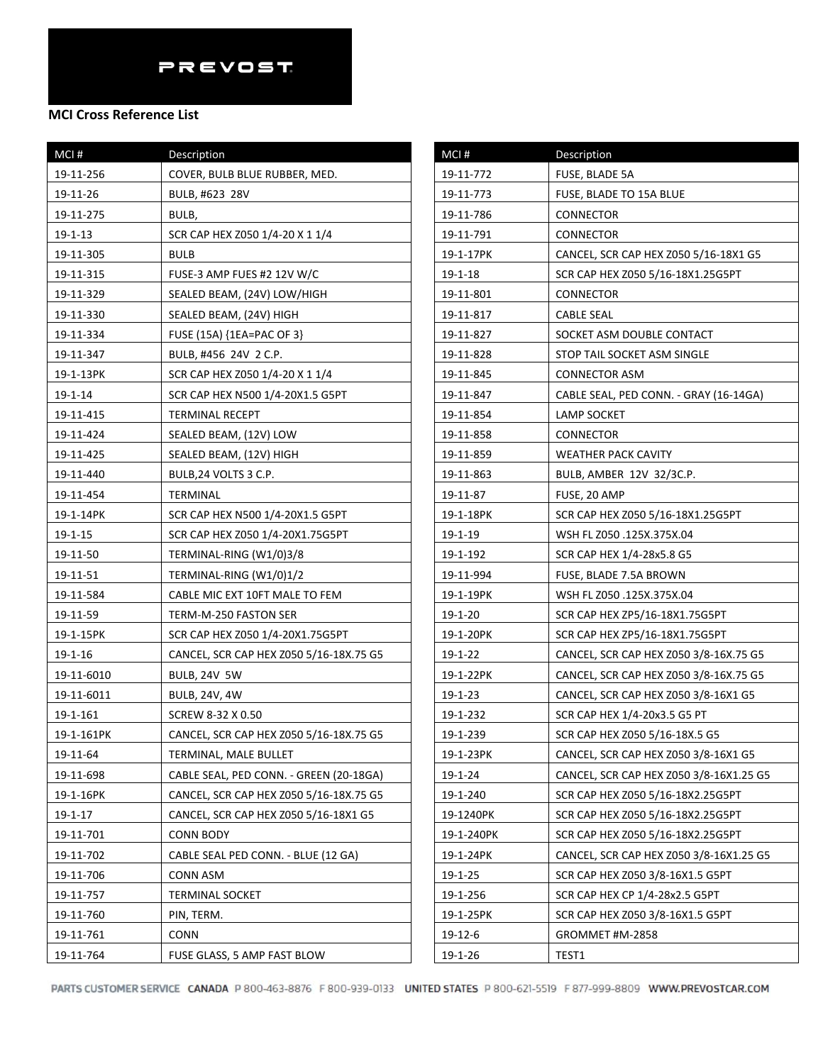PREVOST

**MCI Cross Reference List**

| MCI # | Description |
|---|---|
| 19-11-256 | COVER, BULB BLUE RUBBER, MED. |
| 19-11-26 | BULB, #623 28V |
| 19-11-275 | BULB, |
| 19-1-13 | SCR CAP HEX Z050 1/4-20 X 1 1/4 |
| 19-11-305 | BULB |
| 19-11-315 | FUSE-3 AMP FUES #2 12V W/C |
| 19-11-329 | SEALED BEAM, (24V) LOW/HIGH |
| 19-11-330 | SEALED BEAM, (24V) HIGH |
| 19-11-334 | FUSE (15A) {1EA=PAC OF 3} |
| 19-11-347 | BULB, #456 24V 2 C.P. |
| 19-1-13PK | SCR CAP HEX Z050 1/4-20 X 1 1/4 |
| 19-1-14 | SCR CAP HEX N500 1/4-20X1.5 G5PT |
| 19-11-415 | TERMINAL RECEPT |
| 19-11-424 | SEALED BEAM, (12V) LOW |
| 19-11-425 | SEALED BEAM, (12V) HIGH |
| 19-11-440 | BULB,24 VOLTS 3 C.P. |
| 19-11-454 | TERMINAL |
| 19-1-14PK | SCR CAP HEX N500 1/4-20X1.5 G5PT |
| 19-1-15 | SCR CAP HEX Z050 1/4-20X1.75G5PT |
| 19-11-50 | TERMINAL-RING (W1/0)3/8 |
| 19-11-51 | TERMINAL-RING (W1/0)1/2 |
| 19-11-584 | CABLE MIC EXT 10FT MALE TO FEM |
| 19-11-59 | TERM-M-250 FASTON SER |
| 19-1-15PK | SCR CAP HEX Z050 1/4-20X1.75G5PT |
| 19-1-16 | CANCEL, SCR CAP HEX Z050 5/16-18X.75 G5 |
| 19-11-6010 | BULB, 24V 5W |
| 19-11-6011 | BULB, 24V, 4W |
| 19-1-161 | SCREW 8-32 X 0.50 |
| 19-1-161PK | CANCEL, SCR CAP HEX Z050 5/16-18X.75 G5 |
| 19-11-64 | TERMINAL, MALE BULLET |
| 19-11-698 | CABLE SEAL, PED CONN. - GREEN (20-18GA) |
| 19-1-16PK | CANCEL, SCR CAP HEX Z050 5/16-18X.75 G5 |
| 19-1-17 | CANCEL, SCR CAP HEX Z050 5/16-18X1 G5 |
| 19-11-701 | CONN BODY |
| 19-11-702 | CABLE SEAL PED CONN. - BLUE (12 GA) |
| 19-11-706 | CONN ASM |
| 19-11-757 | TERMINAL SOCKET |
| 19-11-760 | PIN, TERM. |
| 19-11-761 | CONN |
| 19-11-764 | FUSE GLASS, 5 AMP FAST BLOW |
| 19-11-772 | FUSE, BLADE 5A |
| 19-11-773 | FUSE, BLADE TO 15A BLUE |
| 19-11-786 | CONNECTOR |
| 19-11-791 | CONNECTOR |
| 19-1-17PK | CANCEL, SCR CAP HEX Z050 5/16-18X1 G5 |
| 19-1-18 | SCR CAP HEX Z050 5/16-18X1.25G5PT |
| 19-11-801 | CONNECTOR |
| 19-11-817 | CABLE SEAL |
| 19-11-827 | SOCKET ASM DOUBLE CONTACT |
| 19-11-828 | STOP TAIL SOCKET ASM SINGLE |
| 19-11-845 | CONNECTOR ASM |
| 19-11-847 | CABLE SEAL, PED CONN. - GRAY (16-14GA) |
| 19-11-854 | LAMP SOCKET |
| 19-11-858 | CONNECTOR |
| 19-11-859 | WEATHER PACK CAVITY |
| 19-11-863 | BULB, AMBER 12V 32/3C.P. |
| 19-11-87 | FUSE, 20 AMP |
| 19-1-18PK | SCR CAP HEX Z050 5/16-18X1.25G5PT |
| 19-1-19 | WSH FL Z050 .125X.375X.04 |
| 19-1-192 | SCR CAP HEX 1/4-28x5.8 G5 |
| 19-11-994 | FUSE, BLADE 7.5A BROWN |
| 19-1-19PK | WSH FL Z050 .125X.375X.04 |
| 19-1-20 | SCR CAP HEX ZP5/16-18X1.75G5PT |
| 19-1-20PK | SCR CAP HEX ZP5/16-18X1.75G5PT |
| 19-1-22 | CANCEL, SCR CAP HEX Z050 3/8-16X.75 G5 |
| 19-1-22PK | CANCEL, SCR CAP HEX Z050 3/8-16X.75 G5 |
| 19-1-23 | CANCEL, SCR CAP HEX Z050 3/8-16X1 G5 |
| 19-1-232 | SCR CAP HEX 1/4-20x3.5 G5 PT |
| 19-1-239 | SCR CAP HEX Z050 5/16-18X.5 G5 |
| 19-1-23PK | CANCEL, SCR CAP HEX Z050 3/8-16X1 G5 |
| 19-1-24 | CANCEL, SCR CAP HEX Z050 3/8-16X1.25 G5 |
| 19-1-240 | SCR CAP HEX Z050 5/16-18X2.25G5PT |
| 19-1240PK | SCR CAP HEX Z050 5/16-18X2.25G5PT |
| 19-1-240PK | SCR CAP HEX Z050 5/16-18X2.25G5PT |
| 19-1-24PK | CANCEL, SCR CAP HEX Z050 3/8-16X1.25 G5 |
| 19-1-25 | SCR CAP HEX Z050 3/8-16X1.5 G5PT |
| 19-1-256 | SCR CAP HEX CP 1/4-28x2.5 G5PT |
| 19-1-25PK | SCR CAP HEX Z050 3/8-16X1.5 G5PT |
| 19-12-6 | GROMMET #M-2858 |
| 19-1-26 | TEST1 |

PARTS CUSTOMER SERVICE CANADA P 800-463-8876 F 800-939-0133 UNITED STATES P 800-621-5519 F 877-999-8809 WWW.PREVOSTCAR.COM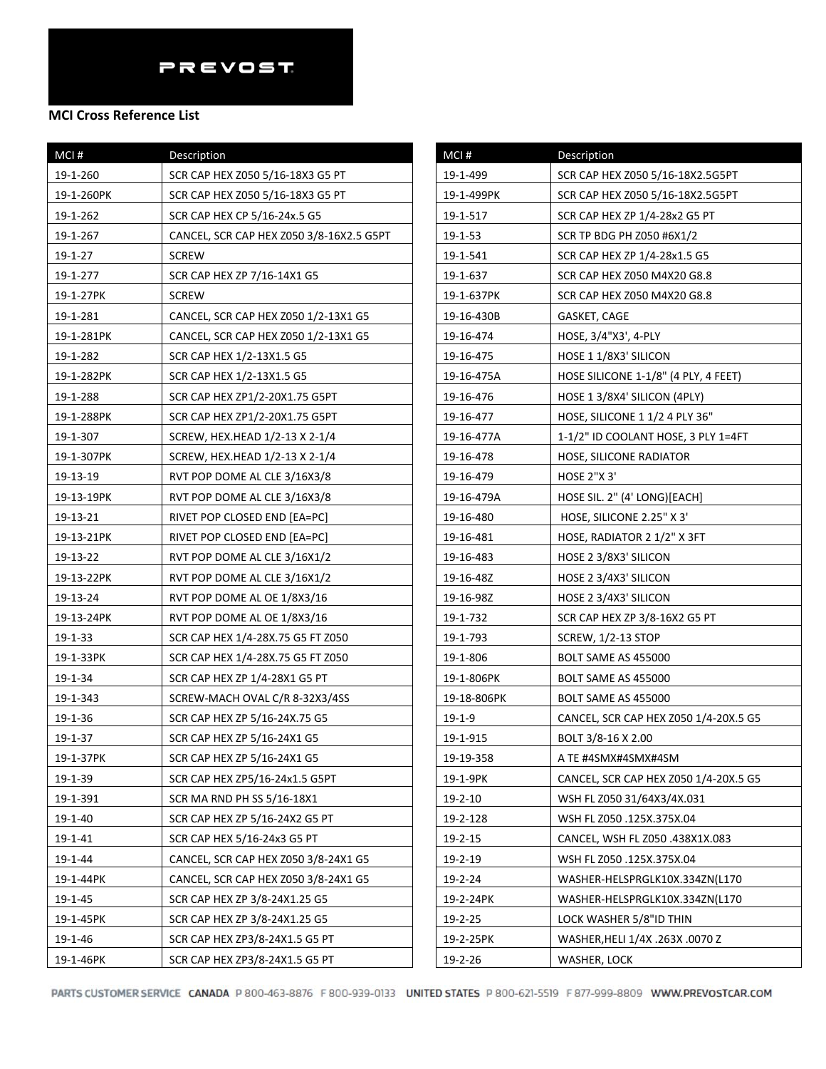**PREVOST**

**MCI Cross Reference List**

| MCI # | Description |
|---|---|
| 19-1-260 | SCR CAP HEX Z050 5/16-18X3 G5 PT |
| 19-1-260PK | SCR CAP HEX Z050 5/16-18X3 G5 PT |
| 19-1-262 | SCR CAP HEX CP 5/16-24x.5 G5 |
| 19-1-267 | CANCEL, SCR CAP HEX Z050 3/8-16X2.5 G5PT |
| 19-1-27 | SCREW |
| 19-1-277 | SCR CAP HEX ZP 7/16-14X1 G5 |
| 19-1-27PK | SCREW |
| 19-1-281 | CANCEL, SCR CAP HEX Z050 1/2-13X1 G5 |
| 19-1-281PK | CANCEL, SCR CAP HEX Z050 1/2-13X1 G5 |
| 19-1-282 | SCR CAP HEX 1/2-13X1.5 G5 |
| 19-1-282PK | SCR CAP HEX 1/2-13X1.5 G5 |
| 19-1-288 | SCR CAP HEX ZP1/2-20X1.75 G5PT |
| 19-1-288PK | SCR CAP HEX ZP1/2-20X1.75 G5PT |
| 19-1-307 | SCREW, HEX.HEAD 1/2-13 X 2-1/4 |
| 19-1-307PK | SCREW, HEX.HEAD 1/2-13 X 2-1/4 |
| 19-13-19 | RVT POP DOME AL CLE 3/16X3/8 |
| 19-13-19PK | RVT POP DOME AL CLE 3/16X3/8 |
| 19-13-21 | RIVET POP CLOSED END [EA=PC] |
| 19-13-21PK | RIVET POP CLOSED END [EA=PC] |
| 19-13-22 | RVT POP DOME AL CLE 3/16X1/2 |
| 19-13-22PK | RVT POP DOME AL CLE 3/16X1/2 |
| 19-13-24 | RVT POP DOME AL OE 1/8X3/16 |
| 19-13-24PK | RVT POP DOME AL OE 1/8X3/16 |
| 19-1-33 | SCR CAP HEX 1/4-28X.75 G5 FT Z050 |
| 19-1-33PK | SCR CAP HEX 1/4-28X.75 G5 FT Z050 |
| 19-1-34 | SCR CAP HEX ZP 1/4-28X1 G5 PT |
| 19-1-343 | SCREW-MACH OVAL C/R 8-32X3/4SS |
| 19-1-36 | SCR CAP HEX ZP 5/16-24X.75 G5 |
| 19-1-37 | SCR CAP HEX ZP 5/16-24X1 G5 |
| 19-1-37PK | SCR CAP HEX ZP 5/16-24X1 G5 |
| 19-1-39 | SCR CAP HEX ZP5/16-24x1.5 G5PT |
| 19-1-391 | SCR MA RND PH SS 5/16-18X1 |
| 19-1-40 | SCR CAP HEX ZP 5/16-24X2 G5 PT |
| 19-1-41 | SCR CAP HEX 5/16-24x3 G5 PT |
| 19-1-44 | CANCEL, SCR CAP HEX Z050 3/8-24X1 G5 |
| 19-1-44PK | CANCEL, SCR CAP HEX Z050 3/8-24X1 G5 |
| 19-1-45 | SCR CAP HEX ZP 3/8-24X1.25 G5 |
| 19-1-45PK | SCR CAP HEX ZP 3/8-24X1.25 G5 |
| 19-1-46 | SCR CAP HEX ZP3/8-24X1.5 G5 PT |
| 19-1-46PK | SCR CAP HEX ZP3/8-24X1.5 G5 PT |
| 19-1-499 | SCR CAP HEX Z050 5/16-18X2.5G5PT |
| 19-1-499PK | SCR CAP HEX Z050 5/16-18X2.5G5PT |
| 19-1-517 | SCR CAP HEX ZP 1/4-28x2 G5 PT |
| 19-1-53 | SCR TP BDG PH Z050 #6X1/2 |
| 19-1-541 | SCR CAP HEX ZP 1/4-28x1.5 G5 |
| 19-1-637 | SCR CAP HEX Z050 M4X20 G8.8 |
| 19-1-637PK | SCR CAP HEX Z050 M4X20 G8.8 |
| 19-16-430B | GASKET, CAGE |
| 19-16-474 | HOSE, 3/4"X3', 4-PLY |
| 19-16-475 | HOSE 1 1/8X3' SILICON |
| 19-16-475A | HOSE SILICONE 1-1/8" (4 PLY, 4 FEET) |
| 19-16-476 | HOSE 1 3/8X4' SILICON (4PLY) |
| 19-16-477 | HOSE, SILICONE 1 1/2 4 PLY 36" |
| 19-16-477A | 1-1/2" ID COOLANT HOSE, 3 PLY 1=4FT |
| 19-16-478 | HOSE, SILICONE RADIATOR |
| 19-16-479 | HOSE 2"X 3' |
| 19-16-479A | HOSE SIL. 2" (4' LONG)[EACH] |
| 19-16-480 | HOSE, SILICONE 2.25" X 3' |
| 19-16-481 | HOSE, RADIATOR 2 1/2" X 3FT |
| 19-16-483 | HOSE 2 3/8X3' SILICON |
| 19-16-48Z | HOSE 2 3/4X3' SILICON |
| 19-16-98Z | HOSE 2 3/4X3' SILICON |
| 19-1-732 | SCR CAP HEX ZP 3/8-16X2 G5 PT |
| 19-1-793 | SCREW, 1/2-13 STOP |
| 19-1-806 | BOLT SAME AS 455000 |
| 19-1-806PK | BOLT SAME AS 455000 |
| 19-18-806PK | BOLT SAME AS 455000 |
| 19-1-9 | CANCEL, SCR CAP HEX Z050 1/4-20X.5 G5 |
| 19-1-915 | BOLT 3/8-16 X 2.00 |
| 19-19-358 | A TE #4SMX#4SMX#4SM |
| 19-1-9PK | CANCEL, SCR CAP HEX Z050 1/4-20X.5 G5 |
| 19-2-10 | WSH FL Z050 31/64X3/4X.031 |
| 19-2-128 | WSH FL Z050 .125X.375X.04 |
| 19-2-15 | CANCEL, WSH FL Z050 .438X1X.083 |
| 19-2-19 | WSH FL Z050 .125X.375X.04 |
| 19-2-24 | WASHER-HELSPRGLK10X.334ZN(L170 |
| 19-2-24PK | WASHER-HELSPRGLK10X.334ZN(L170 |
| 19-2-25 | LOCK WASHER 5/8"ID THIN |
| 19-2-25PK | WASHER,HELI 1/4X .263X .0070 Z |
| 19-2-26 | WASHER, LOCK |

PARTS CUSTOMER SERVICE CANADA P 800-463-8876 F 800-939-0133 UNITED STATES P 800-621-5519 F 877-999-8809 WWW.PREVOSTCAR.COM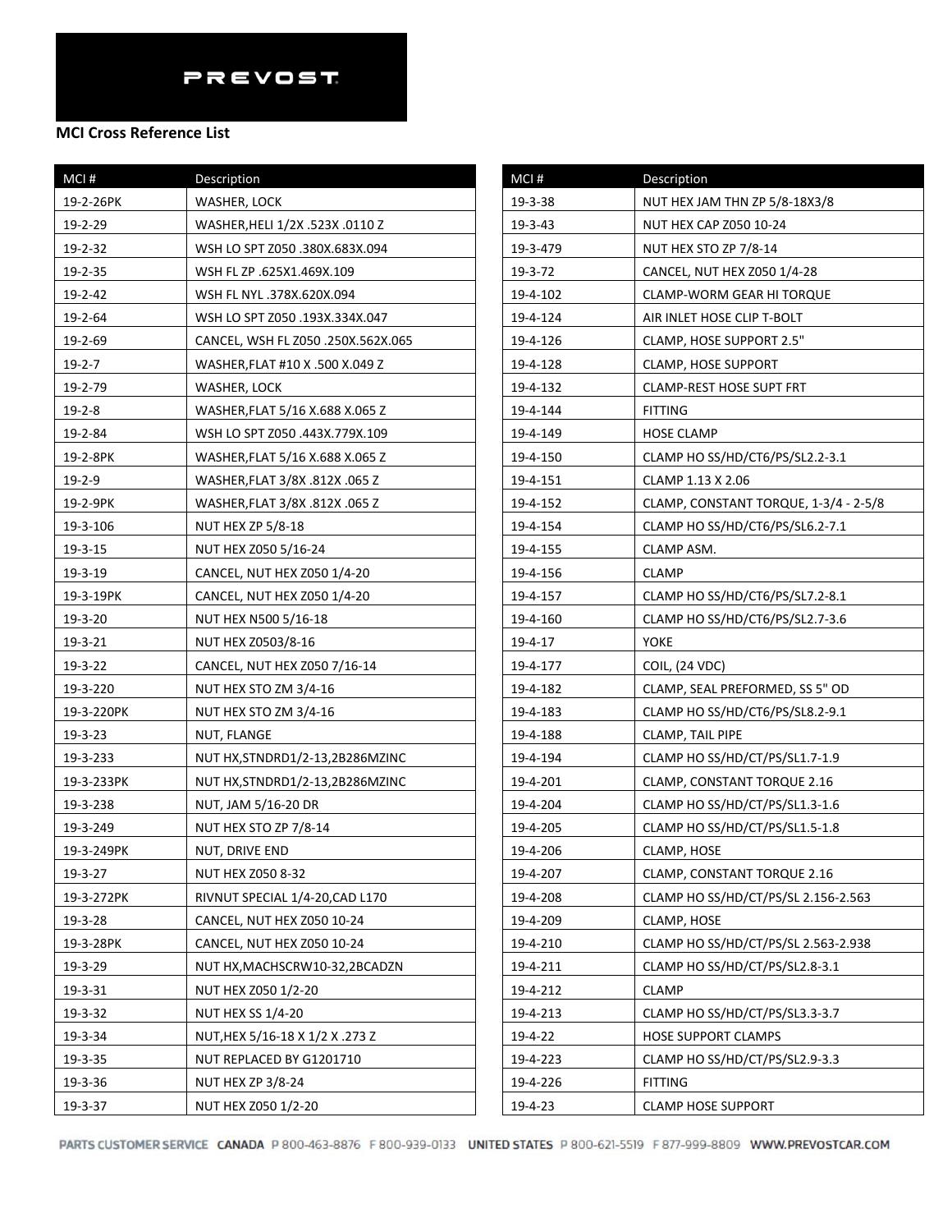PREVOST

**MCI Cross Reference List**

| MCI # | Description |
|---|---|
| 19-2-26PK | WASHER, LOCK |
| 19-2-29 | WASHER,HELI 1/2X .523X .0110 Z |
| 19-2-32 | WSH LO SPT Z050 .380X.683X.094 |
| 19-2-35 | WSH FL ZP .625X1.469X.109 |
| 19-2-42 | WSH FL NYL .378X.620X.094 |
| 19-2-64 | WSH LO SPT Z050 .193X.334X.047 |
| 19-2-69 | CANCEL, WSH FL Z050 .250X.562X.065 |
| 19-2-7 | WASHER,FLAT #10 X .500 X.049 Z |
| 19-2-79 | WASHER, LOCK |
| 19-2-8 | WASHER,FLAT 5/16 X.688 X.065 Z |
| 19-2-84 | WSH LO SPT Z050 .443X.779X.109 |
| 19-2-8PK | WASHER,FLAT 5/16 X.688 X.065 Z |
| 19-2-9 | WASHER,FLAT 3/8X .812X .065 Z |
| 19-2-9PK | WASHER,FLAT 3/8X .812X .065 Z |
| 19-3-106 | NUT HEX ZP 5/8-18 |
| 19-3-15 | NUT HEX Z050 5/16-24 |
| 19-3-19 | CANCEL, NUT HEX Z050 1/4-20 |
| 19-3-19PK | CANCEL, NUT HEX Z050 1/4-20 |
| 19-3-20 | NUT HEX N500 5/16-18 |
| 19-3-21 | NUT HEX Z0503/8-16 |
| 19-3-22 | CANCEL, NUT HEX Z050 7/16-14 |
| 19-3-220 | NUT HEX STO ZM 3/4-16 |
| 19-3-220PK | NUT HEX STO ZM 3/4-16 |
| 19-3-23 | NUT, FLANGE |
| 19-3-233 | NUT HX,STNDRD1/2-13,2B286MZINC |
| 19-3-233PK | NUT HX,STNDRD1/2-13,2B286MZINC |
| 19-3-238 | NUT, JAM 5/16-20 DR |
| 19-3-249 | NUT HEX STO ZP 7/8-14 |
| 19-3-249PK | NUT, DRIVE END |
| 19-3-27 | NUT HEX Z050 8-32 |
| 19-3-272PK | RIVNUT SPECIAL 1/4-20,CAD L170 |
| 19-3-28 | CANCEL, NUT HEX Z050 10-24 |
| 19-3-28PK | CANCEL, NUT HEX Z050 10-24 |
| 19-3-29 | NUT HX,MACHSCRW10-32,2BCADZN |
| 19-3-31 | NUT HEX Z050 1/2-20 |
| 19-3-32 | NUT HEX SS 1/4-20 |
| 19-3-34 | NUT,HEX 5/16-18 X 1/2 X .273 Z |
| 19-3-35 | NUT REPLACED BY G1201710 |
| 19-3-36 | NUT HEX ZP 3/8-24 |
| 19-3-37 | NUT HEX Z050 1/2-20 |
| 19-3-38 | NUT HEX JAM THN ZP 5/8-18X3/8 |
| 19-3-43 | NUT HEX CAP Z050 10-24 |
| 19-3-479 | NUT HEX STO ZP 7/8-14 |
| 19-3-72 | CANCEL, NUT HEX Z050 1/4-28 |
| 19-4-102 | CLAMP-WORM GEAR HI TORQUE |
| 19-4-124 | AIR INLET HOSE CLIP T-BOLT |
| 19-4-126 | CLAMP, HOSE SUPPORT 2.5" |
| 19-4-128 | CLAMP, HOSE SUPPORT |
| 19-4-132 | CLAMP-REST HOSE SUPT FRT |
| 19-4-144 | FITTING |
| 19-4-149 | HOSE CLAMP |
| 19-4-150 | CLAMP HO SS/HD/CT6/PS/SL2.2-3.1 |
| 19-4-151 | CLAMP 1.13 X 2.06 |
| 19-4-152 | CLAMP, CONSTANT TORQUE, 1-3/4 - 2-5/8 |
| 19-4-154 | CLAMP HO SS/HD/CT6/PS/SL6.2-7.1 |
| 19-4-155 | CLAMP ASM. |
| 19-4-156 | CLAMP |
| 19-4-157 | CLAMP HO SS/HD/CT6/PS/SL7.2-8.1 |
| 19-4-160 | CLAMP HO SS/HD/CT6/PS/SL2.7-3.6 |
| 19-4-17 | YOKE |
| 19-4-177 | COIL, (24 VDC) |
| 19-4-182 | CLAMP, SEAL PREFORMED, SS 5" OD |
| 19-4-183 | CLAMP HO SS/HD/CT6/PS/SL8.2-9.1 |
| 19-4-188 | CLAMP, TAIL PIPE |
| 19-4-194 | CLAMP HO SS/HD/CT/PS/SL1.7-1.9 |
| 19-4-201 | CLAMP, CONSTANT TORQUE 2.16 |
| 19-4-204 | CLAMP HO SS/HD/CT/PS/SL1.3-1.6 |
| 19-4-205 | CLAMP HO SS/HD/CT/PS/SL1.5-1.8 |
| 19-4-206 | CLAMP, HOSE |
| 19-4-207 | CLAMP, CONSTANT TORQUE 2.16 |
| 19-4-208 | CLAMP HO SS/HD/CT/PS/SL 2.156-2.563 |
| 19-4-209 | CLAMP, HOSE |
| 19-4-210 | CLAMP HO SS/HD/CT/PS/SL 2.563-2.938 |
| 19-4-211 | CLAMP HO SS/HD/CT/PS/SL2.8-3.1 |
| 19-4-212 | CLAMP |
| 19-4-213 | CLAMP HO SS/HD/CT/PS/SL3.3-3.7 |
| 19-4-22 | HOSE SUPPORT CLAMPS |
| 19-4-223 | CLAMP HO SS/HD/CT/PS/SL2.9-3.3 |
| 19-4-226 | FITTING |
| 19-4-23 | CLAMP HOSE SUPPORT |

PARTS CUSTOMER SERVICE CANADA P 800-463-8876 F 800-939-0133 UNITED STATES P 800-621-5519 F 877-999-8809 WWW.PREVOSTCAR.COM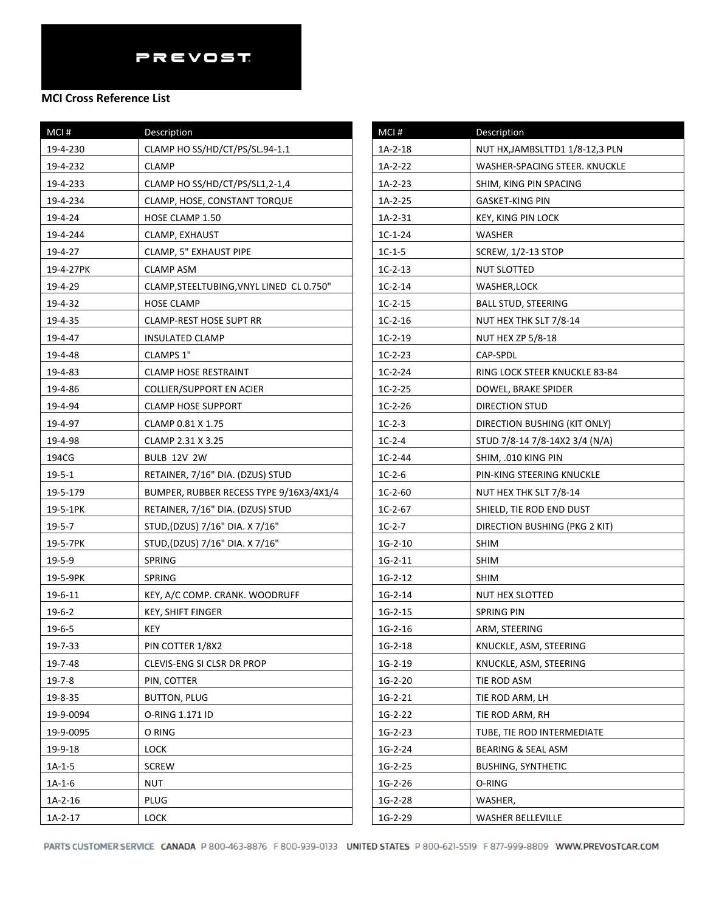PREVOST

**MCI Cross Reference List**

| MCI # | Description |
|---|---|
| 19-4-230 | CLAMP HO SS/HD/CT/PS/SL.94-1.1 |
| 19-4-232 | CLAMP |
| 19-4-233 | CLAMP HO SS/HD/CT/PS/SL1,2-1,4 |
| 19-4-234 | CLAMP, HOSE, CONSTANT TORQUE |
| 19-4-24 | HOSE CLAMP 1.50 |
| 19-4-244 | CLAMP, EXHAUST |
| 19-4-27 | CLAMP, 5" EXHAUST PIPE |
| 19-4-27PK | CLAMP ASM |
| 19-4-29 | CLAMP,STEELTUBING,VNYL LINED CL 0.750" |
| 19-4-32 | HOSE CLAMP |
| 19-4-35 | CLAMP-REST HOSE SUPT RR |
| 19-4-47 | INSULATED CLAMP |
| 19-4-48 | CLAMPS 1" |
| 19-4-83 | CLAMP HOSE RESTRAINT |
| 19-4-86 | COLLIER/SUPPORT EN ACIER |
| 19-4-94 | CLAMP HOSE SUPPORT |
| 19-4-97 | CLAMP 0.81 X 1.75 |
| 19-4-98 | CLAMP 2.31 X 3.25 |
| 194CG | BULB 12V 2W |
| 19-5-1 | RETAINER, 7/16" DIA. (DZUS) STUD |
| 19-5-179 | BUMPER, RUBBER RECESS TYPE 9/16X3/4X1/4 |
| 19-5-1PK | RETAINER, 7/16" DIA. (DZUS) STUD |
| 19-5-7 | STUD,(DZUS) 7/16" DIA. X 7/16" |
| 19-5-7PK | STUD,(DZUS) 7/16" DIA. X 7/16" |
| 19-5-9 | SPRING |
| 19-5-9PK | SPRING |
| 19-6-11 | KEY, A/C COMP. CRANK. WOODRUFF |
| 19-6-2 | KEY, SHIFT FINGER |
| 19-6-5 | KEY |
| 19-7-33 | PIN COTTER 1/8X2 |
| 19-7-48 | CLEVIS-ENG SI CLSR DR PROP |
| 19-7-8 | PIN, COTTER |
| 19-8-35 | BUTTON, PLUG |
| 19-9-0094 | O-RING 1.171 ID |
| 19-9-0095 | O RING |
| 19-9-18 | LOCK |
| 1A-1-5 | SCREW |
| 1A-1-6 | NUT |
| 1A-2-16 | PLUG |
| 1A-2-17 | LOCK |
| 1A-2-18 | NUT HX,JAMBSLTTD1 1/8-12,3 PLN |
| 1A-2-22 | WASHER-SPACING STEER. KNUCKLE |
| 1A-2-23 | SHIM, KING PIN SPACING |
| 1A-2-25 | GASKET-KING PIN |
| 1A-2-31 | KEY, KING PIN LOCK |
| 1C-1-24 | WASHER |
| 1C-1-5 | SCREW, 1/2-13 STOP |
| 1C-2-13 | NUT SLOTTED |
| 1C-2-14 | WASHER,LOCK |
| 1C-2-15 | BALL STUD, STEERING |
| 1C-2-16 | NUT HEX THK SLT 7/8-14 |
| 1C-2-19 | NUT HEX ZP 5/8-18 |
| 1C-2-23 | CAP-SPDL |
| 1C-2-24 | RING LOCK STEER KNUCKLE 83-84 |
| 1C-2-25 | DOWEL, BRAKE SPIDER |
| 1C-2-26 | DIRECTION STUD |
| 1C-2-3 | DIRECTION BUSHING (KIT ONLY) |
| 1C-2-4 | STUD 7/8-14 7/8-14X2 3/4 (N/A) |
| 1C-2-44 | SHIM, .010 KING PIN |
| 1C-2-6 | PIN-KING STEERING KNUCKLE |
| 1C-2-60 | NUT HEX THK SLT 7/8-14 |
| 1C-2-67 | SHIELD, TIE ROD END DUST |
| 1C-2-7 | DIRECTION BUSHING (PKG 2 KIT) |
| 1G-2-10 | SHIM |
| 1G-2-11 | SHIM |
| 1G-2-12 | SHIM |
| 1G-2-14 | NUT HEX SLOTTED |
| 1G-2-15 | SPRING PIN |
| 1G-2-16 | ARM, STEERING |
| 1G-2-18 | KNUCKLE, ASM, STEERING |
| 1G-2-19 | KNUCKLE, ASM, STEERING |
| 1G-2-20 | TIE ROD ASM |
| 1G-2-21 | TIE ROD ARM, LH |
| 1G-2-22 | TIE ROD ARM, RH |
| 1G-2-23 | TUBE, TIE ROD INTERMEDIATE |
| 1G-2-24 | BEARING & SEAL ASM |
| 1G-2-25 | BUSHING, SYNTHETIC |
| 1G-2-26 | O-RING |
| 1G-2-28 | WASHER, |
| 1G-2-29 | WASHER BELLEVILLE |

PARTS CUSTOMER SERVICE CANADA P 800-463-8876 F 800-939-0133 UNITED STATES P 800-621-5519 F 877-999-8809 WWW.PREVOSTCAR.COM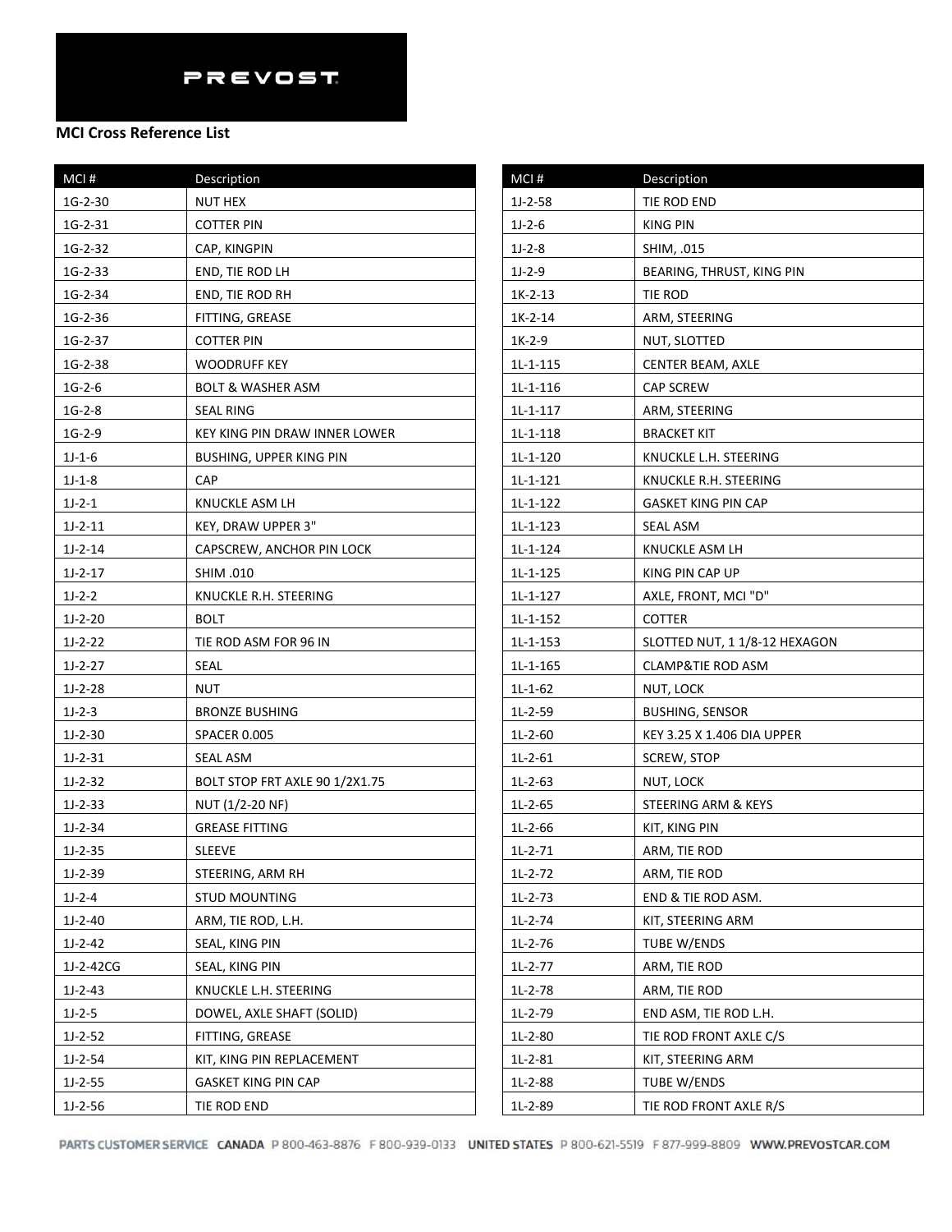PREVOST

**MCI Cross Reference List**

| MCI # | Description |
|---|---|
| 1G-2-30 | NUT HEX |
| 1G-2-31 | COTTER PIN |
| 1G-2-32 | CAP, KINGPIN |
| 1G-2-33 | END, TIE ROD LH |
| 1G-2-34 | END, TIE ROD RH |
| 1G-2-36 | FITTING, GREASE |
| 1G-2-37 | COTTER PIN |
| 1G-2-38 | WOODRUFF KEY |
| 1G-2-6 | BOLT & WASHER ASM |
| 1G-2-8 | SEAL RING |
| 1G-2-9 | KEY KING PIN DRAW INNER LOWER |
| 1J-1-6 | BUSHING, UPPER KING PIN |
| 1J-1-8 | CAP |
| 1J-2-1 | KNUCKLE ASM LH |
| 1J-2-11 | KEY, DRAW UPPER 3" |
| 1J-2-14 | CAPSCREW, ANCHOR PIN LOCK |
| 1J-2-17 | SHIM .010 |
| 1J-2-2 | KNUCKLE R.H. STEERING |
| 1J-2-20 | BOLT |
| 1J-2-22 | TIE ROD ASM FOR 96 IN |
| 1J-2-27 | SEAL |
| 1J-2-28 | NUT |
| 1J-2-3 | BRONZE BUSHING |
| 1J-2-30 | SPACER 0.005 |
| 1J-2-31 | SEAL ASM |
| 1J-2-32 | BOLT STOP FRT AXLE 90 1/2X1.75 |
| 1J-2-33 | NUT (1/2-20 NF) |
| 1J-2-34 | GREASE FITTING |
| 1J-2-35 | SLEEVE |
| 1J-2-39 | STEERING, ARM RH |
| 1J-2-4 | STUD MOUNTING |
| 1J-2-40 | ARM, TIE ROD, L.H. |
| 1J-2-42 | SEAL, KING PIN |
| 1J-2-42CG | SEAL, KING PIN |
| 1J-2-43 | KNUCKLE L.H. STEERING |
| 1J-2-5 | DOWEL, AXLE SHAFT (SOLID) |
| 1J-2-52 | FITTING, GREASE |
| 1J-2-54 | KIT, KING PIN REPLACEMENT |
| 1J-2-55 | GASKET KING PIN CAP |
| 1J-2-56 | TIE ROD END |
| 1J-2-58 | TIE ROD END |
| 1J-2-6 | KING PIN |
| 1J-2-8 | SHIM, .015 |
| 1J-2-9 | BEARING, THRUST, KING PIN |
| 1K-2-13 | TIE ROD |
| 1K-2-14 | ARM, STEERING |
| 1K-2-9 | NUT, SLOTTED |
| 1L-1-115 | CENTER BEAM, AXLE |
| 1L-1-116 | CAP SCREW |
| 1L-1-117 | ARM, STEERING |
| 1L-1-118 | BRACKET KIT |
| 1L-1-120 | KNUCKLE L.H. STEERING |
| 1L-1-121 | KNUCKLE R.H. STEERING |
| 1L-1-122 | GASKET KING PIN CAP |
| 1L-1-123 | SEAL ASM |
| 1L-1-124 | KNUCKLE ASM LH |
| 1L-1-125 | KING PIN CAP UP |
| 1L-1-127 | AXLE, FRONT, MCI "D" |
| 1L-1-152 | COTTER |
| 1L-1-153 | SLOTTED NUT, 1 1/8-12 HEXAGON |
| 1L-1-165 | CLAMP&TIE ROD ASM |
| 1L-1-62 | NUT, LOCK |
| 1L-2-59 | BUSHING, SENSOR |
| 1L-2-60 | KEY 3.25 X 1.406 DIA UPPER |
| 1L-2-61 | SCREW, STOP |
| 1L-2-63 | NUT, LOCK |
| 1L-2-65 | STEERING ARM & KEYS |
| 1L-2-66 | KIT, KING PIN |
| 1L-2-71 | ARM, TIE ROD |
| 1L-2-72 | ARM, TIE ROD |
| 1L-2-73 | END & TIE ROD ASM. |
| 1L-2-74 | KIT, STEERING ARM |
| 1L-2-76 | TUBE W/ENDS |
| 1L-2-77 | ARM, TIE ROD |
| 1L-2-78 | ARM, TIE ROD |
| 1L-2-79 | END ASM, TIE ROD L.H. |
| 1L-2-80 | TIE ROD FRONT AXLE C/S |
| 1L-2-81 | KIT, STEERING ARM |
| 1L-2-88 | TUBE W/ENDS |
| 1L-2-89 | TIE ROD FRONT AXLE R/S |

PARTS CUSTOMER SERVICE CANADA P 800-463-8876 F 800-939-0133 UNITED STATES P 800-621-5519 F 877-999-8809 WWW.PREVOSTCAR.COM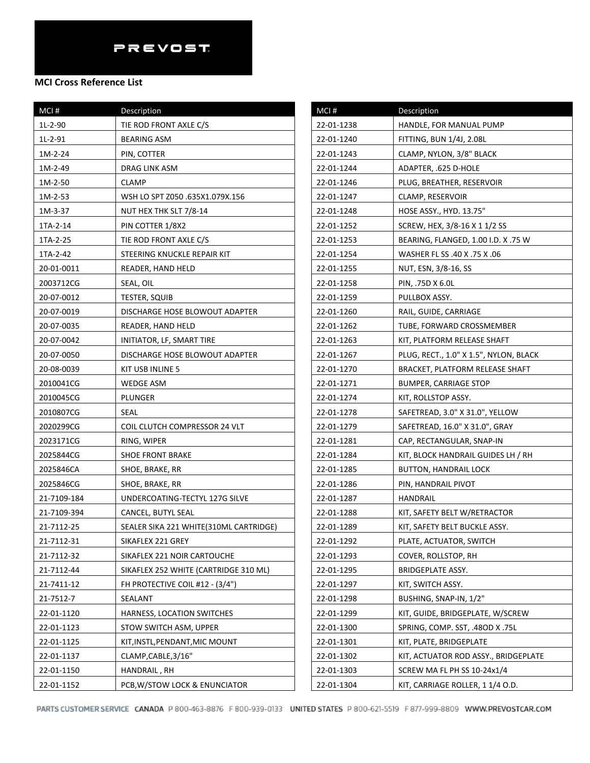PREVOST

**MCI Cross Reference List**

| MCI # | Description |
|---|---|
| 1L-2-90 | TIE ROD FRONT AXLE C/S |
| 1L-2-91 | BEARING ASM |
| 1M-2-24 | PIN, COTTER |
| 1M-2-49 | DRAG LINK ASM |
| 1M-2-50 | CLAMP |
| 1M-2-53 | WSH LO SPT Z050 .635X1.079X.156 |
| 1M-3-37 | NUT HEX THK SLT 7/8-14 |
| 1TA-2-14 | PIN COTTER 1/8X2 |
| 1TA-2-25 | TIE ROD FRONT AXLE C/S |
| 1TA-2-42 | STEERING KNUCKLE REPAIR KIT |
| 20-01-0011 | READER, HAND HELD |
| 2003712CG | SEAL, OIL |
| 20-07-0012 | TESTER, SQUIB |
| 20-07-0019 | DISCHARGE HOSE BLOWOUT ADAPTER |
| 20-07-0035 | READER, HAND HELD |
| 20-07-0042 | INITIATOR, LF, SMART TIRE |
| 20-07-0050 | DISCHARGE HOSE BLOWOUT ADAPTER |
| 20-08-0039 | KIT USB INLINE 5 |
| 2010041CG | WEDGE ASM |
| 2010045CG | PLUNGER |
| 2010807CG | SEAL |
| 2020299CG | COIL CLUTCH COMPRESSOR 24 VLT |
| 2023171CG | RING, WIPER |
| 2025844CG | SHOE FRONT BRAKE |
| 2025846CA | SHOE, BRAKE, RR |
| 2025846CG | SHOE, BRAKE, RR |
| 21-7109-184 | UNDERCOATING-TECTYL 127G SILVE |
| 21-7109-394 | CANCEL, BUTYL SEAL |
| 21-7112-25 | SEALER SIKA 221 WHITE(310ML CARTRIDGE) |
| 21-7112-31 | SIKAFLEX 221 GREY |
| 21-7112-32 | SIKAFLEX 221 NOIR CARTOUCHE |
| 21-7112-44 | SIKAFLEX 252 WHITE (CARTRIDGE 310 ML) |
| 21-7411-12 | FH PROTECTIVE COIL #12 - (3/4") |
| 21-7512-7 | SEALANT |
| 22-01-1120 | HARNESS, LOCATION SWITCHES |
| 22-01-1123 | STOW SWITCH ASM, UPPER |
| 22-01-1125 | KIT,INSTL,PENDANT,MIC MOUNT |
| 22-01-1137 | CLAMP,CABLE,3/16" |
| 22-01-1150 | HANDRAIL , RH |
| 22-01-1152 | PCB,W/STOW LOCK & ENUNCIATOR |
| 22-01-1238 | HANDLE, FOR MANUAL PUMP |
| 22-01-1240 | FITTING, BUN 1/4J, 2.08L |
| 22-01-1243 | CLAMP, NYLON, 3/8" BLACK |
| 22-01-1244 | ADAPTER, .625 D-HOLE |
| 22-01-1246 | PLUG, BREATHER, RESERVOIR |
| 22-01-1247 | CLAMP, RESERVOIR |
| 22-01-1248 | HOSE ASSY., HYD. 13.75" |
| 22-01-1252 | SCREW, HEX, 3/8-16 X 1 1/2 SS |
| 22-01-1253 | BEARING, FLANGED, 1.00 I.D. X .75 W |
| 22-01-1254 | WASHER FL SS .40 X .75 X .06 |
| 22-01-1255 | NUT, ESN, 3/8-16, SS |
| 22-01-1258 | PIN, .75D X 6.0L |
| 22-01-1259 | PULLBOX ASSY. |
| 22-01-1260 | RAIL, GUIDE, CARRIAGE |
| 22-01-1262 | TUBE, FORWARD CROSSMEMBER |
| 22-01-1263 | KIT, PLATFORM RELEASE SHAFT |
| 22-01-1267 | PLUG, RECT., 1.0" X 1.5", NYLON, BLACK |
| 22-01-1270 | BRACKET, PLATFORM RELEASE SHAFT |
| 22-01-1271 | BUMPER, CARRIAGE STOP |
| 22-01-1274 | KIT, ROLLSTOP ASSY. |
| 22-01-1278 | SAFETREAD, 3.0" X 31.0", YELLOW |
| 22-01-1279 | SAFETREAD, 16.0" X 31.0", GRAY |
| 22-01-1281 | CAP, RECTANGULAR, SNAP-IN |
| 22-01-1284 | KIT, BLOCK HANDRAIL GUIDES LH / RH |
| 22-01-1285 | BUTTON, HANDRAIL LOCK |
| 22-01-1286 | PIN, HANDRAIL PIVOT |
| 22-01-1287 | HANDRAIL |
| 22-01-1288 | KIT, SAFETY BELT W/RETRACTOR |
| 22-01-1289 | KIT, SAFETY BELT BUCKLE ASSY. |
| 22-01-1292 | PLATE, ACTUATOR, SWITCH |
| 22-01-1293 | COVER, ROLLSTOP, RH |
| 22-01-1295 | BRIDGEPLATE ASSY. |
| 22-01-1297 | KIT, SWITCH ASSY. |
| 22-01-1298 | BUSHING, SNAP-IN, 1/2" |
| 22-01-1299 | KIT, GUIDE, BRIDGEPLATE, W/SCREW |
| 22-01-1300 | SPRING, COMP. SST, .48OD X .75L |
| 22-01-1301 | KIT, PLATE, BRIDGEPLATE |
| 22-01-1302 | KIT, ACTUATOR ROD ASSY., BRIDGEPLATE |
| 22-01-1303 | SCREW MA FL PH SS 10-24x1/4 |
| 22-01-1304 | KIT, CARRIAGE ROLLER, 1 1/4 O.D. |

PARTS CUSTOMER SERVICE CANADA P 800-463-8876 F 800-939-0133 UNITED STATES P 800-621-5519 F 877-999-8809 WWW.PREVOSTCAR.COM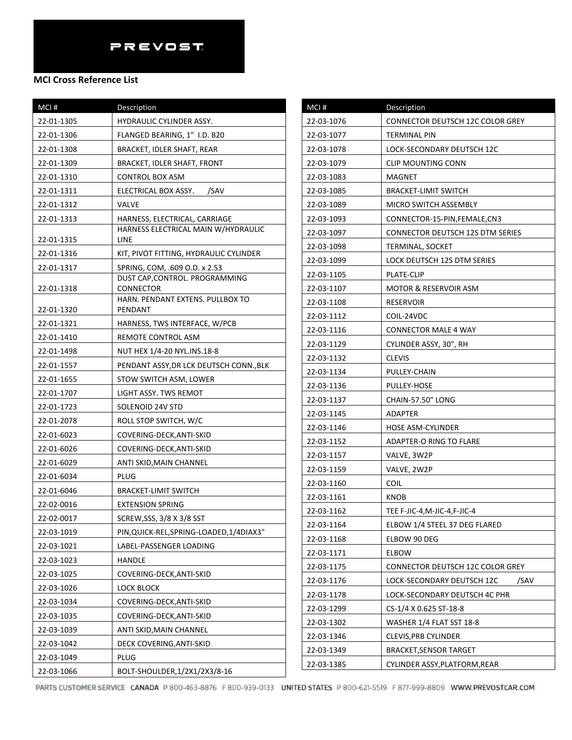PREVOST

**MCI Cross Reference List**

| MCI # | Description |
|---|---|
| 22-01-1305 | HYDRAULIC CYLINDER ASSY. |
| 22-01-1306 | FLANGED BEARING, 1" I.D. B20 |
| 22-01-1308 | BRACKET, IDLER SHAFT, REAR |
| 22-01-1309 | BRACKET, IDLER SHAFT, FRONT |
| 22-01-1310 | CONTROL BOX ASM |
| 22-01-1311 | ELECTRICAL BOX ASSY. /SAV |
| 22-01-1312 | VALVE |
| 22-01-1313 | HARNESS, ELECTRICAL, CARRIAGE |
| 22-01-1315 | HARNESS ELECTRICAL MAIN W/HYDRAULIC LINE |
| 22-01-1316 | KIT, PIVOT FITTING, HYDRAULIC CYLINDER |
| 22-01-1317 | SPRING, COM, .609 O.D. x 2.53 |
| 22-01-1318 | DUST CAP,CONTROL. PROGRAMMING CONNECTOR |
| 22-01-1320 | HARN. PENDANT EXTENS. PULLBOX TO PENDANT |
| 22-01-1321 | HARNESS, TWS INTERFACE, W/PCB |
| 22-01-1410 | REMOTE CONTROL ASM |
| 22-01-1498 | NUT HEX 1/4-20 NYL.INS.18-8 |
| 22-01-1557 | PENDANT ASSY,DR LCK DEUTSCH CONN.,BLK |
| 22-01-1655 | STOW SWITCH ASM, LOWER |
| 22-01-1707 | LIGHT ASSY. TWS REMOT |
| 22-01-1723 | SOLENOID 24V STD |
| 22-01-2078 | ROLL STOP SWITCH, W/C |
| 22-01-6023 | COVERING-DECK,ANTI-SKID |
| 22-01-6026 | COVERING-DECK,ANTI-SKID |
| 22-01-6029 | ANTI SKID,MAIN CHANNEL |
| 22-01-6034 | PLUG |
| 22-01-6046 | BRACKET-LIMIT SWITCH |
| 22-02-0016 | EXTENSION SPRING |
| 22-02-0017 | SCREW,SSS, 3/8 X 3/8 SST |
| 22-03-1019 | PIN,QUICK-REL,SPRING-LOADED,1/4DIAX3" |
| 22-03-1021 | LABEL-PASSENGER LOADING |
| 22-03-1023 | HANDLE |
| 22-03-1025 | COVERING-DECK,ANTI-SKID |
| 22-03-1026 | LOCK BLOCK |
| 22-03-1034 | COVERING-DECK,ANTI-SKID |
| 22-03-1035 | COVERING-DECK,ANTI-SKID |
| 22-03-1039 | ANTI SKID,MAIN CHANNEL |
| 22-03-1042 | DECK COVERING,ANTI-SKID |
| 22-03-1049 | PLUG |
| 22-03-1066 | BOLT-SHOULDER,1/2X1/2X3/8-16 |
| 22-03-1076 | CONNECTOR DEUTSCH 12C COLOR GREY |
| 22-03-1077 | TERMINAL PIN |
| 22-03-1078 | LOCK-SECONDARY DEUTSCH 12C |
| 22-03-1079 | CLIP MOUNTING CONN |
| 22-03-1083 | MAGNET |
| 22-03-1085 | BRACKET-LIMIT SWITCH |
| 22-03-1089 | MICRO SWITCH ASSEMBLY |
| 22-03-1093 | CONNECTOR-15-PIN,FEMALE,CN3 |
| 22-03-1097 | CONNECTOR DEUTSCH 12S DTM SERIES |
| 22-03-1098 | TERMINAL, SOCKET |
| 22-03-1099 | LOCK DEUTSCH 12S DTM SERIES |
| 22-03-1105 | PLATE-CLIP |
| 22-03-1107 | MOTOR & RESERVOIR ASM |
| 22-03-1108 | RESERVOIR |
| 22-03-1112 | COIL-24VDC |
| 22-03-1116 | CONNECTOR MALE 4 WAY |
| 22-03-1129 | CYLINDER ASSY, 30", RH |
| 22-03-1132 | CLEVIS |
| 22-03-1134 | PULLEY-CHAIN |
| 22-03-1136 | PULLEY-HOSE |
| 22-03-1137 | CHAIN-57.50" LONG |
| 22-03-1145 | ADAPTER |
| 22-03-1146 | HOSE ASM-CYLINDER |
| 22-03-1152 | ADAPTER-O RING TO FLARE |
| 22-03-1157 | VALVE, 3W2P |
| 22-03-1159 | VALVE, 2W2P |
| 22-03-1160 | COIL |
| 22-03-1161 | KNOB |
| 22-03-1162 | TEE F-JIC-4,M-JIC-4,F-JIC-4 |
| 22-03-1164 | ELBOW 1/4 STEEL 37 DEG FLARED |
| 22-03-1168 | ELBOW 90 DEG |
| 22-03-1171 | ELBOW |
| 22-03-1175 | CONNECTOR DEUTSCH 12C COLOR GREY |
| 22-03-1176 | LOCK-SECONDARY DEUTSCH 12C /SAV |
| 22-03-1178 | LOCK-SECONDARY DEUTSCH 4C PHR |
| 22-03-1299 | CS-1/4 X 0.625 ST-18-8 |
| 22-03-1302 | WASHER 1/4 FLAT SST 18-8 |
| 22-03-1346 | CLEVIS,PRB CYLINDER |
| 22-03-1349 | BRACKET,SENSOR TARGET |
| 22-03-1385 | CYLINDER ASSY,PLATFORM,REAR |

PARTS CUSTOMER SERVICE CANADA P 800-463-8876 F 800-939-0133 UNITED STATES P 800-621-5519 F 877-999-8809 WWW.PREVOSTCAR.COM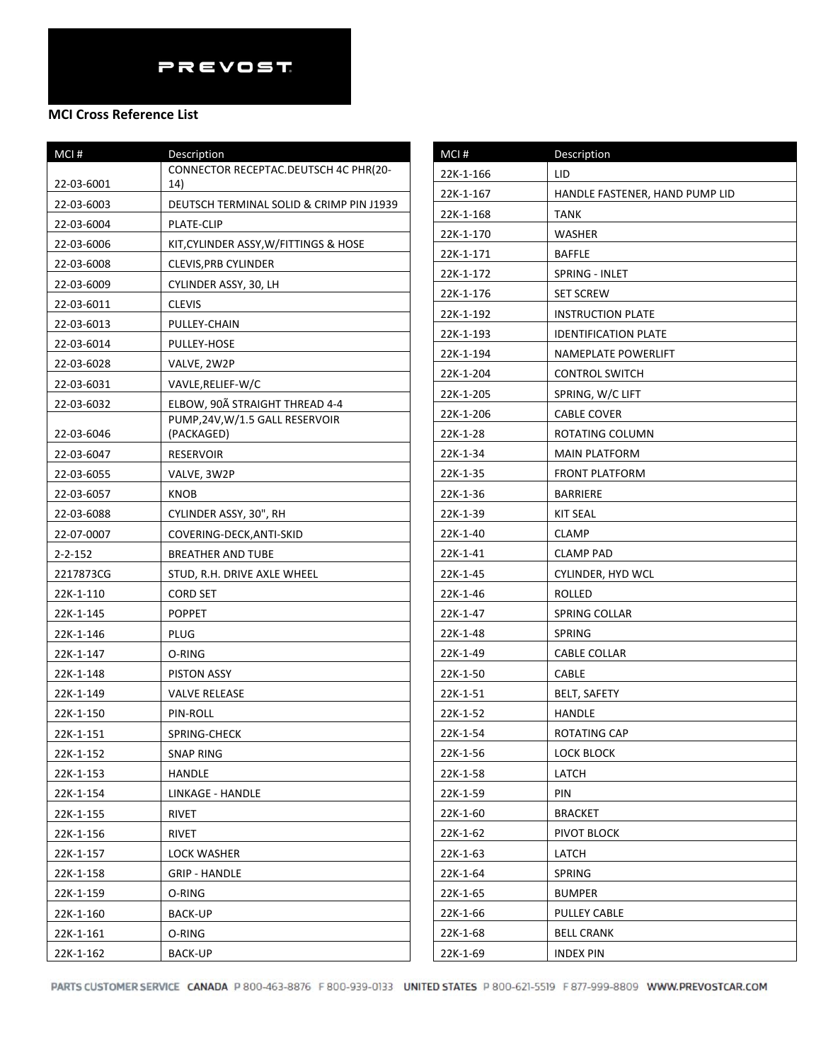**PREVOST**

## MCI Cross Reference List

| MCI # | Description |
|---|---|
| 22-03-6001 | CONNECTOR RECEPTAC.DEUTSCH 4C PHR(20-14) |
| 22-03-6003 | DEUTSCH TERMINAL SOLID & CRIMP PIN J1939 |
| 22-03-6004 | PLATE-CLIP |
| 22-03-6006 | KIT,CYLINDER ASSY,W/FITTINGS & HOSE |
| 22-03-6008 | CLEVIS,PRB CYLINDER |
| 22-03-6009 | CYLINDER ASSY, 30, LH |
| 22-03-6011 | CLEVIS |
| 22-03-6013 | PULLEY-CHAIN |
| 22-03-6014 | PULLEY-HOSE |
| 22-03-6028 | VALVE, 2W2P |
| 22-03-6031 | VAVLE,RELIEF-W/C |
| 22-03-6032 | ELBOW, 90Ã STRAIGHT THREAD 4-4 |
| 22-03-6046 | PUMP,24V,W/1.5 GALL RESERVOIR (PACKAGED) |
| 22-03-6047 | RESERVOIR |
| 22-03-6055 | VALVE, 3W2P |
| 22-03-6057 | KNOB |
| 22-03-6088 | CYLINDER ASSY, 30", RH |
| 22-07-0007 | COVERING-DECK,ANTI-SKID |
| 2-2-152 | BREATHER AND TUBE |
| 2217873CG | STUD, R.H. DRIVE AXLE WHEEL |
| 22K-1-110 | CORD SET |
| 22K-1-145 | POPPET |
| 22K-1-146 | PLUG |
| 22K-1-147 | O-RING |
| 22K-1-148 | PISTON ASSY |
| 22K-1-149 | VALVE RELEASE |
| 22K-1-150 | PIN-ROLL |
| 22K-1-151 | SPRING-CHECK |
| 22K-1-152 | SNAP RING |
| 22K-1-153 | HANDLE |
| 22K-1-154 | LINKAGE - HANDLE |
| 22K-1-155 | RIVET |
| 22K-1-156 | RIVET |
| 22K-1-157 | LOCK WASHER |
| 22K-1-158 | GRIP - HANDLE |
| 22K-1-159 | O-RING |
| 22K-1-160 | BACK-UP |
| 22K-1-161 | O-RING |
| 22K-1-162 | BACK-UP |
| 22K-1-166 | LID |
| 22K-1-167 | HANDLE FASTENER, HAND PUMP LID |
| 22K-1-168 | TANK |
| 22K-1-170 | WASHER |
| 22K-1-171 | BAFFLE |
| 22K-1-172 | SPRING - INLET |
| 22K-1-176 | SET SCREW |
| 22K-1-192 | INSTRUCTION PLATE |
| 22K-1-193 | IDENTIFICATION PLATE |
| 22K-1-194 | NAMEPLATE POWERLIFT |
| 22K-1-204 | CONTROL SWITCH |
| 22K-1-205 | SPRING, W/C LIFT |
| 22K-1-206 | CABLE COVER |
| 22K-1-28 | ROTATING COLUMN |
| 22K-1-34 | MAIN PLATFORM |
| 22K-1-35 | FRONT PLATFORM |
| 22K-1-36 | BARRIERE |
| 22K-1-39 | KIT SEAL |
| 22K-1-40 | CLAMP |
| 22K-1-41 | CLAMP PAD |
| 22K-1-45 | CYLINDER, HYD WCL |
| 22K-1-46 | ROLLED |
| 22K-1-47 | SPRING COLLAR |
| 22K-1-48 | SPRING |
| 22K-1-49 | CABLE COLLAR |
| 22K-1-50 | CABLE |
| 22K-1-51 | BELT, SAFETY |
| 22K-1-52 | HANDLE |
| 22K-1-54 | ROTATING CAP |
| 22K-1-56 | LOCK BLOCK |
| 22K-1-58 | LATCH |
| 22K-1-59 | PIN |
| 22K-1-60 | BRACKET |
| 22K-1-62 | PIVOT BLOCK |
| 22K-1-63 | LATCH |
| 22K-1-64 | SPRING |
| 22K-1-65 | BUMPER |
| 22K-1-66 | PULLEY CABLE |
| 22K-1-68 | BELL CRANK |
| 22K-1-69 | INDEX PIN |

PARTS CUSTOMER SERVICE CANADA P 800-463-8876 F 800-939-0133 UNITED STATES P 800-621-5519 F 877-999-8809 WWW.PREVOSTCAR.COM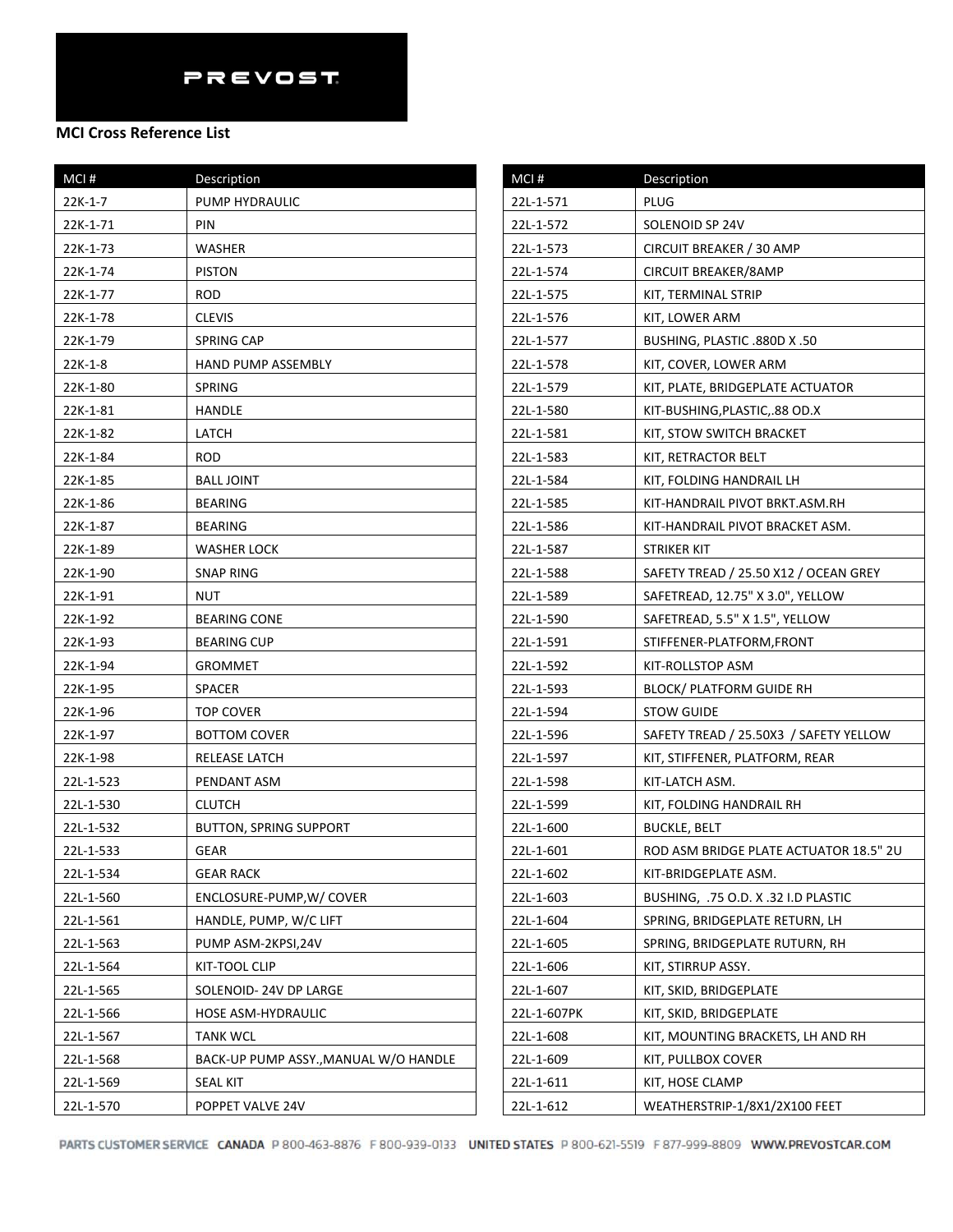PREVOST

**MCI Cross Reference List**

| MCI # | Description |
|---|---|
| 22K-1-7 | PUMP HYDRAULIC |
| 22K-1-71 | PIN |
| 22K-1-73 | WASHER |
| 22K-1-74 | PISTON |
| 22K-1-77 | ROD |
| 22K-1-78 | CLEVIS |
| 22K-1-79 | SPRING CAP |
| 22K-1-8 | HAND PUMP ASSEMBLY |
| 22K-1-80 | SPRING |
| 22K-1-81 | HANDLE |
| 22K-1-82 | LATCH |
| 22K-1-84 | ROD |
| 22K-1-85 | BALL JOINT |
| 22K-1-86 | BEARING |
| 22K-1-87 | BEARING |
| 22K-1-89 | WASHER LOCK |
| 22K-1-90 | SNAP RING |
| 22K-1-91 | NUT |
| 22K-1-92 | BEARING CONE |
| 22K-1-93 | BEARING CUP |
| 22K-1-94 | GROMMET |
| 22K-1-95 | SPACER |
| 22K-1-96 | TOP COVER |
| 22K-1-97 | BOTTOM COVER |
| 22K-1-98 | RELEASE LATCH |
| 22L-1-523 | PENDANT ASM |
| 22L-1-530 | CLUTCH |
| 22L-1-532 | BUTTON, SPRING SUPPORT |
| 22L-1-533 | GEAR |
| 22L-1-534 | GEAR RACK |
| 22L-1-560 | ENCLOSURE-PUMP,W/ COVER |
| 22L-1-561 | HANDLE, PUMP, W/C LIFT |
| 22L-1-563 | PUMP ASM-2KPSI,24V |
| 22L-1-564 | KIT-TOOL CLIP |
| 22L-1-565 | SOLENOID- 24V DP LARGE |
| 22L-1-566 | HOSE ASM-HYDRAULIC |
| 22L-1-567 | TANK WCL |
| 22L-1-568 | BACK-UP PUMP ASSY.,MANUAL W/O HANDLE |
| 22L-1-569 | SEAL KIT |
| 22L-1-570 | POPPET VALVE 24V |
| 22L-1-571 | PLUG |
| 22L-1-572 | SOLENOID SP 24V |
| 22L-1-573 | CIRCUIT BREAKER / 30 AMP |
| 22L-1-574 | CIRCUIT BREAKER/8AMP |
| 22L-1-575 | KIT, TERMINAL STRIP |
| 22L-1-576 | KIT, LOWER ARM |
| 22L-1-577 | BUSHING, PLASTIC .880D X .50 |
| 22L-1-578 | KIT, COVER, LOWER ARM |
| 22L-1-579 | KIT, PLATE, BRIDGEPLATE ACTUATOR |
| 22L-1-580 | KIT-BUSHING,PLASTIC,.88 OD.X |
| 22L-1-581 | KIT, STOW SWITCH BRACKET |
| 22L-1-583 | KIT, RETRACTOR BELT |
| 22L-1-584 | KIT, FOLDING HANDRAIL LH |
| 22L-1-585 | KIT-HANDRAIL PIVOT BRKT.ASM.RH |
| 22L-1-586 | KIT-HANDRAIL PIVOT BRACKET ASM. |
| 22L-1-587 | STRIKER KIT |
| 22L-1-588 | SAFETY TREAD / 25.50 X12 / OCEAN GREY |
| 22L-1-589 | SAFETREAD, 12.75" X 3.0", YELLOW |
| 22L-1-590 | SAFETREAD, 5.5" X 1.5", YELLOW |
| 22L-1-591 | STIFFENER-PLATFORM,FRONT |
| 22L-1-592 | KIT-ROLLSTOP ASM |
| 22L-1-593 | BLOCK/ PLATFORM GUIDE RH |
| 22L-1-594 | STOW GUIDE |
| 22L-1-596 | SAFETY TREAD / 25.50X3 / SAFETY YELLOW |
| 22L-1-597 | KIT, STIFFENER, PLATFORM, REAR |
| 22L-1-598 | KIT-LATCH ASM. |
| 22L-1-599 | KIT, FOLDING HANDRAIL RH |
| 22L-1-600 | BUCKLE, BELT |
| 22L-1-601 | ROD ASM BRIDGE PLATE ACTUATOR 18.5" 2U |
| 22L-1-602 | KIT-BRIDGEPLATE ASM. |
| 22L-1-603 | BUSHING, .75 O.D. X .32 I.D PLASTIC |
| 22L-1-604 | SPRING, BRIDGEPLATE RETURN, LH |
| 22L-1-605 | SPRING, BRIDGEPLATE RUTURN, RH |
| 22L-1-606 | KIT, STIRRUP ASSY. |
| 22L-1-607 | KIT, SKID, BRIDGEPLATE |
| 22L-1-607PK | KIT, SKID, BRIDGEPLATE |
| 22L-1-608 | KIT, MOUNTING BRACKETS, LH AND RH |
| 22L-1-609 | KIT, PULLBOX COVER |
| 22L-1-611 | KIT, HOSE CLAMP |
| 22L-1-612 | WEATHERSTRIP-1/8X1/2X100 FEET |

PARTS CUSTOMER SERVICE CANADA P 800-463-8876 F 800-939-0133 UNITED STATES P 800-621-5519 F 877-999-8809 WWW.PREVOSTCAR.COM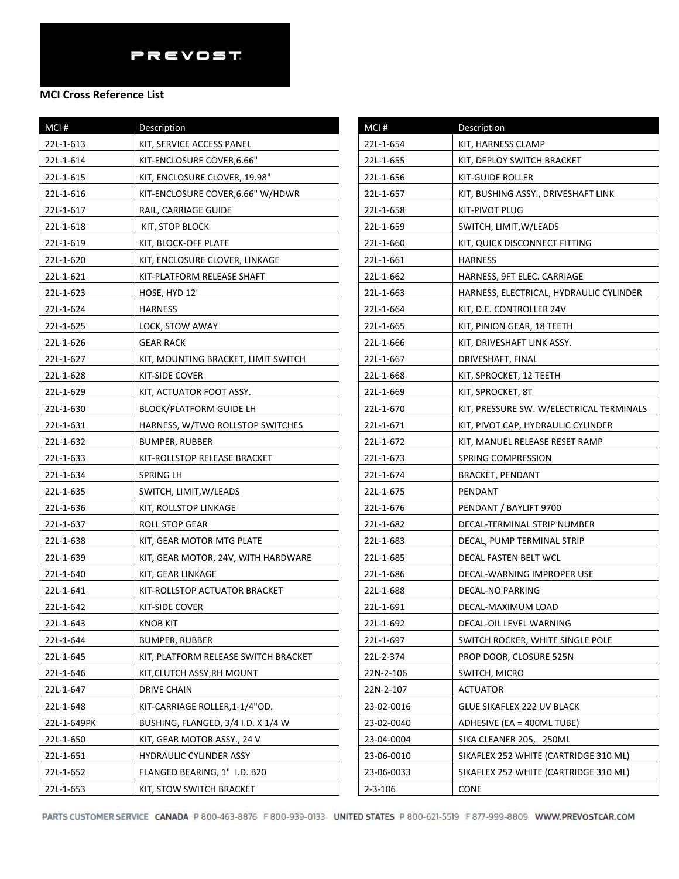PREVOST

**MCI Cross Reference List**

| MCI # | Description |
|---|---|
| 22L-1-613 | KIT, SERVICE ACCESS PANEL |
| 22L-1-614 | KIT-ENCLOSURE COVER,6.66" |
| 22L-1-615 | KIT, ENCLOSURE CLOVER, 19.98" |
| 22L-1-616 | KIT-ENCLOSURE COVER,6.66" W/HDWR |
| 22L-1-617 | RAIL, CARRIAGE GUIDE |
| 22L-1-618 | KIT, STOP BLOCK |
| 22L-1-619 | KIT, BLOCK-OFF PLATE |
| 22L-1-620 | KIT, ENCLOSURE CLOVER, LINKAGE |
| 22L-1-621 | KIT-PLATFORM RELEASE SHAFT |
| 22L-1-623 | HOSE, HYD 12' |
| 22L-1-624 | HARNESS |
| 22L-1-625 | LOCK, STOW AWAY |
| 22L-1-626 | GEAR RACK |
| 22L-1-627 | KIT, MOUNTING BRACKET, LIMIT SWITCH |
| 22L-1-628 | KIT-SIDE COVER |
| 22L-1-629 | KIT, ACTUATOR FOOT ASSY. |
| 22L-1-630 | BLOCK/PLATFORM GUIDE LH |
| 22L-1-631 | HARNESS, W/TWO ROLLSTOP SWITCHES |
| 22L-1-632 | BUMPER, RUBBER |
| 22L-1-633 | KIT-ROLLSTOP RELEASE BRACKET |
| 22L-1-634 | SPRING LH |
| 22L-1-635 | SWITCH, LIMIT,W/LEADS |
| 22L-1-636 | KIT, ROLLSTOP LINKAGE |
| 22L-1-637 | ROLL STOP GEAR |
| 22L-1-638 | KIT, GEAR MOTOR MTG PLATE |
| 22L-1-639 | KIT, GEAR MOTOR, 24V, WITH HARDWARE |
| 22L-1-640 | KIT, GEAR LINKAGE |
| 22L-1-641 | KIT-ROLLSTOP ACTUATOR BRACKET |
| 22L-1-642 | KIT-SIDE COVER |
| 22L-1-643 | KNOB KIT |
| 22L-1-644 | BUMPER, RUBBER |
| 22L-1-645 | KIT, PLATFORM RELEASE SWITCH BRACKET |
| 22L-1-646 | KIT,CLUTCH ASSY,RH MOUNT |
| 22L-1-647 | DRIVE CHAIN |
| 22L-1-648 | KIT-CARRIAGE ROLLER,1-1/4"OD. |
| 22L-1-649PK | BUSHING, FLANGED, 3/4 I.D. X 1/4 W |
| 22L-1-650 | KIT, GEAR MOTOR ASSY., 24 V |
| 22L-1-651 | HYDRAULIC CYLINDER ASSY |
| 22L-1-652 | FLANGED BEARING, 1" I.D. B20 |
| 22L-1-653 | KIT, STOW SWITCH BRACKET |
| 22L-1-654 | KIT, HARNESS CLAMP |
| 22L-1-655 | KIT, DEPLOY SWITCH BRACKET |
| 22L-1-656 | KIT-GUIDE ROLLER |
| 22L-1-657 | KIT, BUSHING ASSY., DRIVESHAFT LINK |
| 22L-1-658 | KIT-PIVOT PLUG |
| 22L-1-659 | SWITCH, LIMIT,W/LEADS |
| 22L-1-660 | KIT, QUICK DISCONNECT FITTING |
| 22L-1-661 | HARNESS |
| 22L-1-662 | HARNESS, 9FT ELEC. CARRIAGE |
| 22L-1-663 | HARNESS, ELECTRICAL, HYDRAULIC CYLINDER |
| 22L-1-664 | KIT, D.E. CONTROLLER 24V |
| 22L-1-665 | KIT, PINION GEAR, 18 TEETH |
| 22L-1-666 | KIT, DRIVESHAFT LINK ASSY. |
| 22L-1-667 | DRIVESHAFT, FINAL |
| 22L-1-668 | KIT, SPROCKET, 12 TEETH |
| 22L-1-669 | KIT, SPROCKET, 8T |
| 22L-1-670 | KIT, PRESSURE SW. W/ELECTRICAL TERMINALS |
| 22L-1-671 | KIT, PIVOT CAP, HYDRAULIC CYLINDER |
| 22L-1-672 | KIT, MANUEL RELEASE RESET RAMP |
| 22L-1-673 | SPRING COMPRESSION |
| 22L-1-674 | BRACKET, PENDANT |
| 22L-1-675 | PENDANT |
| 22L-1-676 | PENDANT / BAYLIFT 9700 |
| 22L-1-682 | DECAL-TERMINAL STRIP NUMBER |
| 22L-1-683 | DECAL, PUMP TERMINAL STRIP |
| 22L-1-685 | DECAL FASTEN BELT WCL |
| 22L-1-686 | DECAL-WARNING IMPROPER USE |
| 22L-1-688 | DECAL-NO PARKING |
| 22L-1-691 | DECAL-MAXIMUM LOAD |
| 22L-1-692 | DECAL-OIL LEVEL WARNING |
| 22L-1-697 | SWITCH ROCKER, WHITE SINGLE POLE |
| 22L-2-374 | PROP DOOR, CLOSURE 525N |
| 22N-2-106 | SWITCH, MICRO |
| 22N-2-107 | ACTUATOR |
| 23-02-0016 | GLUE SIKAFLEX 222 UV BLACK |
| 23-02-0040 | ADHESIVE (EA = 400ML TUBE) |
| 23-04-0004 | SIKA CLEANER 205, 250ML |
| 23-06-0010 | SIKAFLEX 252 WHITE (CARTRIDGE 310 ML) |
| 23-06-0033 | SIKAFLEX 252 WHITE (CARTRIDGE 310 ML) |
| 2-3-106 | CONE |

PARTS CUSTOMER SERVICE CANADA P 800-463-8876 F 800-939-0133 UNITED STATES P 800-621-5519 F 877-999-8809 WWW.PREVOSTCAR.COM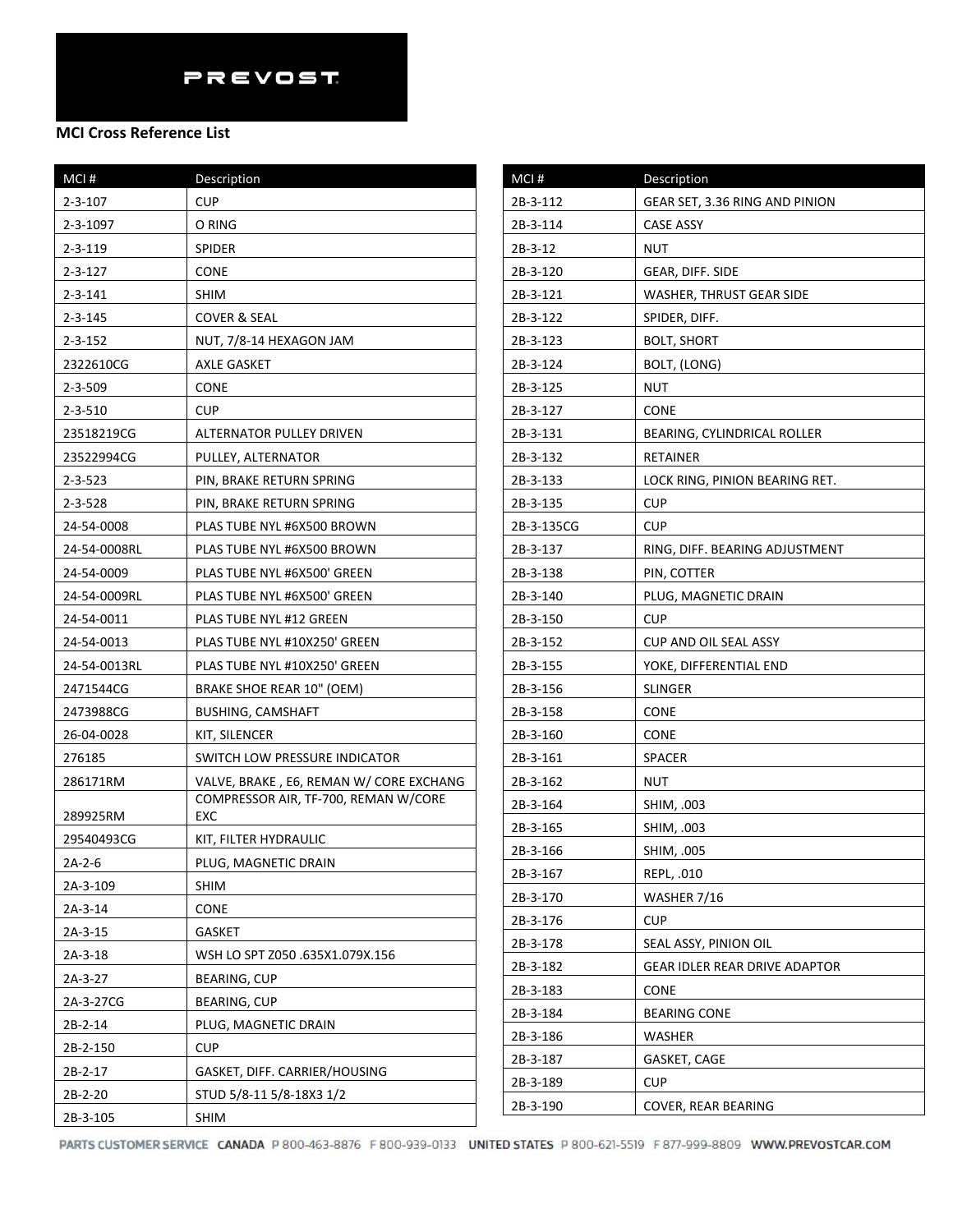## MCI Cross Reference List

| MCI # | Description |
|---|---|
| 2-3-107 | CUP |
| 2-3-1097 | O RING |
| 2-3-119 | SPIDER |
| 2-3-127 | CONE |
| 2-3-141 | SHIM |
| 2-3-145 | COVER & SEAL |
| 2-3-152 | NUT, 7/8-14 HEXAGON JAM |
| 2322610CG | AXLE GASKET |
| 2-3-509 | CONE |
| 2-3-510 | CUP |
| 23518219CG | ALTERNATOR PULLEY DRIVEN |
| 23522994CG | PULLEY, ALTERNATOR |
| 2-3-523 | PIN, BRAKE RETURN SPRING |
| 2-3-528 | PIN, BRAKE RETURN SPRING |
| 24-54-0008 | PLAS TUBE NYL #6X500 BROWN |
| 24-54-0008RL | PLAS TUBE NYL #6X500 BROWN |
| 24-54-0009 | PLAS TUBE NYL #6X500' GREEN |
| 24-54-0009RL | PLAS TUBE NYL #6X500' GREEN |
| 24-54-0011 | PLAS TUBE NYL #12 GREEN |
| 24-54-0013 | PLAS TUBE NYL #10X250' GREEN |
| 24-54-0013RL | PLAS TUBE NYL #10X250' GREEN |
| 2471544CG | BRAKE SHOE REAR 10" (OEM) |
| 2473988CG | BUSHING, CAMSHAFT |
| 26-04-0028 | KIT, SILENCER |
| 276185 | SWITCH LOW PRESSURE INDICATOR |
| 286171RM | VALVE, BRAKE , E6, REMAN W/ CORE EXCHANG |
| 289925RM | COMPRESSOR AIR, TF-700, REMAN W/CORE EXC |
| 29540493CG | KIT, FILTER HYDRAULIC |
| 2A-2-6 | PLUG, MAGNETIC DRAIN |
| 2A-3-109 | SHIM |
| 2A-3-14 | CONE |
| 2A-3-15 | GASKET |
| 2A-3-18 | WSH LO SPT Z050 .635X1.079X.156 |
| 2A-3-27 | BEARING, CUP |
| 2A-3-27CG | BEARING, CUP |
| 2B-2-14 | PLUG, MAGNETIC DRAIN |
| 2B-2-150 | CUP |
| 2B-2-17 | GASKET, DIFF. CARRIER/HOUSING |
| 2B-2-20 | STUD 5/8-11 5/8-18X3 1/2 |
| 2B-3-105 | SHIM |
| 2B-3-112 | GEAR SET, 3.36 RING AND PINION |
| 2B-3-114 | CASE ASSY |
| 2B-3-12 | NUT |
| 2B-3-120 | GEAR, DIFF. SIDE |
| 2B-3-121 | WASHER, THRUST GEAR SIDE |
| 2B-3-122 | SPIDER, DIFF. |
| 2B-3-123 | BOLT, SHORT |
| 2B-3-124 | BOLT, (LONG) |
| 2B-3-125 | NUT |
| 2B-3-127 | CONE |
| 2B-3-131 | BEARING, CYLINDRICAL ROLLER |
| 2B-3-132 | RETAINER |
| 2B-3-133 | LOCK RING, PINION BEARING RET. |
| 2B-3-135 | CUP |
| 2B-3-135CG | CUP |
| 2B-3-137 | RING, DIFF. BEARING ADJUSTMENT |
| 2B-3-138 | PIN, COTTER |
| 2B-3-140 | PLUG, MAGNETIC DRAIN |
| 2B-3-150 | CUP |
| 2B-3-152 | CUP AND OIL SEAL ASSY |
| 2B-3-155 | YOKE, DIFFERENTIAL END |
| 2B-3-156 | SLINGER |
| 2B-3-158 | CONE |
| 2B-3-160 | CONE |
| 2B-3-161 | SPACER |
| 2B-3-162 | NUT |
| 2B-3-164 | SHIM, .003 |
| 2B-3-165 | SHIM, .003 |
| 2B-3-166 | SHIM, .005 |
| 2B-3-167 | REPL, .010 |
| 2B-3-170 | WASHER 7/16 |
| 2B-3-176 | CUP |
| 2B-3-178 | SEAL ASSY, PINION OIL |
| 2B-3-182 | GEAR IDLER REAR DRIVE ADAPTOR |
| 2B-3-183 | CONE |
| 2B-3-184 | BEARING CONE |
| 2B-3-186 | WASHER |
| 2B-3-187 | GASKET, CAGE |
| 2B-3-189 | CUP |
| 2B-3-190 | COVER, REAR BEARING |

PARTS CUSTOMER SERVICE CANADA P 800-463-8876 F 800-939-0133 UNITED STATES P 800-621-5519 F 877-999-8809 WWW.PREVOSTCAR.COM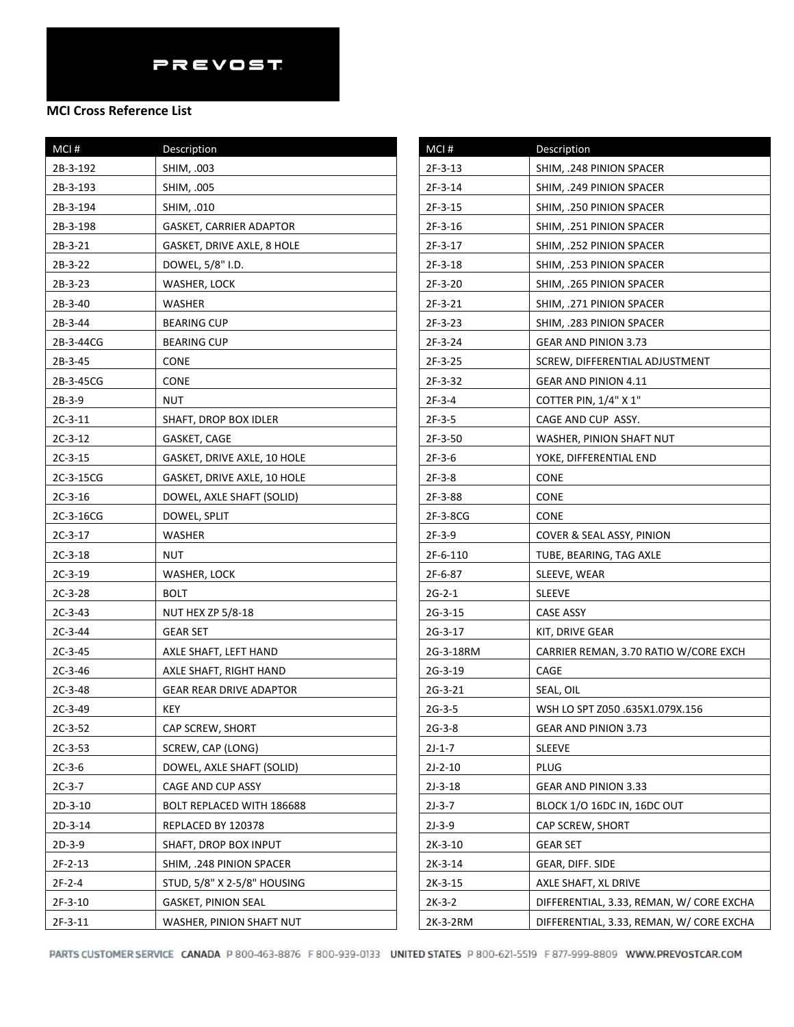PREVOST

**MCI Cross Reference List**

| MCI # | Description |
|---|---|
| 2B-3-192 | SHIM, .003 |
| 2B-3-193 | SHIM, .005 |
| 2B-3-194 | SHIM, .010 |
| 2B-3-198 | GASKET, CARRIER ADAPTOR |
| 2B-3-21 | GASKET, DRIVE AXLE, 8 HOLE |
| 2B-3-22 | DOWEL, 5/8" I.D. |
| 2B-3-23 | WASHER, LOCK |
| 2B-3-40 | WASHER |
| 2B-3-44 | BEARING CUP |
| 2B-3-44CG | BEARING CUP |
| 2B-3-45 | CONE |
| 2B-3-45CG | CONE |
| 2B-3-9 | NUT |
| 2C-3-11 | SHAFT, DROP BOX IDLER |
| 2C-3-12 | GASKET, CAGE |
| 2C-3-15 | GASKET, DRIVE AXLE, 10 HOLE |
| 2C-3-15CG | GASKET, DRIVE AXLE, 10 HOLE |
| 2C-3-16 | DOWEL, AXLE SHAFT (SOLID) |
| 2C-3-16CG | DOWEL, SPLIT |
| 2C-3-17 | WASHER |
| 2C-3-18 | NUT |
| 2C-3-19 | WASHER, LOCK |
| 2C-3-28 | BOLT |
| 2C-3-43 | NUT HEX ZP 5/8-18 |
| 2C-3-44 | GEAR SET |
| 2C-3-45 | AXLE SHAFT, LEFT HAND |
| 2C-3-46 | AXLE SHAFT, RIGHT HAND |
| 2C-3-48 | GEAR REAR DRIVE ADAPTOR |
| 2C-3-49 | KEY |
| 2C-3-52 | CAP SCREW, SHORT |
| 2C-3-53 | SCREW, CAP (LONG) |
| 2C-3-6 | DOWEL, AXLE SHAFT (SOLID) |
| 2C-3-7 | CAGE AND CUP ASSY |
| 2D-3-10 | BOLT REPLACED WITH 186688 |
| 2D-3-14 | REPLACED BY 120378 |
| 2D-3-9 | SHAFT, DROP BOX INPUT |
| 2F-2-13 | SHIM, .248 PINION SPACER |
| 2F-2-4 | STUD, 5/8" X 2-5/8" HOUSING |
| 2F-3-10 | GASKET, PINION SEAL |
| 2F-3-11 | WASHER, PINION SHAFT NUT |
| 2F-3-13 | SHIM, .248 PINION SPACER |
| 2F-3-14 | SHIM, .249 PINION SPACER |
| 2F-3-15 | SHIM, .250 PINION SPACER |
| 2F-3-16 | SHIM, .251 PINION SPACER |
| 2F-3-17 | SHIM, .252 PINION SPACER |
| 2F-3-18 | SHIM, .253 PINION SPACER |
| 2F-3-20 | SHIM, .265 PINION SPACER |
| 2F-3-21 | SHIM, .271 PINION SPACER |
| 2F-3-23 | SHIM, .283 PINION SPACER |
| 2F-3-24 | GEAR AND PINION 3.73 |
| 2F-3-25 | SCREW, DIFFERENTIAL ADJUSTMENT |
| 2F-3-32 | GEAR AND PINION 4.11 |
| 2F-3-4 | COTTER PIN, 1/4" X 1" |
| 2F-3-5 | CAGE AND CUP ASSY. |
| 2F-3-50 | WASHER, PINION SHAFT NUT |
| 2F-3-6 | YOKE, DIFFERENTIAL END |
| 2F-3-8 | CONE |
| 2F-3-88 | CONE |
| 2F-3-8CG | CONE |
| 2F-3-9 | COVER & SEAL ASSY, PINION |
| 2F-6-110 | TUBE, BEARING, TAG AXLE |
| 2F-6-87 | SLEEVE, WEAR |
| 2G-2-1 | SLEEVE |
| 2G-3-15 | CASE ASSY |
| 2G-3-17 | KIT, DRIVE GEAR |
| 2G-3-18RM | CARRIER REMAN, 3.70 RATIO W/CORE EXCH |
| 2G-3-19 | CAGE |
| 2G-3-21 | SEAL, OIL |
| 2G-3-5 | WSH LO SPT Z050 .635X1.079X.156 |
| 2G-3-8 | GEAR AND PINION 3.73 |
| 2J-1-7 | SLEEVE |
| 2J-2-10 | PLUG |
| 2J-3-18 | GEAR AND PINION 3.33 |
| 2J-3-7 | BLOCK 1/O 16DC IN, 16DC OUT |
| 2J-3-9 | CAP SCREW, SHORT |
| 2K-3-10 | GEAR SET |
| 2K-3-14 | GEAR, DIFF. SIDE |
| 2K-3-15 | AXLE SHAFT, XL DRIVE |
| 2K-3-2 | DIFFERENTIAL, 3.33, REMAN, W/ CORE EXCHA |
| 2K-3-2RM | DIFFERENTIAL, 3.33, REMAN, W/ CORE EXCHA |

PARTS CUSTOMER SERVICE CANADA P 800-463-8876 F 800-939-0133 UNITED STATES P 800-621-5519 F 877-999-8809 WWW.PREVOSTCAR.COM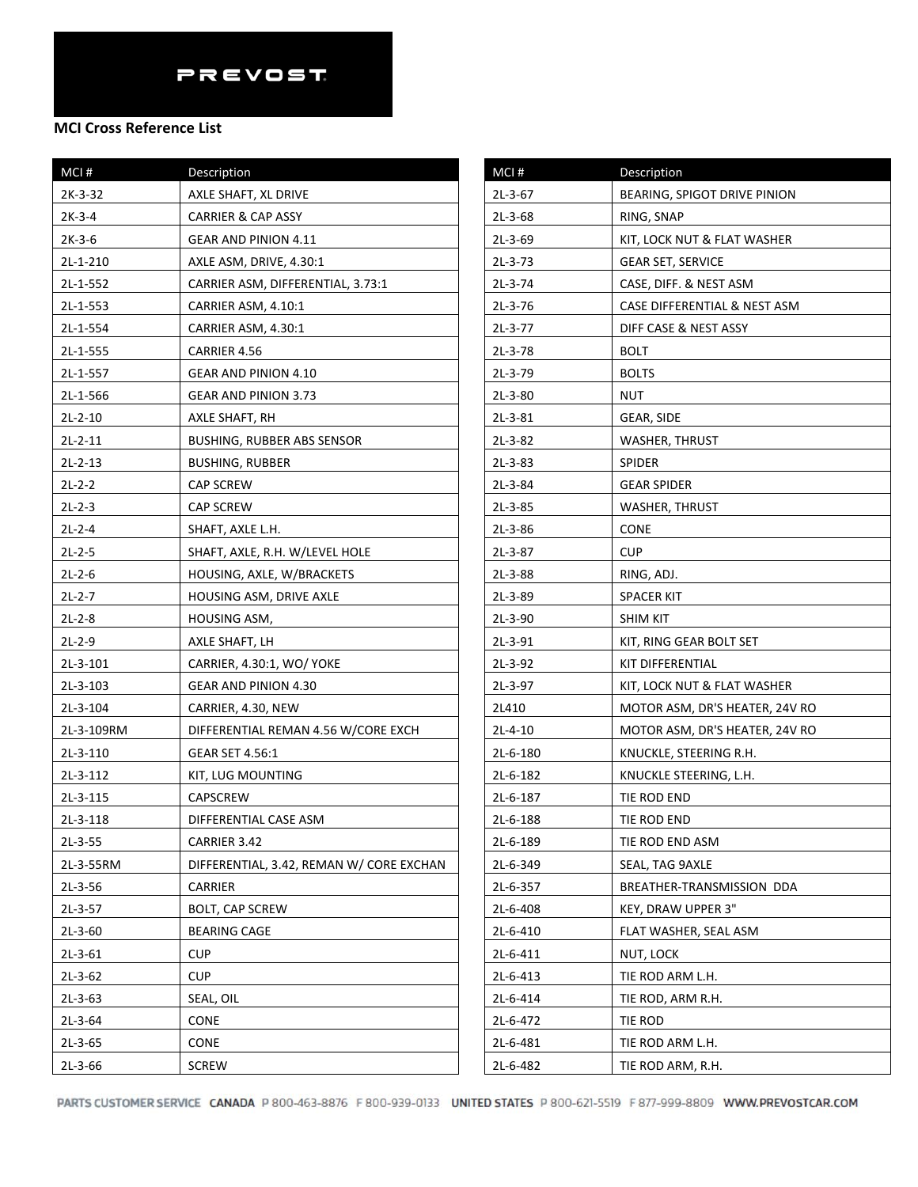PREVOST

**MCI Cross Reference List**

| MCI # | Description |
|---|---|
| 2K-3-32 | AXLE SHAFT, XL DRIVE |
| 2K-3-4 | CARRIER & CAP ASSY |
| 2K-3-6 | GEAR AND PINION 4.11 |
| 2L-1-210 | AXLE ASM, DRIVE, 4.30:1 |
| 2L-1-552 | CARRIER ASM, DIFFERENTIAL, 3.73:1 |
| 2L-1-553 | CARRIER ASM, 4.10:1 |
| 2L-1-554 | CARRIER ASM, 4.30:1 |
| 2L-1-555 | CARRIER 4.56 |
| 2L-1-557 | GEAR AND PINION 4.10 |
| 2L-1-566 | GEAR AND PINION 3.73 |
| 2L-2-10 | AXLE SHAFT, RH |
| 2L-2-11 | BUSHING, RUBBER ABS SENSOR |
| 2L-2-13 | BUSHING, RUBBER |
| 2L-2-2 | CAP SCREW |
| 2L-2-3 | CAP SCREW |
| 2L-2-4 | SHAFT, AXLE L.H. |
| 2L-2-5 | SHAFT, AXLE, R.H. W/LEVEL HOLE |
| 2L-2-6 | HOUSING, AXLE, W/BRACKETS |
| 2L-2-7 | HOUSING ASM, DRIVE AXLE |
| 2L-2-8 | HOUSING ASM, |
| 2L-2-9 | AXLE SHAFT, LH |
| 2L-3-101 | CARRIER, 4.30:1, WO/ YOKE |
| 2L-3-103 | GEAR AND PINION 4.30 |
| 2L-3-104 | CARRIER, 4.30, NEW |
| 2L-3-109RM | DIFFERENTIAL REMAN 4.56 W/CORE EXCH |
| 2L-3-110 | GEAR SET 4.56:1 |
| 2L-3-112 | KIT, LUG MOUNTING |
| 2L-3-115 | CAPSCREW |
| 2L-3-118 | DIFFERENTIAL CASE ASM |
| 2L-3-55 | CARRIER 3.42 |
| 2L-3-55RM | DIFFERENTIAL, 3.42, REMAN W/ CORE EXCHAN |
| 2L-3-56 | CARRIER |
| 2L-3-57 | BOLT, CAP SCREW |
| 2L-3-60 | BEARING CAGE |
| 2L-3-61 | CUP |
| 2L-3-62 | CUP |
| 2L-3-63 | SEAL, OIL |
| 2L-3-64 | CONE |
| 2L-3-65 | CONE |
| 2L-3-66 | SCREW |
| 2L-3-67 | BEARING, SPIGOT DRIVE PINION |
| 2L-3-68 | RING, SNAP |
| 2L-3-69 | KIT, LOCK NUT & FLAT WASHER |
| 2L-3-73 | GEAR SET, SERVICE |
| 2L-3-74 | CASE, DIFF. & NEST ASM |
| 2L-3-76 | CASE DIFFERENTIAL & NEST ASM |
| 2L-3-77 | DIFF CASE & NEST ASSY |
| 2L-3-78 | BOLT |
| 2L-3-79 | BOLTS |
| 2L-3-80 | NUT |
| 2L-3-81 | GEAR, SIDE |
| 2L-3-82 | WASHER, THRUST |
| 2L-3-83 | SPIDER |
| 2L-3-84 | GEAR SPIDER |
| 2L-3-85 | WASHER, THRUST |
| 2L-3-86 | CONE |
| 2L-3-87 | CUP |
| 2L-3-88 | RING, ADJ. |
| 2L-3-89 | SPACER KIT |
| 2L-3-90 | SHIM KIT |
| 2L-3-91 | KIT, RING GEAR BOLT SET |
| 2L-3-92 | KIT DIFFERENTIAL |
| 2L-3-97 | KIT, LOCK NUT & FLAT WASHER |
| 2L410 | MOTOR ASM, DR'S HEATER, 24V RO |
| 2L-4-10 | MOTOR ASM, DR'S HEATER, 24V RO |
| 2L-6-180 | KNUCKLE, STEERING R.H. |
| 2L-6-182 | KNUCKLE STEERING, L.H. |
| 2L-6-187 | TIE ROD END |
| 2L-6-188 | TIE ROD END |
| 2L-6-189 | TIE ROD END ASM |
| 2L-6-349 | SEAL, TAG 9AXLE |
| 2L-6-357 | BREATHER-TRANSMISSION DDA |
| 2L-6-408 | KEY, DRAW UPPER 3" |
| 2L-6-410 | FLAT WASHER, SEAL ASM |
| 2L-6-411 | NUT, LOCK |
| 2L-6-413 | TIE ROD ARM L.H. |
| 2L-6-414 | TIE ROD, ARM R.H. |
| 2L-6-472 | TIE ROD |
| 2L-6-481 | TIE ROD ARM L.H. |
| 2L-6-482 | TIE ROD ARM, R.H. |

PARTS CUSTOMER SERVICE CANADA P 800-463-8876 F 800-939-0133 UNITED STATES P 800-621-5519 F 877-999-8809 WWW.PREVOSTCAR.COM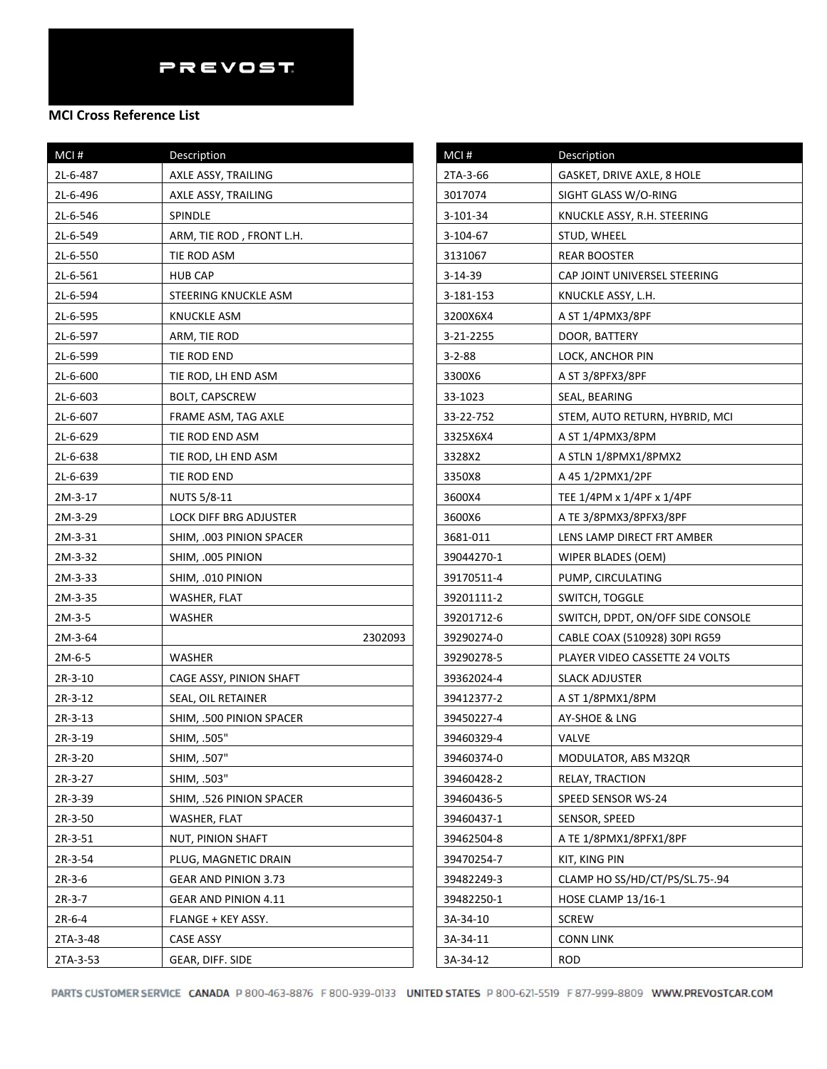PREVOST

**MCI Cross Reference List**

| MCI # | Description |
|---|---|
| 2L-6-487 | AXLE ASSY, TRAILING |
| 2L-6-496 | AXLE ASSY, TRAILING |
| 2L-6-546 | SPINDLE |
| 2L-6-549 | ARM, TIE ROD , FRONT L.H. |
| 2L-6-550 | TIE ROD ASM |
| 2L-6-561 | HUB CAP |
| 2L-6-594 | STEERING KNUCKLE ASM |
| 2L-6-595 | KNUCKLE ASM |
| 2L-6-597 | ARM, TIE ROD |
| 2L-6-599 | TIE ROD END |
| 2L-6-600 | TIE ROD, LH END ASM |
| 2L-6-603 | BOLT, CAPSCREW |
| 2L-6-607 | FRAME ASM, TAG AXLE |
| 2L-6-629 | TIE ROD END ASM |
| 2L-6-638 | TIE ROD, LH END ASM |
| 2L-6-639 | TIE ROD END |
| 2M-3-17 | NUTS 5/8-11 |
| 2M-3-29 | LOCK DIFF BRG ADJUSTER |
| 2M-3-31 | SHIM, .003 PINION SPACER |
| 2M-3-32 | SHIM, .005 PINION |
| 2M-3-33 | SHIM, .010 PINION |
| 2M-3-35 | WASHER, FLAT |
| 2M-3-5 | WASHER |
| 2M-3-64 | 2302093 |
| 2M-6-5 | WASHER |
| 2R-3-10 | CAGE ASSY, PINION SHAFT |
| 2R-3-12 | SEAL, OIL RETAINER |
| 2R-3-13 | SHIM, .500 PINION SPACER |
| 2R-3-19 | SHIM, .505" |
| 2R-3-20 | SHIM, .507" |
| 2R-3-27 | SHIM, .503" |
| 2R-3-39 | SHIM, .526 PINION SPACER |
| 2R-3-50 | WASHER, FLAT |
| 2R-3-51 | NUT, PINION SHAFT |
| 2R-3-54 | PLUG, MAGNETIC DRAIN |
| 2R-3-6 | GEAR AND PINION 3.73 |
| 2R-3-7 | GEAR AND PINION 4.11 |
| 2R-6-4 | FLANGE + KEY ASSY. |
| 2TA-3-48 | CASE ASSY |
| 2TA-3-53 | GEAR, DIFF. SIDE |
| 2TA-3-66 | GASKET, DRIVE AXLE, 8 HOLE |
| 3017074 | SIGHT GLASS W/O-RING |
| 3-101-34 | KNUCKLE ASSY, R.H. STEERING |
| 3-104-67 | STUD, WHEEL |
| 3131067 | REAR BOOSTER |
| 3-14-39 | CAP JOINT UNIVERSEL STEERING |
| 3-181-153 | KNUCKLE ASSY, L.H. |
| 3200X6X4 | A ST 1/4PMX3/8PF |
| 3-21-2255 | DOOR, BATTERY |
| 3-2-88 | LOCK, ANCHOR PIN |
| 3300X6 | A ST 3/8PFX3/8PF |
| 33-1023 | SEAL, BEARING |
| 33-22-752 | STEM, AUTO RETURN, HYBRID, MCI |
| 3325X6X4 | A ST 1/4PMX3/8PM |
| 3328X2 | A STLN 1/8PMX1/8PMX2 |
| 3350X8 | A 45 1/2PMX1/2PF |
| 3600X4 | TEE 1/4PM x 1/4PF x 1/4PF |
| 3600X6 | A TE 3/8PMX3/8PFX3/8PF |
| 3681-011 | LENS LAMP DIRECT FRT AMBER |
| 39044270-1 | WIPER BLADES (OEM) |
| 39170511-4 | PUMP, CIRCULATING |
| 39201111-2 | SWITCH, TOGGLE |
| 39201712-6 | SWITCH, DPDT, ON/OFF SIDE CONSOLE |
| 39290274-0 | CABLE COAX (510928) 30PI RG59 |
| 39290278-5 | PLAYER VIDEO CASSETTE 24 VOLTS |
| 39362024-4 | SLACK ADJUSTER |
| 39412377-2 | A ST 1/8PMX1/8PM |
| 39450227-4 | AY-SHOE & LNG |
| 39460329-4 | VALVE |
| 39460374-0 | MODULATOR, ABS M32QR |
| 39460428-2 | RELAY, TRACTION |
| 39460436-5 | SPEED SENSOR WS-24 |
| 39460437-1 | SENSOR, SPEED |
| 39462504-8 | A TE 1/8PMX1/8PFX1/8PF |
| 39470254-7 | KIT, KING PIN |
| 39482249-3 | CLAMP HO SS/HD/CT/PS/SL.75-.94 |
| 39482250-1 | HOSE CLAMP 13/16-1 |
| 3A-34-10 | SCREW |
| 3A-34-11 | CONN LINK |
| 3A-34-12 | ROD |

PARTS CUSTOMER SERVICE CANADA P 800-463-8876 F 800-939-0133 UNITED STATES P 800-621-5519 F 877-999-8809 WWW.PREVOSTCAR.COM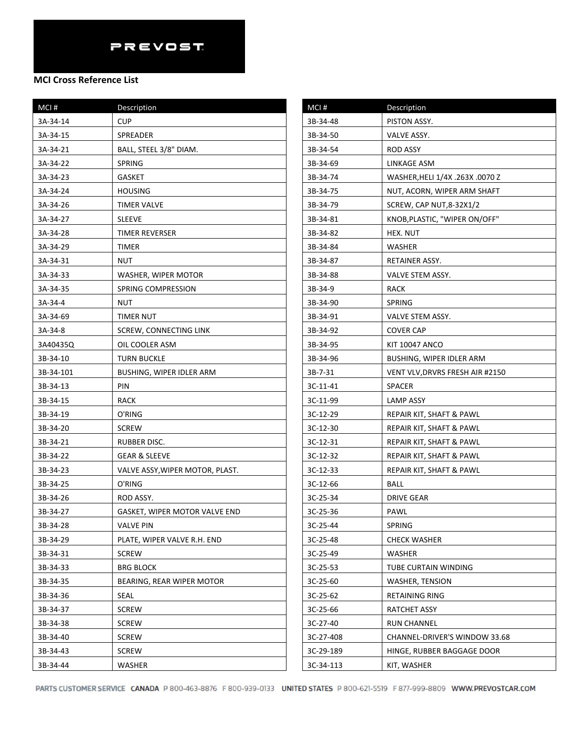PREVOST

**MCI Cross Reference List**

| MCI # | Description |
|---|---|
| 3A-34-14 | CUP |
| 3A-34-15 | SPREADER |
| 3A-34-21 | BALL, STEEL 3/8" DIAM. |
| 3A-34-22 | SPRING |
| 3A-34-23 | GASKET |
| 3A-34-24 | HOUSING |
| 3A-34-26 | TIMER VALVE |
| 3A-34-27 | SLEEVE |
| 3A-34-28 | TIMER REVERSER |
| 3A-34-29 | TIMER |
| 3A-34-31 | NUT |
| 3A-34-33 | WASHER, WIPER MOTOR |
| 3A-34-35 | SPRING COMPRESSION |
| 3A-34-4 | NUT |
| 3A-34-69 | TIMER NUT |
| 3A-34-8 | SCREW, CONNECTING LINK |
| 3A40435Q | OIL COOLER ASM |
| 3B-34-10 | TURN BUCKLE |
| 3B-34-101 | BUSHING, WIPER IDLER ARM |
| 3B-34-13 | PIN |
| 3B-34-15 | RACK |
| 3B-34-19 | O'RING |
| 3B-34-20 | SCREW |
| 3B-34-21 | RUBBER DISC. |
| 3B-34-22 | GEAR & SLEEVE |
| 3B-34-23 | VALVE ASSY,WIPER MOTOR, PLAST. |
| 3B-34-25 | O'RING |
| 3B-34-26 | ROD ASSY. |
| 3B-34-27 | GASKET, WIPER MOTOR VALVE END |
| 3B-34-28 | VALVE PIN |
| 3B-34-29 | PLATE, WIPER VALVE R.H. END |
| 3B-34-31 | SCREW |
| 3B-34-33 | BRG BLOCK |
| 3B-34-35 | BEARING, REAR WIPER MOTOR |
| 3B-34-36 | SEAL |
| 3B-34-37 | SCREW |
| 3B-34-38 | SCREW |
| 3B-34-40 | SCREW |
| 3B-34-43 | SCREW |
| 3B-34-44 | WASHER |
| 3B-34-48 | PISTON ASSY. |
| 3B-34-50 | VALVE ASSY. |
| 3B-34-54 | ROD ASSY |
| 3B-34-69 | LINKAGE ASM |
| 3B-34-74 | WASHER,HELI 1/4X .263X .0070 Z |
| 3B-34-75 | NUT, ACORN, WIPER ARM SHAFT |
| 3B-34-79 | SCREW, CAP NUT,8-32X1/2 |
| 3B-34-81 | KNOB,PLASTIC, "WIPER ON/OFF" |
| 3B-34-82 | HEX. NUT |
| 3B-34-84 | WASHER |
| 3B-34-87 | RETAINER ASSY. |
| 3B-34-88 | VALVE STEM ASSY. |
| 3B-34-9 | RACK |
| 3B-34-90 | SPRING |
| 3B-34-91 | VALVE STEM ASSY. |
| 3B-34-92 | COVER CAP |
| 3B-34-95 | KIT 10047 ANCO |
| 3B-34-96 | BUSHING, WIPER IDLER ARM |
| 3B-7-31 | VENT VLV,DRVRS FRESH AIR #2150 |
| 3C-11-41 | SPACER |
| 3C-11-99 | LAMP ASSY |
| 3C-12-29 | REPAIR KIT, SHAFT & PAWL |
| 3C-12-30 | REPAIR KIT, SHAFT & PAWL |
| 3C-12-31 | REPAIR KIT, SHAFT & PAWL |
| 3C-12-32 | REPAIR KIT, SHAFT & PAWL |
| 3C-12-33 | REPAIR KIT, SHAFT & PAWL |
| 3C-12-66 | BALL |
| 3C-25-34 | DRIVE GEAR |
| 3C-25-36 | PAWL |
| 3C-25-44 | SPRING |
| 3C-25-48 | CHECK WASHER |
| 3C-25-49 | WASHER |
| 3C-25-53 | TUBE CURTAIN WINDING |
| 3C-25-60 | WASHER, TENSION |
| 3C-25-62 | RETAINING RING |
| 3C-25-66 | RATCHET ASSY |
| 3C-27-40 | RUN CHANNEL |
| 3C-27-408 | CHANNEL-DRIVER'S WINDOW 33.68 |
| 3C-29-189 | HINGE, RUBBER BAGGAGE DOOR |
| 3C-34-113 | KIT, WASHER |

PARTS CUSTOMER SERVICE CANADA P 800-463-8876 F 800-939-0133 UNITED STATES P 800-621-5519 F 877-999-8809 WWW.PREVOSTCAR.COM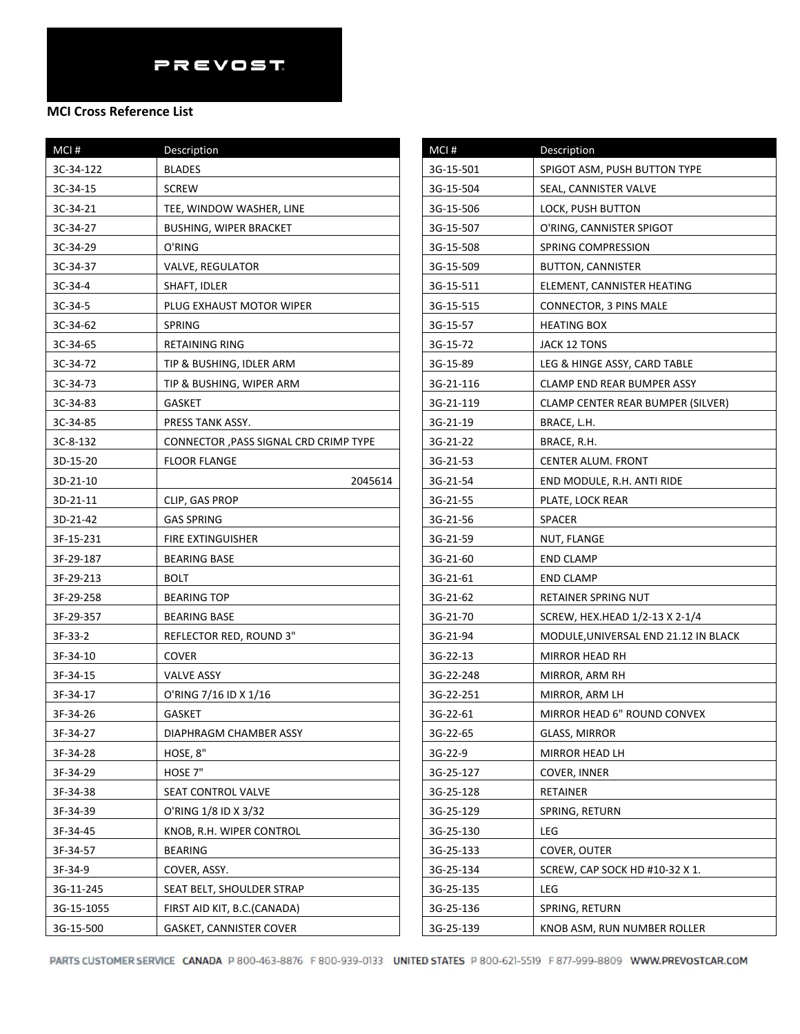**MCI Cross Reference List**

| MCI # | Description |
|---|---|
| 3C-34-122 | BLADES |
| 3C-34-15 | SCREW |
| 3C-34-21 | TEE, WINDOW WASHER, LINE |
| 3C-34-27 | BUSHING, WIPER BRACKET |
| 3C-34-29 | O'RING |
| 3C-34-37 | VALVE, REGULATOR |
| 3C-34-4 | SHAFT, IDLER |
| 3C-34-5 | PLUG EXHAUST MOTOR WIPER |
| 3C-34-62 | SPRING |
| 3C-34-65 | RETAINING RING |
| 3C-34-72 | TIP & BUSHING, IDLER ARM |
| 3C-34-73 | TIP & BUSHING, WIPER ARM |
| 3C-34-83 | GASKET |
| 3C-34-85 | PRESS TANK ASSY. |
| 3C-8-132 | CONNECTOR ,PASS SIGNAL CRD CRIMP TYPE |
| 3D-15-20 | FLOOR FLANGE |
| 3D-21-10 | 2045614 |
| 3D-21-11 | CLIP, GAS PROP |
| 3D-21-42 | GAS SPRING |
| 3F-15-231 | FIRE EXTINGUISHER |
| 3F-29-187 | BEARING BASE |
| 3F-29-213 | BOLT |
| 3F-29-258 | BEARING TOP |
| 3F-29-357 | BEARING BASE |
| 3F-33-2 | REFLECTOR RED, ROUND 3" |
| 3F-34-10 | COVER |
| 3F-34-15 | VALVE ASSY |
| 3F-34-17 | O'RING 7/16 ID X 1/16 |
| 3F-34-26 | GASKET |
| 3F-34-27 | DIAPHRAGM CHAMBER ASSY |
| 3F-34-28 | HOSE, 8" |
| 3F-34-29 | HOSE 7" |
| 3F-34-38 | SEAT CONTROL VALVE |
| 3F-34-39 | O'RING 1/8 ID X 3/32 |
| 3F-34-45 | KNOB, R.H. WIPER CONTROL |
| 3F-34-57 | BEARING |
| 3F-34-9 | COVER, ASSY. |
| 3G-11-245 | SEAT BELT, SHOULDER STRAP |
| 3G-15-1055 | FIRST AID KIT, B.C.(CANADA) |
| 3G-15-500 | GASKET, CANNISTER COVER |
| 3G-15-501 | SPIGOT ASM, PUSH BUTTON TYPE |
| 3G-15-504 | SEAL, CANNISTER VALVE |
| 3G-15-506 | LOCK, PUSH BUTTON |
| 3G-15-507 | O'RING, CANNISTER SPIGOT |
| 3G-15-508 | SPRING COMPRESSION |
| 3G-15-509 | BUTTON, CANNISTER |
| 3G-15-511 | ELEMENT, CANNISTER HEATING |
| 3G-15-515 | CONNECTOR, 3 PINS MALE |
| 3G-15-57 | HEATING BOX |
| 3G-15-72 | JACK 12 TONS |
| 3G-15-89 | LEG & HINGE ASSY, CARD TABLE |
| 3G-21-116 | CLAMP END REAR BUMPER ASSY |
| 3G-21-119 | CLAMP CENTER REAR BUMPER (SILVER) |
| 3G-21-19 | BRACE, L.H. |
| 3G-21-22 | BRACE, R.H. |
| 3G-21-53 | CENTER ALUM. FRONT |
| 3G-21-54 | END MODULE, R.H. ANTI RIDE |
| 3G-21-55 | PLATE, LOCK REAR |
| 3G-21-56 | SPACER |
| 3G-21-59 | NUT, FLANGE |
| 3G-21-60 | END CLAMP |
| 3G-21-61 | END CLAMP |
| 3G-21-62 | RETAINER SPRING NUT |
| 3G-21-70 | SCREW, HEX.HEAD 1/2-13 X 2-1/4 |
| 3G-21-94 | MODULE,UNIVERSAL END 21.12 IN BLACK |
| 3G-22-13 | MIRROR HEAD RH |
| 3G-22-248 | MIRROR, ARM RH |
| 3G-22-251 | MIRROR, ARM LH |
| 3G-22-61 | MIRROR HEAD 6" ROUND CONVEX |
| 3G-22-65 | GLASS, MIRROR |
| 3G-22-9 | MIRROR HEAD LH |
| 3G-25-127 | COVER, INNER |
| 3G-25-128 | RETAINER |
| 3G-25-129 | SPRING, RETURN |
| 3G-25-130 | LEG |
| 3G-25-133 | COVER, OUTER |
| 3G-25-134 | SCREW, CAP SOCK HD #10-32 X 1. |
| 3G-25-135 | LEG |
| 3G-25-136 | SPRING, RETURN |
| 3G-25-139 | KNOB ASM, RUN NUMBER ROLLER |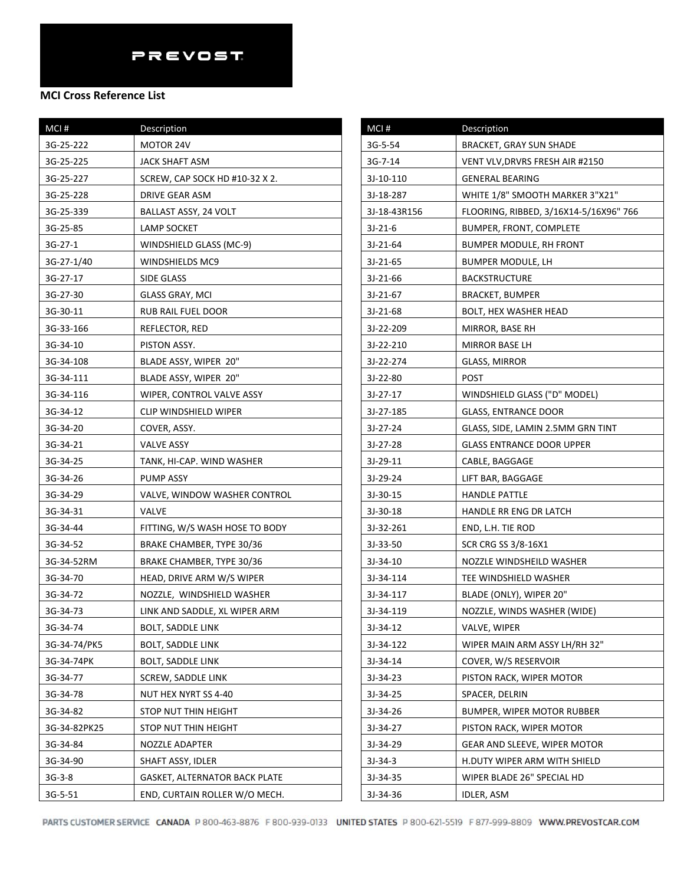PREVOST

**MCI Cross Reference List**

| MCI # | Description |
|---|---|
| 3G-25-222 | MOTOR 24V |
| 3G-25-225 | JACK SHAFT ASM |
| 3G-25-227 | SCREW, CAP SOCK HD #10-32 X 2. |
| 3G-25-228 | DRIVE GEAR ASM |
| 3G-25-339 | BALLAST ASSY, 24 VOLT |
| 3G-25-85 | LAMP SOCKET |
| 3G-27-1 | WINDSHIELD GLASS (MC-9) |
| 3G-27-1/40 | WINDSHIELDS MC9 |
| 3G-27-17 | SIDE GLASS |
| 3G-27-30 | GLASS GRAY, MCI |
| 3G-30-11 | RUB RAIL FUEL DOOR |
| 3G-33-166 | REFLECTOR, RED |
| 3G-34-10 | PISTON ASSY. |
| 3G-34-108 | BLADE ASSY, WIPER 20" |
| 3G-34-111 | BLADE ASSY, WIPER 20" |
| 3G-34-116 | WIPER, CONTROL VALVE ASSY |
| 3G-34-12 | CLIP WINDSHIELD WIPER |
| 3G-34-20 | COVER, ASSY. |
| 3G-34-21 | VALVE ASSY |
| 3G-34-25 | TANK, HI-CAP. WIND WASHER |
| 3G-34-26 | PUMP ASSY |
| 3G-34-29 | VALVE, WINDOW WASHER CONTROL |
| 3G-34-31 | VALVE |
| 3G-34-44 | FITTING, W/S WASH HOSE TO BODY |
| 3G-34-52 | BRAKE CHAMBER, TYPE 30/36 |
| 3G-34-52RM | BRAKE CHAMBER, TYPE 30/36 |
| 3G-34-70 | HEAD, DRIVE ARM W/S WIPER |
| 3G-34-72 | NOZZLE, WINDSHIELD WASHER |
| 3G-34-73 | LINK AND SADDLE, XL WIPER ARM |
| 3G-34-74 | BOLT, SADDLE LINK |
| 3G-34-74/PK5 | BOLT, SADDLE LINK |
| 3G-34-74PK | BOLT, SADDLE LINK |
| 3G-34-77 | SCREW, SADDLE LINK |
| 3G-34-78 | NUT HEX NYRT SS 4-40 |
| 3G-34-82 | STOP NUT THIN HEIGHT |
| 3G-34-82PK25 | STOP NUT THIN HEIGHT |
| 3G-34-84 | NOZZLE ADAPTER |
| 3G-34-90 | SHAFT ASSY, IDLER |
| 3G-3-8 | GASKET, ALTERNATOR BACK PLATE |
| 3G-5-51 | END, CURTAIN ROLLER W/O MECH. |
| 3G-5-54 | BRACKET, GRAY SUN SHADE |
| 3G-7-14 | VENT VLV,DRVRS FRESH AIR #2150 |
| 3J-10-110 | GENERAL BEARING |
| 3J-18-287 | WHITE 1/8" SMOOTH MARKER 3"X21" |
| 3J-18-43R156 | FLOORING, RIBBED, 3/16X14-5/16X96" 766 |
| 3J-21-6 | BUMPER, FRONT, COMPLETE |
| 3J-21-64 | BUMPER MODULE, RH FRONT |
| 3J-21-65 | BUMPER MODULE, LH |
| 3J-21-66 | BACKSTRUCTURE |
| 3J-21-67 | BRACKET, BUMPER |
| 3J-21-68 | BOLT, HEX WASHER HEAD |
| 3J-22-209 | MIRROR, BASE RH |
| 3J-22-210 | MIRROR BASE LH |
| 3J-22-274 | GLASS, MIRROR |
| 3J-22-80 | POST |
| 3J-27-17 | WINDSHIELD GLASS ("D" MODEL) |
| 3J-27-185 | GLASS, ENTRANCE DOOR |
| 3J-27-24 | GLASS, SIDE, LAMIN 2.5MM GRN TINT |
| 3J-27-28 | GLASS ENTRANCE DOOR UPPER |
| 3J-29-11 | CABLE, BAGGAGE |
| 3J-29-24 | LIFT BAR, BAGGAGE |
| 3J-30-15 | HANDLE PATTLE |
| 3J-30-18 | HANDLE RR ENG DR LATCH |
| 3J-32-261 | END, L.H. TIE ROD |
| 3J-33-50 | SCR CRG SS 3/8-16X1 |
| 3J-34-10 | NOZZLE WINDSHEILD WASHER |
| 3J-34-114 | TEE WINDSHIELD WASHER |
| 3J-34-117 | BLADE (ONLY), WIPER 20" |
| 3J-34-119 | NOZZLE, WINDS WASHER (WIDE) |
| 3J-34-12 | VALVE, WIPER |
| 3J-34-122 | WIPER MAIN ARM ASSY LH/RH 32" |
| 3J-34-14 | COVER, W/S RESERVOIR |
| 3J-34-23 | PISTON RACK, WIPER MOTOR |
| 3J-34-25 | SPACER, DELRIN |
| 3J-34-26 | BUMPER, WIPER MOTOR RUBBER |
| 3J-34-27 | PISTON RACK, WIPER MOTOR |
| 3J-34-29 | GEAR AND SLEEVE, WIPER MOTOR |
| 3J-34-3 | H.DUTY WIPER ARM WITH SHIELD |
| 3J-34-35 | WIPER BLADE 26" SPECIAL HD |
| 3J-34-36 | IDLER, ASM |

PARTS CUSTOMER SERVICE CANADA P 800-463-8876 F 800-939-0133 UNITED STATES P 800-621-5519 F 877-999-8809 WWW.PREVOSTCAR.COM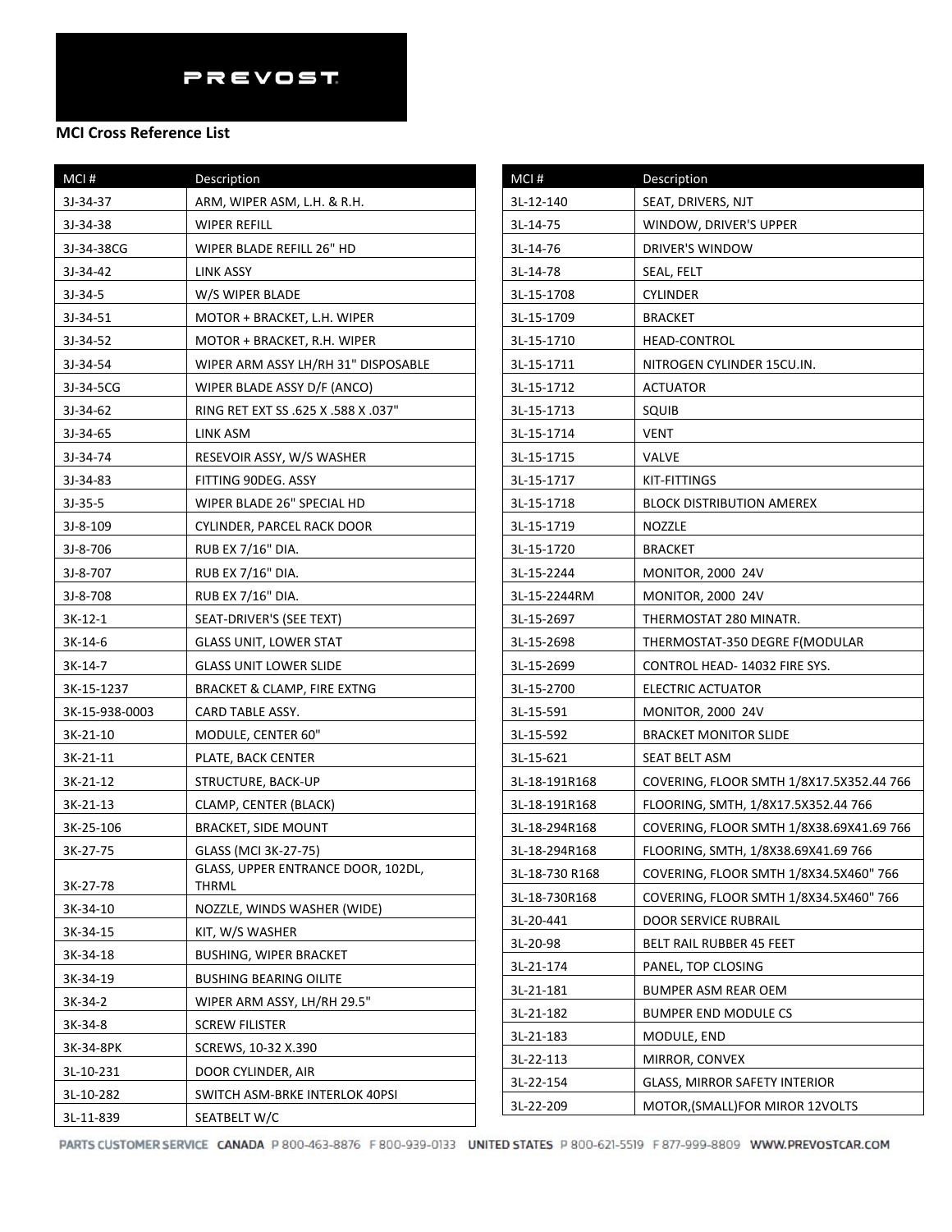PREVOST

**MCI Cross Reference List**

| MCI # | Description |
|---|---|
| 3J-34-37 | ARM, WIPER ASM, L.H. & R.H. |
| 3J-34-38 | WIPER REFILL |
| 3J-34-38CG | WIPER BLADE REFILL 26" HD |
| 3J-34-42 | LINK ASSY |
| 3J-34-5 | W/S WIPER BLADE |
| 3J-34-51 | MOTOR + BRACKET, L.H. WIPER |
| 3J-34-52 | MOTOR + BRACKET, R.H. WIPER |
| 3J-34-54 | WIPER ARM ASSY LH/RH 31" DISPOSABLE |
| 3J-34-5CG | WIPER BLADE ASSY D/F (ANCO) |
| 3J-34-62 | RING RET EXT SS .625 X .588 X .037" |
| 3J-34-65 | LINK ASM |
| 3J-34-74 | RESEVOIR ASSY, W/S WASHER |
| 3J-34-83 | FITTING 90DEG. ASSY |
| 3J-35-5 | WIPER BLADE 26" SPECIAL HD |
| 3J-8-109 | CYLINDER, PARCEL RACK DOOR |
| 3J-8-706 | RUB EX 7/16" DIA. |
| 3J-8-707 | RUB EX 7/16" DIA. |
| 3J-8-708 | RUB EX 7/16" DIA. |
| 3K-12-1 | SEAT-DRIVER'S (SEE TEXT) |
| 3K-14-6 | GLASS UNIT, LOWER STAT |
| 3K-14-7 | GLASS UNIT LOWER SLIDE |
| 3K-15-1237 | BRACKET & CLAMP, FIRE EXTNG |
| 3K-15-938-0003 | CARD TABLE ASSY. |
| 3K-21-10 | MODULE, CENTER 60" |
| 3K-21-11 | PLATE, BACK CENTER |
| 3K-21-12 | STRUCTURE, BACK-UP |
| 3K-21-13 | CLAMP, CENTER (BLACK) |
| 3K-25-106 | BRACKET, SIDE MOUNT |
| 3K-27-75 | GLASS (MCI 3K-27-75) |
| 3K-27-78 | GLASS, UPPER ENTRANCE DOOR, 102DL, THRML |
| 3K-34-10 | NOZZLE, WINDS WASHER (WIDE) |
| 3K-34-15 | KIT, W/S WASHER |
| 3K-34-18 | BUSHING, WIPER BRACKET |
| 3K-34-19 | BUSHING BEARING OILITE |
| 3K-34-2 | WIPER ARM ASSY, LH/RH 29.5" |
| 3K-34-8 | SCREW FILISTER |
| 3K-34-8PK | SCREWS, 10-32 X.390 |
| 3L-10-231 | DOOR CYLINDER, AIR |
| 3L-10-282 | SWITCH ASM-BRKE INTERLOK 40PSI |
| 3L-11-839 | SEATBELT W/C |
| 3L-12-140 | SEAT, DRIVERS, NJT |
| 3L-14-75 | WINDOW, DRIVER'S UPPER |
| 3L-14-76 | DRIVER'S WINDOW |
| 3L-14-78 | SEAL, FELT |
| 3L-15-1708 | CYLINDER |
| 3L-15-1709 | BRACKET |
| 3L-15-1710 | HEAD-CONTROL |
| 3L-15-1711 | NITROGEN CYLINDER 15CU.IN. |
| 3L-15-1712 | ACTUATOR |
| 3L-15-1713 | SQUIB |
| 3L-15-1714 | VENT |
| 3L-15-1715 | VALVE |
| 3L-15-1717 | KIT-FITTINGS |
| 3L-15-1718 | BLOCK DISTRIBUTION AMEREX |
| 3L-15-1719 | NOZZLE |
| 3L-15-1720 | BRACKET |
| 3L-15-2244 | MONITOR, 2000 24V |
| 3L-15-2244RM | MONITOR, 2000 24V |
| 3L-15-2697 | THERMOSTAT 280 MINATR. |
| 3L-15-2698 | THERMOSTAT-350 DEGRE F(MODULAR |
| 3L-15-2699 | CONTROL HEAD- 14032 FIRE SYS. |
| 3L-15-2700 | ELECTRIC ACTUATOR |
| 3L-15-591 | MONITOR, 2000 24V |
| 3L-15-592 | BRACKET MONITOR SLIDE |
| 3L-15-621 | SEAT BELT ASM |
| 3L-18-191R168 | COVERING, FLOOR SMTH 1/8X17.5X352.44 766 |
| 3L-18-191R168 | FLOORING, SMTH, 1/8X17.5X352.44 766 |
| 3L-18-294R168 | COVERING, FLOOR SMTH 1/8X38.69X41.69 766 |
| 3L-18-294R168 | FLOORING, SMTH, 1/8X38.69X41.69 766 |
| 3L-18-730 R168 | COVERING, FLOOR SMTH 1/8X34.5X460" 766 |
| 3L-18-730R168 | COVERING, FLOOR SMTH 1/8X34.5X460" 766 |
| 3L-20-441 | DOOR SERVICE RUBRAIL |
| 3L-20-98 | BELT RAIL RUBBER 45 FEET |
| 3L-21-174 | PANEL, TOP CLOSING |
| 3L-21-181 | BUMPER ASM REAR OEM |
| 3L-21-182 | BUMPER END MODULE CS |
| 3L-21-183 | MODULE, END |
| 3L-22-113 | MIRROR, CONVEX |
| 3L-22-154 | GLASS, MIRROR SAFETY INTERIOR |
| 3L-22-209 | MOTOR,(SMALL)FOR MIROR 12VOLTS |

PARTS CUSTOMER SERVICE CANADA P 800-463-8876 F 800-939-0133 UNITED STATES P 800-621-5519 F 877-999-8809 WWW.PREVOSTCAR.COM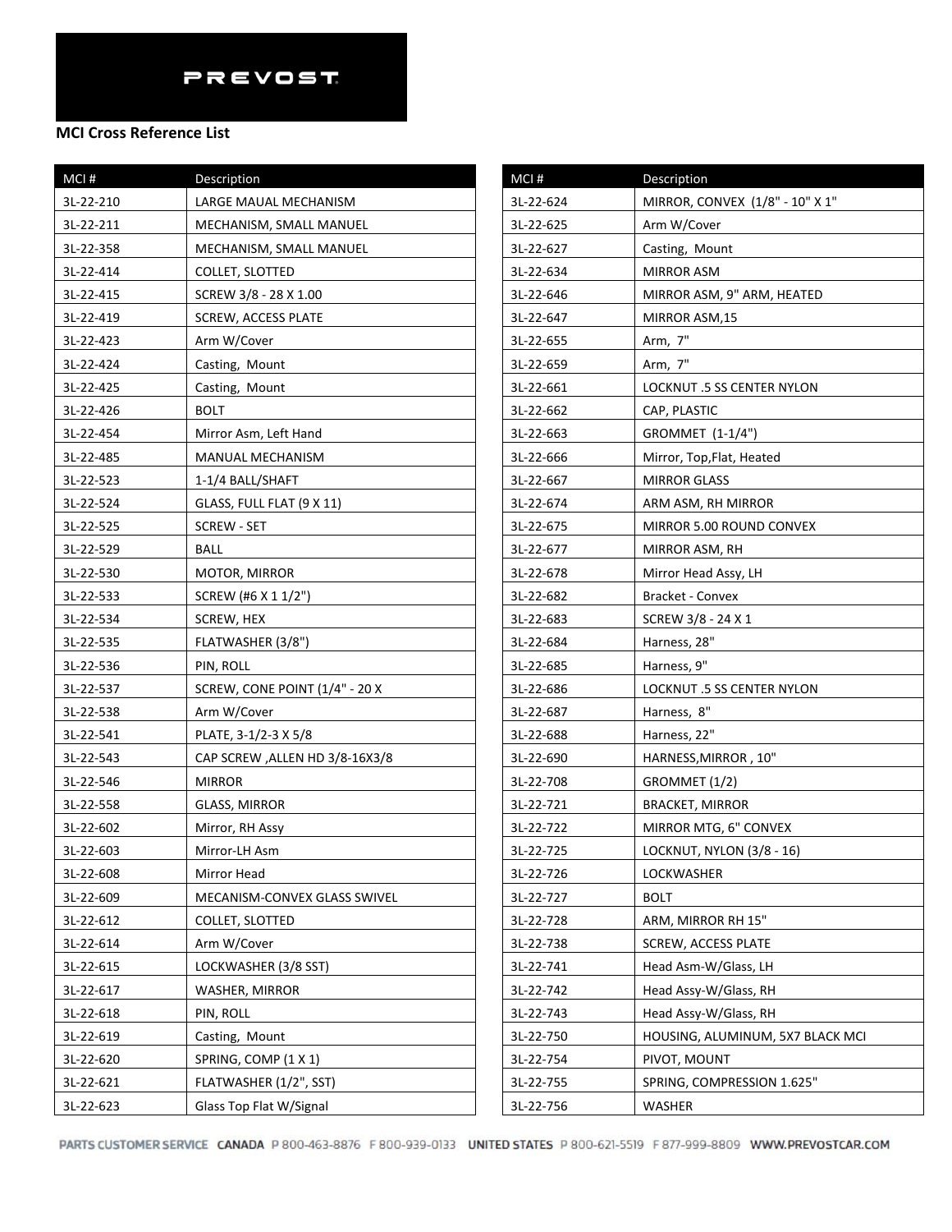PREVOST

**MCI Cross Reference List**

| MCI # | Description |
|---|---|
| 3L-22-210 | LARGE MAUAL MECHANISM |
| 3L-22-211 | MECHANISM, SMALL MANUEL |
| 3L-22-358 | MECHANISM, SMALL MANUEL |
| 3L-22-414 | COLLET, SLOTTED |
| 3L-22-415 | SCREW 3/8 - 28 X 1.00 |
| 3L-22-419 | SCREW, ACCESS PLATE |
| 3L-22-423 | Arm W/Cover |
| 3L-22-424 | Casting, Mount |
| 3L-22-425 | Casting, Mount |
| 3L-22-426 | BOLT |
| 3L-22-454 | Mirror Asm, Left Hand |
| 3L-22-485 | MANUAL MECHANISM |
| 3L-22-523 | 1-1/4 BALL/SHAFT |
| 3L-22-524 | GLASS, FULL FLAT (9 X 11) |
| 3L-22-525 | SCREW - SET |
| 3L-22-529 | BALL |
| 3L-22-530 | MOTOR, MIRROR |
| 3L-22-533 | SCREW (#6 X 1 1/2") |
| 3L-22-534 | SCREW, HEX |
| 3L-22-535 | FLATWASHER (3/8") |
| 3L-22-536 | PIN, ROLL |
| 3L-22-537 | SCREW, CONE POINT (1/4" - 20 X |
| 3L-22-538 | Arm W/Cover |
| 3L-22-541 | PLATE, 3-1/2-3 X 5/8 |
| 3L-22-543 | CAP SCREW ,ALLEN HD 3/8-16X3/8 |
| 3L-22-546 | MIRROR |
| 3L-22-558 | GLASS, MIRROR |
| 3L-22-602 | Mirror, RH Assy |
| 3L-22-603 | Mirror-LH Asm |
| 3L-22-608 | Mirror Head |
| 3L-22-609 | MECANISM-CONVEX GLASS SWIVEL |
| 3L-22-612 | COLLET, SLOTTED |
| 3L-22-614 | Arm W/Cover |
| 3L-22-615 | LOCKWASHER (3/8 SST) |
| 3L-22-617 | WASHER, MIRROR |
| 3L-22-618 | PIN, ROLL |
| 3L-22-619 | Casting, Mount |
| 3L-22-620 | SPRING, COMP (1 X 1) |
| 3L-22-621 | FLATWASHER (1/2", SST) |
| 3L-22-623 | Glass Top Flat W/Signal |
| 3L-22-624 | MIRROR, CONVEX (1/8" - 10" X 1" |
| 3L-22-625 | Arm W/Cover |
| 3L-22-627 | Casting, Mount |
| 3L-22-634 | MIRROR ASM |
| 3L-22-646 | MIRROR ASM, 9" ARM, HEATED |
| 3L-22-647 | MIRROR ASM,15 |
| 3L-22-655 | Arm, 7" |
| 3L-22-659 | Arm, 7" |
| 3L-22-661 | LOCKNUT .5 SS CENTER NYLON |
| 3L-22-662 | CAP, PLASTIC |
| 3L-22-663 | GROMMET (1-1/4") |
| 3L-22-666 | Mirror, Top,Flat, Heated |
| 3L-22-667 | MIRROR GLASS |
| 3L-22-674 | ARM ASM, RH MIRROR |
| 3L-22-675 | MIRROR 5.00 ROUND CONVEX |
| 3L-22-677 | MIRROR ASM, RH |
| 3L-22-678 | Mirror Head Assy, LH |
| 3L-22-682 | Bracket - Convex |
| 3L-22-683 | SCREW 3/8 - 24 X 1 |
| 3L-22-684 | Harness, 28" |
| 3L-22-685 | Harness, 9" |
| 3L-22-686 | LOCKNUT .5 SS CENTER NYLON |
| 3L-22-687 | Harness, 8" |
| 3L-22-688 | Harness, 22" |
| 3L-22-690 | HARNESS,MIRROR , 10" |
| 3L-22-708 | GROMMET (1/2) |
| 3L-22-721 | BRACKET, MIRROR |
| 3L-22-722 | MIRROR MTG, 6" CONVEX |
| 3L-22-725 | LOCKNUT, NYLON (3/8 - 16) |
| 3L-22-726 | LOCKWASHER |
| 3L-22-727 | BOLT |
| 3L-22-728 | ARM, MIRROR RH 15" |
| 3L-22-738 | SCREW, ACCESS PLATE |
| 3L-22-741 | Head Asm-W/Glass, LH |
| 3L-22-742 | Head Assy-W/Glass, RH |
| 3L-22-743 | Head Assy-W/Glass, RH |
| 3L-22-750 | HOUSING, ALUMINUM, 5X7 BLACK MCI |
| 3L-22-754 | PIVOT, MOUNT |
| 3L-22-755 | SPRING, COMPRESSION 1.625" |
| 3L-22-756 | WASHER |

PARTS CUSTOMER SERVICE CANADA P 800-463-8876 F 800-939-0133 UNITED STATES P 800-621-5519 F 877-999-8809 WWW.PREVOSTCAR.COM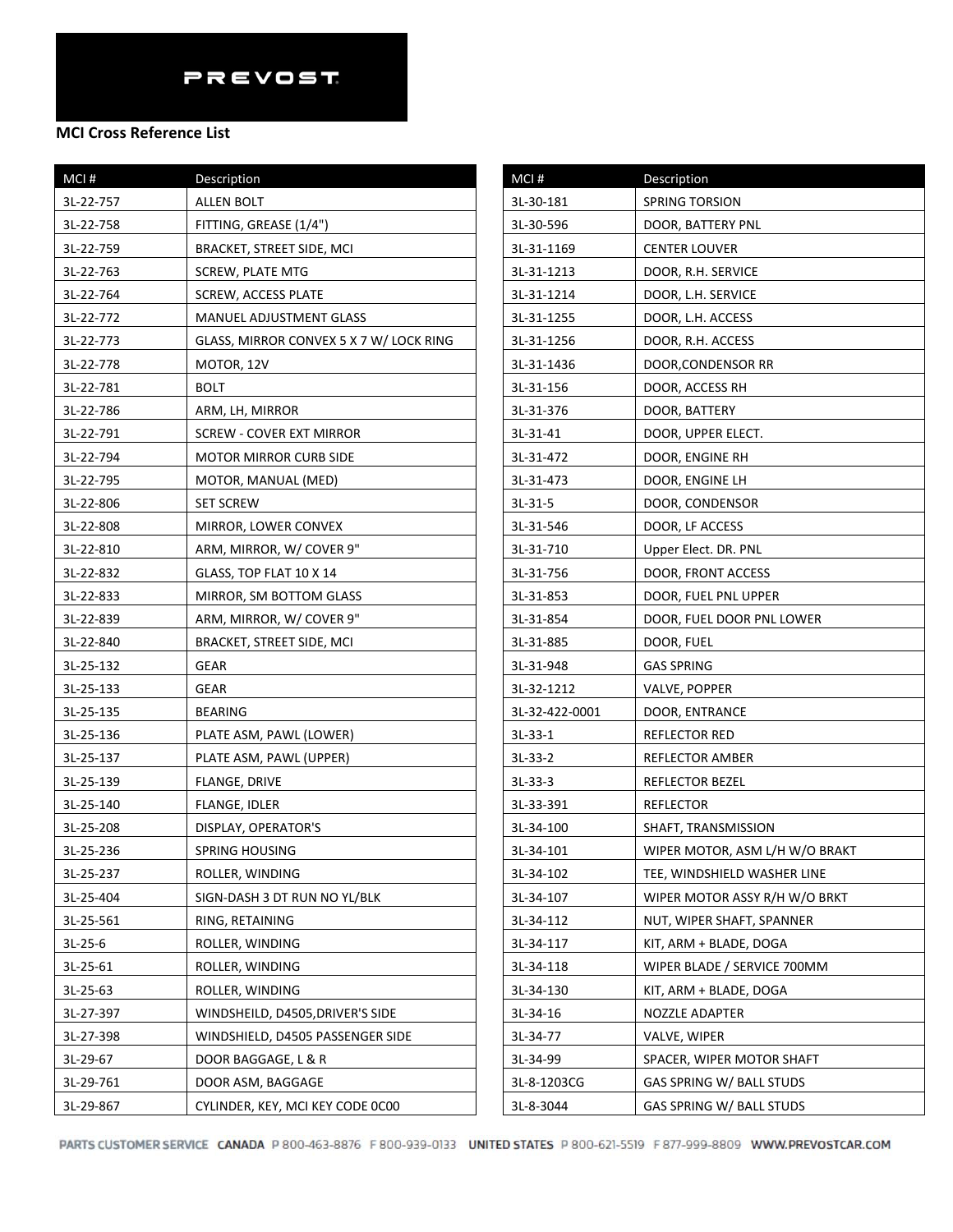PREVOST

**MCI Cross Reference List**

| MCI # | Description |
|---|---|
| 3L-22-757 | ALLEN BOLT |
| 3L-22-758 | FITTING, GREASE (1/4") |
| 3L-22-759 | BRACKET, STREET SIDE, MCI |
| 3L-22-763 | SCREW, PLATE MTG |
| 3L-22-764 | SCREW, ACCESS PLATE |
| 3L-22-772 | MANUEL ADJUSTMENT GLASS |
| 3L-22-773 | GLASS, MIRROR CONVEX 5 X 7 W/ LOCK RING |
| 3L-22-778 | MOTOR, 12V |
| 3L-22-781 | BOLT |
| 3L-22-786 | ARM, LH, MIRROR |
| 3L-22-791 | SCREW - COVER EXT MIRROR |
| 3L-22-794 | MOTOR MIRROR CURB SIDE |
| 3L-22-795 | MOTOR, MANUAL (MED) |
| 3L-22-806 | SET SCREW |
| 3L-22-808 | MIRROR, LOWER CONVEX |
| 3L-22-810 | ARM, MIRROR, W/ COVER 9" |
| 3L-22-832 | GLASS, TOP FLAT 10 X 14 |
| 3L-22-833 | MIRROR, SM BOTTOM GLASS |
| 3L-22-839 | ARM, MIRROR, W/ COVER 9" |
| 3L-22-840 | BRACKET, STREET SIDE, MCI |
| 3L-25-132 | GEAR |
| 3L-25-133 | GEAR |
| 3L-25-135 | BEARING |
| 3L-25-136 | PLATE ASM, PAWL (LOWER) |
| 3L-25-137 | PLATE ASM, PAWL (UPPER) |
| 3L-25-139 | FLANGE, DRIVE |
| 3L-25-140 | FLANGE, IDLER |
| 3L-25-208 | DISPLAY, OPERATOR'S |
| 3L-25-236 | SPRING HOUSING |
| 3L-25-237 | ROLLER, WINDING |
| 3L-25-404 | SIGN-DASH 3 DT RUN NO YL/BLK |
| 3L-25-561 | RING, RETAINING |
| 3L-25-6 | ROLLER, WINDING |
| 3L-25-61 | ROLLER, WINDING |
| 3L-25-63 | ROLLER, WINDING |
| 3L-27-397 | WINDSHEILD, D4505,DRIVER'S SIDE |
| 3L-27-398 | WINDSHIELD, D4505 PASSENGER SIDE |
| 3L-29-67 | DOOR BAGGAGE, L & R |
| 3L-29-761 | DOOR ASM, BAGGAGE |
| 3L-29-867 | CYLINDER, KEY, MCI KEY CODE 0C00 |

| MCI # | Description |
|---|---|
| 3L-30-181 | SPRING TORSION |
| 3L-30-596 | DOOR, BATTERY PNL |
| 3L-31-1169 | CENTER LOUVER |
| 3L-31-1213 | DOOR, R.H. SERVICE |
| 3L-31-1214 | DOOR, L.H. SERVICE |
| 3L-31-1255 | DOOR, L.H. ACCESS |
| 3L-31-1256 | DOOR, R.H. ACCESS |
| 3L-31-1436 | DOOR,CONDENSOR RR |
| 3L-31-156 | DOOR, ACCESS RH |
| 3L-31-376 | DOOR, BATTERY |
| 3L-31-41 | DOOR, UPPER ELECT. |
| 3L-31-472 | DOOR, ENGINE RH |
| 3L-31-473 | DOOR, ENGINE LH |
| 3L-31-5 | DOOR, CONDENSOR |
| 3L-31-546 | DOOR, LF ACCESS |
| 3L-31-710 | Upper Elect. DR. PNL |
| 3L-31-756 | DOOR, FRONT ACCESS |
| 3L-31-853 | DOOR, FUEL PNL UPPER |
| 3L-31-854 | DOOR, FUEL DOOR PNL LOWER |
| 3L-31-885 | DOOR, FUEL |
| 3L-31-948 | GAS SPRING |
| 3L-32-1212 | VALVE, POPPER |
| 3L-32-422-0001 | DOOR, ENTRANCE |
| 3L-33-1 | REFLECTOR RED |
| 3L-33-2 | REFLECTOR AMBER |
| 3L-33-3 | REFLECTOR BEZEL |
| 3L-33-391 | REFLECTOR |
| 3L-34-100 | SHAFT, TRANSMISSION |
| 3L-34-101 | WIPER MOTOR, ASM L/H W/O BRAKT |
| 3L-34-102 | TEE, WINDSHIELD WASHER LINE |
| 3L-34-107 | WIPER MOTOR ASSY R/H W/O BRKT |
| 3L-34-112 | NUT, WIPER SHAFT, SPANNER |
| 3L-34-117 | KIT, ARM + BLADE, DOGA |
| 3L-34-118 | WIPER BLADE / SERVICE 700MM |
| 3L-34-130 | KIT, ARM + BLADE, DOGA |
| 3L-34-16 | NOZZLE ADAPTER |
| 3L-34-77 | VALVE, WIPER |
| 3L-34-99 | SPACER, WIPER MOTOR SHAFT |
| 3L-8-1203CG | GAS SPRING W/ BALL STUDS |
| 3L-8-3044 | GAS SPRING W/ BALL STUDS |

PARTS CUSTOMER SERVICE CANADA P 800-463-8876 F 800-939-0133 UNITED STATES P 800-621-5519 F 877-999-8809 WWW.PREVOSTCAR.COM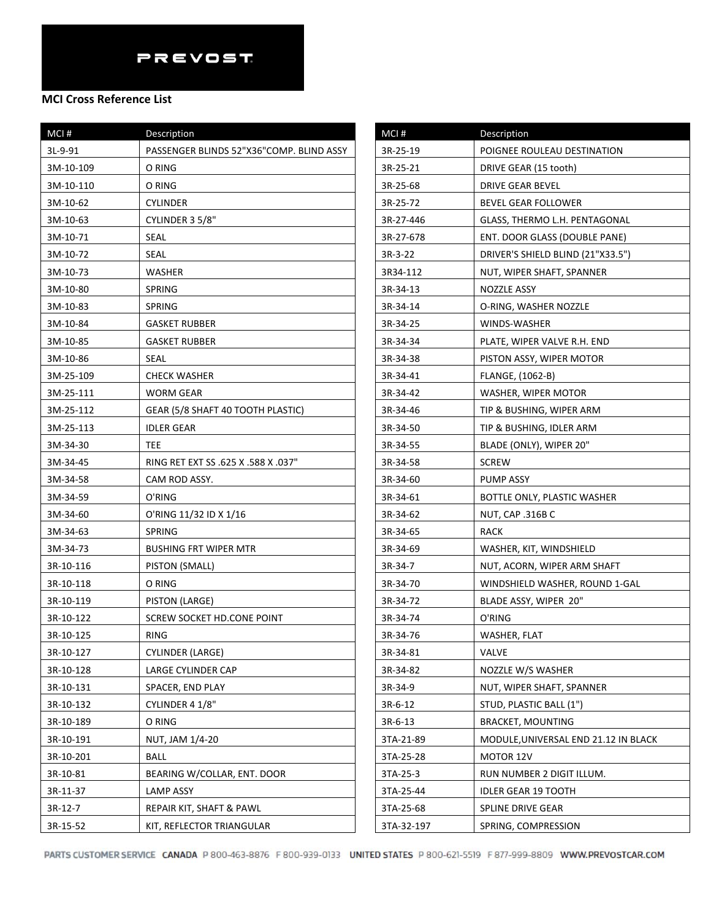PREVOST

**MCI Cross Reference List**

| MCI # | Description |
|---|---|
| 3L-9-91 | PASSENGER BLINDS 52"X36"COMP. BLIND ASSY |
| 3M-10-109 | O RING |
| 3M-10-110 | O RING |
| 3M-10-62 | CYLINDER |
| 3M-10-63 | CYLINDER 3 5/8" |
| 3M-10-71 | SEAL |
| 3M-10-72 | SEAL |
| 3M-10-73 | WASHER |
| 3M-10-80 | SPRING |
| 3M-10-83 | SPRING |
| 3M-10-84 | GASKET RUBBER |
| 3M-10-85 | GASKET RUBBER |
| 3M-10-86 | SEAL |
| 3M-25-109 | CHECK WASHER |
| 3M-25-111 | WORM GEAR |
| 3M-25-112 | GEAR (5/8 SHAFT 40 TOOTH PLASTIC) |
| 3M-25-113 | IDLER GEAR |
| 3M-34-30 | TEE |
| 3M-34-45 | RING RET EXT SS .625 X .588 X .037" |
| 3M-34-58 | CAM ROD ASSY. |
| 3M-34-59 | O'RING |
| 3M-34-60 | O'RING 11/32 ID X 1/16 |
| 3M-34-63 | SPRING |
| 3M-34-73 | BUSHING FRT WIPER MTR |
| 3R-10-116 | PISTON (SMALL) |
| 3R-10-118 | O RING |
| 3R-10-119 | PISTON (LARGE) |
| 3R-10-122 | SCREW SOCKET HD.CONE POINT |
| 3R-10-125 | RING |
| 3R-10-127 | CYLINDER (LARGE) |
| 3R-10-128 | LARGE CYLINDER CAP |
| 3R-10-131 | SPACER, END PLAY |
| 3R-10-132 | CYLINDER 4 1/8" |
| 3R-10-189 | O RING |
| 3R-10-191 | NUT, JAM 1/4-20 |
| 3R-10-201 | BALL |
| 3R-10-81 | BEARING W/COLLAR, ENT. DOOR |
| 3R-11-37 | LAMP ASSY |
| 3R-12-7 | REPAIR KIT, SHAFT & PAWL |
| 3R-15-52 | KIT, REFLECTOR TRIANGULAR |
| 3R-25-19 | POIGNEE ROULEAU DESTINATION |
| 3R-25-21 | DRIVE GEAR (15 tooth) |
| 3R-25-68 | DRIVE GEAR BEVEL |
| 3R-25-72 | BEVEL GEAR FOLLOWER |
| 3R-27-446 | GLASS, THERMO L.H. PENTAGONAL |
| 3R-27-678 | ENT. DOOR GLASS (DOUBLE PANE) |
| 3R-3-22 | DRIVER'S SHIELD BLIND (21"X33.5") |
| 3R34-112 | NUT, WIPER SHAFT, SPANNER |
| 3R-34-13 | NOZZLE ASSY |
| 3R-34-14 | O-RING, WASHER NOZZLE |
| 3R-34-25 | WINDS-WASHER |
| 3R-34-34 | PLATE, WIPER VALVE R.H. END |
| 3R-34-38 | PISTON ASSY, WIPER MOTOR |
| 3R-34-41 | FLANGE, (1062-B) |
| 3R-34-42 | WASHER, WIPER MOTOR |
| 3R-34-46 | TIP & BUSHING, WIPER ARM |
| 3R-34-50 | TIP & BUSHING, IDLER ARM |
| 3R-34-55 | BLADE (ONLY), WIPER 20" |
| 3R-34-58 | SCREW |
| 3R-34-60 | PUMP ASSY |
| 3R-34-61 | BOTTLE ONLY, PLASTIC WASHER |
| 3R-34-62 | NUT, CAP .316B C |
| 3R-34-65 | RACK |
| 3R-34-69 | WASHER, KIT, WINDSHIELD |
| 3R-34-7 | NUT, ACORN, WIPER ARM SHAFT |
| 3R-34-70 | WINDSHIELD WASHER, ROUND 1-GAL |
| 3R-34-72 | BLADE ASSY, WIPER 20" |
| 3R-34-74 | O'RING |
| 3R-34-76 | WASHER, FLAT |
| 3R-34-81 | VALVE |
| 3R-34-82 | NOZZLE W/S WASHER |
| 3R-34-9 | NUT, WIPER SHAFT, SPANNER |
| 3R-6-12 | STUD, PLASTIC BALL (1") |
| 3R-6-13 | BRACKET, MOUNTING |
| 3TA-21-89 | MODULE,UNIVERSAL END 21.12 IN BLACK |
| 3TA-25-28 | MOTOR 12V |
| 3TA-25-3 | RUN NUMBER 2 DIGIT ILLUM. |
| 3TA-25-44 | IDLER GEAR 19 TOOTH |
| 3TA-25-68 | SPLINE DRIVE GEAR |
| 3TA-32-197 | SPRING, COMPRESSION |

PARTS CUSTOMER SERVICE CANADA P 800-463-8876 F 800-939-0133 UNITED STATES P 800-621-5519 F 877-999-8809 WWW.PREVOSTCAR.COM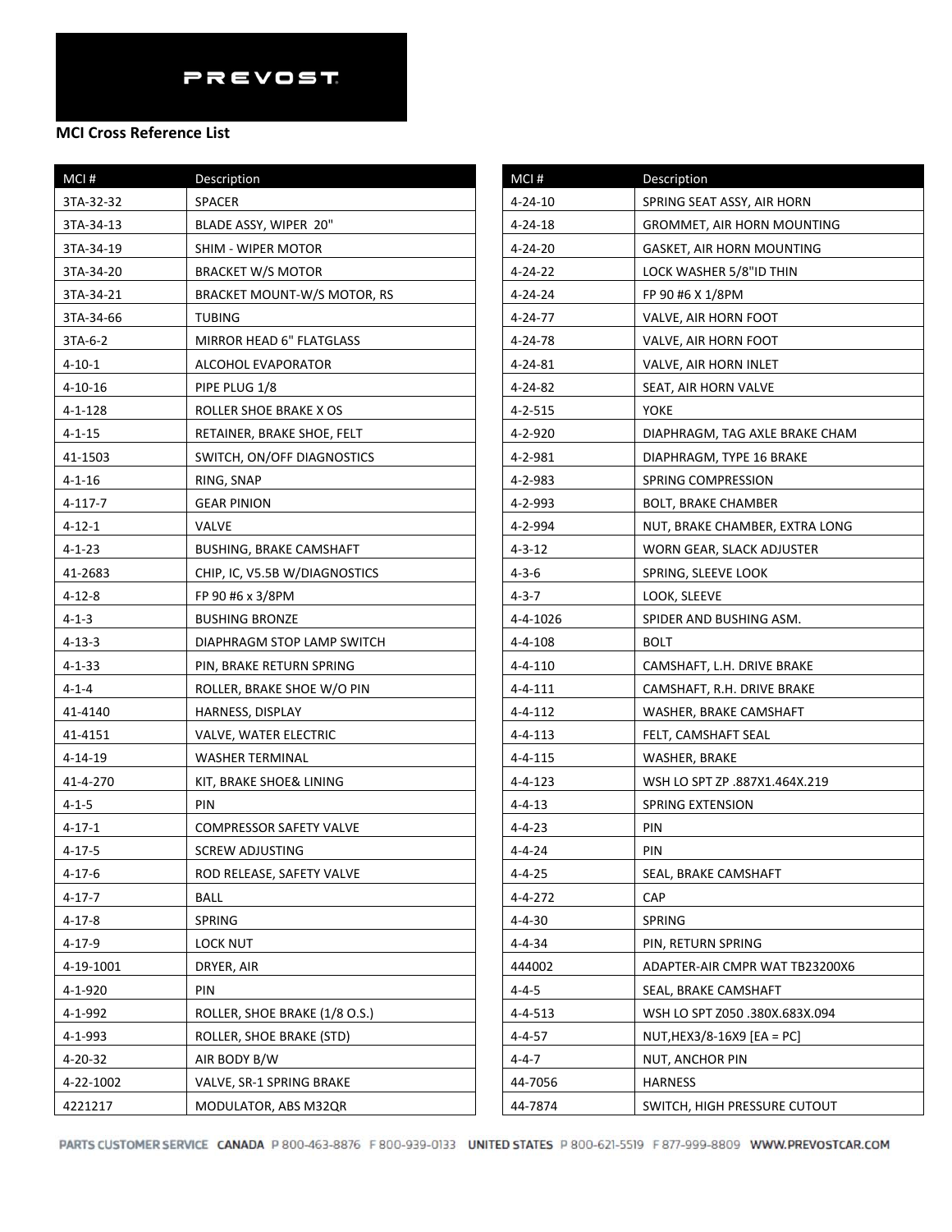PREVOST

**MCI Cross Reference List**

| MCI # | Description |
|---|---|
| 3TA-32-32 | SPACER |
| 3TA-34-13 | BLADE ASSY, WIPER 20" |
| 3TA-34-19 | SHIM - WIPER MOTOR |
| 3TA-34-20 | BRACKET W/S MOTOR |
| 3TA-34-21 | BRACKET MOUNT-W/S MOTOR, RS |
| 3TA-34-66 | TUBING |
| 3TA-6-2 | MIRROR HEAD 6" FLATGLASS |
| 4-10-1 | ALCOHOL EVAPORATOR |
| 4-10-16 | PIPE PLUG 1/8 |
| 4-1-128 | ROLLER SHOE BRAKE X OS |
| 4-1-15 | RETAINER, BRAKE SHOE, FELT |
| 41-1503 | SWITCH, ON/OFF DIAGNOSTICS |
| 4-1-16 | RING, SNAP |
| 4-117-7 | GEAR PINION |
| 4-12-1 | VALVE |
| 4-1-23 | BUSHING, BRAKE CAMSHAFT |
| 41-2683 | CHIP, IC, V5.5B W/DIAGNOSTICS |
| 4-12-8 | FP 90 #6 x 3/8PM |
| 4-1-3 | BUSHING BRONZE |
| 4-13-3 | DIAPHRAGM STOP LAMP SWITCH |
| 4-1-33 | PIN, BRAKE RETURN SPRING |
| 4-1-4 | ROLLER, BRAKE SHOE W/O PIN |
| 41-4140 | HARNESS, DISPLAY |
| 41-4151 | VALVE, WATER ELECTRIC |
| 4-14-19 | WASHER TERMINAL |
| 41-4-270 | KIT, BRAKE SHOE& LINING |
| 4-1-5 | PIN |
| 4-17-1 | COMPRESSOR SAFETY VALVE |
| 4-17-5 | SCREW ADJUSTING |
| 4-17-6 | ROD RELEASE, SAFETY VALVE |
| 4-17-7 | BALL |
| 4-17-8 | SPRING |
| 4-17-9 | LOCK NUT |
| 4-19-1001 | DRYER, AIR |
| 4-1-920 | PIN |
| 4-1-992 | ROLLER, SHOE BRAKE (1/8 O.S.) |
| 4-1-993 | ROLLER, SHOE BRAKE (STD) |
| 4-20-32 | AIR BODY B/W |
| 4-22-1002 | VALVE, SR-1 SPRING BRAKE |
| 4221217 | MODULATOR, ABS M32QR |
| 4-24-10 | SPRING SEAT ASSY, AIR HORN |
| 4-24-18 | GROMMET, AIR HORN MOUNTING |
| 4-24-20 | GASKET, AIR HORN MOUNTING |
| 4-24-22 | LOCK WASHER 5/8"ID THIN |
| 4-24-24 | FP 90 #6 X 1/8PM |
| 4-24-77 | VALVE, AIR HORN FOOT |
| 4-24-78 | VALVE, AIR HORN FOOT |
| 4-24-81 | VALVE, AIR HORN INLET |
| 4-24-82 | SEAT, AIR HORN VALVE |
| 4-2-515 | YOKE |
| 4-2-920 | DIAPHRAGM, TAG AXLE BRAKE CHAM |
| 4-2-981 | DIAPHRAGM, TYPE 16 BRAKE |
| 4-2-983 | SPRING COMPRESSION |
| 4-2-993 | BOLT, BRAKE CHAMBER |
| 4-2-994 | NUT, BRAKE CHAMBER, EXTRA LONG |
| 4-3-12 | WORN GEAR, SLACK ADJUSTER |
| 4-3-6 | SPRING, SLEEVE LOOK |
| 4-3-7 | LOOK, SLEEVE |
| 4-4-1026 | SPIDER AND BUSHING ASM. |
| 4-4-108 | BOLT |
| 4-4-110 | CAMSHAFT, L.H. DRIVE BRAKE |
| 4-4-111 | CAMSHAFT, R.H. DRIVE BRAKE |
| 4-4-112 | WASHER, BRAKE CAMSHAFT |
| 4-4-113 | FELT, CAMSHAFT SEAL |
| 4-4-115 | WASHER, BRAKE |
| 4-4-123 | WSH LO SPT ZP .887X1.464X.219 |
| 4-4-13 | SPRING EXTENSION |
| 4-4-23 | PIN |
| 4-4-24 | PIN |
| 4-4-25 | SEAL, BRAKE CAMSHAFT |
| 4-4-272 | CAP |
| 4-4-30 | SPRING |
| 4-4-34 | PIN, RETURN SPRING |
| 444002 | ADAPTER-AIR CMPR WAT TB23200X6 |
| 4-4-5 | SEAL, BRAKE CAMSHAFT |
| 4-4-513 | WSH LO SPT Z050 .380X.683X.094 |
| 4-4-57 | NUT,HEX3/8-16X9 [EA = PC] |
| 4-4-7 | NUT, ANCHOR PIN |
| 44-7056 | HARNESS |
| 44-7874 | SWITCH, HIGH PRESSURE CUTOUT |

PARTS CUSTOMER SERVICE CANADA P 800-463-8876 F 800-939-0133 UNITED STATES P 800-621-5519 F 877-999-8809 WWW.PREVOSTCAR.COM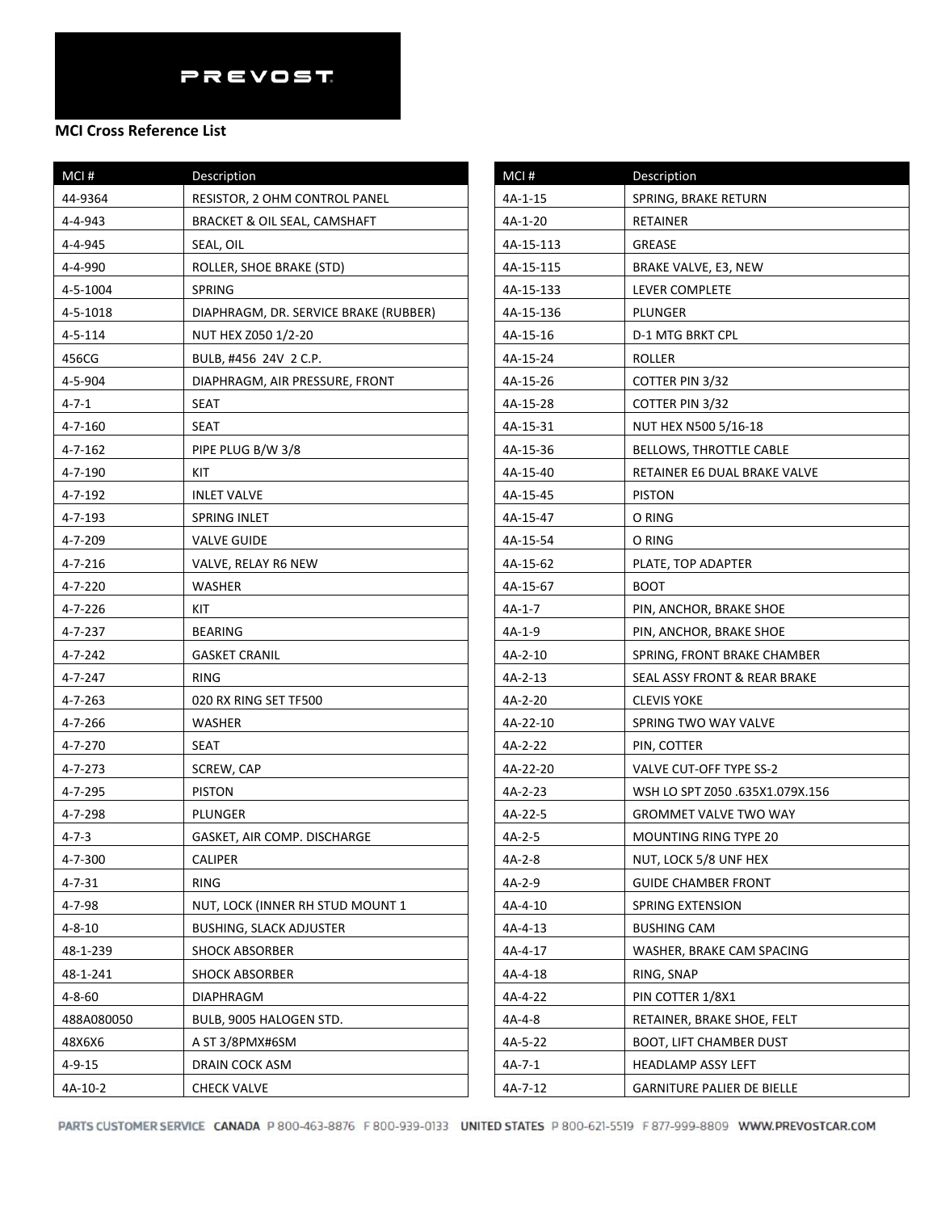**PREVOST**

**MCI Cross Reference List**

| MCI # | Description |
|---|---|
| 44-9364 | RESISTOR, 2 OHM CONTROL PANEL |
| 4-4-943 | BRACKET & OIL SEAL, CAMSHAFT |
| 4-4-945 | SEAL, OIL |
| 4-4-990 | ROLLER, SHOE BRAKE (STD) |
| 4-5-1004 | SPRING |
| 4-5-1018 | DIAPHRAGM, DR. SERVICE BRAKE (RUBBER) |
| 4-5-114 | NUT HEX Z050 1/2-20 |
| 456CG | BULB, #456 24V 2 C.P. |
| 4-5-904 | DIAPHRAGM, AIR PRESSURE, FRONT |
| 4-7-1 | SEAT |
| 4-7-160 | SEAT |
| 4-7-162 | PIPE PLUG B/W 3/8 |
| 4-7-190 | KIT |
| 4-7-192 | INLET VALVE |
| 4-7-193 | SPRING INLET |
| 4-7-209 | VALVE GUIDE |
| 4-7-216 | VALVE, RELAY R6 NEW |
| 4-7-220 | WASHER |
| 4-7-226 | KIT |
| 4-7-237 | BEARING |
| 4-7-242 | GASKET CRANIL |
| 4-7-247 | RING |
| 4-7-263 | 020 RX RING SET TF500 |
| 4-7-266 | WASHER |
| 4-7-270 | SEAT |
| 4-7-273 | SCREW, CAP |
| 4-7-295 | PISTON |
| 4-7-298 | PLUNGER |
| 4-7-3 | GASKET, AIR COMP. DISCHARGE |
| 4-7-300 | CALIPER |
| 4-7-31 | RING |
| 4-7-98 | NUT, LOCK (INNER RH STUD MOUNT 1 |
| 4-8-10 | BUSHING, SLACK ADJUSTER |
| 48-1-239 | SHOCK ABSORBER |
| 48-1-241 | SHOCK ABSORBER |
| 4-8-60 | DIAPHRAGM |
| 488A080050 | BULB, 9005 HALOGEN STD. |
| 48X6X6 | A ST 3/8PMX#6SM |
| 4-9-15 | DRAIN COCK ASM |
| 4A-10-2 | CHECK VALVE |
| 4A-1-15 | SPRING, BRAKE RETURN |
| 4A-1-20 | RETAINER |
| 4A-15-113 | GREASE |
| 4A-15-115 | BRAKE VALVE, E3, NEW |
| 4A-15-133 | LEVER COMPLETE |
| 4A-15-136 | PLUNGER |
| 4A-15-16 | D-1 MTG BRKT CPL |
| 4A-15-24 | ROLLER |
| 4A-15-26 | COTTER PIN 3/32 |
| 4A-15-28 | COTTER PIN 3/32 |
| 4A-15-31 | NUT HEX N500 5/16-18 |
| 4A-15-36 | BELLOWS, THROTTLE CABLE |
| 4A-15-40 | RETAINER E6 DUAL BRAKE VALVE |
| 4A-15-45 | PISTON |
| 4A-15-47 | O RING |
| 4A-15-54 | O RING |
| 4A-15-62 | PLATE, TOP ADAPTER |
| 4A-15-67 | BOOT |
| 4A-1-7 | PIN, ANCHOR, BRAKE SHOE |
| 4A-1-9 | PIN, ANCHOR, BRAKE SHOE |
| 4A-2-10 | SPRING, FRONT BRAKE CHAMBER |
| 4A-2-13 | SEAL ASSY FRONT & REAR BRAKE |
| 4A-2-20 | CLEVIS YOKE |
| 4A-22-10 | SPRING TWO WAY VALVE |
| 4A-2-22 | PIN, COTTER |
| 4A-22-20 | VALVE CUT-OFF TYPE SS-2 |
| 4A-2-23 | WSH LO SPT Z050 .635X1.079X.156 |
| 4A-22-5 | GROMMET VALVE TWO WAY |
| 4A-2-5 | MOUNTING RING TYPE 20 |
| 4A-2-8 | NUT, LOCK 5/8 UNF HEX |
| 4A-2-9 | GUIDE CHAMBER FRONT |
| 4A-4-10 | SPRING EXTENSION |
| 4A-4-13 | BUSHING CAM |
| 4A-4-17 | WASHER, BRAKE CAM SPACING |
| 4A-4-18 | RING, SNAP |
| 4A-4-22 | PIN COTTER 1/8X1 |
| 4A-4-8 | RETAINER, BRAKE SHOE, FELT |
| 4A-5-22 | BOOT, LIFT CHAMBER DUST |
| 4A-7-1 | HEADLAMP ASSY LEFT |
| 4A-7-12 | GARNITURE PALIER DE BIELLE |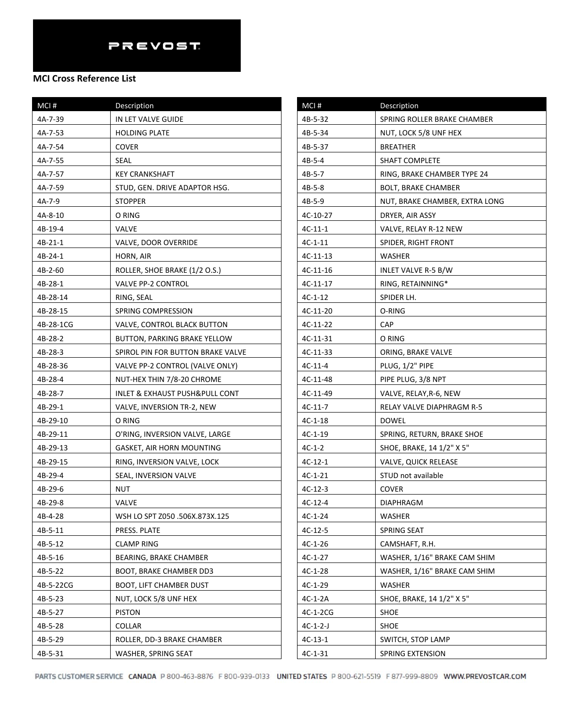PREVOST

**MCI Cross Reference List**

| MCI # | Description |
|---|---|
| 4A-7-39 | IN LET VALVE GUIDE |
| 4A-7-53 | HOLDING PLATE |
| 4A-7-54 | COVER |
| 4A-7-55 | SEAL |
| 4A-7-57 | KEY CRANKSHAFT |
| 4A-7-59 | STUD, GEN. DRIVE ADAPTOR HSG. |
| 4A-7-9 | STOPPER |
| 4A-8-10 | O RING |
| 4B-19-4 | VALVE |
| 4B-21-1 | VALVE, DOOR OVERRIDE |
| 4B-24-1 | HORN, AIR |
| 4B-2-60 | ROLLER, SHOE BRAKE (1/2 O.S.) |
| 4B-28-1 | VALVE PP-2 CONTROL |
| 4B-28-14 | RING, SEAL |
| 4B-28-15 | SPRING COMPRESSION |
| 4B-28-1CG | VALVE, CONTROL BLACK BUTTON |
| 4B-28-2 | BUTTON, PARKING BRAKE YELLOW |
| 4B-28-3 | SPIROL PIN FOR BUTTON BRAKE VALVE |
| 4B-28-36 | VALVE PP-2 CONTROL (VALVE ONLY) |
| 4B-28-4 | NUT-HEX THIN 7/8-20 CHROME |
| 4B-28-7 | INLET & EXHAUST PUSH&PULL CONT |
| 4B-29-1 | VALVE, INVERSION TR-2, NEW |
| 4B-29-10 | O RING |
| 4B-29-11 | O'RING, INVERSION VALVE, LARGE |
| 4B-29-13 | GASKET, AIR HORN MOUNTING |
| 4B-29-15 | RING, INVERSION VALVE, LOCK |
| 4B-29-4 | SEAL, INVERSION VALVE |
| 4B-29-6 | NUT |
| 4B-29-8 | VALVE |
| 4B-4-28 | WSH LO SPT Z050 .506X.873X.125 |
| 4B-5-11 | PRESS. PLATE |
| 4B-5-12 | CLAMP RING |
| 4B-5-16 | BEARING, BRAKE CHAMBER |
| 4B-5-22 | BOOT, BRAKE CHAMBER DD3 |
| 4B-5-22CG | BOOT, LIFT CHAMBER DUST |
| 4B-5-23 | NUT, LOCK 5/8 UNF HEX |
| 4B-5-27 | PISTON |
| 4B-5-28 | COLLAR |
| 4B-5-29 | ROLLER, DD-3 BRAKE CHAMBER |
| 4B-5-31 | WASHER, SPRING SEAT |
| 4B-5-32 | SPRING ROLLER BRAKE CHAMBER |
| 4B-5-34 | NUT, LOCK 5/8 UNF HEX |
| 4B-5-37 | BREATHER |
| 4B-5-4 | SHAFT COMPLETE |
| 4B-5-7 | RING, BRAKE CHAMBER TYPE 24 |
| 4B-5-8 | BOLT, BRAKE CHAMBER |
| 4B-5-9 | NUT, BRAKE CHAMBER, EXTRA LONG |
| 4C-10-27 | DRYER, AIR ASSY |
| 4C-11-1 | VALVE, RELAY R-12 NEW |
| 4C-1-11 | SPIDER, RIGHT FRONT |
| 4C-11-13 | WASHER |
| 4C-11-16 | INLET VALVE R-5 B/W |
| 4C-11-17 | RING, RETAINNING* |
| 4C-1-12 | SPIDER LH. |
| 4C-11-20 | O-RING |
| 4C-11-22 | CAP |
| 4C-11-31 | O RING |
| 4C-11-33 | ORING, BRAKE VALVE |
| 4C-11-4 | PLUG, 1/2" PIPE |
| 4C-11-48 | PIPE PLUG, 3/8 NPT |
| 4C-11-49 | VALVE, RELAY,R-6, NEW |
| 4C-11-7 | RELAY VALVE DIAPHRAGM R-5 |
| 4C-1-18 | DOWEL |
| 4C-1-19 | SPRING, RETURN, BRAKE SHOE |
| 4C-1-2 | SHOE, BRAKE, 14 1/2" X 5" |
| 4C-12-1 | VALVE, QUICK RELEASE |
| 4C-1-21 | STUD not available |
| 4C-12-3 | COVER |
| 4C-12-4 | DIAPHRAGM |
| 4C-1-24 | WASHER |
| 4C-12-5 | SPRING SEAT |
| 4C-1-26 | CAMSHAFT, R.H. |
| 4C-1-27 | WASHER, 1/16" BRAKE CAM SHIM |
| 4C-1-28 | WASHER, 1/16" BRAKE CAM SHIM |
| 4C-1-29 | WASHER |
| 4C-1-2A | SHOE, BRAKE, 14 1/2" X 5" |
| 4C-1-2CG | SHOE |
| 4C-1-2-J | SHOE |
| 4C-13-1 | SWITCH, STOP LAMP |
| 4C-1-31 | SPRING EXTENSION |

PARTS CUSTOMER SERVICE CANADA P 800-463-8876 F 800-939-0133 UNITED STATES P 800-621-5519 F 877-999-8809 WWW.PREVOSTCAR.COM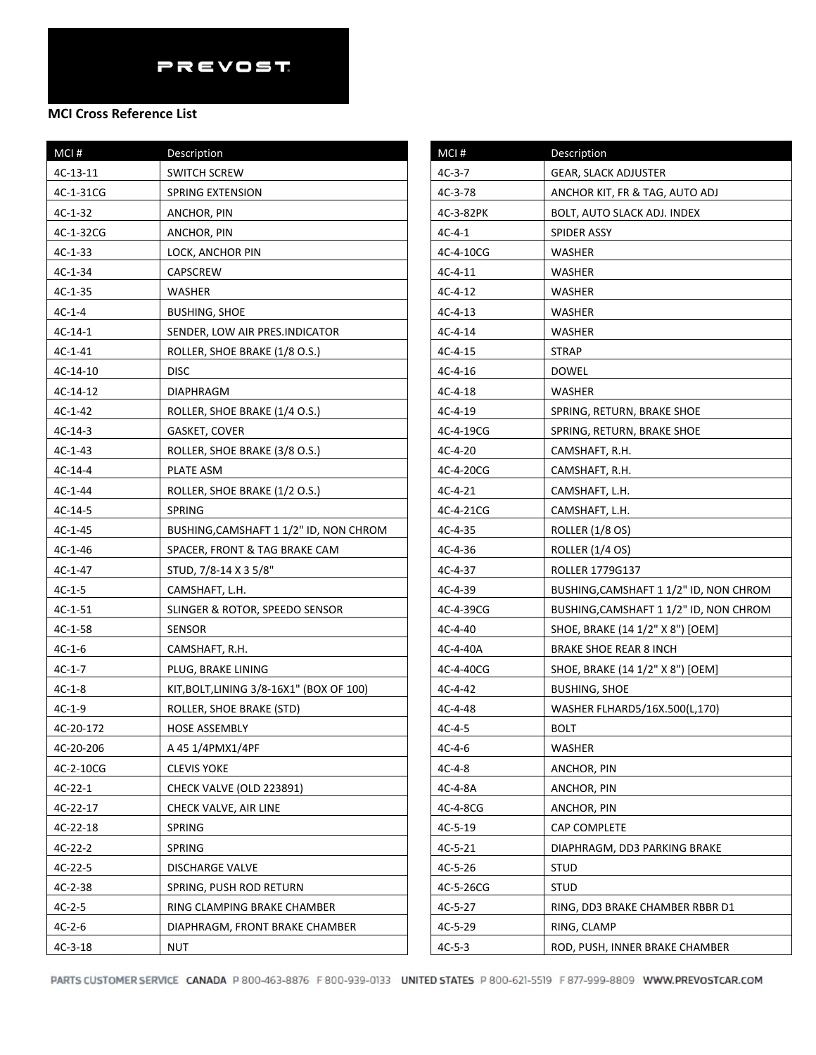PREVOST

**MCI Cross Reference List**

| MCI # | Description |
|---|---|
| 4C-13-11 | SWITCH SCREW |
| 4C-1-31CG | SPRING EXTENSION |
| 4C-1-32 | ANCHOR, PIN |
| 4C-1-32CG | ANCHOR, PIN |
| 4C-1-33 | LOCK, ANCHOR PIN |
| 4C-1-34 | CAPSCREW |
| 4C-1-35 | WASHER |
| 4C-1-4 | BUSHING, SHOE |
| 4C-14-1 | SENDER, LOW AIR PRES.INDICATOR |
| 4C-1-41 | ROLLER, SHOE BRAKE (1/8 O.S.) |
| 4C-14-10 | DISC |
| 4C-14-12 | DIAPHRAGM |
| 4C-1-42 | ROLLER, SHOE BRAKE (1/4 O.S.) |
| 4C-14-3 | GASKET, COVER |
| 4C-1-43 | ROLLER, SHOE BRAKE (3/8 O.S.) |
| 4C-14-4 | PLATE ASM |
| 4C-1-44 | ROLLER, SHOE BRAKE (1/2 O.S.) |
| 4C-14-5 | SPRING |
| 4C-1-45 | BUSHING,CAMSHAFT 1 1/2" ID, NON CHROM |
| 4C-1-46 | SPACER, FRONT & TAG BRAKE CAM |
| 4C-1-47 | STUD, 7/8-14 X 3 5/8" |
| 4C-1-5 | CAMSHAFT, L.H. |
| 4C-1-51 | SLINGER & ROTOR, SPEEDO SENSOR |
| 4C-1-58 | SENSOR |
| 4C-1-6 | CAMSHAFT, R.H. |
| 4C-1-7 | PLUG, BRAKE LINING |
| 4C-1-8 | KIT,BOLT,LINING 3/8-16X1" (BOX OF 100) |
| 4C-1-9 | ROLLER, SHOE BRAKE (STD) |
| 4C-20-172 | HOSE ASSEMBLY |
| 4C-20-206 | A 45 1/4PMX1/4PF |
| 4C-2-10CG | CLEVIS YOKE |
| 4C-22-1 | CHECK VALVE (OLD 223891) |
| 4C-22-17 | CHECK VALVE, AIR LINE |
| 4C-22-18 | SPRING |
| 4C-22-2 | SPRING |
| 4C-22-5 | DISCHARGE VALVE |
| 4C-2-38 | SPRING, PUSH ROD RETURN |
| 4C-2-5 | RING CLAMPING BRAKE CHAMBER |
| 4C-2-6 | DIAPHRAGM, FRONT BRAKE CHAMBER |
| 4C-3-18 | NUT |
| 4C-3-7 | GEAR, SLACK ADJUSTER |
| 4C-3-78 | ANCHOR KIT, FR & TAG, AUTO ADJ |
| 4C-3-82PK | BOLT, AUTO SLACK ADJ. INDEX |
| 4C-4-1 | SPIDER ASSY |
| 4C-4-10CG | WASHER |
| 4C-4-11 | WASHER |
| 4C-4-12 | WASHER |
| 4C-4-13 | WASHER |
| 4C-4-14 | WASHER |
| 4C-4-15 | STRAP |
| 4C-4-16 | DOWEL |
| 4C-4-18 | WASHER |
| 4C-4-19 | SPRING, RETURN, BRAKE SHOE |
| 4C-4-19CG | SPRING, RETURN, BRAKE SHOE |
| 4C-4-20 | CAMSHAFT, R.H. |
| 4C-4-20CG | CAMSHAFT, R.H. |
| 4C-4-21 | CAMSHAFT, L.H. |
| 4C-4-21CG | CAMSHAFT, L.H. |
| 4C-4-35 | ROLLER (1/8 OS) |
| 4C-4-36 | ROLLER (1/4 OS) |
| 4C-4-37 | ROLLER 1779G137 |
| 4C-4-39 | BUSHING,CAMSHAFT 1 1/2" ID, NON CHROM |
| 4C-4-39CG | BUSHING,CAMSHAFT 1 1/2" ID, NON CHROM |
| 4C-4-40 | SHOE, BRAKE (14 1/2" X 8") [OEM] |
| 4C-4-40A | BRAKE SHOE REAR 8 INCH |
| 4C-4-40CG | SHOE, BRAKE (14 1/2" X 8") [OEM] |
| 4C-4-42 | BUSHING, SHOE |
| 4C-4-48 | WASHER FLHARD5/16X.500(L,170) |
| 4C-4-5 | BOLT |
| 4C-4-6 | WASHER |
| 4C-4-8 | ANCHOR, PIN |
| 4C-4-8A | ANCHOR, PIN |
| 4C-4-8CG | ANCHOR, PIN |
| 4C-5-19 | CAP COMPLETE |
| 4C-5-21 | DIAPHRAGM, DD3 PARKING BRAKE |
| 4C-5-26 | STUD |
| 4C-5-26CG | STUD |
| 4C-5-27 | RING, DD3 BRAKE CHAMBER RBBR D1 |
| 4C-5-29 | RING, CLAMP |
| 4C-5-3 | ROD, PUSH, INNER BRAKE CHAMBER |

PARTS CUSTOMER SERVICE CANADA P 800-463-8876 F 800-939-0133 UNITED STATES P 800-621-5519 F 877-999-8809 WWW.PREVOSTCAR.COM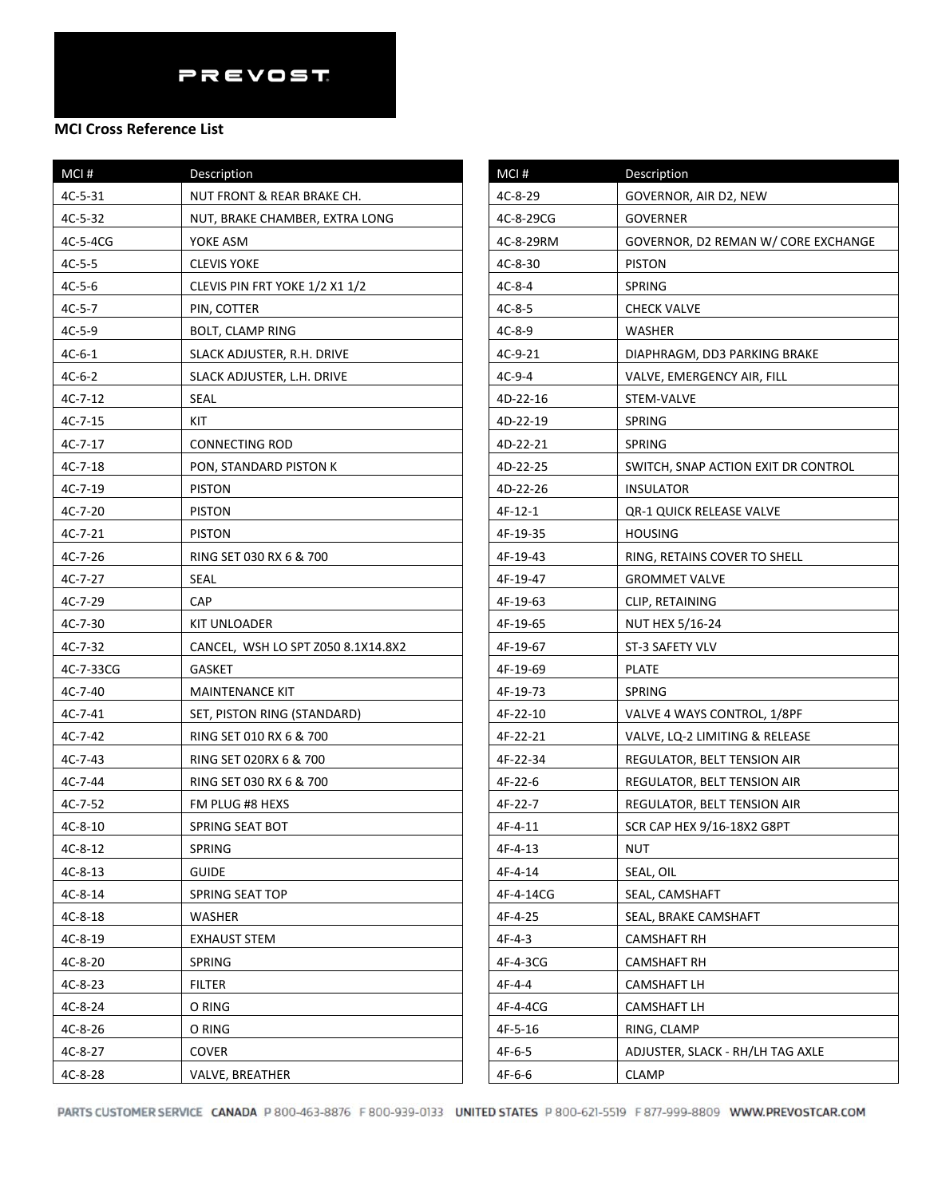**MCI Cross Reference List**

| MCI # | Description |
|---|---|
| 4C-5-31 | NUT FRONT & REAR BRAKE CH. |
| 4C-5-32 | NUT, BRAKE CHAMBER, EXTRA LONG |
| 4C-5-4CG | YOKE ASM |
| 4C-5-5 | CLEVIS YOKE |
| 4C-5-6 | CLEVIS PIN FRT YOKE 1/2 X1 1/2 |
| 4C-5-7 | PIN, COTTER |
| 4C-5-9 | BOLT, CLAMP RING |
| 4C-6-1 | SLACK ADJUSTER, R.H. DRIVE |
| 4C-6-2 | SLACK ADJUSTER, L.H. DRIVE |
| 4C-7-12 | SEAL |
| 4C-7-15 | KIT |
| 4C-7-17 | CONNECTING ROD |
| 4C-7-18 | PON, STANDARD PISTON K |
| 4C-7-19 | PISTON |
| 4C-7-20 | PISTON |
| 4C-7-21 | PISTON |
| 4C-7-26 | RING SET 030 RX 6 & 700 |
| 4C-7-27 | SEAL |
| 4C-7-29 | CAP |
| 4C-7-30 | KIT UNLOADER |
| 4C-7-32 | CANCEL, WSH LO SPT Z050 8.1X14.8X2 |
| 4C-7-33CG | GASKET |
| 4C-7-40 | MAINTENANCE KIT |
| 4C-7-41 | SET, PISTON RING (STANDARD) |
| 4C-7-42 | RING SET 010 RX 6 & 700 |
| 4C-7-43 | RING SET 020RX 6 & 700 |
| 4C-7-44 | RING SET 030 RX 6 & 700 |
| 4C-7-52 | FM PLUG #8 HEXS |
| 4C-8-10 | SPRING SEAT BOT |
| 4C-8-12 | SPRING |
| 4C-8-13 | GUIDE |
| 4C-8-14 | SPRING SEAT TOP |
| 4C-8-18 | WASHER |
| 4C-8-19 | EXHAUST STEM |
| 4C-8-20 | SPRING |
| 4C-8-23 | FILTER |
| 4C-8-24 | O RING |
| 4C-8-26 | O RING |
| 4C-8-27 | COVER |
| 4C-8-28 | VALVE, BREATHER |
| 4C-8-29 | GOVERNOR, AIR D2, NEW |
| 4C-8-29CG | GOVERNER |
| 4C-8-29RM | GOVERNOR, D2 REMAN W/ CORE EXCHANGE |
| 4C-8-30 | PISTON |
| 4C-8-4 | SPRING |
| 4C-8-5 | CHECK VALVE |
| 4C-8-9 | WASHER |
| 4C-9-21 | DIAPHRAGM, DD3 PARKING BRAKE |
| 4C-9-4 | VALVE, EMERGENCY AIR, FILL |
| 4D-22-16 | STEM-VALVE |
| 4D-22-19 | SPRING |
| 4D-22-21 | SPRING |
| 4D-22-25 | SWITCH, SNAP ACTION EXIT DR CONTROL |
| 4D-22-26 | INSULATOR |
| 4F-12-1 | QR-1 QUICK RELEASE VALVE |
| 4F-19-35 | HOUSING |
| 4F-19-43 | RING, RETAINS COVER TO SHELL |
| 4F-19-47 | GROMMET VALVE |
| 4F-19-63 | CLIP, RETAINING |
| 4F-19-65 | NUT HEX 5/16-24 |
| 4F-19-67 | ST-3 SAFETY VLV |
| 4F-19-69 | PLATE |
| 4F-19-73 | SPRING |
| 4F-22-10 | VALVE 4 WAYS CONTROL, 1/8PF |
| 4F-22-21 | VALVE, LQ-2 LIMITING & RELEASE |
| 4F-22-34 | REGULATOR, BELT TENSION AIR |
| 4F-22-6 | REGULATOR, BELT TENSION AIR |
| 4F-22-7 | REGULATOR, BELT TENSION AIR |
| 4F-4-11 | SCR CAP HEX 9/16-18X2 G8PT |
| 4F-4-13 | NUT |
| 4F-4-14 | SEAL, OIL |
| 4F-4-14CG | SEAL, CAMSHAFT |
| 4F-4-25 | SEAL, BRAKE CAMSHAFT |
| 4F-4-3 | CAMSHAFT RH |
| 4F-4-3CG | CAMSHAFT RH |
| 4F-4-4 | CAMSHAFT LH |
| 4F-4-4CG | CAMSHAFT LH |
| 4F-5-16 | RING, CLAMP |
| 4F-6-5 | ADJUSTER, SLACK - RH/LH TAG AXLE |
| 4F-6-6 | CLAMP |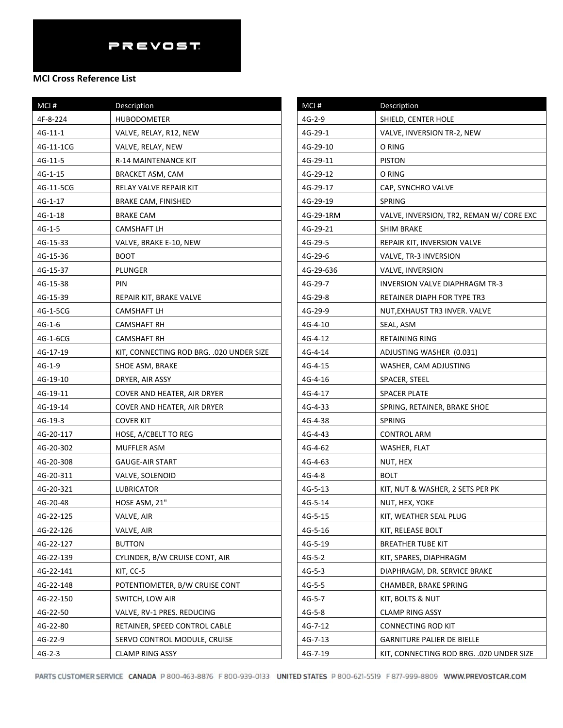PREVOST

**MCI Cross Reference List**

| MCI # | Description |
|---|---|
| 4F-8-224 | HUBODOMETER |
| 4G-11-1 | VALVE, RELAY, R12, NEW |
| 4G-11-1CG | VALVE, RELAY, NEW |
| 4G-11-5 | R-14 MAINTENANCE KIT |
| 4G-1-15 | BRACKET ASM, CAM |
| 4G-11-5CG | RELAY VALVE REPAIR KIT |
| 4G-1-17 | BRAKE CAM, FINISHED |
| 4G-1-18 | BRAKE CAM |
| 4G-1-5 | CAMSHAFT LH |
| 4G-15-33 | VALVE, BRAKE E-10, NEW |
| 4G-15-36 | BOOT |
| 4G-15-37 | PLUNGER |
| 4G-15-38 | PIN |
| 4G-15-39 | REPAIR KIT, BRAKE VALVE |
| 4G-1-5CG | CAMSHAFT LH |
| 4G-1-6 | CAMSHAFT RH |
| 4G-1-6CG | CAMSHAFT RH |
| 4G-17-19 | KIT, CONNECTING ROD BRG. .020 UNDER SIZE |
| 4G-1-9 | SHOE ASM, BRAKE |
| 4G-19-10 | DRYER, AIR ASSY |
| 4G-19-11 | COVER AND HEATER, AIR DRYER |
| 4G-19-14 | COVER AND HEATER, AIR DRYER |
| 4G-19-3 | COVER KIT |
| 4G-20-117 | HOSE, A/CBELT TO REG |
| 4G-20-302 | MUFFLER ASM |
| 4G-20-308 | GAUGE-AIR START |
| 4G-20-311 | VALVE, SOLENOID |
| 4G-20-321 | LUBRICATOR |
| 4G-20-48 | HOSE ASM, 21" |
| 4G-22-125 | VALVE, AIR |
| 4G-22-126 | VALVE, AIR |
| 4G-22-127 | BUTTON |
| 4G-22-139 | CYLINDER, B/W CRUISE CONT, AIR |
| 4G-22-141 | KIT, CC-5 |
| 4G-22-148 | POTENTIOMETER, B/W CRUISE CONT |
| 4G-22-150 | SWITCH, LOW AIR |
| 4G-22-50 | VALVE, RV-1 PRES. REDUCING |
| 4G-22-80 | RETAINER, SPEED CONTROL CABLE |
| 4G-22-9 | SERVO CONTROL MODULE, CRUISE |
| 4G-2-3 | CLAMP RING ASSY |
| 4G-2-9 | SHIELD, CENTER HOLE |
| 4G-29-1 | VALVE, INVERSION TR-2, NEW |
| 4G-29-10 | O RING |
| 4G-29-11 | PISTON |
| 4G-29-12 | O RING |
| 4G-29-17 | CAP, SYNCHRO VALVE |
| 4G-29-19 | SPRING |
| 4G-29-1RM | VALVE, INVERSION, TR2, REMAN W/ CORE EXC |
| 4G-29-21 | SHIM BRAKE |
| 4G-29-5 | REPAIR KIT, INVERSION VALVE |
| 4G-29-6 | VALVE, TR-3 INVERSION |
| 4G-29-636 | VALVE, INVERSION |
| 4G-29-7 | INVERSION VALVE DIAPHRAGM TR-3 |
| 4G-29-8 | RETAINER DIAPH FOR TYPE TR3 |
| 4G-29-9 | NUT,EXHAUST TR3 INVER. VALVE |
| 4G-4-10 | SEAL, ASM |
| 4G-4-12 | RETAINING RING |
| 4G-4-14 | ADJUSTING WASHER (0.031) |
| 4G-4-15 | WASHER, CAM ADJUSTING |
| 4G-4-16 | SPACER, STEEL |
| 4G-4-17 | SPACER PLATE |
| 4G-4-33 | SPRING, RETAINER, BRAKE SHOE |
| 4G-4-38 | SPRING |
| 4G-4-43 | CONTROL ARM |
| 4G-4-62 | WASHER, FLAT |
| 4G-4-63 | NUT, HEX |
| 4G-4-8 | BOLT |
| 4G-5-13 | KIT, NUT & WASHER, 2 SETS PER PK |
| 4G-5-14 | NUT, HEX, YOKE |
| 4G-5-15 | KIT, WEATHER SEAL PLUG |
| 4G-5-16 | KIT, RELEASE BOLT |
| 4G-5-19 | BREATHER TUBE KIT |
| 4G-5-2 | KIT, SPARES, DIAPHRAGM |
| 4G-5-3 | DIAPHRAGM, DR. SERVICE BRAKE |
| 4G-5-5 | CHAMBER, BRAKE SPRING |
| 4G-5-7 | KIT, BOLTS & NUT |
| 4G-5-8 | CLAMP RING ASSY |
| 4G-7-12 | CONNECTING ROD KIT |
| 4G-7-13 | GARNITURE PALIER DE BIELLE |
| 4G-7-19 | KIT, CONNECTING ROD BRG. .020 UNDER SIZE |

PARTS CUSTOMER SERVICE CANADA P 800-463-8876 F 800-939-0133 UNITED STATES P 800-621-5519 F 877-999-8809 WWW.PREVOSTCAR.COM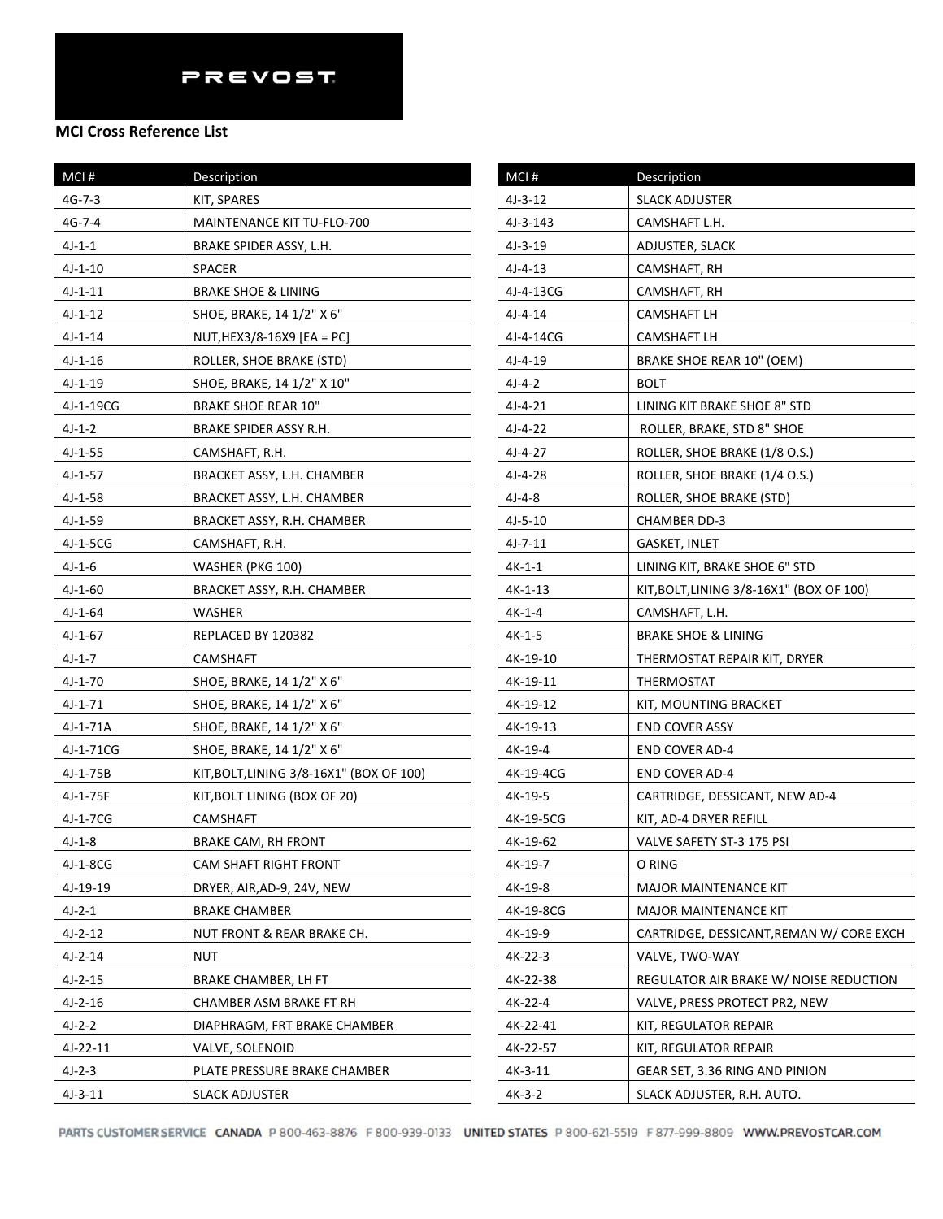PREVOST

## MCI Cross Reference List

| MCI # | Description |
|---|---|
| 4G-7-3 | KIT, SPARES |
| 4G-7-4 | MAINTENANCE KIT TU-FLO-700 |
| 4J-1-1 | BRAKE SPIDER ASSY, L.H. |
| 4J-1-10 | SPACER |
| 4J-1-11 | BRAKE SHOE & LINING |
| 4J-1-12 | SHOE, BRAKE, 14 1/2" X 6" |
| 4J-1-14 | NUT,HEX3/8-16X9 [EA = PC] |
| 4J-1-16 | ROLLER, SHOE BRAKE (STD) |
| 4J-1-19 | SHOE, BRAKE, 14 1/2" X 10" |
| 4J-1-19CG | BRAKE SHOE REAR 10" |
| 4J-1-2 | BRAKE SPIDER ASSY R.H. |
| 4J-1-55 | CAMSHAFT, R.H. |
| 4J-1-57 | BRACKET ASSY, L.H. CHAMBER |
| 4J-1-58 | BRACKET ASSY, L.H. CHAMBER |
| 4J-1-59 | BRACKET ASSY, R.H. CHAMBER |
| 4J-1-5CG | CAMSHAFT, R.H. |
| 4J-1-6 | WASHER (PKG 100) |
| 4J-1-60 | BRACKET ASSY, R.H. CHAMBER |
| 4J-1-64 | WASHER |
| 4J-1-67 | REPLACED BY 120382 |
| 4J-1-7 | CAMSHAFT |
| 4J-1-70 | SHOE, BRAKE, 14 1/2" X 6" |
| 4J-1-71 | SHOE, BRAKE, 14 1/2" X 6" |
| 4J-1-71A | SHOE, BRAKE, 14 1/2" X 6" |
| 4J-1-71CG | SHOE, BRAKE, 14 1/2" X 6" |
| 4J-1-75B | KIT,BOLT,LINING 3/8-16X1" (BOX OF 100) |
| 4J-1-75F | KIT,BOLT LINING (BOX OF 20) |
| 4J-1-7CG | CAMSHAFT |
| 4J-1-8 | BRAKE CAM, RH FRONT |
| 4J-1-8CG | CAM SHAFT RIGHT FRONT |
| 4J-19-19 | DRYER, AIR,AD-9, 24V, NEW |
| 4J-2-1 | BRAKE CHAMBER |
| 4J-2-12 | NUT FRONT & REAR BRAKE CH. |
| 4J-2-14 | NUT |
| 4J-2-15 | BRAKE CHAMBER, LH FT |
| 4J-2-16 | CHAMBER ASM BRAKE FT RH |
| 4J-2-2 | DIAPHRAGM, FRT BRAKE CHAMBER |
| 4J-22-11 | VALVE, SOLENOID |
| 4J-2-3 | PLATE PRESSURE BRAKE CHAMBER |
| 4J-3-11 | SLACK ADJUSTER |
| 4J-3-12 | SLACK ADJUSTER |
| 4J-3-143 | CAMSHAFT L.H. |
| 4J-3-19 | ADJUSTER, SLACK |
| 4J-4-13 | CAMSHAFT, RH |
| 4J-4-13CG | CAMSHAFT, RH |
| 4J-4-14 | CAMSHAFT LH |
| 4J-4-14CG | CAMSHAFT LH |
| 4J-4-19 | BRAKE SHOE REAR 10" (OEM) |
| 4J-4-2 | BOLT |
| 4J-4-21 | LINING KIT BRAKE SHOE 8" STD |
| 4J-4-22 | ROLLER, BRAKE, STD 8" SHOE |
| 4J-4-27 | ROLLER, SHOE BRAKE (1/8 O.S.) |
| 4J-4-28 | ROLLER, SHOE BRAKE (1/4 O.S.) |
| 4J-4-8 | ROLLER, SHOE BRAKE (STD) |
| 4J-5-10 | CHAMBER DD-3 |
| 4J-7-11 | GASKET, INLET |
| 4K-1-1 | LINING KIT, BRAKE SHOE 6" STD |
| 4K-1-13 | KIT,BOLT,LINING 3/8-16X1" (BOX OF 100) |
| 4K-1-4 | CAMSHAFT, L.H. |
| 4K-1-5 | BRAKE SHOE & LINING |
| 4K-19-10 | THERMOSTAT REPAIR KIT, DRYER |
| 4K-19-11 | THERMOSTAT |
| 4K-19-12 | KIT, MOUNTING BRACKET |
| 4K-19-13 | END COVER ASSY |
| 4K-19-4 | END COVER AD-4 |
| 4K-19-4CG | END COVER AD-4 |
| 4K-19-5 | CARTRIDGE, DESSICANT, NEW AD-4 |
| 4K-19-5CG | KIT, AD-4 DRYER REFILL |
| 4K-19-62 | VALVE SAFETY ST-3 175 PSI |
| 4K-19-7 | O RING |
| 4K-19-8 | MAJOR MAINTENANCE KIT |
| 4K-19-8CG | MAJOR MAINTENANCE KIT |
| 4K-19-9 | CARTRIDGE, DESSICANT,REMAN W/ CORE EXCH |
| 4K-22-3 | VALVE, TWO-WAY |
| 4K-22-38 | REGULATOR AIR BRAKE W/ NOISE REDUCTION |
| 4K-22-4 | VALVE, PRESS PROTECT PR2, NEW |
| 4K-22-41 | KIT, REGULATOR REPAIR |
| 4K-22-57 | KIT, REGULATOR REPAIR |
| 4K-3-11 | GEAR SET, 3.36 RING AND PINION |
| 4K-3-2 | SLACK ADJUSTER, R.H. AUTO. |

PARTS CUSTOMER SERVICE CANADA P 800-463-8876 F 800-939-0133 UNITED STATES P 800-621-5519 F 877-999-8809 WWW.PREVOSTCAR.COM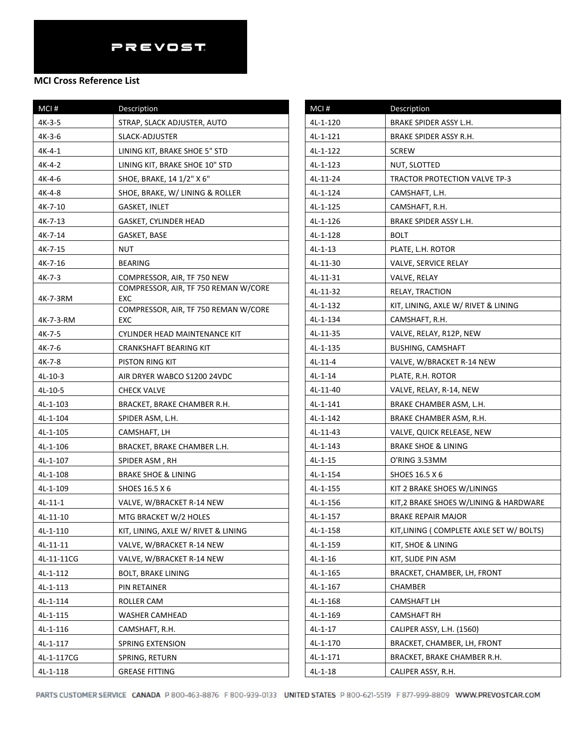PREVOST

**MCI Cross Reference List**

| MCI # | Description |
|---|---|
| 4K-3-5 | STRAP, SLACK ADJUSTER, AUTO |
| 4K-3-6 | SLACK-ADJUSTER |
| 4K-4-1 | LINING KIT, BRAKE SHOE 5" STD |
| 4K-4-2 | LINING KIT, BRAKE SHOE 10" STD |
| 4K-4-6 | SHOE, BRAKE, 14 1/2" X 6" |
| 4K-4-8 | SHOE, BRAKE, W/ LINING & ROLLER |
| 4K-7-10 | GASKET, INLET |
| 4K-7-13 | GASKET, CYLINDER HEAD |
| 4K-7-14 | GASKET, BASE |
| 4K-7-15 | NUT |
| 4K-7-16 | BEARING |
| 4K-7-3 | COMPRESSOR, AIR, TF 750 NEW |
| 4K-7-3RM | COMPRESSOR, AIR, TF 750 REMAN W/CORE EXC |
| 4K-7-3-RM | COMPRESSOR, AIR, TF 750 REMAN W/CORE EXC |
| 4K-7-5 | CYLINDER HEAD MAINTENANCE KIT |
| 4K-7-6 | CRANKSHAFT BEARING KIT |
| 4K-7-8 | PISTON RING KIT |
| 4L-10-3 | AIR DRYER WABCO S1200 24VDC |
| 4L-10-5 | CHECK VALVE |
| 4L-1-103 | BRACKET, BRAKE CHAMBER R.H. |
| 4L-1-104 | SPIDER ASM, L.H. |
| 4L-1-105 | CAMSHAFT, LH |
| 4L-1-106 | BRACKET, BRAKE CHAMBER L.H. |
| 4L-1-107 | SPIDER ASM , RH |
| 4L-1-108 | BRAKE SHOE & LINING |
| 4L-1-109 | SHOES 16.5 X 6 |
| 4L-11-1 | VALVE, W/BRACKET R-14 NEW |
| 4L-11-10 | MTG BRACKET W/2 HOLES |
| 4L-1-110 | KIT, LINING, AXLE W/ RIVET & LINING |
| 4L-11-11 | VALVE, W/BRACKET R-14 NEW |
| 4L-11-11CG | VALVE, W/BRACKET R-14 NEW |
| 4L-1-112 | BOLT, BRAKE LINING |
| 4L-1-113 | PIN RETAINER |
| 4L-1-114 | ROLLER CAM |
| 4L-1-115 | WASHER CAMHEAD |
| 4L-1-116 | CAMSHAFT, R.H. |
| 4L-1-117 | SPRING EXTENSION |
| 4L-1-117CG | SPRING, RETURN |
| 4L-1-118 | GREASE FITTING |
| 4L-1-120 | BRAKE SPIDER ASSY L.H. |
| 4L-1-121 | BRAKE SPIDER ASSY R.H. |
| 4L-1-122 | SCREW |
| 4L-1-123 | NUT, SLOTTED |
| 4L-11-24 | TRACTOR PROTECTION VALVE TP-3 |
| 4L-1-124 | CAMSHAFT, L.H. |
| 4L-1-125 | CAMSHAFT, R.H. |
| 4L-1-126 | BRAKE SPIDER ASSY L.H. |
| 4L-1-128 | BOLT |
| 4L-1-13 | PLATE, L.H. ROTOR |
| 4L-11-30 | VALVE, SERVICE RELAY |
| 4L-11-31 | VALVE, RELAY |
| 4L-11-32 | RELAY, TRACTION |
| 4L-1-132 | KIT, LINING, AXLE W/ RIVET & LINING |
| 4L-1-134 | CAMSHAFT, R.H. |
| 4L-11-35 | VALVE, RELAY, R12P, NEW |
| 4L-1-135 | BUSHING, CAMSHAFT |
| 4L-11-4 | VALVE, W/BRACKET R-14 NEW |
| 4L-1-14 | PLATE, R.H. ROTOR |
| 4L-11-40 | VALVE, RELAY, R-14, NEW |
| 4L-1-141 | BRAKE CHAMBER ASM, L.H. |
| 4L-1-142 | BRAKE CHAMBER ASM, R.H. |
| 4L-11-43 | VALVE, QUICK RELEASE, NEW |
| 4L-1-143 | BRAKE SHOE & LINING |
| 4L-1-15 | O'RING 3.53MM |
| 4L-1-154 | SHOES 16.5 X 6 |
| 4L-1-155 | KIT 2 BRAKE SHOES W/LININGS |
| 4L-1-156 | KIT,2 BRAKE SHOES W/LINING & HARDWARE |
| 4L-1-157 | BRAKE REPAIR MAJOR |
| 4L-1-158 | KIT,LINING ( COMPLETE AXLE SET W/ BOLTS) |
| 4L-1-159 | KIT, SHOE & LINING |
| 4L-1-16 | KIT, SLIDE PIN ASM |
| 4L-1-165 | BRACKET, CHAMBER, LH, FRONT |
| 4L-1-167 | CHAMBER |
| 4L-1-168 | CAMSHAFT LH |
| 4L-1-169 | CAMSHAFT RH |
| 4L-1-17 | CALIPER ASSY, L.H. (1560) |
| 4L-1-170 | BRACKET, CHAMBER, LH, FRONT |
| 4L-1-171 | BRACKET, BRAKE CHAMBER R.H. |
| 4L-1-18 | CALIPER ASSY, R.H. |

PARTS CUSTOMER SERVICE CANADA P 800-463-8876 F 800-939-0133 UNITED STATES P 800-621-5519 F 877-999-8809 WWW.PREVOSTCAR.COM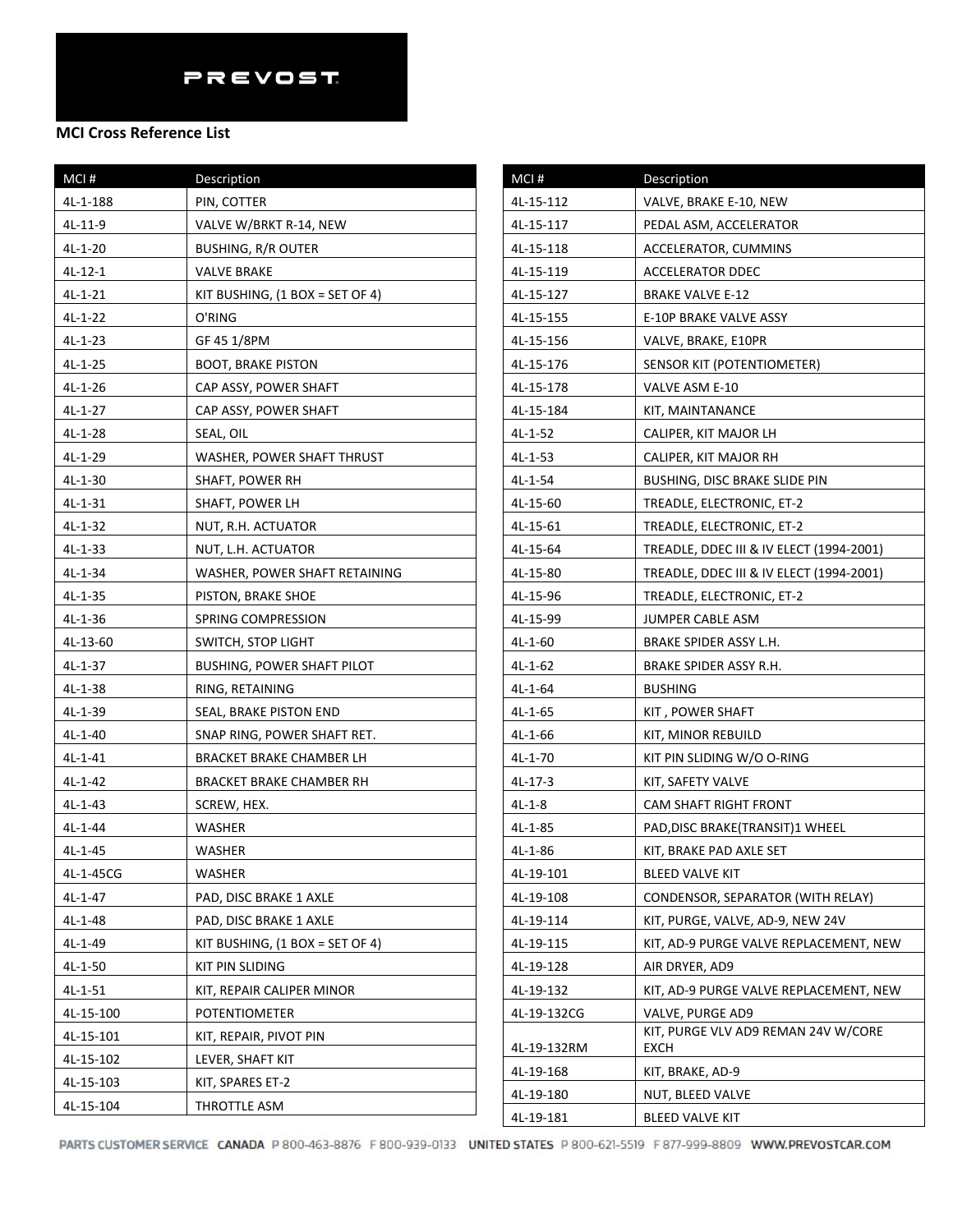PREVOST

**MCI Cross Reference List**

| MCI # | Description |
|---|---|
| 4L-1-188 | PIN, COTTER |
| 4L-11-9 | VALVE W/BRKT R-14, NEW |
| 4L-1-20 | BUSHING, R/R OUTER |
| 4L-12-1 | VALVE BRAKE |
| 4L-1-21 | KIT BUSHING, (1 BOX = SET OF 4) |
| 4L-1-22 | O'RING |
| 4L-1-23 | GF 45 1/8PM |
| 4L-1-25 | BOOT, BRAKE PISTON |
| 4L-1-26 | CAP ASSY, POWER SHAFT |
| 4L-1-27 | CAP ASSY, POWER SHAFT |
| 4L-1-28 | SEAL, OIL |
| 4L-1-29 | WASHER, POWER SHAFT THRUST |
| 4L-1-30 | SHAFT, POWER RH |
| 4L-1-31 | SHAFT, POWER LH |
| 4L-1-32 | NUT, R.H. ACTUATOR |
| 4L-1-33 | NUT, L.H. ACTUATOR |
| 4L-1-34 | WASHER, POWER SHAFT RETAINING |
| 4L-1-35 | PISTON, BRAKE SHOE |
| 4L-1-36 | SPRING COMPRESSION |
| 4L-13-60 | SWITCH, STOP LIGHT |
| 4L-1-37 | BUSHING, POWER SHAFT PILOT |
| 4L-1-38 | RING, RETAINING |
| 4L-1-39 | SEAL, BRAKE PISTON END |
| 4L-1-40 | SNAP RING, POWER SHAFT RET. |
| 4L-1-41 | BRACKET BRAKE CHAMBER LH |
| 4L-1-42 | BRACKET BRAKE CHAMBER RH |
| 4L-1-43 | SCREW, HEX. |
| 4L-1-44 | WASHER |
| 4L-1-45 | WASHER |
| 4L-1-45CG | WASHER |
| 4L-1-47 | PAD, DISC BRAKE 1 AXLE |
| 4L-1-48 | PAD, DISC BRAKE 1 AXLE |
| 4L-1-49 | KIT BUSHING, (1 BOX = SET OF 4) |
| 4L-1-50 | KIT PIN SLIDING |
| 4L-1-51 | KIT, REPAIR CALIPER MINOR |
| 4L-15-100 | POTENTIOMETER |
| 4L-15-101 | KIT, REPAIR, PIVOT PIN |
| 4L-15-102 | LEVER, SHAFT KIT |
| 4L-15-103 | KIT, SPARES ET-2 |
| 4L-15-104 | THROTTLE ASM |
| 4L-15-112 | VALVE, BRAKE E-10, NEW |
| 4L-15-117 | PEDAL ASM, ACCELERATOR |
| 4L-15-118 | ACCELERATOR, CUMMINS |
| 4L-15-119 | ACCELERATOR DDEC |
| 4L-15-127 | BRAKE VALVE E-12 |
| 4L-15-155 | E-10P BRAKE VALVE ASSY |
| 4L-15-156 | VALVE, BRAKE, E10PR |
| 4L-15-176 | SENSOR KIT (POTENTIOMETER) |
| 4L-15-178 | VALVE ASM E-10 |
| 4L-15-184 | KIT, MAINTANANCE |
| 4L-1-52 | CALIPER, KIT MAJOR LH |
| 4L-1-53 | CALIPER, KIT MAJOR RH |
| 4L-1-54 | BUSHING, DISC BRAKE SLIDE PIN |
| 4L-15-60 | TREADLE, ELECTRONIC, ET-2 |
| 4L-15-61 | TREADLE, ELECTRONIC, ET-2 |
| 4L-15-64 | TREADLE, DDEC III & IV ELECT (1994-2001) |
| 4L-15-80 | TREADLE, DDEC III & IV ELECT (1994-2001) |
| 4L-15-96 | TREADLE, ELECTRONIC, ET-2 |
| 4L-15-99 | JUMPER CABLE ASM |
| 4L-1-60 | BRAKE SPIDER ASSY L.H. |
| 4L-1-62 | BRAKE SPIDER ASSY R.H. |
| 4L-1-64 | BUSHING |
| 4L-1-65 | KIT , POWER SHAFT |
| 4L-1-66 | KIT, MINOR REBUILD |
| 4L-1-70 | KIT PIN SLIDING W/O O-RING |
| 4L-17-3 | KIT, SAFETY VALVE |
| 4L-1-8 | CAM SHAFT RIGHT FRONT |
| 4L-1-85 | PAD,DISC BRAKE(TRANSIT)1 WHEEL |
| 4L-1-86 | KIT, BRAKE PAD AXLE SET |
| 4L-19-101 | BLEED VALVE KIT |
| 4L-19-108 | CONDENSOR, SEPARATOR (WITH RELAY) |
| 4L-19-114 | KIT, PURGE, VALVE, AD-9, NEW 24V |
| 4L-19-115 | KIT, AD-9 PURGE VALVE REPLACEMENT, NEW |
| 4L-19-128 | AIR DRYER, AD9 |
| 4L-19-132 | KIT, AD-9 PURGE VALVE REPLACEMENT, NEW |
| 4L-19-132CG | VALVE, PURGE AD9 |
| 4L-19-132RM | KIT, PURGE VLV AD9 REMAN 24V W/CORE EXCH |
| 4L-19-168 | KIT, BRAKE, AD-9 |
| 4L-19-180 | NUT, BLEED VALVE |
| 4L-19-181 | BLEED VALVE KIT |

PARTS CUSTOMER SERVICE CANADA P 800-463-8876 F 800-939-0133 UNITED STATES P 800-621-5519 F 877-999-8809 WWW.PREVOSTCAR.COM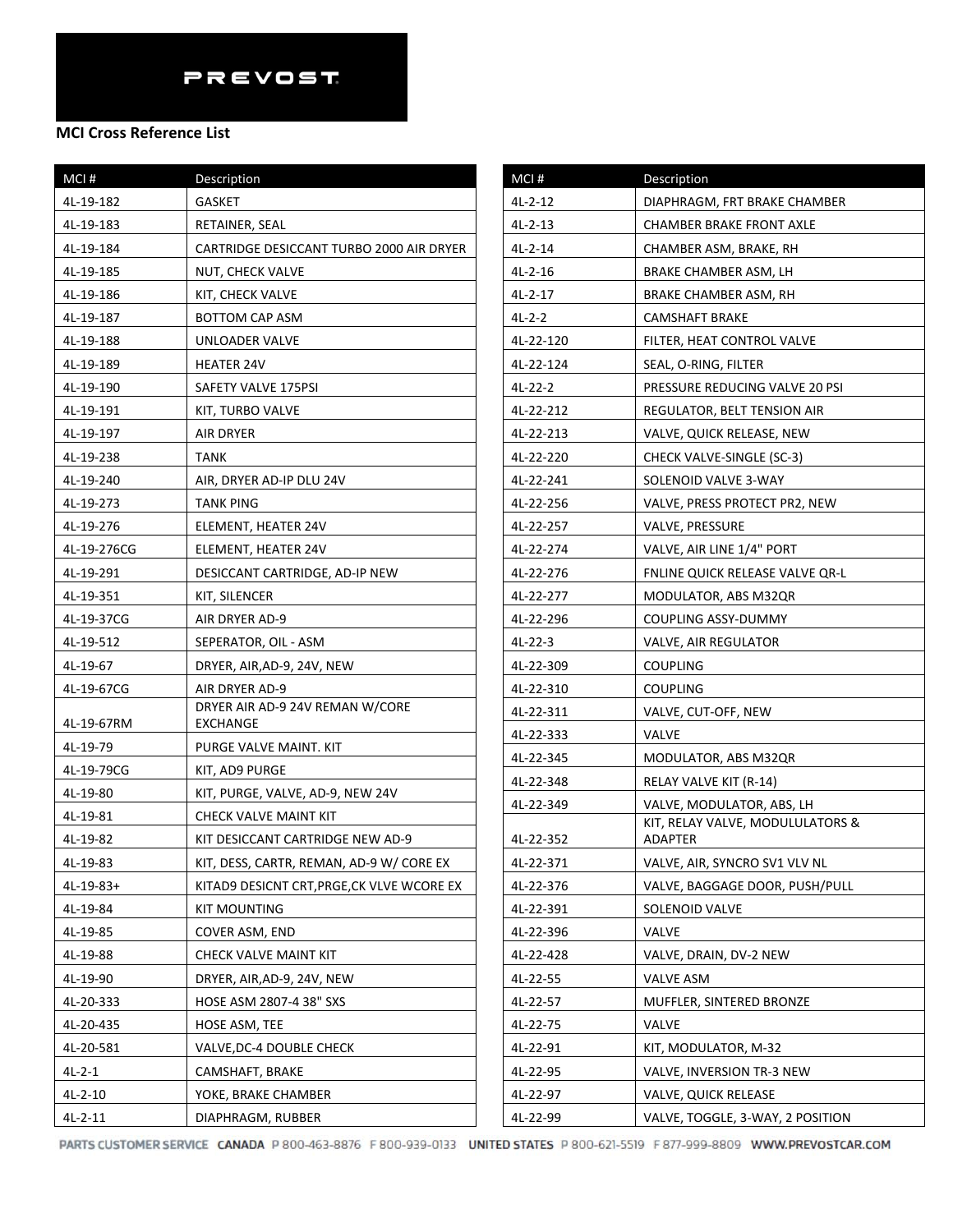PREVOST

**MCI Cross Reference List**

| MCI # | Description |
|---|---|
| 4L-19-182 | GASKET |
| 4L-19-183 | RETAINER, SEAL |
| 4L-19-184 | CARTRIDGE DESICCANT TURBO 2000 AIR DRYER |
| 4L-19-185 | NUT, CHECK VALVE |
| 4L-19-186 | KIT, CHECK VALVE |
| 4L-19-187 | BOTTOM CAP ASM |
| 4L-19-188 | UNLOADER VALVE |
| 4L-19-189 | HEATER 24V |
| 4L-19-190 | SAFETY VALVE 175PSI |
| 4L-19-191 | KIT, TURBO VALVE |
| 4L-19-197 | AIR DRYER |
| 4L-19-238 | TANK |
| 4L-19-240 | AIR, DRYER AD-IP DLU 24V |
| 4L-19-273 | TANK PING |
| 4L-19-276 | ELEMENT, HEATER 24V |
| 4L-19-276CG | ELEMENT, HEATER 24V |
| 4L-19-291 | DESICCANT CARTRIDGE, AD-IP NEW |
| 4L-19-351 | KIT, SILENCER |
| 4L-19-37CG | AIR DRYER AD-9 |
| 4L-19-512 | SEPERATOR, OIL - ASM |
| 4L-19-67 | DRYER, AIR,AD-9, 24V, NEW |
| 4L-19-67CG | AIR DRYER AD-9 |
| 4L-19-67RM | DRYER AIR AD-9 24V REMAN W/CORE EXCHANGE |
| 4L-19-79 | PURGE VALVE MAINT. KIT |
| 4L-19-79CG | KIT, AD9 PURGE |
| 4L-19-80 | KIT, PURGE, VALVE, AD-9, NEW 24V |
| 4L-19-81 | CHECK VALVE MAINT KIT |
| 4L-19-82 | KIT DESICCANT CARTRIDGE NEW AD-9 |
| 4L-19-83 | KIT, DESS, CARTR, REMAN, AD-9 W/ CORE EX |
| 4L-19-83+ | KITAD9 DESICNT CRT,PRGE,CK VLVE WCORE EX |
| 4L-19-84 | KIT MOUNTING |
| 4L-19-85 | COVER ASM, END |
| 4L-19-88 | CHECK VALVE MAINT KIT |
| 4L-19-90 | DRYER, AIR,AD-9, 24V, NEW |
| 4L-20-333 | HOSE ASM 2807-4 38" SXS |
| 4L-20-435 | HOSE ASM, TEE |
| 4L-20-581 | VALVE,DC-4 DOUBLE CHECK |
| 4L-2-1 | CAMSHAFT, BRAKE |
| 4L-2-10 | YOKE, BRAKE CHAMBER |
| 4L-2-11 | DIAPHRAGM, RUBBER |
| 4L-2-12 | DIAPHRAGM, FRT BRAKE CHAMBER |
| 4L-2-13 | CHAMBER BRAKE FRONT AXLE |
| 4L-2-14 | CHAMBER ASM, BRAKE, RH |
| 4L-2-16 | BRAKE CHAMBER ASM, LH |
| 4L-2-17 | BRAKE CHAMBER ASM, RH |
| 4L-2-2 | CAMSHAFT BRAKE |
| 4L-22-120 | FILTER, HEAT CONTROL VALVE |
| 4L-22-124 | SEAL, O-RING, FILTER |
| 4L-22-2 | PRESSURE REDUCING VALVE 20 PSI |
| 4L-22-212 | REGULATOR, BELT TENSION AIR |
| 4L-22-213 | VALVE, QUICK RELEASE, NEW |
| 4L-22-220 | CHECK VALVE-SINGLE (SC-3) |
| 4L-22-241 | SOLENOID VALVE 3-WAY |
| 4L-22-256 | VALVE, PRESS PROTECT PR2, NEW |
| 4L-22-257 | VALVE, PRESSURE |
| 4L-22-274 | VALVE, AIR LINE 1/4" PORT |
| 4L-22-276 | FNLINE QUICK RELEASE VALVE QR-L |
| 4L-22-277 | MODULATOR, ABS M32QR |
| 4L-22-296 | COUPLING ASSY-DUMMY |
| 4L-22-3 | VALVE, AIR REGULATOR |
| 4L-22-309 | COUPLING |
| 4L-22-310 | COUPLING |
| 4L-22-311 | VALVE, CUT-OFF, NEW |
| 4L-22-333 | VALVE |
| 4L-22-345 | MODULATOR, ABS M32QR |
| 4L-22-348 | RELAY VALVE KIT (R-14) |
| 4L-22-349 | VALVE, MODULATOR, ABS, LH |
| 4L-22-352 | KIT, RELAY VALVE, MODULULATORS & ADAPTER |
| 4L-22-371 | VALVE, AIR, SYNCRO SV1 VLV NL |
| 4L-22-376 | VALVE, BAGGAGE DOOR, PUSH/PULL |
| 4L-22-391 | SOLENOID VALVE |
| 4L-22-396 | VALVE |
| 4L-22-428 | VALVE, DRAIN, DV-2 NEW |
| 4L-22-55 | VALVE ASM |
| 4L-22-57 | MUFFLER, SINTERED BRONZE |
| 4L-22-75 | VALVE |
| 4L-22-91 | KIT, MODULATOR, M-32 |
| 4L-22-95 | VALVE, INVERSION TR-3 NEW |
| 4L-22-97 | VALVE, QUICK RELEASE |
| 4L-22-99 | VALVE, TOGGLE, 3-WAY, 2 POSITION |

PARTS CUSTOMER SERVICE CANADA P 800-463-8876 F 800-939-0133 UNITED STATES P 800-621-5519 F 877-999-8809 WWW.PREVOSTCAR.COM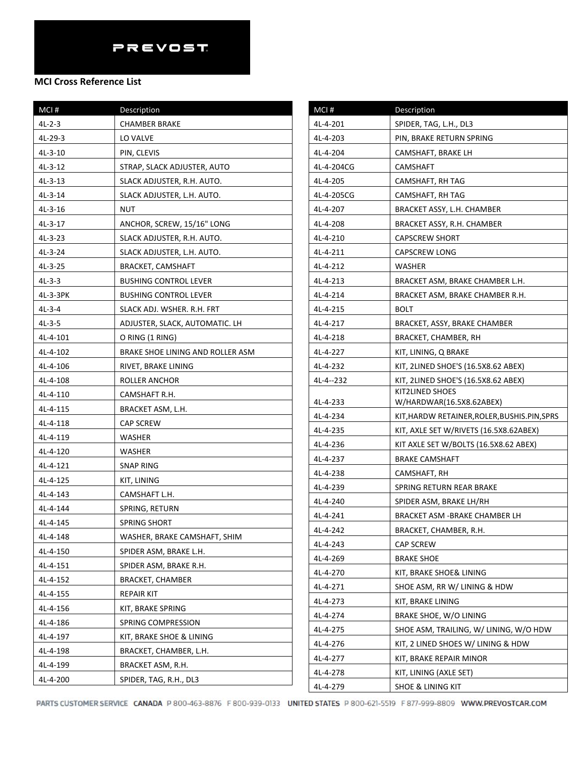PREVOST

**MCI Cross Reference List**

| MCI # | Description |
|---|---|
| 4L-2-3 | CHAMBER BRAKE |
| 4L-29-3 | LO VALVE |
| 4L-3-10 | PIN, CLEVIS |
| 4L-3-12 | STRAP, SLACK ADJUSTER, AUTO |
| 4L-3-13 | SLACK ADJUSTER, R.H. AUTO. |
| 4L-3-14 | SLACK ADJUSTER, L.H. AUTO. |
| 4L-3-16 | NUT |
| 4L-3-17 | ANCHOR, SCREW, 15/16" LONG |
| 4L-3-23 | SLACK ADJUSTER, R.H. AUTO. |
| 4L-3-24 | SLACK ADJUSTER, L.H. AUTO. |
| 4L-3-25 | BRACKET, CAMSHAFT |
| 4L-3-3 | BUSHING CONTROL LEVER |
| 4L-3-3PK | BUSHING CONTROL LEVER |
| 4L-3-4 | SLACK ADJ. WSHER. R.H. FRT |
| 4L-3-5 | ADJUSTER, SLACK, AUTOMATIC. LH |
| 4L-4-101 | O RING (1 RING) |
| 4L-4-102 | BRAKE SHOE LINING AND ROLLER ASM |
| 4L-4-106 | RIVET, BRAKE LINING |
| 4L-4-108 | ROLLER ANCHOR |
| 4L-4-110 | CAMSHAFT R.H. |
| 4L-4-115 | BRACKET ASM, L.H. |
| 4L-4-118 | CAP SCREW |
| 4L-4-119 | WASHER |
| 4L-4-120 | WASHER |
| 4L-4-121 | SNAP RING |
| 4L-4-125 | KIT, LINING |
| 4L-4-143 | CAMSHAFT L.H. |
| 4L-4-144 | SPRING, RETURN |
| 4L-4-145 | SPRING SHORT |
| 4L-4-148 | WASHER, BRAKE CAMSHAFT, SHIM |
| 4L-4-150 | SPIDER ASM, BRAKE L.H. |
| 4L-4-151 | SPIDER ASM, BRAKE R.H. |
| 4L-4-152 | BRACKET, CHAMBER |
| 4L-4-155 | REPAIR KIT |
| 4L-4-156 | KIT, BRAKE SPRING |
| 4L-4-186 | SPRING COMPRESSION |
| 4L-4-197 | KIT, BRAKE SHOE & LINING |
| 4L-4-198 | BRACKET, CHAMBER, L.H. |
| 4L-4-199 | BRACKET ASM, R.H. |
| 4L-4-200 | SPIDER, TAG, R.H., DL3 |
| 4L-4-201 | SPIDER, TAG, L.H., DL3 |
| 4L-4-203 | PIN, BRAKE RETURN SPRING |
| 4L-4-204 | CAMSHAFT, BRAKE LH |
| 4L-4-204CG | CAMSHAFT |
| 4L-4-205 | CAMSHAFT, RH TAG |
| 4L-4-205CG | CAMSHAFT, RH TAG |
| 4L-4-207 | BRACKET ASSY, L.H. CHAMBER |
| 4L-4-208 | BRACKET ASSY, R.H. CHAMBER |
| 4L-4-210 | CAPSCREW SHORT |
| 4L-4-211 | CAPSCREW LONG |
| 4L-4-212 | WASHER |
| 4L-4-213 | BRACKET ASM, BRAKE CHAMBER L.H. |
| 4L-4-214 | BRACKET ASM, BRAKE CHAMBER R.H. |
| 4L-4-215 | BOLT |
| 4L-4-217 | BRACKET, ASSY, BRAKE CHAMBER |
| 4L-4-218 | BRACKET, CHAMBER, RH |
| 4L-4-227 | KIT, LINING, Q BRAKE |
| 4L-4-232 | KIT, 2LINED SHOE'S (16.5X8.62 ABEX) |
| 4L-4--232 | KIT, 2LINED SHOE'S (16.5X8.62 ABEX) |
| 4L-4-233 | KIT2LINED SHOES W/HARDWAR(16.5X8.62ABEX) |
| 4L-4-234 | KIT,HARDW RETAINER,ROLER,BUSHIS.PIN,SPRS |
| 4L-4-235 | KIT, AXLE SET W/RIVETS (16.5X8.62ABEX) |
| 4L-4-236 | KIT AXLE SET W/BOLTS (16.5X8.62 ABEX) |
| 4L-4-237 | BRAKE CAMSHAFT |
| 4L-4-238 | CAMSHAFT, RH |
| 4L-4-239 | SPRING RETURN REAR BRAKE |
| 4L-4-240 | SPIDER ASM, BRAKE LH/RH |
| 4L-4-241 | BRACKET ASM -BRAKE CHAMBER LH |
| 4L-4-242 | BRACKET, CHAMBER, R.H. |
| 4L-4-243 | CAP SCREW |
| 4L-4-269 | BRAKE SHOE |
| 4L-4-270 | KIT, BRAKE SHOE& LINING |
| 4L-4-271 | SHOE ASM, RR W/ LINING & HDW |
| 4L-4-273 | KIT, BRAKE LINING |
| 4L-4-274 | BRAKE SHOE, W/O LINING |
| 4L-4-275 | SHOE ASM, TRAILING, W/ LINING, W/O HDW |
| 4L-4-276 | KIT, 2 LINED SHOES W/ LINING & HDW |
| 4L-4-277 | KIT, BRAKE REPAIR MINOR |
| 4L-4-278 | KIT, LINING (AXLE SET) |
| 4L-4-279 | SHOE & LINING KIT |

PARTS CUSTOMER SERVICE CANADA P 800-463-8876 F 800-939-0133 UNITED STATES P 800-621-5519 F 877-999-8809 WWW.PREVOSTCAR.COM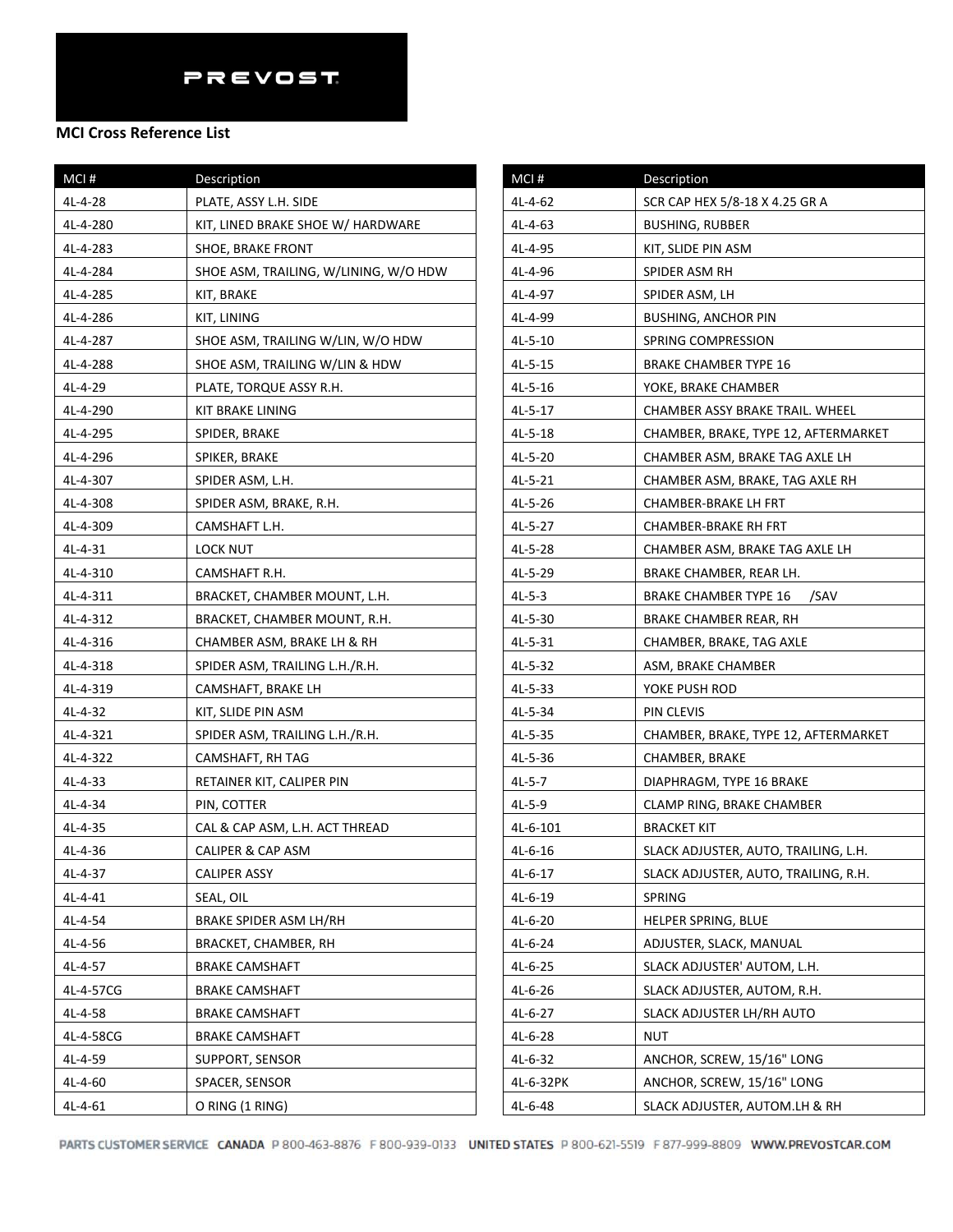PREVOST

**MCI Cross Reference List**

| MCI # | Description |
|---|---|
| 4L-4-28 | PLATE, ASSY L.H. SIDE |
| 4L-4-280 | KIT, LINED BRAKE SHOE W/ HARDWARE |
| 4L-4-283 | SHOE, BRAKE FRONT |
| 4L-4-284 | SHOE ASM, TRAILING, W/LINING, W/O HDW |
| 4L-4-285 | KIT, BRAKE |
| 4L-4-286 | KIT, LINING |
| 4L-4-287 | SHOE ASM, TRAILING W/LIN, W/O HDW |
| 4L-4-288 | SHOE ASM, TRAILING W/LIN & HDW |
| 4L-4-29 | PLATE, TORQUE ASSY R.H. |
| 4L-4-290 | KIT BRAKE LINING |
| 4L-4-295 | SPIDER, BRAKE |
| 4L-4-296 | SPIKER, BRAKE |
| 4L-4-307 | SPIDER ASM, L.H. |
| 4L-4-308 | SPIDER ASM, BRAKE, R.H. |
| 4L-4-309 | CAMSHAFT L.H. |
| 4L-4-31 | LOCK NUT |
| 4L-4-310 | CAMSHAFT R.H. |
| 4L-4-311 | BRACKET, CHAMBER MOUNT, L.H. |
| 4L-4-312 | BRACKET, CHAMBER MOUNT, R.H. |
| 4L-4-316 | CHAMBER ASM, BRAKE LH & RH |
| 4L-4-318 | SPIDER ASM, TRAILING L.H./R.H. |
| 4L-4-319 | CAMSHAFT, BRAKE LH |
| 4L-4-32 | KIT, SLIDE PIN ASM |
| 4L-4-321 | SPIDER ASM, TRAILING L.H./R.H. |
| 4L-4-322 | CAMSHAFT, RH TAG |
| 4L-4-33 | RETAINER KIT, CALIPER PIN |
| 4L-4-34 | PIN, COTTER |
| 4L-4-35 | CAL & CAP ASM, L.H. ACT THREAD |
| 4L-4-36 | CALIPER & CAP ASM |
| 4L-4-37 | CALIPER ASSY |
| 4L-4-41 | SEAL, OIL |
| 4L-4-54 | BRAKE SPIDER ASM LH/RH |
| 4L-4-56 | BRACKET, CHAMBER, RH |
| 4L-4-57 | BRAKE CAMSHAFT |
| 4L-4-57CG | BRAKE CAMSHAFT |
| 4L-4-58 | BRAKE CAMSHAFT |
| 4L-4-58CG | BRAKE CAMSHAFT |
| 4L-4-59 | SUPPORT, SENSOR |
| 4L-4-60 | SPACER, SENSOR |
| 4L-4-61 | O RING (1 RING) |
| 4L-4-62 | SCR CAP HEX 5/8-18 X 4.25 GR A |
| 4L-4-63 | BUSHING, RUBBER |
| 4L-4-95 | KIT, SLIDE PIN ASM |
| 4L-4-96 | SPIDER ASM RH |
| 4L-4-97 | SPIDER ASM, LH |
| 4L-4-99 | BUSHING, ANCHOR PIN |
| 4L-5-10 | SPRING COMPRESSION |
| 4L-5-15 | BRAKE CHAMBER TYPE 16 |
| 4L-5-16 | YOKE, BRAKE CHAMBER |
| 4L-5-17 | CHAMBER ASSY BRAKE TRAIL. WHEEL |
| 4L-5-18 | CHAMBER, BRAKE, TYPE 12, AFTERMARKET |
| 4L-5-20 | CHAMBER ASM, BRAKE TAG AXLE LH |
| 4L-5-21 | CHAMBER ASM, BRAKE, TAG AXLE RH |
| 4L-5-26 | CHAMBER-BRAKE LH FRT |
| 4L-5-27 | CHAMBER-BRAKE RH FRT |
| 4L-5-28 | CHAMBER ASM, BRAKE TAG AXLE LH |
| 4L-5-29 | BRAKE CHAMBER, REAR LH. |
| 4L-5-3 | BRAKE CHAMBER TYPE 16 /SAV |
| 4L-5-30 | BRAKE CHAMBER REAR, RH |
| 4L-5-31 | CHAMBER, BRAKE, TAG AXLE |
| 4L-5-32 | ASM, BRAKE CHAMBER |
| 4L-5-33 | YOKE PUSH ROD |
| 4L-5-34 | PIN CLEVIS |
| 4L-5-35 | CHAMBER, BRAKE, TYPE 12, AFTERMARKET |
| 4L-5-36 | CHAMBER, BRAKE |
| 4L-5-7 | DIAPHRAGM, TYPE 16 BRAKE |
| 4L-5-9 | CLAMP RING, BRAKE CHAMBER |
| 4L-6-101 | BRACKET KIT |
| 4L-6-16 | SLACK ADJUSTER, AUTO, TRAILING, L.H. |
| 4L-6-17 | SLACK ADJUSTER, AUTO, TRAILING, R.H. |
| 4L-6-19 | SPRING |
| 4L-6-20 | HELPER SPRING, BLUE |
| 4L-6-24 | ADJUSTER, SLACK, MANUAL |
| 4L-6-25 | SLACK ADJUSTER' AUTOM, L.H. |
| 4L-6-26 | SLACK ADJUSTER, AUTOM, R.H. |
| 4L-6-27 | SLACK ADJUSTER LH/RH AUTO |
| 4L-6-28 | NUT |
| 4L-6-32 | ANCHOR, SCREW, 15/16" LONG |
| 4L-6-32PK | ANCHOR, SCREW, 15/16" LONG |
| 4L-6-48 | SLACK ADJUSTER, AUTOM.LH & RH |

PARTS CUSTOMER SERVICE CANADA P 800-463-8876 F 800-939-0133 UNITED STATES P 800-621-5519 F 877-999-8809 WWW.PREVOSTCAR.COM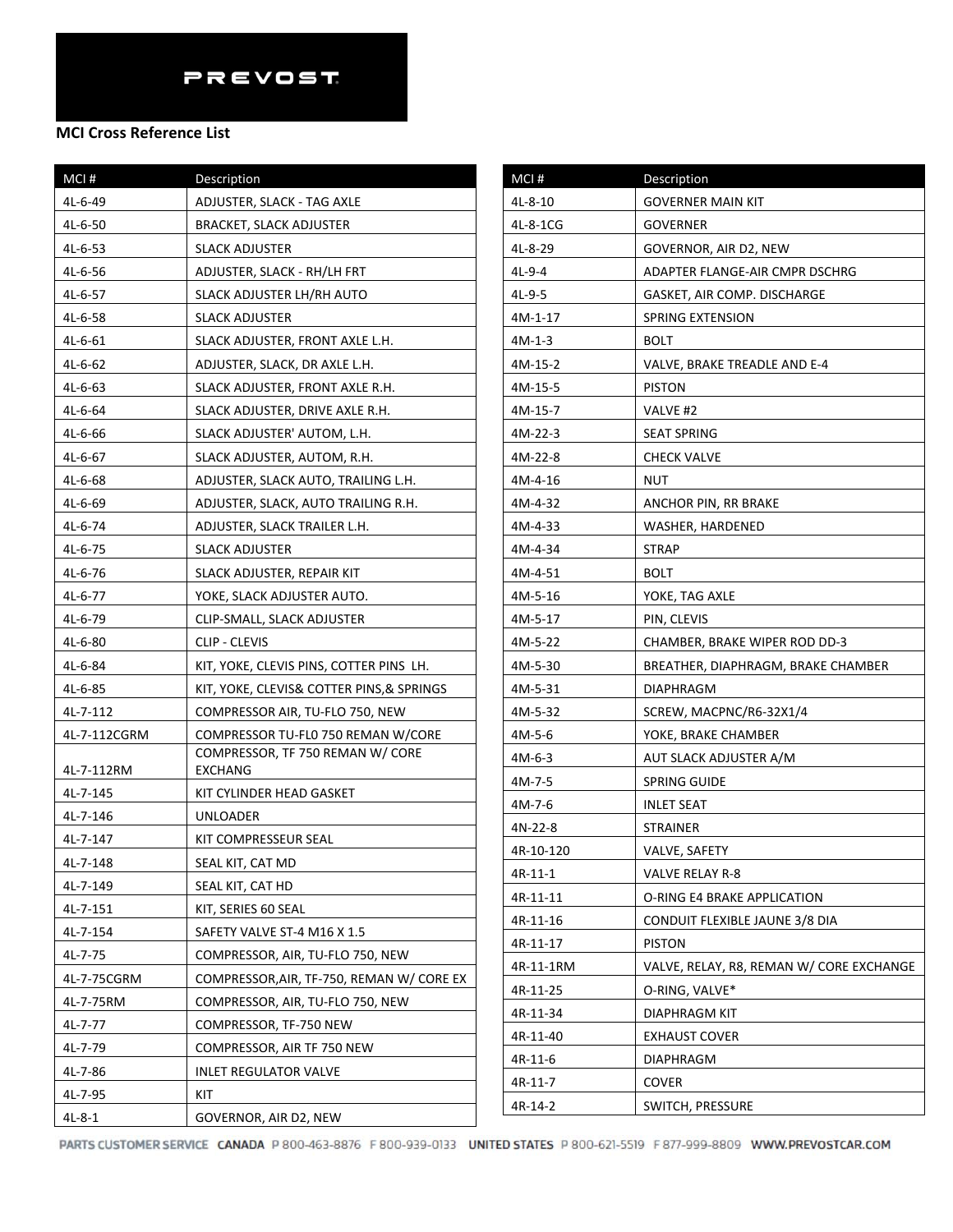PREVOST

**MCI Cross Reference List**

| MCI # | Description |
|---|---|
| 4L-6-49 | ADJUSTER, SLACK - TAG AXLE |
| 4L-6-50 | BRACKET, SLACK ADJUSTER |
| 4L-6-53 | SLACK ADJUSTER |
| 4L-6-56 | ADJUSTER, SLACK - RH/LH FRT |
| 4L-6-57 | SLACK ADJUSTER LH/RH AUTO |
| 4L-6-58 | SLACK ADJUSTER |
| 4L-6-61 | SLACK ADJUSTER, FRONT AXLE L.H. |
| 4L-6-62 | ADJUSTER, SLACK, DR AXLE L.H. |
| 4L-6-63 | SLACK ADJUSTER, FRONT AXLE R.H. |
| 4L-6-64 | SLACK ADJUSTER, DRIVE AXLE R.H. |
| 4L-6-66 | SLACK ADJUSTER' AUTOM, L.H. |
| 4L-6-67 | SLACK ADJUSTER, AUTOM, R.H. |
| 4L-6-68 | ADJUSTER, SLACK AUTO, TRAILING L.H. |
| 4L-6-69 | ADJUSTER, SLACK, AUTO TRAILING R.H. |
| 4L-6-74 | ADJUSTER, SLACK TRAILER L.H. |
| 4L-6-75 | SLACK ADJUSTER |
| 4L-6-76 | SLACK ADJUSTER, REPAIR KIT |
| 4L-6-77 | YOKE, SLACK ADJUSTER AUTO. |
| 4L-6-79 | CLIP-SMALL, SLACK ADJUSTER |
| 4L-6-80 | CLIP - CLEVIS |
| 4L-6-84 | KIT, YOKE, CLEVIS PINS, COTTER PINS LH. |
| 4L-6-85 | KIT, YOKE, CLEVIS& COTTER PINS,& SPRINGS |
| 4L-7-112 | COMPRESSOR AIR, TU-FLO 750, NEW |
| 4L-7-112CGRM | COMPRESSOR TU-FL0 750 REMAN W/CORE |
| 4L-7-112RM | COMPRESSOR, TF 750 REMAN W/ CORE EXCHANG |
| 4L-7-145 | KIT CYLINDER HEAD GASKET |
| 4L-7-146 | UNLOADER |
| 4L-7-147 | KIT COMPRESSEUR SEAL |
| 4L-7-148 | SEAL KIT, CAT MD |
| 4L-7-149 | SEAL KIT, CAT HD |
| 4L-7-151 | KIT, SERIES 60 SEAL |
| 4L-7-154 | SAFETY VALVE ST-4 M16 X 1.5 |
| 4L-7-75 | COMPRESSOR, AIR, TU-FLO 750, NEW |
| 4L-7-75CGRM | COMPRESSOR,AIR, TF-750, REMAN W/ CORE EX |
| 4L-7-75RM | COMPRESSOR, AIR, TU-FLO 750, NEW |
| 4L-7-77 | COMPRESSOR, TF-750 NEW |
| 4L-7-79 | COMPRESSOR, AIR TF 750 NEW |
| 4L-7-86 | INLET REGULATOR VALVE |
| 4L-7-95 | KIT |
| 4L-8-1 | GOVERNOR, AIR D2, NEW |
| 4L-8-10 | GOVERNER MAIN KIT |
| 4L-8-1CG | GOVERNER |
| 4L-8-29 | GOVERNOR, AIR D2, NEW |
| 4L-9-4 | ADAPTER FLANGE-AIR CMPR DSCHRG |
| 4L-9-5 | GASKET, AIR COMP. DISCHARGE |
| 4M-1-17 | SPRING EXTENSION |
| 4M-1-3 | BOLT |
| 4M-15-2 | VALVE, BRAKE TREADLE AND E-4 |
| 4M-15-5 | PISTON |
| 4M-15-7 | VALVE #2 |
| 4M-22-3 | SEAT SPRING |
| 4M-22-8 | CHECK VALVE |
| 4M-4-16 | NUT |
| 4M-4-32 | ANCHOR PIN, RR BRAKE |
| 4M-4-33 | WASHER, HARDENED |
| 4M-4-34 | STRAP |
| 4M-4-51 | BOLT |
| 4M-5-16 | YOKE, TAG AXLE |
| 4M-5-17 | PIN, CLEVIS |
| 4M-5-22 | CHAMBER, BRAKE WIPER ROD DD-3 |
| 4M-5-30 | BREATHER, DIAPHRAGM, BRAKE CHAMBER |
| 4M-5-31 | DIAPHRAGM |
| 4M-5-32 | SCREW, MACPNC/R6-32X1/4 |
| 4M-5-6 | YOKE, BRAKE CHAMBER |
| 4M-6-3 | AUT SLACK ADJUSTER A/M |
| 4M-7-5 | SPRING GUIDE |
| 4M-7-6 | INLET SEAT |
| 4N-22-8 | STRAINER |
| 4R-10-120 | VALVE, SAFETY |
| 4R-11-1 | VALVE RELAY R-8 |
| 4R-11-11 | O-RING E4 BRAKE APPLICATION |
| 4R-11-16 | CONDUIT FLEXIBLE JAUNE 3/8 DIA |
| 4R-11-17 | PISTON |
| 4R-11-1RM | VALVE, RELAY, R8, REMAN W/ CORE EXCHANGE |
| 4R-11-25 | O-RING, VALVE* |
| 4R-11-34 | DIAPHRAGM KIT |
| 4R-11-40 | EXHAUST COVER |
| 4R-11-6 | DIAPHRAGM |
| 4R-11-7 | COVER |
| 4R-14-2 | SWITCH, PRESSURE |

PARTS CUSTOMER SERVICE CANADA P 800-463-8876 F 800-939-0133 UNITED STATES P 800-621-5519 F 877-999-8809 WWW.PREVOSTCAR.COM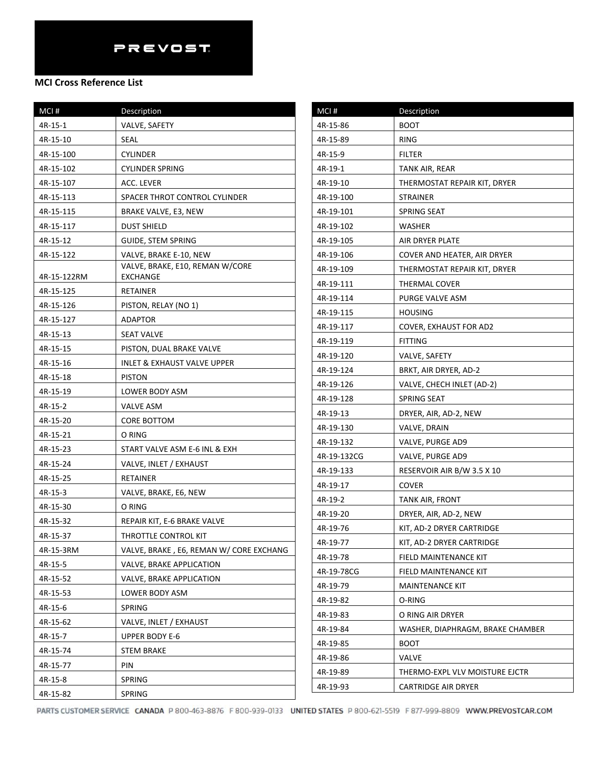PREVOST

## MCI Cross Reference List

| MCI # | Description |
|---|---|
| 4R-15-1 | VALVE, SAFETY |
| 4R-15-10 | SEAL |
| 4R-15-100 | CYLINDER |
| 4R-15-102 | CYLINDER SPRING |
| 4R-15-107 | ACC. LEVER |
| 4R-15-113 | SPACER THROT CONTROL CYLINDER |
| 4R-15-115 | BRAKE VALVE, E3, NEW |
| 4R-15-117 | DUST SHIELD |
| 4R-15-12 | GUIDE, STEM SPRING |
| 4R-15-122 | VALVE, BRAKE E-10, NEW |
| 4R-15-122RM | VALVE, BRAKE, E10, REMAN W/CORE EXCHANGE |
| 4R-15-125 | RETAINER |
| 4R-15-126 | PISTON, RELAY (NO 1) |
| 4R-15-127 | ADAPTOR |
| 4R-15-13 | SEAT VALVE |
| 4R-15-15 | PISTON, DUAL BRAKE VALVE |
| 4R-15-16 | INLET & EXHAUST VALVE UPPER |
| 4R-15-18 | PISTON |
| 4R-15-19 | LOWER BODY ASM |
| 4R-15-2 | VALVE ASM |
| 4R-15-20 | CORE BOTTOM |
| 4R-15-21 | O RING |
| 4R-15-23 | START VALVE ASM E-6 INL & EXH |
| 4R-15-24 | VALVE, INLET / EXHAUST |
| 4R-15-25 | RETAINER |
| 4R-15-3 | VALVE, BRAKE, E6, NEW |
| 4R-15-30 | O RING |
| 4R-15-32 | REPAIR KIT, E-6 BRAKE VALVE |
| 4R-15-37 | THROTTLE CONTROL KIT |
| 4R-15-3RM | VALVE, BRAKE , E6, REMAN W/ CORE EXCHANG |
| 4R-15-5 | VALVE, BRAKE APPLICATION |
| 4R-15-52 | VALVE, BRAKE APPLICATION |
| 4R-15-53 | LOWER BODY ASM |
| 4R-15-6 | SPRING |
| 4R-15-62 | VALVE, INLET / EXHAUST |
| 4R-15-7 | UPPER BODY E-6 |
| 4R-15-74 | STEM BRAKE |
| 4R-15-77 | PIN |
| 4R-15-8 | SPRING |
| 4R-15-82 | SPRING |
| 4R-15-86 | BOOT |
| 4R-15-89 | RING |
| 4R-15-9 | FILTER |
| 4R-19-1 | TANK AIR, REAR |
| 4R-19-10 | THERMOSTAT REPAIR KIT, DRYER |
| 4R-19-100 | STRAINER |
| 4R-19-101 | SPRING SEAT |
| 4R-19-102 | WASHER |
| 4R-19-105 | AIR DRYER PLATE |
| 4R-19-106 | COVER AND HEATER, AIR DRYER |
| 4R-19-109 | THERMOSTAT REPAIR KIT, DRYER |
| 4R-19-111 | THERMAL COVER |
| 4R-19-114 | PURGE VALVE ASM |
| 4R-19-115 | HOUSING |
| 4R-19-117 | COVER, EXHAUST FOR AD2 |
| 4R-19-119 | FITTING |
| 4R-19-120 | VALVE, SAFETY |
| 4R-19-124 | BRKT, AIR DRYER, AD-2 |
| 4R-19-126 | VALVE, CHECH INLET (AD-2) |
| 4R-19-128 | SPRING SEAT |
| 4R-19-13 | DRYER, AIR, AD-2, NEW |
| 4R-19-130 | VALVE, DRAIN |
| 4R-19-132 | VALVE, PURGE AD9 |
| 4R-19-132CG | VALVE, PURGE AD9 |
| 4R-19-133 | RESERVOIR AIR B/W 3.5 X 10 |
| 4R-19-17 | COVER |
| 4R-19-2 | TANK AIR, FRONT |
| 4R-19-20 | DRYER, AIR, AD-2, NEW |
| 4R-19-76 | KIT, AD-2 DRYER CARTRIDGE |
| 4R-19-77 | KIT, AD-2 DRYER CARTRIDGE |
| 4R-19-78 | FIELD MAINTENANCE KIT |
| 4R-19-78CG | FIELD MAINTENANCE KIT |
| 4R-19-79 | MAINTENANCE KIT |
| 4R-19-82 | O-RING |
| 4R-19-83 | O RING AIR DRYER |
| 4R-19-84 | WASHER, DIAPHRAGM, BRAKE CHAMBER |
| 4R-19-85 | BOOT |
| 4R-19-86 | VALVE |
| 4R-19-89 | THERMO-EXPL VLV MOISTURE EJCTR |
| 4R-19-93 | CARTRIDGE AIR DRYER |

PARTS CUSTOMER SERVICE CANADA P 800-463-8876 F 800-939-0133 UNITED STATES P 800-621-5519 F 877-999-8809 WWW.PREVOSTCAR.COM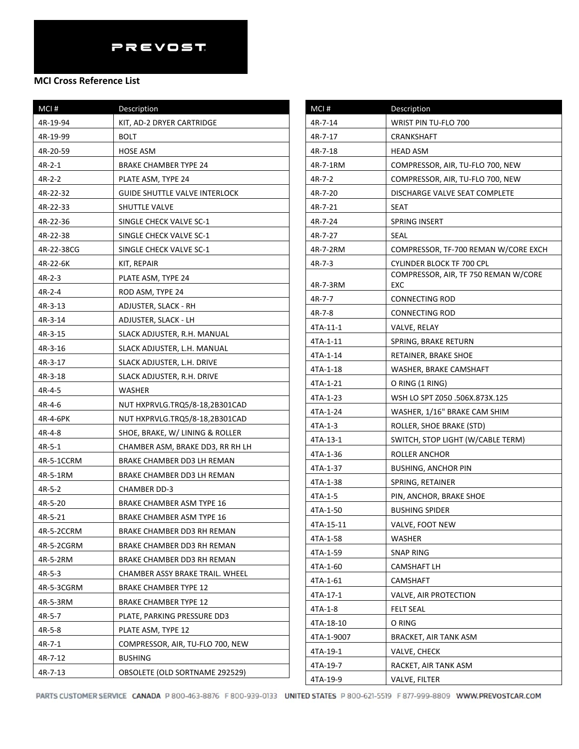PREVOST

**MCI Cross Reference List**

| MCI # | Description |
|---|---|
| 4R-19-94 | KIT, AD-2 DRYER CARTRIDGE |
| 4R-19-99 | BOLT |
| 4R-20-59 | HOSE ASM |
| 4R-2-1 | BRAKE CHAMBER TYPE 24 |
| 4R-2-2 | PLATE ASM, TYPE 24 |
| 4R-22-32 | GUIDE SHUTTLE VALVE INTERLOCK |
| 4R-22-33 | SHUTTLE VALVE |
| 4R-22-36 | SINGLE CHECK VALVE SC-1 |
| 4R-22-38 | SINGLE CHECK VALVE SC-1 |
| 4R-22-38CG | SINGLE CHECK VALVE SC-1 |
| 4R-22-6K | KIT, REPAIR |
| 4R-2-3 | PLATE ASM, TYPE 24 |
| 4R-2-4 | ROD ASM, TYPE 24 |
| 4R-3-13 | ADJUSTER, SLACK - RH |
| 4R-3-14 | ADJUSTER, SLACK - LH |
| 4R-3-15 | SLACK ADJUSTER, R.H. MANUAL |
| 4R-3-16 | SLACK ADJUSTER, L.H. MANUAL |
| 4R-3-17 | SLACK ADJUSTER, L.H. DRIVE |
| 4R-3-18 | SLACK ADJUSTER, R.H. DRIVE |
| 4R-4-5 | WASHER |
| 4R-4-6 | NUT HXPRVLG.TRQ5/8-18,2B301CAD |
| 4R-4-6PK | NUT HXPRVLG.TRQ5/8-18,2B301CAD |
| 4R-4-8 | SHOE, BRAKE, W/ LINING & ROLLER |
| 4R-5-1 | CHAMBER ASM, BRAKE DD3, RR RH LH |
| 4R-5-1CCRM | BRAKE CHAMBER DD3 LH REMAN |
| 4R-5-1RM | BRAKE CHAMBER DD3 LH REMAN |
| 4R-5-2 | CHAMBER DD-3 |
| 4R-5-20 | BRAKE CHAMBER ASM TYPE 16 |
| 4R-5-21 | BRAKE CHAMBER ASM TYPE 16 |
| 4R-5-2CCRM | BRAKE CHAMBER DD3 RH REMAN |
| 4R-5-2CGRM | BRAKE CHAMBER DD3 RH REMAN |
| 4R-5-2RM | BRAKE CHAMBER DD3 RH REMAN |
| 4R-5-3 | CHAMBER ASSY BRAKE TRAIL. WHEEL |
| 4R-5-3CGRM | BRAKE CHAMBER TYPE 12 |
| 4R-5-3RM | BRAKE CHAMBER TYPE 12 |
| 4R-5-7 | PLATE, PARKING PRESSURE DD3 |
| 4R-5-8 | PLATE ASM, TYPE 12 |
| 4R-7-1 | COMPRESSOR, AIR, TU-FLO 700, NEW |
| 4R-7-12 | BUSHING |
| 4R-7-13 | OBSOLETE (OLD SORTNAME 292529) |
| 4R-7-14 | WRIST PIN TU-FLO 700 |
| 4R-7-17 | CRANKSHAFT |
| 4R-7-18 | HEAD ASM |
| 4R-7-1RM | COMPRESSOR, AIR, TU-FLO 700, NEW |
| 4R-7-2 | COMPRESSOR, AIR, TU-FLO 700, NEW |
| 4R-7-20 | DISCHARGE VALVE SEAT COMPLETE |
| 4R-7-21 | SEAT |
| 4R-7-24 | SPRING INSERT |
| 4R-7-27 | SEAL |
| 4R-7-2RM | COMPRESSOR, TF-700 REMAN W/CORE EXCH |
| 4R-7-3 | CYLINDER BLOCK TF 700 CPL |
| 4R-7-3RM | COMPRESSOR, AIR, TF 750 REMAN W/CORE EXC |
| 4R-7-7 | CONNECTING ROD |
| 4R-7-8 | CONNECTING ROD |
| 4TA-11-1 | VALVE, RELAY |
| 4TA-1-11 | SPRING, BRAKE RETURN |
| 4TA-1-14 | RETAINER, BRAKE SHOE |
| 4TA-1-18 | WASHER, BRAKE CAMSHAFT |
| 4TA-1-21 | O RING (1 RING) |
| 4TA-1-23 | WSH LO SPT Z050 .506X.873X.125 |
| 4TA-1-24 | WASHER, 1/16" BRAKE CAM SHIM |
| 4TA-1-3 | ROLLER, SHOE BRAKE (STD) |
| 4TA-13-1 | SWITCH, STOP LIGHT (W/CABLE TERM) |
| 4TA-1-36 | ROLLER ANCHOR |
| 4TA-1-37 | BUSHING, ANCHOR PIN |
| 4TA-1-38 | SPRING, RETAINER |
| 4TA-1-5 | PIN, ANCHOR, BRAKE SHOE |
| 4TA-1-50 | BUSHING SPIDER |
| 4TA-15-11 | VALVE, FOOT NEW |
| 4TA-1-58 | WASHER |
| 4TA-1-59 | SNAP RING |
| 4TA-1-60 | CAMSHAFT LH |
| 4TA-1-61 | CAMSHAFT |
| 4TA-17-1 | VALVE, AIR PROTECTION |
| 4TA-1-8 | FELT SEAL |
| 4TA-18-10 | O RING |
| 4TA-1-9007 | BRACKET, AIR TANK ASM |
| 4TA-19-1 | VALVE, CHECK |
| 4TA-19-7 | RACKET, AIR TANK ASM |
| 4TA-19-9 | VALVE, FILTER |

PARTS CUSTOMER SERVICE CANADA P 800-463-8876 F 800-939-0133 UNITED STATES P 800-621-5519 F 877-999-8809 WWW.PREVOSTCAR.COM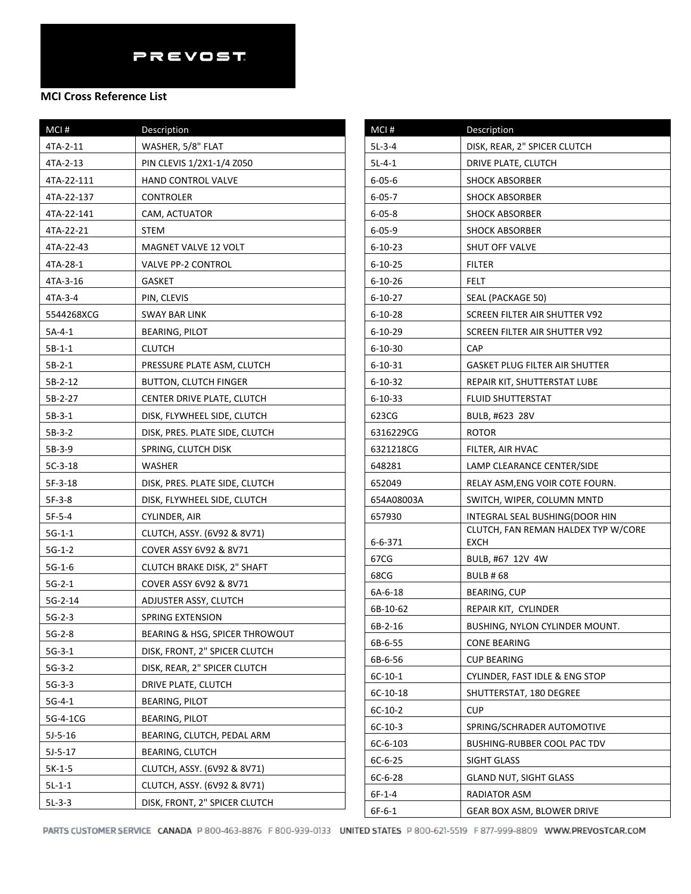**PREVOST**

## MCI Cross Reference List

| MCI # | Description |
|---|---|
| 4TA-2-11 | WASHER, 5/8" FLAT |
| 4TA-2-13 | PIN CLEVIS 1/2X1-1/4 Z050 |
| 4TA-22-111 | HAND CONTROL VALVE |
| 4TA-22-137 | CONTROLER |
| 4TA-22-141 | CAM, ACTUATOR |
| 4TA-22-21 | STEM |
| 4TA-22-43 | MAGNET VALVE 12 VOLT |
| 4TA-28-1 | VALVE PP-2 CONTROL |
| 4TA-3-16 | GASKET |
| 4TA-3-4 | PIN, CLEVIS |
| 5544268XCG | SWAY BAR LINK |
| 5A-4-1 | BEARING, PILOT |
| 5B-1-1 | CLUTCH |
| 5B-2-1 | PRESSURE PLATE ASM, CLUTCH |
| 5B-2-12 | BUTTON, CLUTCH FINGER |
| 5B-2-27 | CENTER DRIVE PLATE, CLUTCH |
| 5B-3-1 | DISK, FLYWHEEL SIDE, CLUTCH |
| 5B-3-2 | DISK, PRES. PLATE SIDE, CLUTCH |
| 5B-3-9 | SPRING, CLUTCH DISK |
| 5C-3-18 | WASHER |
| 5F-3-18 | DISK, PRES. PLATE SIDE, CLUTCH |
| 5F-3-8 | DISK, FLYWHEEL SIDE, CLUTCH |
| 5F-5-4 | CYLINDER, AIR |
| 5G-1-1 | CLUTCH, ASSY. (6V92 & 8V71) |
| 5G-1-2 | COVER ASSY 6V92 & 8V71 |
| 5G-1-6 | CLUTCH BRAKE DISK, 2" SHAFT |
| 5G-2-1 | COVER ASSY 6V92 & 8V71 |
| 5G-2-14 | ADJUSTER ASSY, CLUTCH |
| 5G-2-3 | SPRING EXTENSION |
| 5G-2-8 | BEARING & HSG, SPICER THROWOUT |
| 5G-3-1 | DISK, FRONT, 2" SPICER CLUTCH |
| 5G-3-2 | DISK, REAR, 2" SPICER CLUTCH |
| 5G-3-3 | DRIVE PLATE, CLUTCH |
| 5G-4-1 | BEARING, PILOT |
| 5G-4-1CG | BEARING, PILOT |
| 5J-5-16 | BEARING, CLUTCH, PEDAL ARM |
| 5J-5-17 | BEARING, CLUTCH |
| 5K-1-5 | CLUTCH, ASSY. (6V92 & 8V71) |
| 5L-1-1 | CLUTCH, ASSY. (6V92 & 8V71) |
| 5L-3-3 | DISK, FRONT, 2" SPICER CLUTCH |
| 5L-3-4 | DISK, REAR, 2" SPICER CLUTCH |
| 5L-4-1 | DRIVE PLATE, CLUTCH |
| 6-05-6 | SHOCK ABSORBER |
| 6-05-7 | SHOCK ABSORBER |
| 6-05-8 | SHOCK ABSORBER |
| 6-05-9 | SHOCK ABSORBER |
| 6-10-23 | SHUT OFF VALVE |
| 6-10-25 | FILTER |
| 6-10-26 | FELT |
| 6-10-27 | SEAL (PACKAGE 50) |
| 6-10-28 | SCREEN FILTER AIR SHUTTER V92 |
| 6-10-29 | SCREEN FILTER AIR SHUTTER V92 |
| 6-10-30 | CAP |
| 6-10-31 | GASKET PLUG FILTER AIR SHUTTER |
| 6-10-32 | REPAIR KIT, SHUTTERSTAT LUBE |
| 6-10-33 | FLUID SHUTTERSTAT |
| 623CG | BULB, #623 28V |
| 6316229CG | ROTOR |
| 6321218CG | FILTER, AIR HVAC |
| 648281 | LAMP CLEARANCE CENTER/SIDE |
| 652049 | RELAY ASM,ENG VOIR COTE FOURN. |
| 654A08003A | SWITCH, WIPER, COLUMN MNTD |
| 657930 | INTEGRAL SEAL BUSHING(DOOR HIN |
| 6-6-371 | CLUTCH, FAN REMAN HALDEX TYP W/CORE EXCH |
| 67CG | BULB, #67 12V 4W |
| 68CG | BULB # 68 |
| 6A-6-18 | BEARING, CUP |
| 6B-10-62 | REPAIR KIT, CYLINDER |
| 6B-2-16 | BUSHING, NYLON CYLINDER MOUNT. |
| 6B-6-55 | CONE BEARING |
| 6B-6-56 | CUP BEARING |
| 6C-10-1 | CYLINDER, FAST IDLE & ENG STOP |
| 6C-10-18 | SHUTTERSTAT, 180 DEGREE |
| 6C-10-2 | CUP |
| 6C-10-3 | SPRING/SCHRADER AUTOMOTIVE |
| 6C-6-103 | BUSHING-RUBBER COOL PAC TDV |
| 6C-6-25 | SIGHT GLASS |
| 6C-6-28 | GLAND NUT, SIGHT GLASS |
| 6F-1-4 | RADIATOR ASM |
| 6F-6-1 | GEAR BOX ASM, BLOWER DRIVE |

PARTS CUSTOMER SERVICE CANADA P 800-463-8876 F 800-939-0133 UNITED STATES P 800-621-5519 F 877-999-8809 WWW.PREVOSTCAR.COM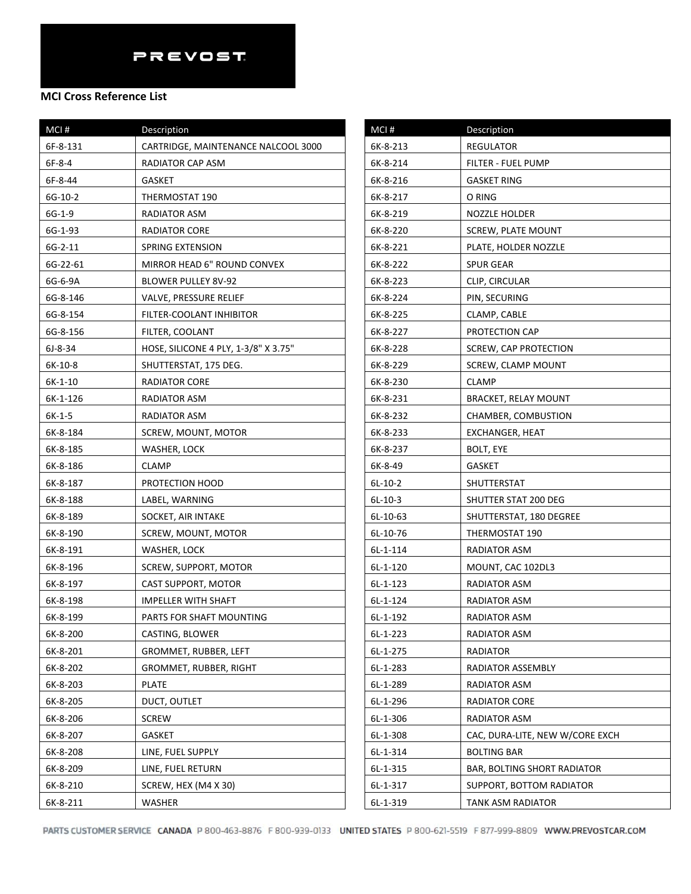PREVOST

**MCI Cross Reference List**

| MCI # | Description |
| --- | --- |
| 6F-8-131 | CARTRIDGE, MAINTENANCE NALCOOL 3000 |
| 6F-8-4 | RADIATOR CAP ASM |
| 6F-8-44 | GASKET |
| 6G-10-2 | THERMOSTAT 190 |
| 6G-1-9 | RADIATOR ASM |
| 6G-1-93 | RADIATOR CORE |
| 6G-2-11 | SPRING EXTENSION |
| 6G-22-61 | MIRROR HEAD 6" ROUND CONVEX |
| 6G-6-9A | BLOWER PULLEY 8V-92 |
| 6G-8-146 | VALVE, PRESSURE RELIEF |
| 6G-8-154 | FILTER-COOLANT INHIBITOR |
| 6G-8-156 | FILTER, COOLANT |
| 6J-8-34 | HOSE, SILICONE 4 PLY, 1-3/8" X 3.75" |
| 6K-10-8 | SHUTTERSTAT, 175 DEG. |
| 6K-1-10 | RADIATOR CORE |
| 6K-1-126 | RADIATOR ASM |
| 6K-1-5 | RADIATOR ASM |
| 6K-8-184 | SCREW, MOUNT, MOTOR |
| 6K-8-185 | WASHER, LOCK |
| 6K-8-186 | CLAMP |
| 6K-8-187 | PROTECTION HOOD |
| 6K-8-188 | LABEL, WARNING |
| 6K-8-189 | SOCKET, AIR INTAKE |
| 6K-8-190 | SCREW, MOUNT, MOTOR |
| 6K-8-191 | WASHER, LOCK |
| 6K-8-196 | SCREW, SUPPORT, MOTOR |
| 6K-8-197 | CAST SUPPORT, MOTOR |
| 6K-8-198 | IMPELLER WITH SHAFT |
| 6K-8-199 | PARTS FOR SHAFT MOUNTING |
| 6K-8-200 | CASTING, BLOWER |
| 6K-8-201 | GROMMET, RUBBER, LEFT |
| 6K-8-202 | GROMMET, RUBBER, RIGHT |
| 6K-8-203 | PLATE |
| 6K-8-205 | DUCT, OUTLET |
| 6K-8-206 | SCREW |
| 6K-8-207 | GASKET |
| 6K-8-208 | LINE, FUEL SUPPLY |
| 6K-8-209 | LINE, FUEL RETURN |
| 6K-8-210 | SCREW, HEX (M4 X 30) |
| 6K-8-211 | WASHER |
| 6K-8-213 | REGULATOR |
| 6K-8-214 | FILTER - FUEL PUMP |
| 6K-8-216 | GASKET RING |
| 6K-8-217 | O RING |
| 6K-8-219 | NOZZLE HOLDER |
| 6K-8-220 | SCREW, PLATE MOUNT |
| 6K-8-221 | PLATE, HOLDER NOZZLE |
| 6K-8-222 | SPUR GEAR |
| 6K-8-223 | CLIP, CIRCULAR |
| 6K-8-224 | PIN, SECURING |
| 6K-8-225 | CLAMP, CABLE |
| 6K-8-227 | PROTECTION CAP |
| 6K-8-228 | SCREW, CAP PROTECTION |
| 6K-8-229 | SCREW, CLAMP MOUNT |
| 6K-8-230 | CLAMP |
| 6K-8-231 | BRACKET, RELAY MOUNT |
| 6K-8-232 | CHAMBER, COMBUSTION |
| 6K-8-233 | EXCHANGER, HEAT |
| 6K-8-237 | BOLT, EYE |
| 6K-8-49 | GASKET |
| 6L-10-2 | SHUTTERSTAT |
| 6L-10-3 | SHUTTER STAT 200 DEG |
| 6L-10-63 | SHUTTERSTAT, 180 DEGREE |
| 6L-10-76 | THERMOSTAT 190 |
| 6L-1-114 | RADIATOR ASM |
| 6L-1-120 | MOUNT, CAC 102DL3 |
| 6L-1-123 | RADIATOR ASM |
| 6L-1-124 | RADIATOR ASM |
| 6L-1-192 | RADIATOR ASM |
| 6L-1-223 | RADIATOR ASM |
| 6L-1-275 | RADIATOR |
| 6L-1-283 | RADIATOR ASSEMBLY |
| 6L-1-289 | RADIATOR ASM |
| 6L-1-296 | RADIATOR CORE |
| 6L-1-306 | RADIATOR ASM |
| 6L-1-308 | CAC, DURA-LITE, NEW W/CORE EXCH |
| 6L-1-314 | BOLTING BAR |
| 6L-1-315 | BAR, BOLTING SHORT RADIATOR |
| 6L-1-317 | SUPPORT, BOTTOM RADIATOR |
| 6L-1-319 | TANK ASM RADIATOR |

PARTS CUSTOMER SERVICE CANADA P 800-463-8876 F 800-939-0133 UNITED STATES P 800-621-5519 F 877-999-8809 WWW.PREVOSTCAR.COM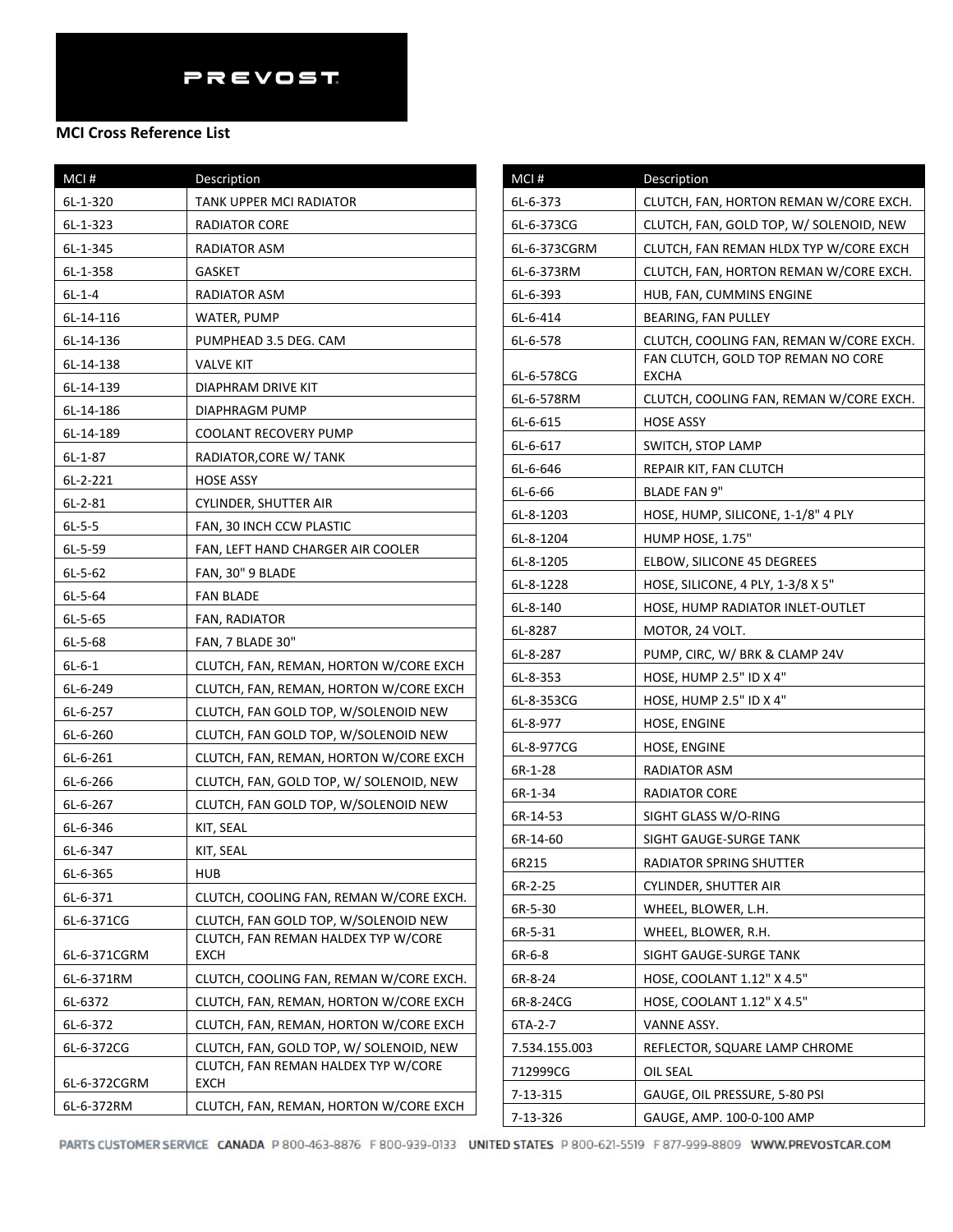PREVOST

**MCI Cross Reference List**

| MCI # | Description |
|---|---|
| 6L-1-320 | TANK UPPER MCI RADIATOR |
| 6L-1-323 | RADIATOR CORE |
| 6L-1-345 | RADIATOR ASM |
| 6L-1-358 | GASKET |
| 6L-1-4 | RADIATOR ASM |
| 6L-14-116 | WATER, PUMP |
| 6L-14-136 | PUMPHEAD 3.5 DEG. CAM |
| 6L-14-138 | VALVE KIT |
| 6L-14-139 | DIAPHRAM DRIVE KIT |
| 6L-14-186 | DIAPHRAGM PUMP |
| 6L-14-189 | COOLANT RECOVERY PUMP |
| 6L-1-87 | RADIATOR,CORE W/ TANK |
| 6L-2-221 | HOSE ASSY |
| 6L-2-81 | CYLINDER, SHUTTER AIR |
| 6L-5-5 | FAN, 30 INCH CCW PLASTIC |
| 6L-5-59 | FAN, LEFT HAND CHARGER AIR COOLER |
| 6L-5-62 | FAN, 30" 9 BLADE |
| 6L-5-64 | FAN BLADE |
| 6L-5-65 | FAN, RADIATOR |
| 6L-5-68 | FAN, 7 BLADE 30" |
| 6L-6-1 | CLUTCH, FAN, REMAN, HORTON W/CORE EXCH |
| 6L-6-249 | CLUTCH, FAN, REMAN, HORTON W/CORE EXCH |
| 6L-6-257 | CLUTCH, FAN GOLD TOP, W/SOLENOID NEW |
| 6L-6-260 | CLUTCH, FAN GOLD TOP, W/SOLENOID NEW |
| 6L-6-261 | CLUTCH, FAN, REMAN, HORTON W/CORE EXCH |
| 6L-6-266 | CLUTCH, FAN, GOLD TOP, W/ SOLENOID, NEW |
| 6L-6-267 | CLUTCH, FAN GOLD TOP, W/SOLENOID NEW |
| 6L-6-346 | KIT, SEAL |
| 6L-6-347 | KIT, SEAL |
| 6L-6-365 | HUB |
| 6L-6-371 | CLUTCH, COOLING FAN, REMAN W/CORE EXCH. |
| 6L-6-371CG | CLUTCH, FAN GOLD TOP, W/SOLENOID NEW |
| 6L-6-371CGRM | CLUTCH, FAN REMAN HALDEX TYP W/CORE EXCH |
| 6L-6-371RM | CLUTCH, COOLING FAN, REMAN W/CORE EXCH. |
| 6L-6372 | CLUTCH, FAN, REMAN, HORTON W/CORE EXCH |
| 6L-6-372 | CLUTCH, FAN, REMAN, HORTON W/CORE EXCH |
| 6L-6-372CG | CLUTCH, FAN, GOLD TOP, W/ SOLENOID, NEW |
| 6L-6-372CGRM | CLUTCH, FAN REMAN HALDEX TYP W/CORE EXCH |
| 6L-6-372RM | CLUTCH, FAN, REMAN, HORTON W/CORE EXCH |
| 6L-6-373 | CLUTCH, FAN, HORTON REMAN W/CORE EXCH. |
| 6L-6-373CG | CLUTCH, FAN, GOLD TOP, W/ SOLENOID, NEW |
| 6L-6-373CGRM | CLUTCH, FAN REMAN HLDX TYP W/CORE EXCH |
| 6L-6-373RM | CLUTCH, FAN, HORTON REMAN W/CORE EXCH. |
| 6L-6-393 | HUB, FAN, CUMMINS ENGINE |
| 6L-6-414 | BEARING, FAN PULLEY |
| 6L-6-578 | CLUTCH, COOLING FAN, REMAN W/CORE EXCH. |
| 6L-6-578CG | FAN CLUTCH, GOLD TOP REMAN NO CORE EXCHA |
| 6L-6-578RM | CLUTCH, COOLING FAN, REMAN W/CORE EXCH. |
| 6L-6-615 | HOSE ASSY |
| 6L-6-617 | SWITCH, STOP LAMP |
| 6L-6-646 | REPAIR KIT, FAN CLUTCH |
| 6L-6-66 | BLADE FAN 9" |
| 6L-8-1203 | HOSE, HUMP, SILICONE, 1-1/8" 4 PLY |
| 6L-8-1204 | HUMP HOSE, 1.75" |
| 6L-8-1205 | ELBOW, SILICONE 45 DEGREES |
| 6L-8-1228 | HOSE, SILICONE, 4 PLY, 1-3/8 X 5" |
| 6L-8-140 | HOSE, HUMP RADIATOR INLET-OUTLET |
| 6L-8287 | MOTOR, 24 VOLT. |
| 6L-8-287 | PUMP, CIRC, W/ BRK & CLAMP 24V |
| 6L-8-353 | HOSE, HUMP 2.5" ID X 4" |
| 6L-8-353CG | HOSE, HUMP 2.5" ID X 4" |
| 6L-8-977 | HOSE, ENGINE |
| 6L-8-977CG | HOSE, ENGINE |
| 6R-1-28 | RADIATOR ASM |
| 6R-1-34 | RADIATOR CORE |
| 6R-14-53 | SIGHT GLASS W/O-RING |
| 6R-14-60 | SIGHT GAUGE-SURGE TANK |
| 6R215 | RADIATOR SPRING SHUTTER |
| 6R-2-25 | CYLINDER, SHUTTER AIR |
| 6R-5-30 | WHEEL, BLOWER, L.H. |
| 6R-5-31 | WHEEL, BLOWER, R.H. |
| 6R-6-8 | SIGHT GAUGE-SURGE TANK |
| 6R-8-24 | HOSE, COOLANT 1.12" X 4.5" |
| 6R-8-24CG | HOSE, COOLANT 1.12" X 4.5" |
| 6TA-2-7 | VANNE ASSY. |
| 7.534.155.003 | REFLECTOR, SQUARE LAMP CHROME |
| 712999CG | OIL SEAL |
| 7-13-315 | GAUGE, OIL PRESSURE, 5-80 PSI |
| 7-13-326 | GAUGE, AMP. 100-0-100 AMP |

PARTS CUSTOMER SERVICE CANADA P 800-463-8876 F 800-939-0133 UNITED STATES P 800-621-5519 F 877-999-8809 WWW.PREVOSTCAR.COM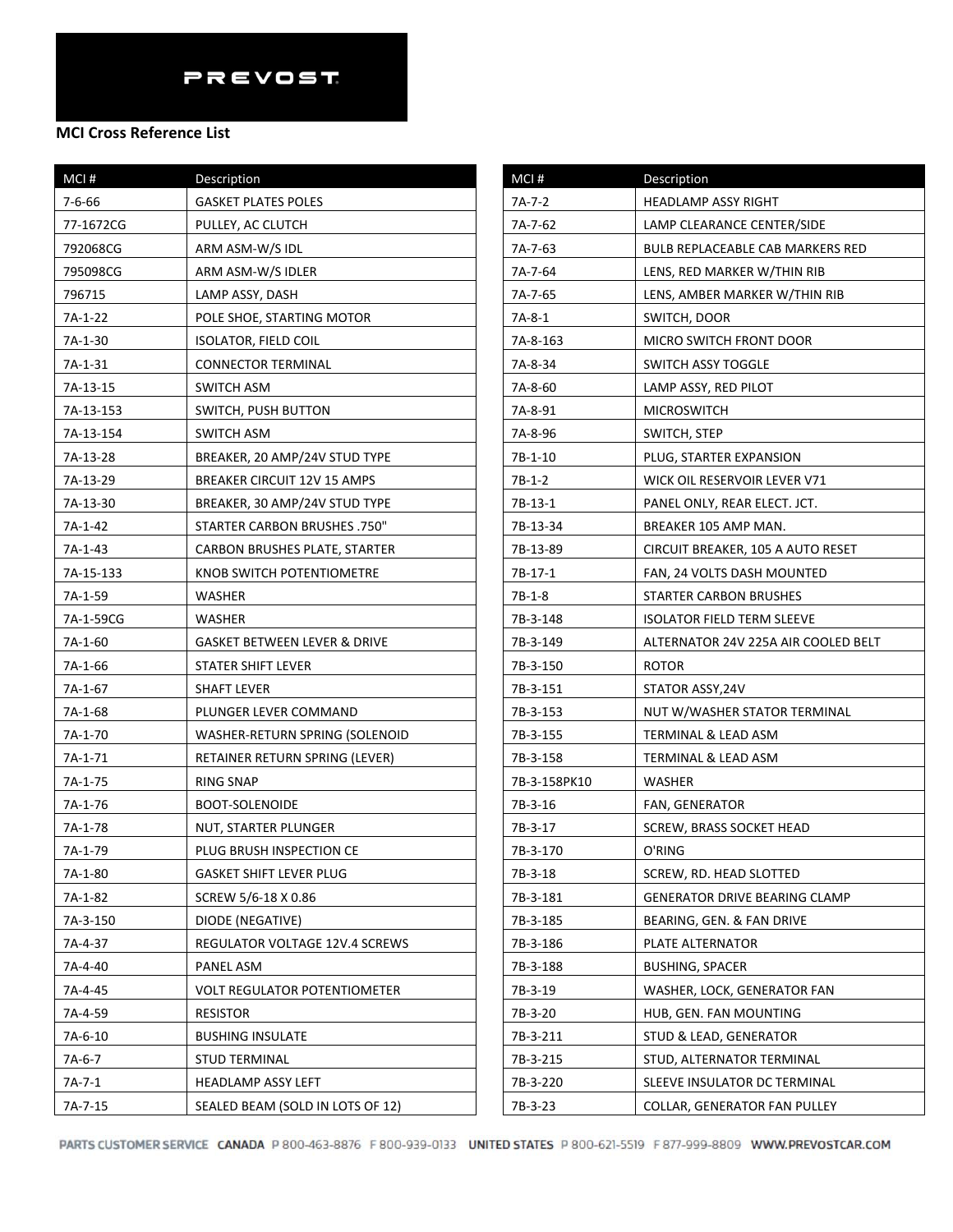PREVOST

**MCI Cross Reference List**

| MCI # | Description |
|---|---|
| 7-6-66 | GASKET PLATES POLES |
| 77-1672CG | PULLEY, AC CLUTCH |
| 792068CG | ARM ASM-W/S IDL |
| 795098CG | ARM ASM-W/S IDLER |
| 796715 | LAMP ASSY, DASH |
| 7A-1-22 | POLE SHOE, STARTING MOTOR |
| 7A-1-30 | ISOLATOR, FIELD COIL |
| 7A-1-31 | CONNECTOR TERMINAL |
| 7A-13-15 | SWITCH ASM |
| 7A-13-153 | SWITCH, PUSH BUTTON |
| 7A-13-154 | SWITCH ASM |
| 7A-13-28 | BREAKER, 20 AMP/24V STUD TYPE |
| 7A-13-29 | BREAKER CIRCUIT 12V 15 AMPS |
| 7A-13-30 | BREAKER, 30 AMP/24V STUD TYPE |
| 7A-1-42 | STARTER CARBON BRUSHES .750" |
| 7A-1-43 | CARBON BRUSHES PLATE, STARTER |
| 7A-15-133 | KNOB SWITCH POTENTIOMETRE |
| 7A-1-59 | WASHER |
| 7A-1-59CG | WASHER |
| 7A-1-60 | GASKET BETWEEN LEVER & DRIVE |
| 7A-1-66 | STATER SHIFT LEVER |
| 7A-1-67 | SHAFT LEVER |
| 7A-1-68 | PLUNGER LEVER COMMAND |
| 7A-1-70 | WASHER-RETURN SPRING (SOLENOID |
| 7A-1-71 | RETAINER RETURN SPRING (LEVER) |
| 7A-1-75 | RING SNAP |
| 7A-1-76 | BOOT-SOLENOIDE |
| 7A-1-78 | NUT, STARTER PLUNGER |
| 7A-1-79 | PLUG BRUSH INSPECTION CE |
| 7A-1-80 | GASKET SHIFT LEVER PLUG |
| 7A-1-82 | SCREW 5/6-18 X 0.86 |
| 7A-3-150 | DIODE (NEGATIVE) |
| 7A-4-37 | REGULATOR VOLTAGE 12V.4 SCREWS |
| 7A-4-40 | PANEL ASM |
| 7A-4-45 | VOLT REGULATOR POTENTIOMETER |
| 7A-4-59 | RESISTOR |
| 7A-6-10 | BUSHING INSULATE |
| 7A-6-7 | STUD TERMINAL |
| 7A-7-1 | HEADLAMP ASSY LEFT |
| 7A-7-15 | SEALED BEAM (SOLD IN LOTS OF 12) |
| 7A-7-2 | HEADLAMP ASSY RIGHT |
| 7A-7-62 | LAMP CLEARANCE CENTER/SIDE |
| 7A-7-63 | BULB REPLACEABLE CAB MARKERS RED |
| 7A-7-64 | LENS, RED MARKER W/THIN RIB |
| 7A-7-65 | LENS, AMBER MARKER W/THIN RIB |
| 7A-8-1 | SWITCH, DOOR |
| 7A-8-163 | MICRO SWITCH FRONT DOOR |
| 7A-8-34 | SWITCH ASSY TOGGLE |
| 7A-8-60 | LAMP ASSY, RED PILOT |
| 7A-8-91 | MICROSWITCH |
| 7A-8-96 | SWITCH, STEP |
| 7B-1-10 | PLUG, STARTER EXPANSION |
| 7B-1-2 | WICK OIL RESERVOIR LEVER V71 |
| 7B-13-1 | PANEL ONLY, REAR ELECT. JCT. |
| 7B-13-34 | BREAKER 105 AMP MAN. |
| 7B-13-89 | CIRCUIT BREAKER, 105 A AUTO RESET |
| 7B-17-1 | FAN, 24 VOLTS DASH MOUNTED |
| 7B-1-8 | STARTER CARBON BRUSHES |
| 7B-3-148 | ISOLATOR FIELD TERM SLEEVE |
| 7B-3-149 | ALTERNATOR 24V 225A AIR COOLED BELT |
| 7B-3-150 | ROTOR |
| 7B-3-151 | STATOR ASSY,24V |
| 7B-3-153 | NUT W/WASHER STATOR TERMINAL |
| 7B-3-155 | TERMINAL & LEAD ASM |
| 7B-3-158 | TERMINAL & LEAD ASM |
| 7B-3-158PK10 | WASHER |
| 7B-3-16 | FAN, GENERATOR |
| 7B-3-17 | SCREW, BRASS SOCKET HEAD |
| 7B-3-170 | O'RING |
| 7B-3-18 | SCREW, RD. HEAD SLOTTED |
| 7B-3-181 | GENERATOR DRIVE BEARING CLAMP |
| 7B-3-185 | BEARING, GEN. & FAN DRIVE |
| 7B-3-186 | PLATE ALTERNATOR |
| 7B-3-188 | BUSHING, SPACER |
| 7B-3-19 | WASHER, LOCK, GENERATOR FAN |
| 7B-3-20 | HUB, GEN. FAN MOUNTING |
| 7B-3-211 | STUD & LEAD, GENERATOR |
| 7B-3-215 | STUD, ALTERNATOR TERMINAL |
| 7B-3-220 | SLEEVE INSULATOR DC TERMINAL |
| 7B-3-23 | COLLAR, GENERATOR FAN PULLEY |

PARTS CUSTOMER SERVICE CANADA P 800-463-8876 F 800-939-0133 UNITED STATES P 800-621-5519 F 877-999-8809 WWW.PREVOSTCAR.COM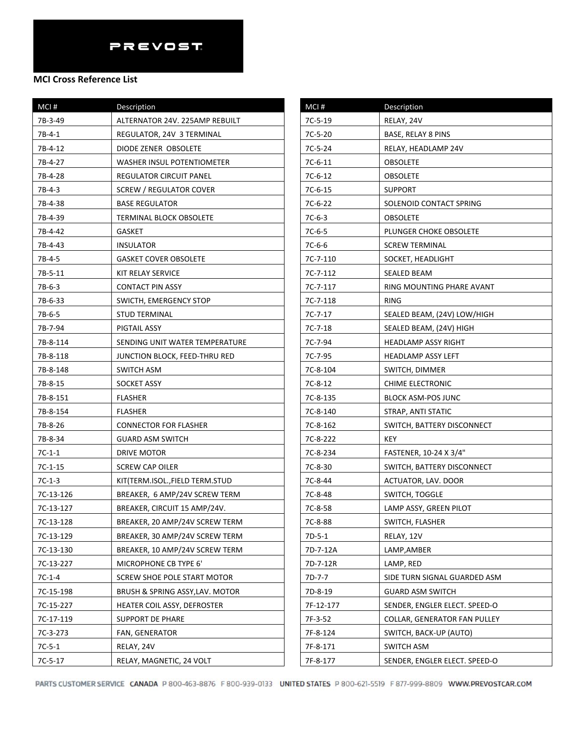**PREVOST**

## MCI Cross Reference List

| MCI # | Description |
|---|---|
| 7B-3-49 | ALTERNATOR 24V. 225AMP REBUILT |
| 7B-4-1 | REGULATOR, 24V 3 TERMINAL |
| 7B-4-12 | DIODE ZENER OBSOLETE |
| 7B-4-27 | WASHER INSUL POTENTIOMETER |
| 7B-4-28 | REGULATOR CIRCUIT PANEL |
| 7B-4-3 | SCREW / REGULATOR COVER |
| 7B-4-38 | BASE REGULATOR |
| 7B-4-39 | TERMINAL BLOCK OBSOLETE |
| 7B-4-42 | GASKET |
| 7B-4-43 | INSULATOR |
| 7B-4-5 | GASKET COVER OBSOLETE |
| 7B-5-11 | KIT RELAY SERVICE |
| 7B-6-3 | CONTACT PIN ASSY |
| 7B-6-33 | SWICTH, EMERGENCY STOP |
| 7B-6-5 | STUD TERMINAL |
| 7B-7-94 | PIGTAIL ASSY |
| 7B-8-114 | SENDING UNIT WATER TEMPERATURE |
| 7B-8-118 | JUNCTION BLOCK, FEED-THRU RED |
| 7B-8-148 | SWITCH ASM |
| 7B-8-15 | SOCKET ASSY |
| 7B-8-151 | FLASHER |
| 7B-8-154 | FLASHER |
| 7B-8-26 | CONNECTOR FOR FLASHER |
| 7B-8-34 | GUARD ASM SWITCH |
| 7C-1-1 | DRIVE MOTOR |
| 7C-1-15 | SCREW CAP OILER |
| 7C-1-3 | KIT(TERM.ISOL.,FIELD TERM.STUD |
| 7C-13-126 | BREAKER, 6 AMP/24V SCREW TERM |
| 7C-13-127 | BREAKER, CIRCUIT 15 AMP/24V. |
| 7C-13-128 | BREAKER, 20 AMP/24V SCREW TERM |
| 7C-13-129 | BREAKER, 30 AMP/24V SCREW TERM |
| 7C-13-130 | BREAKER, 10 AMP/24V SCREW TERM |
| 7C-13-227 | MICROPHONE CB TYPE 6' |
| 7C-1-4 | SCREW SHOE POLE START MOTOR |
| 7C-15-198 | BRUSH & SPRING ASSY,LAV. MOTOR |
| 7C-15-227 | HEATER COIL ASSY, DEFROSTER |
| 7C-17-119 | SUPPORT DE PHARE |
| 7C-3-273 | FAN, GENERATOR |
| 7C-5-1 | RELAY, 24V |
| 7C-5-17 | RELAY, MAGNETIC, 24 VOLT |
| 7C-5-19 | RELAY, 24V |
| 7C-5-20 | BASE, RELAY 8 PINS |
| 7C-5-24 | RELAY, HEADLAMP 24V |
| 7C-6-11 | OBSOLETE |
| 7C-6-12 | OBSOLETE |
| 7C-6-15 | SUPPORT |
| 7C-6-22 | SOLENOID CONTACT SPRING |
| 7C-6-3 | OBSOLETE |
| 7C-6-5 | PLUNGER CHOKE OBSOLETE |
| 7C-6-6 | SCREW TERMINAL |
| 7C-7-110 | SOCKET, HEADLIGHT |
| 7C-7-112 | SEALED BEAM |
| 7C-7-117 | RING MOUNTING PHARE AVANT |
| 7C-7-118 | RING |
| 7C-7-17 | SEALED BEAM, (24V) LOW/HIGH |
| 7C-7-18 | SEALED BEAM, (24V) HIGH |
| 7C-7-94 | HEADLAMP ASSY RIGHT |
| 7C-7-95 | HEADLAMP ASSY LEFT |
| 7C-8-104 | SWITCH, DIMMER |
| 7C-8-12 | CHIME ELECTRONIC |
| 7C-8-135 | BLOCK ASM-POS JUNC |
| 7C-8-140 | STRAP, ANTI STATIC |
| 7C-8-162 | SWITCH, BATTERY DISCONNECT |
| 7C-8-222 | KEY |
| 7C-8-234 | FASTENER, 10-24 X 3/4" |
| 7C-8-30 | SWITCH, BATTERY DISCONNECT |
| 7C-8-44 | ACTUATOR, LAV. DOOR |
| 7C-8-48 | SWITCH, TOGGLE |
| 7C-8-58 | LAMP ASSY, GREEN PILOT |
| 7C-8-88 | SWITCH, FLASHER |
| 7D-5-1 | RELAY, 12V |
| 7D-7-12A | LAMP,AMBER |
| 7D-7-12R | LAMP, RED |
| 7D-7-7 | SIDE TURN SIGNAL GUARDED ASM |
| 7D-8-19 | GUARD ASM SWITCH |
| 7F-12-177 | SENDER, ENGLER ELECT. SPEED-O |
| 7F-3-52 | COLLAR, GENERATOR FAN PULLEY |
| 7F-8-124 | SWITCH, BACK-UP (AUTO) |
| 7F-8-171 | SWITCH ASM |
| 7F-8-177 | SENDER, ENGLER ELECT. SPEED-O |

PARTS CUSTOMER SERVICE CANADA P 800-463-8876 F 800-939-0133 UNITED STATES P 800-621-5519 F 877-999-8809 WWW.PREVOSTCAR.COM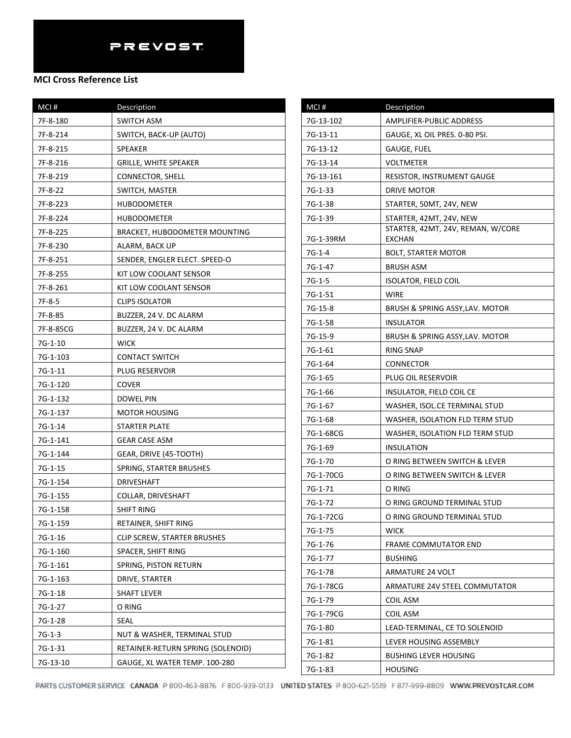PREVOST

**MCI Cross Reference List**

| MCI # | Description |
|---|---|
| 7F-8-180 | SWITCH ASM |
| 7F-8-214 | SWITCH, BACK-UP (AUTO) |
| 7F-8-215 | SPEAKER |
| 7F-8-216 | GRILLE, WHITE SPEAKER |
| 7F-8-219 | CONNECTOR, SHELL |
| 7F-8-22 | SWITCH, MASTER |
| 7F-8-223 | HUBODOMETER |
| 7F-8-224 | HUBODOMETER |
| 7F-8-225 | BRACKET, HUBODOMETER MOUNTING |
| 7F-8-230 | ALARM, BACK UP |
| 7F-8-251 | SENDER, ENGLER ELECT. SPEED-O |
| 7F-8-255 | KIT LOW COOLANT SENSOR |
| 7F-8-261 | KIT LOW COOLANT SENSOR |
| 7F-8-5 | CLIPS ISOLATOR |
| 7F-8-85 | BUZZER, 24 V. DC ALARM |
| 7F-8-85CG | BUZZER, 24 V. DC ALARM |
| 7G-1-10 | WICK |
| 7G-1-103 | CONTACT SWITCH |
| 7G-1-11 | PLUG RESERVOIR |
| 7G-1-120 | COVER |
| 7G-1-132 | DOWEL PIN |
| 7G-1-137 | MOTOR HOUSING |
| 7G-1-14 | STARTER PLATE |
| 7G-1-141 | GEAR CASE ASM |
| 7G-1-144 | GEAR, DRIVE (45-TOOTH) |
| 7G-1-15 | SPRING, STARTER BRUSHES |
| 7G-1-154 | DRIVESHAFT |
| 7G-1-155 | COLLAR, DRIVESHAFT |
| 7G-1-158 | SHIFT RING |
| 7G-1-159 | RETAINER, SHIFT RING |
| 7G-1-16 | CLIP SCREW, STARTER BRUSHES |
| 7G-1-160 | SPACER, SHIFT RING |
| 7G-1-161 | SPRING, PISTON RETURN |
| 7G-1-163 | DRIVE, STARTER |
| 7G-1-18 | SHAFT LEVER |
| 7G-1-27 | O RING |
| 7G-1-28 | SEAL |
| 7G-1-3 | NUT & WASHER, TERMINAL STUD |
| 7G-1-31 | RETAINER-RETURN SPRING (SOLENOID) |
| 7G-13-10 | GAUGE, XL WATER TEMP. 100-280 |
| 7G-13-102 | AMPLIFIER-PUBLIC ADDRESS |
| 7G-13-11 | GAUGE, XL OIL PRES. 0-80 PSI. |
| 7G-13-12 | GAUGE, FUEL |
| 7G-13-14 | VOLTMETER |
| 7G-13-161 | RESISTOR, INSTRUMENT GAUGE |
| 7G-1-33 | DRIVE MOTOR |
| 7G-1-38 | STARTER, 50MT, 24V, NEW |
| 7G-1-39 | STARTER, 42MT, 24V, NEW |
| 7G-1-39RM | STARTER, 42MT, 24V, REMAN, W/CORE EXCHAN |
| 7G-1-4 | BOLT, STARTER MOTOR |
| 7G-1-47 | BRUSH ASM |
| 7G-1-5 | ISOLATOR, FIELD COIL |
| 7G-1-51 | WIRE |
| 7G-15-8 | BRUSH & SPRING ASSY,LAV. MOTOR |
| 7G-1-58 | INSULATOR |
| 7G-15-9 | BRUSH & SPRING ASSY,LAV. MOTOR |
| 7G-1-61 | RING SNAP |
| 7G-1-64 | CONNECTOR |
| 7G-1-65 | PLUG OIL RESERVOIR |
| 7G-1-66 | INSULATOR, FIELD COIL CE |
| 7G-1-67 | WASHER, ISOL.CE TERMINAL STUD |
| 7G-1-68 | WASHER, ISOLATION FLD TERM STUD |
| 7G-1-68CG | WASHER, ISOLATION FLD TERM STUD |
| 7G-1-69 | INSULATION |
| 7G-1-70 | O RING BETWEEN SWITCH & LEVER |
| 7G-1-70CG | O RING BETWEEN SWITCH & LEVER |
| 7G-1-71 | O RING |
| 7G-1-72 | O RING GROUND TERMINAL STUD |
| 7G-1-72CG | O RING GROUND TERMINAL STUD |
| 7G-1-75 | WICK |
| 7G-1-76 | FRAME COMMUTATOR END |
| 7G-1-77 | BUSHING |
| 7G-1-78 | ARMATURE 24 VOLT |
| 7G-1-78CG | ARMATURE 24V STEEL COMMUTATOR |
| 7G-1-79 | COIL ASM |
| 7G-1-79CG | COIL ASM |
| 7G-1-80 | LEAD-TERMINAL, CE TO SOLENOID |
| 7G-1-81 | LEVER HOUSING ASSEMBLY |
| 7G-1-82 | BUSHING LEVER HOUSING |
| 7G-1-83 | HOUSING |

PARTS CUSTOMER SERVICE CANADA P 800-463-8876 F 800-939-0133 UNITED STATES P 800-621-5519 F 877-999-8809 WWW.PREVOSTCAR.COM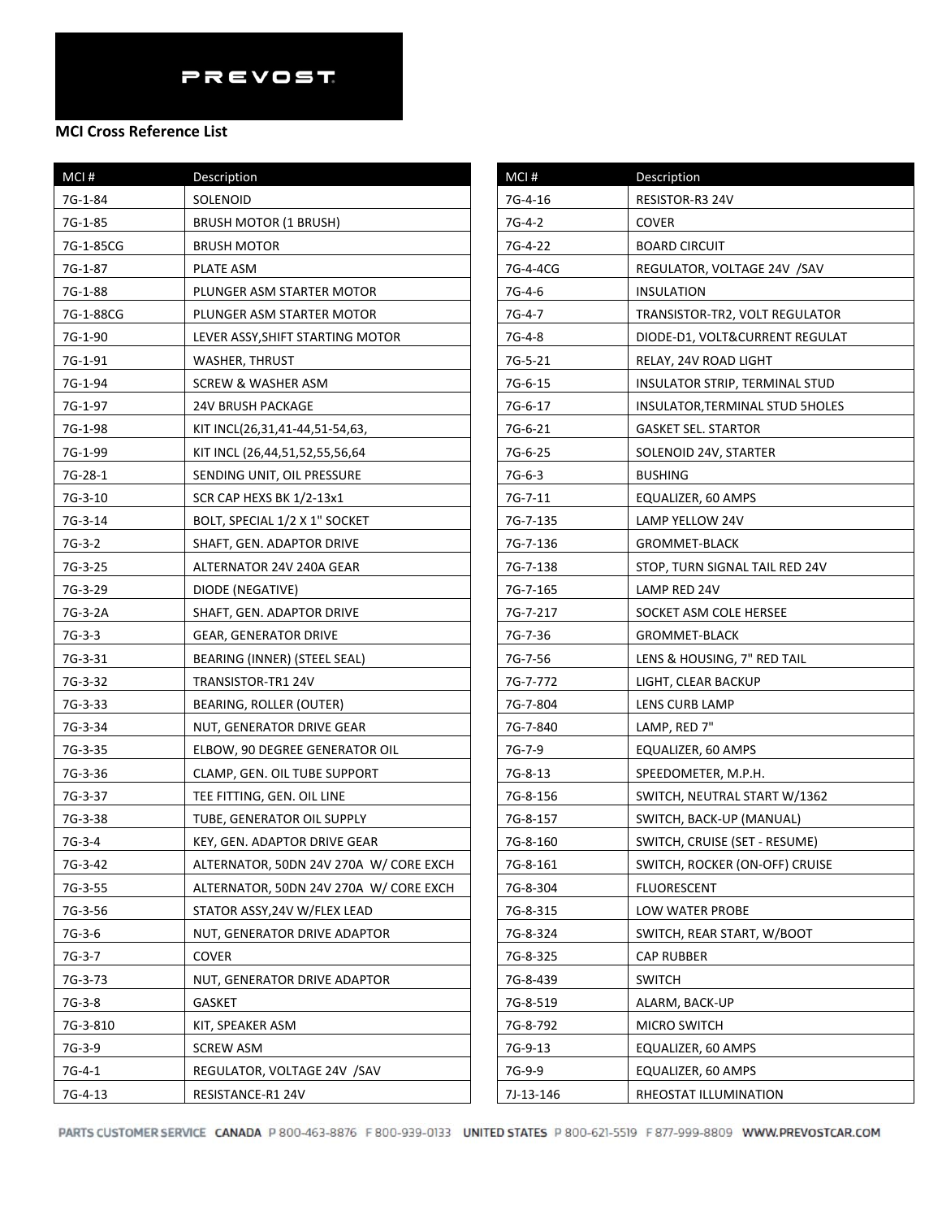PREVOST

**MCI Cross Reference List**

| MCI # | Description |
|---|---|
| 7G-1-84 | SOLENOID |
| 7G-1-85 | BRUSH MOTOR (1 BRUSH) |
| 7G-1-85CG | BRUSH MOTOR |
| 7G-1-87 | PLATE ASM |
| 7G-1-88 | PLUNGER ASM STARTER MOTOR |
| 7G-1-88CG | PLUNGER ASM STARTER MOTOR |
| 7G-1-90 | LEVER ASSY,SHIFT STARTING MOTOR |
| 7G-1-91 | WASHER, THRUST |
| 7G-1-94 | SCREW & WASHER ASM |
| 7G-1-97 | 24V BRUSH PACKAGE |
| 7G-1-98 | KIT INCL(26,31,41-44,51-54,63, |
| 7G-1-99 | KIT INCL (26,44,51,52,55,56,64 |
| 7G-28-1 | SENDING UNIT, OIL PRESSURE |
| 7G-3-10 | SCR CAP HEXS BK 1/2-13x1 |
| 7G-3-14 | BOLT, SPECIAL 1/2 X 1" SOCKET |
| 7G-3-2 | SHAFT, GEN. ADAPTOR DRIVE |
| 7G-3-25 | ALTERNATOR 24V 240A GEAR |
| 7G-3-29 | DIODE (NEGATIVE) |
| 7G-3-2A | SHAFT, GEN. ADAPTOR DRIVE |
| 7G-3-3 | GEAR, GENERATOR DRIVE |
| 7G-3-31 | BEARING (INNER) (STEEL SEAL) |
| 7G-3-32 | TRANSISTOR-TR1 24V |
| 7G-3-33 | BEARING, ROLLER (OUTER) |
| 7G-3-34 | NUT, GENERATOR DRIVE GEAR |
| 7G-3-35 | ELBOW, 90 DEGREE GENERATOR OIL |
| 7G-3-36 | CLAMP, GEN. OIL TUBE SUPPORT |
| 7G-3-37 | TEE FITTING, GEN. OIL LINE |
| 7G-3-38 | TUBE, GENERATOR OIL SUPPLY |
| 7G-3-4 | KEY, GEN. ADAPTOR DRIVE GEAR |
| 7G-3-42 | ALTERNATOR, 50DN 24V 270A W/ CORE EXCH |
| 7G-3-55 | ALTERNATOR, 50DN 24V 270A W/ CORE EXCH |
| 7G-3-56 | STATOR ASSY,24V W/FLEX LEAD |
| 7G-3-6 | NUT, GENERATOR DRIVE ADAPTOR |
| 7G-3-7 | COVER |
| 7G-3-73 | NUT, GENERATOR DRIVE ADAPTOR |
| 7G-3-8 | GASKET |
| 7G-3-810 | KIT, SPEAKER ASM |
| 7G-3-9 | SCREW ASM |
| 7G-4-1 | REGULATOR, VOLTAGE 24V /SAV |
| 7G-4-13 | RESISTANCE-R1 24V |
| 7G-4-16 | RESISTOR-R3 24V |
| 7G-4-2 | COVER |
| 7G-4-22 | BOARD CIRCUIT |
| 7G-4-4CG | REGULATOR, VOLTAGE 24V /SAV |
| 7G-4-6 | INSULATION |
| 7G-4-7 | TRANSISTOR-TR2, VOLT REGULATOR |
| 7G-4-8 | DIODE-D1, VOLT&CURRENT REGULAT |
| 7G-5-21 | RELAY, 24V ROAD LIGHT |
| 7G-6-15 | INSULATOR STRIP, TERMINAL STUD |
| 7G-6-17 | INSULATOR,TERMINAL STUD 5HOLES |
| 7G-6-21 | GASKET SEL. STARTOR |
| 7G-6-25 | SOLENOID 24V, STARTER |
| 7G-6-3 | BUSHING |
| 7G-7-11 | EQUALIZER, 60 AMPS |
| 7G-7-135 | LAMP YELLOW 24V |
| 7G-7-136 | GROMMET-BLACK |
| 7G-7-138 | STOP, TURN SIGNAL TAIL RED 24V |
| 7G-7-165 | LAMP RED 24V |
| 7G-7-217 | SOCKET ASM COLE HERSEE |
| 7G-7-36 | GROMMET-BLACK |
| 7G-7-56 | LENS & HOUSING, 7" RED TAIL |
| 7G-7-772 | LIGHT, CLEAR BACKUP |
| 7G-7-804 | LENS CURB LAMP |
| 7G-7-840 | LAMP, RED 7" |
| 7G-7-9 | EQUALIZER, 60 AMPS |
| 7G-8-13 | SPEEDOMETER, M.P.H. |
| 7G-8-156 | SWITCH, NEUTRAL START W/1362 |
| 7G-8-157 | SWITCH, BACK-UP (MANUAL) |
| 7G-8-160 | SWITCH, CRUISE (SET - RESUME) |
| 7G-8-161 | SWITCH, ROCKER (ON-OFF) CRUISE |
| 7G-8-304 | FLUORESCENT |
| 7G-8-315 | LOW WATER PROBE |
| 7G-8-324 | SWITCH, REAR START, W/BOOT |
| 7G-8-325 | CAP RUBBER |
| 7G-8-439 | SWITCH |
| 7G-8-519 | ALARM, BACK-UP |
| 7G-8-792 | MICRO SWITCH |
| 7G-9-13 | EQUALIZER, 60 AMPS |
| 7G-9-9 | EQUALIZER, 60 AMPS |
| 7J-13-146 | RHEOSTAT ILLUMINATION |

PARTS CUSTOMER SERVICE CANADA P 800-463-8876 F 800-939-0133 UNITED STATES P 800-621-5519 F 877-999-8809 WWW.PREVOSTCAR.COM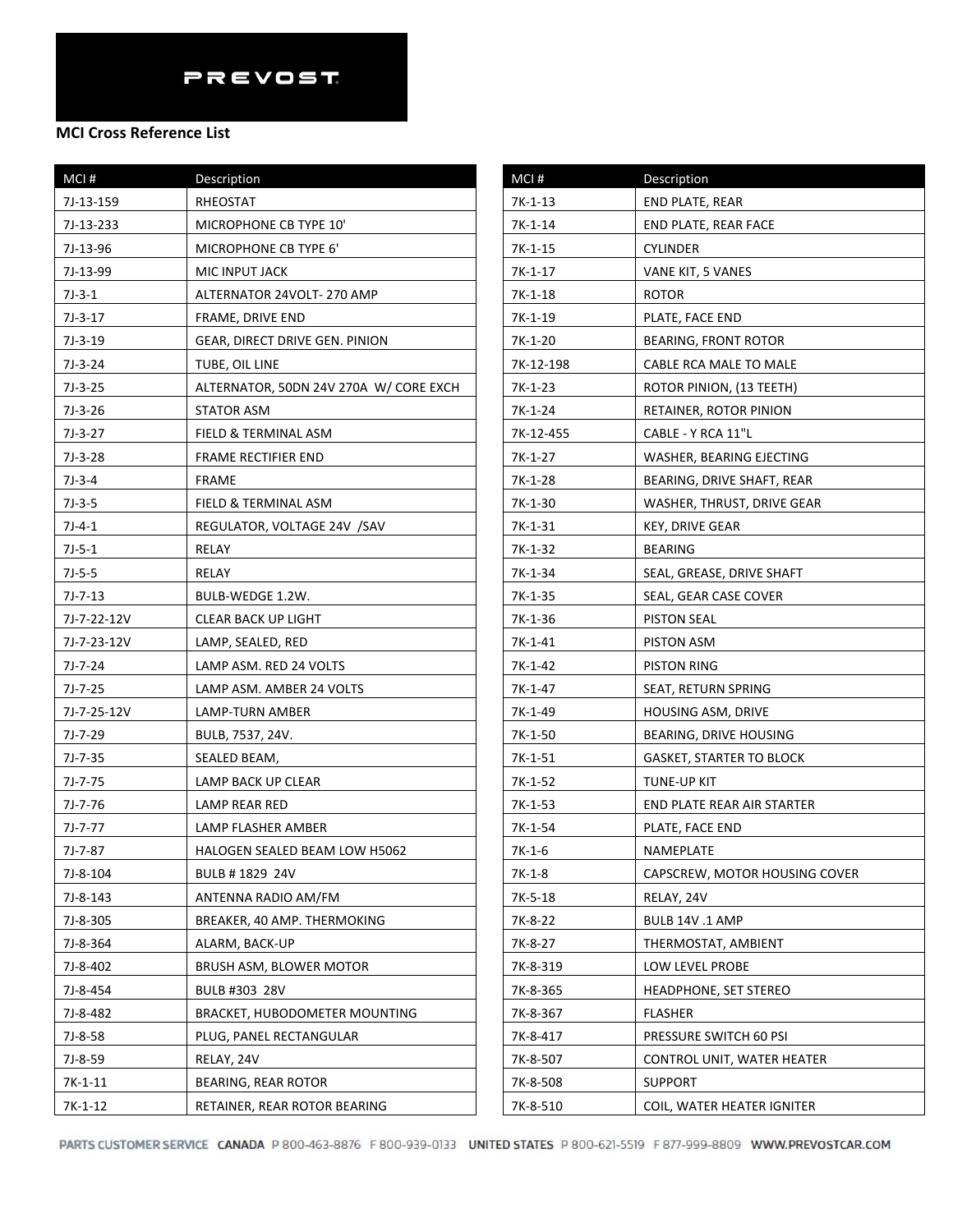PREVOST

**MCI Cross Reference List**

| MCI # | Description |
|---|---|
| 7J-13-159 | RHEOSTAT |
| 7J-13-233 | MICROPHONE CB TYPE 10' |
| 7J-13-96 | MICROPHONE CB TYPE 6' |
| 7J-13-99 | MIC INPUT JACK |
| 7J-3-1 | ALTERNATOR 24VOLT- 270 AMP |
| 7J-3-17 | FRAME, DRIVE END |
| 7J-3-19 | GEAR, DIRECT DRIVE GEN. PINION |
| 7J-3-24 | TUBE, OIL LINE |
| 7J-3-25 | ALTERNATOR, 50DN 24V 270A W/ CORE EXCH |
| 7J-3-26 | STATOR ASM |
| 7J-3-27 | FIELD & TERMINAL ASM |
| 7J-3-28 | FRAME RECTIFIER END |
| 7J-3-4 | FRAME |
| 7J-3-5 | FIELD & TERMINAL ASM |
| 7J-4-1 | REGULATOR, VOLTAGE 24V /SAV |
| 7J-5-1 | RELAY |
| 7J-5-5 | RELAY |
| 7J-7-13 | BULB-WEDGE 1.2W. |
| 7J-7-22-12V | CLEAR BACK UP LIGHT |
| 7J-7-23-12V | LAMP, SEALED, RED |
| 7J-7-24 | LAMP ASM. RED 24 VOLTS |
| 7J-7-25 | LAMP ASM. AMBER 24 VOLTS |
| 7J-7-25-12V | LAMP-TURN AMBER |
| 7J-7-29 | BULB, 7537, 24V. |
| 7J-7-35 | SEALED BEAM, |
| 7J-7-75 | LAMP BACK UP CLEAR |
| 7J-7-76 | LAMP REAR RED |
| 7J-7-77 | LAMP FLASHER AMBER |
| 7J-7-87 | HALOGEN SEALED BEAM LOW H5062 |
| 7J-8-104 | BULB # 1829 24V |
| 7J-8-143 | ANTENNA RADIO AM/FM |
| 7J-8-305 | BREAKER, 40 AMP. THERMOKING |
| 7J-8-364 | ALARM, BACK-UP |
| 7J-8-402 | BRUSH ASM, BLOWER MOTOR |
| 7J-8-454 | BULB #303 28V |
| 7J-8-482 | BRACKET, HUBODOMETER MOUNTING |
| 7J-8-58 | PLUG, PANEL RECTANGULAR |
| 7J-8-59 | RELAY, 24V |
| 7K-1-11 | BEARING, REAR ROTOR |
| 7K-1-12 | RETAINER, REAR ROTOR BEARING |
| 7K-1-13 | END PLATE, REAR |
| 7K-1-14 | END PLATE, REAR FACE |
| 7K-1-15 | CYLINDER |
| 7K-1-17 | VANE KIT, 5 VANES |
| 7K-1-18 | ROTOR |
| 7K-1-19 | PLATE, FACE END |
| 7K-1-20 | BEARING, FRONT ROTOR |
| 7K-12-198 | CABLE RCA MALE TO MALE |
| 7K-1-23 | ROTOR PINION, (13 TEETH) |
| 7K-1-24 | RETAINER, ROTOR PINION |
| 7K-12-455 | CABLE - Y RCA 11"L |
| 7K-1-27 | WASHER, BEARING EJECTING |
| 7K-1-28 | BEARING, DRIVE SHAFT, REAR |
| 7K-1-30 | WASHER, THRUST, DRIVE GEAR |
| 7K-1-31 | KEY, DRIVE GEAR |
| 7K-1-32 | BEARING |
| 7K-1-34 | SEAL, GREASE, DRIVE SHAFT |
| 7K-1-35 | SEAL, GEAR CASE COVER |
| 7K-1-36 | PISTON SEAL |
| 7K-1-41 | PISTON ASM |
| 7K-1-42 | PISTON RING |
| 7K-1-47 | SEAT, RETURN SPRING |
| 7K-1-49 | HOUSING ASM, DRIVE |
| 7K-1-50 | BEARING, DRIVE HOUSING |
| 7K-1-51 | GASKET, STARTER TO BLOCK |
| 7K-1-52 | TUNE-UP KIT |
| 7K-1-53 | END PLATE REAR AIR STARTER |
| 7K-1-54 | PLATE, FACE END |
| 7K-1-6 | NAMEPLATE |
| 7K-1-8 | CAPSCREW, MOTOR HOUSING COVER |
| 7K-5-18 | RELAY, 24V |
| 7K-8-22 | BULB 14V .1 AMP |
| 7K-8-27 | THERMOSTAT, AMBIENT |
| 7K-8-319 | LOW LEVEL PROBE |
| 7K-8-365 | HEADPHONE, SET STEREO |
| 7K-8-367 | FLASHER |
| 7K-8-417 | PRESSURE SWITCH 60 PSI |
| 7K-8-507 | CONTROL UNIT, WATER HEATER |
| 7K-8-508 | SUPPORT |
| 7K-8-510 | COIL, WATER HEATER IGNITER |

PARTS CUSTOMER SERVICE CANADA P 800-463-8876 F 800-939-0133 UNITED STATES P 800-621-5519 F 877-999-8809 WWW.PREVOSTCAR.COM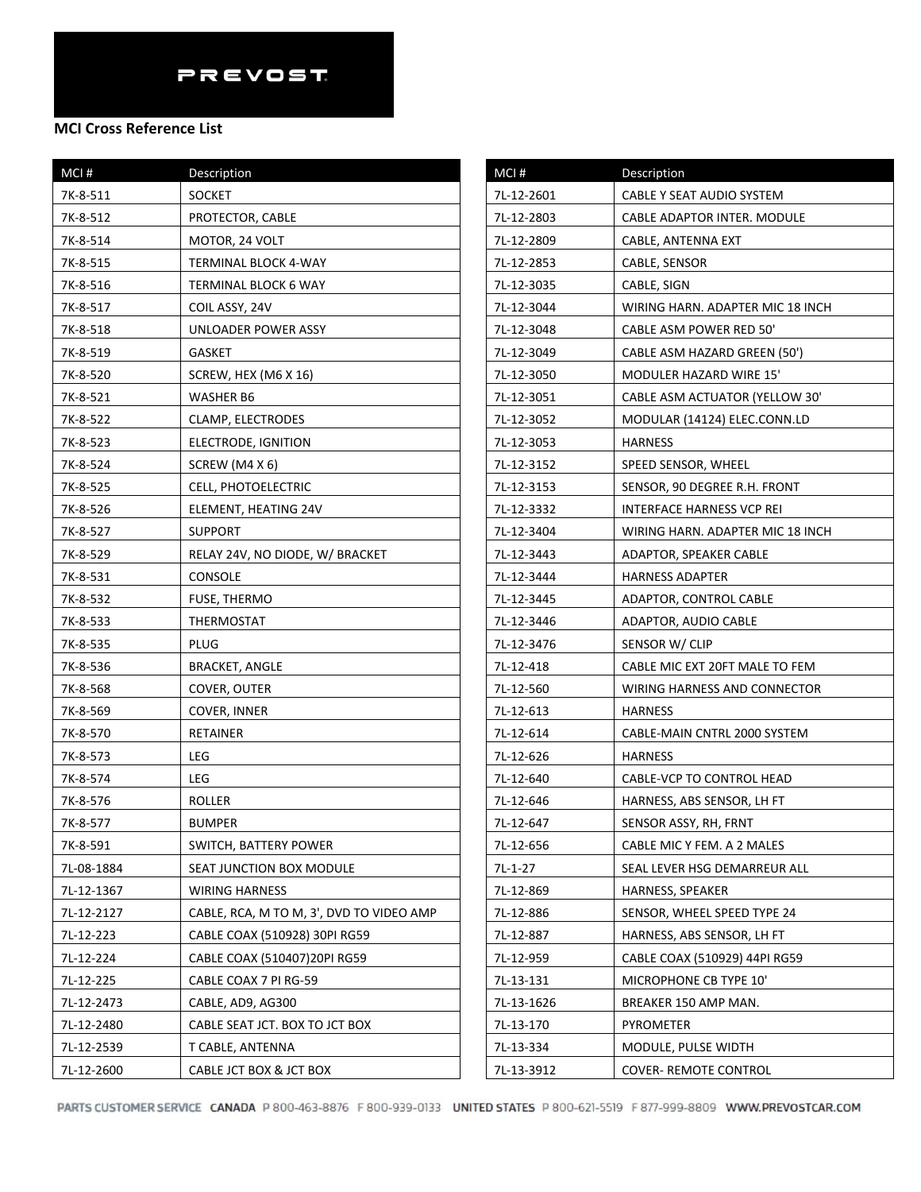PREVOST

**MCI Cross Reference List**

| MCI # | Description |
|---|---|
| 7K-8-511 | SOCKET |
| 7K-8-512 | PROTECTOR, CABLE |
| 7K-8-514 | MOTOR, 24 VOLT |
| 7K-8-515 | TERMINAL BLOCK 4-WAY |
| 7K-8-516 | TERMINAL BLOCK 6 WAY |
| 7K-8-517 | COIL ASSY, 24V |
| 7K-8-518 | UNLOADER POWER ASSY |
| 7K-8-519 | GASKET |
| 7K-8-520 | SCREW, HEX (M6 X 16) |
| 7K-8-521 | WASHER B6 |
| 7K-8-522 | CLAMP, ELECTRODES |
| 7K-8-523 | ELECTRODE, IGNITION |
| 7K-8-524 | SCREW (M4 X 6) |
| 7K-8-525 | CELL, PHOTOELECTRIC |
| 7K-8-526 | ELEMENT, HEATING 24V |
| 7K-8-527 | SUPPORT |
| 7K-8-529 | RELAY 24V, NO DIODE, W/ BRACKET |
| 7K-8-531 | CONSOLE |
| 7K-8-532 | FUSE, THERMO |
| 7K-8-533 | THERMOSTAT |
| 7K-8-535 | PLUG |
| 7K-8-536 | BRACKET, ANGLE |
| 7K-8-568 | COVER, OUTER |
| 7K-8-569 | COVER, INNER |
| 7K-8-570 | RETAINER |
| 7K-8-573 | LEG |
| 7K-8-574 | LEG |
| 7K-8-576 | ROLLER |
| 7K-8-577 | BUMPER |
| 7K-8-591 | SWITCH, BATTERY POWER |
| 7L-08-1884 | SEAT JUNCTION BOX MODULE |
| 7L-12-1367 | WIRING HARNESS |
| 7L-12-2127 | CABLE, RCA, M TO M, 3', DVD TO VIDEO AMP |
| 7L-12-223 | CABLE COAX (510928) 30PI RG59 |
| 7L-12-224 | CABLE COAX (510407)20PI RG59 |
| 7L-12-225 | CABLE COAX 7 PI RG-59 |
| 7L-12-2473 | CABLE, AD9, AG300 |
| 7L-12-2480 | CABLE SEAT JCT. BOX TO JCT BOX |
| 7L-12-2539 | T CABLE, ANTENNA |
| 7L-12-2600 | CABLE JCT BOX & JCT BOX |
| 7L-12-2601 | CABLE Y SEAT AUDIO SYSTEM |
| 7L-12-2803 | CABLE ADAPTOR INTER. MODULE |
| 7L-12-2809 | CABLE, ANTENNA EXT |
| 7L-12-2853 | CABLE, SENSOR |
| 7L-12-3035 | CABLE, SIGN |
| 7L-12-3044 | WIRING HARN. ADAPTER MIC 18 INCH |
| 7L-12-3048 | CABLE ASM POWER RED 50' |
| 7L-12-3049 | CABLE ASM HAZARD GREEN (50') |
| 7L-12-3050 | MODULER HAZARD WIRE 15' |
| 7L-12-3051 | CABLE ASM ACTUATOR (YELLOW 30' |
| 7L-12-3052 | MODULAR (14124) ELEC.CONN.LD |
| 7L-12-3053 | HARNESS |
| 7L-12-3152 | SPEED SENSOR, WHEEL |
| 7L-12-3153 | SENSOR, 90 DEGREE R.H. FRONT |
| 7L-12-3332 | INTERFACE HARNESS VCP REI |
| 7L-12-3404 | WIRING HARN. ADAPTER MIC 18 INCH |
| 7L-12-3443 | ADAPTOR, SPEAKER CABLE |
| 7L-12-3444 | HARNESS ADAPTER |
| 7L-12-3445 | ADAPTOR, CONTROL CABLE |
| 7L-12-3446 | ADAPTOR, AUDIO CABLE |
| 7L-12-3476 | SENSOR W/ CLIP |
| 7L-12-418 | CABLE MIC EXT 20FT MALE TO FEM |
| 7L-12-560 | WIRING HARNESS AND CONNECTOR |
| 7L-12-613 | HARNESS |
| 7L-12-614 | CABLE-MAIN CNTRL 2000 SYSTEM |
| 7L-12-626 | HARNESS |
| 7L-12-640 | CABLE-VCP TO CONTROL HEAD |
| 7L-12-646 | HARNESS, ABS SENSOR, LH FT |
| 7L-12-647 | SENSOR ASSY, RH, FRNT |
| 7L-12-656 | CABLE MIC Y FEM. A 2 MALES |
| 7L-1-27 | SEAL LEVER HSG DEMARREUR ALL |
| 7L-12-869 | HARNESS, SPEAKER |
| 7L-12-886 | SENSOR, WHEEL SPEED TYPE 24 |
| 7L-12-887 | HARNESS, ABS SENSOR, LH FT |
| 7L-12-959 | CABLE COAX (510929) 44PI RG59 |
| 7L-13-131 | MICROPHONE CB TYPE 10' |
| 7L-13-1626 | BREAKER 150 AMP MAN. |
| 7L-13-170 | PYROMETER |
| 7L-13-334 | MODULE, PULSE WIDTH |
| 7L-13-3912 | COVER- REMOTE CONTROL |

PARTS CUSTOMER SERVICE CANADA P 800-463-8876 F 800-939-0133 UNITED STATES P 800-621-5519 F 877-999-8809 WWW.PREVOSTCAR.COM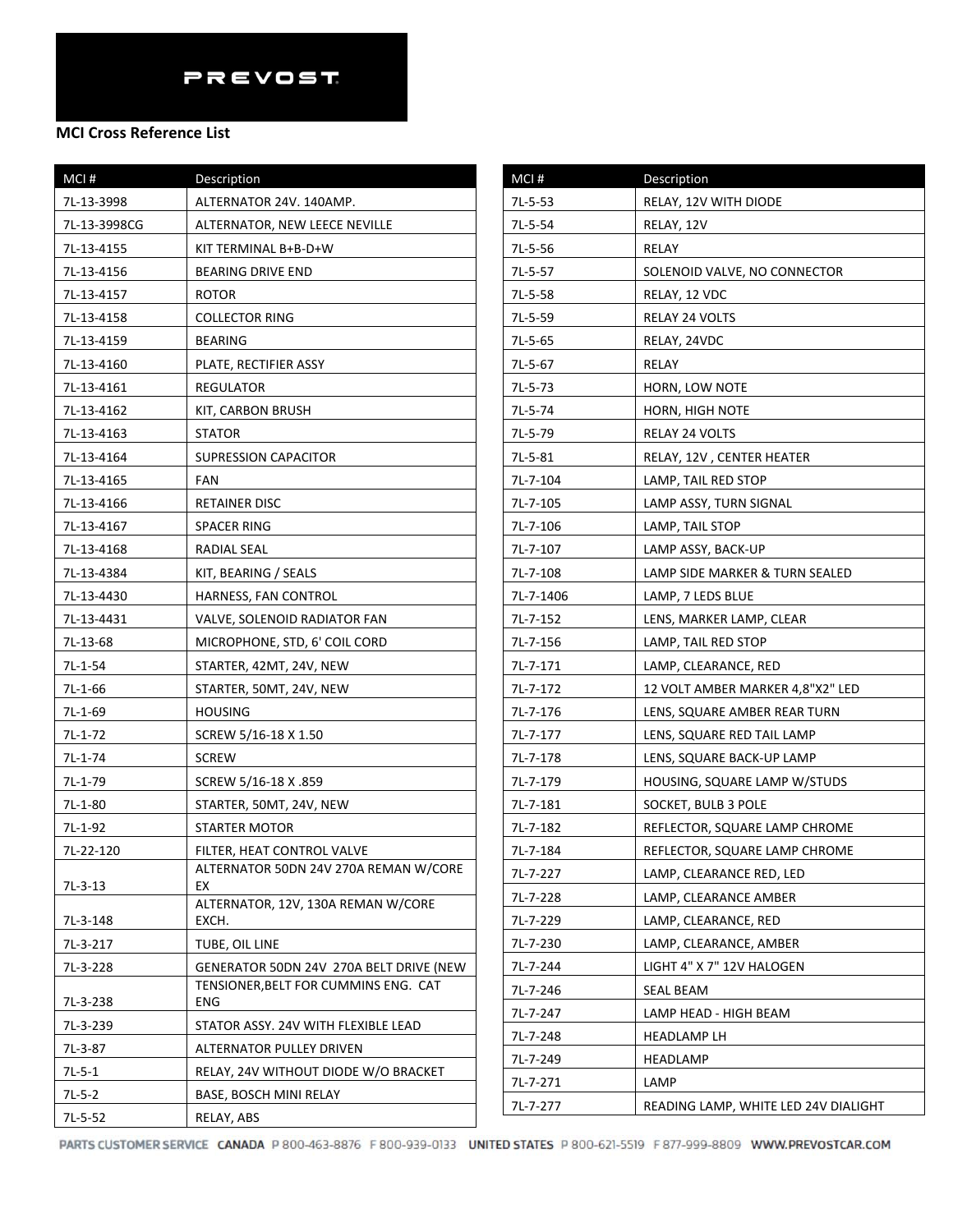PREVOST

**MCI Cross Reference List**

| MCI # | Description |
|---|---|
| 7L-13-3998 | ALTERNATOR 24V. 140AMP. |
| 7L-13-3998CG | ALTERNATOR, NEW LEECE NEVILLE |
| 7L-13-4155 | KIT TERMINAL B+B-D+W |
| 7L-13-4156 | BEARING DRIVE END |
| 7L-13-4157 | ROTOR |
| 7L-13-4158 | COLLECTOR RING |
| 7L-13-4159 | BEARING |
| 7L-13-4160 | PLATE, RECTIFIER ASSY |
| 7L-13-4161 | REGULATOR |
| 7L-13-4162 | KIT, CARBON BRUSH |
| 7L-13-4163 | STATOR |
| 7L-13-4164 | SUPRESSION CAPACITOR |
| 7L-13-4165 | FAN |
| 7L-13-4166 | RETAINER DISC |
| 7L-13-4167 | SPACER RING |
| 7L-13-4168 | RADIAL SEAL |
| 7L-13-4384 | KIT, BEARING / SEALS |
| 7L-13-4430 | HARNESS, FAN CONTROL |
| 7L-13-4431 | VALVE, SOLENOID RADIATOR FAN |
| 7L-13-68 | MICROPHONE, STD, 6' COIL CORD |
| 7L-1-54 | STARTER, 42MT, 24V, NEW |
| 7L-1-66 | STARTER, 50MT, 24V, NEW |
| 7L-1-69 | HOUSING |
| 7L-1-72 | SCREW 5/16-18 X 1.50 |
| 7L-1-74 | SCREW |
| 7L-1-79 | SCREW 5/16-18 X .859 |
| 7L-1-80 | STARTER, 50MT, 24V, NEW |
| 7L-1-92 | STARTER MOTOR |
| 7L-22-120 | FILTER, HEAT CONTROL VALVE |
| 7L-3-13 | ALTERNATOR 50DN 24V 270A REMAN W/CORE EX |
| 7L-3-148 | ALTERNATOR, 12V, 130A REMAN W/CORE EXCH. |
| 7L-3-217 | TUBE, OIL LINE |
| 7L-3-228 | GENERATOR 50DN 24V 270A BELT DRIVE (NEW |
| 7L-3-238 | TENSIONER,BELT FOR CUMMINS ENG. CAT ENG |
| 7L-3-239 | STATOR ASSY. 24V WITH FLEXIBLE LEAD |
| 7L-3-87 | ALTERNATOR PULLEY DRIVEN |
| 7L-5-1 | RELAY, 24V WITHOUT DIODE W/O BRACKET |
| 7L-5-2 | BASE, BOSCH MINI RELAY |
| 7L-5-52 | RELAY, ABS |
| 7L-5-53 | RELAY, 12V WITH DIODE |
| 7L-5-54 | RELAY, 12V |
| 7L-5-56 | RELAY |
| 7L-5-57 | SOLENOID VALVE, NO CONNECTOR |
| 7L-5-58 | RELAY, 12 VDC |
| 7L-5-59 | RELAY 24 VOLTS |
| 7L-5-65 | RELAY, 24VDC |
| 7L-5-67 | RELAY |
| 7L-5-73 | HORN, LOW NOTE |
| 7L-5-74 | HORN, HIGH NOTE |
| 7L-5-79 | RELAY 24 VOLTS |
| 7L-5-81 | RELAY, 12V , CENTER HEATER |
| 7L-7-104 | LAMP, TAIL RED STOP |
| 7L-7-105 | LAMP ASSY, TURN SIGNAL |
| 7L-7-106 | LAMP, TAIL STOP |
| 7L-7-107 | LAMP ASSY, BACK-UP |
| 7L-7-108 | LAMP SIDE MARKER & TURN SEALED |
| 7L-7-1406 | LAMP, 7 LEDS BLUE |
| 7L-7-152 | LENS, MARKER LAMP, CLEAR |
| 7L-7-156 | LAMP, TAIL RED STOP |
| 7L-7-171 | LAMP, CLEARANCE, RED |
| 7L-7-172 | 12 VOLT AMBER MARKER 4,8"X2" LED |
| 7L-7-176 | LENS, SQUARE AMBER REAR TURN |
| 7L-7-177 | LENS, SQUARE RED TAIL LAMP |
| 7L-7-178 | LENS, SQUARE BACK-UP LAMP |
| 7L-7-179 | HOUSING, SQUARE LAMP W/STUDS |
| 7L-7-181 | SOCKET, BULB 3 POLE |
| 7L-7-182 | REFLECTOR, SQUARE LAMP CHROME |
| 7L-7-184 | REFLECTOR, SQUARE LAMP CHROME |
| 7L-7-227 | LAMP, CLEARANCE RED, LED |
| 7L-7-228 | LAMP, CLEARANCE AMBER |
| 7L-7-229 | LAMP, CLEARANCE, RED |
| 7L-7-230 | LAMP, CLEARANCE, AMBER |
| 7L-7-244 | LIGHT 4" X 7" 12V HALOGEN |
| 7L-7-246 | SEAL BEAM |
| 7L-7-247 | LAMP HEAD - HIGH BEAM |
| 7L-7-248 | HEADLAMP LH |
| 7L-7-249 | HEADLAMP |
| 7L-7-271 | LAMP |
| 7L-7-277 | READING LAMP, WHITE LED 24V DIALIGHT |

PARTS CUSTOMER SERVICE CANADA P 800-463-8876 F 800-939-0133 UNITED STATES P 800-621-5519 F 877-999-8809 WWW.PREVOSTCAR.COM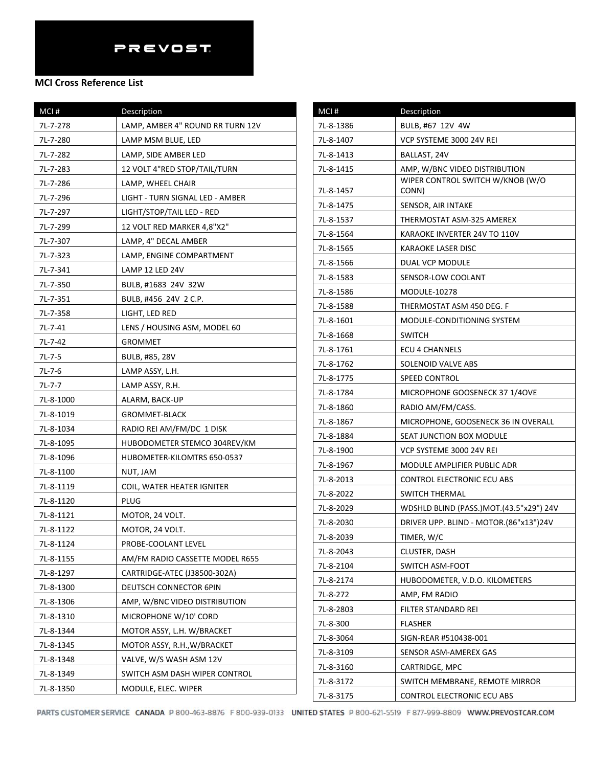PREVOST

**MCI Cross Reference List**

| MCI # | Description |
|---|---|
| 7L-7-278 | LAMP, AMBER 4" ROUND RR TURN 12V |
| 7L-7-280 | LAMP MSM BLUE, LED |
| 7L-7-282 | LAMP, SIDE AMBER LED |
| 7L-7-283 | 12 VOLT 4"RED STOP/TAIL/TURN |
| 7L-7-286 | LAMP, WHEEL CHAIR |
| 7L-7-296 | LIGHT - TURN SIGNAL LED - AMBER |
| 7L-7-297 | LIGHT/STOP/TAIL LED - RED |
| 7L-7-299 | 12 VOLT RED MARKER 4,8"X2" |
| 7L-7-307 | LAMP, 4" DECAL AMBER |
| 7L-7-323 | LAMP, ENGINE COMPARTMENT |
| 7L-7-341 | LAMP 12 LED 24V |
| 7L-7-350 | BULB, #1683 24V 32W |
| 7L-7-351 | BULB, #456 24V 2 C.P. |
| 7L-7-358 | LIGHT, LED RED |
| 7L-7-41 | LENS / HOUSING ASM, MODEL 60 |
| 7L-7-42 | GROMMET |
| 7L-7-5 | BULB, #85, 28V |
| 7L-7-6 | LAMP ASSY, L.H. |
| 7L-7-7 | LAMP ASSY, R.H. |
| 7L-8-1000 | ALARM, BACK-UP |
| 7L-8-1019 | GROMMET-BLACK |
| 7L-8-1034 | RADIO REI AM/FM/DC 1 DISK |
| 7L-8-1095 | HUBODOMETER STEMCO 304REV/KM |
| 7L-8-1096 | HUBOMETER-KILOMTRS 650-0537 |
| 7L-8-1100 | NUT, JAM |
| 7L-8-1119 | COIL, WATER HEATER IGNITER |
| 7L-8-1120 | PLUG |
| 7L-8-1121 | MOTOR, 24 VOLT. |
| 7L-8-1122 | MOTOR, 24 VOLT. |
| 7L-8-1124 | PROBE-COOLANT LEVEL |
| 7L-8-1155 | AM/FM RADIO CASSETTE MODEL R655 |
| 7L-8-1297 | CARTRIDGE-ATEC (J38500-302A) |
| 7L-8-1300 | DEUTSCH CONNECTOR 6PIN |
| 7L-8-1306 | AMP, W/BNC VIDEO DISTRIBUTION |
| 7L-8-1310 | MICROPHONE W/10' CORD |
| 7L-8-1344 | MOTOR ASSY, L.H. W/BRACKET |
| 7L-8-1345 | MOTOR ASSY, R.H.,W/BRACKET |
| 7L-8-1348 | VALVE, W/S WASH ASM 12V |
| 7L-8-1349 | SWITCH ASM DASH WIPER CONTROL |
| 7L-8-1350 | MODULE, ELEC. WIPER |
| 7L-8-1386 | BULB, #67 12V 4W |
| 7L-8-1407 | VCP SYSTEME 3000 24V REI |
| 7L-8-1413 | BALLAST, 24V |
| 7L-8-1415 | AMP, W/BNC VIDEO DISTRIBUTION |
| 7L-8-1457 | WIPER CONTROL SWITCH W/KNOB (W/O CONN) |
| 7L-8-1475 | SENSOR, AIR INTAKE |
| 7L-8-1537 | THERMOSTAT ASM-325 AMEREX |
| 7L-8-1564 | KARAOKE INVERTER 24V TO 110V |
| 7L-8-1565 | KARAOKE LASER DISC |
| 7L-8-1566 | DUAL VCP MODULE |
| 7L-8-1583 | SENSOR-LOW COOLANT |
| 7L-8-1586 | MODULE-10278 |
| 7L-8-1588 | THERMOSTAT ASM 450 DEG. F |
| 7L-8-1601 | MODULE-CONDITIONING SYSTEM |
| 7L-8-1668 | SWITCH |
| 7L-8-1761 | ECU 4 CHANNELS |
| 7L-8-1762 | SOLENOID VALVE ABS |
| 7L-8-1775 | SPEED CONTROL |
| 7L-8-1784 | MICROPHONE GOOSENECK 37 1/4OVE |
| 7L-8-1860 | RADIO AM/FM/CASS. |
| 7L-8-1867 | MICROPHONE, GOOSENECK 36 IN OVERALL |
| 7L-8-1884 | SEAT JUNCTION BOX MODULE |
| 7L-8-1900 | VCP SYSTEME 3000 24V REI |
| 7L-8-1967 | MODULE AMPLIFIER PUBLIC ADR |
| 7L-8-2013 | CONTROL ELECTRONIC ECU ABS |
| 7L-8-2022 | SWITCH THERMAL |
| 7L-8-2029 | WDSHLD BLIND (PASS.)MOT.(43.5"x29") 24V |
| 7L-8-2030 | DRIVER UPP. BLIND - MOTOR.(86"x13")24V |
| 7L-8-2039 | TIMER, W/C |
| 7L-8-2043 | CLUSTER, DASH |
| 7L-8-2104 | SWITCH ASM-FOOT |
| 7L-8-2174 | HUBODOMETER, V.D.O. KILOMETERS |
| 7L-8-272 | AMP, FM RADIO |
| 7L-8-2803 | FILTER STANDARD REI |
| 7L-8-300 | FLASHER |
| 7L-8-3064 | SIGN-REAR #510438-001 |
| 7L-8-3109 | SENSOR ASM-AMEREX GAS |
| 7L-8-3160 | CARTRIDGE, MPC |
| 7L-8-3172 | SWITCH MEMBRANE, REMOTE MIRROR |
| 7L-8-3175 | CONTROL ELECTRONIC ECU ABS |

PARTS CUSTOMER SERVICE CANADA P 800-463-8876 F 800-939-0133 UNITED STATES P 800-621-5519 F 877-999-8809 WWW.PREVOSTCAR.COM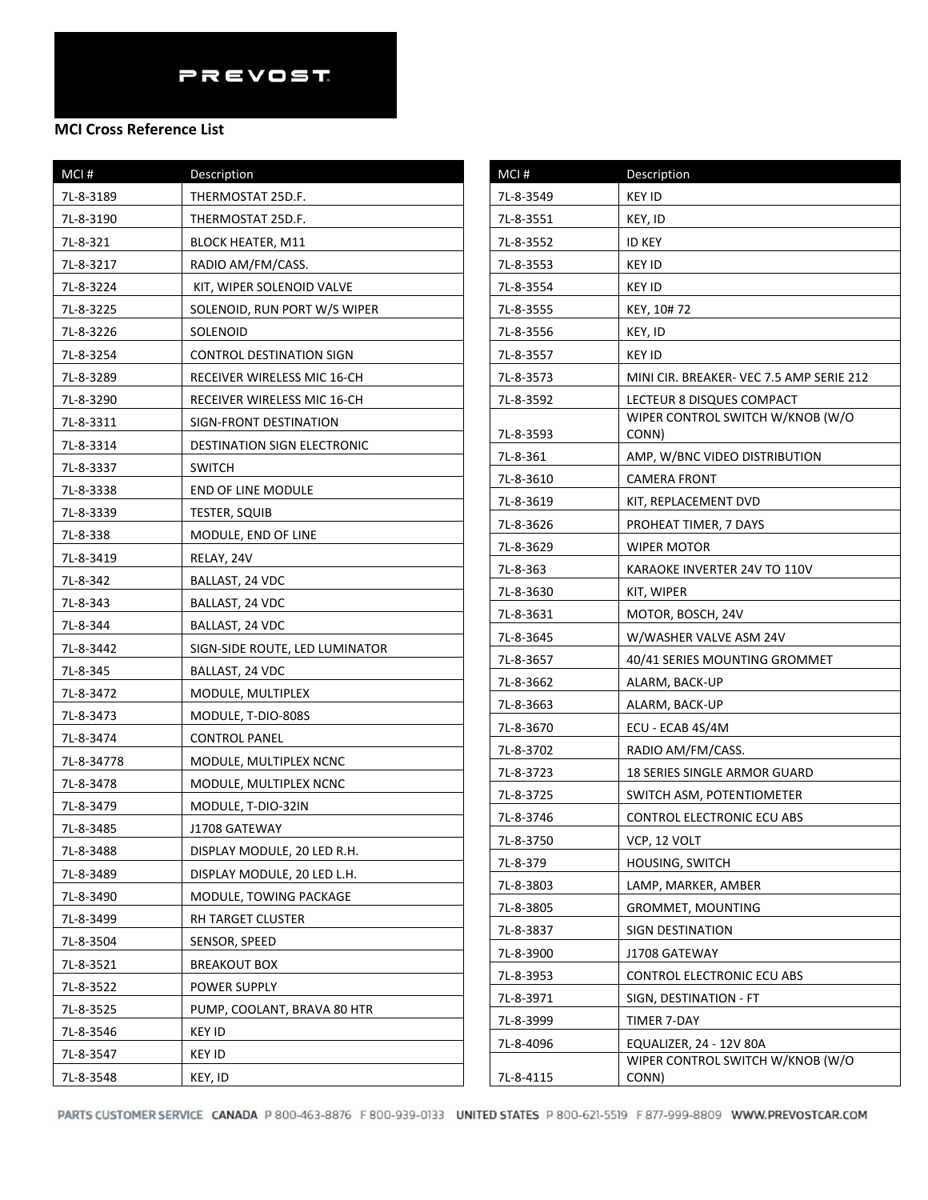PREVOST

**MCI Cross Reference List**

| MCI # | Description |
|---|---|
| 7L-8-3189 | THERMOSTAT 25D.F. |
| 7L-8-3190 | THERMOSTAT 25D.F. |
| 7L-8-321 | BLOCK HEATER, M11 |
| 7L-8-3217 | RADIO AM/FM/CASS. |
| 7L-8-3224 | KIT, WIPER SOLENOID VALVE |
| 7L-8-3225 | SOLENOID, RUN PORT W/S WIPER |
| 7L-8-3226 | SOLENOID |
| 7L-8-3254 | CONTROL DESTINATION SIGN |
| 7L-8-3289 | RECEIVER WIRELESS MIC 16-CH |
| 7L-8-3290 | RECEIVER WIRELESS MIC 16-CH |
| 7L-8-3311 | SIGN-FRONT DESTINATION |
| 7L-8-3314 | DESTINATION SIGN ELECTRONIC |
| 7L-8-3337 | SWITCH |
| 7L-8-3338 | END OF LINE MODULE |
| 7L-8-3339 | TESTER, SQUIB |
| 7L-8-338 | MODULE, END OF LINE |
| 7L-8-3419 | RELAY, 24V |
| 7L-8-342 | BALLAST, 24 VDC |
| 7L-8-343 | BALLAST, 24 VDC |
| 7L-8-344 | BALLAST, 24 VDC |
| 7L-8-3442 | SIGN-SIDE ROUTE, LED LUMINATOR |
| 7L-8-345 | BALLAST, 24 VDC |
| 7L-8-3472 | MODULE, MULTIPLEX |
| 7L-8-3473 | MODULE, T-DIO-808S |
| 7L-8-3474 | CONTROL PANEL |
| 7L-8-34778 | MODULE, MULTIPLEX NCNC |
| 7L-8-3478 | MODULE, MULTIPLEX NCNC |
| 7L-8-3479 | MODULE, T-DIO-32IN |
| 7L-8-3485 | J1708 GATEWAY |
| 7L-8-3488 | DISPLAY MODULE, 20 LED R.H. |
| 7L-8-3489 | DISPLAY MODULE, 20 LED L.H. |
| 7L-8-3490 | MODULE, TOWING PACKAGE |
| 7L-8-3499 | RH TARGET CLUSTER |
| 7L-8-3504 | SENSOR, SPEED |
| 7L-8-3521 | BREAKOUT BOX |
| 7L-8-3522 | POWER SUPPLY |
| 7L-8-3525 | PUMP, COOLANT, BRAVA 80 HTR |
| 7L-8-3546 | KEY ID |
| 7L-8-3547 | KEY ID |
| 7L-8-3548 | KEY, ID |
| 7L-8-3549 | KEY ID |
| 7L-8-3551 | KEY, ID |
| 7L-8-3552 | ID KEY |
| 7L-8-3553 | KEY ID |
| 7L-8-3554 | KEY ID |
| 7L-8-3555 | KEY, 10# 72 |
| 7L-8-3556 | KEY, ID |
| 7L-8-3557 | KEY ID |
| 7L-8-3573 | MINI CIR. BREAKER- VEC 7.5 AMP SERIE 212 |
| 7L-8-3592 | LECTEUR 8 DISQUES COMPACT |
| 7L-8-3593 | WIPER CONTROL SWITCH W/KNOB (W/O CONN) |
| 7L-8-361 | AMP, W/BNC VIDEO DISTRIBUTION |
| 7L-8-3610 | CAMERA FRONT |
| 7L-8-3619 | KIT, REPLACEMENT DVD |
| 7L-8-3626 | PROHEAT TIMER, 7 DAYS |
| 7L-8-3629 | WIPER MOTOR |
| 7L-8-363 | KARAOKE INVERTER 24V TO 110V |
| 7L-8-3630 | KIT, WIPER |
| 7L-8-3631 | MOTOR, BOSCH, 24V |
| 7L-8-3645 | W/WASHER VALVE ASM 24V |
| 7L-8-3657 | 40/41 SERIES MOUNTING GROMMET |
| 7L-8-3662 | ALARM, BACK-UP |
| 7L-8-3663 | ALARM, BACK-UP |
| 7L-8-3670 | ECU - ECAB 4S/4M |
| 7L-8-3702 | RADIO AM/FM/CASS. |
| 7L-8-3723 | 18 SERIES SINGLE ARMOR GUARD |
| 7L-8-3725 | SWITCH ASM, POTENTIOMETER |
| 7L-8-3746 | CONTROL ELECTRONIC ECU ABS |
| 7L-8-3750 | VCP, 12 VOLT |
| 7L-8-379 | HOUSING, SWITCH |
| 7L-8-3803 | LAMP, MARKER, AMBER |
| 7L-8-3805 | GROMMET, MOUNTING |
| 7L-8-3837 | SIGN DESTINATION |
| 7L-8-3900 | J1708 GATEWAY |
| 7L-8-3953 | CONTROL ELECTRONIC ECU ABS |
| 7L-8-3971 | SIGN, DESTINATION - FT |
| 7L-8-3999 | TIMER 7-DAY |
| 7L-8-4096 | EQUALIZER, 24 - 12V 80A |
| 7L-8-4115 | WIPER CONTROL SWITCH W/KNOB (W/O CONN) |

PARTS CUSTOMER SERVICE CANADA P 800-463-8876 F 800-939-0133 UNITED STATES P 800-621-5519 F 877-999-8809 WWW.PREVOSTCAR.COM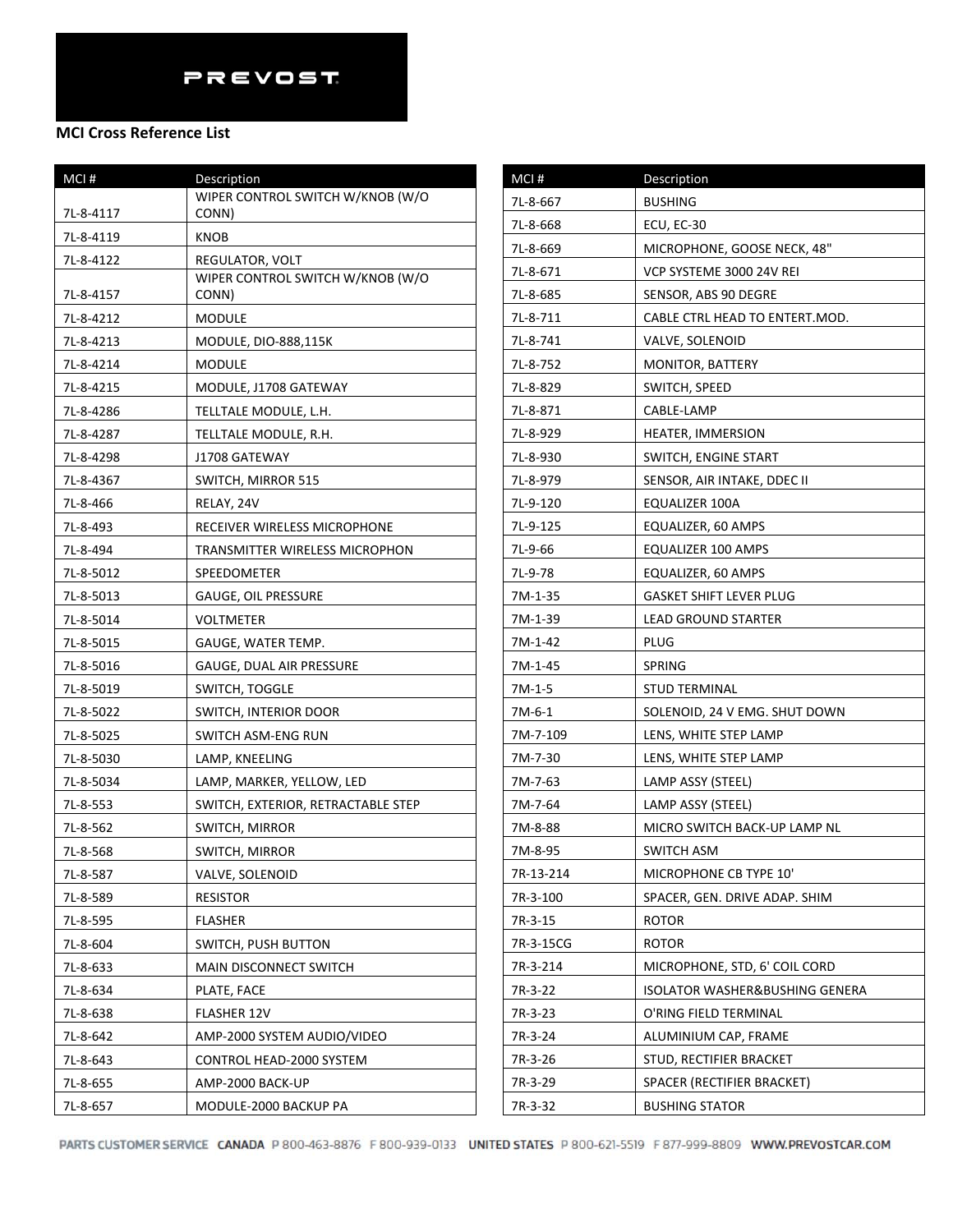PREVOST

**MCI Cross Reference List**

| MCI # | Description |
|---|---|
| 7L-8-4117 | WIPER CONTROL SWITCH W/KNOB (W/O CONN) |
| 7L-8-4119 | KNOB |
| 7L-8-4122 | REGULATOR, VOLT |
| 7L-8-4157 | WIPER CONTROL SWITCH W/KNOB (W/O CONN) |
| 7L-8-4212 | MODULE |
| 7L-8-4213 | MODULE, DIO-888,115K |
| 7L-8-4214 | MODULE |
| 7L-8-4215 | MODULE, J1708 GATEWAY |
| 7L-8-4286 | TELLTALE MODULE, L.H. |
| 7L-8-4287 | TELLTALE MODULE, R.H. |
| 7L-8-4298 | J1708 GATEWAY |
| 7L-8-4367 | SWITCH, MIRROR 515 |
| 7L-8-466 | RELAY, 24V |
| 7L-8-493 | RECEIVER WIRELESS MICROPHONE |
| 7L-8-494 | TRANSMITTER WIRELESS MICROPHON |
| 7L-8-5012 | SPEEDOMETER |
| 7L-8-5013 | GAUGE, OIL PRESSURE |
| 7L-8-5014 | VOLTMETER |
| 7L-8-5015 | GAUGE, WATER TEMP. |
| 7L-8-5016 | GAUGE, DUAL AIR PRESSURE |
| 7L-8-5019 | SWITCH, TOGGLE |
| 7L-8-5022 | SWITCH, INTERIOR DOOR |
| 7L-8-5025 | SWITCH ASM-ENG RUN |
| 7L-8-5030 | LAMP, KNEELING |
| 7L-8-5034 | LAMP, MARKER, YELLOW, LED |
| 7L-8-553 | SWITCH, EXTERIOR, RETRACTABLE STEP |
| 7L-8-562 | SWITCH, MIRROR |
| 7L-8-568 | SWITCH, MIRROR |
| 7L-8-587 | VALVE, SOLENOID |
| 7L-8-589 | RESISTOR |
| 7L-8-595 | FLASHER |
| 7L-8-604 | SWITCH, PUSH BUTTON |
| 7L-8-633 | MAIN DISCONNECT SWITCH |
| 7L-8-634 | PLATE, FACE |
| 7L-8-638 | FLASHER 12V |
| 7L-8-642 | AMP-2000 SYSTEM AUDIO/VIDEO |
| 7L-8-643 | CONTROL HEAD-2000 SYSTEM |
| 7L-8-655 | AMP-2000 BACK-UP |
| 7L-8-657 | MODULE-2000 BACKUP PA |
| 7L-8-667 | BUSHING |
| 7L-8-668 | ECU, EC-30 |
| 7L-8-669 | MICROPHONE, GOOSE NECK, 48" |
| 7L-8-671 | VCP SYSTEME 3000 24V REI |
| 7L-8-685 | SENSOR, ABS 90 DEGRE |
| 7L-8-711 | CABLE CTRL HEAD TO ENTERT.MOD. |
| 7L-8-741 | VALVE, SOLENOID |
| 7L-8-752 | MONITOR, BATTERY |
| 7L-8-829 | SWITCH, SPEED |
| 7L-8-871 | CABLE-LAMP |
| 7L-8-929 | HEATER, IMMERSION |
| 7L-8-930 | SWITCH, ENGINE START |
| 7L-8-979 | SENSOR, AIR INTAKE, DDEC II |
| 7L-9-120 | EQUALIZER 100A |
| 7L-9-125 | EQUALIZER, 60 AMPS |
| 7L-9-66 | EQUALIZER 100 AMPS |
| 7L-9-78 | EQUALIZER, 60 AMPS |
| 7M-1-35 | GASKET SHIFT LEVER PLUG |
| 7M-1-39 | LEAD GROUND STARTER |
| 7M-1-42 | PLUG |
| 7M-1-45 | SPRING |
| 7M-1-5 | STUD TERMINAL |
| 7M-6-1 | SOLENOID, 24 V EMG. SHUT DOWN |
| 7M-7-109 | LENS, WHITE STEP LAMP |
| 7M-7-30 | LENS, WHITE STEP LAMP |
| 7M-7-63 | LAMP ASSY (STEEL) |
| 7M-7-64 | LAMP ASSY (STEEL) |
| 7M-8-88 | MICRO SWITCH BACK-UP LAMP NL |
| 7M-8-95 | SWITCH ASM |
| 7R-13-214 | MICROPHONE CB TYPE 10' |
| 7R-3-100 | SPACER, GEN. DRIVE ADAP. SHIM |
| 7R-3-15 | ROTOR |
| 7R-3-15CG | ROTOR |
| 7R-3-214 | MICROPHONE, STD, 6' COIL CORD |
| 7R-3-22 | ISOLATOR WASHER&BUSHING GENERA |
| 7R-3-23 | O'RING FIELD TERMINAL |
| 7R-3-24 | ALUMINIUM CAP, FRAME |
| 7R-3-26 | STUD, RECTIFIER BRACKET |
| 7R-3-29 | SPACER (RECTIFIER BRACKET) |
| 7R-3-32 | BUSHING STATOR |

PARTS CUSTOMER SERVICE CANADA P 800-463-8876 F 800-939-0133 UNITED STATES P 800-621-5519 F 877-999-8809 WWW.PREVOSTCAR.COM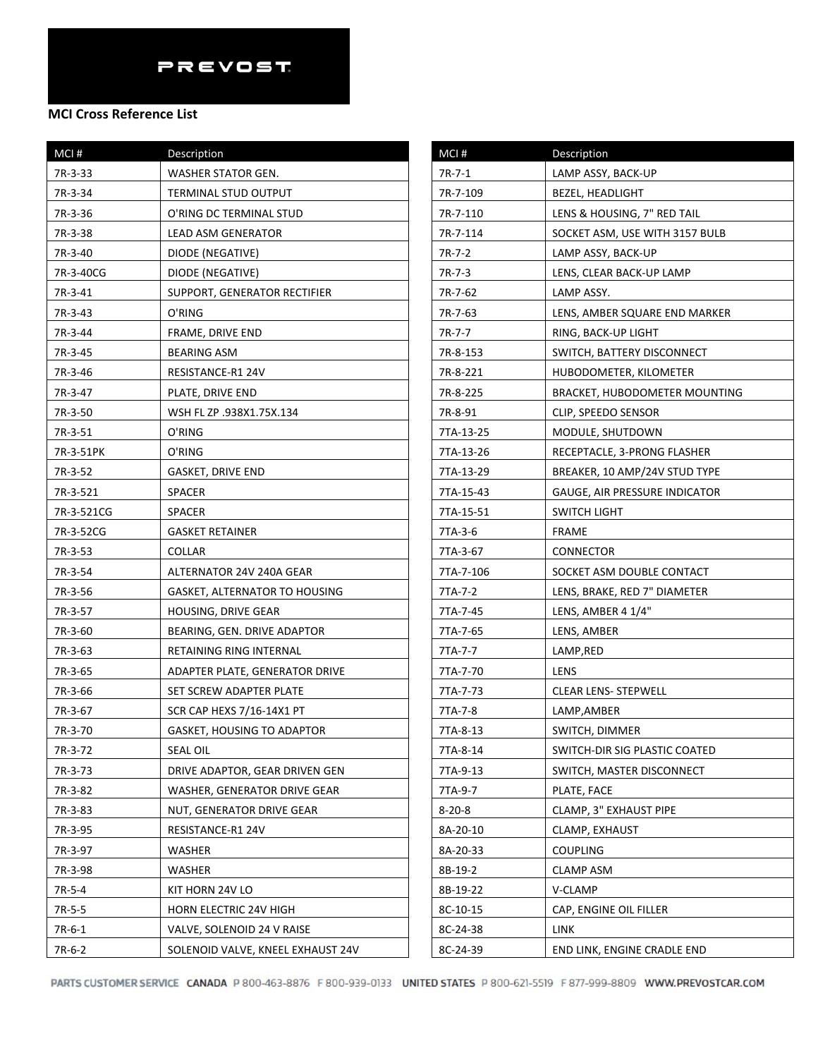PREVOST

**MCI Cross Reference List**

| MCI # | Description |
|---|---|
| 7R-3-33 | WASHER STATOR GEN. |
| 7R-3-34 | TERMINAL STUD OUTPUT |
| 7R-3-36 | O'RING DC TERMINAL STUD |
| 7R-3-38 | LEAD ASM GENERATOR |
| 7R-3-40 | DIODE (NEGATIVE) |
| 7R-3-40CG | DIODE (NEGATIVE) |
| 7R-3-41 | SUPPORT, GENERATOR RECTIFIER |
| 7R-3-43 | O'RING |
| 7R-3-44 | FRAME, DRIVE END |
| 7R-3-45 | BEARING ASM |
| 7R-3-46 | RESISTANCE-R1 24V |
| 7R-3-47 | PLATE, DRIVE END |
| 7R-3-50 | WSH FL ZP .938X1.75X.134 |
| 7R-3-51 | O'RING |
| 7R-3-51PK | O'RING |
| 7R-3-52 | GASKET, DRIVE END |
| 7R-3-521 | SPACER |
| 7R-3-521CG | SPACER |
| 7R-3-52CG | GASKET RETAINER |
| 7R-3-53 | COLLAR |
| 7R-3-54 | ALTERNATOR 24V 240A GEAR |
| 7R-3-56 | GASKET, ALTERNATOR TO HOUSING |
| 7R-3-57 | HOUSING, DRIVE GEAR |
| 7R-3-60 | BEARING, GEN. DRIVE ADAPTOR |
| 7R-3-63 | RETAINING RING INTERNAL |
| 7R-3-65 | ADAPTER PLATE, GENERATOR DRIVE |
| 7R-3-66 | SET SCREW ADAPTER PLATE |
| 7R-3-67 | SCR CAP HEXS 7/16-14X1 PT |
| 7R-3-70 | GASKET, HOUSING TO ADAPTOR |
| 7R-3-72 | SEAL OIL |
| 7R-3-73 | DRIVE ADAPTOR, GEAR DRIVEN GEN |
| 7R-3-82 | WASHER, GENERATOR DRIVE GEAR |
| 7R-3-83 | NUT, GENERATOR DRIVE GEAR |
| 7R-3-95 | RESISTANCE-R1 24V |
| 7R-3-97 | WASHER |
| 7R-3-98 | WASHER |
| 7R-5-4 | KIT HORN 24V LO |
| 7R-5-5 | HORN ELECTRIC 24V HIGH |
| 7R-6-1 | VALVE, SOLENOID 24 V RAISE |
| 7R-6-2 | SOLENOID VALVE, KNEEL EXHAUST 24V |
| 7R-7-1 | LAMP ASSY, BACK-UP |
| 7R-7-109 | BEZEL, HEADLIGHT |
| 7R-7-110 | LENS & HOUSING, 7" RED TAIL |
| 7R-7-114 | SOCKET ASM, USE WITH 3157 BULB |
| 7R-7-2 | LAMP ASSY, BACK-UP |
| 7R-7-3 | LENS, CLEAR BACK-UP LAMP |
| 7R-7-62 | LAMP ASSY. |
| 7R-7-63 | LENS, AMBER SQUARE END MARKER |
| 7R-7-7 | RING, BACK-UP LIGHT |
| 7R-8-153 | SWITCH, BATTERY DISCONNECT |
| 7R-8-221 | HUBODOMETER, KILOMETER |
| 7R-8-225 | BRACKET, HUBODOMETER MOUNTING |
| 7R-8-91 | CLIP, SPEEDO SENSOR |
| 7TA-13-25 | MODULE, SHUTDOWN |
| 7TA-13-26 | RECEPTACLE, 3-PRONG FLASHER |
| 7TA-13-29 | BREAKER, 10 AMP/24V STUD TYPE |
| 7TA-15-43 | GAUGE, AIR PRESSURE INDICATOR |
| 7TA-15-51 | SWITCH LIGHT |
| 7TA-3-6 | FRAME |
| 7TA-3-67 | CONNECTOR |
| 7TA-7-106 | SOCKET ASM DOUBLE CONTACT |
| 7TA-7-2 | LENS, BRAKE, RED 7" DIAMETER |
| 7TA-7-45 | LENS, AMBER 4 1/4" |
| 7TA-7-65 | LENS, AMBER |
| 7TA-7-7 | LAMP,RED |
| 7TA-7-70 | LENS |
| 7TA-7-73 | CLEAR LENS- STEPWELL |
| 7TA-7-8 | LAMP,AMBER |
| 7TA-8-13 | SWITCH, DIMMER |
| 7TA-8-14 | SWITCH-DIR SIG PLASTIC COATED |
| 7TA-9-13 | SWITCH, MASTER DISCONNECT |
| 7TA-9-7 | PLATE, FACE |
| 8-20-8 | CLAMP, 3" EXHAUST PIPE |
| 8A-20-10 | CLAMP, EXHAUST |
| 8A-20-33 | COUPLING |
| 8B-19-2 | CLAMP ASM |
| 8B-19-22 | V-CLAMP |
| 8C-10-15 | CAP, ENGINE OIL FILLER |
| 8C-24-38 | LINK |
| 8C-24-39 | END LINK, ENGINE CRADLE END |

PARTS CUSTOMER SERVICE CANADA P 800-463-8876 F 800-939-0133 UNITED STATES P 800-621-5519 F 877-999-8809 WWW.PREVOSTCAR.COM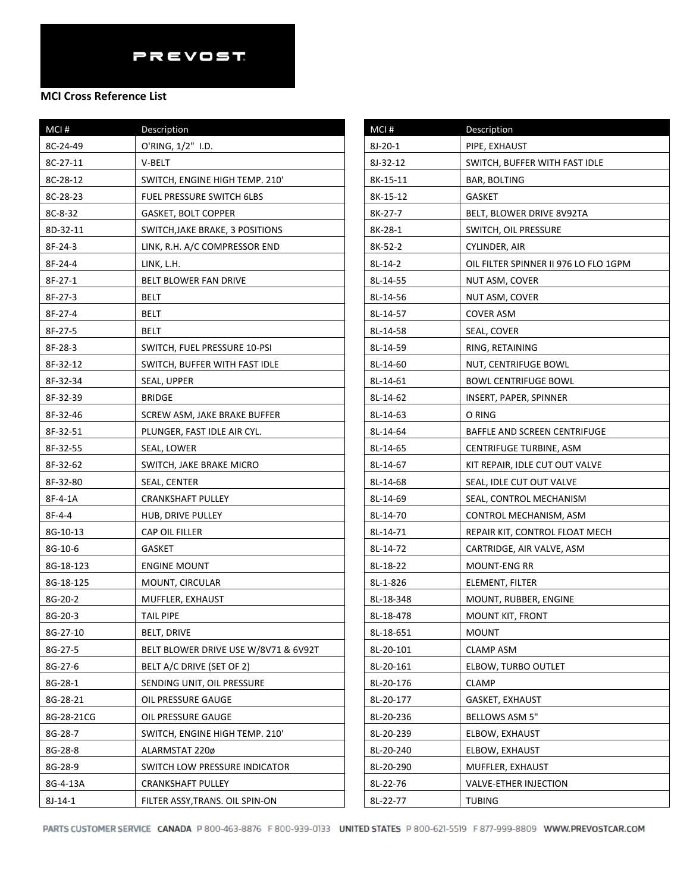PREVOST

**MCI Cross Reference List**

| MCI # | Description |
|---|---|
| 8C-24-49 | O'RING, 1/2" I.D. |
| 8C-27-11 | V-BELT |
| 8C-28-12 | SWITCH, ENGINE HIGH TEMP. 210' |
| 8C-28-23 | FUEL PRESSURE SWITCH 6LBS |
| 8C-8-32 | GASKET, BOLT COPPER |
| 8D-32-11 | SWITCH,JAKE BRAKE, 3 POSITIONS |
| 8F-24-3 | LINK, R.H. A/C COMPRESSOR END |
| 8F-24-4 | LINK, L.H. |
| 8F-27-1 | BELT BLOWER FAN DRIVE |
| 8F-27-3 | BELT |
| 8F-27-4 | BELT |
| 8F-27-5 | BELT |
| 8F-28-3 | SWITCH, FUEL PRESSURE 10-PSI |
| 8F-32-12 | SWITCH, BUFFER WITH FAST IDLE |
| 8F-32-34 | SEAL, UPPER |
| 8F-32-39 | BRIDGE |
| 8F-32-46 | SCREW ASM, JAKE BRAKE BUFFER |
| 8F-32-51 | PLUNGER, FAST IDLE AIR CYL. |
| 8F-32-55 | SEAL, LOWER |
| 8F-32-62 | SWITCH, JAKE BRAKE MICRO |
| 8F-32-80 | SEAL, CENTER |
| 8F-4-1A | CRANKSHAFT PULLEY |
| 8F-4-4 | HUB, DRIVE PULLEY |
| 8G-10-13 | CAP OIL FILLER |
| 8G-10-6 | GASKET |
| 8G-18-123 | ENGINE MOUNT |
| 8G-18-125 | MOUNT, CIRCULAR |
| 8G-20-2 | MUFFLER, EXHAUST |
| 8G-20-3 | TAIL PIPE |
| 8G-27-10 | BELT, DRIVE |
| 8G-27-5 | BELT BLOWER DRIVE USE W/8V71 & 6V92T |
| 8G-27-6 | BELT A/C DRIVE (SET OF 2) |
| 8G-28-1 | SENDING UNIT, OIL PRESSURE |
| 8G-28-21 | OIL PRESSURE GAUGE |
| 8G-28-21CG | OIL PRESSURE GAUGE |
| 8G-28-7 | SWITCH, ENGINE HIGH TEMP. 210' |
| 8G-28-8 | ALARMSTAT 220ø |
| 8G-28-9 | SWITCH LOW PRESSURE INDICATOR |
| 8G-4-13A | CRANKSHAFT PULLEY |
| 8J-14-1 | FILTER ASSY,TRANS. OIL SPIN-ON |
| 8J-20-1 | PIPE, EXHAUST |
| 8J-32-12 | SWITCH, BUFFER WITH FAST IDLE |
| 8K-15-11 | BAR, BOLTING |
| 8K-15-12 | GASKET |
| 8K-27-7 | BELT, BLOWER DRIVE 8V92TA |
| 8K-28-1 | SWITCH, OIL PRESSURE |
| 8K-52-2 | CYLINDER, AIR |
| 8L-14-2 | OIL FILTER SPINNER II 976 LO FLO 1GPM |
| 8L-14-55 | NUT ASM, COVER |
| 8L-14-56 | NUT ASM, COVER |
| 8L-14-57 | COVER ASM |
| 8L-14-58 | SEAL, COVER |
| 8L-14-59 | RING, RETAINING |
| 8L-14-60 | NUT, CENTRIFUGE BOWL |
| 8L-14-61 | BOWL CENTRIFUGE BOWL |
| 8L-14-62 | INSERT, PAPER, SPINNER |
| 8L-14-63 | O RING |
| 8L-14-64 | BAFFLE AND SCREEN CENTRIFUGE |
| 8L-14-65 | CENTRIFUGE TURBINE, ASM |
| 8L-14-67 | KIT REPAIR, IDLE CUT OUT VALVE |
| 8L-14-68 | SEAL, IDLE CUT OUT VALVE |
| 8L-14-69 | SEAL, CONTROL MECHANISM |
| 8L-14-70 | CONTROL MECHANISM, ASM |
| 8L-14-71 | REPAIR KIT, CONTROL FLOAT MECH |
| 8L-14-72 | CARTRIDGE, AIR VALVE, ASM |
| 8L-18-22 | MOUNT-ENG RR |
| 8L-1-826 | ELEMENT, FILTER |
| 8L-18-348 | MOUNT, RUBBER, ENGINE |
| 8L-18-478 | MOUNT KIT, FRONT |
| 8L-18-651 | MOUNT |
| 8L-20-101 | CLAMP ASM |
| 8L-20-161 | ELBOW, TURBO OUTLET |
| 8L-20-176 | CLAMP |
| 8L-20-177 | GASKET, EXHAUST |
| 8L-20-236 | BELLOWS ASM 5" |
| 8L-20-239 | ELBOW, EXHAUST |
| 8L-20-240 | ELBOW, EXHAUST |
| 8L-20-290 | MUFFLER, EXHAUST |
| 8L-22-76 | VALVE-ETHER INJECTION |
| 8L-22-77 | TUBING |

PARTS CUSTOMER SERVICE CANADA P 800-463-8876 F 800-939-0133 UNITED STATES P 800-621-5519 F 877-999-8809 WWW.PREVOSTCAR.COM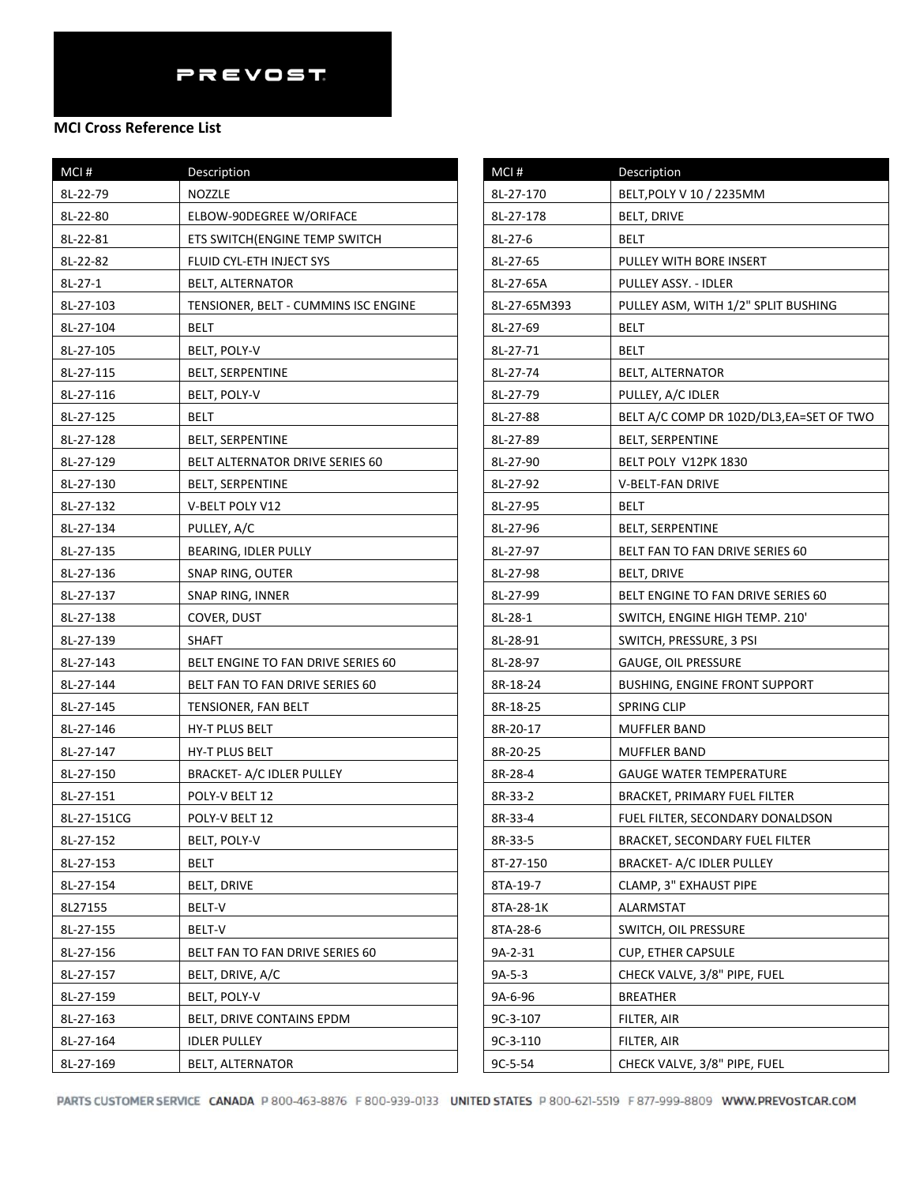PREVOST

**MCI Cross Reference List**

| MCI # | Description |
|---|---|
| 8L-22-79 | NOZZLE |
| 8L-22-80 | ELBOW-90DEGREE W/ORIFACE |
| 8L-22-81 | ETS SWITCH(ENGINE TEMP SWITCH |
| 8L-22-82 | FLUID CYL-ETH INJECT SYS |
| 8L-27-1 | BELT, ALTERNATOR |
| 8L-27-103 | TENSIONER, BELT - CUMMINS ISC ENGINE |
| 8L-27-104 | BELT |
| 8L-27-105 | BELT, POLY-V |
| 8L-27-115 | BELT, SERPENTINE |
| 8L-27-116 | BELT, POLY-V |
| 8L-27-125 | BELT |
| 8L-27-128 | BELT, SERPENTINE |
| 8L-27-129 | BELT ALTERNATOR DRIVE SERIES 60 |
| 8L-27-130 | BELT, SERPENTINE |
| 8L-27-132 | V-BELT POLY V12 |
| 8L-27-134 | PULLEY, A/C |
| 8L-27-135 | BEARING, IDLER PULLY |
| 8L-27-136 | SNAP RING, OUTER |
| 8L-27-137 | SNAP RING, INNER |
| 8L-27-138 | COVER, DUST |
| 8L-27-139 | SHAFT |
| 8L-27-143 | BELT ENGINE TO FAN DRIVE SERIES 60 |
| 8L-27-144 | BELT FAN TO FAN DRIVE SERIES 60 |
| 8L-27-145 | TENSIONER, FAN BELT |
| 8L-27-146 | HY-T PLUS BELT |
| 8L-27-147 | HY-T PLUS BELT |
| 8L-27-150 | BRACKET- A/C IDLER PULLEY |
| 8L-27-151 | POLY-V BELT 12 |
| 8L-27-151CG | POLY-V BELT 12 |
| 8L-27-152 | BELT, POLY-V |
| 8L-27-153 | BELT |
| 8L-27-154 | BELT, DRIVE |
| 8L27155 | BELT-V |
| 8L-27-155 | BELT-V |
| 8L-27-156 | BELT FAN TO FAN DRIVE SERIES 60 |
| 8L-27-157 | BELT, DRIVE, A/C |
| 8L-27-159 | BELT, POLY-V |
| 8L-27-163 | BELT, DRIVE CONTAINS EPDM |
| 8L-27-164 | IDLER PULLEY |
| 8L-27-169 | BELT, ALTERNATOR |
| 8L-27-170 | BELT,POLY V 10 / 2235MM |
| 8L-27-178 | BELT, DRIVE |
| 8L-27-6 | BELT |
| 8L-27-65 | PULLEY WITH BORE INSERT |
| 8L-27-65A | PULLEY ASSY. - IDLER |
| 8L-27-65M393 | PULLEY ASM, WITH 1/2" SPLIT BUSHING |
| 8L-27-69 | BELT |
| 8L-27-71 | BELT |
| 8L-27-74 | BELT, ALTERNATOR |
| 8L-27-79 | PULLEY, A/C IDLER |
| 8L-27-88 | BELT A/C COMP DR 102D/DL3,EA=SET OF TWO |
| 8L-27-89 | BELT, SERPENTINE |
| 8L-27-90 | BELT POLY V12PK 1830 |
| 8L-27-92 | V-BELT-FAN DRIVE |
| 8L-27-95 | BELT |
| 8L-27-96 | BELT, SERPENTINE |
| 8L-27-97 | BELT FAN TO FAN DRIVE SERIES 60 |
| 8L-27-98 | BELT, DRIVE |
| 8L-27-99 | BELT ENGINE TO FAN DRIVE SERIES 60 |
| 8L-28-1 | SWITCH, ENGINE HIGH TEMP. 210' |
| 8L-28-91 | SWITCH, PRESSURE, 3 PSI |
| 8L-28-97 | GAUGE, OIL PRESSURE |
| 8R-18-24 | BUSHING, ENGINE FRONT SUPPORT |
| 8R-18-25 | SPRING CLIP |
| 8R-20-17 | MUFFLER BAND |
| 8R-20-25 | MUFFLER BAND |
| 8R-28-4 | GAUGE WATER TEMPERATURE |
| 8R-33-2 | BRACKET, PRIMARY FUEL FILTER |
| 8R-33-4 | FUEL FILTER, SECONDARY DONALDSON |
| 8R-33-5 | BRACKET, SECONDARY FUEL FILTER |
| 8T-27-150 | BRACKET- A/C IDLER PULLEY |
| 8TA-19-7 | CLAMP, 3" EXHAUST PIPE |
| 8TA-28-1K | ALARMSTAT |
| 8TA-28-6 | SWITCH, OIL PRESSURE |
| 9A-2-31 | CUP, ETHER CAPSULE |
| 9A-5-3 | CHECK VALVE, 3/8" PIPE, FUEL |
| 9A-6-96 | BREATHER |
| 9C-3-107 | FILTER, AIR |
| 9C-3-110 | FILTER, AIR |
| 9C-5-54 | CHECK VALVE, 3/8" PIPE, FUEL |

PARTS CUSTOMER SERVICE CANADA P 800-463-8876 F 800-939-0133 UNITED STATES P 800-621-5519 F 877-999-8809 WWW.PREVOSTCAR.COM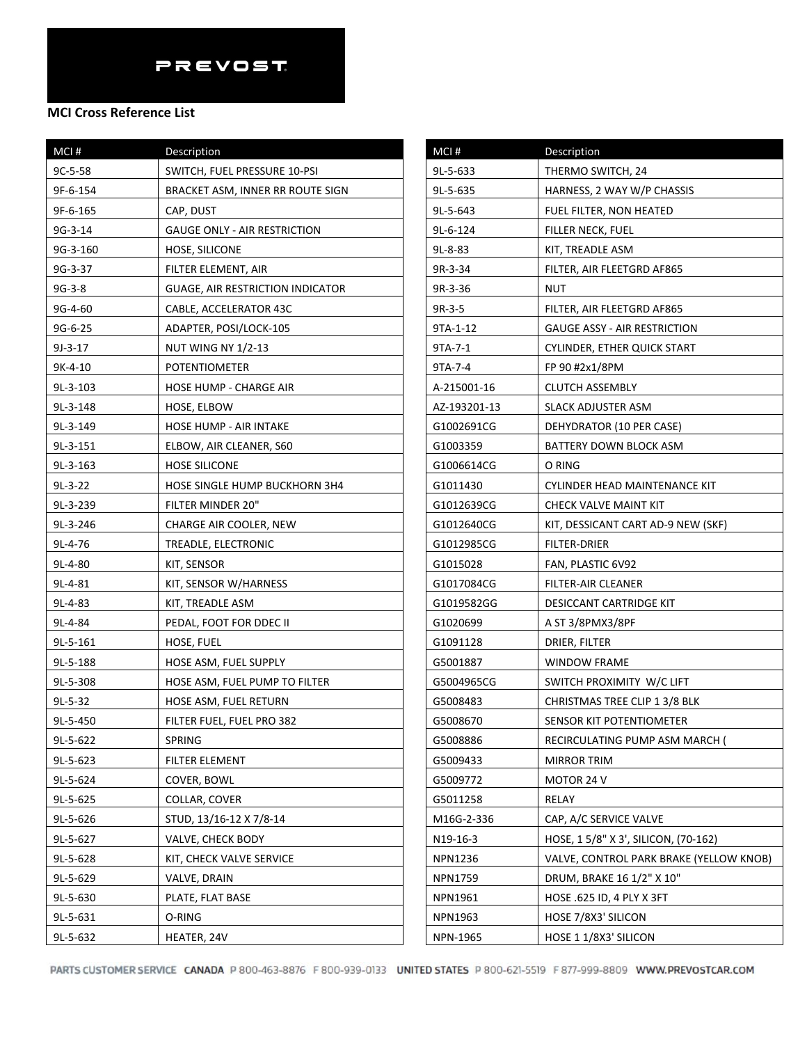PREVOST

**MCI Cross Reference List**

| MCI # | Description |
| --- | --- |
| 9C-5-58 | SWITCH, FUEL PRESSURE 10-PSI |
| 9F-6-154 | BRACKET ASM, INNER RR ROUTE SIGN |
| 9F-6-165 | CAP, DUST |
| 9G-3-14 | GAUGE ONLY - AIR RESTRICTION |
| 9G-3-160 | HOSE, SILICONE |
| 9G-3-37 | FILTER ELEMENT, AIR |
| 9G-3-8 | GUAGE, AIR RESTRICTION INDICATOR |
| 9G-4-60 | CABLE, ACCELERATOR 43C |
| 9G-6-25 | ADAPTER, POSI/LOCK-105 |
| 9J-3-17 | NUT WING NY 1/2-13 |
| 9K-4-10 | POTENTIOMETER |
| 9L-3-103 | HOSE HUMP - CHARGE AIR |
| 9L-3-148 | HOSE, ELBOW |
| 9L-3-149 | HOSE HUMP - AIR INTAKE |
| 9L-3-151 | ELBOW, AIR CLEANER, S60 |
| 9L-3-163 | HOSE SILICONE |
| 9L-3-22 | HOSE SINGLE HUMP BUCKHORN 3H4 |
| 9L-3-239 | FILTER MINDER 20" |
| 9L-3-246 | CHARGE AIR COOLER, NEW |
| 9L-4-76 | TREADLE, ELECTRONIC |
| 9L-4-80 | KIT, SENSOR |
| 9L-4-81 | KIT, SENSOR W/HARNESS |
| 9L-4-83 | KIT, TREADLE ASM |
| 9L-4-84 | PEDAL, FOOT FOR DDEC II |
| 9L-5-161 | HOSE, FUEL |
| 9L-5-188 | HOSE ASM, FUEL SUPPLY |
| 9L-5-308 | HOSE ASM, FUEL PUMP TO FILTER |
| 9L-5-32 | HOSE ASM, FUEL RETURN |
| 9L-5-450 | FILTER FUEL, FUEL PRO 382 |
| 9L-5-622 | SPRING |
| 9L-5-623 | FILTER ELEMENT |
| 9L-5-624 | COVER, BOWL |
| 9L-5-625 | COLLAR, COVER |
| 9L-5-626 | STUD, 13/16-12 X 7/8-14 |
| 9L-5-627 | VALVE, CHECK BODY |
| 9L-5-628 | KIT, CHECK VALVE SERVICE |
| 9L-5-629 | VALVE, DRAIN |
| 9L-5-630 | PLATE, FLAT BASE |
| 9L-5-631 | O-RING |
| 9L-5-632 | HEATER, 24V |
| 9L-5-633 | THERMO SWITCH, 24 |
| 9L-5-635 | HARNESS, 2 WAY W/P CHASSIS |
| 9L-5-643 | FUEL FILTER, NON HEATED |
| 9L-6-124 | FILLER NECK, FUEL |
| 9L-8-83 | KIT, TREADLE ASM |
| 9R-3-34 | FILTER, AIR FLEETGRD AF865 |
| 9R-3-36 | NUT |
| 9R-3-5 | FILTER, AIR FLEETGRD AF865 |
| 9TA-1-12 | GAUGE ASSY - AIR RESTRICTION |
| 9TA-7-1 | CYLINDER, ETHER QUICK START |
| 9TA-7-4 | FP 90 #2x1/8PM |
| A-215001-16 | CLUTCH ASSEMBLY |
| AZ-193201-13 | SLACK ADJUSTER ASM |
| G1002691CG | DEHYDRATOR (10 PER CASE) |
| G1003359 | BATTERY DOWN BLOCK ASM |
| G1006614CG | O RING |
| G1011430 | CYLINDER HEAD MAINTENANCE KIT |
| G1012639CG | CHECK VALVE MAINT KIT |
| G1012640CG | KIT, DESSICANT CART AD-9 NEW (SKF) |
| G1012985CG | FILTER-DRIER |
| G1015028 | FAN, PLASTIC 6V92 |
| G1017084CG | FILTER-AIR CLEANER |
| G1019582GG | DESICCANT CARTRIDGE KIT |
| G1020699 | A ST 3/8PMX3/8PF |
| G1091128 | DRIER, FILTER |
| G5001887 | WINDOW FRAME |
| G5004965CG | SWITCH PROXIMITY W/C LIFT |
| G5008483 | CHRISTMAS TREE CLIP 1 3/8 BLK |
| G5008670 | SENSOR KIT POTENTIOMETER |
| G5008886 | RECIRCULATING PUMP ASM MARCH ( |
| G5009433 | MIRROR TRIM |
| G5009772 | MOTOR 24 V |
| G5011258 | RELAY |
| M16G-2-336 | CAP, A/C SERVICE VALVE |
| N19-16-3 | HOSE, 1 5/8" X 3', SILICON, (70-162) |
| NPN1236 | VALVE, CONTROL PARK BRAKE (YELLOW KNOB) |
| NPN1759 | DRUM, BRAKE 16 1/2" X 10" |
| NPN1961 | HOSE .625 ID, 4 PLY X 3FT |
| NPN1963 | HOSE 7/8X3' SILICON |
| NPN-1965 | HOSE 1 1/8X3' SILICON |

PARTS CUSTOMER SERVICE CANADA P 800-463-8876 F 800-939-0133 UNITED STATES P 800-621-5519 F 877-999-8809 WWW.PREVOSTCAR.COM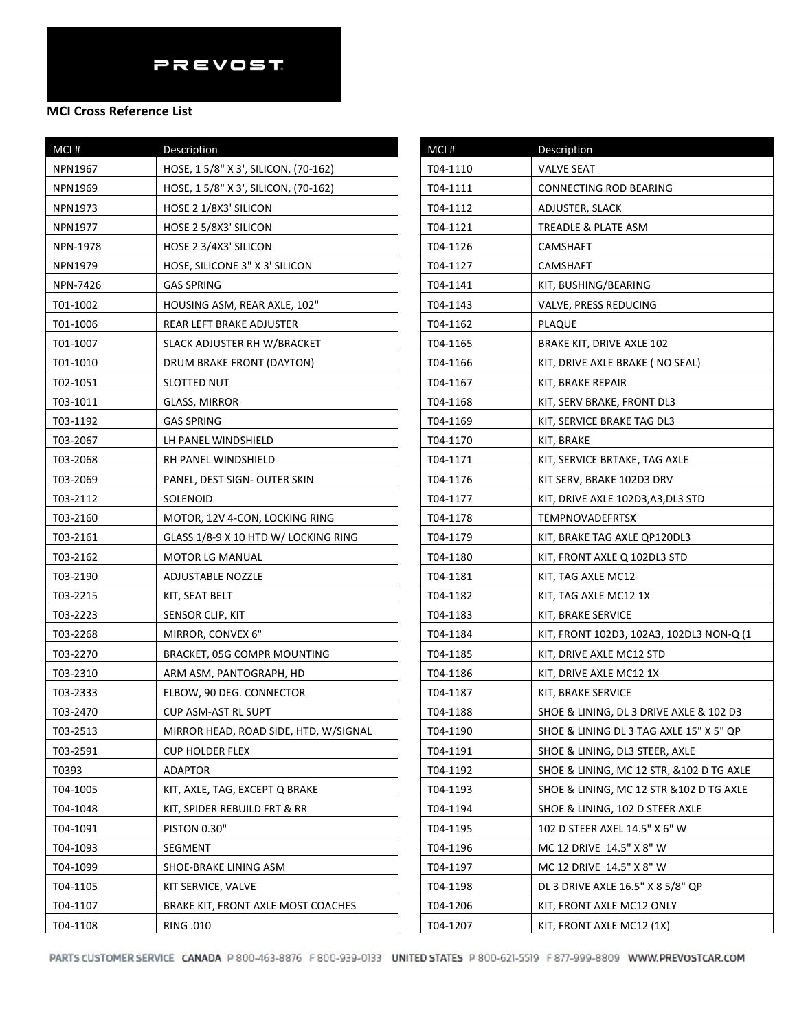PREVOST

**MCI Cross Reference List**

| MCI # | Description |
|---|---|
| NPN1967 | HOSE, 1 5/8" X 3', SILICON, (70-162) |
| NPN1969 | HOSE, 1 5/8" X 3', SILICON, (70-162) |
| NPN1973 | HOSE 2 1/8X3' SILICON |
| NPN1977 | HOSE 2 5/8X3' SILICON |
| NPN-1978 | HOSE 2 3/4X3' SILICON |
| NPN1979 | HOSE, SILICONE 3" X 3' SILICON |
| NPN-7426 | GAS SPRING |
| T01-1002 | HOUSING ASM, REAR AXLE, 102" |
| T01-1006 | REAR LEFT BRAKE ADJUSTER |
| T01-1007 | SLACK ADJUSTER RH W/BRACKET |
| T01-1010 | DRUM BRAKE FRONT (DAYTON) |
| T02-1051 | SLOTTED NUT |
| T03-1011 | GLASS, MIRROR |
| T03-1192 | GAS SPRING |
| T03-2067 | LH PANEL WINDSHIELD |
| T03-2068 | RH PANEL WINDSHIELD |
| T03-2069 | PANEL, DEST SIGN- OUTER SKIN |
| T03-2112 | SOLENOID |
| T03-2160 | MOTOR, 12V 4-CON, LOCKING RING |
| T03-2161 | GLASS 1/8-9 X 10 HTD W/ LOCKING RING |
| T03-2162 | MOTOR LG MANUAL |
| T03-2190 | ADJUSTABLE NOZZLE |
| T03-2215 | KIT, SEAT BELT |
| T03-2223 | SENSOR CLIP, KIT |
| T03-2268 | MIRROR, CONVEX 6" |
| T03-2270 | BRACKET, 05G COMPR MOUNTING |
| T03-2310 | ARM ASM, PANTOGRAPH, HD |
| T03-2333 | ELBOW, 90 DEG. CONNECTOR |
| T03-2470 | CUP ASM-AST RL SUPT |
| T03-2513 | MIRROR HEAD, ROAD SIDE, HTD, W/SIGNAL |
| T03-2591 | CUP HOLDER FLEX |
| T0393 | ADAPTOR |
| T04-1005 | KIT, AXLE, TAG, EXCEPT Q BRAKE |
| T04-1048 | KIT, SPIDER REBUILD FRT & RR |
| T04-1091 | PISTON 0.30" |
| T04-1093 | SEGMENT |
| T04-1099 | SHOE-BRAKE LINING ASM |
| T04-1105 | KIT SERVICE, VALVE |
| T04-1107 | BRAKE KIT, FRONT AXLE MOST COACHES |
| T04-1108 | RING .010 |
| T04-1110 | VALVE SEAT |
| T04-1111 | CONNECTING ROD BEARING |
| T04-1112 | ADJUSTER, SLACK |
| T04-1121 | TREADLE & PLATE ASM |
| T04-1126 | CAMSHAFT |
| T04-1127 | CAMSHAFT |
| T04-1141 | KIT, BUSHING/BEARING |
| T04-1143 | VALVE, PRESS REDUCING |
| T04-1162 | PLAQUE |
| T04-1165 | BRAKE KIT, DRIVE AXLE 102 |
| T04-1166 | KIT, DRIVE AXLE BRAKE ( NO SEAL) |
| T04-1167 | KIT, BRAKE REPAIR |
| T04-1168 | KIT, SERV BRAKE, FRONT DL3 |
| T04-1169 | KIT, SERVICE BRAKE TAG DL3 |
| T04-1170 | KIT, BRAKE |
| T04-1171 | KIT, SERVICE BRTAKE, TAG AXLE |
| T04-1176 | KIT SERV, BRAKE 102D3 DRV |
| T04-1177 | KIT, DRIVE AXLE 102D3,A3,DL3 STD |
| T04-1178 | TEMPNOVADEFRTSX |
| T04-1179 | KIT, BRAKE TAG AXLE QP120DL3 |
| T04-1180 | KIT, FRONT AXLE Q 102DL3 STD |
| T04-1181 | KIT, TAG AXLE MC12 |
| T04-1182 | KIT, TAG AXLE MC12 1X |
| T04-1183 | KIT, BRAKE SERVICE |
| T04-1184 | KIT, FRONT 102D3, 102A3, 102DL3 NON-Q (1 |
| T04-1185 | KIT, DRIVE AXLE MC12 STD |
| T04-1186 | KIT, DRIVE AXLE MC12 1X |
| T04-1187 | KIT, BRAKE SERVICE |
| T04-1188 | SHOE & LINING, DL 3 DRIVE AXLE & 102 D3 |
| T04-1190 | SHOE & LINING DL 3 TAG AXLE 15" X 5" QP |
| T04-1191 | SHOE & LINING, DL3 STEER, AXLE |
| T04-1192 | SHOE & LINING, MC 12 STR, &102 D TG AXLE |
| T04-1193 | SHOE & LINING, MC 12 STR &102 D TG AXLE |
| T04-1194 | SHOE & LINING, 102 D STEER AXLE |
| T04-1195 | 102 D STEER AXEL 14.5" X 6" W |
| T04-1196 | MC 12 DRIVE 14.5" X 8" W |
| T04-1197 | MC 12 DRIVE 14.5" X 8" W |
| T04-1198 | DL 3 DRIVE AXLE 16.5" X 8 5/8" QP |
| T04-1206 | KIT, FRONT AXLE MC12 ONLY |
| T04-1207 | KIT, FRONT AXLE MC12 (1X) |

PARTS CUSTOMER SERVICE CANADA P 800-463-8876 F 800-939-0133 UNITED STATES P 800-621-5519 F 877-999-8809 WWW.PREVOSTCAR.COM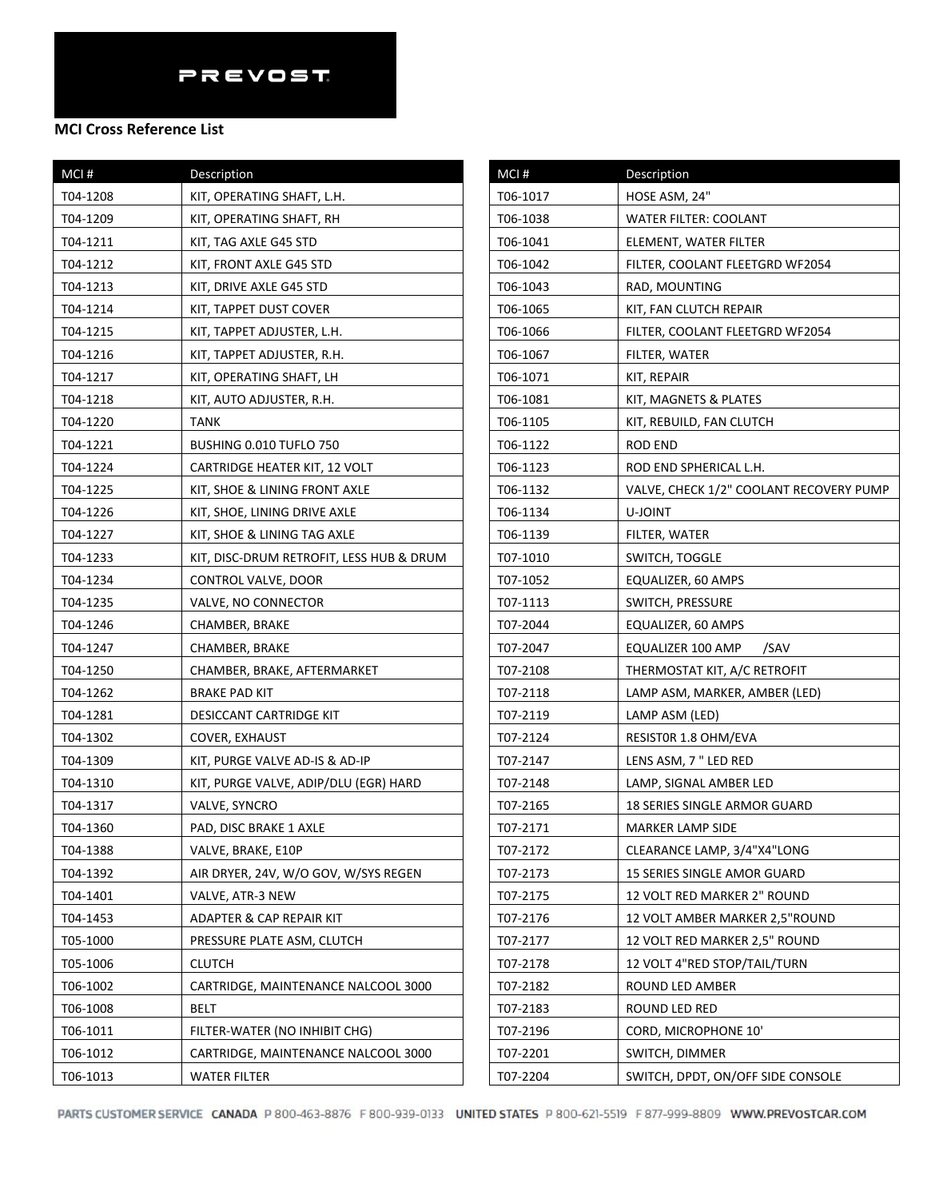PREVOST

**MCI Cross Reference List**

| MCI # | Description |
|---|---|
| T04-1208 | KIT, OPERATING SHAFT, L.H. |
| T04-1209 | KIT, OPERATING SHAFT, RH |
| T04-1211 | KIT, TAG AXLE G45 STD |
| T04-1212 | KIT, FRONT AXLE G45 STD |
| T04-1213 | KIT, DRIVE AXLE G45 STD |
| T04-1214 | KIT, TAPPET DUST COVER |
| T04-1215 | KIT, TAPPET ADJUSTER, L.H. |
| T04-1216 | KIT, TAPPET ADJUSTER, R.H. |
| T04-1217 | KIT, OPERATING SHAFT, LH |
| T04-1218 | KIT, AUTO ADJUSTER, R.H. |
| T04-1220 | TANK |
| T04-1221 | BUSHING 0.010 TUFLO 750 |
| T04-1224 | CARTRIDGE HEATER KIT, 12 VOLT |
| T04-1225 | KIT, SHOE & LINING FRONT AXLE |
| T04-1226 | KIT, SHOE, LINING DRIVE AXLE |
| T04-1227 | KIT, SHOE & LINING TAG AXLE |
| T04-1233 | KIT, DISC-DRUM RETROFIT, LESS HUB & DRUM |
| T04-1234 | CONTROL VALVE, DOOR |
| T04-1235 | VALVE, NO CONNECTOR |
| T04-1246 | CHAMBER, BRAKE |
| T04-1247 | CHAMBER, BRAKE |
| T04-1250 | CHAMBER, BRAKE, AFTERMARKET |
| T04-1262 | BRAKE PAD KIT |
| T04-1281 | DESICCANT CARTRIDGE KIT |
| T04-1302 | COVER, EXHAUST |
| T04-1309 | KIT, PURGE VALVE AD-IS & AD-IP |
| T04-1310 | KIT, PURGE VALVE, ADIP/DLU (EGR) HARD |
| T04-1317 | VALVE, SYNCRO |
| T04-1360 | PAD, DISC BRAKE 1 AXLE |
| T04-1388 | VALVE, BRAKE, E10P |
| T04-1392 | AIR DRYER, 24V, W/O GOV, W/SYS REGEN |
| T04-1401 | VALVE, ATR-3 NEW |
| T04-1453 | ADAPTER & CAP REPAIR KIT |
| T05-1000 | PRESSURE PLATE ASM, CLUTCH |
| T05-1006 | CLUTCH |
| T06-1002 | CARTRIDGE, MAINTENANCE NALCOOL 3000 |
| T06-1008 | BELT |
| T06-1011 | FILTER-WATER (NO INHIBIT CHG) |
| T06-1012 | CARTRIDGE, MAINTENANCE NALCOOL 3000 |
| T06-1013 | WATER FILTER |
| T06-1017 | HOSE ASM, 24" |
| T06-1038 | WATER FILTER: COOLANT |
| T06-1041 | ELEMENT, WATER FILTER |
| T06-1042 | FILTER, COOLANT FLEETGRD WF2054 |
| T06-1043 | RAD, MOUNTING |
| T06-1065 | KIT, FAN CLUTCH REPAIR |
| T06-1066 | FILTER, COOLANT FLEETGRD WF2054 |
| T06-1067 | FILTER, WATER |
| T06-1071 | KIT, REPAIR |
| T06-1081 | KIT, MAGNETS & PLATES |
| T06-1105 | KIT, REBUILD, FAN CLUTCH |
| T06-1122 | ROD END |
| T06-1123 | ROD END SPHERICAL L.H. |
| T06-1132 | VALVE, CHECK 1/2" COOLANT RECOVERY PUMP |
| T06-1134 | U-JOINT |
| T06-1139 | FILTER, WATER |
| T07-1010 | SWITCH, TOGGLE |
| T07-1052 | EQUALIZER, 60 AMPS |
| T07-1113 | SWITCH, PRESSURE |
| T07-2044 | EQUALIZER, 60 AMPS |
| T07-2047 | EQUALIZER 100 AMP /SAV |
| T07-2108 | THERMOSTAT KIT, A/C RETROFIT |
| T07-2118 | LAMP ASM, MARKER, AMBER (LED) |
| T07-2119 | LAMP ASM (LED) |
| T07-2124 | RESIST0R 1.8 OHM/EVA |
| T07-2147 | LENS ASM, 7 " LED RED |
| T07-2148 | LAMP, SIGNAL AMBER LED |
| T07-2165 | 18 SERIES SINGLE ARMOR GUARD |
| T07-2171 | MARKER LAMP SIDE |
| T07-2172 | CLEARANCE LAMP, 3/4"X4"LONG |
| T07-2173 | 15 SERIES SINGLE AMOR GUARD |
| T07-2175 | 12 VOLT RED MARKER 2" ROUND |
| T07-2176 | 12 VOLT AMBER MARKER 2,5"ROUND |
| T07-2177 | 12 VOLT RED MARKER 2,5" ROUND |
| T07-2178 | 12 VOLT 4"RED STOP/TAIL/TURN |
| T07-2182 | ROUND LED AMBER |
| T07-2183 | ROUND LED RED |
| T07-2196 | CORD, MICROPHONE 10' |
| T07-2201 | SWITCH, DIMMER |
| T07-2204 | SWITCH, DPDT, ON/OFF SIDE CONSOLE |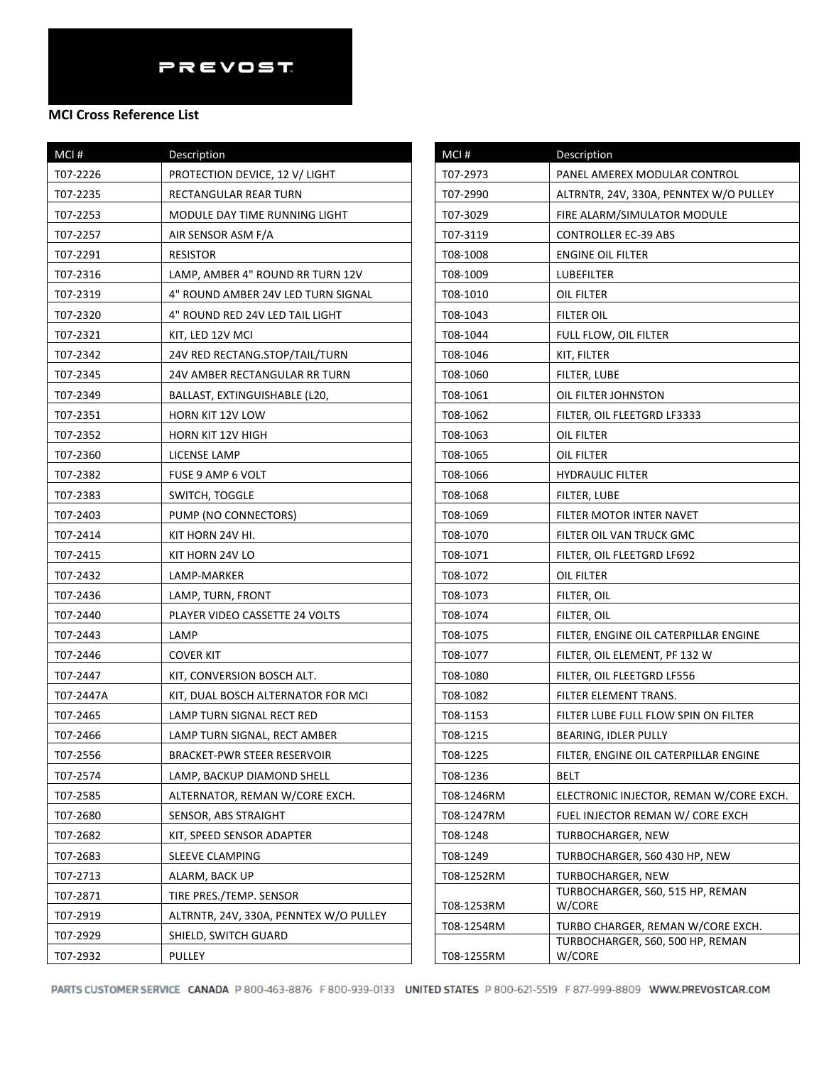PREVOST

**MCI Cross Reference List**

| MCI # | Description |
|---|---|
| T07-2226 | PROTECTION DEVICE, 12 V/ LIGHT |
| T07-2235 | RECTANGULAR REAR TURN |
| T07-2253 | MODULE DAY TIME RUNNING LIGHT |
| T07-2257 | AIR SENSOR ASM F/A |
| T07-2291 | RESISTOR |
| T07-2316 | LAMP, AMBER 4" ROUND RR TURN 12V |
| T07-2319 | 4" ROUND AMBER 24V LED TURN SIGNAL |
| T07-2320 | 4" ROUND RED 24V LED TAIL LIGHT |
| T07-2321 | KIT, LED 12V MCI |
| T07-2342 | 24V RED RECTANG.STOP/TAIL/TURN |
| T07-2345 | 24V AMBER RECTANGULAR RR TURN |
| T07-2349 | BALLAST, EXTINGUISHABLE (L20, |
| T07-2351 | HORN KIT 12V LOW |
| T07-2352 | HORN KIT 12V HIGH |
| T07-2360 | LICENSE LAMP |
| T07-2382 | FUSE 9 AMP 6 VOLT |
| T07-2383 | SWITCH, TOGGLE |
| T07-2403 | PUMP (NO CONNECTORS) |
| T07-2414 | KIT HORN 24V HI. |
| T07-2415 | KIT HORN 24V LO |
| T07-2432 | LAMP-MARKER |
| T07-2436 | LAMP, TURN, FRONT |
| T07-2440 | PLAYER VIDEO CASSETTE 24 VOLTS |
| T07-2443 | LAMP |
| T07-2446 | COVER KIT |
| T07-2447 | KIT, CONVERSION BOSCH ALT. |
| T07-2447A | KIT, DUAL BOSCH ALTERNATOR FOR MCI |
| T07-2465 | LAMP TURN SIGNAL RECT RED |
| T07-2466 | LAMP TURN SIGNAL, RECT AMBER |
| T07-2556 | BRACKET-PWR STEER RESERVOIR |
| T07-2574 | LAMP, BACKUP DIAMOND SHELL |
| T07-2585 | ALTERNATOR, REMAN W/CORE EXCH. |
| T07-2680 | SENSOR, ABS STRAIGHT |
| T07-2682 | KIT, SPEED SENSOR ADAPTER |
| T07-2683 | SLEEVE CLAMPING |
| T07-2713 | ALARM, BACK UP |
| T07-2871 | TIRE PRES./TEMP. SENSOR |
| T07-2919 | ALTRNTR, 24V, 330A, PENNTEX W/O PULLEY |
| T07-2929 | SHIELD, SWITCH GUARD |
| T07-2932 | PULLEY |
| T07-2973 | PANEL AMEREX MODULAR CONTROL |
| T07-2990 | ALTRNTR, 24V, 330A, PENNTEX W/O PULLEY |
| T07-3029 | FIRE ALARM/SIMULATOR MODULE |
| T07-3119 | CONTROLLER EC-39 ABS |
| T08-1008 | ENGINE OIL FILTER |
| T08-1009 | LUBEFILTER |
| T08-1010 | OIL FILTER |
| T08-1043 | FILTER OIL |
| T08-1044 | FULL FLOW, OIL FILTER |
| T08-1046 | KIT, FILTER |
| T08-1060 | FILTER, LUBE |
| T08-1061 | OIL FILTER JOHNSTON |
| T08-1062 | FILTER, OIL FLEETGRD LF3333 |
| T08-1063 | OIL FILTER |
| T08-1065 | OIL FILTER |
| T08-1066 | HYDRAULIC FILTER |
| T08-1068 | FILTER, LUBE |
| T08-1069 | FILTER MOTOR INTER NAVET |
| T08-1070 | FILTER OIL VAN TRUCK GMC |
| T08-1071 | FILTER, OIL FLEETGRD LF692 |
| T08-1072 | OIL FILTER |
| T08-1073 | FILTER, OIL |
| T08-1074 | FILTER, OIL |
| T08-1075 | FILTER, ENGINE OIL CATERPILLAR ENGINE |
| T08-1077 | FILTER, OIL ELEMENT, PF 132 W |
| T08-1080 | FILTER, OIL FLEETGRD LF556 |
| T08-1082 | FILTER ELEMENT TRANS. |
| T08-1153 | FILTER LUBE FULL FLOW SPIN ON FILTER |
| T08-1215 | BEARING, IDLER PULLY |
| T08-1225 | FILTER, ENGINE OIL CATERPILLAR ENGINE |
| T08-1236 | BELT |
| T08-1246RM | ELECTRONIC INJECTOR, REMAN W/CORE EXCH. |
| T08-1247RM | FUEL INJECTOR REMAN W/ CORE EXCH |
| T08-1248 | TURBOCHARGER, NEW |
| T08-1249 | TURBOCHARGER, S60 430 HP, NEW |
| T08-1252RM | TURBOCHARGER, NEW |
| T08-1253RM | TURBOCHARGER, S60, 515 HP, REMAN W/CORE |
| T08-1254RM | TURBO CHARGER, REMAN W/CORE EXCH. |
| T08-1255RM | TURBOCHARGER, S60, 500 HP, REMAN W/CORE |

PARTS CUSTOMER SERVICE CANADA P 800-463-8876 F 800-939-0133 UNITED STATES P 800-621-5519 F 877-999-8809 WWW.PREVOSTCAR.COM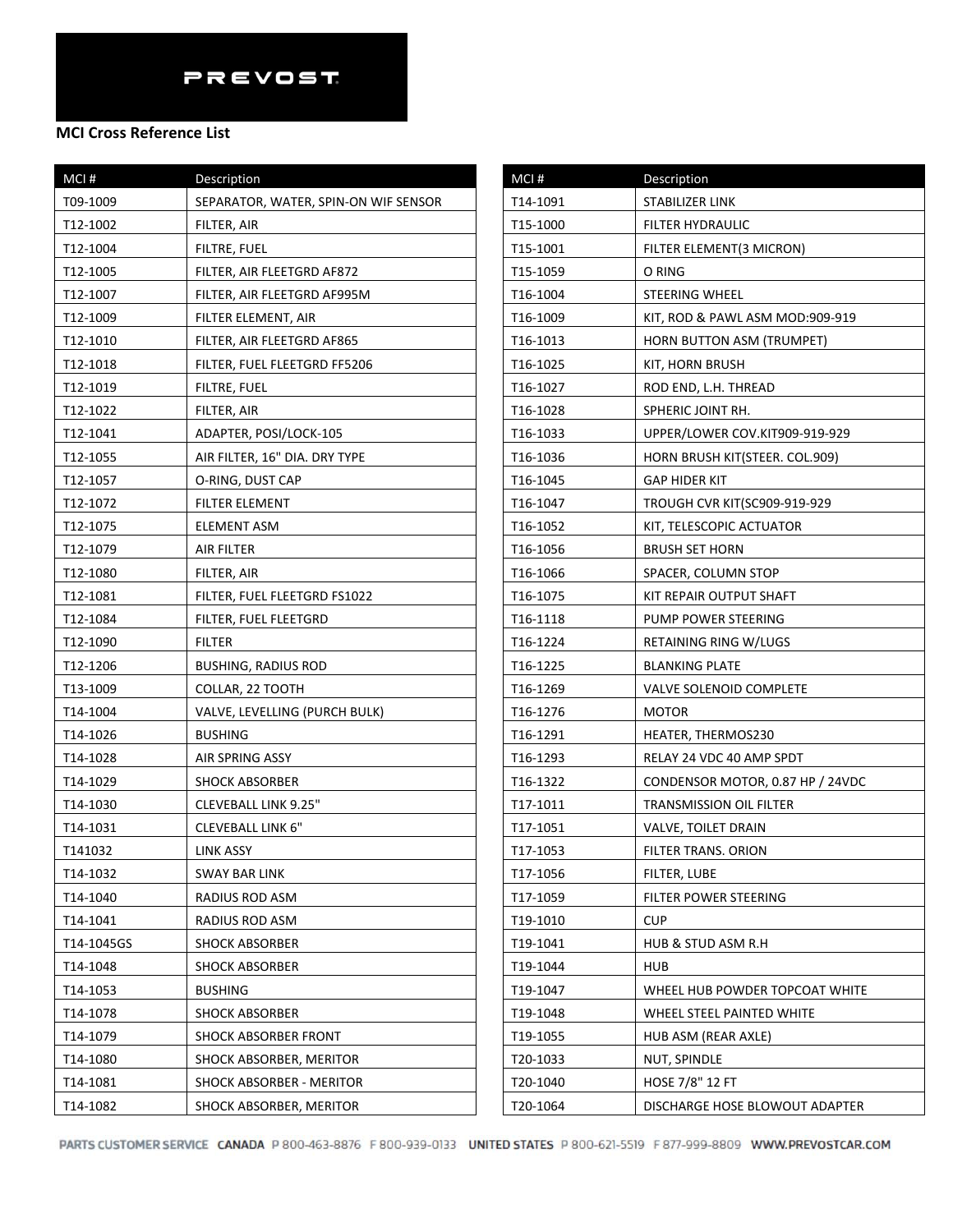PREVOST

**MCI Cross Reference List**

| MCI # | Description |
|---|---|
| T09-1009 | SEPARATOR, WATER, SPIN-ON WIF SENSOR |
| T12-1002 | FILTER, AIR |
| T12-1004 | FILTRE, FUEL |
| T12-1005 | FILTER, AIR FLEETGRD AF872 |
| T12-1007 | FILTER, AIR FLEETGRD AF995M |
| T12-1009 | FILTER ELEMENT, AIR |
| T12-1010 | FILTER, AIR FLEETGRD AF865 |
| T12-1018 | FILTER, FUEL FLEETGRD FF5206 |
| T12-1019 | FILTRE, FUEL |
| T12-1022 | FILTER, AIR |
| T12-1041 | ADAPTER, POSI/LOCK-105 |
| T12-1055 | AIR FILTER, 16" DIA. DRY TYPE |
| T12-1057 | O-RING, DUST CAP |
| T12-1072 | FILTER ELEMENT |
| T12-1075 | ELEMENT ASM |
| T12-1079 | AIR FILTER |
| T12-1080 | FILTER, AIR |
| T12-1081 | FILTER, FUEL FLEETGRD FS1022 |
| T12-1084 | FILTER, FUEL FLEETGRD |
| T12-1090 | FILTER |
| T12-1206 | BUSHING, RADIUS ROD |
| T13-1009 | COLLAR, 22 TOOTH |
| T14-1004 | VALVE, LEVELLING (PURCH BULK) |
| T14-1026 | BUSHING |
| T14-1028 | AIR SPRING ASSY |
| T14-1029 | SHOCK ABSORBER |
| T14-1030 | CLEVEBALL LINK 9.25" |
| T14-1031 | CLEVEBALL LINK 6" |
| T141032 | LINK ASSY |
| T14-1032 | SWAY BAR LINK |
| T14-1040 | RADIUS ROD ASM |
| T14-1041 | RADIUS ROD ASM |
| T14-1045GS | SHOCK ABSORBER |
| T14-1048 | SHOCK ABSORBER |
| T14-1053 | BUSHING |
| T14-1078 | SHOCK ABSORBER |
| T14-1079 | SHOCK ABSORBER FRONT |
| T14-1080 | SHOCK ABSORBER, MERITOR |
| T14-1081 | SHOCK ABSORBER - MERITOR |
| T14-1082 | SHOCK ABSORBER, MERITOR |
| T14-1091 | STABILIZER LINK |
| T15-1000 | FILTER HYDRAULIC |
| T15-1001 | FILTER ELEMENT(3 MICRON) |
| T15-1059 | O RING |
| T16-1004 | STEERING WHEEL |
| T16-1009 | KIT, ROD & PAWL ASM MOD:909-919 |
| T16-1013 | HORN BUTTON ASM (TRUMPET) |
| T16-1025 | KIT, HORN BRUSH |
| T16-1027 | ROD END, L.H. THREAD |
| T16-1028 | SPHERIC JOINT RH. |
| T16-1033 | UPPER/LOWER COV.KIT909-919-929 |
| T16-1036 | HORN BRUSH KIT(STEER. COL.909) |
| T16-1045 | GAP HIDER KIT |
| T16-1047 | TROUGH CVR KIT(SC909-919-929 |
| T16-1052 | KIT, TELESCOPIC ACTUATOR |
| T16-1056 | BRUSH SET HORN |
| T16-1066 | SPACER, COLUMN STOP |
| T16-1075 | KIT REPAIR OUTPUT SHAFT |
| T16-1118 | PUMP POWER STEERING |
| T16-1224 | RETAINING RING W/LUGS |
| T16-1225 | BLANKING PLATE |
| T16-1269 | VALVE SOLENOID COMPLETE |
| T16-1276 | MOTOR |
| T16-1291 | HEATER, THERMOS230 |
| T16-1293 | RELAY 24 VDC 40 AMP SPDT |
| T16-1322 | CONDENSOR MOTOR, 0.87 HP / 24VDC |
| T17-1011 | TRANSMISSION OIL FILTER |
| T17-1051 | VALVE, TOILET DRAIN |
| T17-1053 | FILTER TRANS. ORION |
| T17-1056 | FILTER, LUBE |
| T17-1059 | FILTER POWER STEERING |
| T19-1010 | CUP |
| T19-1041 | HUB & STUD ASM R.H |
| T19-1044 | HUB |
| T19-1047 | WHEEL HUB POWDER TOPCOAT WHITE |
| T19-1048 | WHEEL STEEL PAINTED WHITE |
| T19-1055 | HUB ASM (REAR AXLE) |
| T20-1033 | NUT, SPINDLE |
| T20-1040 | HOSE 7/8" 12 FT |
| T20-1064 | DISCHARGE HOSE BLOWOUT ADAPTER |

PARTS CUSTOMER SERVICE CANADA P 800-463-8876 F 800-939-0133 UNITED STATES P 800-621-5519 F 877-999-8809 WWW.PREVOSTCAR.COM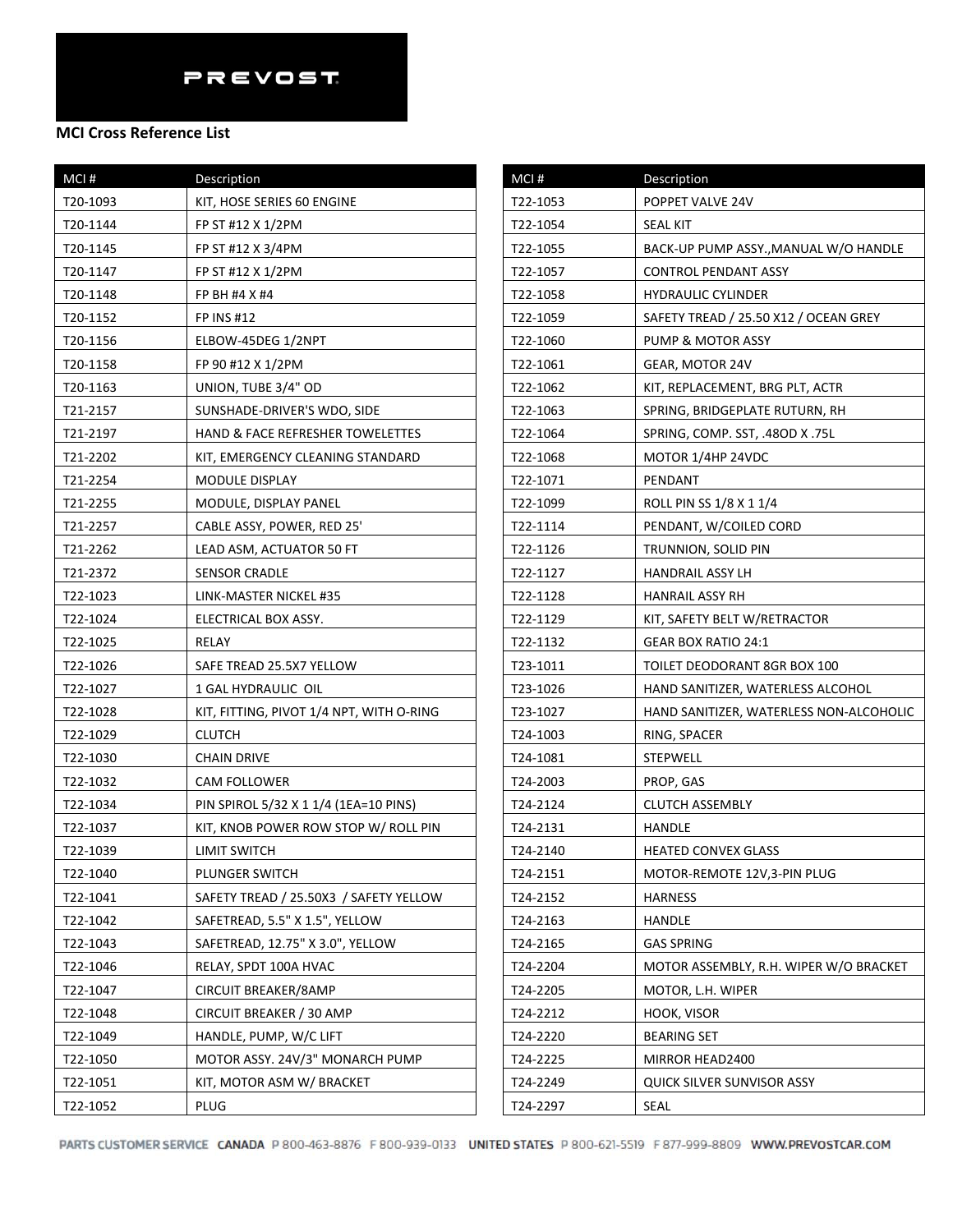PREVOST

**MCI Cross Reference List**

| MCI # | Description |
|---|---|
| T20-1093 | KIT, HOSE SERIES 60 ENGINE |
| T20-1144 | FP ST #12 X 1/2PM |
| T20-1145 | FP ST #12 X 3/4PM |
| T20-1147 | FP ST #12 X 1/2PM |
| T20-1148 | FP BH #4 X #4 |
| T20-1152 | FP INS #12 |
| T20-1156 | ELBOW-45DEG 1/2NPT |
| T20-1158 | FP 90 #12 X 1/2PM |
| T20-1163 | UNION, TUBE 3/4" OD |
| T21-2157 | SUNSHADE-DRIVER'S WDO, SIDE |
| T21-2197 | HAND & FACE REFRESHER TOWELETTES |
| T21-2202 | KIT, EMERGENCY CLEANING STANDARD |
| T21-2254 | MODULE DISPLAY |
| T21-2255 | MODULE, DISPLAY PANEL |
| T21-2257 | CABLE ASSY, POWER, RED 25' |
| T21-2262 | LEAD ASM, ACTUATOR 50 FT |
| T21-2372 | SENSOR CRADLE |
| T22-1023 | LINK-MASTER NICKEL #35 |
| T22-1024 | ELECTRICAL BOX ASSY. |
| T22-1025 | RELAY |
| T22-1026 | SAFE TREAD 25.5X7 YELLOW |
| T22-1027 | 1 GAL HYDRAULIC OIL |
| T22-1028 | KIT, FITTING, PIVOT 1/4 NPT, WITH O-RING |
| T22-1029 | CLUTCH |
| T22-1030 | CHAIN DRIVE |
| T22-1032 | CAM FOLLOWER |
| T22-1034 | PIN SPIROL 5/32 X 1 1/4 (1EA=10 PINS) |
| T22-1037 | KIT, KNOB POWER ROW STOP W/ ROLL PIN |
| T22-1039 | LIMIT SWITCH |
| T22-1040 | PLUNGER SWITCH |
| T22-1041 | SAFETY TREAD / 25.50X3 / SAFETY YELLOW |
| T22-1042 | SAFETREAD, 5.5" X 1.5", YELLOW |
| T22-1043 | SAFETREAD, 12.75" X 3.0", YELLOW |
| T22-1046 | RELAY, SPDT 100A HVAC |
| T22-1047 | CIRCUIT BREAKER/8AMP |
| T22-1048 | CIRCUIT BREAKER / 30 AMP |
| T22-1049 | HANDLE, PUMP, W/C LIFT |
| T22-1050 | MOTOR ASSY. 24V/3" MONARCH PUMP |
| T22-1051 | KIT, MOTOR ASM W/ BRACKET |
| T22-1052 | PLUG |
| T22-1053 | POPPET VALVE 24V |
| T22-1054 | SEAL KIT |
| T22-1055 | BACK-UP PUMP ASSY.,MANUAL W/O HANDLE |
| T22-1057 | CONTROL PENDANT ASSY |
| T22-1058 | HYDRAULIC CYLINDER |
| T22-1059 | SAFETY TREAD / 25.50 X12 / OCEAN GREY |
| T22-1060 | PUMP & MOTOR ASSY |
| T22-1061 | GEAR, MOTOR 24V |
| T22-1062 | KIT, REPLACEMENT, BRG PLT, ACTR |
| T22-1063 | SPRING, BRIDGEPLATE RUTURN, RH |
| T22-1064 | SPRING, COMP. SST, .48OD X .75L |
| T22-1068 | MOTOR 1/4HP 24VDC |
| T22-1071 | PENDANT |
| T22-1099 | ROLL PIN SS 1/8 X 1 1/4 |
| T22-1114 | PENDANT, W/COILED CORD |
| T22-1126 | TRUNNION, SOLID PIN |
| T22-1127 | HANDRAIL ASSY LH |
| T22-1128 | HANRAIL ASSY RH |
| T22-1129 | KIT, SAFETY BELT W/RETRACTOR |
| T22-1132 | GEAR BOX RATIO 24:1 |
| T23-1011 | TOILET DEODORANT 8GR BOX 100 |
| T23-1026 | HAND SANITIZER, WATERLESS ALCOHOL |
| T23-1027 | HAND SANITIZER, WATERLESS NON-ALCOHOLIC |
| T24-1003 | RING, SPACER |
| T24-1081 | STEPWELL |
| T24-2003 | PROP, GAS |
| T24-2124 | CLUTCH ASSEMBLY |
| T24-2131 | HANDLE |
| T24-2140 | HEATED CONVEX GLASS |
| T24-2151 | MOTOR-REMOTE 12V,3-PIN PLUG |
| T24-2152 | HARNESS |
| T24-2163 | HANDLE |
| T24-2165 | GAS SPRING |
| T24-2204 | MOTOR ASSEMBLY, R.H. WIPER W/O BRACKET |
| T24-2205 | MOTOR, L.H. WIPER |
| T24-2212 | HOOK, VISOR |
| T24-2220 | BEARING SET |
| T24-2225 | MIRROR HEAD2400 |
| T24-2249 | QUICK SILVER SUNVISOR ASSY |
| T24-2297 | SEAL |

PARTS CUSTOMER SERVICE CANADA P 800-463-8876 F 800-939-0133 UNITED STATES P 800-621-5519 F 877-999-8809 WWW.PREVOSTCAR.COM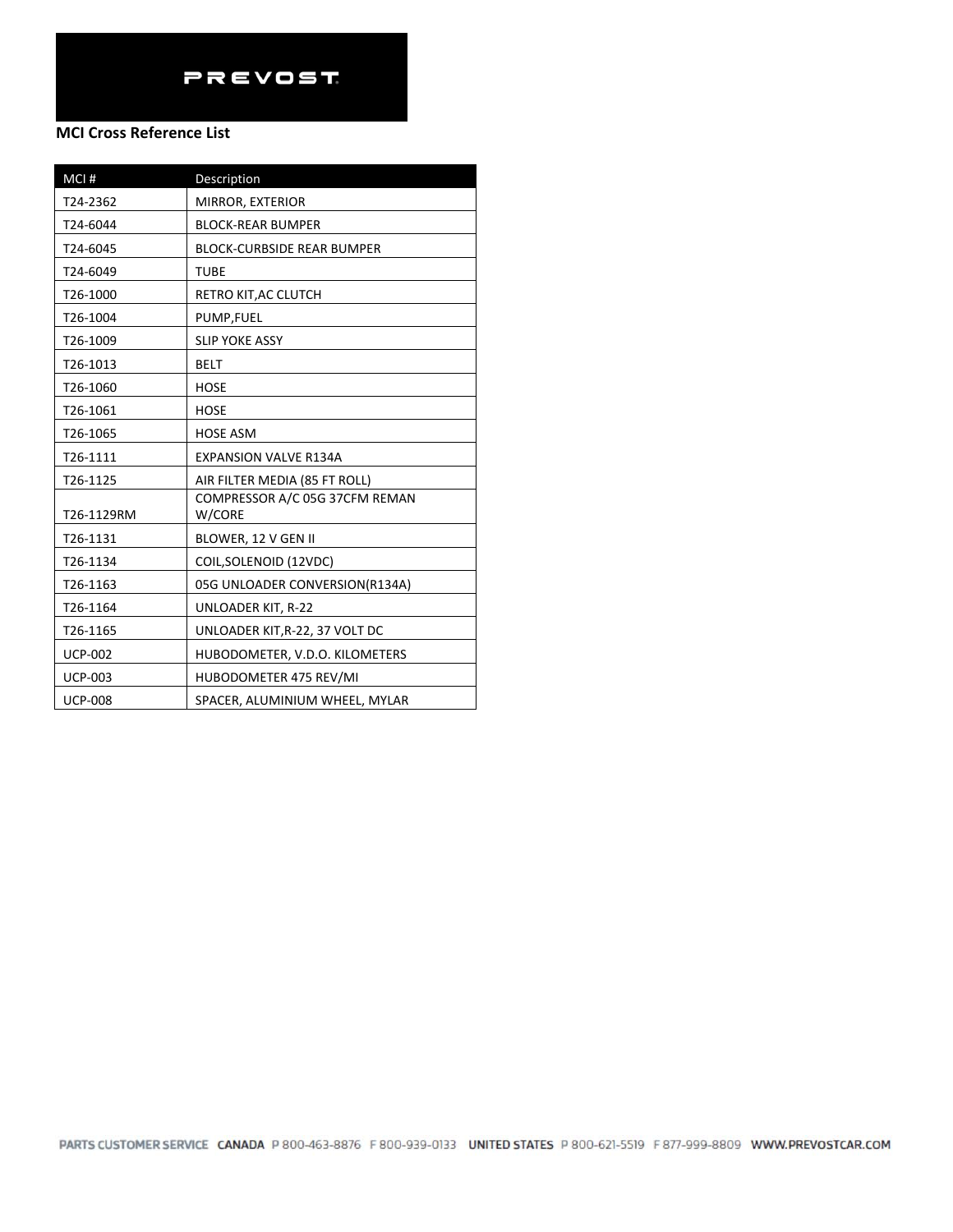PREVOST

**MCI Cross Reference List**

| MCI # | Description |
|---|---|
| T24-2362 | MIRROR, EXTERIOR |
| T24-6044 | BLOCK-REAR BUMPER |
| T24-6045 | BLOCK-CURBSIDE REAR BUMPER |
| T24-6049 | TUBE |
| T26-1000 | RETRO KIT,AC CLUTCH |
| T26-1004 | PUMP,FUEL |
| T26-1009 | SLIP YOKE ASSY |
| T26-1013 | BELT |
| T26-1060 | HOSE |
| T26-1061 | HOSE |
| T26-1065 | HOSE ASM |
| T26-1111 | EXPANSION VALVE R134A |
| T26-1125 | AIR FILTER MEDIA (85 FT ROLL) |
| T26-1129RM | COMPRESSOR A/C 05G 37CFM REMAN W/CORE |
| T26-1131 | BLOWER, 12 V GEN II |
| T26-1134 | COIL,SOLENOID (12VDC) |
| T26-1163 | 05G UNLOADER CONVERSION(R134A) |
| T26-1164 | UNLOADER KIT, R-22 |
| T26-1165 | UNLOADER KIT,R-22, 37 VOLT DC |
| UCP-002 | HUBODOMETER, V.D.O. KILOMETERS |
| UCP-003 | HUBODOMETER 475 REV/MI |
| UCP-008 | SPACER, ALUMINIUM WHEEL, MYLAR |

PARTS CUSTOMER SERVICE CANADA P 800-463-8876 F 800-939-0133 UNITED STATES P 800-621-5519 F 877-999-8809 WWW.PREVOSTCAR.COM